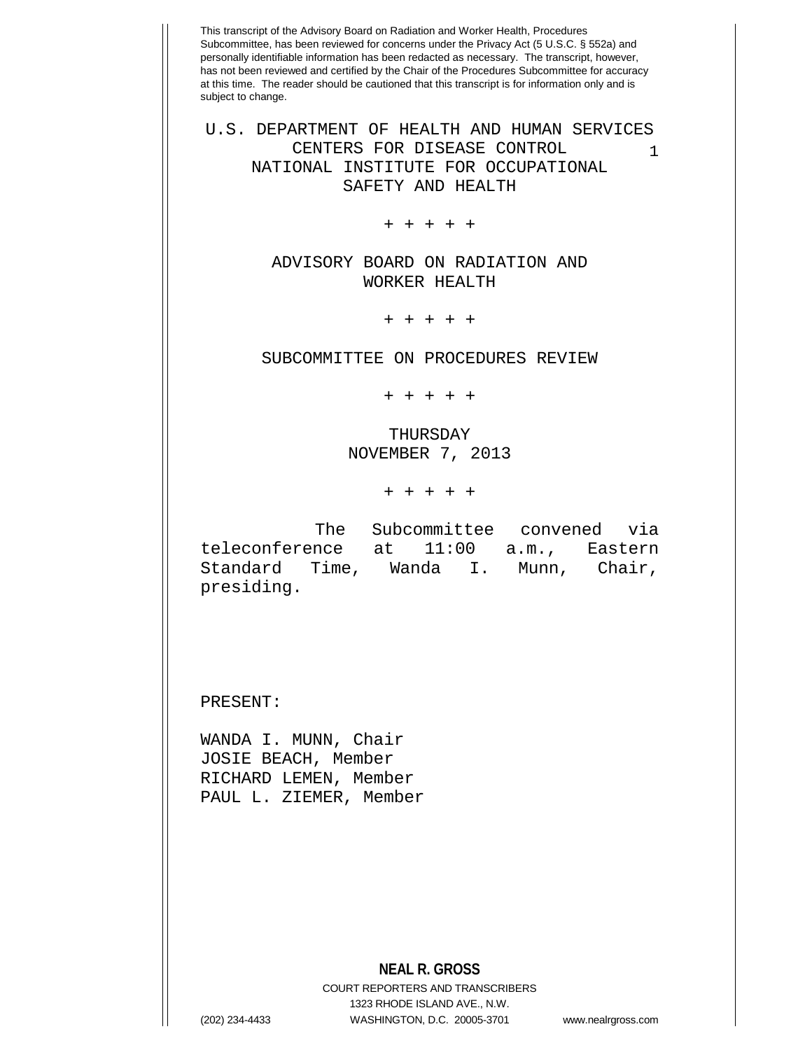This transcript of the Advisory Board on Radiation and Worker Health, Procedures Subcommittee, has been reviewed for concerns under the Privacy Act (5 U.S.C. § 552a) and personally identifiable information has been redacted as necessary. The transcript, however, has not been reviewed and certified by the Chair of the Procedures Subcommittee for accuracy at this time. The reader should be cautioned that this transcript is for information only and is subject to change.

U.S. DEPARTMENT OF HEALTH AND HUMAN SERVICES
CENTERS FOR DISEASE CONTROL
NATIONAL INSTITUTE FOR OCCUPATIONAL
SAFETY AND HEALTH

+ + + + +

ADVISORY BOARD ON RADIATION AND
WORKER HEALTH

+ + + + +

SUBCOMMITTEE ON PROCEDURES REVIEW

+ + + + +

THURSDAY
NOVEMBER 7, 2013

+ + + + +

The Subcommittee convened via teleconference at 11:00 a.m., Eastern Standard Time, Wanda I. Munn, Chair, presiding.

PRESENT:

WANDA I. MUNN, Chair
JOSIE BEACH, Member
RICHARD LEMEN, Member
PAUL L. ZIEMER, Member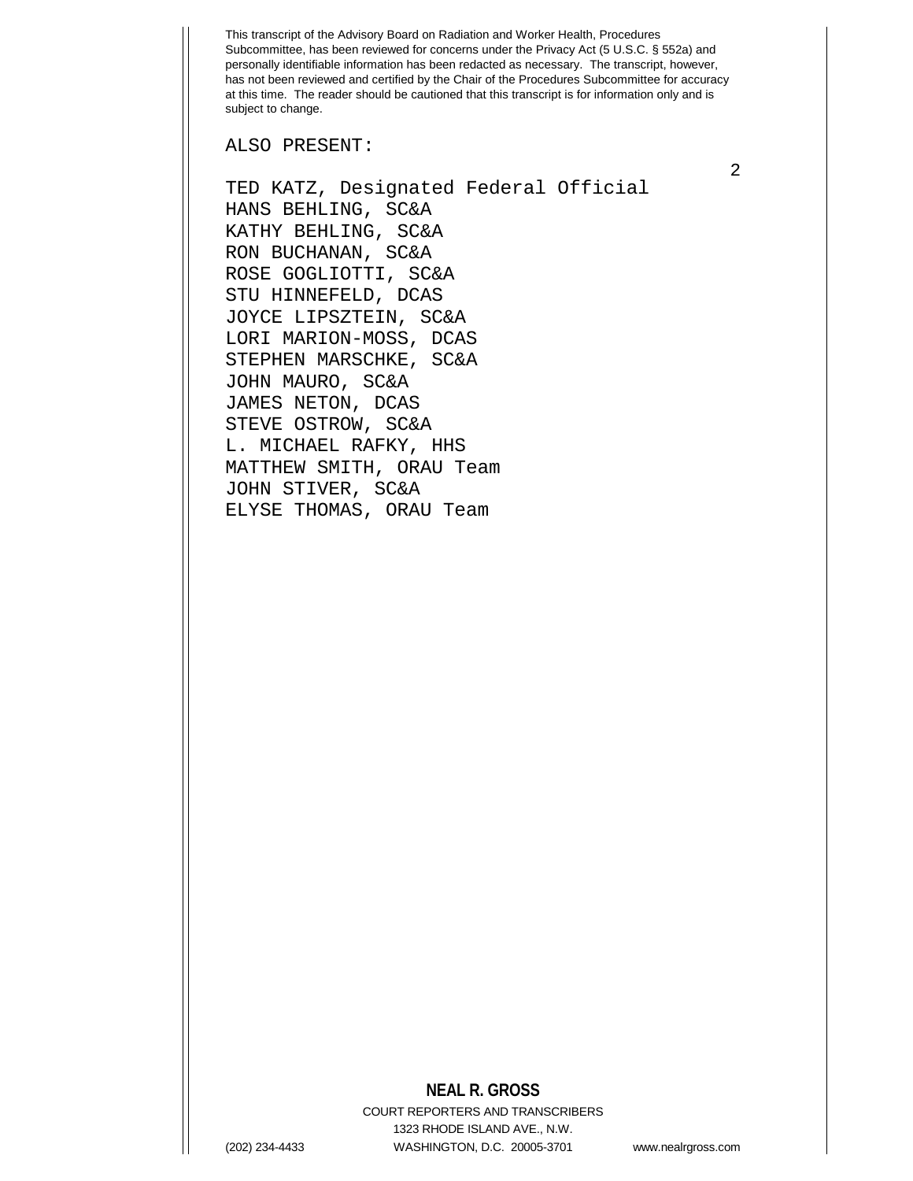ALSO PRESENT:

TED KATZ, Designated Federal Official
HANS BEHLING, SC&A
KATHY BEHLING, SC&A
RON BUCHANAN, SC&A
ROSE GOGLIOTTI, SC&A
STU HINNEFELD, DCAS
JOYCE LIPSZTEIN, SC&A
LORI MARION-MOSS, DCAS
STEPHEN MARSCHKE, SC&A
JOHN MAURO, SC&A
JAMES NETON, DCAS
STEVE OSTROW, SC&A
L. MICHAEL RAFKY, HHS
MATTHEW SMITH, ORAU Team
JOHN STIVER, SC&A
ELYSE THOMAS, ORAU Team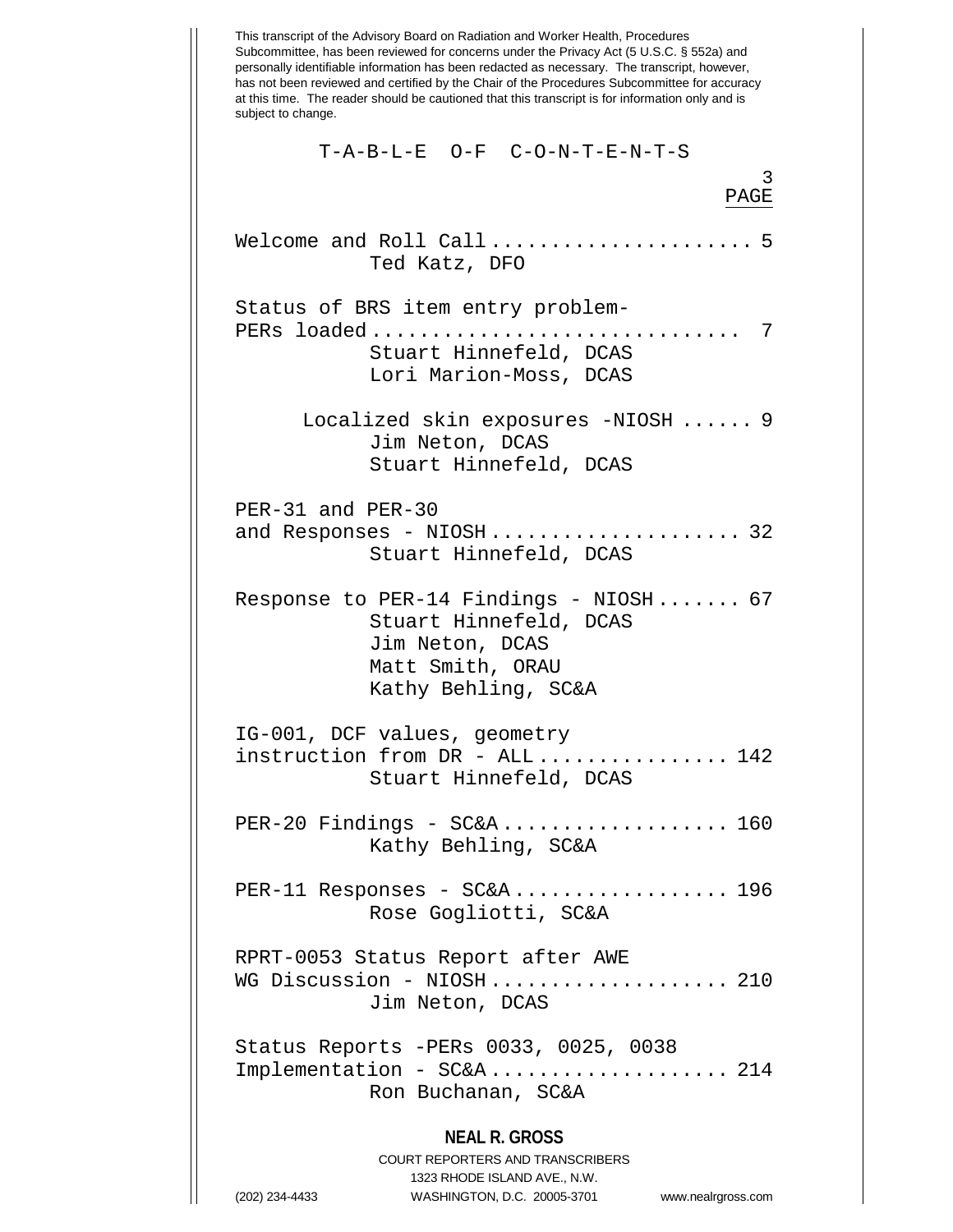This transcript of the Advisory Board on Radiation and Worker Health, Procedures Subcommittee, has been reviewed for concerns under the Privacy Act (5 U.S.C. § 552a) and personally identifiable information has been redacted as necessary. The transcript, however, has not been reviewed and certified by the Chair of the Procedures Subcommittee for accuracy at this time. The reader should be cautioned that this transcript is for information only and is subject to change.

# T-A-B-L-E O-F C-O-N-T-E-N-T-S

PAGE

Welcome and Roll Call ..................... 5
Ted Katz, DFO

Status of BRS item entry problem-
PERs loaded ............................... 7
Stuart Hinnefeld, DCAS
Lori Marion-Moss, DCAS

Localized skin exposures -NIOSH ...... 9
Jim Neton, DCAS
Stuart Hinnefeld, DCAS

PER-31 and PER-30
and Responses - NIOSH .................... 32
Stuart Hinnefeld, DCAS

Response to PER-14 Findings - NIOSH ....... 67
Stuart Hinnefeld, DCAS
Jim Neton, DCAS
Matt Smith, ORAU
Kathy Behling, SC&A

IG-001, DCF values, geometry
instruction from DR - ALL ................ 142
Stuart Hinnefeld, DCAS

PER-20 Findings - SC&A ................... 160
Kathy Behling, SC&A

PER-11 Responses - SC&A .................. 196
Rose Gogliotti, SC&A

RPRT-0053 Status Report after AWE
WG Discussion - NIOSH .................... 210
Jim Neton, DCAS

Status Reports -PERs 0033, 0025, 0038
Implementation - SC&A .................... 214
Ron Buchanan, SC&A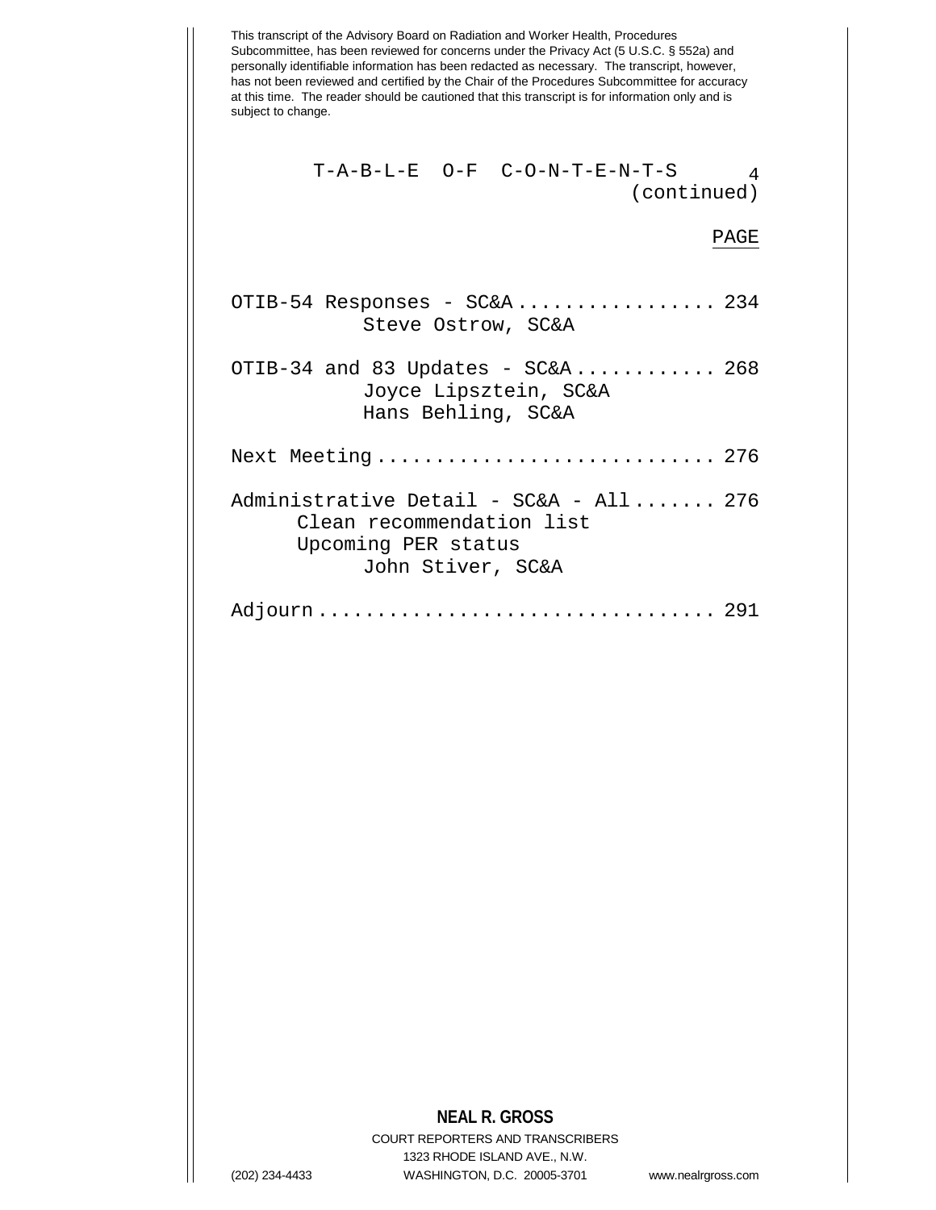This transcript of the Advisory Board on Radiation and Worker Health, Procedures Subcommittee, has been reviewed for concerns under the Privacy Act (5 U.S.C. § 552a) and personally identifiable information has been redacted as necessary. The transcript, however, has not been reviewed and certified by the Chair of the Procedures Subcommittee for accuracy at this time. The reader should be cautioned that this transcript is for information only and is subject to change.

# T-A-B-L-E O-F C-O-N-T-E-N-T-S (continued)

PAGE

OTIB-54 Responses - SC&A ................. 234
    Steve Ostrow, SC&A

OTIB-34 and 83 Updates - SC&A ............ 268
    Joyce Lipsztein, SC&A
    Hans Behling, SC&A

Next Meeting ............................ 276

Administrative Detail - SC&A - All ....... 276
  Clean recommendation list
  Upcoming PER status
    John Stiver, SC&A

Adjourn ................................. 291

**NEAL R. GROSS**
COURT REPORTERS AND TRANSCRIBERS
1323 RHODE ISLAND AVE., N.W.
(202) 234-4433 WASHINGTON, D.C. 20005-3701 www.nealrgross.com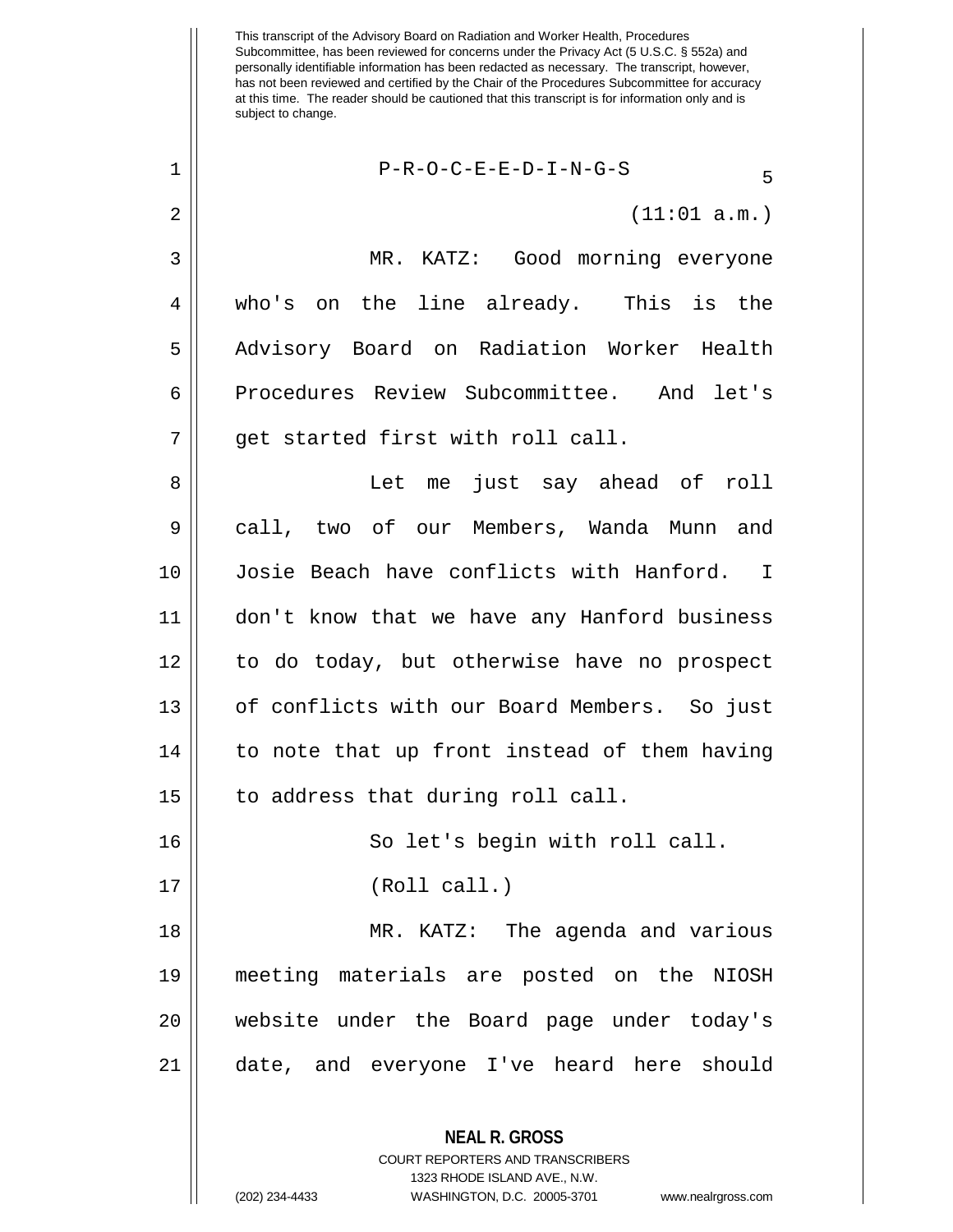This transcript of the Advisory Board on Radiation and Worker Health, Procedures Subcommittee, has been reviewed for concerns under the Privacy Act (5 U.S.C. § 552a) and personally identifiable information has been redacted as necessary. The transcript, however, has not been reviewed and certified by the Chair of the Procedures Subcommittee for accuracy at this time. The reader should be cautioned that this transcript is for information only and is subject to change.

P-R-O-C-E-E-D-I-N-G-S

(11:01 a.m.)

MR. KATZ: Good morning everyone who's on the line already. This is the Advisory Board on Radiation Worker Health Procedures Review Subcommittee. And let's get started first with roll call.

Let me just say ahead of roll call, two of our Members, Wanda Munn and Josie Beach have conflicts with Hanford. I don't know that we have any Hanford business to do today, but otherwise have no prospect of conflicts with our Board Members. So just to note that up front instead of them having to address that during roll call.

So let's begin with roll call.

(Roll call.)

MR. KATZ: The agenda and various meeting materials are posted on the NIOSH website under the Board page under today's date, and everyone I've heard here should

**NEAL R. GROSS**
COURT REPORTERS AND TRANSCRIBERS
1323 RHODE ISLAND AVE., N.W.
(202) 234-4433 WASHINGTON, D.C. 20005-3701 www.nealrgross.com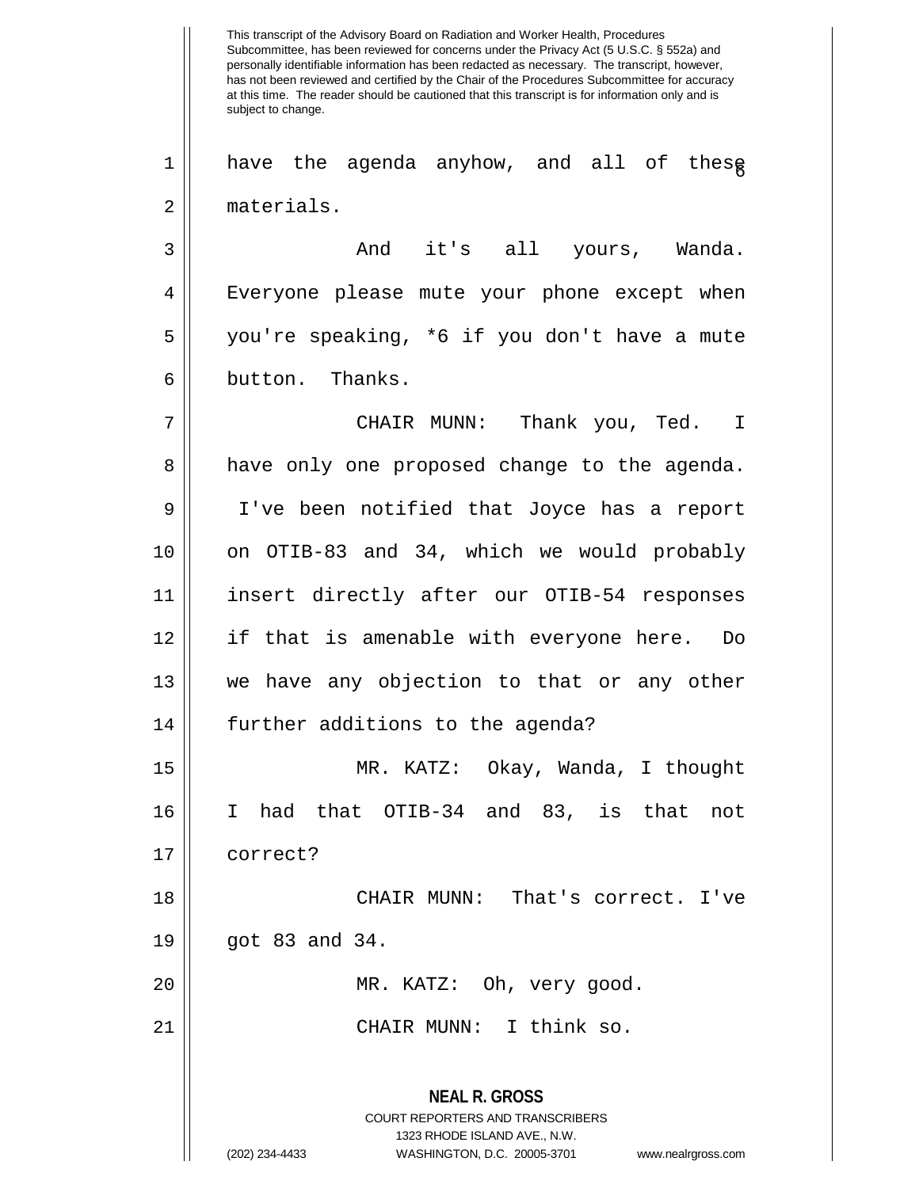have the agenda anyhow, and all of these materials.

And it's all yours, Wanda. Everyone please mute your phone except when you're speaking, *6 if you don't have a mute button. Thanks.

CHAIR MUNN: Thank you, Ted. I have only one proposed change to the agenda. I've been notified that Joyce has a report on OTIB-83 and 34, which we would probably insert directly after our OTIB-54 responses if that is amenable with everyone here. Do we have any objection to that or any other further additions to the agenda?

MR. KATZ: Okay, Wanda, I thought I had that OTIB-34 and 83, is that not correct?

CHAIR MUNN: That's correct. I've got 83 and 34.

MR. KATZ: Oh, very good.

CHAIR MUNN: I think so.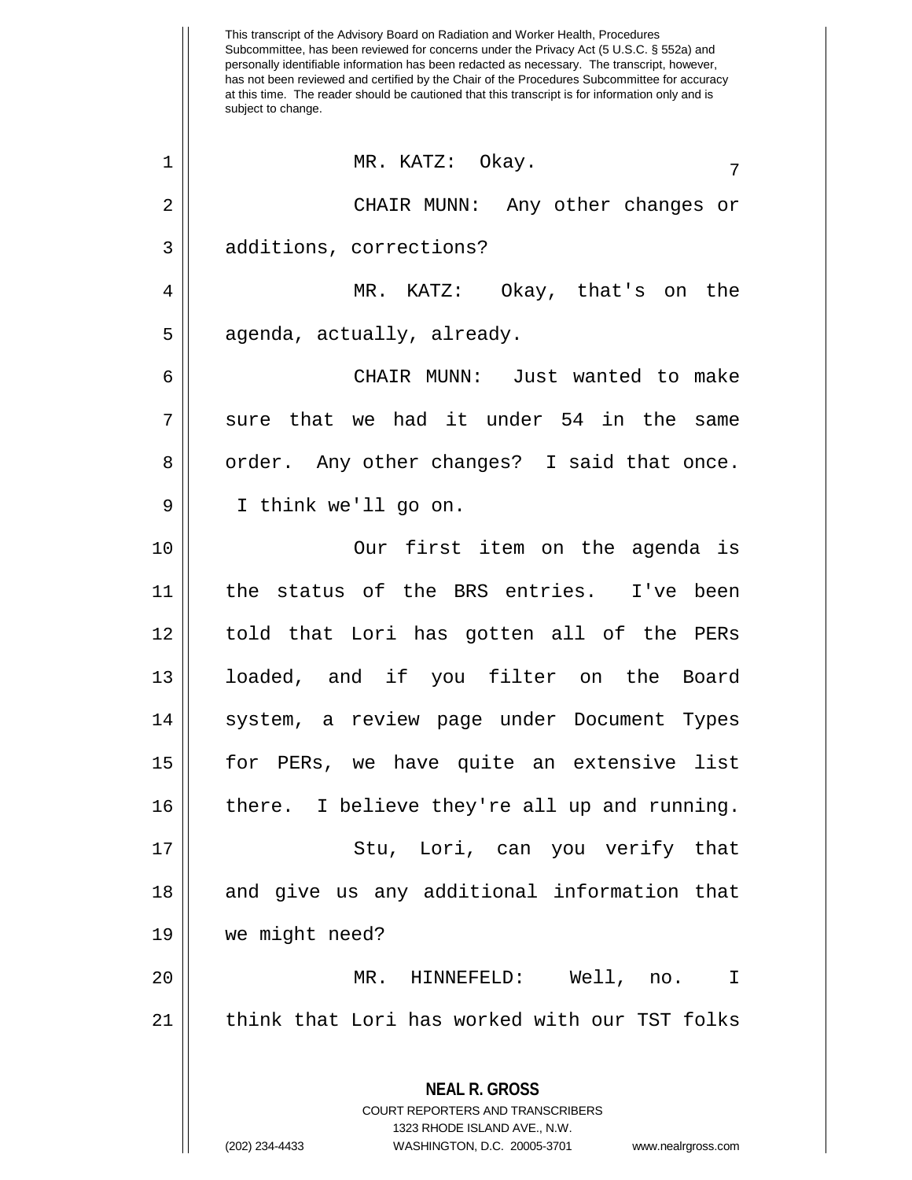MR. KATZ: Okay.

CHAIR MUNN: Any other changes or additions, corrections?

MR. KATZ: Okay, that's on the agenda, actually, already.

CHAIR MUNN: Just wanted to make sure that we had it under 54 in the same order. Any other changes? I said that once. I think we'll go on.

Our first item on the agenda is the status of the BRS entries. I've been told that Lori has gotten all of the PERs loaded, and if you filter on the Board system, a review page under Document Types for PERs, we have quite an extensive list there. I believe they're all up and running.

Stu, Lori, can you verify that and give us any additional information that we might need?

MR. HINNEFELD: Well, no. I think that Lori has worked with our TST folks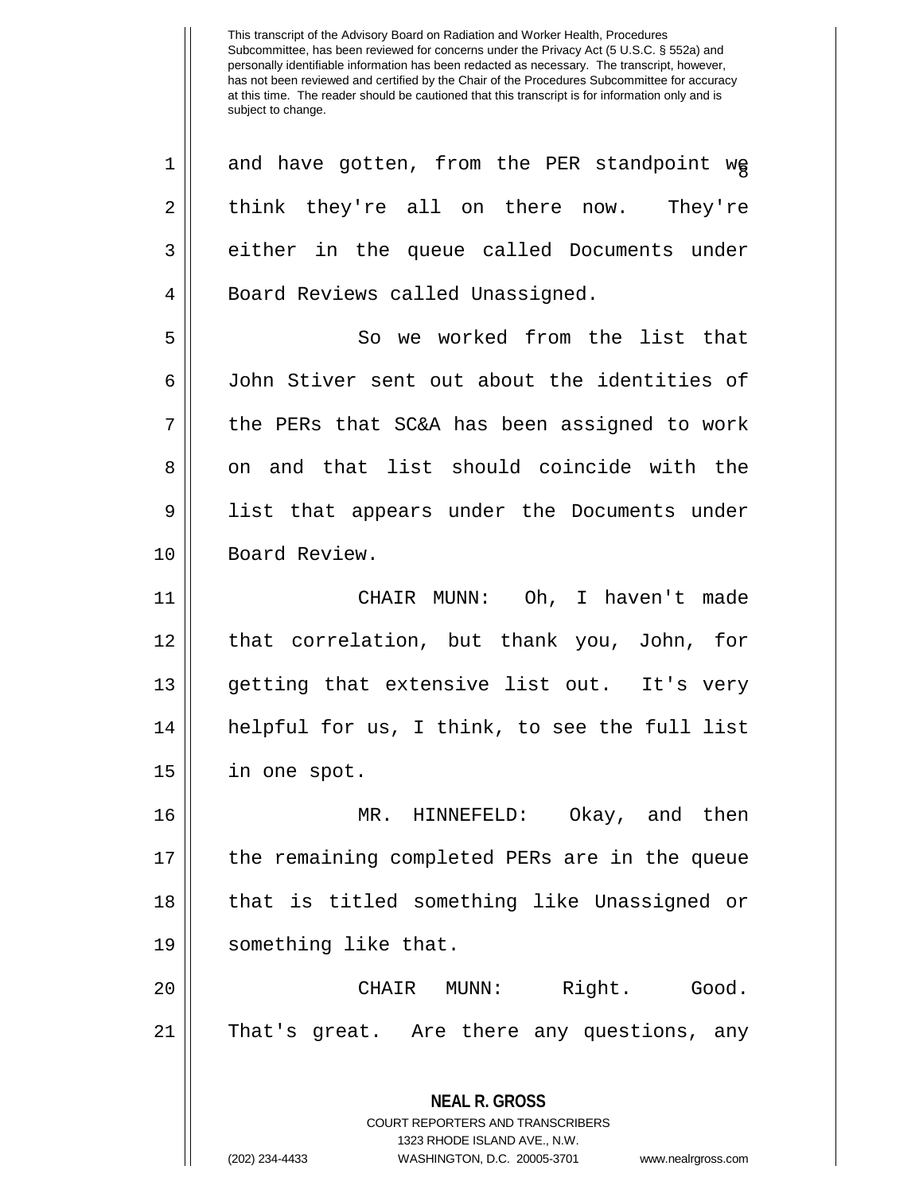and have gotten, from the PER standpoint we think they're all on there now. They're either in the queue called Documents under Board Reviews called Unassigned.

So we worked from the list that John Stiver sent out about the identities of the PERs that SC&A has been assigned to work on and that list should coincide with the list that appears under the Documents under Board Review.

CHAIR MUNN: Oh, I haven't made that correlation, but thank you, John, for getting that extensive list out. It's very helpful for us, I think, to see the full list in one spot.

MR. HINNEFELD: Okay, and then the remaining completed PERs are in the queue that is titled something like Unassigned or something like that.

CHAIR MUNN: Right. Good. That's great. Are there any questions, any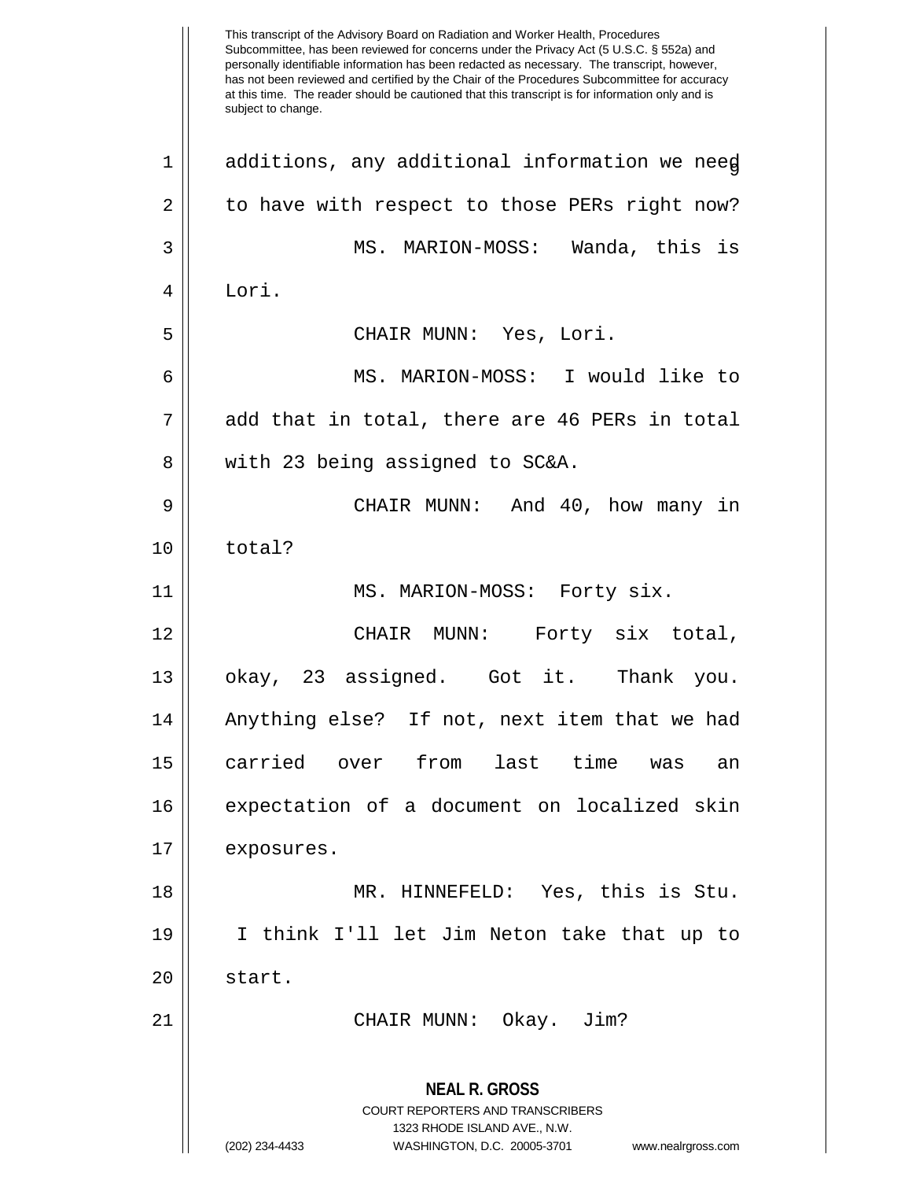This transcript of the Advisory Board on Radiation and Worker Health, Procedures Subcommittee, has been reviewed for concerns under the Privacy Act (5 U.S.C. § 552a) and personally identifiable information has been redacted as necessary. The transcript, however, has not been reviewed and certified by the Chair of the Procedures Subcommittee for accuracy at this time. The reader should be cautioned that this transcript is for information only and is subject to change.

additions, any additional information we need to have with respect to those PERs right now?

MS. MARION-MOSS: Wanda, this is Lori.

CHAIR MUNN: Yes, Lori.

MS. MARION-MOSS: I would like to add that in total, there are 46 PERs in total with 23 being assigned to SC&A.

CHAIR MUNN: And 40, how many in total?

MS. MARION-MOSS: Forty six.

CHAIR MUNN: Forty six total, okay, 23 assigned. Got it. Thank you. Anything else? If not, next item that we had carried over from last time was an expectation of a document on localized skin exposures.

MR. HINNEFELD: Yes, this is Stu. I think I'll let Jim Neton take that up to start.

CHAIR MUNN: Okay. Jim?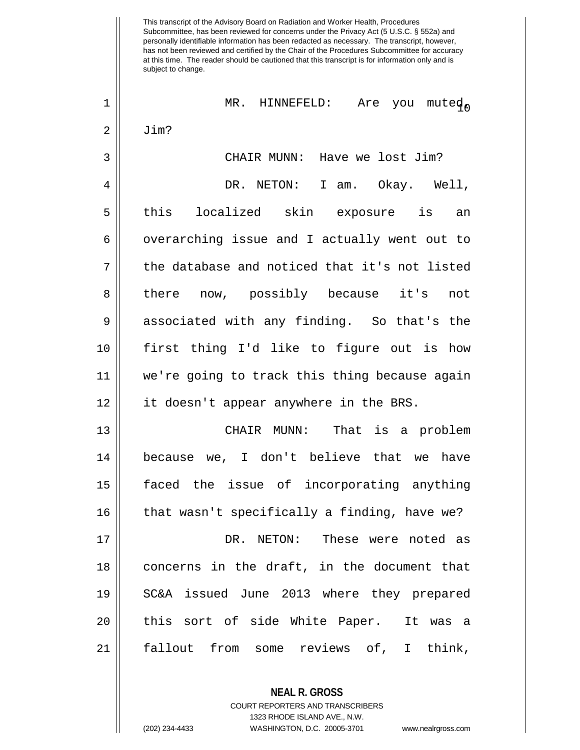This transcript of the Advisory Board on Radiation and Worker Health, Procedures Subcommittee, has been reviewed for concerns under the Privacy Act (5 U.S.C. § 552a) and personally identifiable information has been redacted as necessary. The transcript, however, has not been reviewed and certified by the Chair of the Procedures Subcommittee for accuracy at this time. The reader should be cautioned that this transcript is for information only and is subject to change.

MR. HINNEFELD: Are you muted, Jim?

CHAIR MUNN: Have we lost Jim?

DR. NETON: I am. Okay. Well, this localized skin exposure is an overarching issue and I actually went out to the database and noticed that it's not listed there now, possibly because it's not associated with any finding. So that's the first thing I'd like to figure out is how we're going to track this thing because again it doesn't appear anywhere in the BRS.

CHAIR MUNN: That is a problem because we, I don't believe that we have faced the issue of incorporating anything that wasn't specifically a finding, have we?

DR. NETON: These were noted as concerns in the draft, in the document that SC&A issued June 2013 where they prepared this sort of side White Paper. It was a fallout from some reviews of, I think,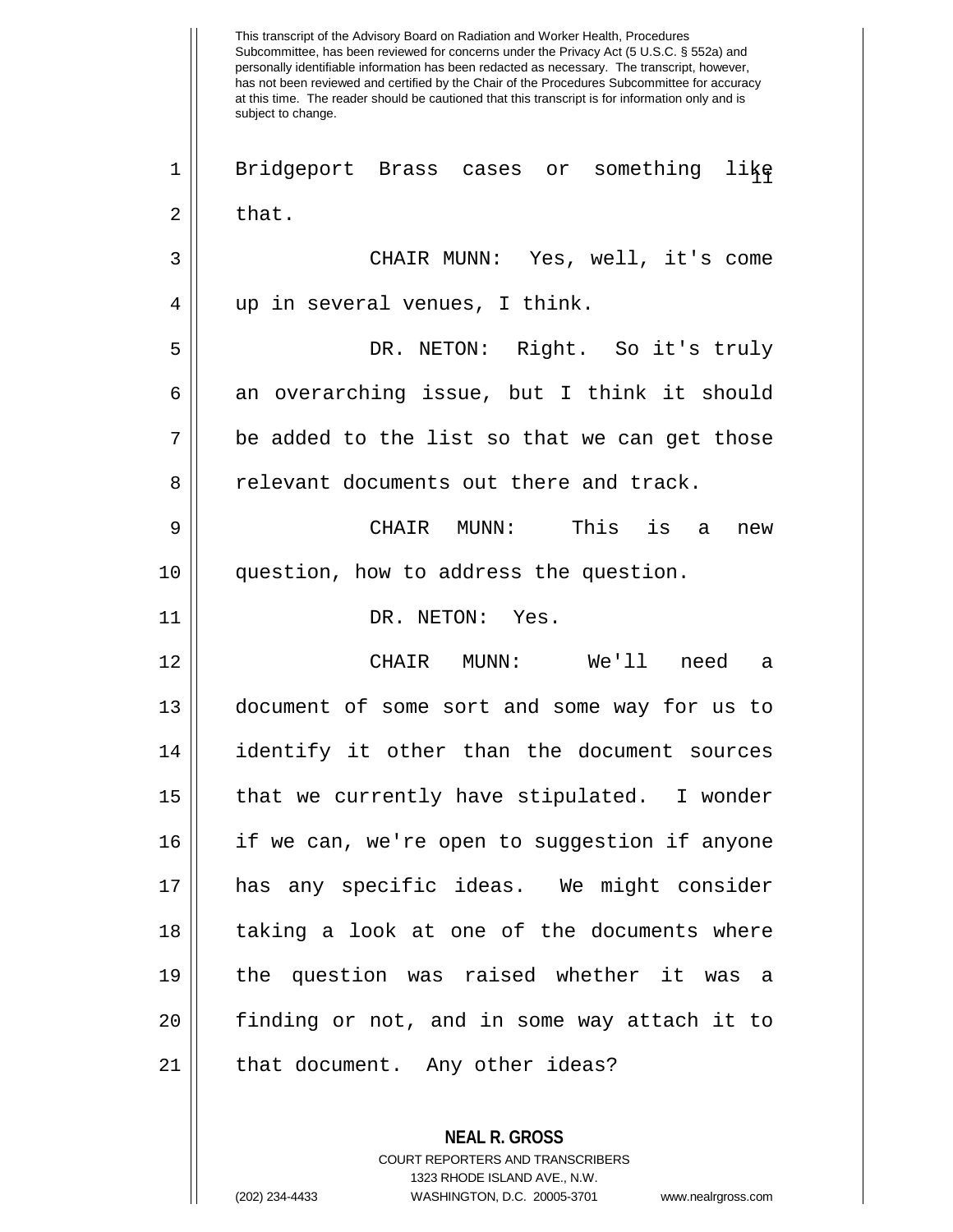Bridgeport Brass cases or something like that.

CHAIR MUNN: Yes, well, it's come up in several venues, I think.

DR. NETON: Right. So it's truly an overarching issue, but I think it should be added to the list so that we can get those relevant documents out there and track.

CHAIR MUNN: This is a new question, how to address the question.

DR. NETON: Yes.

CHAIR MUNN: We'll need a document of some sort and some way for us to identify it other than the document sources that we currently have stipulated. I wonder if we can, we're open to suggestion if anyone has any specific ideas. We might consider taking a look at one of the documents where the question was raised whether it was a finding or not, and in some way attach it to that document. Any other ideas?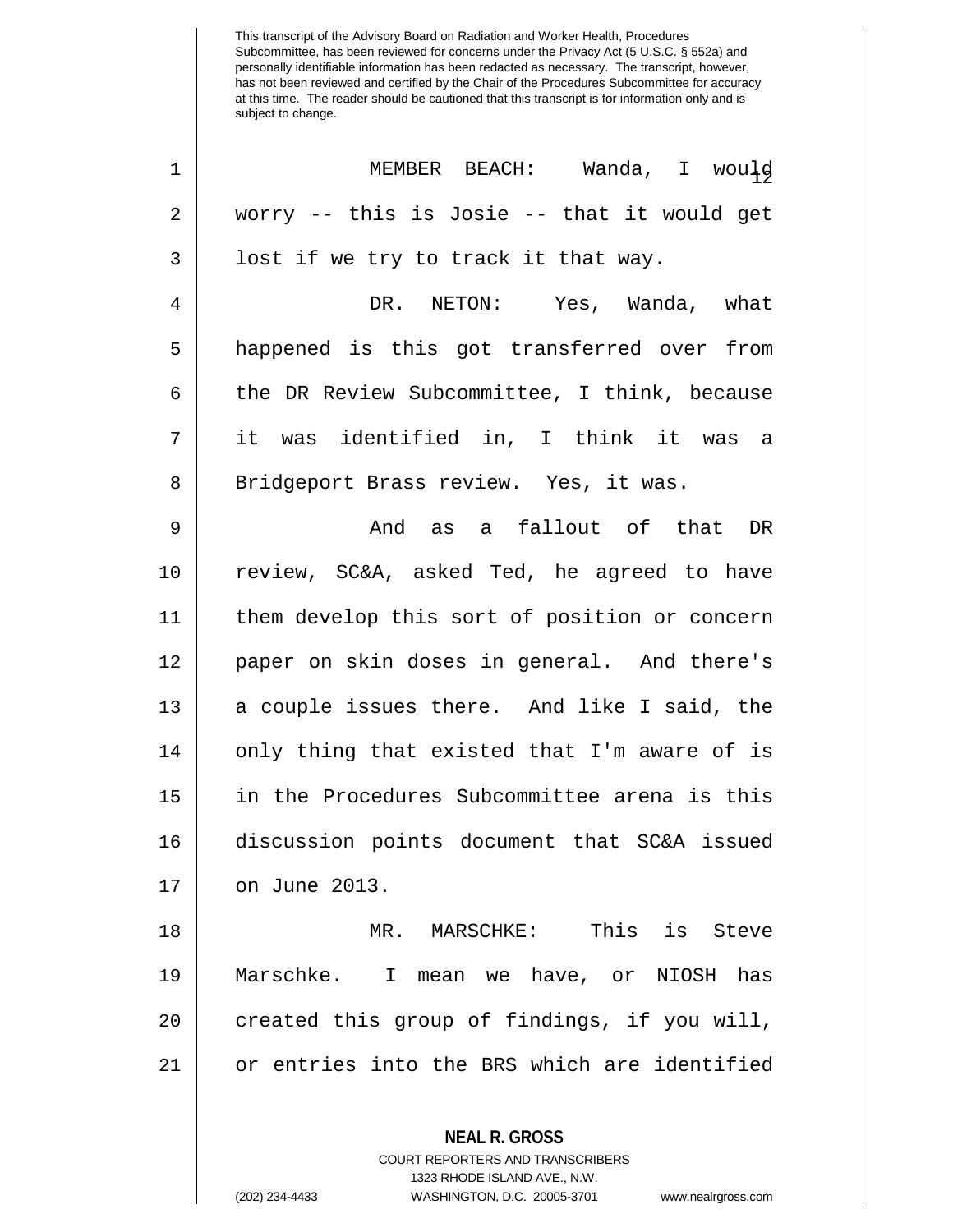MEMBER BEACH: Wanda, I would worry -- this is Josie -- that it would get lost if we try to track it that way.

DR. NETON: Yes, Wanda, what happened is this got transferred over from the DR Review Subcommittee, I think, because it was identified in, I think it was a Bridgeport Brass review. Yes, it was.

And as a fallout of that DR review, SC&A, asked Ted, he agreed to have them develop this sort of position or concern paper on skin doses in general. And there's a couple issues there. And like I said, the only thing that existed that I'm aware of is in the Procedures Subcommittee arena is this discussion points document that SC&A issued on June 2013.

MR. MARSCHKE: This is Steve Marschke. I mean we have, or NIOSH has created this group of findings, if you will, or entries into the BRS which are identified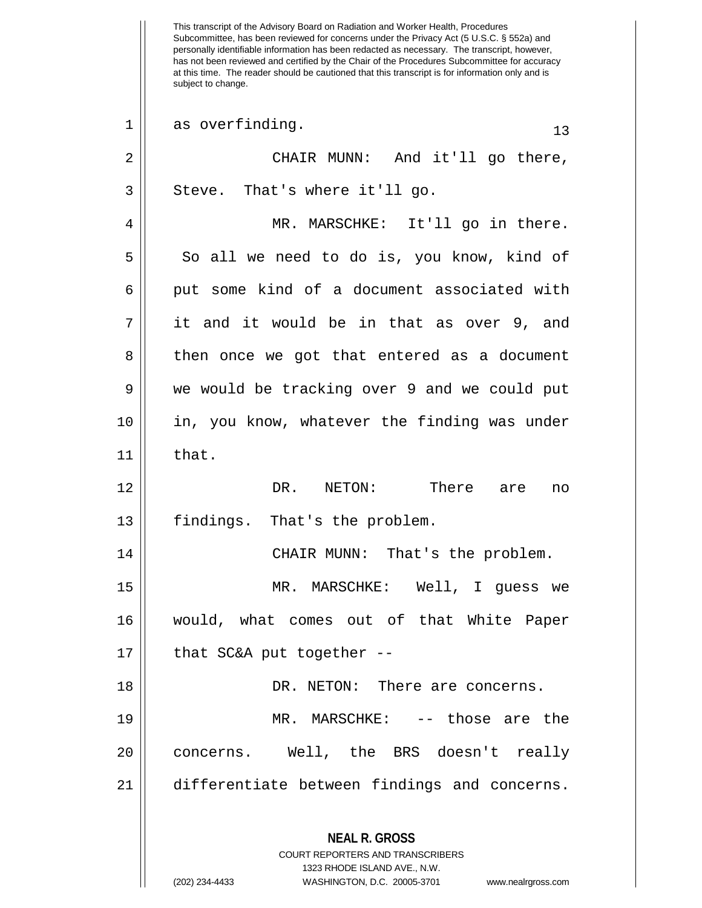This transcript of the Advisory Board on Radiation and Worker Health, Procedures Subcommittee, has been reviewed for concerns under the Privacy Act (5 U.S.C. § 552a) and personally identifiable information has been redacted as necessary. The transcript, however, has not been reviewed and certified by the Chair of the Procedures Subcommittee for accuracy at this time. The reader should be cautioned that this transcript is for information only and is subject to change.

1 as overfinding.

2 CHAIR MUNN: And it'll go there,
3 Steve. That's where it'll go.

4 MR. MARSCHKE: It'll go in there.
5 So all we need to do is, you know, kind of
6 put some kind of a document associated with
7 it and it would be in that as over 9, and
8 then once we got that entered as a document
9 we would be tracking over 9 and we could put
10 in, you know, whatever the finding was under
11 that.

12 DR. NETON: There are no
13 findings. That's the problem.

14 CHAIR MUNN: That's the problem.

15 MR. MARSCHKE: Well, I guess we
16 would, what comes out of that White Paper
17 that SC&A put together --

18 DR. NETON: There are concerns.

19 MR. MARSCHKE: -- those are the
20 concerns. Well, the BRS doesn't really
21 differentiate between findings and concerns.

**NEAL R. GROSS**
COURT REPORTERS AND TRANSCRIBERS
1323 RHODE ISLAND AVE., N.W.
(202) 234-4433 WASHINGTON, D.C. 20005-3701 www.nealrgross.com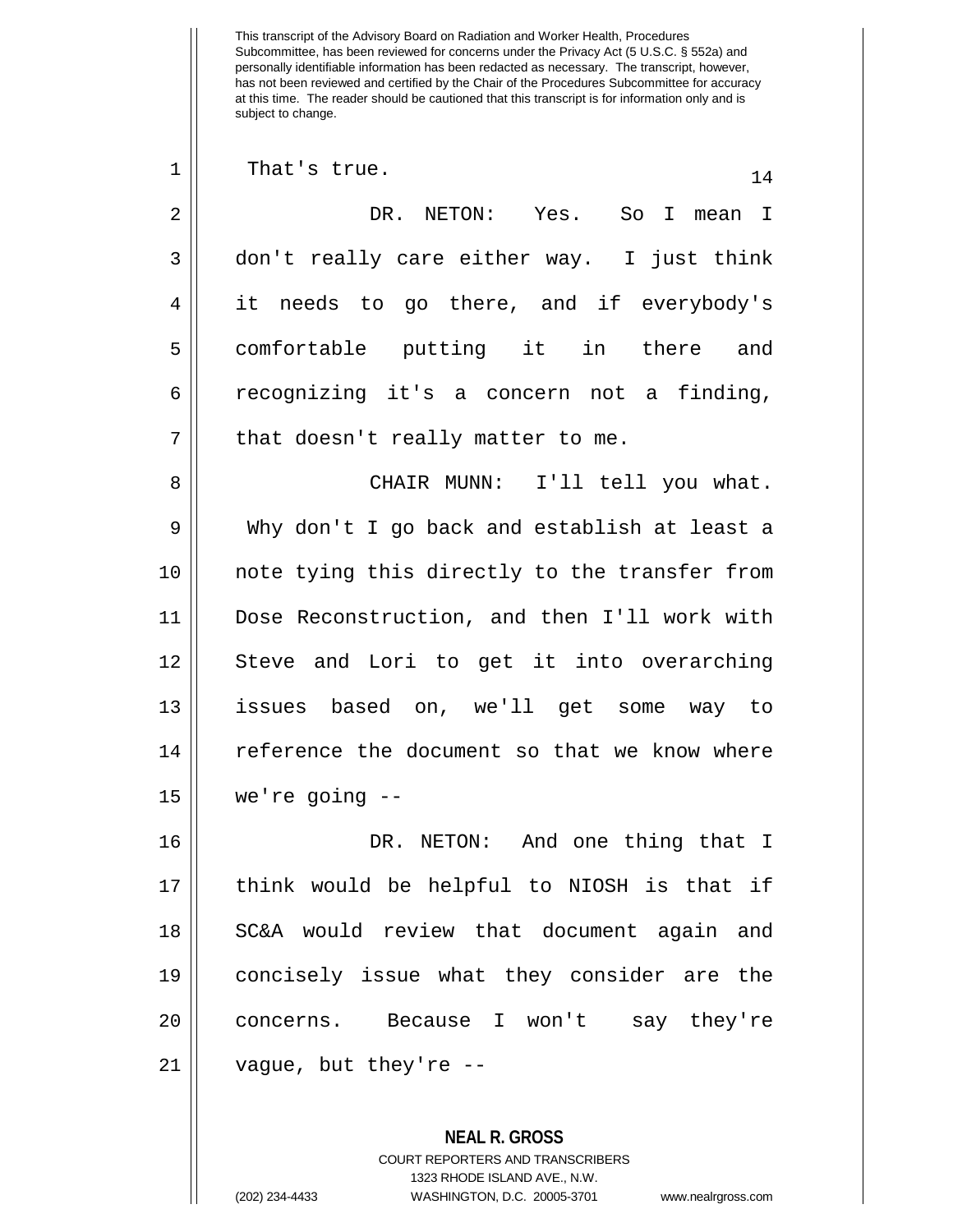That's true.

DR. NETON: Yes. So I mean I don't really care either way. I just think it needs to go there, and if everybody's comfortable putting it in there and recognizing it's a concern not a finding, that doesn't really matter to me.

CHAIR MUNN: I'll tell you what. Why don't I go back and establish at least a note tying this directly to the transfer from Dose Reconstruction, and then I'll work with Steve and Lori to get it into overarching issues based on, we'll get some way to reference the document so that we know where we're going --

DR. NETON: And one thing that I think would be helpful to NIOSH is that if SC&A would review that document again and concisely issue what they consider are the concerns. Because I won't say they're vague, but they're --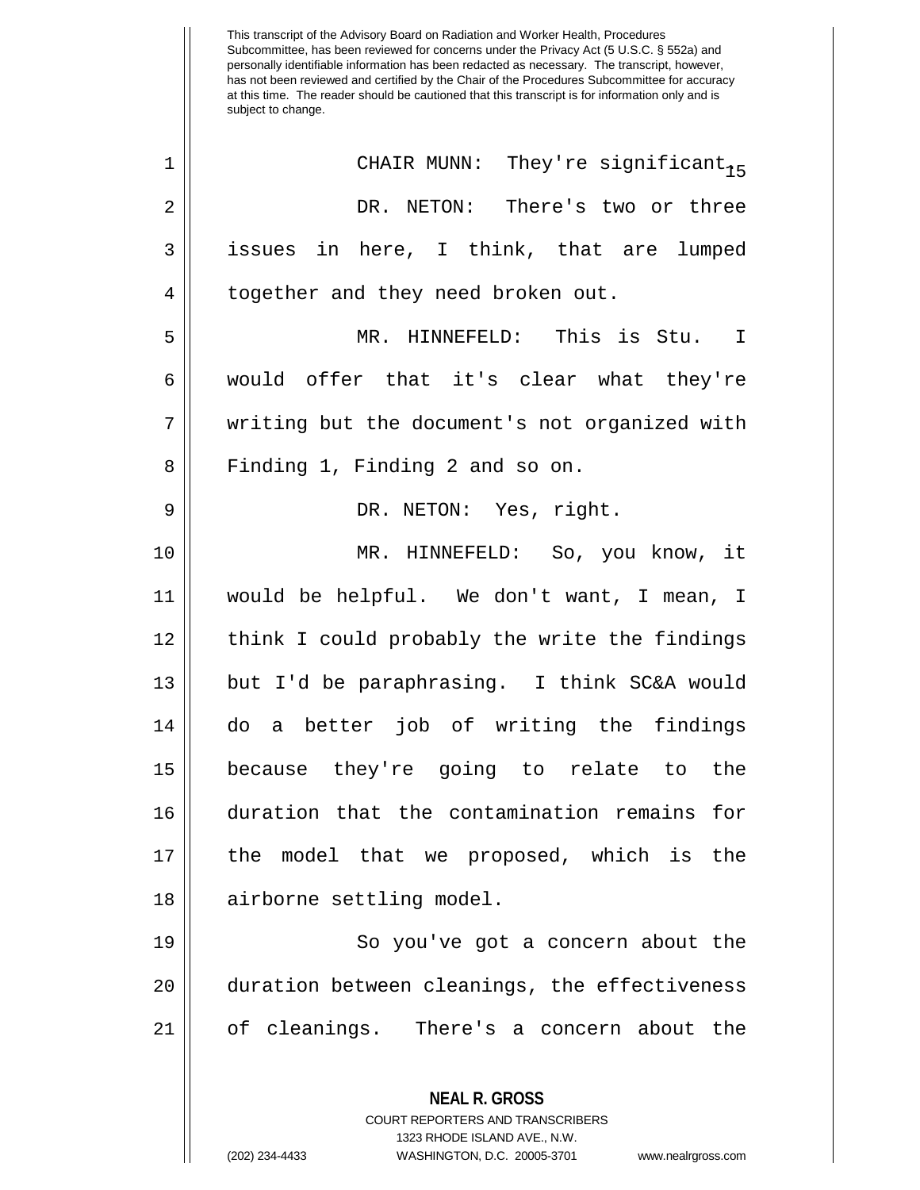This transcript of the Advisory Board on Radiation and Worker Health, Procedures Subcommittee, has been reviewed for concerns under the Privacy Act (5 U.S.C. § 552a) and personally identifiable information has been redacted as necessary. The transcript, however, has not been reviewed and certified by the Chair of the Procedures Subcommittee for accuracy at this time. The reader should be cautioned that this transcript is for information only and is subject to change.

1 CHAIR MUNN: They're significant.

2 DR. NETON: There's two or three

3 issues in here, I think, that are lumped

4 together and they need broken out.

5 MR. HINNEFELD: This is Stu. I

6 would offer that it's clear what they're

7 writing but the document's not organized with

8 Finding 1, Finding 2 and so on.

9 DR. NETON: Yes, right.

10 MR. HINNEFELD: So, you know, it

11 would be helpful. We don't want, I mean, I

12 think I could probably the write the findings

13 but I'd be paraphrasing. I think SC&A would

14 do a better job of writing the findings

15 because they're going to relate to the

16 duration that the contamination remains for

17 the model that we proposed, which is the

18 airborne settling model.

19 So you've got a concern about the

20 duration between cleanings, the effectiveness

21 of cleanings. There's a concern about the

**NEAL R. GROSS**
COURT REPORTERS AND TRANSCRIBERS
1323 RHODE ISLAND AVE., N.W.
(202) 234-4433 WASHINGTON, D.C. 20005-3701 www.nealrgross.com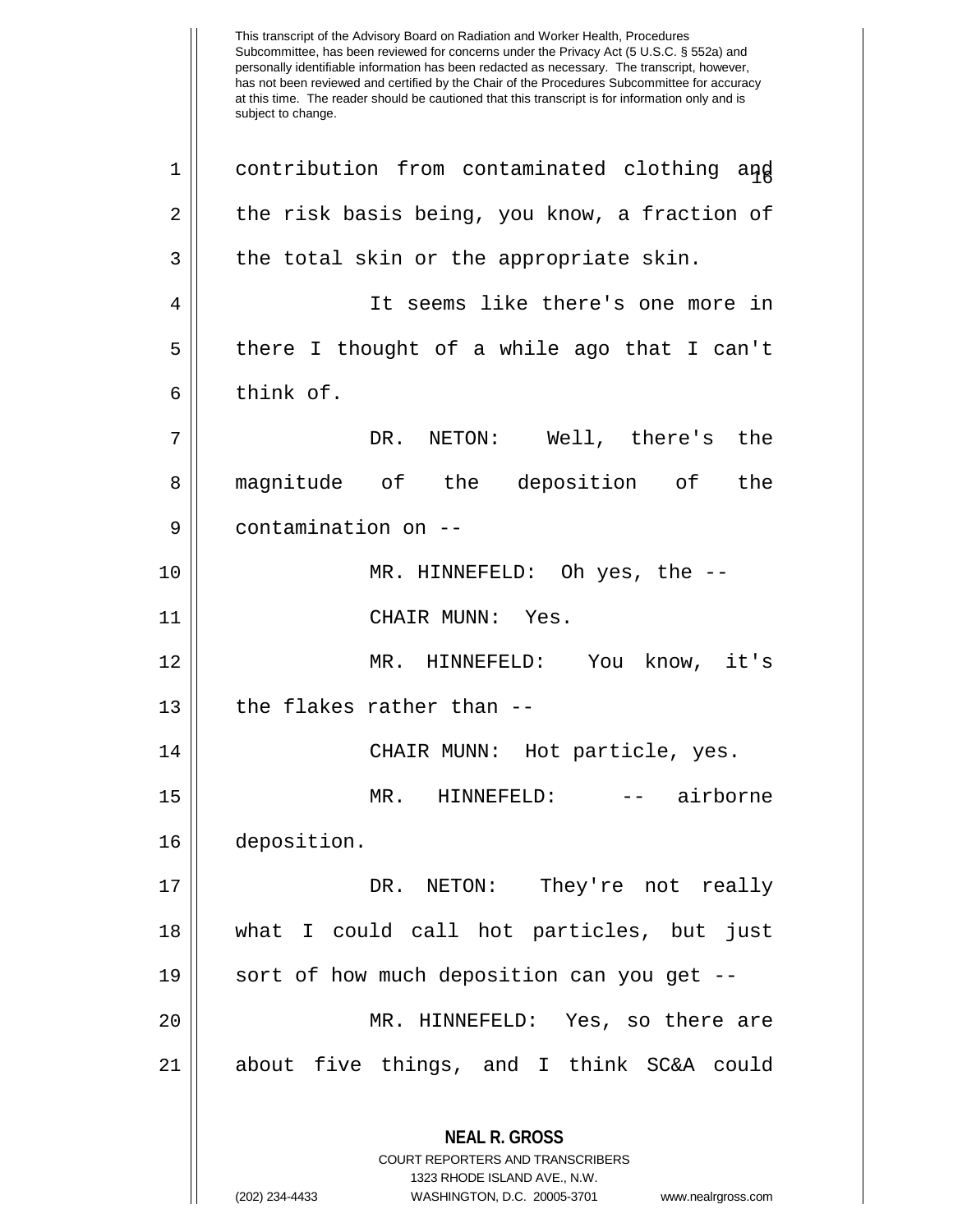contribution from contaminated clothing and the risk basis being, you know, a fraction of the total skin or the appropriate skin.

It seems like there's one more in there I thought of a while ago that I can't think of.

DR. NETON: Well, there's the magnitude of the deposition of the contamination on --

MR. HINNEFELD: Oh yes, the --

CHAIR MUNN: Yes.

MR. HINNEFELD: You know, it's the flakes rather than --

CHAIR MUNN: Hot particle, yes.

MR. HINNEFELD: -- airborne deposition.

DR. NETON: They're not really what I could call hot particles, but just sort of how much deposition can you get --

MR. HINNEFELD: Yes, so there are about five things, and I think SC&A could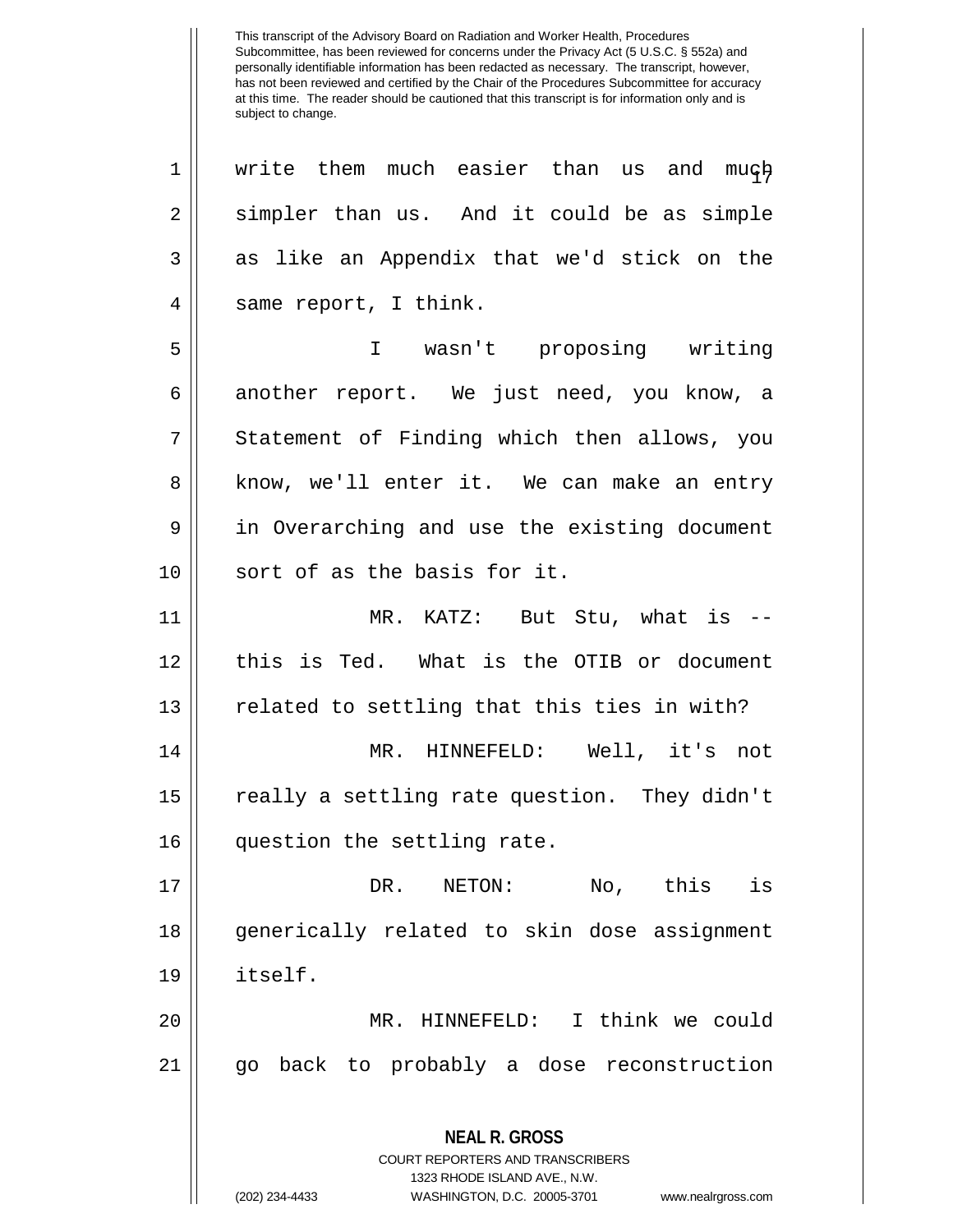write them much easier than us and much simpler than us. And it could be as simple as like an Appendix that we'd stick on the same report, I think.

I wasn't proposing writing another report. We just need, you know, a Statement of Finding which then allows, you know, we'll enter it. We can make an entry in Overarching and use the existing document sort of as the basis for it.

MR. KATZ: But Stu, what is -- this is Ted. What is the OTIB or document related to settling that this ties in with?

MR. HINNEFELD: Well, it's not really a settling rate question. They didn't question the settling rate.

DR. NETON: No, this is generically related to skin dose assignment itself.

MR. HINNEFELD: I think we could go back to probably a dose reconstruction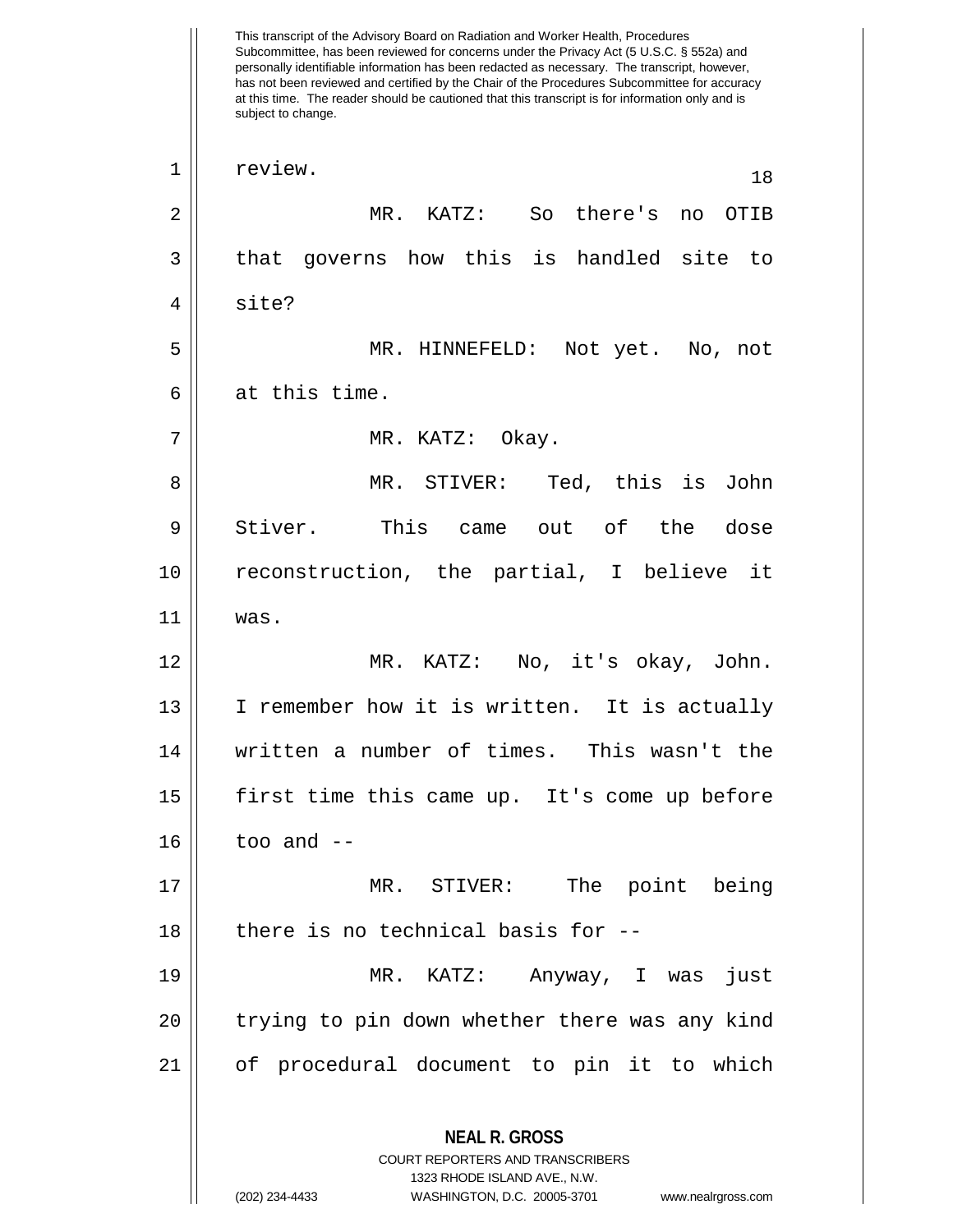This transcript of the Advisory Board on Radiation and Worker Health, Procedures Subcommittee, has been reviewed for concerns under the Privacy Act (5 U.S.C. § 552a) and personally identifiable information has been redacted as necessary. The transcript, however, has not been reviewed and certified by the Chair of the Procedures Subcommittee for accuracy at this time. The reader should be cautioned that this transcript is for information only and is subject to change.

review.

MR. KATZ: So there's no OTIB that governs how this is handled site to site?

MR. HINNEFELD: Not yet. No, not at this time.

MR. KATZ: Okay.

MR. STIVER: Ted, this is John Stiver. This came out of the dose reconstruction, the partial, I believe it was.

MR. KATZ: No, it's okay, John. I remember how it is written. It is actually written a number of times. This wasn't the first time this came up. It's come up before too and --

MR. STIVER: The point being there is no technical basis for --

MR. KATZ: Anyway, I was just trying to pin down whether there was any kind of procedural document to pin it to which

**NEAL R. GROSS**
COURT REPORTERS AND TRANSCRIBERS
1323 RHODE ISLAND AVE., N.W.
(202) 234-4433 WASHINGTON, D.C. 20005-3701 www.nealrgross.com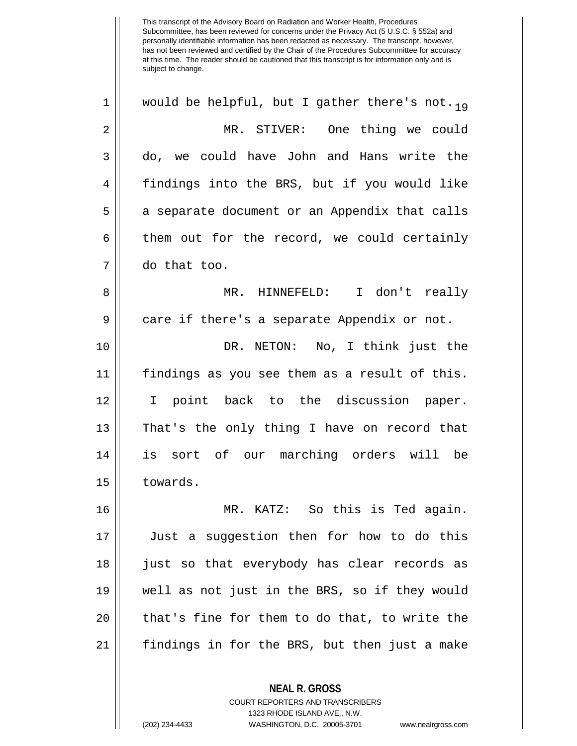would be helpful, but I gather there's not.

MR. STIVER: One thing we could do, we could have John and Hans write the findings into the BRS, but if you would like a separate document or an Appendix that calls them out for the record, we could certainly do that too.

MR. HINNEFELD: I don't really care if there's a separate Appendix or not.

DR. NETON: No, I think just the findings as you see them as a result of this. I point back to the discussion paper. That's the only thing I have on record that is sort of our marching orders will be towards.

MR. KATZ: So this is Ted again. Just a suggestion then for how to do this just so that everybody has clear records as well as not just in the BRS, so if they would that's fine for them to do that, to write the findings in for the BRS, but then just a make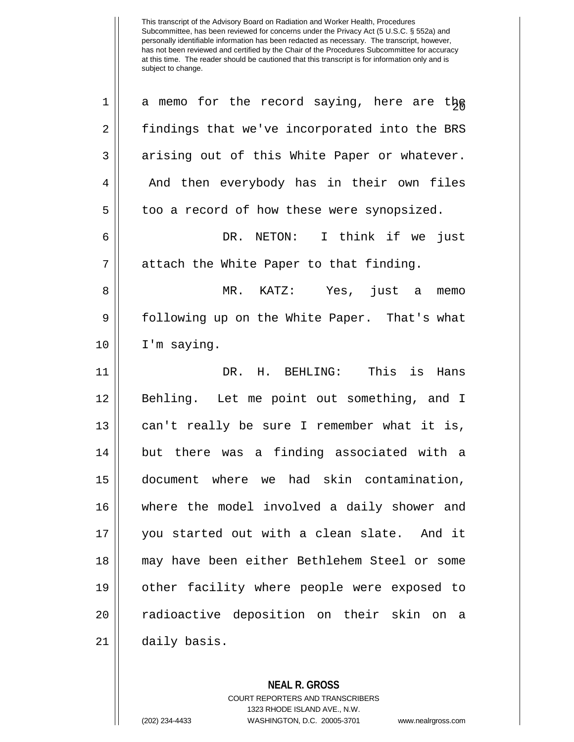a memo for the record saying, here are the findings that we've incorporated into the BRS arising out of this White Paper or whatever. And then everybody has in their own files too a record of how these were synopsized.

DR. NETON: I think if we just attach the White Paper to that finding.

MR. KATZ: Yes, just a memo following up on the White Paper. That's what I'm saying.

DR. H. BEHLING: This is Hans Behling. Let me point out something, and I can't really be sure I remember what it is, but there was a finding associated with a document where we had skin contamination, where the model involved a daily shower and you started out with a clean slate. And it may have been either Bethlehem Steel or some other facility where people were exposed to radioactive deposition on their skin on a daily basis.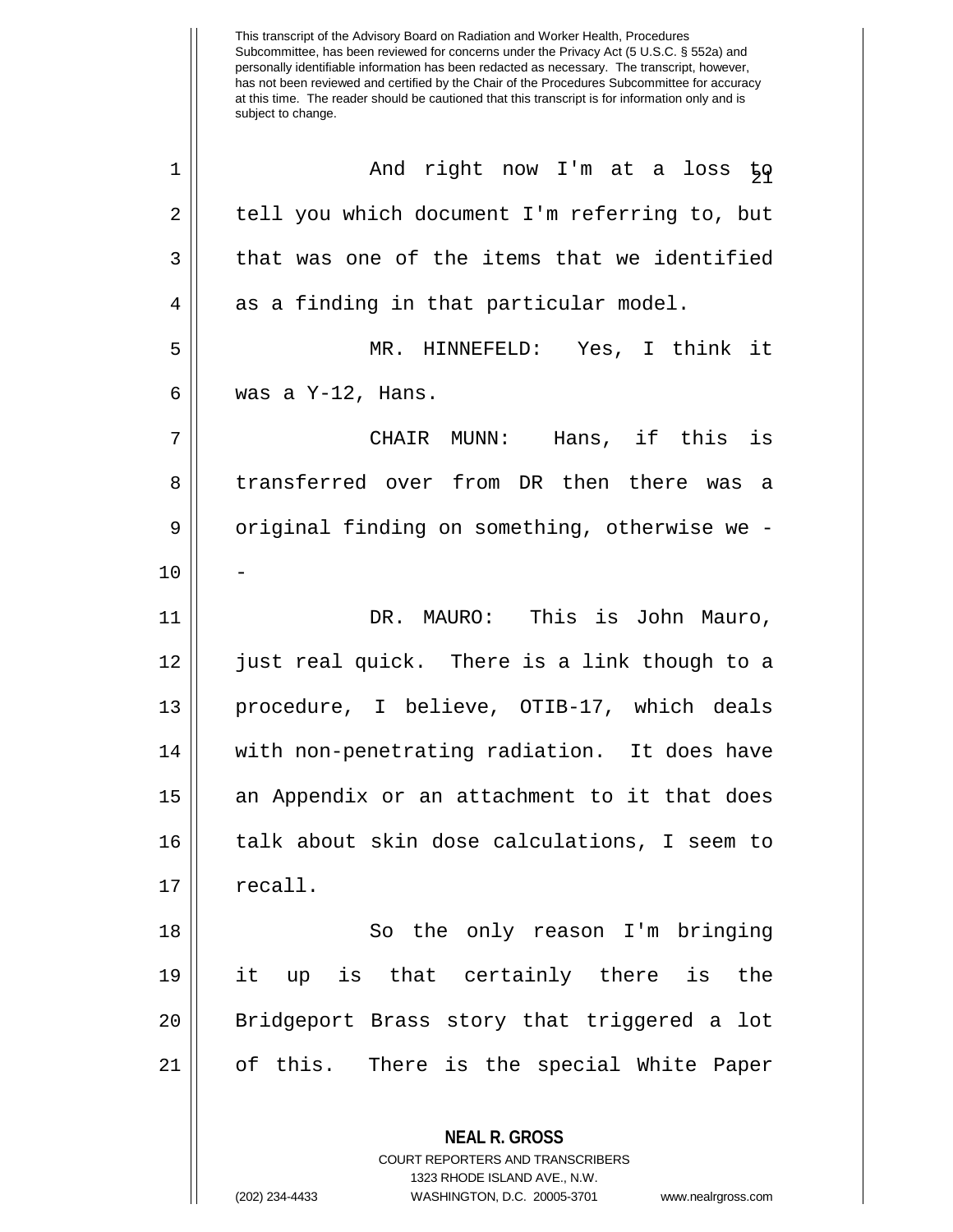And right now I'm at a loss to tell you which document I'm referring to, but that was one of the items that we identified as a finding in that particular model.

MR. HINNEFELD: Yes, I think it was a Y-12, Hans.

CHAIR MUNN: Hans, if this is transferred over from DR then there was a original finding on something, otherwise we --

DR. MAURO: This is John Mauro, just real quick. There is a link though to a procedure, I believe, OTIB-17, which deals with non-penetrating radiation. It does have an Appendix or an attachment to it that does talk about skin dose calculations, I seem to recall.

So the only reason I'm bringing it up is that certainly there is the Bridgeport Brass story that triggered a lot of this. There is the special White Paper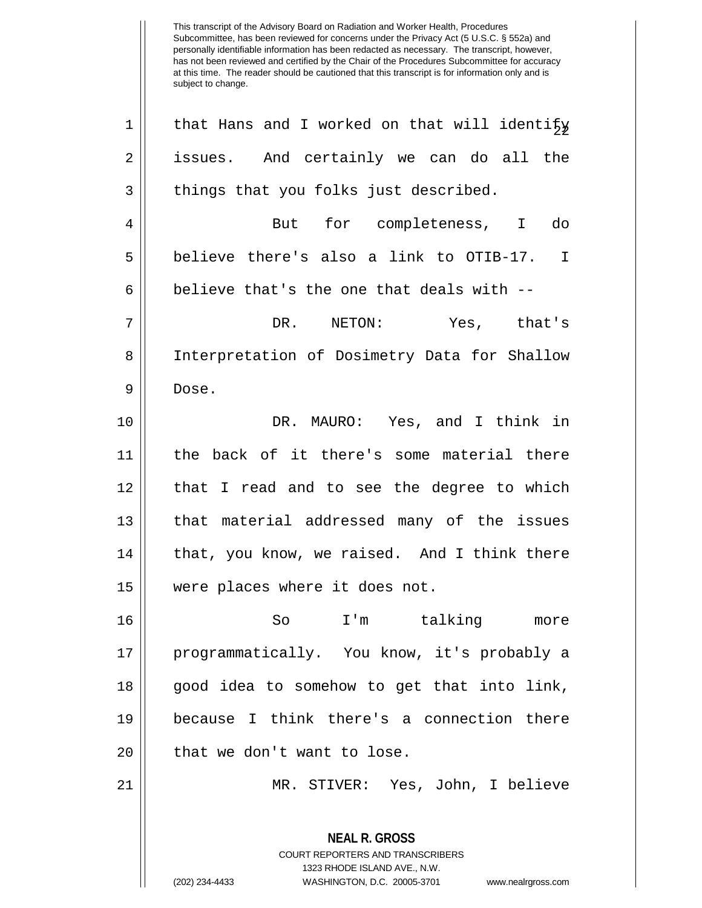that Hans and I worked on that will identify issues. And certainly we can do all the things that you folks just described.

But for completeness, I do believe there's also a link to OTIB-17. I believe that's the one that deals with --

DR. NETON: Yes, that's Interpretation of Dosimetry Data for Shallow Dose.

DR. MAURO: Yes, and I think in the back of it there's some material there that I read and to see the degree to which that material addressed many of the issues that, you know, we raised. And I think there were places where it does not.

So I'm talking more programmatically. You know, it's probably a good idea to somehow to get that into link, because I think there's a connection there that we don't want to lose.

MR. STIVER: Yes, John, I believe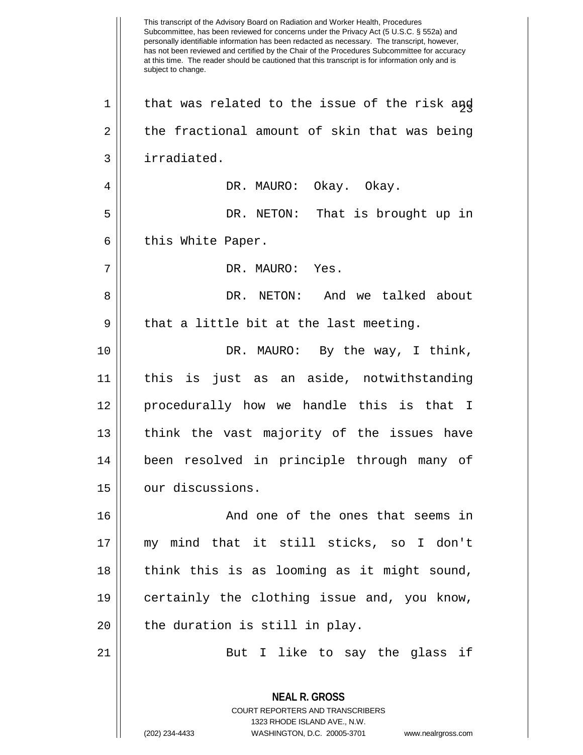that was related to the issue of the risk and the fractional amount of skin that was being irradiated.

DR. MAURO: Okay. Okay.

DR. NETON: That is brought up in this White Paper.

DR. MAURO: Yes.

DR. NETON: And we talked about that a little bit at the last meeting.

DR. MAURO: By the way, I think, this is just as an aside, notwithstanding procedurally how we handle this is that I think the vast majority of the issues have been resolved in principle through many of our discussions.

And one of the ones that seems in my mind that it still sticks, so I don't think this is as looming as it might sound, certainly the clothing issue and, you know, the duration is still in play.

But I like to say the glass if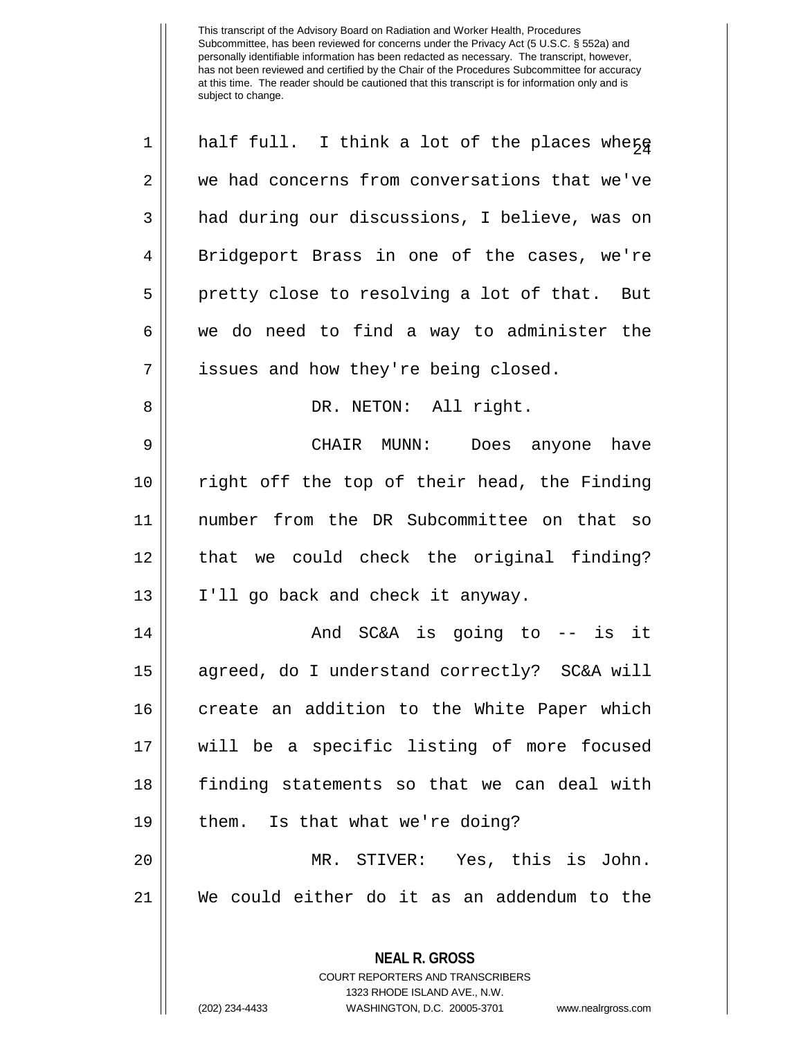This transcript of the Advisory Board on Radiation and Worker Health, Procedures Subcommittee, has been reviewed for concerns under the Privacy Act (5 U.S.C. § 552a) and personally identifiable information has been redacted as necessary. The transcript, however, has not been reviewed and certified by the Chair of the Procedures Subcommittee for accuracy at this time. The reader should be cautioned that this transcript is for information only and is subject to change.

half full. I think a lot of the places where we had concerns from conversations that we've had during our discussions, I believe, was on Bridgeport Brass in one of the cases, we're pretty close to resolving a lot of that. But we do need to find a way to administer the issues and how they're being closed.

DR. NETON: All right.

CHAIR MUNN: Does anyone have right off the top of their head, the Finding number from the DR Subcommittee on that so that we could check the original finding? I'll go back and check it anyway.

And SC&A is going to -- is it agreed, do I understand correctly? SC&A will create an addition to the White Paper which will be a specific listing of more focused finding statements so that we can deal with them. Is that what we're doing?

MR. STIVER: Yes, this is John. We could either do it as an addendum to the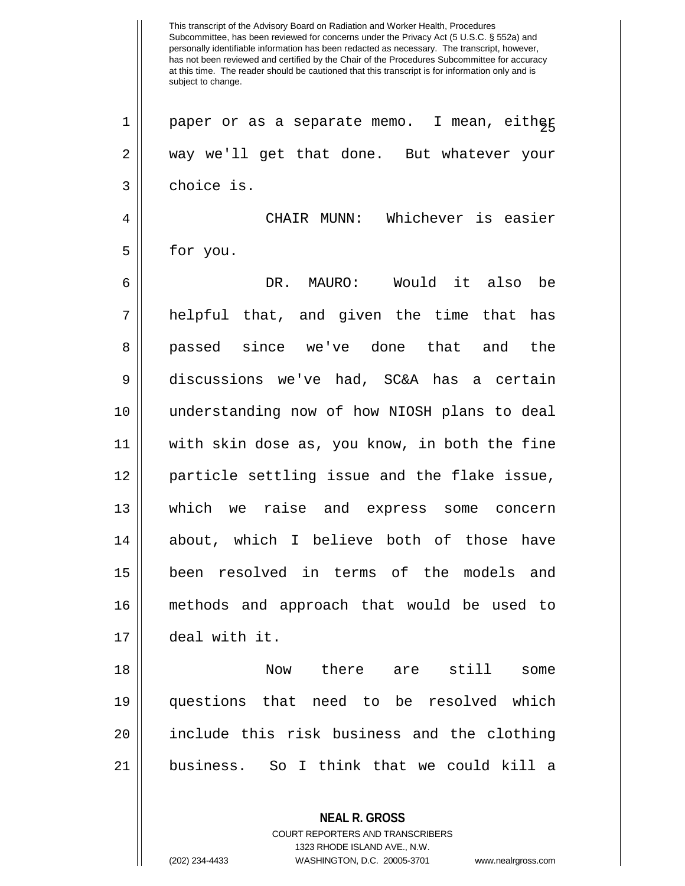paper or as a separate memo. I mean, either way we'll get that done. But whatever your choice is.

CHAIR MUNN: Whichever is easier for you.

DR. MAURO: Would it also be helpful that, and given the time that has passed since we've done that and the discussions we've had, SC&A has a certain understanding now of how NIOSH plans to deal with skin dose as, you know, in both the fine particle settling issue and the flake issue, which we raise and express some concern about, which I believe both of those have been resolved in terms of the models and methods and approach that would be used to deal with it.

Now there are still some questions that need to be resolved which include this risk business and the clothing business. So I think that we could kill a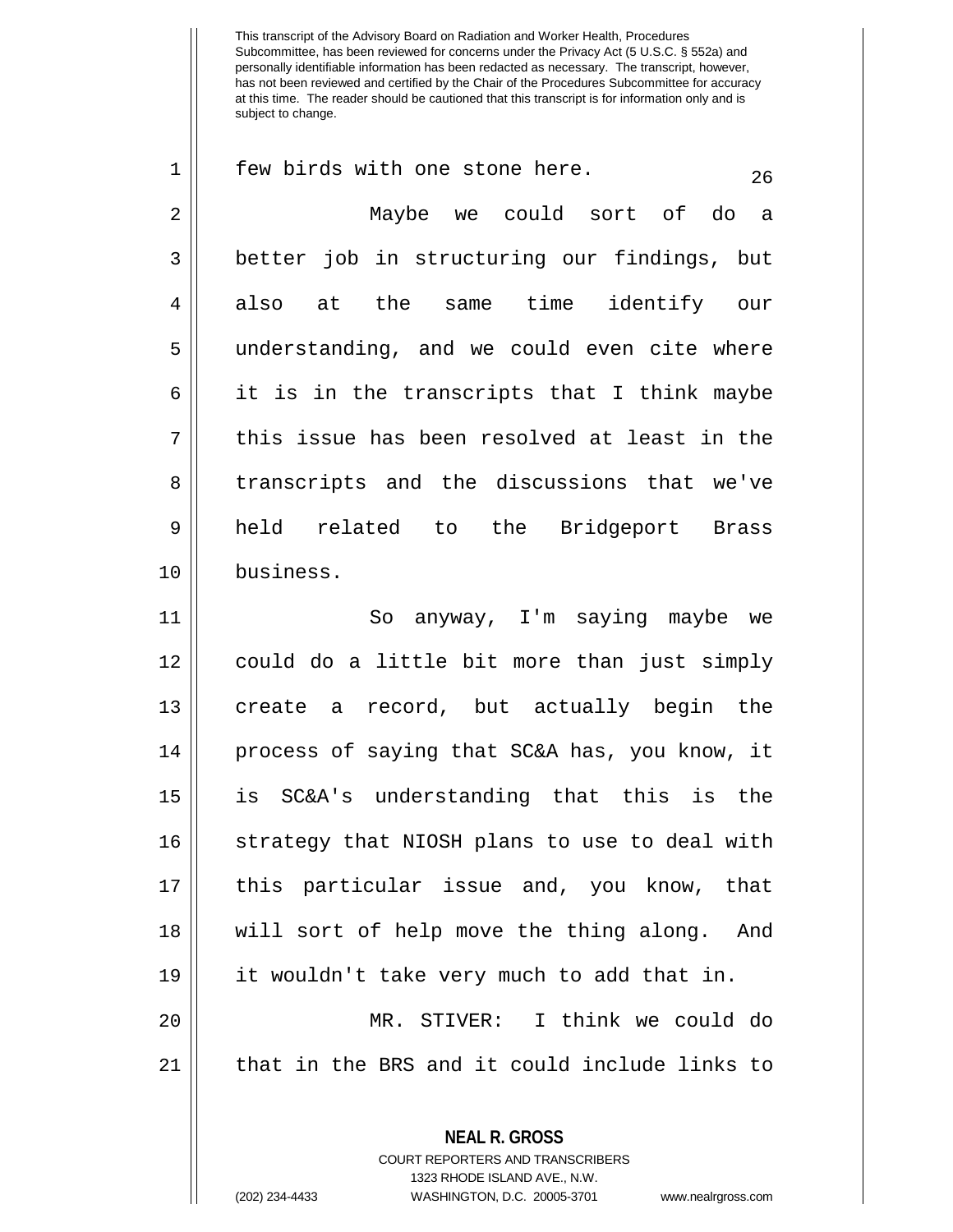few birds with one stone here.

Maybe we could sort of do a better job in structuring our findings, but also at the same time identify our understanding, and we could even cite where it is in the transcripts that I think maybe this issue has been resolved at least in the transcripts and the discussions that we've held related to the Bridgeport Brass business.

So anyway, I'm saying maybe we could do a little bit more than just simply create a record, but actually begin the process of saying that SC&A has, you know, it is SC&A's understanding that this is the strategy that NIOSH plans to use to deal with this particular issue and, you know, that will sort of help move the thing along. And it wouldn't take very much to add that in.

MR. STIVER: I think we could do that in the BRS and it could include links to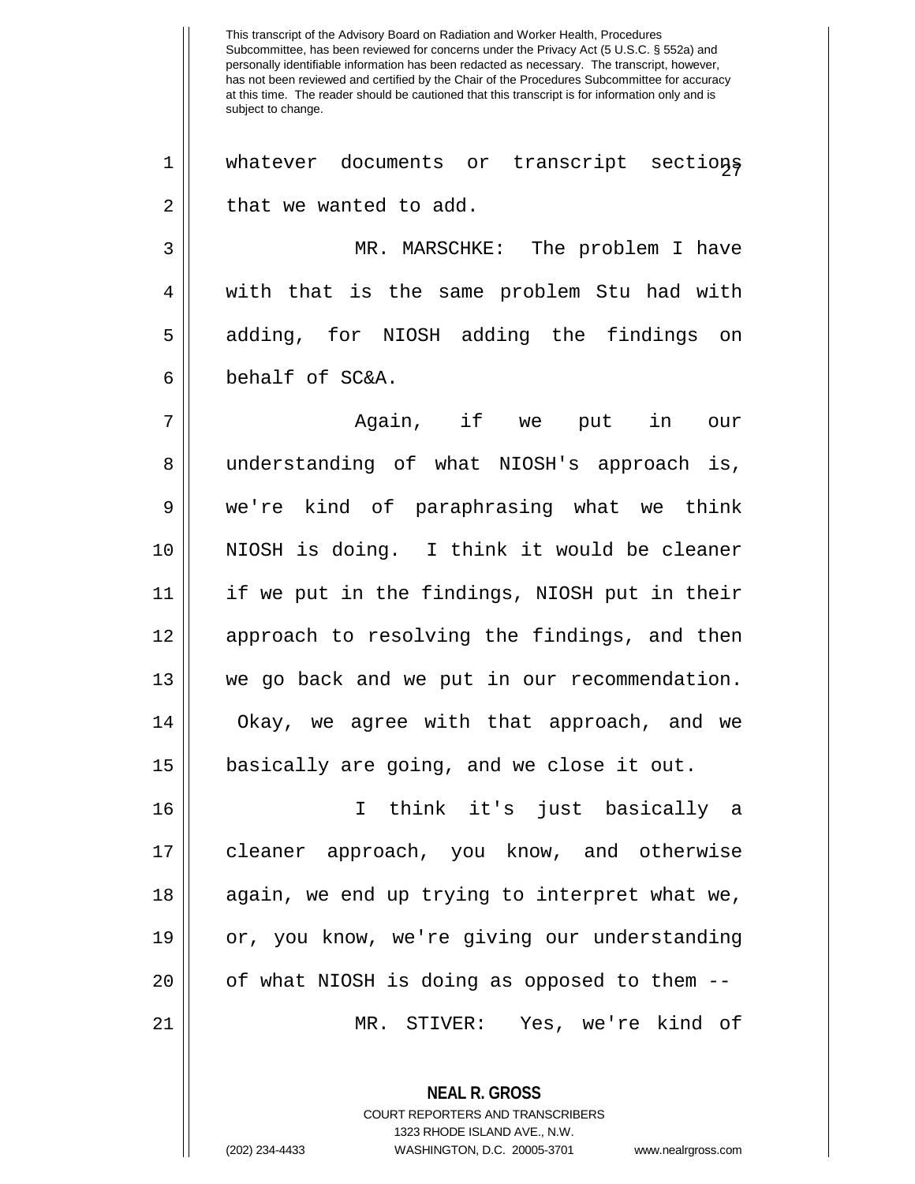whatever documents or transcript sections that we wanted to add.

MR. MARSCHKE: The problem I have with that is the same problem Stu had with adding, for NIOSH adding the findings on behalf of SC&A.

Again, if we put in our understanding of what NIOSH's approach is, we're kind of paraphrasing what we think NIOSH is doing. I think it would be cleaner if we put in the findings, NIOSH put in their approach to resolving the findings, and then we go back and we put in our recommendation. Okay, we agree with that approach, and we basically are going, and we close it out.

I think it's just basically a cleaner approach, you know, and otherwise again, we end up trying to interpret what we, or, you know, we're giving our understanding of what NIOSH is doing as opposed to them --

MR. STIVER: Yes, we're kind of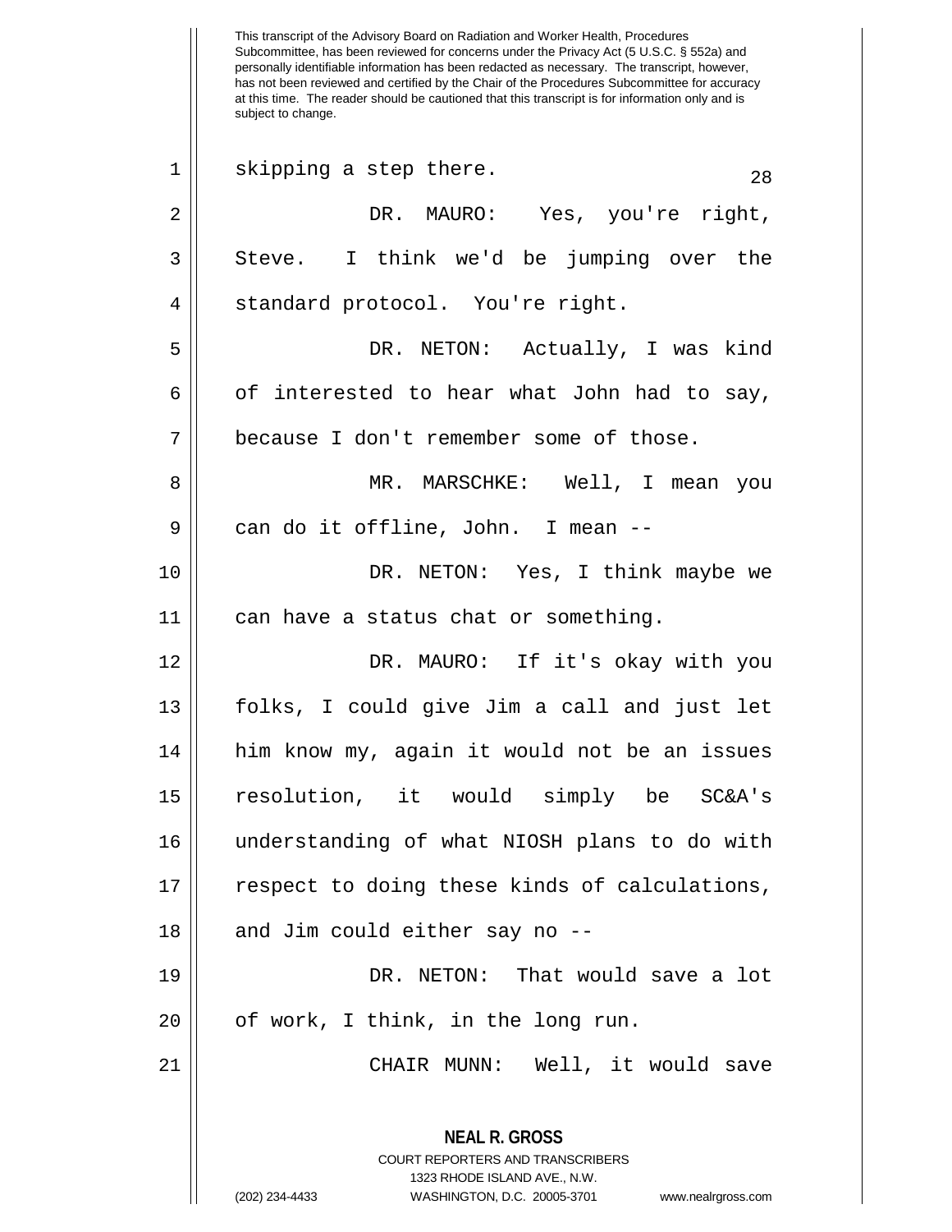skipping a step there.

DR. MAURO: Yes, you're right, Steve. I think we'd be jumping over the standard protocol. You're right.

DR. NETON: Actually, I was kind of interested to hear what John had to say, because I don't remember some of those.

MR. MARSCHKE: Well, I mean you can do it offline, John. I mean --

DR. NETON: Yes, I think maybe we can have a status chat or something.

DR. MAURO: If it's okay with you folks, I could give Jim a call and just let him know my, again it would not be an issues resolution, it would simply be SC&A's understanding of what NIOSH plans to do with respect to doing these kinds of calculations, and Jim could either say no --

DR. NETON: That would save a lot of work, I think, in the long run.

CHAIR MUNN: Well, it would save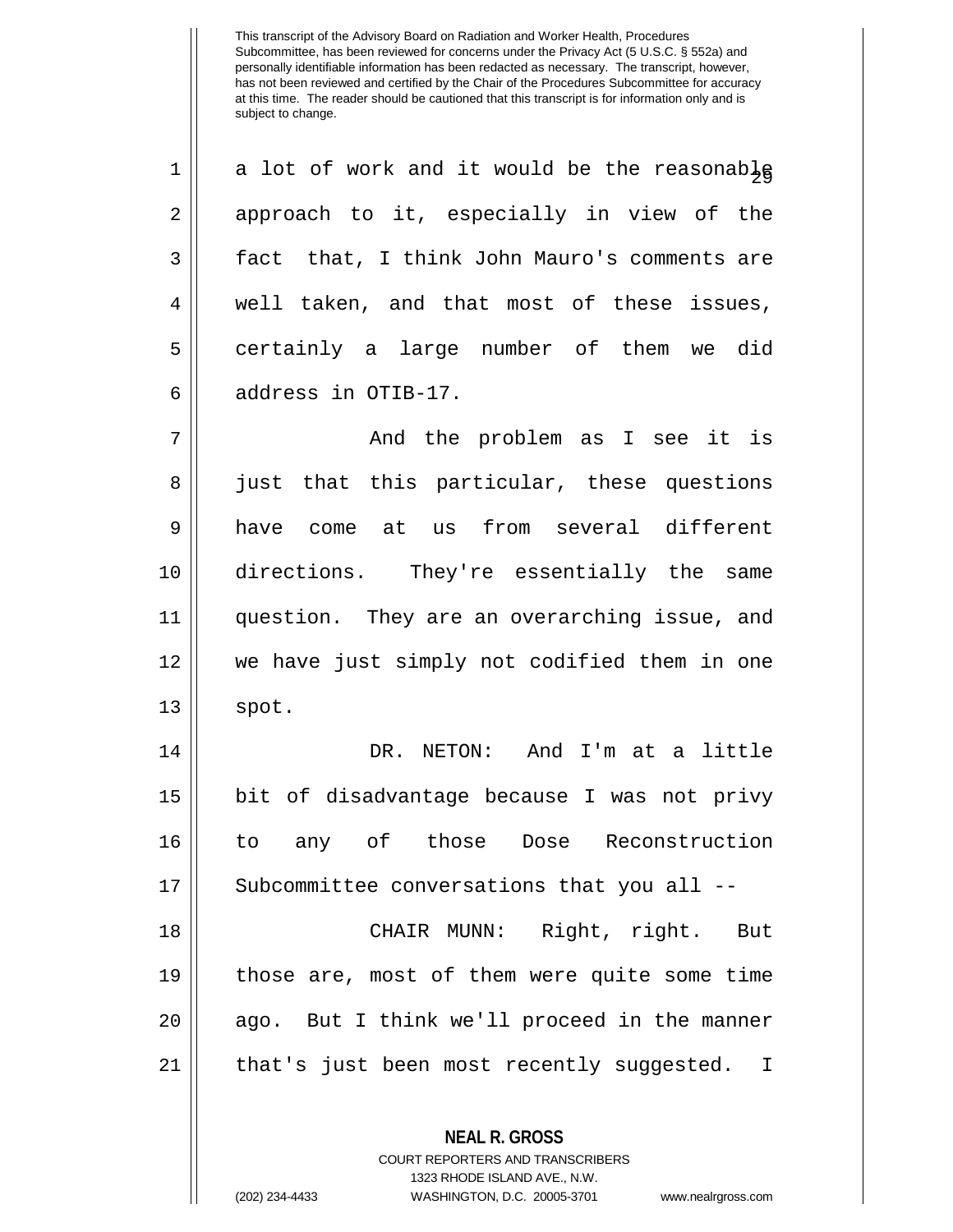This transcript of the Advisory Board on Radiation and Worker Health, Procedures Subcommittee, has been reviewed for concerns under the Privacy Act (5 U.S.C. § 552a) and personally identifiable information has been redacted as necessary. The transcript, however, has not been reviewed and certified by the Chair of the Procedures Subcommittee for accuracy at this time. The reader should be cautioned that this transcript is for information only and is subject to change.

a lot of work and it would be the reasonable approach to it, especially in view of the fact that, I think John Mauro's comments are well taken, and that most of these issues, certainly a large number of them we did address in OTIB-17.

And the problem as I see it is just that this particular, these questions have come at us from several different directions. They're essentially the same question. They are an overarching issue, and we have just simply not codified them in one spot.

DR. NETON: And I'm at a little bit of disadvantage because I was not privy to any of those Dose Reconstruction Subcommittee conversations that you all --

CHAIR MUNN: Right, right. But those are, most of them were quite some time ago. But I think we'll proceed in the manner that's just been most recently suggested. I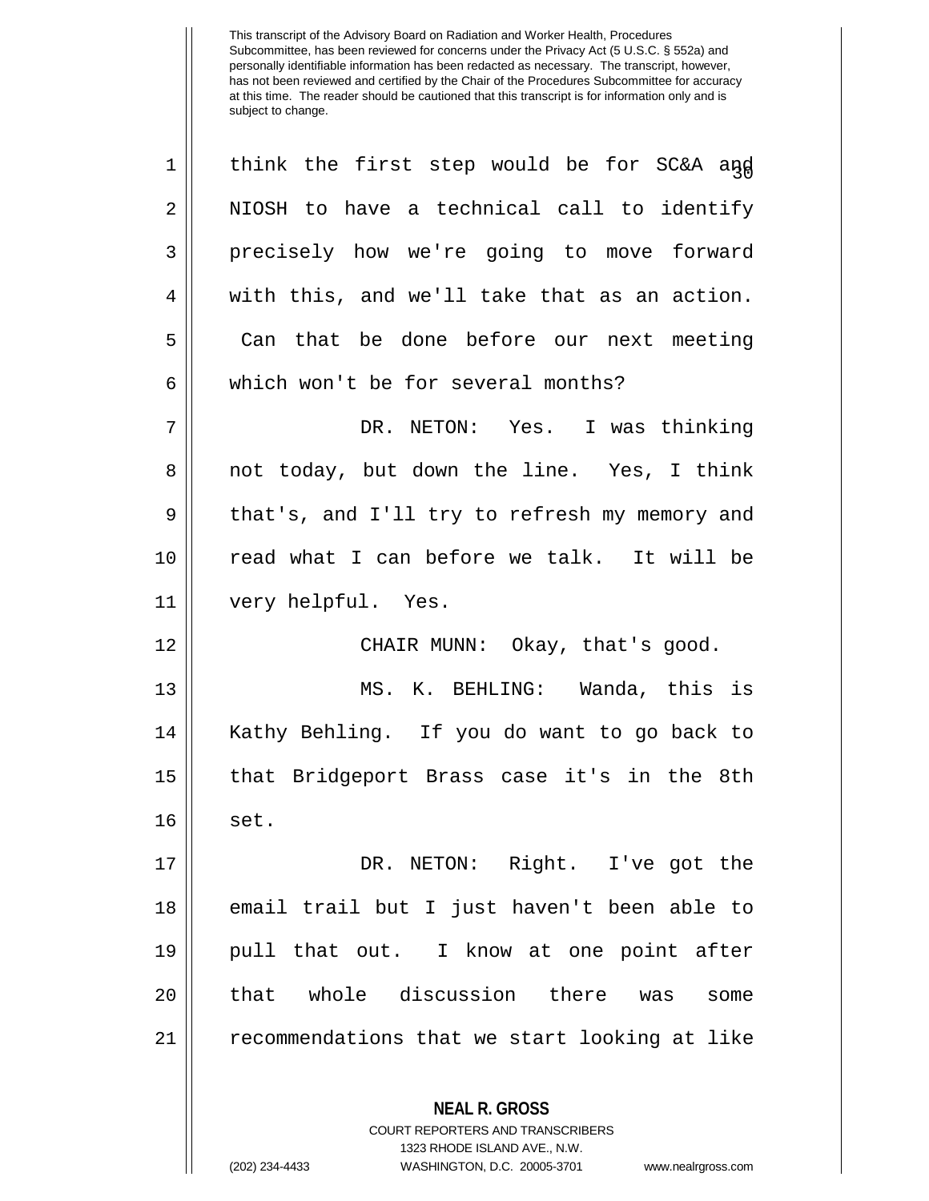think the first step would be for SC&A and NIOSH to have a technical call to identify precisely how we're going to move forward with this, and we'll take that as an action. Can that be done before our next meeting which won't be for several months?

DR. NETON: Yes. I was thinking not today, but down the line. Yes, I think that's, and I'll try to refresh my memory and read what I can before we talk. It will be very helpful. Yes.

CHAIR MUNN: Okay, that's good.

MS. K. BEHLING: Wanda, this is Kathy Behling. If you do want to go back to that Bridgeport Brass case it's in the 8th set.

DR. NETON: Right. I've got the email trail but I just haven't been able to pull that out. I know at one point after that whole discussion there was some recommendations that we start looking at like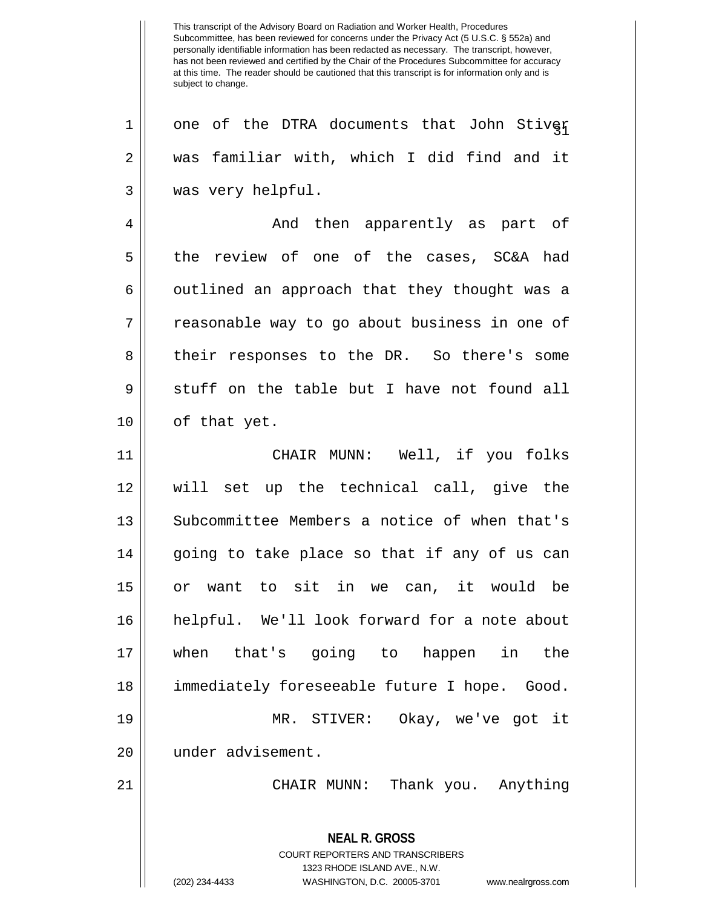This transcript of the Advisory Board on Radiation and Worker Health, Procedures Subcommittee, has been reviewed for concerns under the Privacy Act (5 U.S.C. § 552a) and personally identifiable information has been redacted as necessary. The transcript, however, has not been reviewed and certified by the Chair of the Procedures Subcommittee for accuracy at this time. The reader should be cautioned that this transcript is for information only and is subject to change.

one of the DTRA documents that John Stiver was familiar with, which I did find and it was very helpful.

And then apparently as part of the review of one of the cases, SC&A had outlined an approach that they thought was a reasonable way to go about business in one of their responses to the DR. So there's some stuff on the table but I have not found all of that yet.

CHAIR MUNN: Well, if you folks will set up the technical call, give the Subcommittee Members a notice of when that's going to take place so that if any of us can or want to sit in we can, it would be helpful. We'll look forward for a note about when that's going to happen in the immediately foreseeable future I hope. Good.

MR. STIVER: Okay, we've got it under advisement.

CHAIR MUNN: Thank you. Anything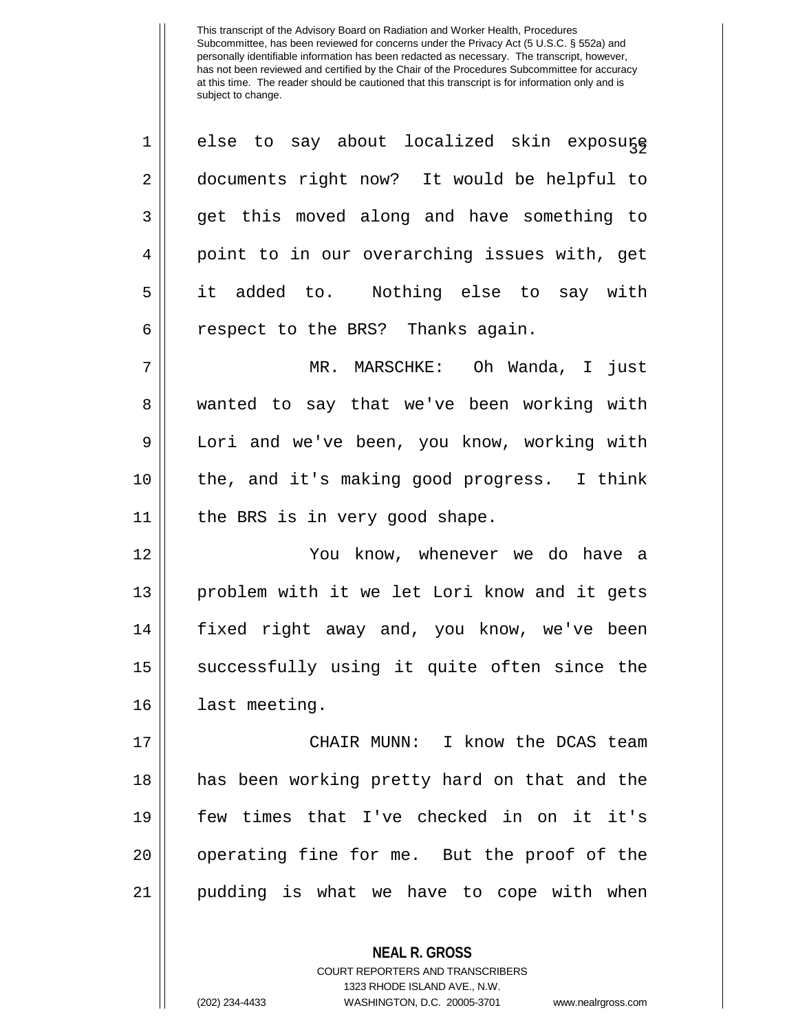else to say about localized skin exposure documents right now? It would be helpful to get this moved along and have something to point to in our overarching issues with, get it added to. Nothing else to say with respect to the BRS? Thanks again.

MR. MARSCHKE: Oh Wanda, I just wanted to say that we've been working with Lori and we've been, you know, working with the, and it's making good progress. I think the BRS is in very good shape.

You know, whenever we do have a problem with it we let Lori know and it gets fixed right away and, you know, we've been successfully using it quite often since the last meeting.

CHAIR MUNN: I know the DCAS team has been working pretty hard on that and the few times that I've checked in on it it's operating fine for me. But the proof of the pudding is what we have to cope with when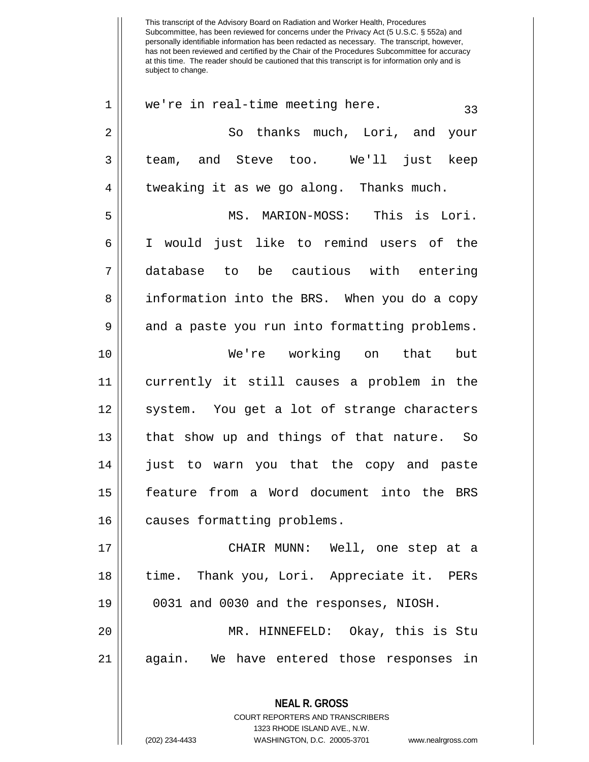we're in real-time meeting here.

So thanks much, Lori, and your team, and Steve too. We'll just keep tweaking it as we go along. Thanks much.

MS. MARION-MOSS: This is Lori. I would just like to remind users of the database to be cautious with entering information into the BRS. When you do a copy and a paste you run into formatting problems.

We're working on that but currently it still causes a problem in the system. You get a lot of strange characters that show up and things of that nature. So just to warn you that the copy and paste feature from a Word document into the BRS causes formatting problems.

CHAIR MUNN: Well, one step at a time. Thank you, Lori. Appreciate it. PERs 0031 and 0030 and the responses, NIOSH.

MR. HINNEFELD: Okay, this is Stu again. We have entered those responses in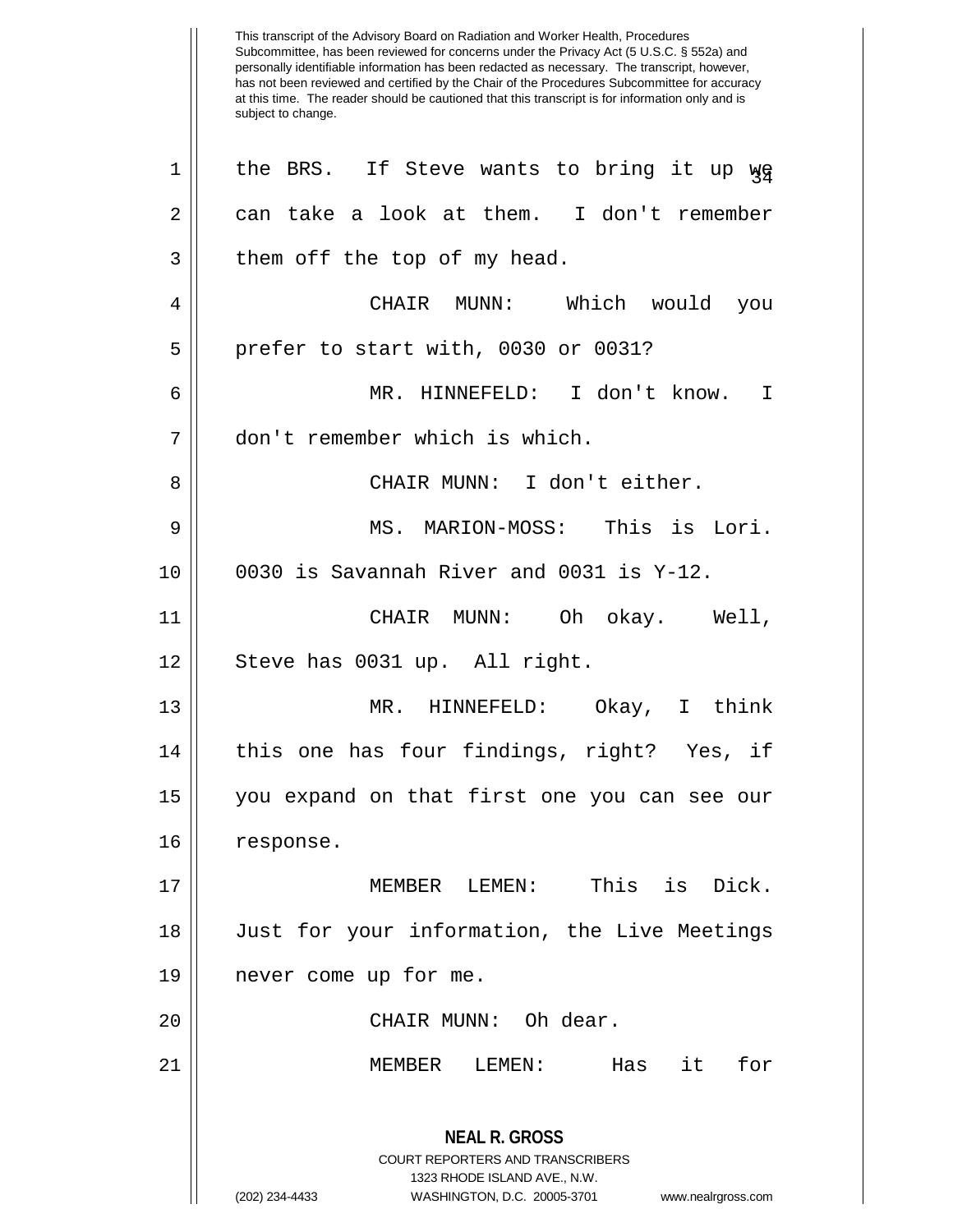This transcript of the Advisory Board on Radiation and Worker Health, Procedures Subcommittee, has been reviewed for concerns under the Privacy Act (5 U.S.C. § 552a) and personally identifiable information has been redacted as necessary. The transcript, however, has not been reviewed and certified by the Chair of the Procedures Subcommittee for accuracy at this time. The reader should be cautioned that this transcript is for information only and is subject to change.

1 the BRS. If Steve wants to bring it up we
2 can take a look at them. I don't remember
3 them off the top of my head.
4 CHAIR MUNN: Which would you
5 prefer to start with, 0030 or 0031?
6 MR. HINNEFELD: I don't know. I
7 don't remember which is which.
8 CHAIR MUNN: I don't either.
9 MS. MARION-MOSS: This is Lori.
10 0030 is Savannah River and 0031 is Y-12.
11 CHAIR MUNN: Oh okay. Well,
12 Steve has 0031 up. All right.
13 MR. HINNEFELD: Okay, I think
14 this one has four findings, right? Yes, if
15 you expand on that first one you can see our
16 response.
17 MEMBER LEMEN: This is Dick.
18 Just for your information, the Live Meetings
19 never come up for me.
20 CHAIR MUNN: Oh dear.
21 MEMBER LEMEN: Has it for

**NEAL R. GROSS**
COURT REPORTERS AND TRANSCRIBERS
1323 RHODE ISLAND AVE., N.W.
(202) 234-4433 WASHINGTON, D.C. 20005-3701 www.nealrgross.com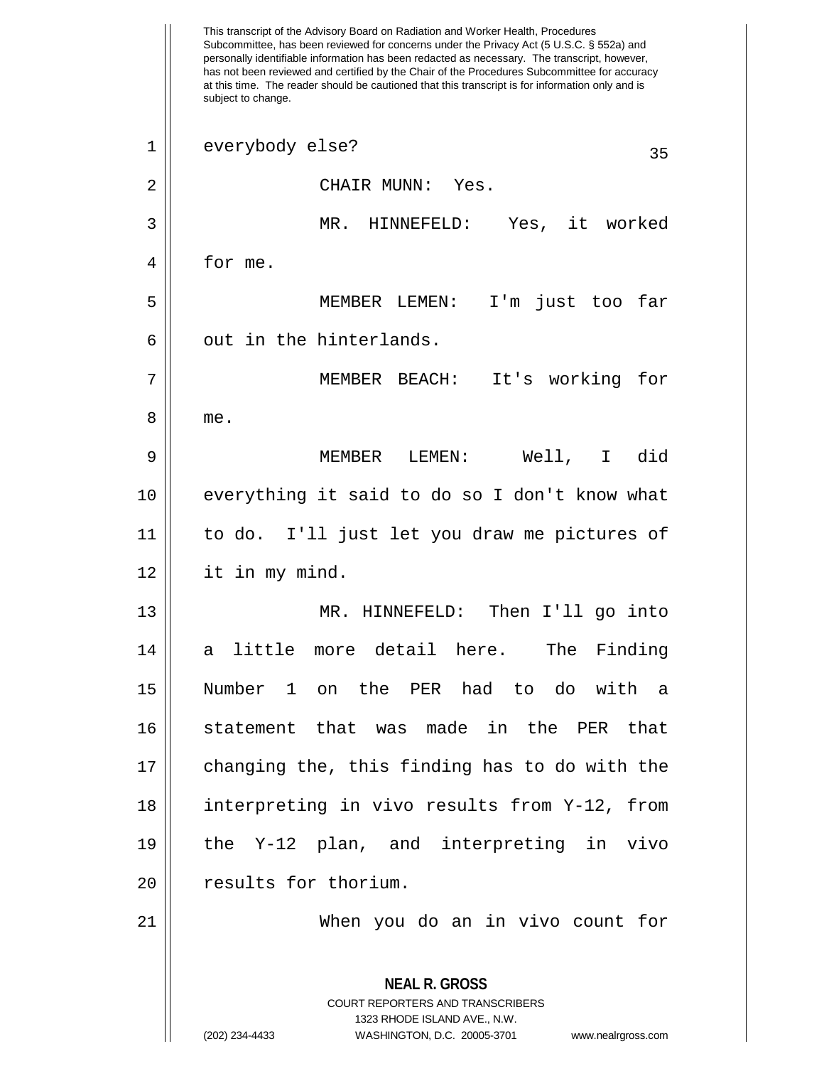everybody else?

CHAIR MUNN: Yes.

MR. HINNEFELD: Yes, it worked for me.

MEMBER LEMEN: I'm just too far out in the hinterlands.

MEMBER BEACH: It's working for me.

MEMBER LEMEN: Well, I did everything it said to do so I don't know what to do. I'll just let you draw me pictures of it in my mind.

MR. HINNEFELD: Then I'll go into a little more detail here. The Finding Number 1 on the PER had to do with a statement that was made in the PER that changing the, this finding has to do with the interpreting in vivo results from Y-12, from the Y-12 plan, and interpreting in vivo results for thorium.

When you do an in vivo count for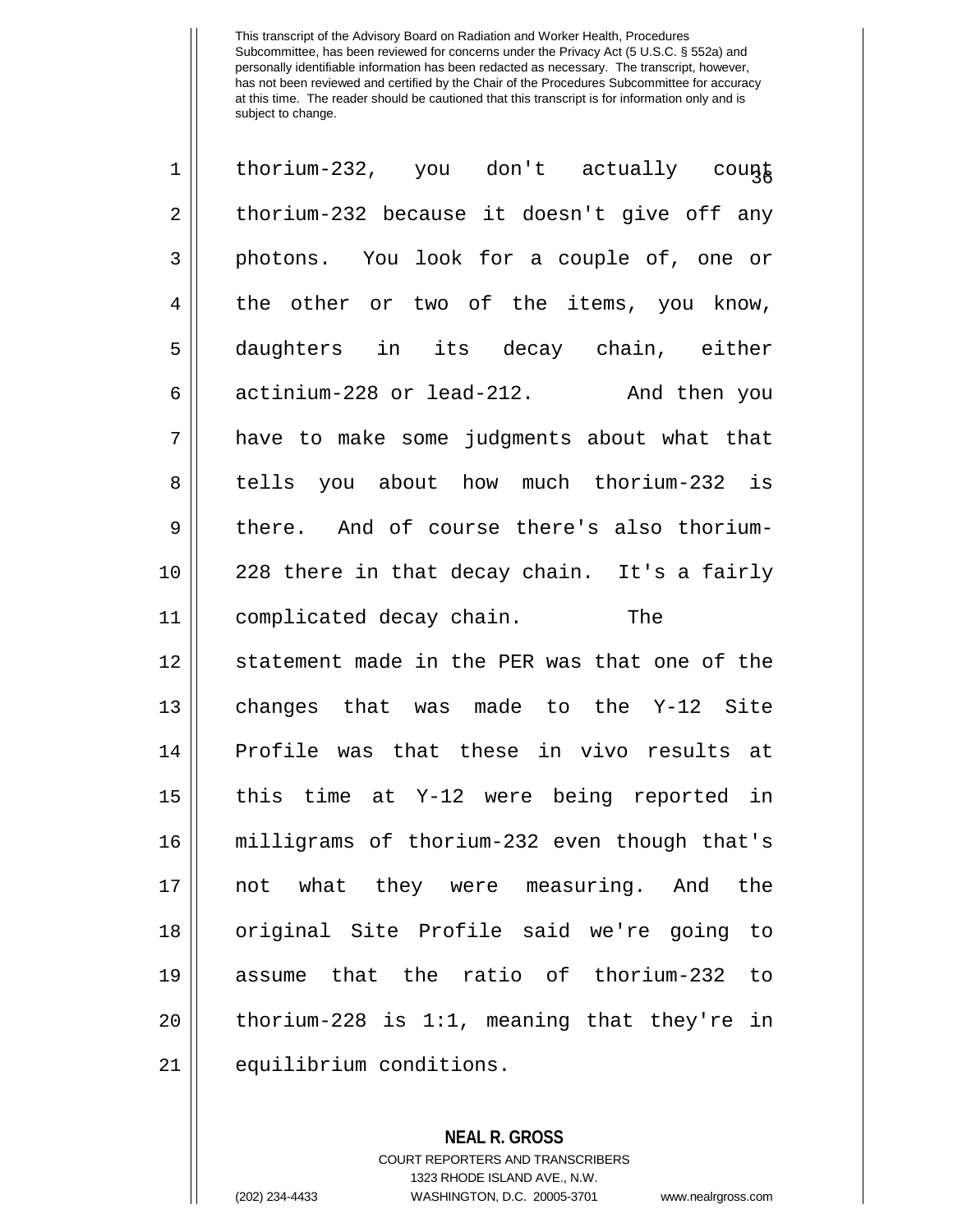thorium-232, you don't actually count thorium-232 because it doesn't give off any photons. You look for a couple of, one or the other or two of the items, you know, daughters in its decay chain, either actinium-228 or lead-212. And then you have to make some judgments about what that tells you about how much thorium-232 is there. And of course there's also thorium-228 there in that decay chain. It's a fairly complicated decay chain. The statement made in the PER was that one of the changes that was made to the Y-12 Site Profile was that these in vivo results at this time at Y-12 were being reported in milligrams of thorium-232 even though that's not what they were measuring. And the original Site Profile said we're going to assume that the ratio of thorium-232 to thorium-228 is 1:1, meaning that they're in equilibrium conditions.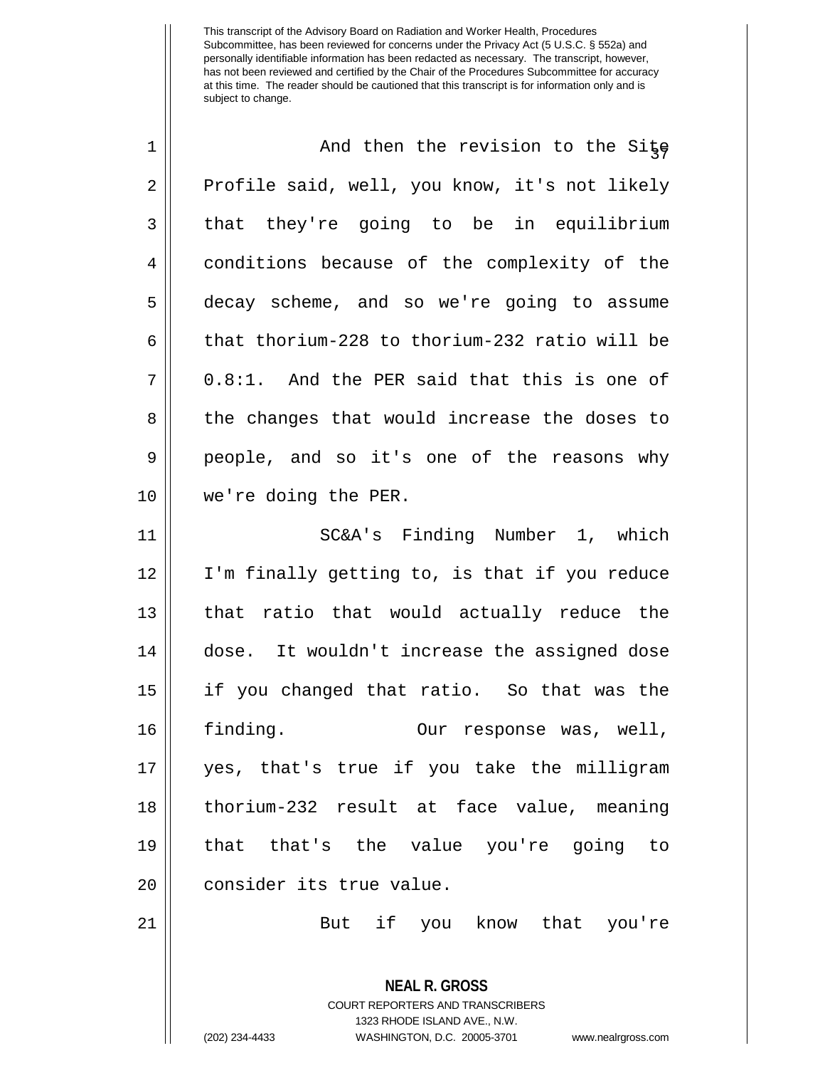And then the revision to the Site Profile said, well, you know, it's not likely that they're going to be in equilibrium conditions because of the complexity of the decay scheme, and so we're going to assume that thorium-228 to thorium-232 ratio will be 0.8:1. And the PER said that this is one of the changes that would increase the doses to people, and so it's one of the reasons why we're doing the PER.

SC&A's Finding Number 1, which I'm finally getting to, is that if you reduce that ratio that would actually reduce the dose. It wouldn't increase the assigned dose if you changed that ratio. So that was the finding. Our response was, well, yes, that's true if you take the milligram thorium-232 result at face value, meaning that that's the value you're going to consider its true value.

But if you know that you're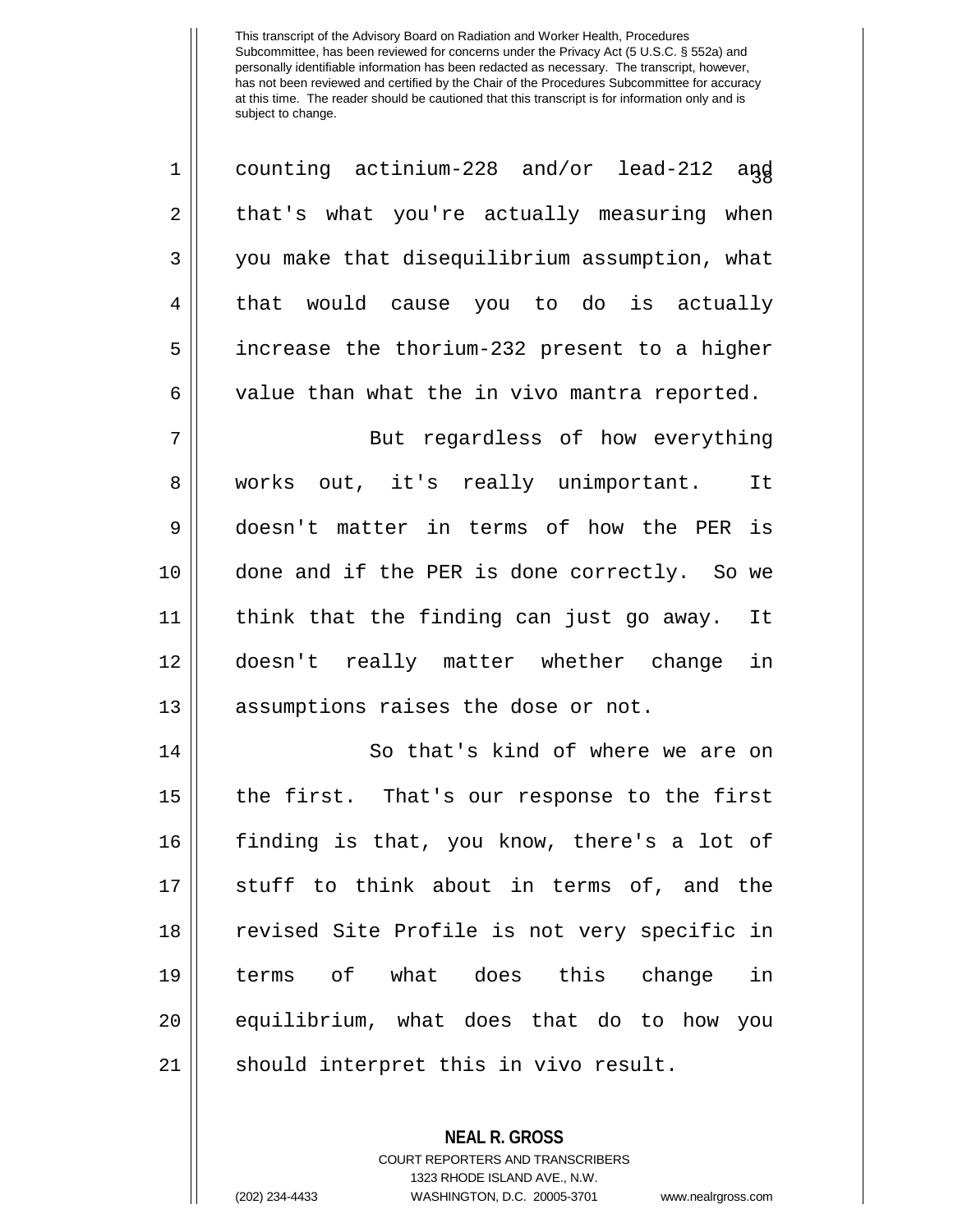counting actinium-228 and/or lead-212 and that's what you're actually measuring when you make that disequilibrium assumption, what that would cause you to do is actually increase the thorium-232 present to a higher value than what the in vivo mantra reported.

But regardless of how everything works out, it's really unimportant. It doesn't matter in terms of how the PER is done and if the PER is done correctly. So we think that the finding can just go away. It doesn't really matter whether change in assumptions raises the dose or not.

So that's kind of where we are on the first. That's our response to the first finding is that, you know, there's a lot of stuff to think about in terms of, and the revised Site Profile is not very specific in terms of what does this change in equilibrium, what does that do to how you should interpret this in vivo result.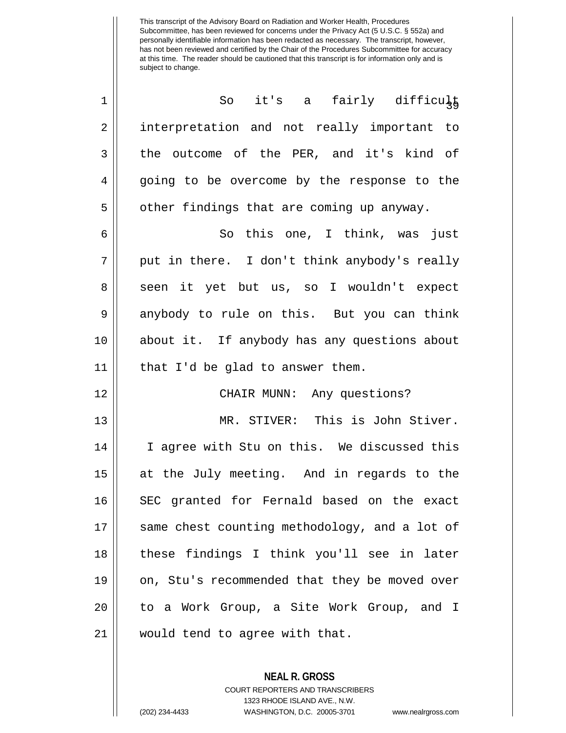So it's a fairly difficult interpretation and not really important to the outcome of the PER, and it's kind of going to be overcome by the response to the other findings that are coming up anyway.

So this one, I think, was just put in there. I don't think anybody's really seen it yet but us, so I wouldn't expect anybody to rule on this. But you can think about it. If anybody has any questions about that I'd be glad to answer them.

CHAIR MUNN: Any questions?

MR. STIVER: This is John Stiver. I agree with Stu on this. We discussed this at the July meeting. And in regards to the SEC granted for Fernald based on the exact same chest counting methodology, and a lot of these findings I think you'll see in later on, Stu's recommended that they be moved over to a Work Group, a Site Work Group, and I would tend to agree with that.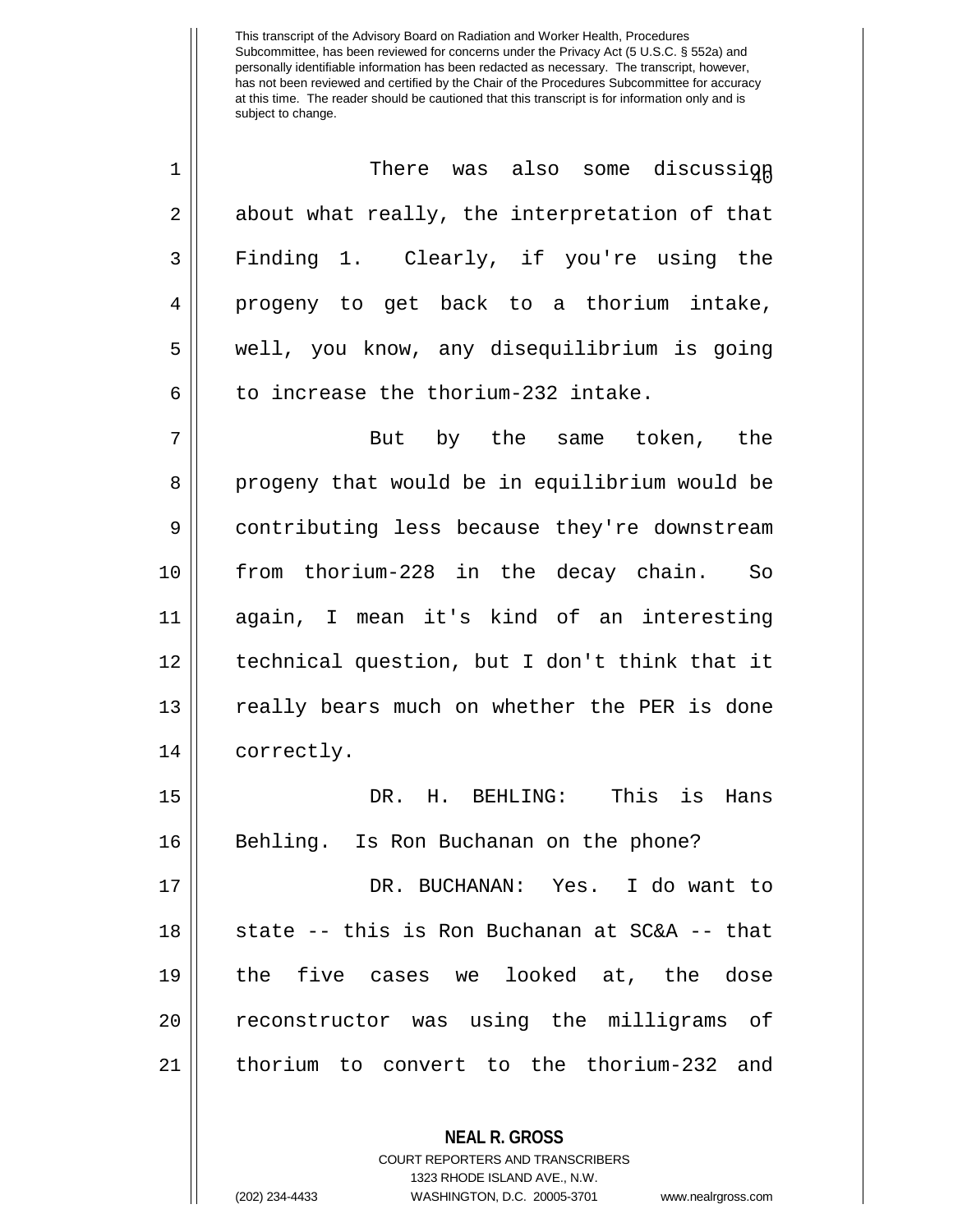There was also some discussion about what really, the interpretation of that Finding 1. Clearly, if you're using the progeny to get back to a thorium intake, well, you know, any disequilibrium is going to increase the thorium-232 intake.

But by the same token, the progeny that would be in equilibrium would be contributing less because they're downstream from thorium-228 in the decay chain. So again, I mean it's kind of an interesting technical question, but I don't think that it really bears much on whether the PER is done correctly.

DR. H. BEHLING: This is Hans Behling. Is Ron Buchanan on the phone?

DR. BUCHANAN: Yes. I do want to state -- this is Ron Buchanan at SC&A -- that the five cases we looked at, the dose reconstructor was using the milligrams of thorium to convert to the thorium-232 and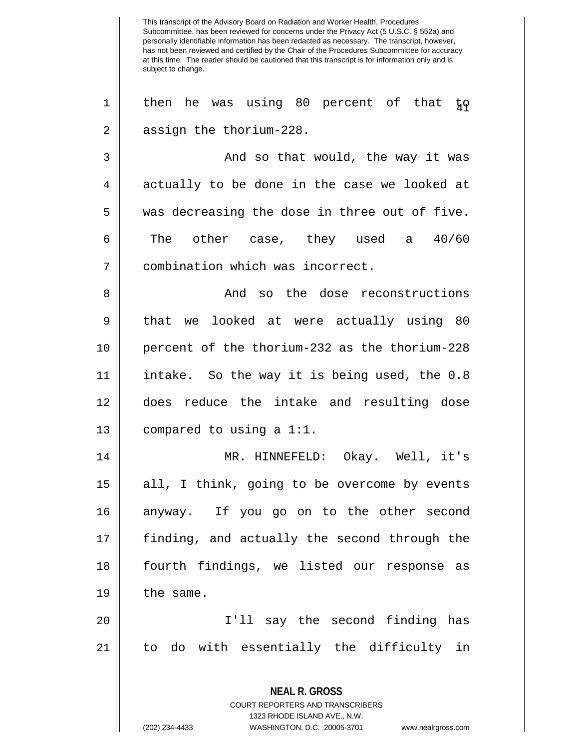then he was using 80 percent of that to assign the thorium-228.

And so that would, the way it was actually to be done in the case we looked at was decreasing the dose in three out of five. The other case, they used a 40/60 combination which was incorrect.

And so the dose reconstructions that we looked at were actually using 80 percent of the thorium-232 as the thorium-228 intake. So the way it is being used, the 0.8 does reduce the intake and resulting dose compared to using a 1:1.

MR. HINNEFELD: Okay. Well, it's all, I think, going to be overcome by events anyway. If you go on to the other second finding, and actually the second through the fourth findings, we listed our response as the same.

I'll say the second finding has to do with essentially the difficulty in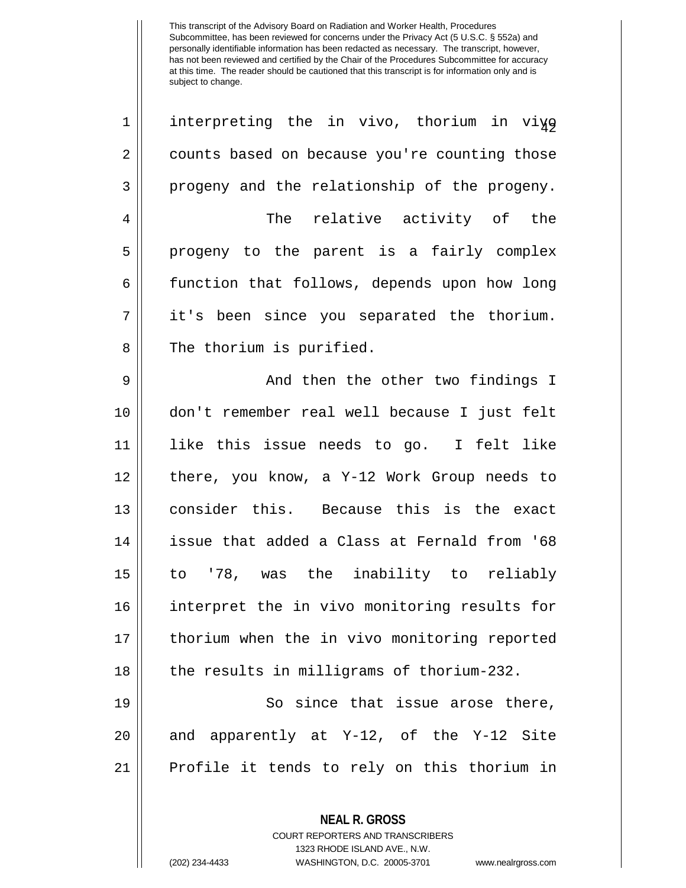interpreting the in vivo, thorium in vivo counts based on because you're counting those progeny and the relationship of the progeny.

The relative activity of the progeny to the parent is a fairly complex function that follows, depends upon how long it's been since you separated the thorium. The thorium is purified.

And then the other two findings I don't remember real well because I just felt like this issue needs to go. I felt like there, you know, a Y-12 Work Group needs to consider this. Because this is the exact issue that added a Class at Fernald from '68 to '78, was the inability to reliably interpret the in vivo monitoring results for thorium when the in vivo monitoring reported the results in milligrams of thorium-232.

So since that issue arose there, and apparently at Y-12, of the Y-12 Site Profile it tends to rely on this thorium in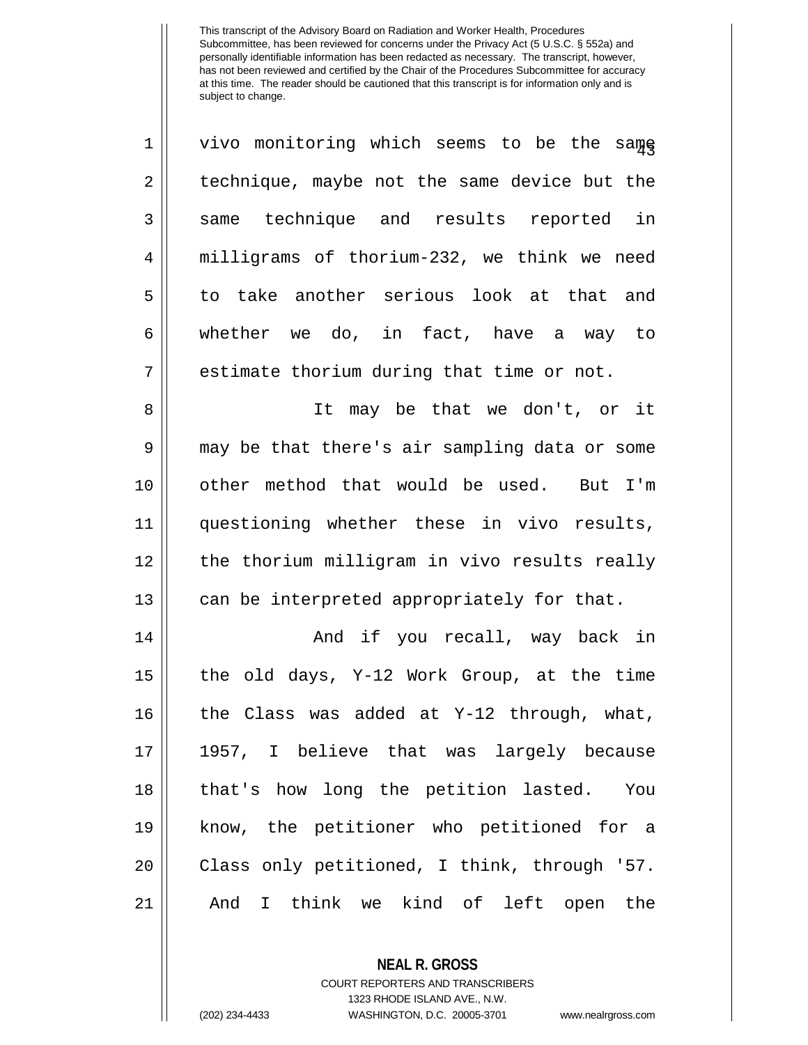This transcript of the Advisory Board on Radiation and Worker Health, Procedures Subcommittee, has been reviewed for concerns under the Privacy Act (5 U.S.C. § 552a) and personally identifiable information has been redacted as necessary. The transcript, however, has not been reviewed and certified by the Chair of the Procedures Subcommittee for accuracy at this time. The reader should be cautioned that this transcript is for information only and is subject to change.

vivo monitoring which seems to be the same technique, maybe not the same device but the same technique and results reported in milligrams of thorium-232, we think we need to take another serious look at that and whether we do, in fact, have a way to estimate thorium during that time or not.

It may be that we don't, or it may be that there's air sampling data or some other method that would be used. But I'm questioning whether these in vivo results, the thorium milligram in vivo results really can be interpreted appropriately for that.

And if you recall, way back in the old days, Y-12 Work Group, at the time the Class was added at Y-12 through, what, 1957, I believe that was largely because that's how long the petition lasted. You know, the petitioner who petitioned for a Class only petitioned, I think, through '57. And I think we kind of left open the

**NEAL R. GROSS**
COURT REPORTERS AND TRANSCRIBERS
1323 RHODE ISLAND AVE., N.W.
(202) 234-4433 WASHINGTON, D.C. 20005-3701 www.nealrgross.com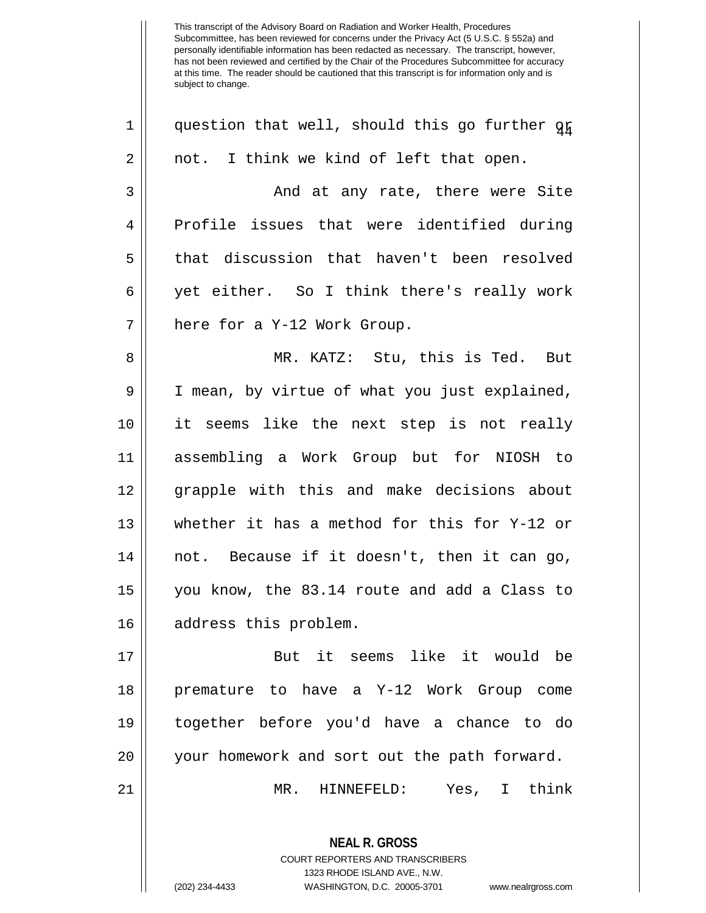question that well, should this go further or not. I think we kind of left that open.

And at any rate, there were Site Profile issues that were identified during that discussion that haven't been resolved yet either. So I think there's really work here for a Y-12 Work Group.

MR. KATZ: Stu, this is Ted. But I mean, by virtue of what you just explained, it seems like the next step is not really assembling a Work Group but for NIOSH to grapple with this and make decisions about whether it has a method for this for Y-12 or not. Because if it doesn't, then it can go, you know, the 83.14 route and add a Class to address this problem.

But it seems like it would be premature to have a Y-12 Work Group come together before you'd have a chance to do your homework and sort out the path forward.

MR. HINNEFELD: Yes, I think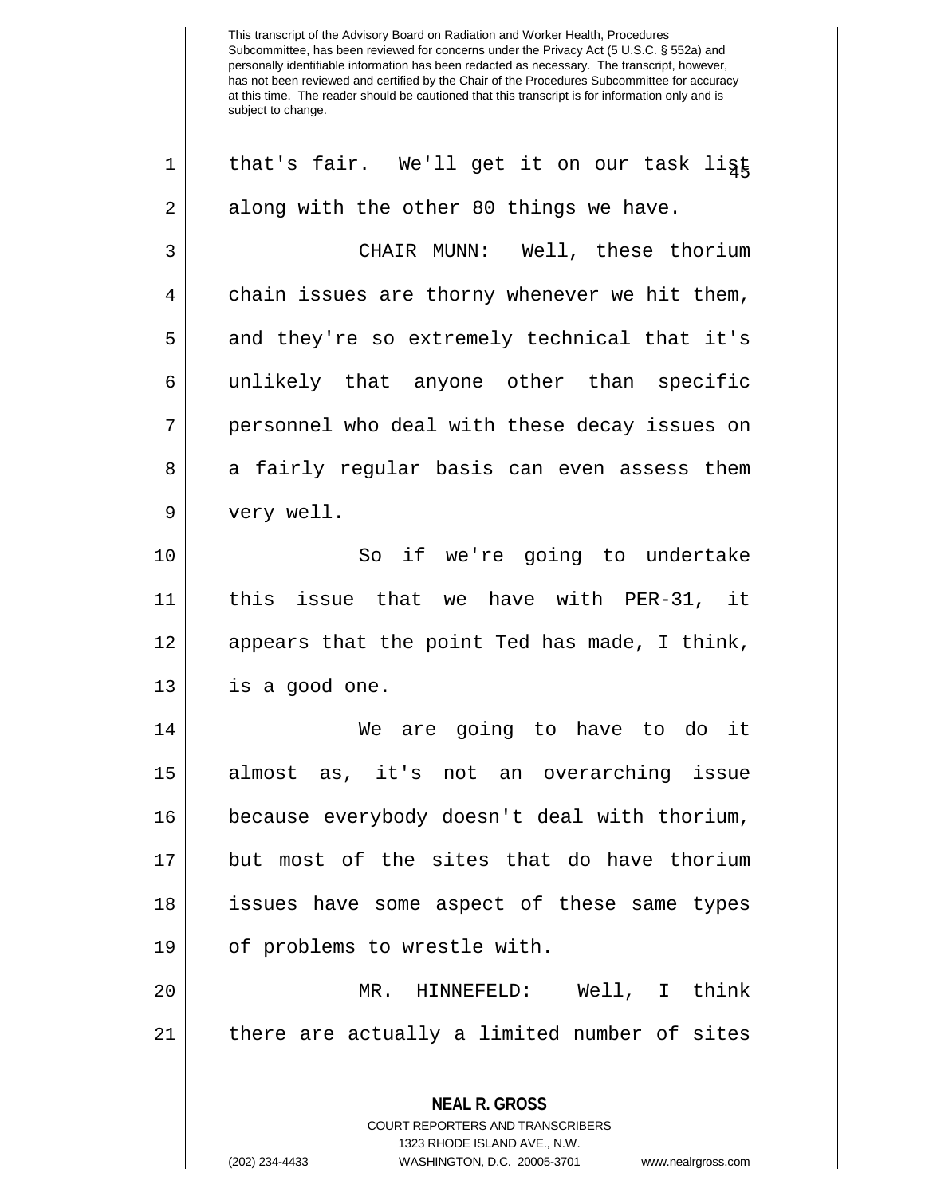that's fair. We'll get it on our task list along with the other 80 things we have.

CHAIR MUNN: Well, these thorium chain issues are thorny whenever we hit them, and they're so extremely technical that it's unlikely that anyone other than specific personnel who deal with these decay issues on a fairly regular basis can even assess them very well.

So if we're going to undertake this issue that we have with PER-31, it appears that the point Ted has made, I think, is a good one.

We are going to have to do it almost as, it's not an overarching issue because everybody doesn't deal with thorium, but most of the sites that do have thorium issues have some aspect of these same types of problems to wrestle with.

MR. HINNEFELD: Well, I think there are actually a limited number of sites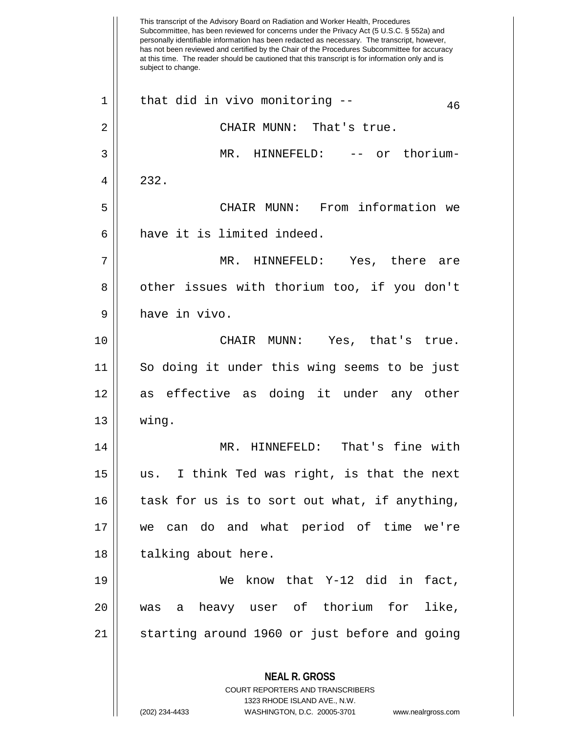This transcript of the Advisory Board on Radiation and Worker Health, Procedures Subcommittee, has been reviewed for concerns under the Privacy Act (5 U.S.C. § 552a) and personally identifiable information has been redacted as necessary. The transcript, however, has not been reviewed and certified by the Chair of the Procedures Subcommittee for accuracy at this time. The reader should be cautioned that this transcript is for information only and is subject to change.

that did in vivo monitoring --

CHAIR MUNN: That's true.

MR. HINNEFELD: -- or thorium-232.

CHAIR MUNN: From information we have it is limited indeed.

MR. HINNEFELD: Yes, there are other issues with thorium too, if you don't have in vivo.

CHAIR MUNN: Yes, that's true. So doing it under this wing seems to be just as effective as doing it under any other wing.

MR. HINNEFELD: That's fine with us. I think Ted was right, is that the next task for us is to sort out what, if anything, we can do and what period of time we're talking about here.

We know that Y-12 did in fact, was a heavy user of thorium for like, starting around 1960 or just before and going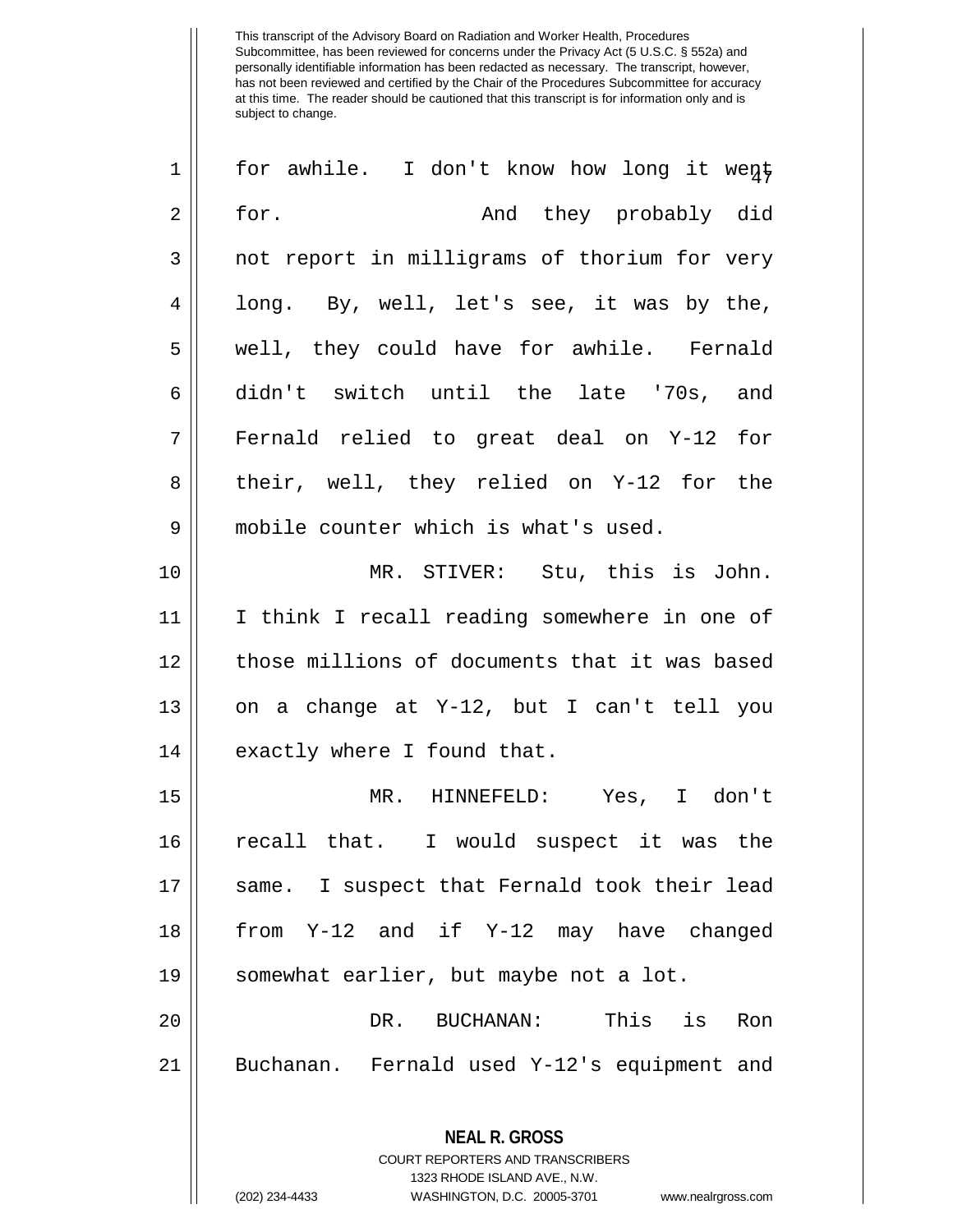for awhile. I don't know how long it went for. And they probably did not report in milligrams of thorium for very long. By, well, let's see, it was by the, well, they could have for awhile. Fernald didn't switch until the late '70s, and Fernald relied to great deal on Y-12 for their, well, they relied on Y-12 for the mobile counter which is what's used.

MR. STIVER: Stu, this is John. I think I recall reading somewhere in one of those millions of documents that it was based on a change at Y-12, but I can't tell you exactly where I found that.

MR. HINNEFELD: Yes, I don't recall that. I would suspect it was the same. I suspect that Fernald took their lead from Y-12 and if Y-12 may have changed somewhat earlier, but maybe not a lot.

DR. BUCHANAN: This is Ron Buchanan. Fernald used Y-12's equipment and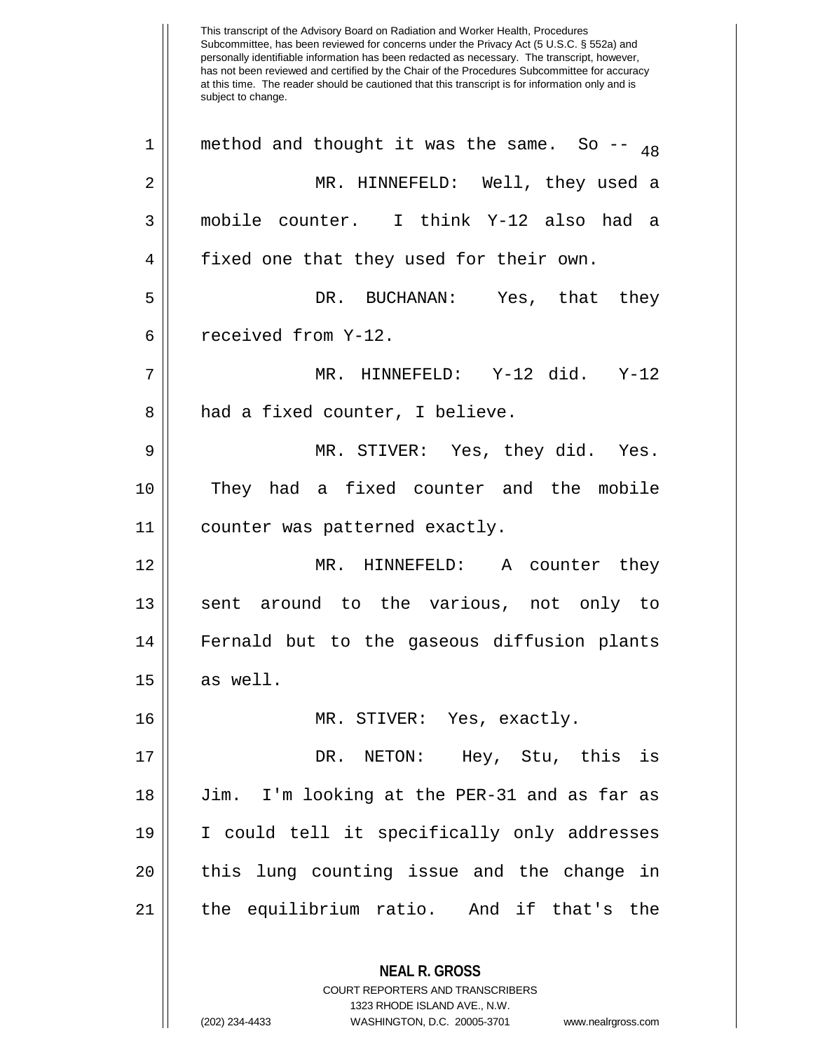This transcript of the Advisory Board on Radiation and Worker Health, Procedures Subcommittee, has been reviewed for concerns under the Privacy Act (5 U.S.C. § 552a) and personally identifiable information has been redacted as necessary. The transcript, however, has not been reviewed and certified by the Chair of the Procedures Subcommittee for accuracy at this time. The reader should be cautioned that this transcript is for information only and is subject to change.

1 method and thought it was the same. So --

2 MR. HINNEFELD: Well, they used a

3 mobile counter. I think Y-12 also had a

4 fixed one that they used for their own.

5 DR. BUCHANAN: Yes, that they

6 received from Y-12.

7 MR. HINNEFELD: Y-12 did. Y-12

8 had a fixed counter, I believe.

9 MR. STIVER: Yes, they did. Yes.

10 They had a fixed counter and the mobile

11 counter was patterned exactly.

12 MR. HINNEFELD: A counter they

13 sent around to the various, not only to

14 Fernald but to the gaseous diffusion plants

15 as well.

16 MR. STIVER: Yes, exactly.

17 DR. NETON: Hey, Stu, this is

18 Jim. I'm looking at the PER-31 and as far as

19 I could tell it specifically only addresses

20 this lung counting issue and the change in

21 the equilibrium ratio. And if that's the

**NEAL R. GROSS**
COURT REPORTERS AND TRANSCRIBERS
1323 RHODE ISLAND AVE., N.W.
(202) 234-4433 WASHINGTON, D.C. 20005-3701 www.nealrgross.com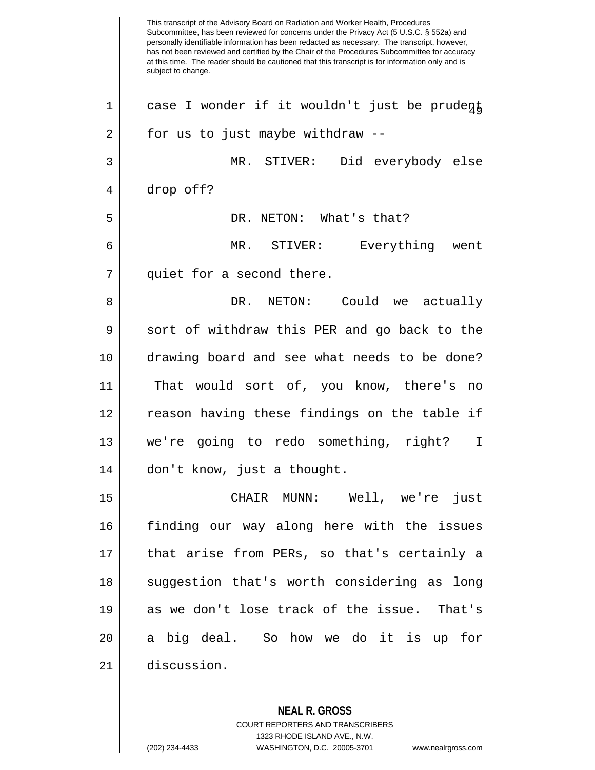case I wonder if it wouldn't just be prudent for us to just maybe withdraw --

MR. STIVER: Did everybody else drop off?

DR. NETON: What's that?

MR. STIVER: Everything went quiet for a second there.

DR. NETON: Could we actually sort of withdraw this PER and go back to the drawing board and see what needs to be done? That would sort of, you know, there's no reason having these findings on the table if we're going to redo something, right? I don't know, just a thought.

CHAIR MUNN: Well, we're just finding our way along here with the issues that arise from PERs, so that's certainly a suggestion that's worth considering as long as we don't lose track of the issue. That's a big deal. So how we do it is up for discussion.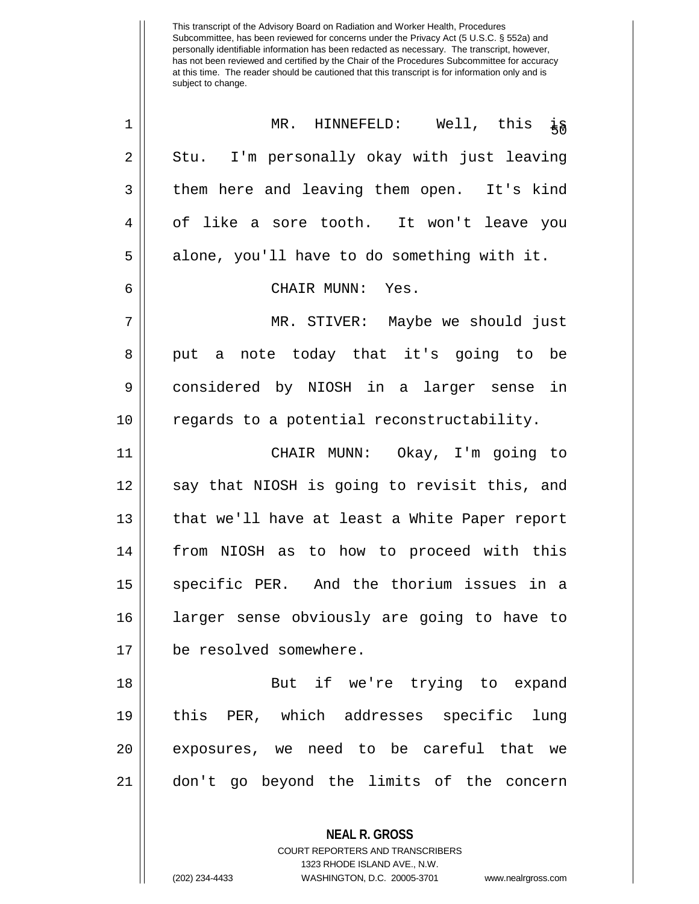This transcript of the Advisory Board on Radiation and Worker Health, Procedures Subcommittee, has been reviewed for concerns under the Privacy Act (5 U.S.C. § 552a) and personally identifiable information has been redacted as necessary. The transcript, however, has not been reviewed and certified by the Chair of the Procedures Subcommittee for accuracy at this time. The reader should be cautioned that this transcript is for information only and is subject to change.

MR. HINNEFELD: Well, this is Stu. I'm personally okay with just leaving them here and leaving them open. It's kind of like a sore tooth. It won't leave you alone, you'll have to do something with it.

CHAIR MUNN: Yes.

MR. STIVER: Maybe we should just put a note today that it's going to be considered by NIOSH in a larger sense in regards to a potential reconstructability.

CHAIR MUNN: Okay, I'm going to say that NIOSH is going to revisit this, and that we'll have at least a White Paper report from NIOSH as to how to proceed with this specific PER. And the thorium issues in a larger sense obviously are going to have to be resolved somewhere.

But if we're trying to expand this PER, which addresses specific lung exposures, we need to be careful that we don't go beyond the limits of the concern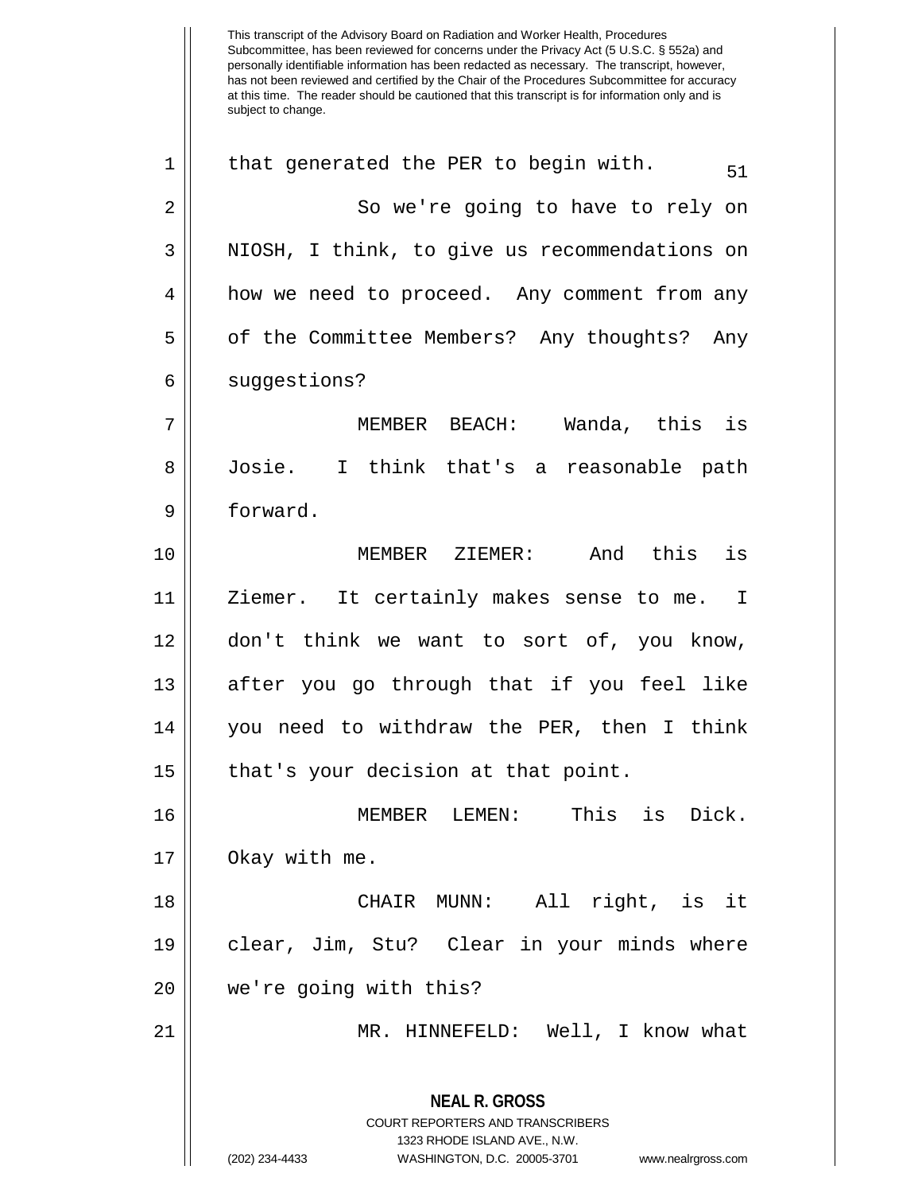that generated the PER to begin with.

So we're going to have to rely on NIOSH, I think, to give us recommendations on how we need to proceed. Any comment from any of the Committee Members? Any thoughts? Any suggestions?

MEMBER BEACH: Wanda, this is Josie. I think that's a reasonable path forward.

MEMBER ZIEMER: And this is Ziemer. It certainly makes sense to me. I don't think we want to sort of, you know, after you go through that if you feel like you need to withdraw the PER, then I think that's your decision at that point.

MEMBER LEMEN: This is Dick. Okay with me.

CHAIR MUNN: All right, is it clear, Jim, Stu? Clear in your minds where we're going with this?

MR. HINNEFELD: Well, I know what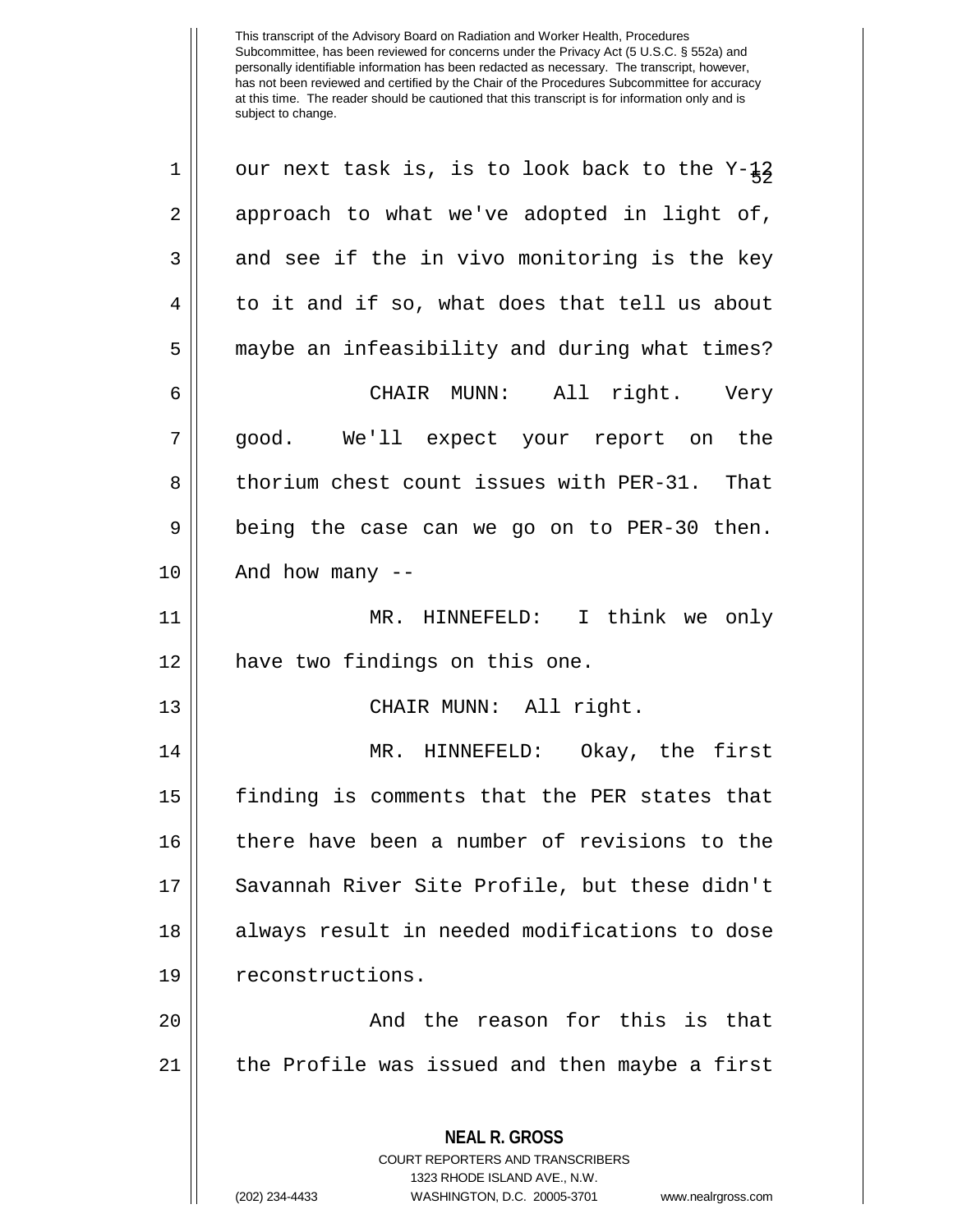our next task is, is to look back to the Y-12 approach to what we've adopted in light of, and see if the in vivo monitoring is the key to it and if so, what does that tell us about maybe an infeasibility and during what times?

CHAIR MUNN: All right. Very good. We'll expect your report on the thorium chest count issues with PER-31. That being the case can we go on to PER-30 then. And how many --

MR. HINNEFELD: I think we only have two findings on this one.

CHAIR MUNN: All right.

MR. HINNEFELD: Okay, the first finding is comments that the PER states that there have been a number of revisions to the Savannah River Site Profile, but these didn't always result in needed modifications to dose reconstructions.

And the reason for this is that the Profile was issued and then maybe a first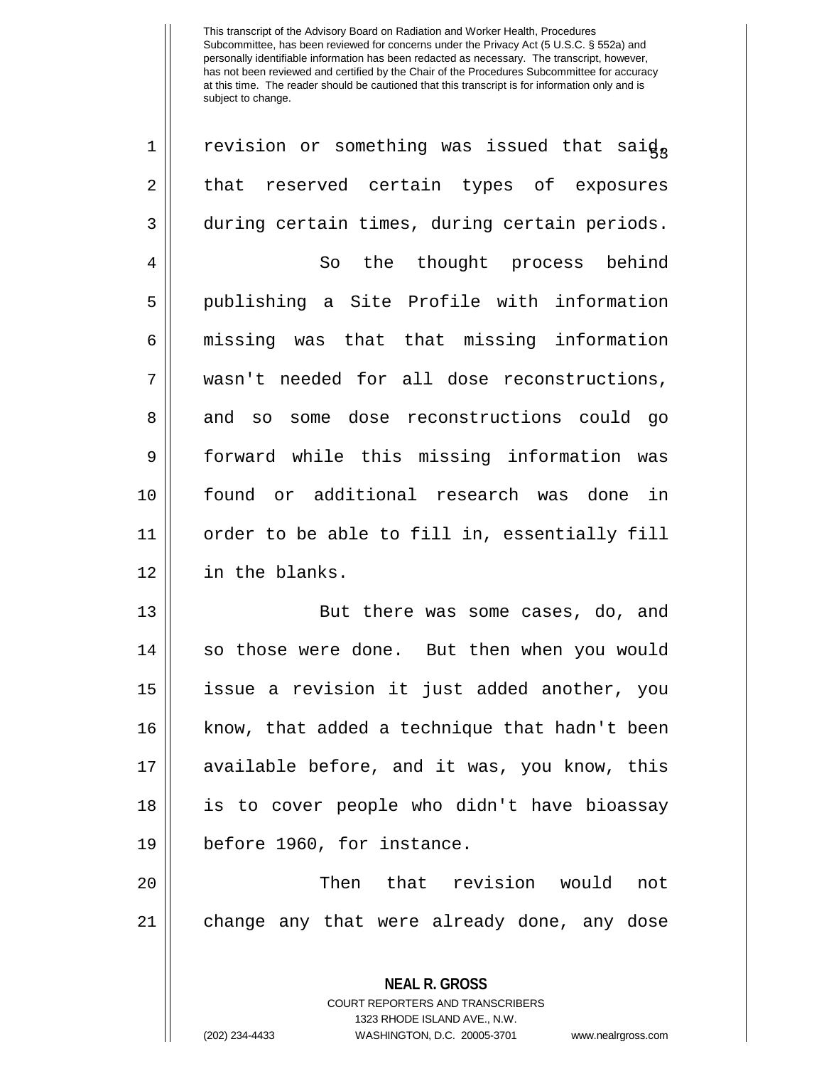revision or something was issued that said, that reserved certain types of exposures during certain times, during certain periods.

So the thought process behind publishing a Site Profile with information missing was that that missing information wasn't needed for all dose reconstructions, and so some dose reconstructions could go forward while this missing information was found or additional research was done in order to be able to fill in, essentially fill in the blanks.

But there was some cases, do, and so those were done. But then when you would issue a revision it just added another, you know, that added a technique that hadn't been available before, and it was, you know, this is to cover people who didn't have bioassay before 1960, for instance.

Then that revision would not change any that were already done, any dose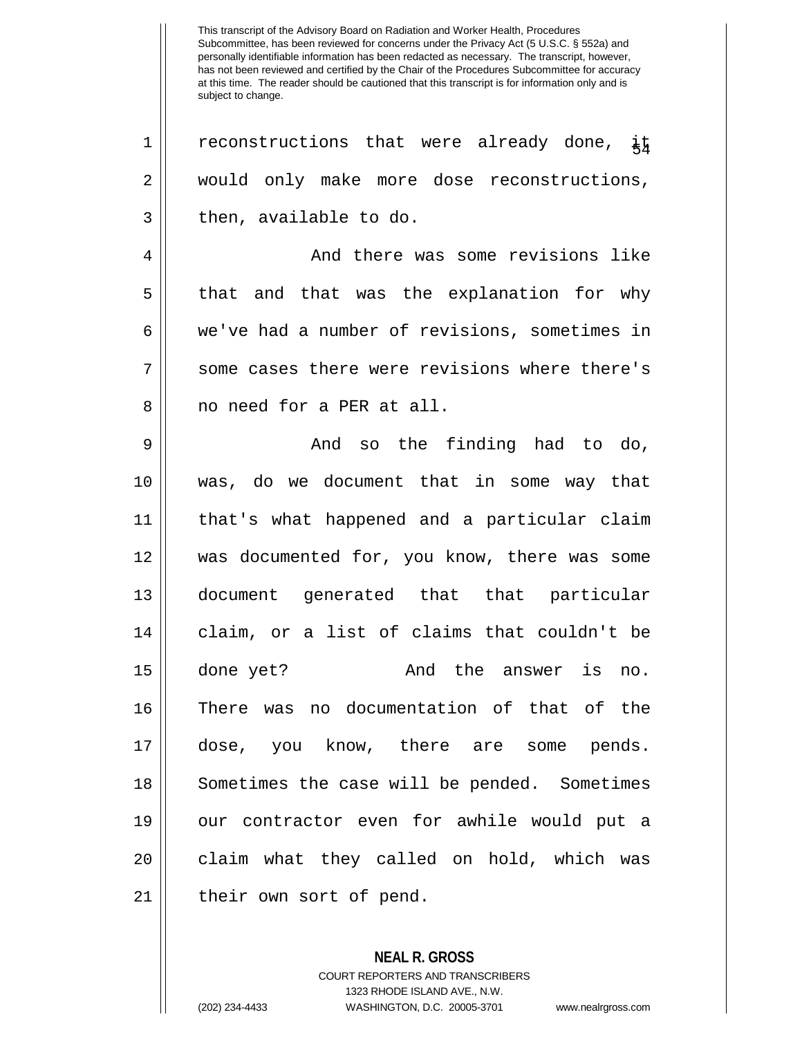This transcript of the Advisory Board on Radiation and Worker Health, Procedures Subcommittee, has been reviewed for concerns under the Privacy Act (5 U.S.C. § 552a) and personally identifiable information has been redacted as necessary. The transcript, however, has not been reviewed and certified by the Chair of the Procedures Subcommittee for accuracy at this time. The reader should be cautioned that this transcript is for information only and is subject to change.

1 reconstructions that were already done, it
2 would only make more dose reconstructions,
3 then, available to do.
4 And there was some revisions like
5 that and that was the explanation for why
6 we've had a number of revisions, sometimes in
7 some cases there were revisions where there's
8 no need for a PER at all.
9 And so the finding had to do,
10 was, do we document that in some way that
11 that's what happened and a particular claim
12 was documented for, you know, there was some
13 document generated that that particular
14 claim, or a list of claims that couldn't be
15 done yet? And the answer is no.
16 There was no documentation of that of the
17 dose, you know, there are some pends.
18 Sometimes the case will be pended. Sometimes
19 our contractor even for awhile would put a
20 claim what they called on hold, which was
21 their own sort of pend.

**NEAL R. GROSS**
COURT REPORTERS AND TRANSCRIBERS
1323 RHODE ISLAND AVE., N.W.
(202) 234-4433 WASHINGTON, D.C. 20005-3701 www.nealrgross.com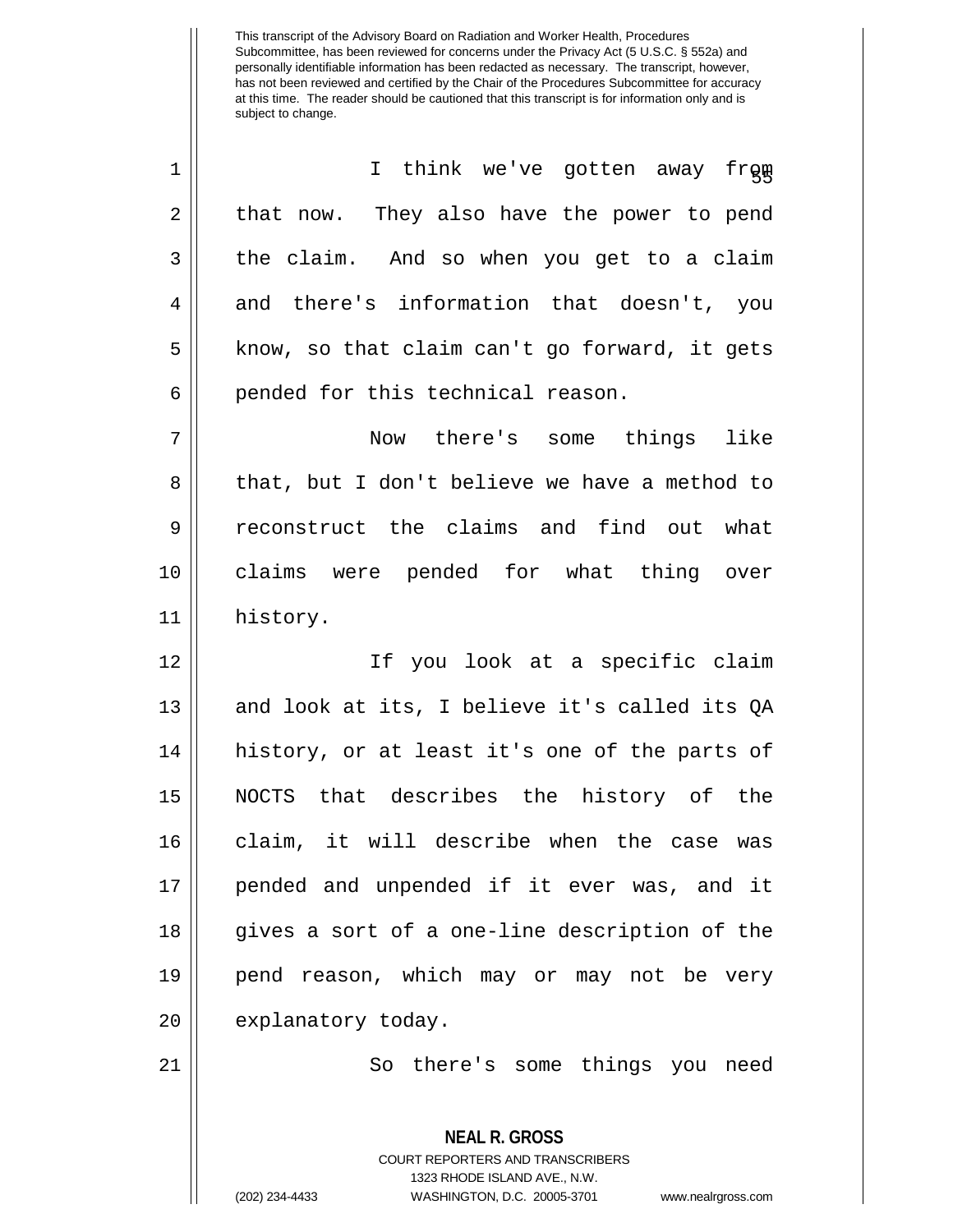I think we've gotten away from that now. They also have the power to pend the claim. And so when you get to a claim and there's information that doesn't, you know, so that claim can't go forward, it gets pended for this technical reason.

Now there's some things like that, but I don't believe we have a method to reconstruct the claims and find out what claims were pended for what thing over history.

If you look at a specific claim and look at its, I believe it's called its QA history, or at least it's one of the parts of NOCTS that describes the history of the claim, it will describe when the case was pended and unpended if it ever was, and it gives a sort of a one-line description of the pend reason, which may or may not be very explanatory today.

So there's some things you need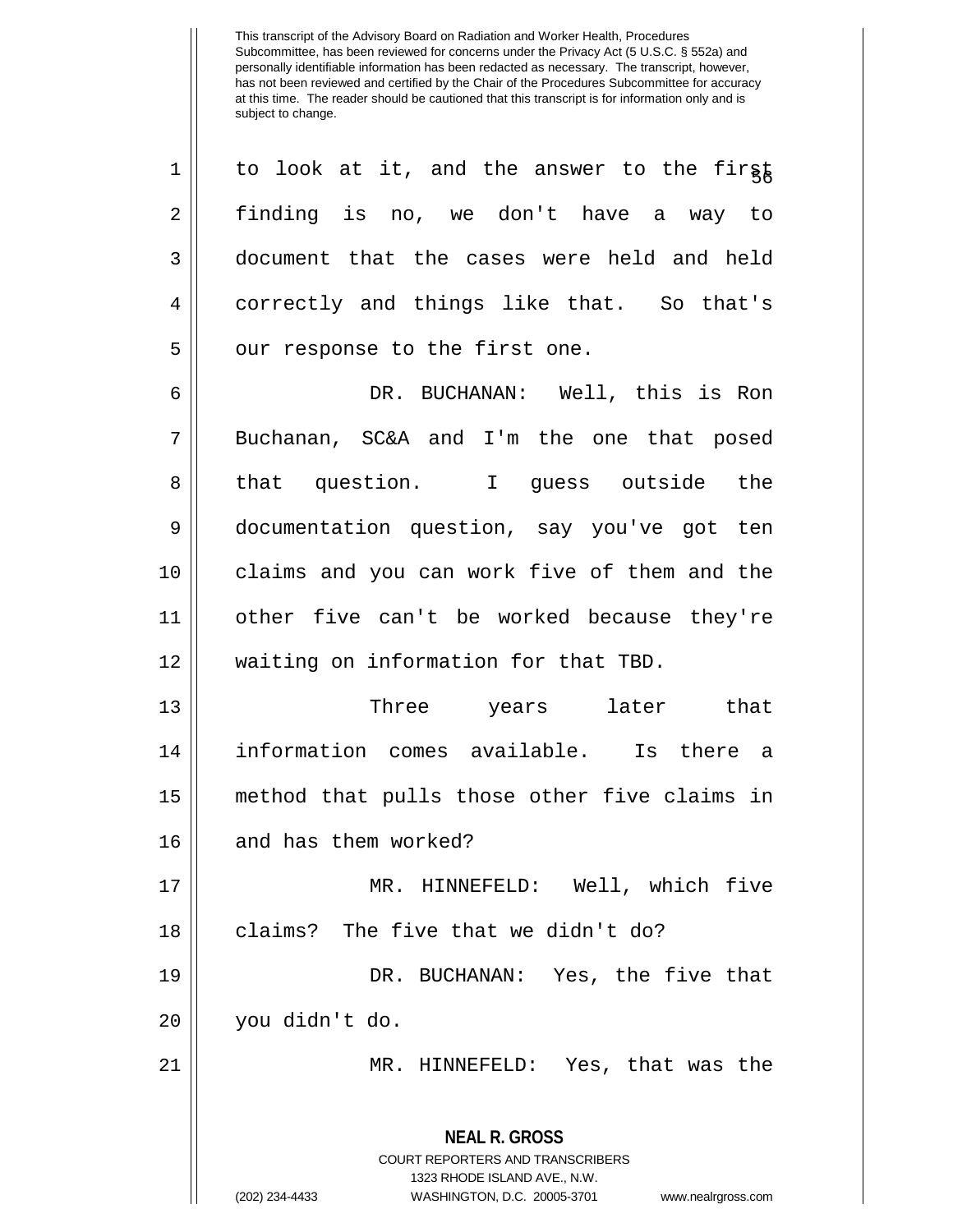This transcript of the Advisory Board on Radiation and Worker Health, Procedures Subcommittee, has been reviewed for concerns under the Privacy Act (5 U.S.C. § 552a) and personally identifiable information has been redacted as necessary. The transcript, however, has not been reviewed and certified by the Chair of the Procedures Subcommittee for accuracy at this time. The reader should be cautioned that this transcript is for information only and is subject to change.

to look at it, and the answer to the first finding is no, we don't have a way to document that the cases were held and held correctly and things like that. So that's our response to the first one.

DR. BUCHANAN: Well, this is Ron Buchanan, SC&A and I'm the one that posed that question. I guess outside the documentation question, say you've got ten claims and you can work five of them and the other five can't be worked because they're waiting on information for that TBD.

Three years later that information comes available. Is there a method that pulls those other five claims in and has them worked?

MR. HINNEFELD: Well, which five claims? The five that we didn't do?

DR. BUCHANAN: Yes, the five that you didn't do.

MR. HINNEFELD: Yes, that was the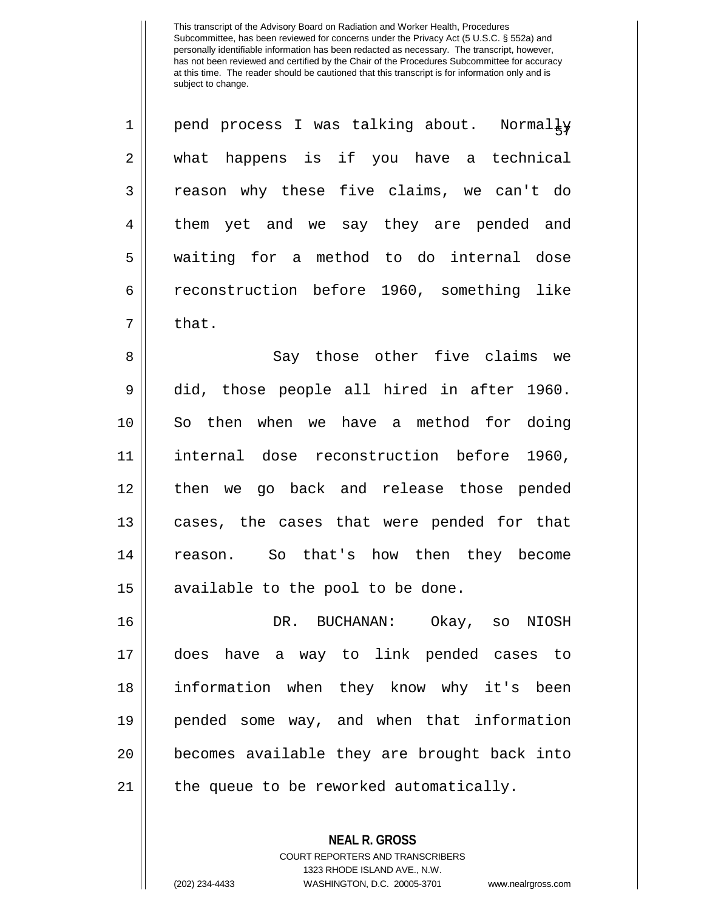pend process I was talking about. Normally what happens is if you have a technical reason why these five claims, we can't do them yet and we say they are pended and waiting for a method to do internal dose reconstruction before 1960, something like that.

Say those other five claims we did, those people all hired in after 1960. So then when we have a method for doing internal dose reconstruction before 1960, then we go back and release those pended cases, the cases that were pended for that reason. So that's how then they become available to the pool to be done.

DR. BUCHANAN: Okay, so NIOSH does have a way to link pended cases to information when they know why it's been pended some way, and when that information becomes available they are brought back into the queue to be reworked automatically.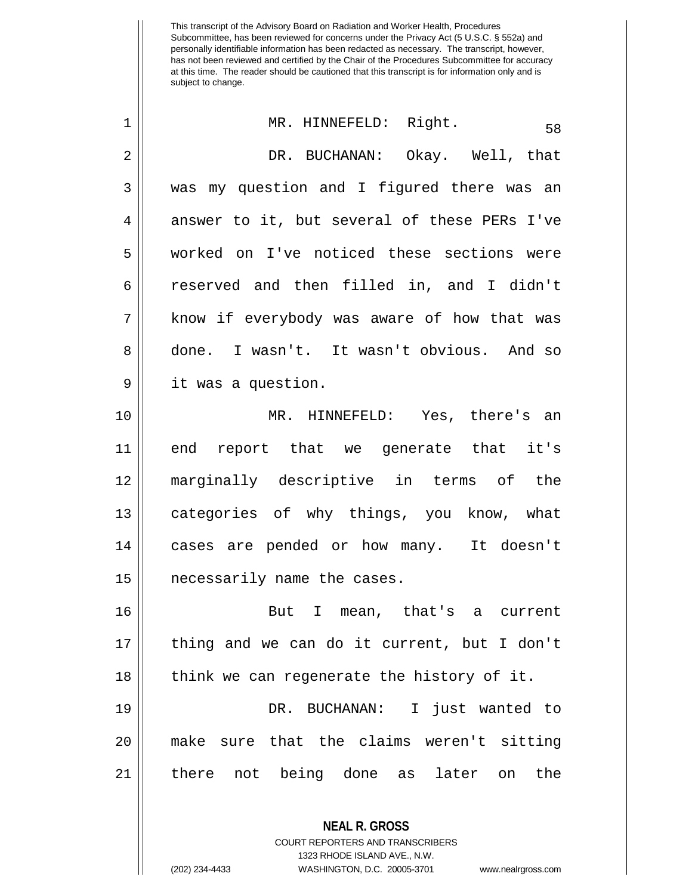This transcript of the Advisory Board on Radiation and Worker Health, Procedures Subcommittee, has been reviewed for concerns under the Privacy Act (5 U.S.C. § 552a) and personally identifiable information has been redacted as necessary. The transcript, however, has not been reviewed and certified by the Chair of the Procedures Subcommittee for accuracy at this time. The reader should be cautioned that this transcript is for information only and is subject to change.

MR. HINNEFELD: Right.

DR. BUCHANAN: Okay. Well, that was my question and I figured there was an answer to it, but several of these PERs I've worked on I've noticed these sections were reserved and then filled in, and I didn't know if everybody was aware of how that was done. I wasn't. It wasn't obvious. And so it was a question.

MR. HINNEFELD: Yes, there's an end report that we generate that it's marginally descriptive in terms of the categories of why things, you know, what cases are pended or how many. It doesn't necessarily name the cases.

But I mean, that's a current thing and we can do it current, but I don't think we can regenerate the history of it.

DR. BUCHANAN: I just wanted to make sure that the claims weren't sitting there not being done as later on the

**NEAL R. GROSS**
COURT REPORTERS AND TRANSCRIBERS
1323 RHODE ISLAND AVE., N.W.
(202) 234-4433 WASHINGTON, D.C. 20005-3701 www.nealrgross.com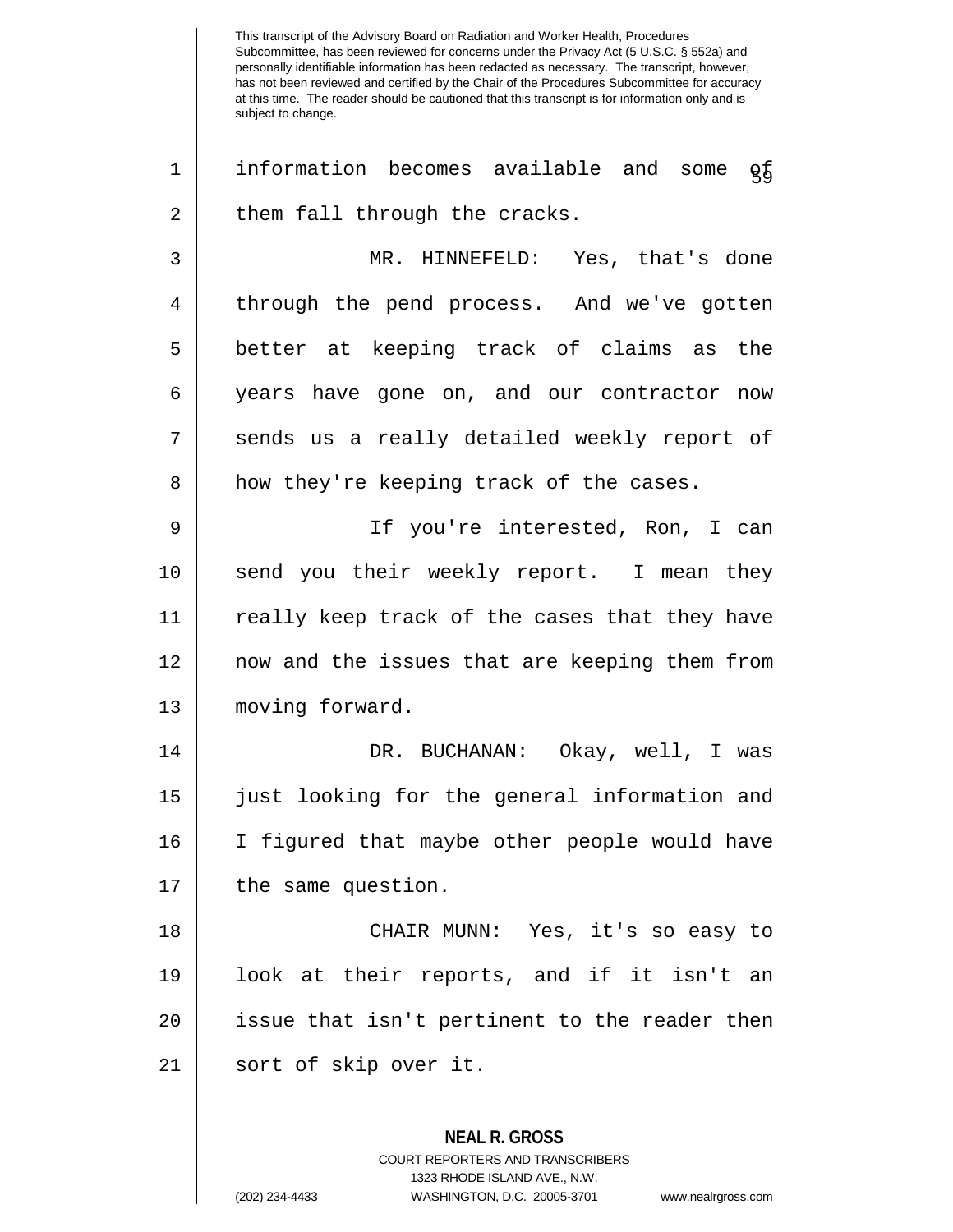information becomes available and some of them fall through the cracks.

MR. HINNEFELD: Yes, that's done through the pend process. And we've gotten better at keeping track of claims as the years have gone on, and our contractor now sends us a really detailed weekly report of how they're keeping track of the cases.

If you're interested, Ron, I can send you their weekly report. I mean they really keep track of the cases that they have now and the issues that are keeping them from moving forward.

DR. BUCHANAN: Okay, well, I was just looking for the general information and I figured that maybe other people would have the same question.

CHAIR MUNN: Yes, it's so easy to look at their reports, and if it isn't an issue that isn't pertinent to the reader then sort of skip over it.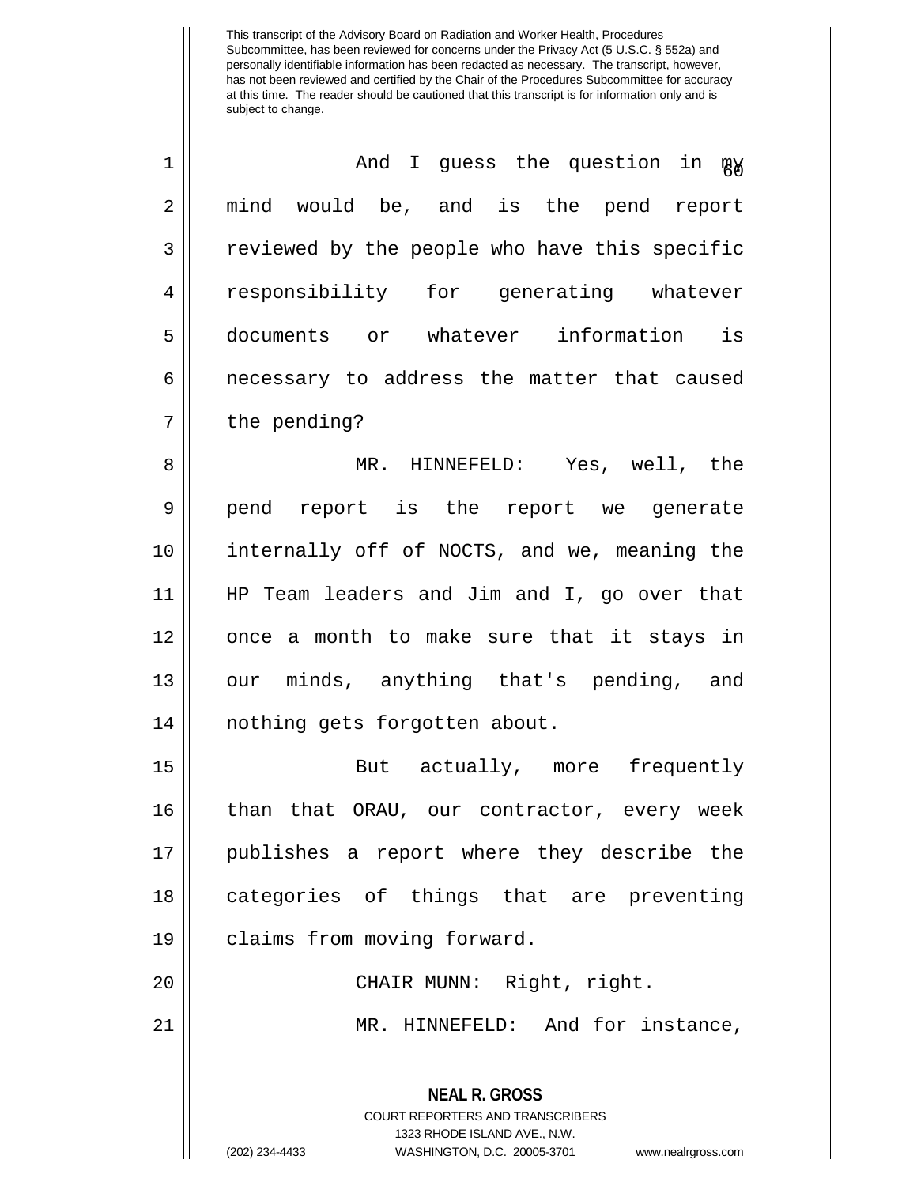This transcript of the Advisory Board on Radiation and Worker Health, Procedures Subcommittee, has been reviewed for concerns under the Privacy Act (5 U.S.C. § 552a) and personally identifiable information has been redacted as necessary. The transcript, however, has not been reviewed and certified by the Chair of the Procedures Subcommittee for accuracy at this time. The reader should be cautioned that this transcript is for information only and is subject to change.

And I guess the question in my mind would be, and is the pend report reviewed by the people who have this specific responsibility for generating whatever documents or whatever information is necessary to address the matter that caused the pending?

MR. HINNEFELD: Yes, well, the pend report is the report we generate internally off of NOCTS, and we, meaning the HP Team leaders and Jim and I, go over that once a month to make sure that it stays in our minds, anything that's pending, and nothing gets forgotten about.

But actually, more frequently than that ORAU, our contractor, every week publishes a report where they describe the categories of things that are preventing claims from moving forward.

CHAIR MUNN: Right, right.

MR. HINNEFELD: And for instance,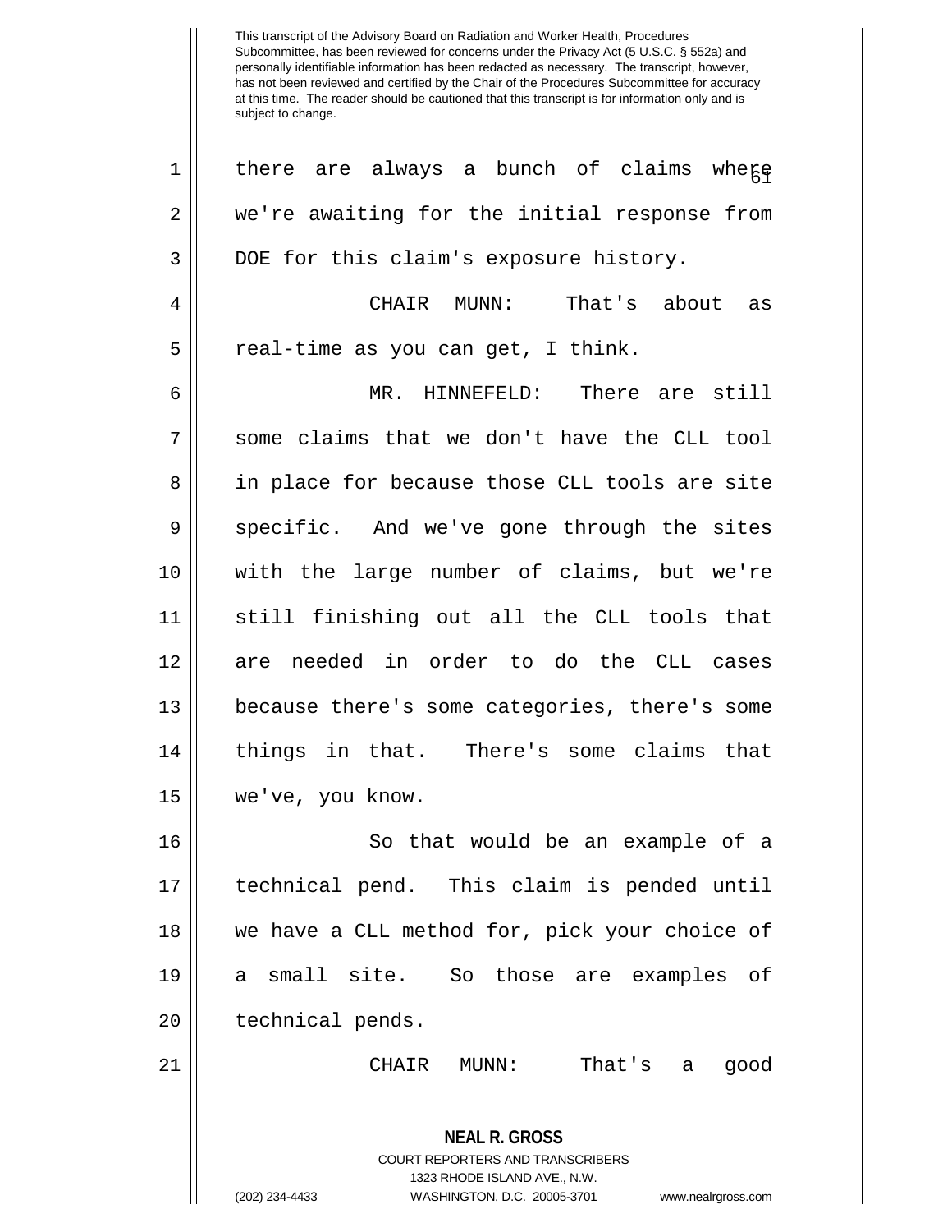This transcript of the Advisory Board on Radiation and Worker Health, Procedures Subcommittee, has been reviewed for concerns under the Privacy Act (5 U.S.C. § 552a) and personally identifiable information has been redacted as necessary. The transcript, however, has not been reviewed and certified by the Chair of the Procedures Subcommittee for accuracy at this time. The reader should be cautioned that this transcript is for information only and is subject to change.

1 there are always a bunch of claims where
2 we're awaiting for the initial response from
3 DOE for this claim's exposure history.
4 CHAIR MUNN: That's about as
5 real-time as you can get, I think.
6 MR. HINNEFELD: There are still
7 some claims that we don't have the CLL tool
8 in place for because those CLL tools are site
9 specific. And we've gone through the sites
10 with the large number of claims, but we're
11 still finishing out all the CLL tools that
12 are needed in order to do the CLL cases
13 because there's some categories, there's some
14 things in that. There's some claims that
15 we've, you know.
16 So that would be an example of a
17 technical pend. This claim is pended until
18 we have a CLL method for, pick your choice of
19 a small site. So those are examples of
20 technical pends.
21 CHAIR MUNN: That's a good

**NEAL R. GROSS**
COURT REPORTERS AND TRANSCRIBERS
1323 RHODE ISLAND AVE., N.W.
(202) 234-4433 WASHINGTON, D.C. 20005-3701 www.nealrgross.com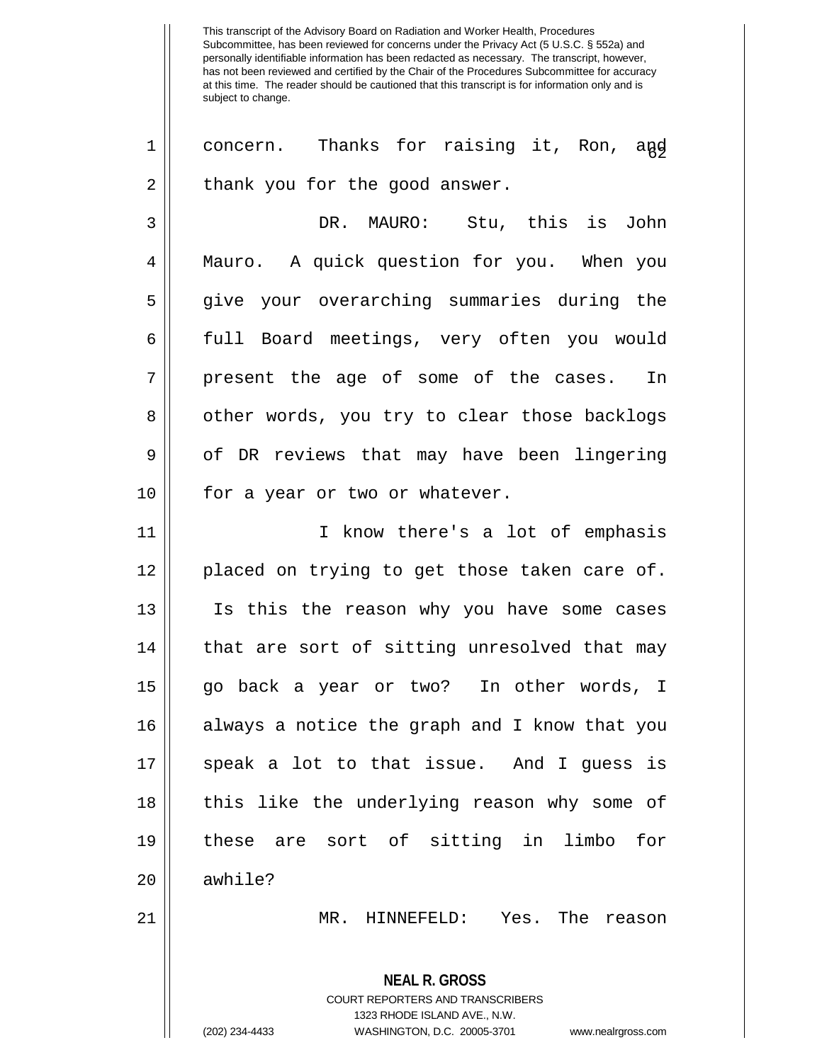concern. Thanks for raising it, Ron, and thank you for the good answer.

DR. MAURO: Stu, this is John Mauro. A quick question for you. When you give your overarching summaries during the full Board meetings, very often you would present the age of some of the cases. In other words, you try to clear those backlogs of DR reviews that may have been lingering for a year or two or whatever.

I know there's a lot of emphasis placed on trying to get those taken care of. Is this the reason why you have some cases that are sort of sitting unresolved that may go back a year or two? In other words, I always a notice the graph and I know that you speak a lot to that issue. And I guess is this like the underlying reason why some of these are sort of sitting in limbo for awhile?

MR. HINNEFELD: Yes. The reason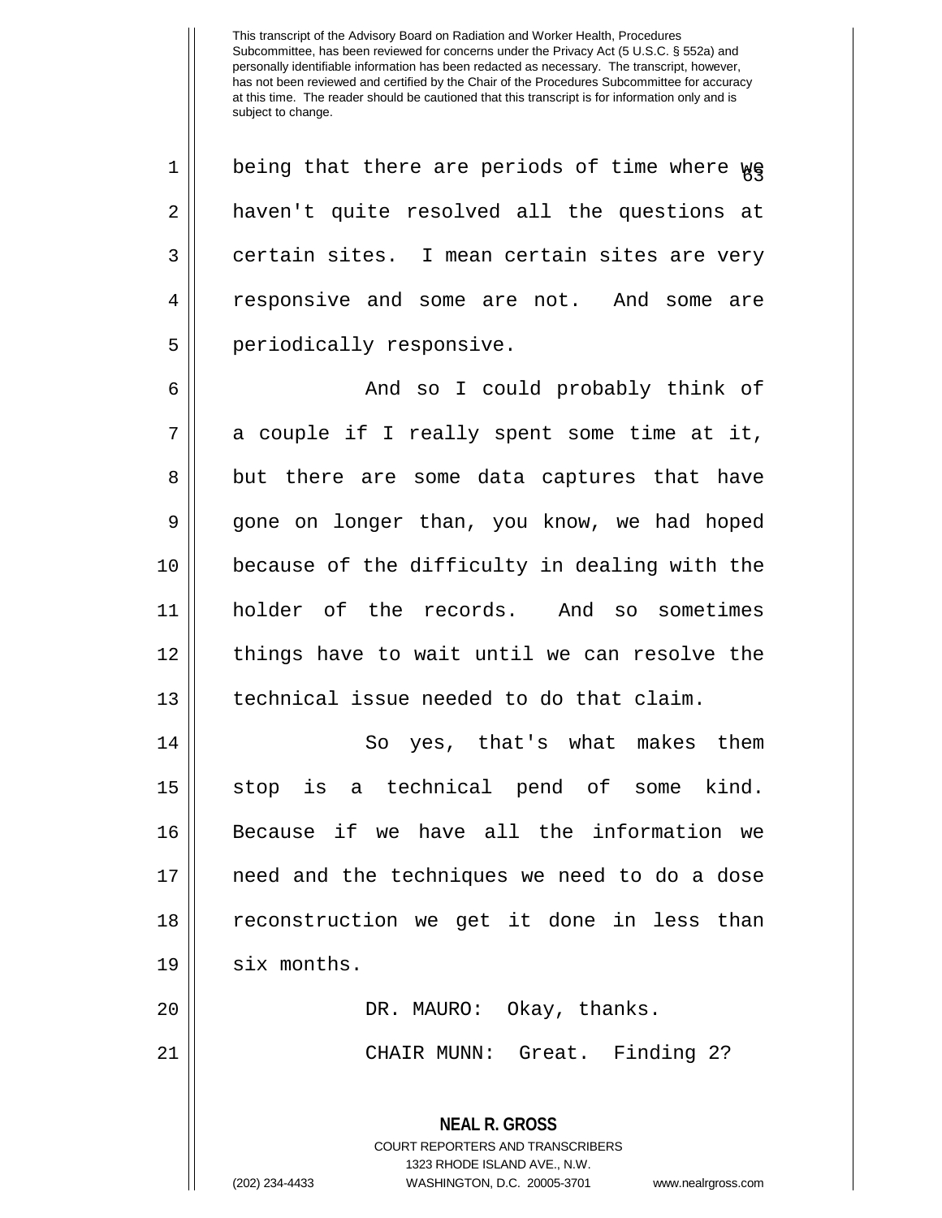being that there are periods of time where we haven't quite resolved all the questions at certain sites. I mean certain sites are very responsive and some are not. And some are periodically responsive.

And so I could probably think of a couple if I really spent some time at it, but there are some data captures that have gone on longer than, you know, we had hoped because of the difficulty in dealing with the holder of the records. And so sometimes things have to wait until we can resolve the technical issue needed to do that claim.

So yes, that's what makes them stop is a technical pend of some kind. Because if we have all the information we need and the techniques we need to do a dose reconstruction we get it done in less than six months.

DR. MAURO: Okay, thanks.

CHAIR MUNN: Great. Finding 2?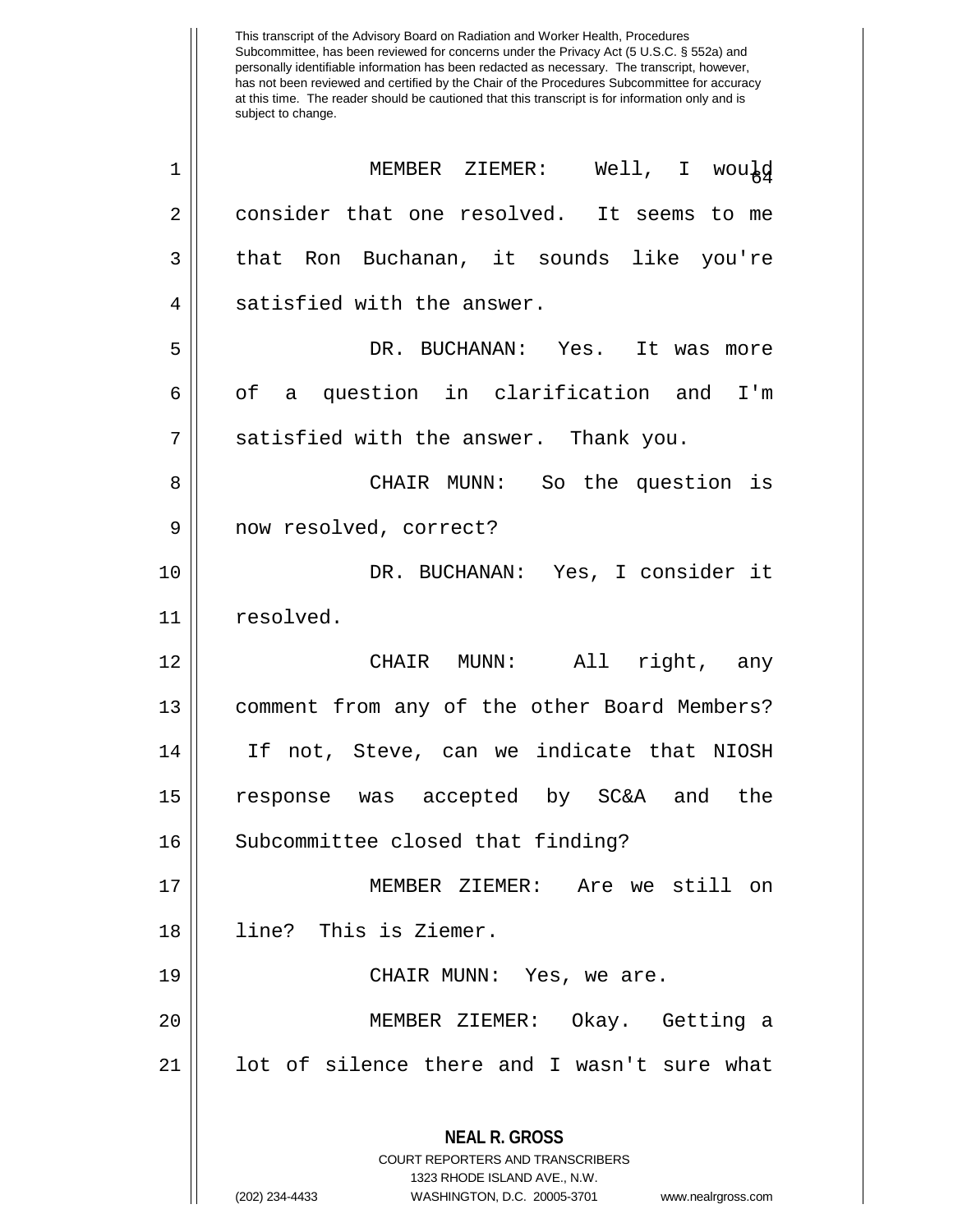MEMBER ZIEMER: Well, I would consider that one resolved. It seems to me that Ron Buchanan, it sounds like you're satisfied with the answer.

DR. BUCHANAN: Yes. It was more of a question in clarification and I'm satisfied with the answer. Thank you.

CHAIR MUNN: So the question is now resolved, correct?

DR. BUCHANAN: Yes, I consider it resolved.

CHAIR MUNN: All right, any comment from any of the other Board Members? If not, Steve, can we indicate that NIOSH response was accepted by SC&A and the Subcommittee closed that finding?

MEMBER ZIEMER: Are we still on line? This is Ziemer.

CHAIR MUNN: Yes, we are.

MEMBER ZIEMER: Okay. Getting a lot of silence there and I wasn't sure what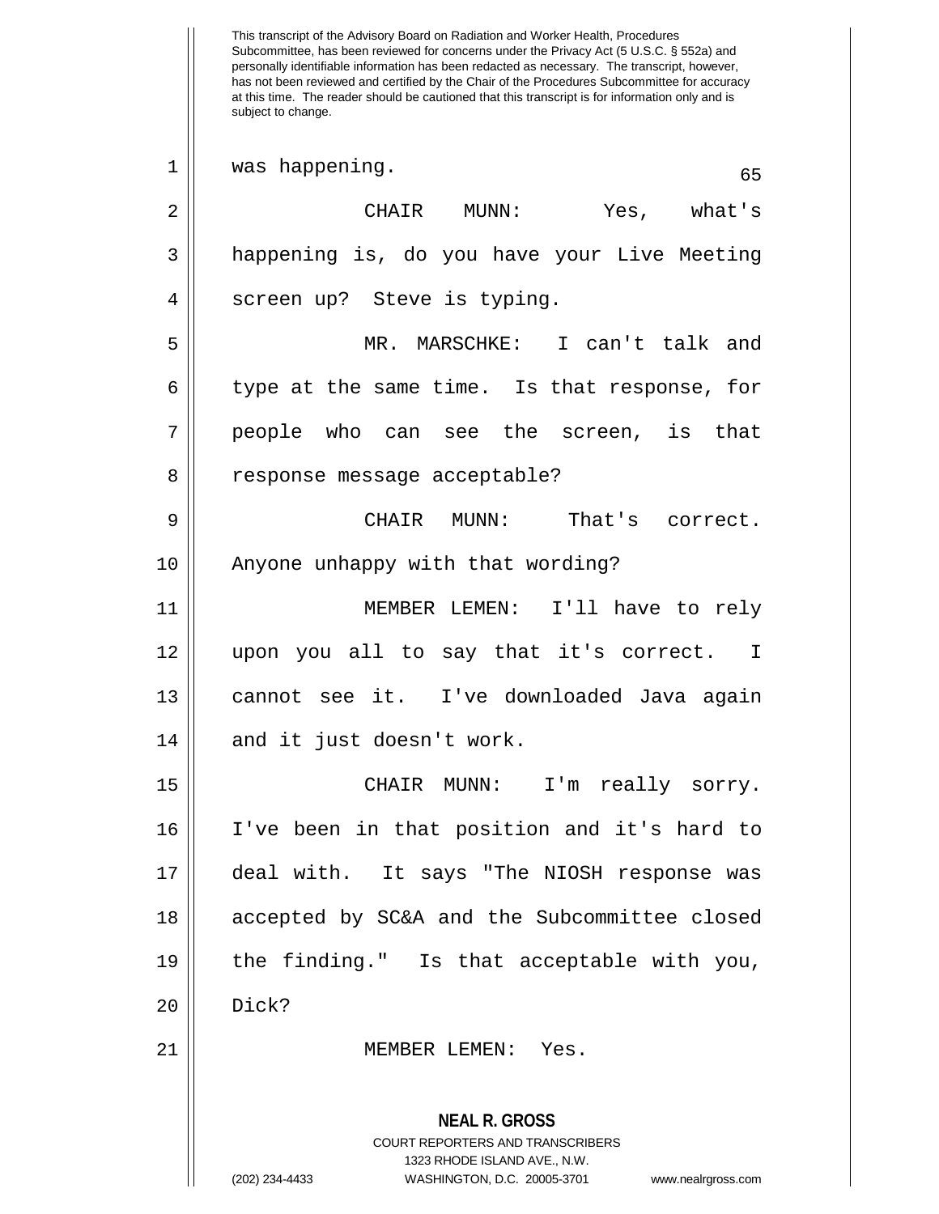was happening.

CHAIR MUNN: Yes, what's happening is, do you have your Live Meeting screen up? Steve is typing.

MR. MARSCHKE: I can't talk and type at the same time. Is that response, for people who can see the screen, is that response message acceptable?

CHAIR MUNN: That's correct. Anyone unhappy with that wording?

MEMBER LEMEN: I'll have to rely upon you all to say that it's correct. I cannot see it. I've downloaded Java again and it just doesn't work.

CHAIR MUNN: I'm really sorry. I've been in that position and it's hard to deal with. It says "The NIOSH response was accepted by SC&A and the Subcommittee closed the finding." Is that acceptable with you, Dick?

MEMBER LEMEN: Yes.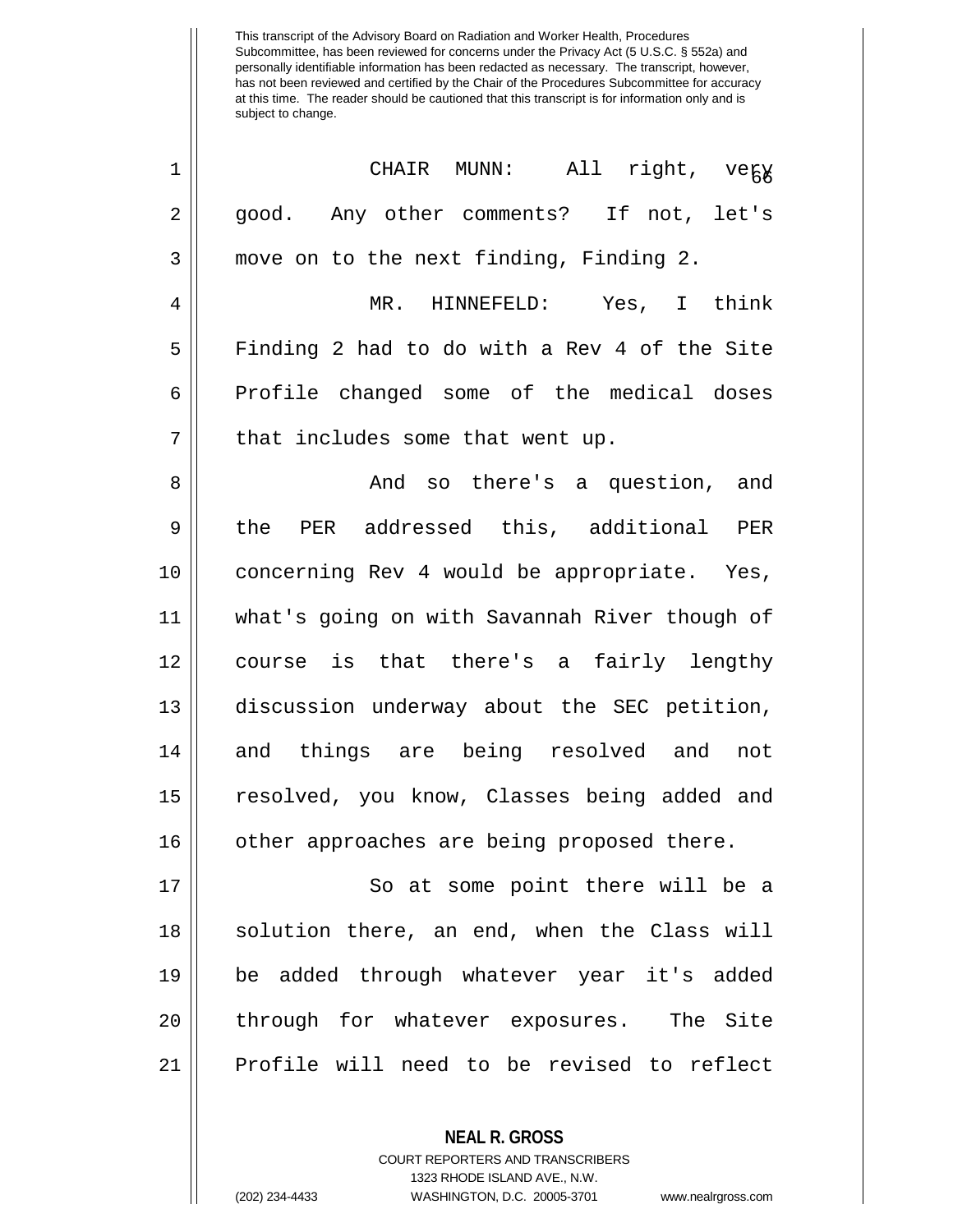CHAIR MUNN: All right, very good. Any other comments? If not, let's move on to the next finding, Finding 2.

MR. HINNEFELD: Yes, I think Finding 2 had to do with a Rev 4 of the Site Profile changed some of the medical doses that includes some that went up.

And so there's a question, and the PER addressed this, additional PER concerning Rev 4 would be appropriate. Yes, what's going on with Savannah River though of course is that there's a fairly lengthy discussion underway about the SEC petition, and things are being resolved and not resolved, you know, Classes being added and other approaches are being proposed there.

So at some point there will be a solution there, an end, when the Class will be added through whatever year it's added through for whatever exposures. The Site Profile will need to be revised to reflect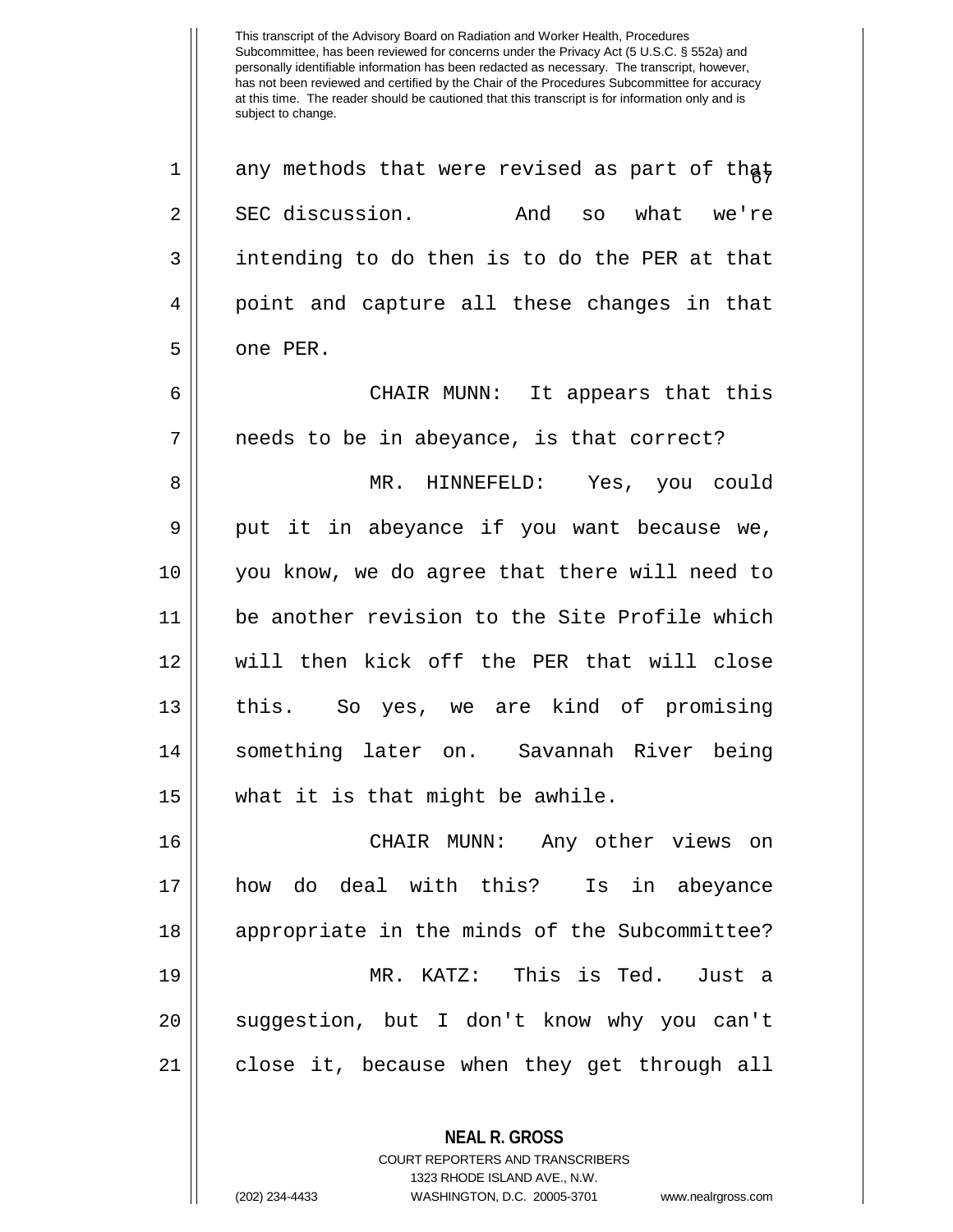any methods that were revised as part of that SEC discussion. And so what we're intending to do then is to do the PER at that point and capture all these changes in that one PER.

CHAIR MUNN: It appears that this needs to be in abeyance, is that correct?

MR. HINNEFELD: Yes, you could put it in abeyance if you want because we, you know, we do agree that there will need to be another revision to the Site Profile which will then kick off the PER that will close this. So yes, we are kind of promising something later on. Savannah River being what it is that might be awhile.

CHAIR MUNN: Any other views on how do deal with this? Is in abeyance appropriate in the minds of the Subcommittee?

MR. KATZ: This is Ted. Just a suggestion, but I don't know why you can't close it, because when they get through all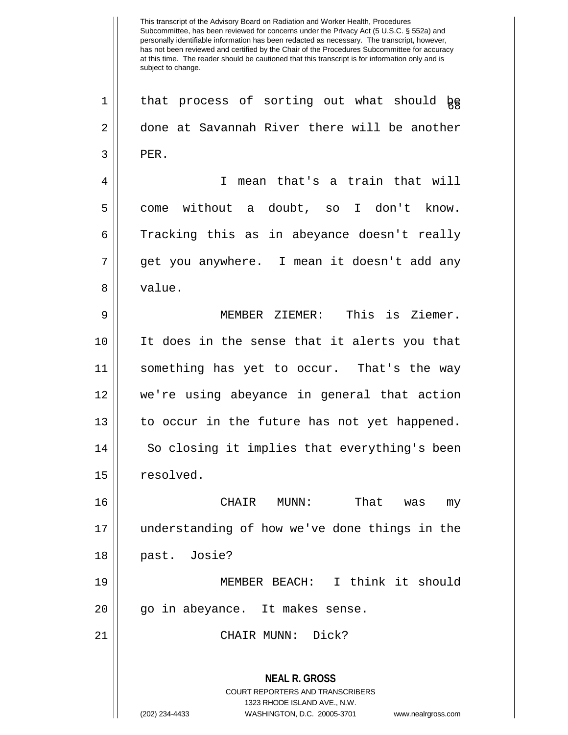that process of sorting out what should be done at Savannah River there will be another PER.

I mean that's a train that will come without a doubt, so I don't know. Tracking this as in abeyance doesn't really get you anywhere. I mean it doesn't add any value.

MEMBER ZIEMER: This is Ziemer. It does in the sense that it alerts you that something has yet to occur. That's the way we're using abeyance in general that action to occur in the future has not yet happened. So closing it implies that everything's been resolved.

CHAIR MUNN: That was my understanding of how we've done things in the past. Josie?

MEMBER BEACH: I think it should go in abeyance. It makes sense.

CHAIR MUNN: Dick?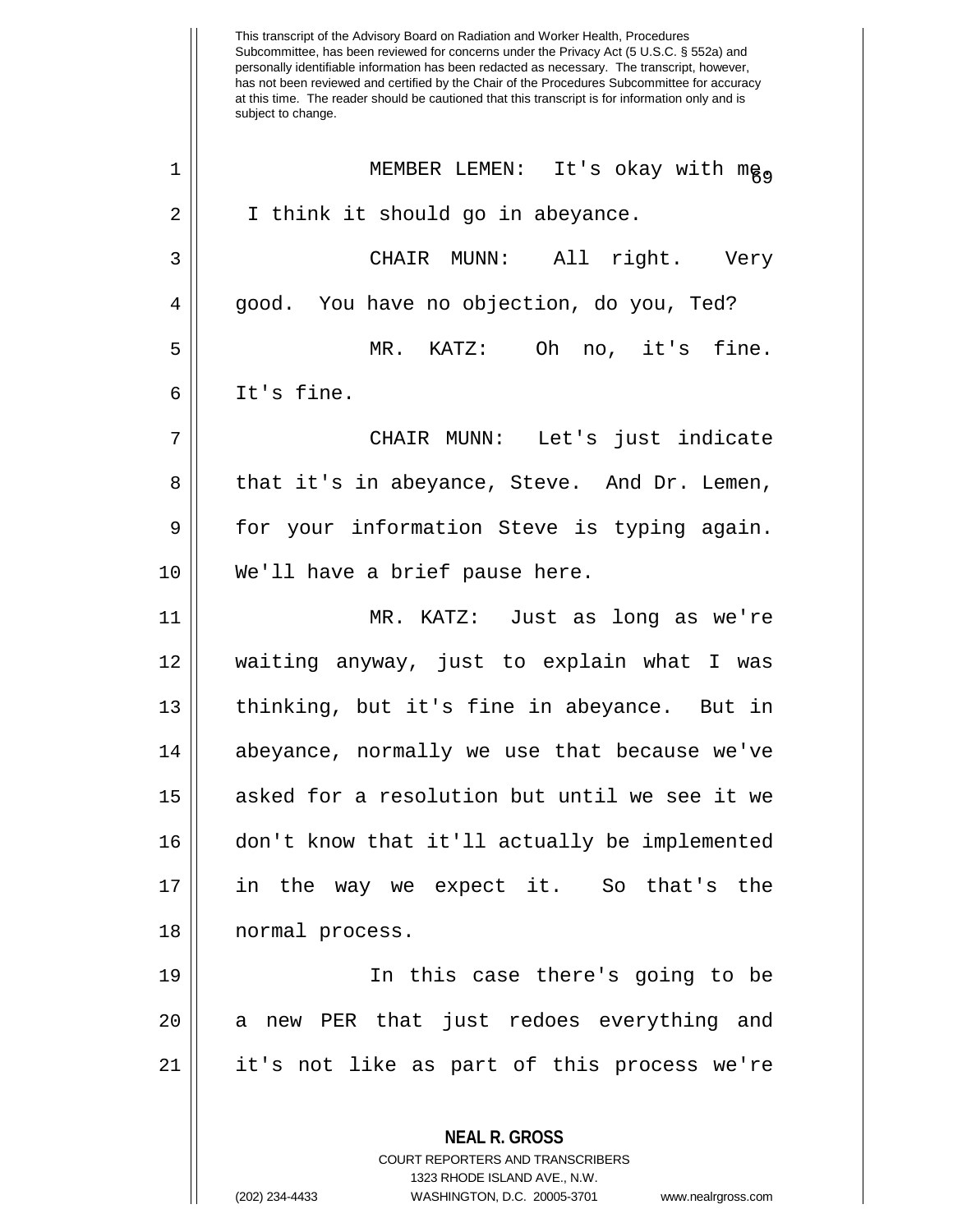This transcript of the Advisory Board on Radiation and Worker Health, Procedures Subcommittee, has been reviewed for concerns under the Privacy Act (5 U.S.C. § 552a) and personally identifiable information has been redacted as necessary. The transcript, however, has not been reviewed and certified by the Chair of the Procedures Subcommittee for accuracy at this time. The reader should be cautioned that this transcript is for information only and is subject to change.

1 MEMBER LEMEN: It's okay with me.
2 I think it should go in abeyance.
3 CHAIR MUNN: All right. Very
4 good. You have no objection, do you, Ted?
5 MR. KATZ: Oh no, it's fine.
6 It's fine.
7 CHAIR MUNN: Let's just indicate
8 that it's in abeyance, Steve. And Dr. Lemen,
9 for your information Steve is typing again.
10 We'll have a brief pause here.
11 MR. KATZ: Just as long as we're
12 waiting anyway, just to explain what I was
13 thinking, but it's fine in abeyance. But in
14 abeyance, normally we use that because we've
15 asked for a resolution but until we see it we
16 don't know that it'll actually be implemented
17 in the way we expect it. So that's the
18 normal process.
19 In this case there's going to be
20 a new PER that just redoes everything and
21 it's not like as part of this process we're

**NEAL R. GROSS**
COURT REPORTERS AND TRANSCRIBERS
1323 RHODE ISLAND AVE., N.W.
(202) 234-4433 WASHINGTON, D.C. 20005-3701 www.nealrgross.com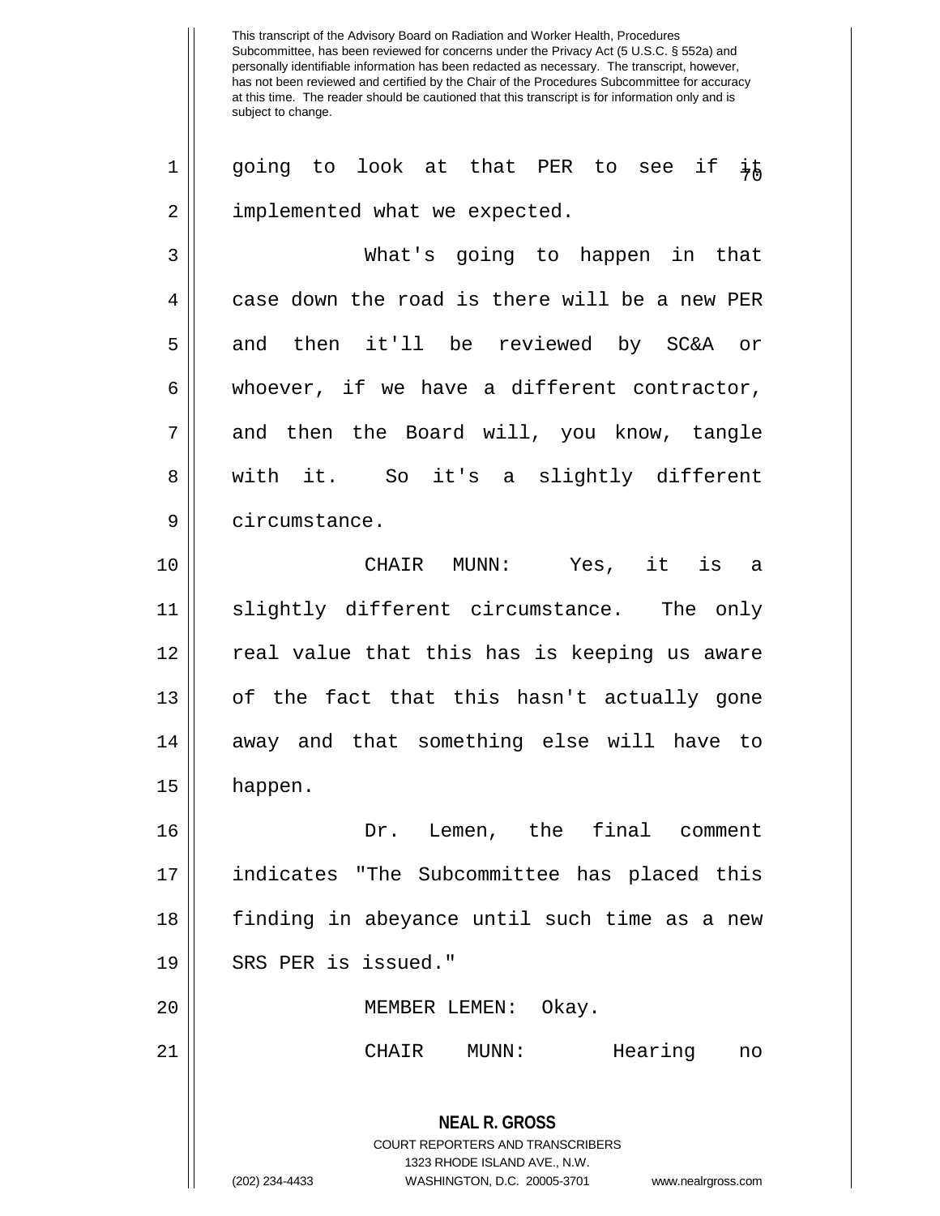going to look at that PER to see if it implemented what we expected.

What's going to happen in that case down the road is there will be a new PER and then it'll be reviewed by SC&A or whoever, if we have a different contractor, and then the Board will, you know, tangle with it. So it's a slightly different circumstance.

CHAIR MUNN: Yes, it is a slightly different circumstance. The only real value that this has is keeping us aware of the fact that this hasn't actually gone away and that something else will have to happen.

Dr. Lemen, the final comment indicates "The Subcommittee has placed this finding in abeyance until such time as a new SRS PER is issued."

MEMBER LEMEN: Okay.

CHAIR MUNN: Hearing no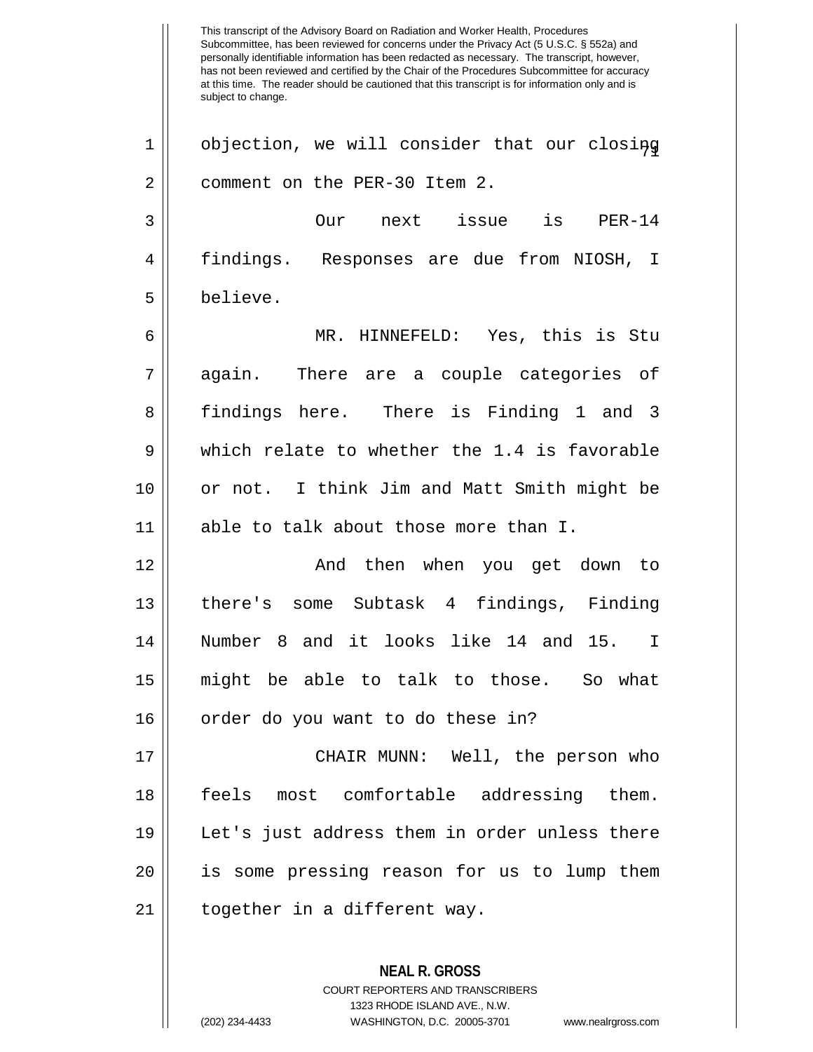This transcript of the Advisory Board on Radiation and Worker Health, Procedures Subcommittee, has been reviewed for concerns under the Privacy Act (5 U.S.C. § 552a) and personally identifiable information has been redacted as necessary. The transcript, however, has not been reviewed and certified by the Chair of the Procedures Subcommittee for accuracy at this time. The reader should be cautioned that this transcript is for information only and is subject to change.

objection, we will consider that our closing comment on the PER-30 Item 2.

Our next issue is PER-14 findings. Responses are due from NIOSH, I believe.

MR. HINNEFELD: Yes, this is Stu again. There are a couple categories of findings here. There is Finding 1 and 3 which relate to whether the 1.4 is favorable or not. I think Jim and Matt Smith might be able to talk about those more than I.

And then when you get down to there's some Subtask 4 findings, Finding Number 8 and it looks like 14 and 15. I might be able to talk to those. So what order do you want to do these in?

CHAIR MUNN: Well, the person who feels most comfortable addressing them. Let's just address them in order unless there is some pressing reason for us to lump them together in a different way.

**NEAL R. GROSS**
COURT REPORTERS AND TRANSCRIBERS
1323 RHODE ISLAND AVE., N.W.
(202) 234-4433 WASHINGTON, D.C. 20005-3701 www.nealrgross.com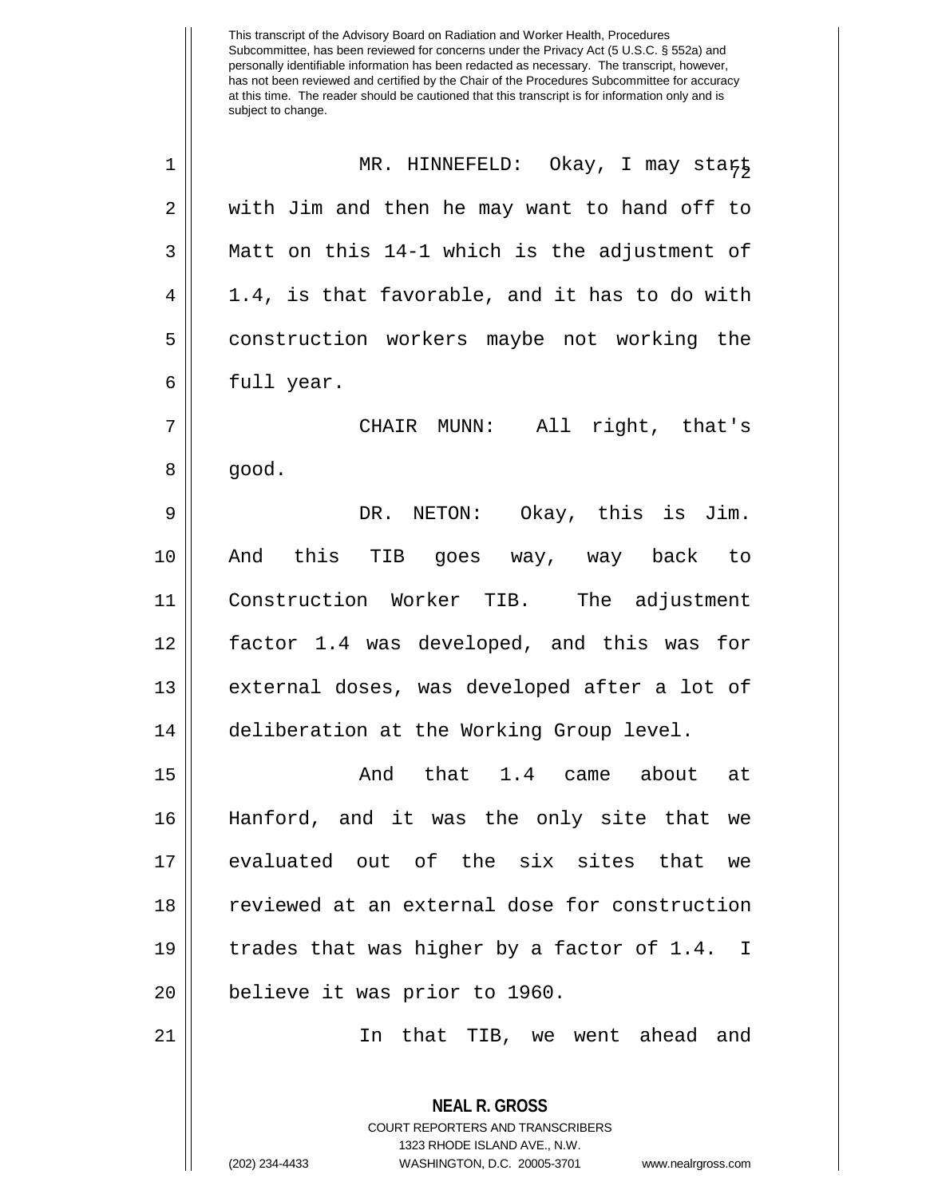MR. HINNEFELD: Okay, I may start with Jim and then he may want to hand off to Matt on this 14-1 which is the adjustment of 1.4, is that favorable, and it has to do with construction workers maybe not working the full year.

CHAIR MUNN: All right, that's good.

DR. NETON: Okay, this is Jim. And this TIB goes way, way back to Construction Worker TIB. The adjustment factor 1.4 was developed, and this was for external doses, was developed after a lot of deliberation at the Working Group level.

And that 1.4 came about at Hanford, and it was the only site that we evaluated out of the six sites that we reviewed at an external dose for construction trades that was higher by a factor of 1.4. I believe it was prior to 1960.

In that TIB, we went ahead and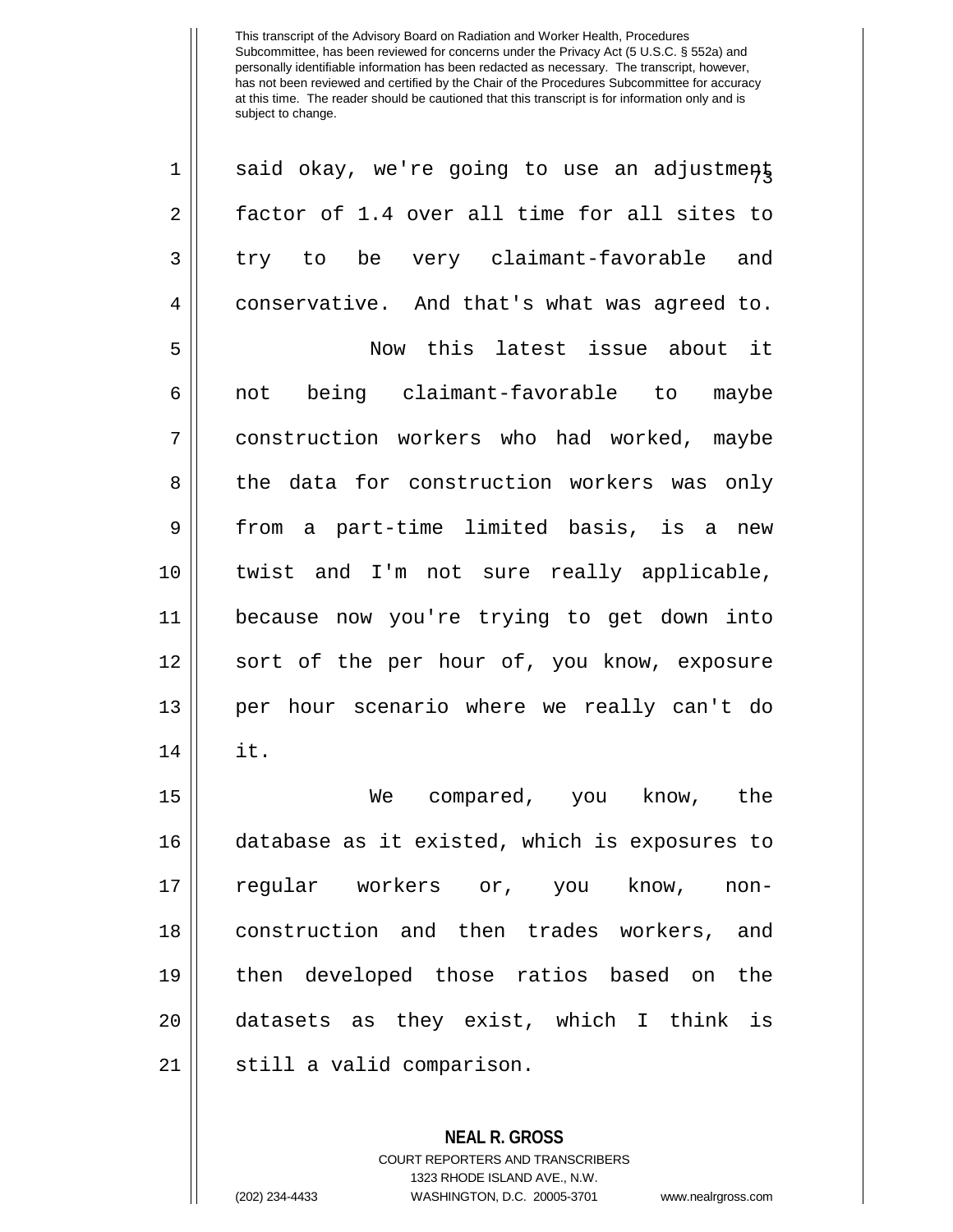said okay, we're going to use an adjustment factor of 1.4 over all time for all sites to try to be very claimant-favorable and conservative. And that's what was agreed to.

Now this latest issue about it not being claimant-favorable to maybe construction workers who had worked, maybe the data for construction workers was only from a part-time limited basis, is a new twist and I'm not sure really applicable, because now you're trying to get down into sort of the per hour of, you know, exposure per hour scenario where we really can't do it.

We compared, you know, the database as it existed, which is exposures to regular workers or, you know, non-construction and then trades workers, and then developed those ratios based on the datasets as they exist, which I think is still a valid comparison.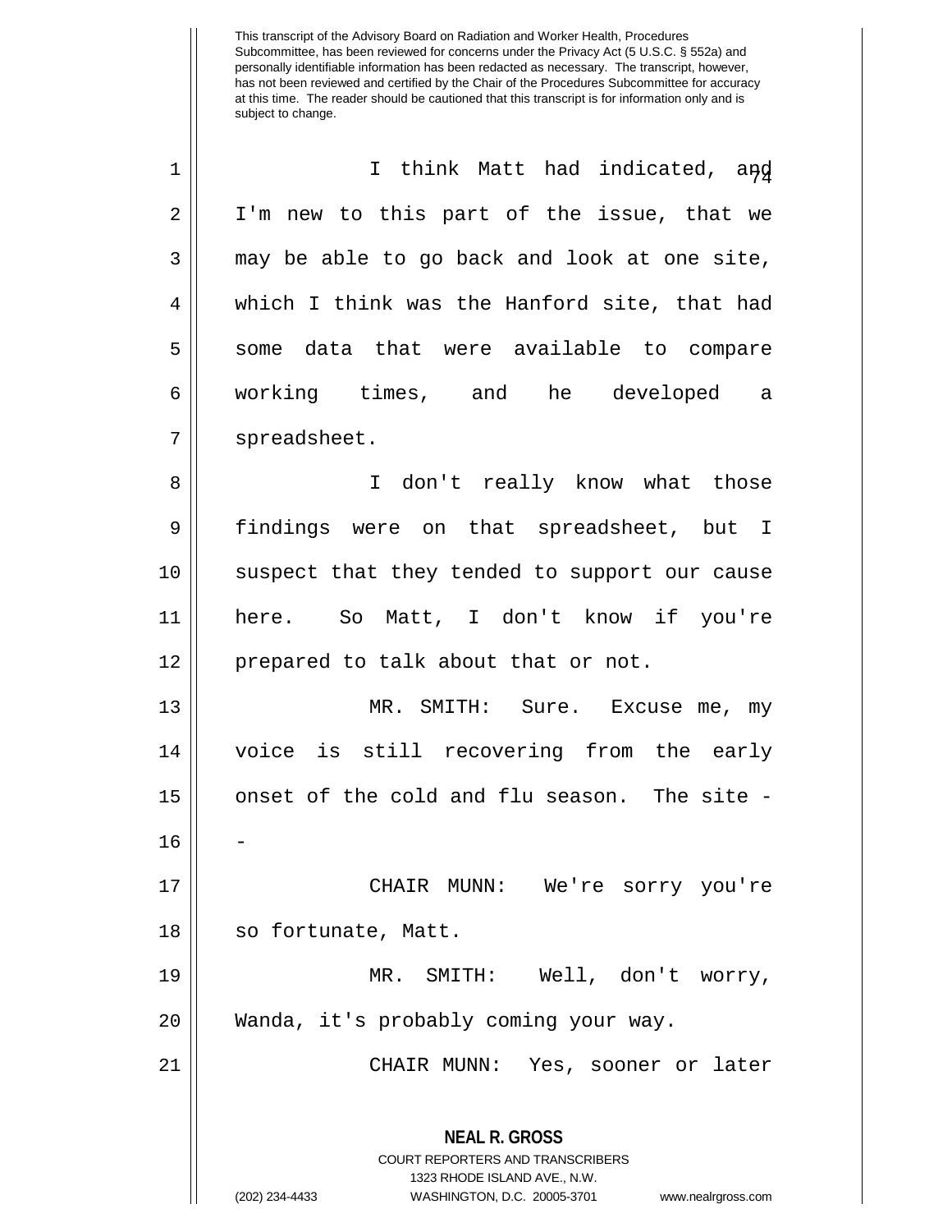I think Matt had indicated, and I'm new to this part of the issue, that we may be able to go back and look at one site, which I think was the Hanford site, that had some data that were available to compare working times, and he developed a spreadsheet.

I don't really know what those findings were on that spreadsheet, but I suspect that they tended to support our cause here. So Matt, I don't know if you're prepared to talk about that or not.

MR. SMITH: Sure. Excuse me, my voice is still recovering from the early onset of the cold and flu season. The site --

CHAIR MUNN: We're sorry you're so fortunate, Matt.

MR. SMITH: Well, don't worry, Wanda, it's probably coming your way.

CHAIR MUNN: Yes, sooner or later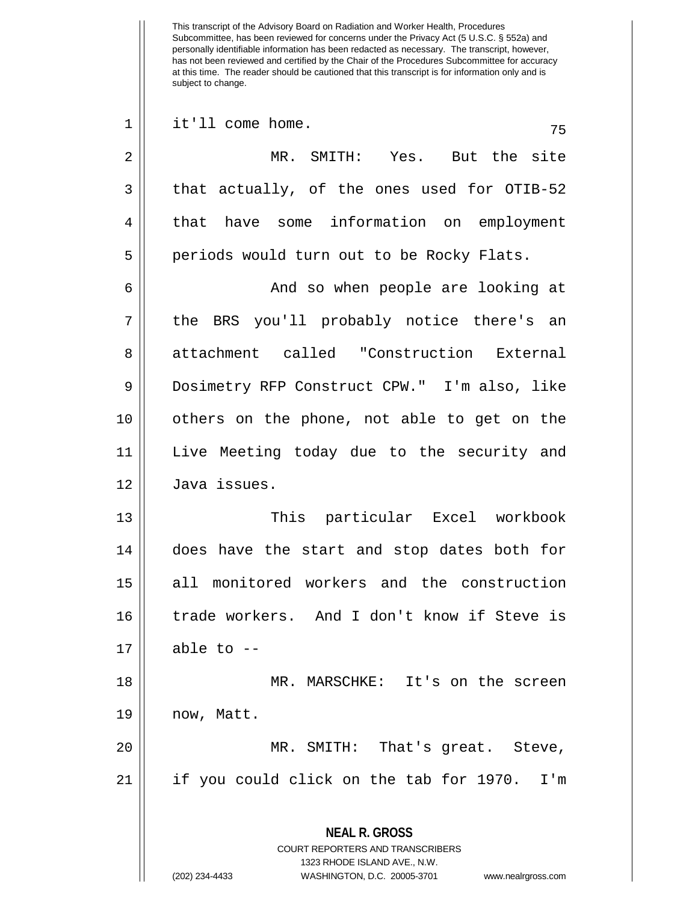it'll come home.

MR. SMITH: Yes. But the site that actually, of the ones used for OTIB-52 that have some information on employment periods would turn out to be Rocky Flats.

And so when people are looking at the BRS you'll probably notice there's an attachment called "Construction External Dosimetry RFP Construct CPW." I'm also, like others on the phone, not able to get on the Live Meeting today due to the security and Java issues.

This particular Excel workbook does have the start and stop dates both for all monitored workers and the construction trade workers. And I don't know if Steve is able to --

MR. MARSCHKE: It's on the screen now, Matt.

MR. SMITH: That's great. Steve, if you could click on the tab for 1970. I'm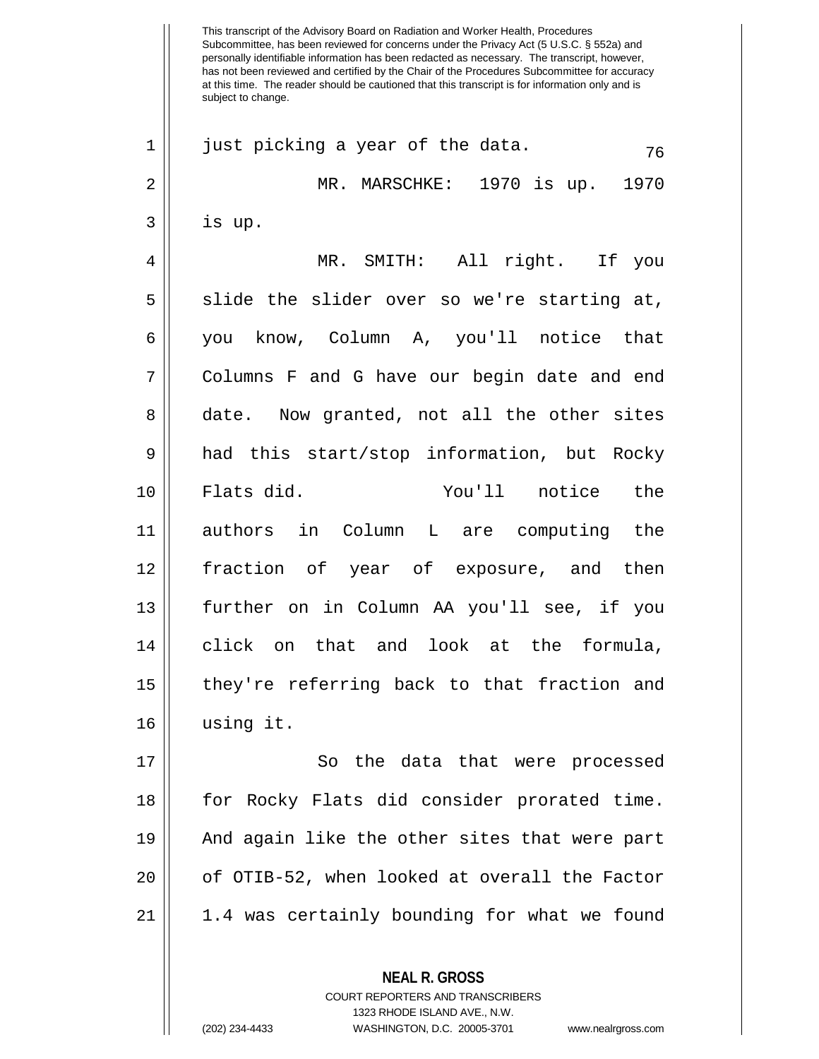This transcript of the Advisory Board on Radiation and Worker Health, Procedures Subcommittee, has been reviewed for concerns under the Privacy Act (5 U.S.C. § 552a) and personally identifiable information has been redacted as necessary. The transcript, however, has not been reviewed and certified by the Chair of the Procedures Subcommittee for accuracy at this time. The reader should be cautioned that this transcript is for information only and is subject to change.

just picking a year of the data.

MR. MARSCHKE: 1970 is up. 1970 is up.

MR. SMITH: All right. If you slide the slider over so we're starting at, you know, Column A, you'll notice that Columns F and G have our begin date and end date. Now granted, not all the other sites had this start/stop information, but Rocky Flats did. You'll notice the authors in Column L are computing the fraction of year of exposure, and then further on in Column AA you'll see, if you click on that and look at the formula, they're referring back to that fraction and using it.

So the data that were processed for Rocky Flats did consider prorated time. And again like the other sites that were part of OTIB-52, when looked at overall the Factor 1.4 was certainly bounding for what we found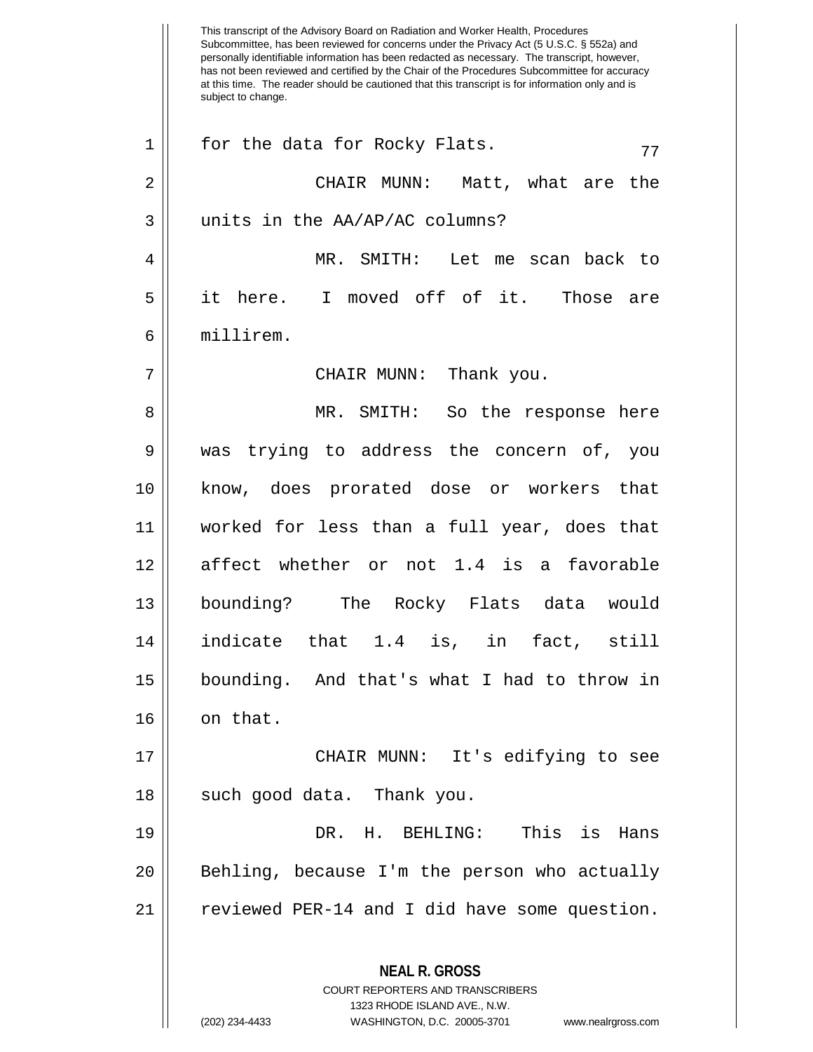This transcript of the Advisory Board on Radiation and Worker Health, Procedures Subcommittee, has been reviewed for concerns under the Privacy Act (5 U.S.C. § 552a) and personally identifiable information has been redacted as necessary. The transcript, however, has not been reviewed and certified by the Chair of the Procedures Subcommittee for accuracy at this time. The reader should be cautioned that this transcript is for information only and is subject to change.

for the data for Rocky Flats.

CHAIR MUNN: Matt, what are the units in the AA/AP/AC columns?

MR. SMITH: Let me scan back to it here. I moved off of it. Those are millirem.

CHAIR MUNN: Thank you.

MR. SMITH: So the response here was trying to address the concern of, you know, does prorated dose or workers that worked for less than a full year, does that affect whether or not 1.4 is a favorable bounding? The Rocky Flats data would indicate that 1.4 is, in fact, still bounding. And that's what I had to throw in on that.

CHAIR MUNN: It's edifying to see such good data. Thank you.

DR. H. BEHLING: This is Hans Behling, because I'm the person who actually reviewed PER-14 and I did have some question.

**NEAL R. GROSS**
COURT REPORTERS AND TRANSCRIBERS
1323 RHODE ISLAND AVE., N.W.
(202) 234-4433 WASHINGTON, D.C. 20005-3701 www.nealrgross.com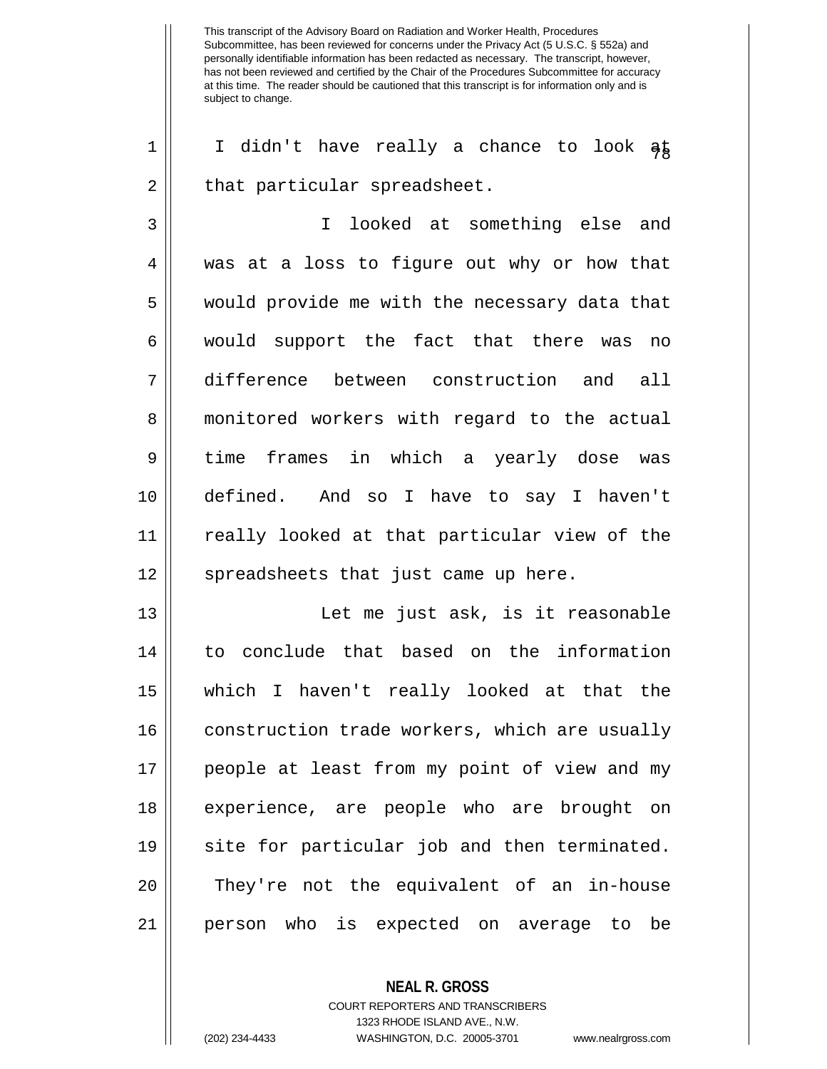I didn't have really a chance to look at that particular spreadsheet.

I looked at something else and was at a loss to figure out why or how that would provide me with the necessary data that would support the fact that there was no difference between construction and all monitored workers with regard to the actual time frames in which a yearly dose was defined. And so I have to say I haven't really looked at that particular view of the spreadsheets that just came up here.

Let me just ask, is it reasonable to conclude that based on the information which I haven't really looked at that the construction trade workers, which are usually people at least from my point of view and my experience, are people who are brought on site for particular job and then terminated. They're not the equivalent of an in-house person who is expected on average to be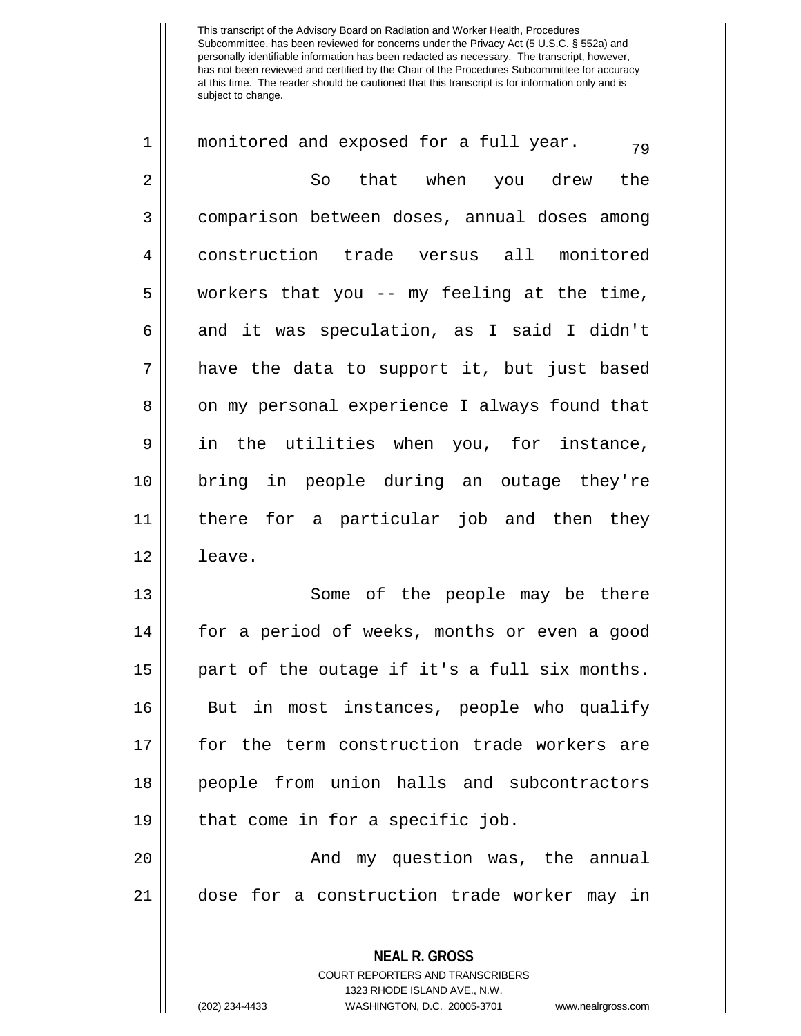monitored and exposed for a full year.

So that when you drew the comparison between doses, annual doses among construction trade versus all monitored workers that you -- my feeling at the time, and it was speculation, as I said I didn't have the data to support it, but just based on my personal experience I always found that in the utilities when you, for instance, bring in people during an outage they're there for a particular job and then they leave.

Some of the people may be there for a period of weeks, months or even a good part of the outage if it's a full six months. But in most instances, people who qualify for the term construction trade workers are people from union halls and subcontractors that come in for a specific job.

And my question was, the annual dose for a construction trade worker may in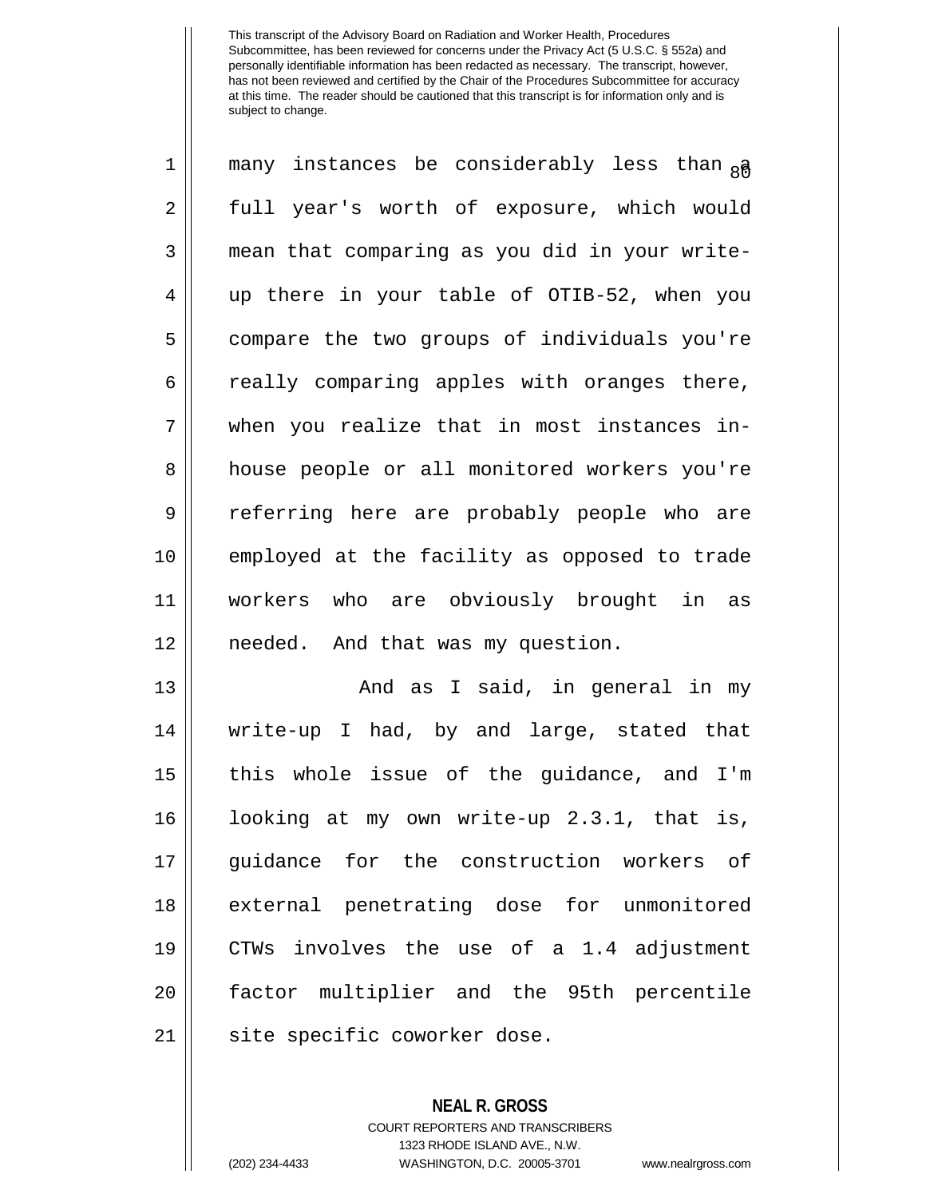many instances be considerably less than a full year's worth of exposure, which would mean that comparing as you did in your write-up there in your table of OTIB-52, when you compare the two groups of individuals you're really comparing apples with oranges there, when you realize that in most instances in-house people or all monitored workers you're referring here are probably people who are employed at the facility as opposed to trade workers who are obviously brought in as needed. And that was my question.

And as I said, in general in my write-up I had, by and large, stated that this whole issue of the guidance, and I'm looking at my own write-up 2.3.1, that is, guidance for the construction workers of external penetrating dose for unmonitored CTWs involves the use of a 1.4 adjustment factor multiplier and the 95th percentile site specific coworker dose.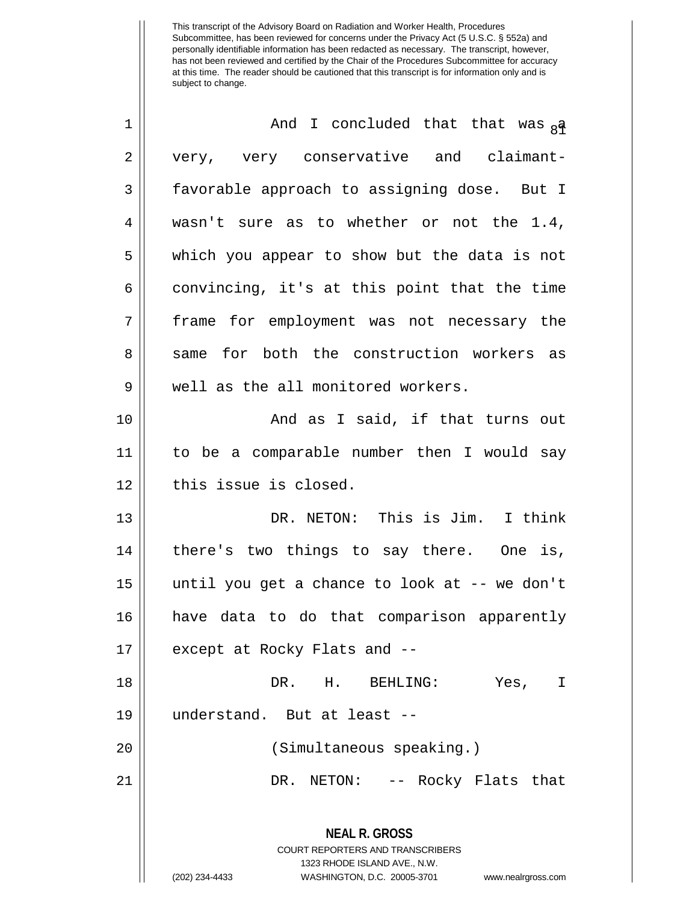And I concluded that that was a very, very conservative and claimant-favorable approach to assigning dose. But I wasn't sure as to whether or not the 1.4, which you appear to show but the data is not convincing, it's at this point that the time frame for employment was not necessary the same for both the construction workers as well as the all monitored workers.

And as I said, if that turns out to be a comparable number then I would say this issue is closed.

DR. NETON: This is Jim. I think there's two things to say there. One is, until you get a chance to look at -- we don't have data to do that comparison apparently except at Rocky Flats and --

DR. H. BEHLING: Yes, I understand. But at least --

(Simultaneous speaking.)

DR. NETON: -- Rocky Flats that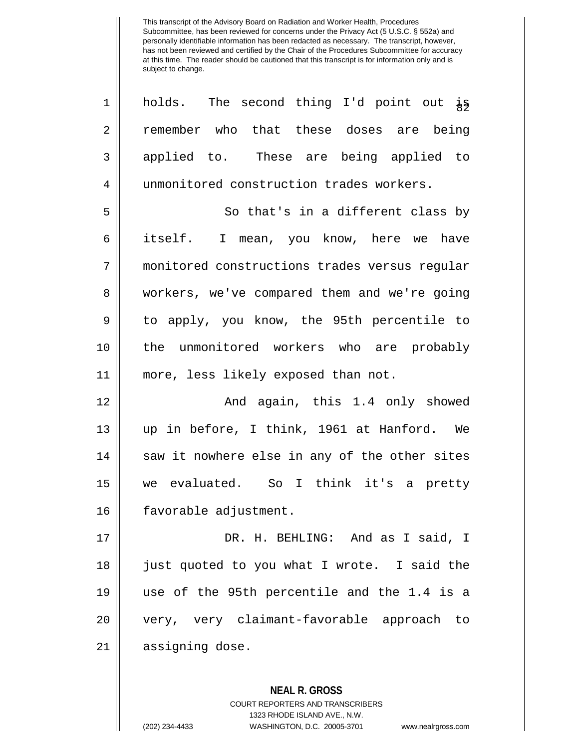holds. The second thing I'd point out is remember who that these doses are being applied to. These are being applied to unmonitored construction trades workers.

So that's in a different class by itself. I mean, you know, here we have monitored constructions trades versus regular workers, we've compared them and we're going to apply, you know, the 95th percentile to the unmonitored workers who are probably more, less likely exposed than not.

And again, this 1.4 only showed up in before, I think, 1961 at Hanford. We saw it nowhere else in any of the other sites we evaluated. So I think it's a pretty favorable adjustment.

DR. H. BEHLING: And as I said, I just quoted to you what I wrote. I said the use of the 95th percentile and the 1.4 is a very, very claimant-favorable approach to assigning dose.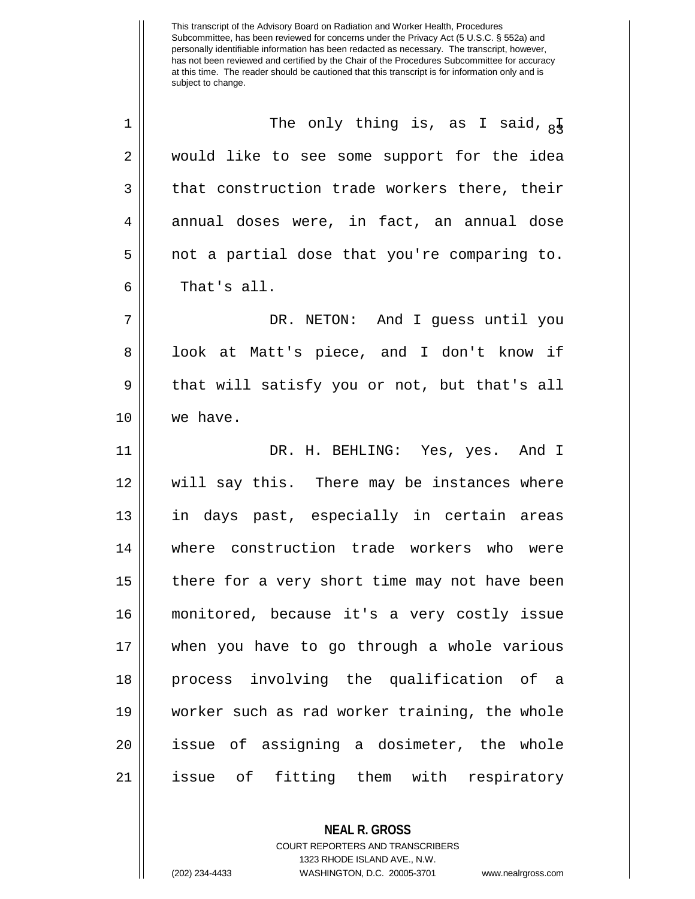The only thing is, as I said, I would like to see some support for the idea that construction trade workers there, their annual doses were, in fact, an annual dose not a partial dose that you're comparing to. That's all.

DR. NETON: And I guess until you look at Matt's piece, and I don't know if that will satisfy you or not, but that's all we have.

DR. H. BEHLING: Yes, yes. And I will say this. There may be instances where in days past, especially in certain areas where construction trade workers who were there for a very short time may not have been monitored, because it's a very costly issue when you have to go through a whole various process involving the qualification of a worker such as rad worker training, the whole issue of assigning a dosimeter, the whole issue of fitting them with respiratory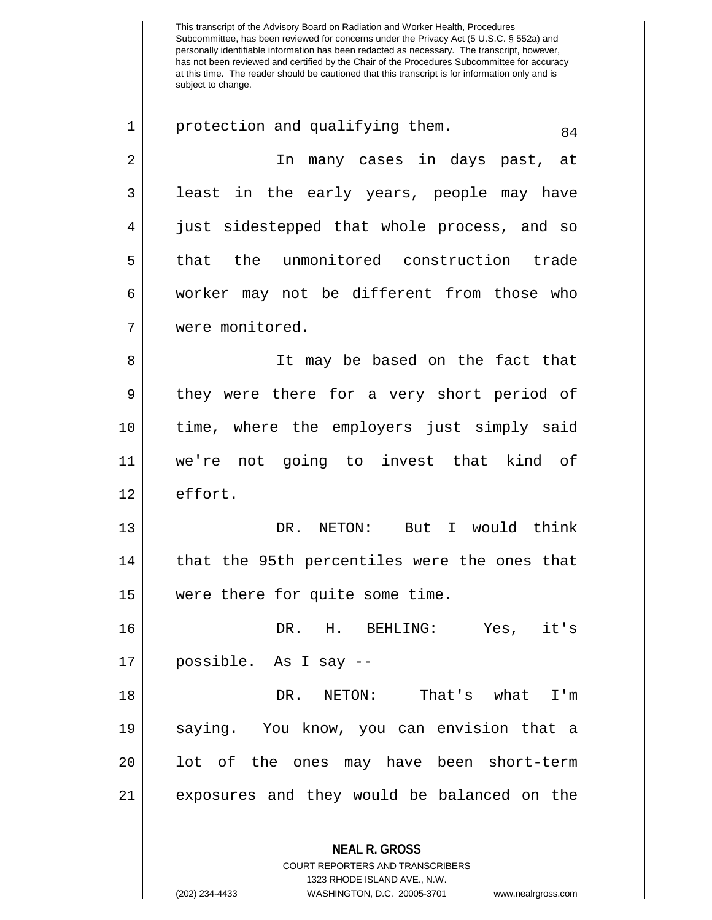protection and qualifying them.

In many cases in days past, at least in the early years, people may have just sidestepped that whole process, and so that the unmonitored construction trade worker may not be different from those who were monitored.

It may be based on the fact that they were there for a very short period of time, where the employers just simply said we're not going to invest that kind of effort.

DR. NETON: But I would think that the 95th percentiles were the ones that were there for quite some time.

DR. H. BEHLING: Yes, it's possible. As I say --

DR. NETON: That's what I'm saying. You know, you can envision that a lot of the ones may have been short-term exposures and they would be balanced on the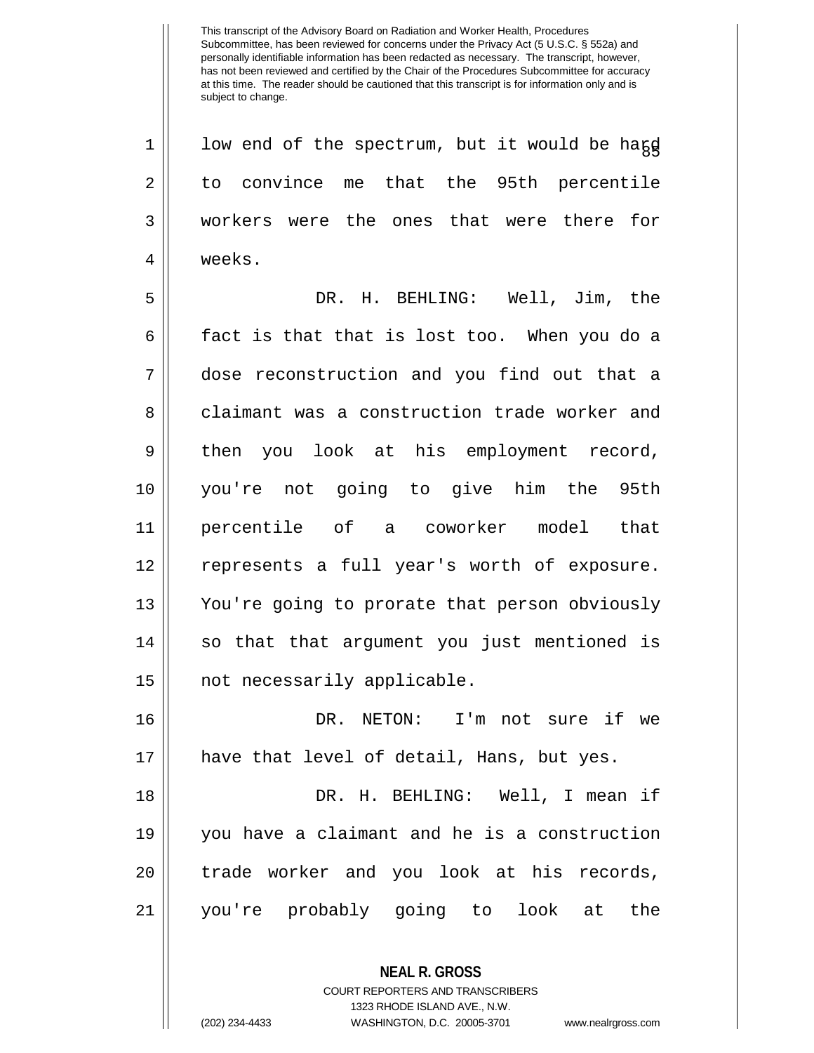low end of the spectrum, but it would be hard to convince me that the 95th percentile workers were the ones that were there for weeks.

DR. H. BEHLING: Well, Jim, the fact is that that is lost too. When you do a dose reconstruction and you find out that a claimant was a construction trade worker and then you look at his employment record, you're not going to give him the 95th percentile of a coworker model that represents a full year's worth of exposure. You're going to prorate that person obviously so that that argument you just mentioned is not necessarily applicable.

DR. NETON: I'm not sure if we have that level of detail, Hans, but yes.

DR. H. BEHLING: Well, I mean if you have a claimant and he is a construction trade worker and you look at his records, you're probably going to look at the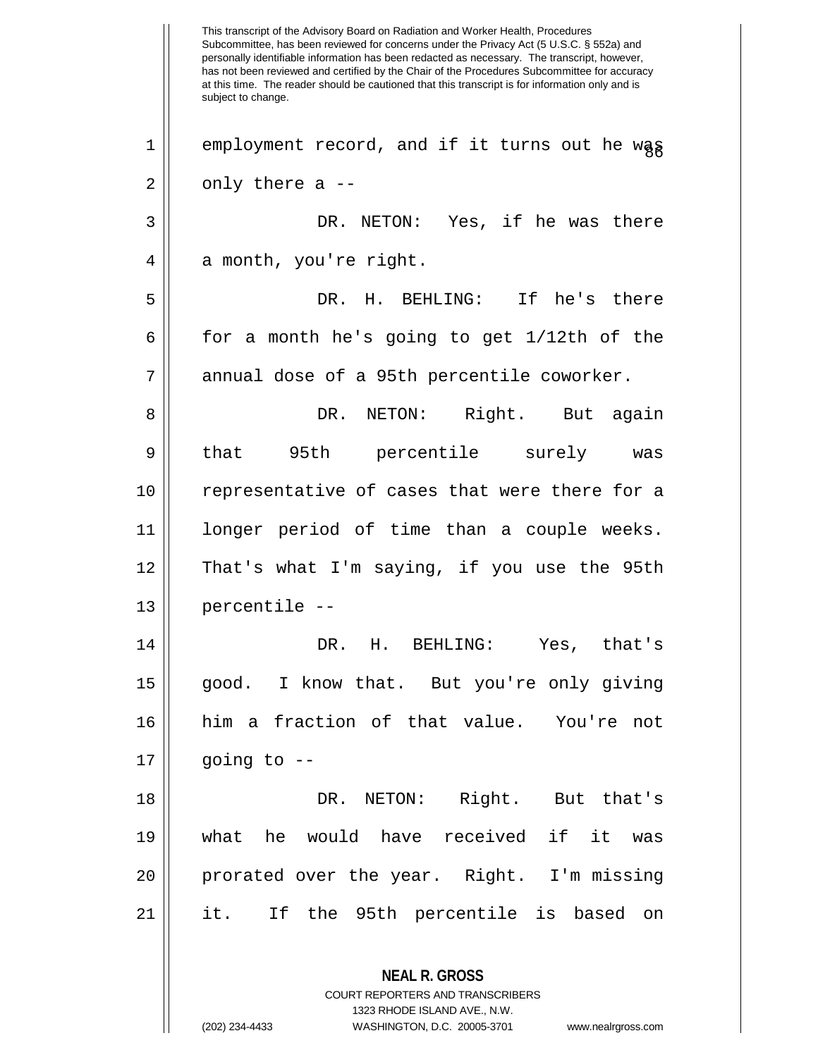employment record, and if it turns out he was only there a --

DR. NETON: Yes, if he was there a month, you're right.

DR. H. BEHLING: If he's there for a month he's going to get 1/12th of the annual dose of a 95th percentile coworker.

DR. NETON: Right. But again that 95th percentile surely was representative of cases that were there for a longer period of time than a couple weeks. That's what I'm saying, if you use the 95th percentile --

DR. H. BEHLING: Yes, that's good. I know that. But you're only giving him a fraction of that value. You're not going to --

DR. NETON: Right. But that's what he would have received if it was prorated over the year. Right. I'm missing it. If the 95th percentile is based on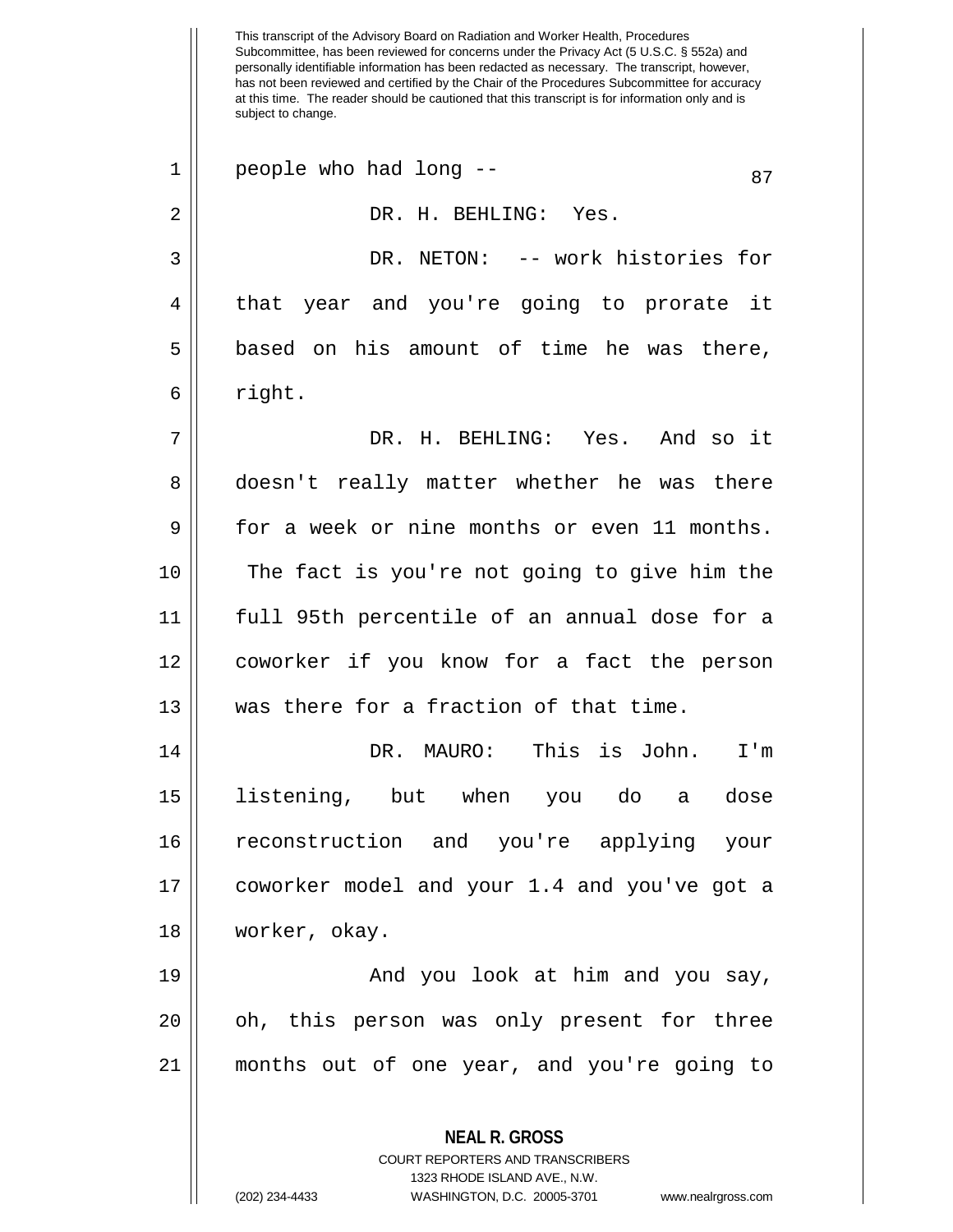people who had long --

DR. H. BEHLING: Yes.

DR. NETON: -- work histories for that year and you're going to prorate it based on his amount of time he was there, right.

DR. H. BEHLING: Yes. And so it doesn't really matter whether he was there for a week or nine months or even 11 months. The fact is you're not going to give him the full 95th percentile of an annual dose for a coworker if you know for a fact the person was there for a fraction of that time.

DR. MAURO: This is John. I'm listening, but when you do a dose reconstruction and you're applying your coworker model and your 1.4 and you've got a worker, okay.

And you look at him and you say, oh, this person was only present for three months out of one year, and you're going to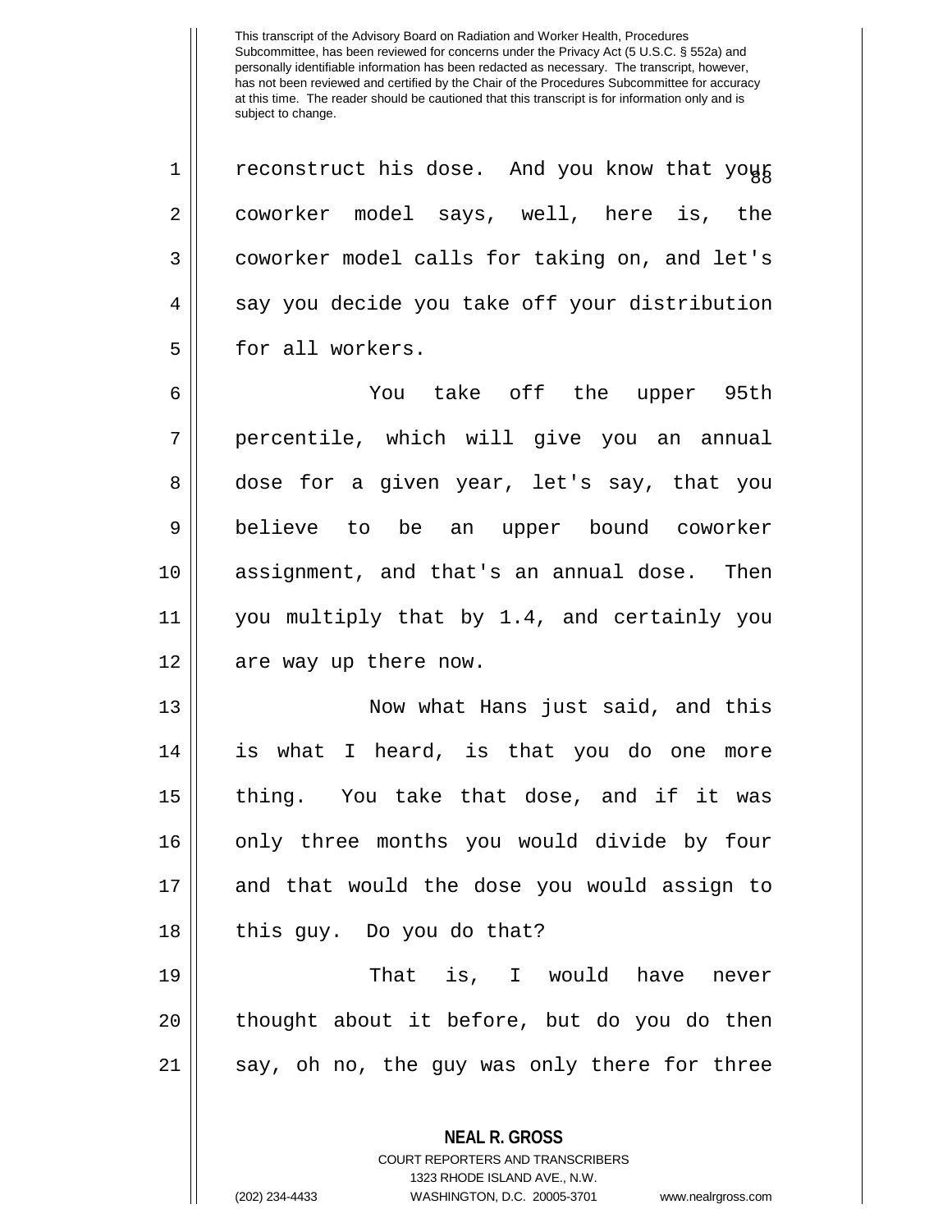reconstruct his dose. And you know that your coworker model says, well, here is, the coworker model calls for taking on, and let's say you decide you take off your distribution for all workers.

You take off the upper 95th percentile, which will give you an annual dose for a given year, let's say, that you believe to be an upper bound coworker assignment, and that's an annual dose. Then you multiply that by 1.4, and certainly you are way up there now.

Now what Hans just said, and this is what I heard, is that you do one more thing. You take that dose, and if it was only three months you would divide by four and that would the dose you would assign to this guy. Do you do that?

That is, I would have never thought about it before, but do you do then say, oh no, the guy was only there for three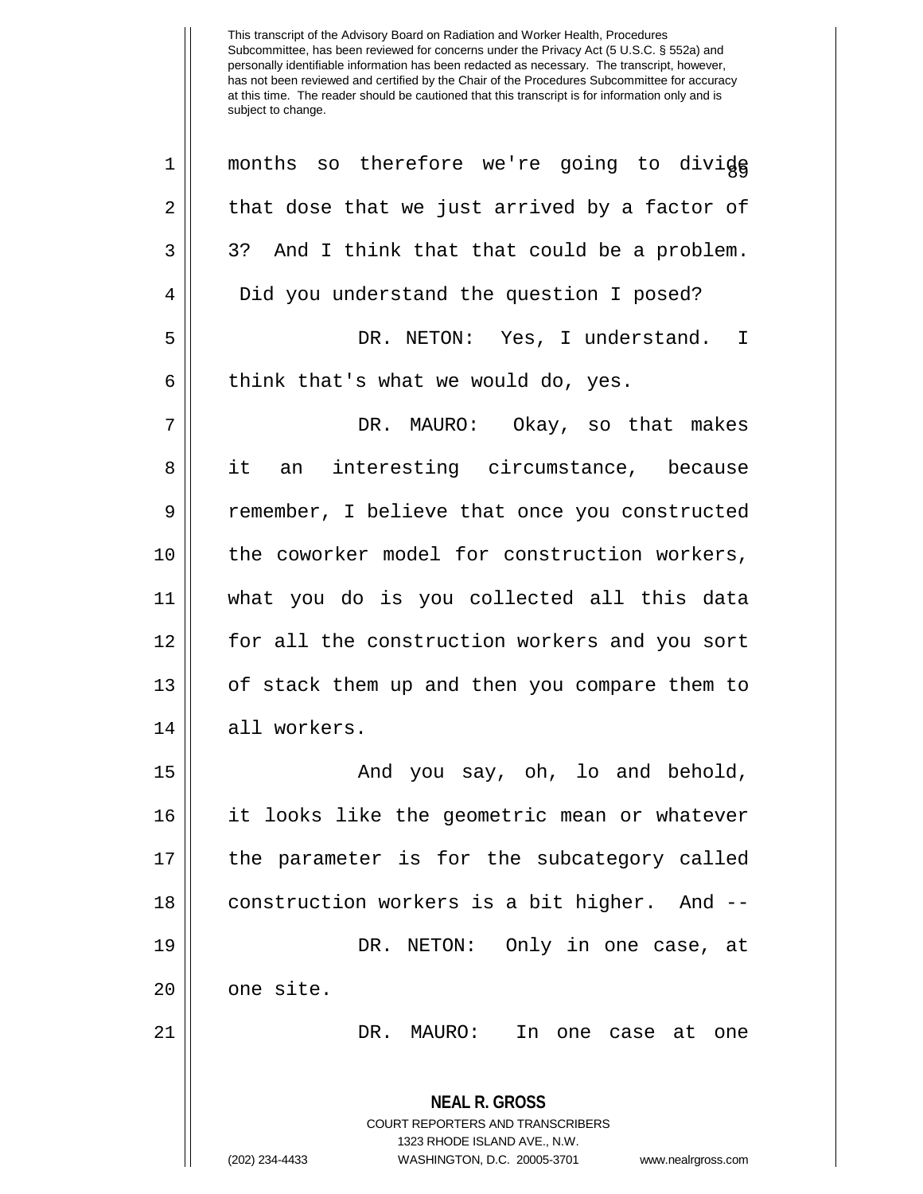This transcript of the Advisory Board on Radiation and Worker Health, Procedures Subcommittee, has been reviewed for concerns under the Privacy Act (5 U.S.C. § 552a) and personally identifiable information has been redacted as necessary. The transcript, however, has not been reviewed and certified by the Chair of the Procedures Subcommittee for accuracy at this time. The reader should be cautioned that this transcript is for information only and is subject to change.

months so therefore we're going to divide that dose that we just arrived by a factor of 3? And I think that that could be a problem. Did you understand the question I posed?

DR. NETON: Yes, I understand. I think that's what we would do, yes.

DR. MAURO: Okay, so that makes it an interesting circumstance, because remember, I believe that once you constructed the coworker model for construction workers, what you do is you collected all this data for all the construction workers and you sort of stack them up and then you compare them to all workers.

And you say, oh, lo and behold, it looks like the geometric mean or whatever the parameter is for the subcategory called construction workers is a bit higher. And --

DR. NETON: Only in one case, at one site.

DR. MAURO: In one case at one

**NEAL R. GROSS**
COURT REPORTERS AND TRANSCRIBERS
1323 RHODE ISLAND AVE., N.W.
(202) 234-4433 WASHINGTON, D.C. 20005-3701 www.nealrgross.com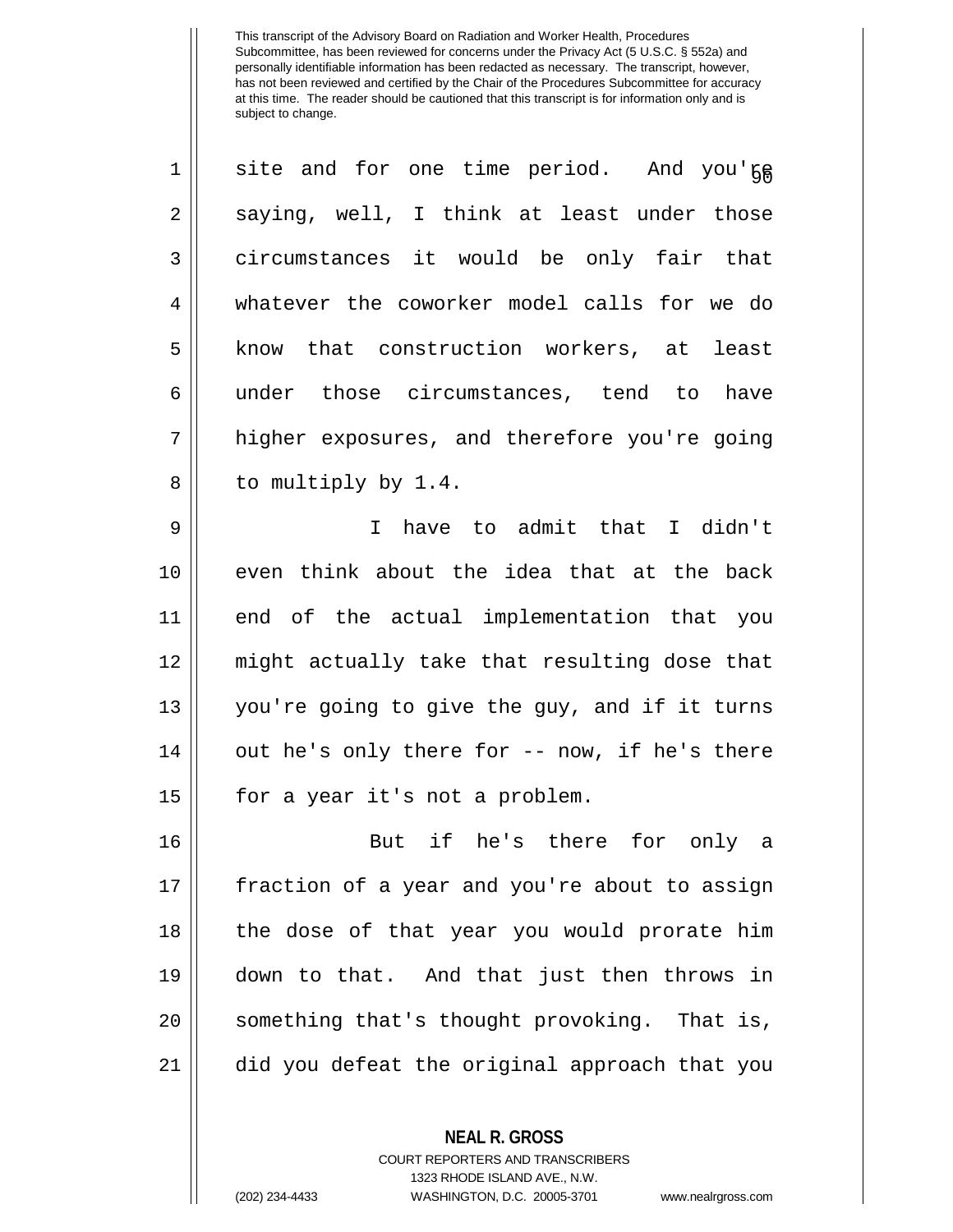site and for one time period. And you're saying, well, I think at least under those circumstances it would be only fair that whatever the coworker model calls for we do know that construction workers, at least under those circumstances, tend to have higher exposures, and therefore you're going to multiply by 1.4.

I have to admit that I didn't even think about the idea that at the back end of the actual implementation that you might actually take that resulting dose that you're going to give the guy, and if it turns out he's only there for -- now, if he's there for a year it's not a problem.

But if he's there for only a fraction of a year and you're about to assign the dose of that year you would prorate him down to that. And that just then throws in something that's thought provoking. That is, did you defeat the original approach that you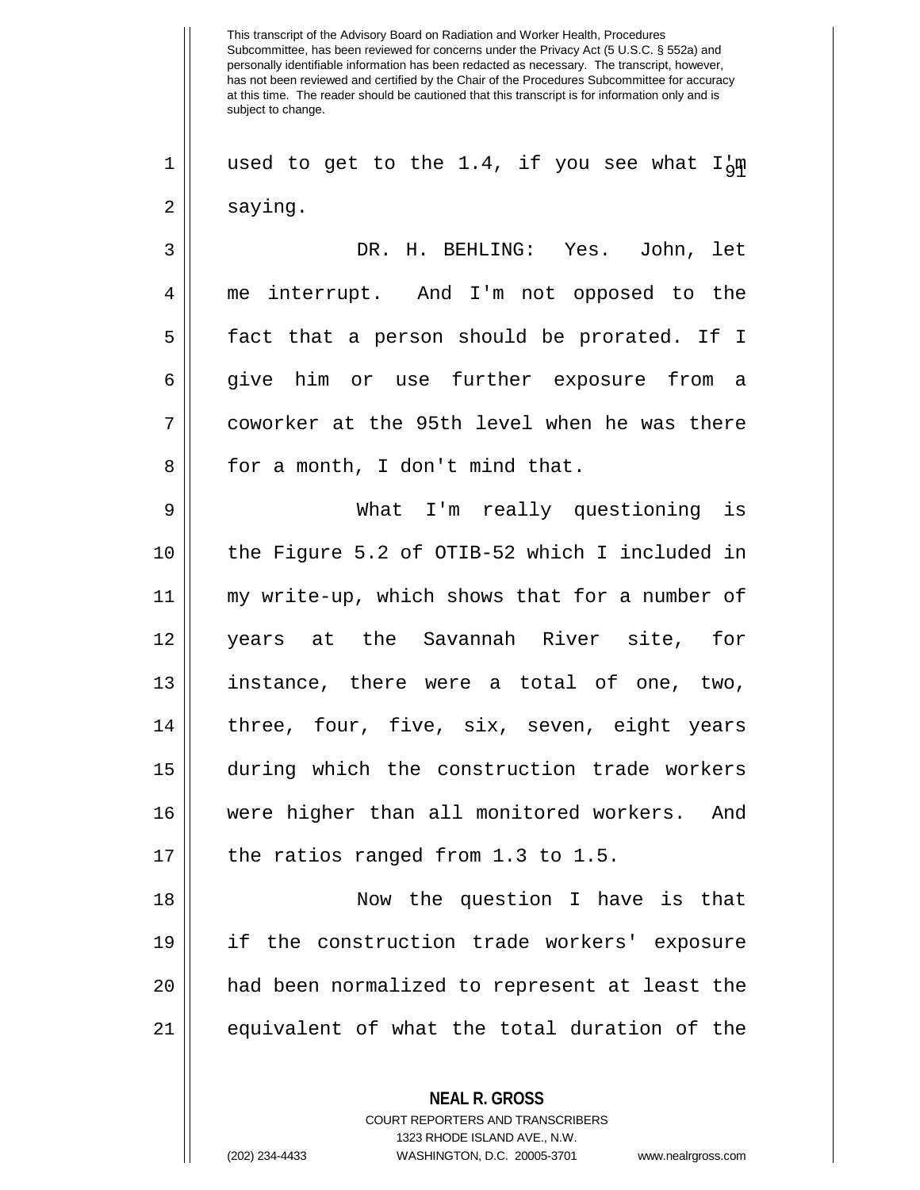used to get to the 1.4, if you see what I'm saying.

DR. H. BEHLING: Yes. John, let me interrupt. And I'm not opposed to the fact that a person should be prorated. If I give him or use further exposure from a coworker at the 95th level when he was there for a month, I don't mind that.

What I'm really questioning is the Figure 5.2 of OTIB-52 which I included in my write-up, which shows that for a number of years at the Savannah River site, for instance, there were a total of one, two, three, four, five, six, seven, eight years during which the construction trade workers were higher than all monitored workers. And the ratios ranged from 1.3 to 1.5.

Now the question I have is that if the construction trade workers' exposure had been normalized to represent at least the equivalent of what the total duration of the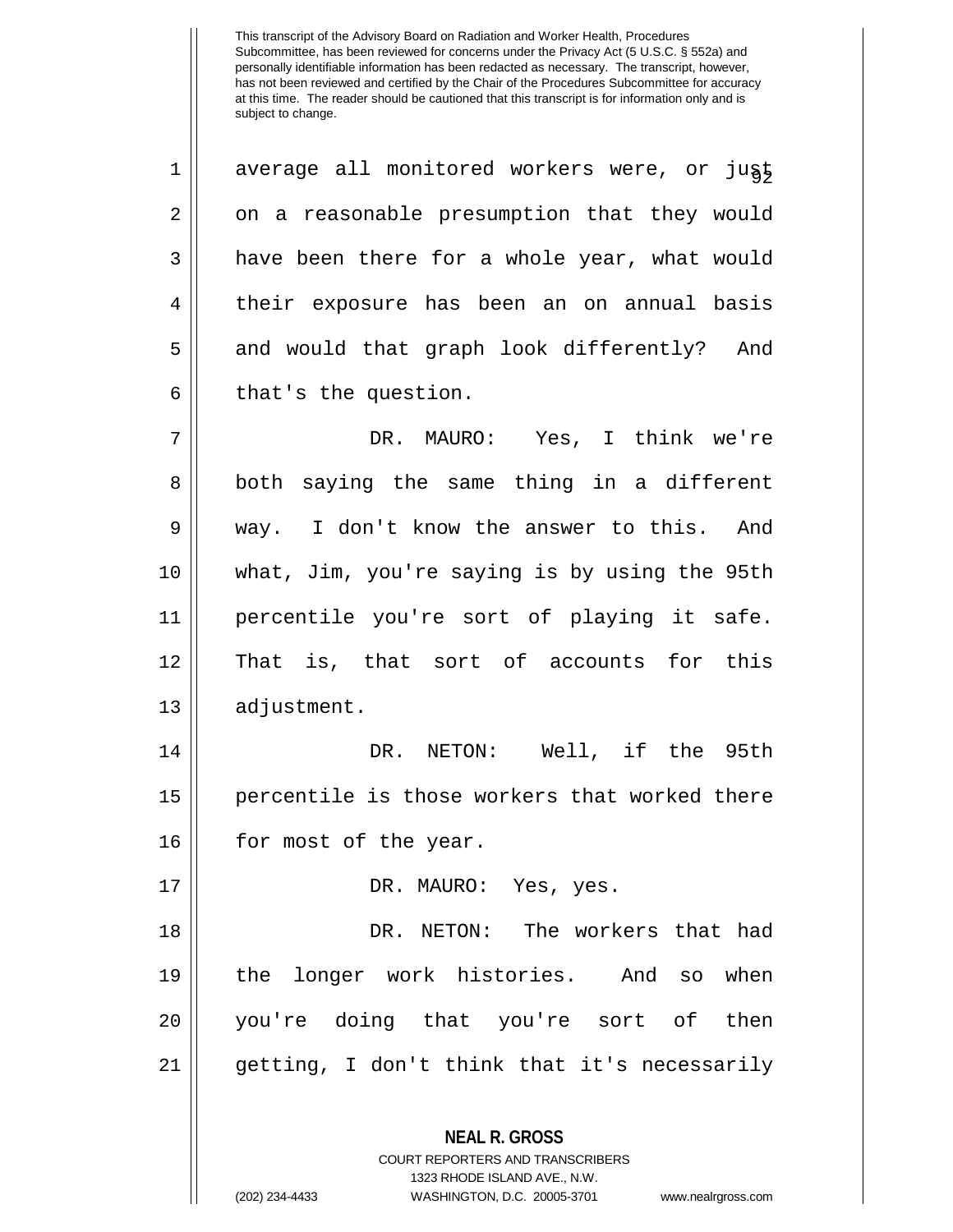average all monitored workers were, or just on a reasonable presumption that they would have been there for a whole year, what would their exposure has been an on annual basis and would that graph look differently? And that's the question.

DR. MAURO: Yes, I think we're both saying the same thing in a different way. I don't know the answer to this. And what, Jim, you're saying is by using the 95th percentile you're sort of playing it safe. That is, that sort of accounts for this adjustment.

DR. NETON: Well, if the 95th percentile is those workers that worked there for most of the year.

DR. MAURO: Yes, yes.

DR. NETON: The workers that had the longer work histories. And so when you're doing that you're sort of then getting, I don't think that it's necessarily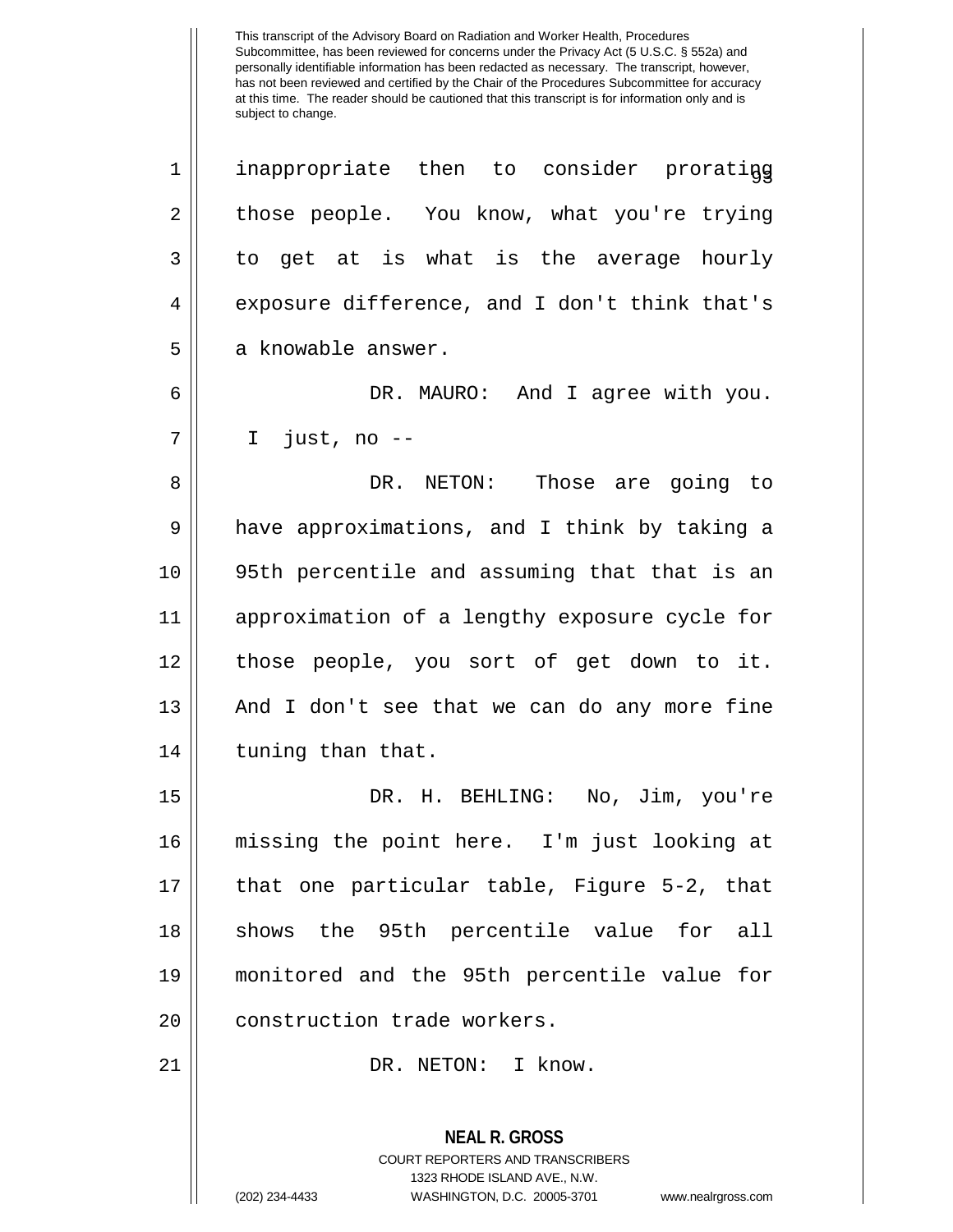inappropriate then to consider prorating those people. You know, what you're trying to get at is what is the average hourly exposure difference, and I don't think that's a knowable answer.

DR. MAURO: And I agree with you. I just, no --

DR. NETON: Those are going to have approximations, and I think by taking a 95th percentile and assuming that that is an approximation of a lengthy exposure cycle for those people, you sort of get down to it. And I don't see that we can do any more fine tuning than that.

DR. H. BEHLING: No, Jim, you're missing the point here. I'm just looking at that one particular table, Figure 5-2, that shows the 95th percentile value for all monitored and the 95th percentile value for construction trade workers.

DR. NETON: I know.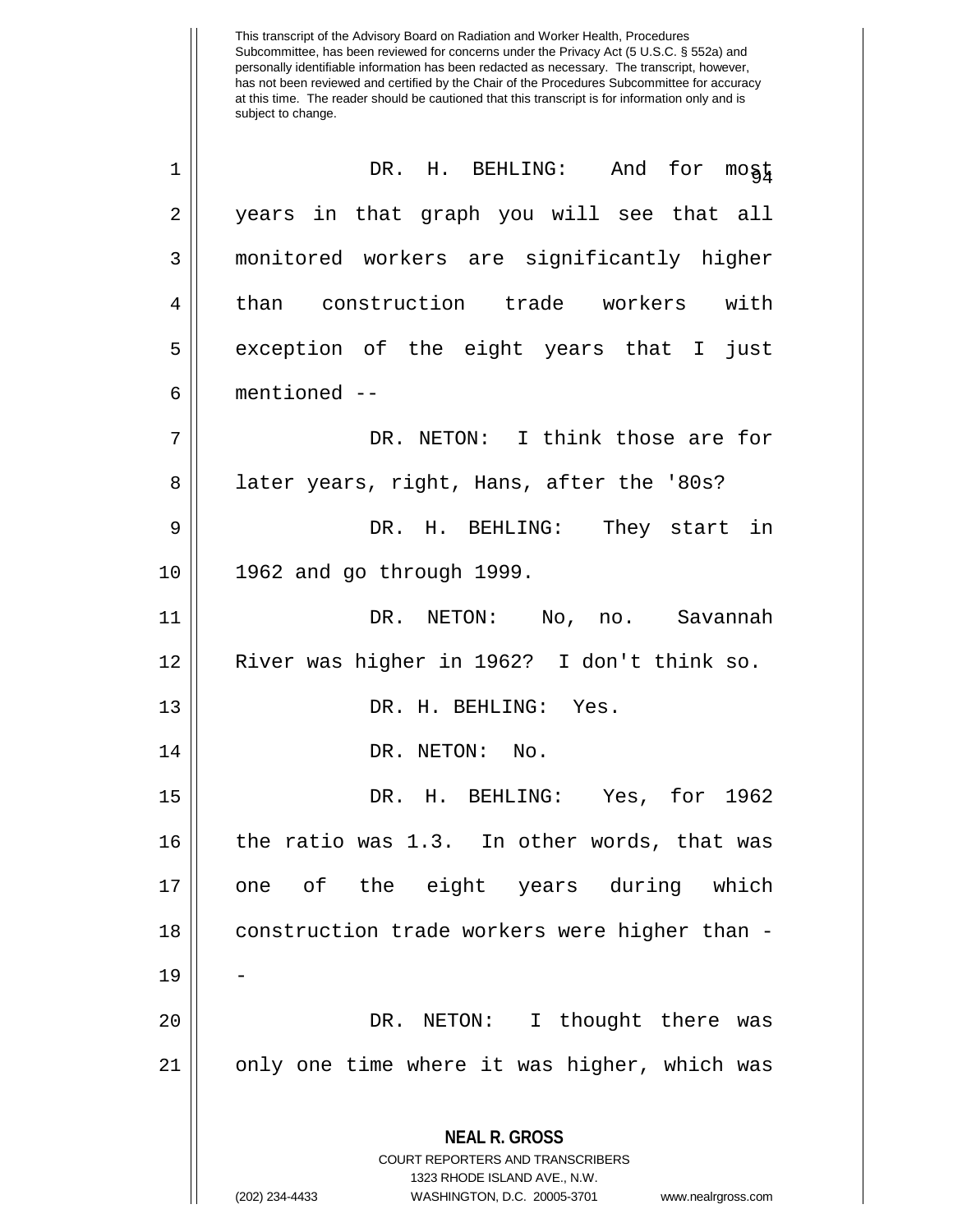DR. H. BEHLING: And for most years in that graph you will see that all monitored workers are significantly higher than construction trade workers with exception of the eight years that I just mentioned --

DR. NETON: I think those are for later years, right, Hans, after the '80s?

DR. H. BEHLING: They start in 1962 and go through 1999.

DR. NETON: No, no. Savannah River was higher in 1962? I don't think so.

DR. H. BEHLING: Yes.

DR. NETON: No.

DR. H. BEHLING: Yes, for 1962 the ratio was 1.3. In other words, that was one of the eight years during which construction trade workers were higher than --

DR. NETON: I thought there was only one time where it was higher, which was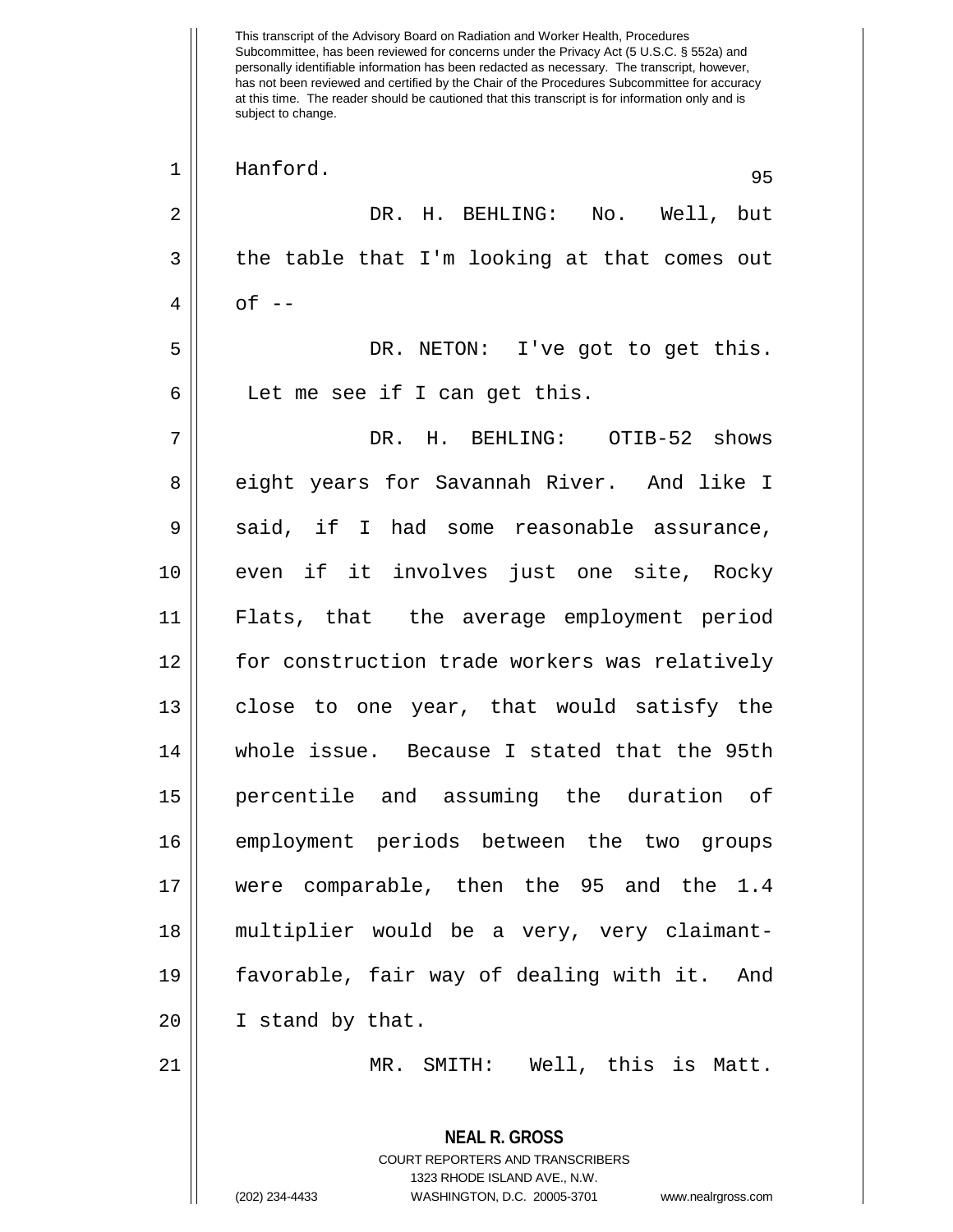This transcript of the Advisory Board on Radiation and Worker Health, Procedures Subcommittee, has been reviewed for concerns under the Privacy Act (5 U.S.C. § 552a) and personally identifiable information has been redacted as necessary. The transcript, however, has not been reviewed and certified by the Chair of the Procedures Subcommittee for accuracy at this time. The reader should be cautioned that this transcript is for information only and is subject to change.

Hanford.

DR. H. BEHLING: No. Well, but the table that I'm looking at that comes out of --

DR. NETON: I've got to get this. Let me see if I can get this.

DR. H. BEHLING: OTIB-52 shows eight years for Savannah River. And like I said, if I had some reasonable assurance, even if it involves just one site, Rocky Flats, that the average employment period for construction trade workers was relatively close to one year, that would satisfy the whole issue. Because I stated that the 95th percentile and assuming the duration of employment periods between the two groups were comparable, then the 95 and the 1.4 multiplier would be a very, very claimant-favorable, fair way of dealing with it. And I stand by that.

MR. SMITH: Well, this is Matt.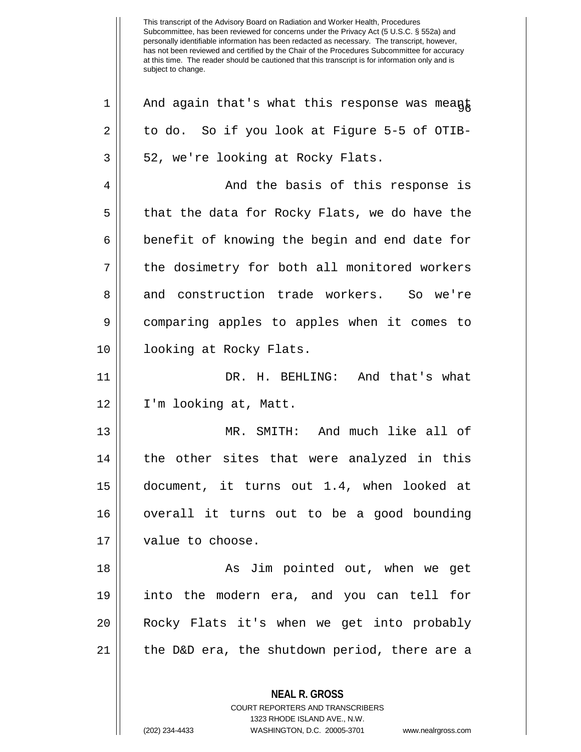This transcript of the Advisory Board on Radiation and Worker Health, Procedures Subcommittee, has been reviewed for concerns under the Privacy Act (5 U.S.C. § 552a) and personally identifiable information has been redacted as necessary. The transcript, however, has not been reviewed and certified by the Chair of the Procedures Subcommittee for accuracy at this time. The reader should be cautioned that this transcript is for information only and is subject to change.

1 And again that's what this response was meant
2 to do. So if you look at Figure 5-5 of OTIB-
3 52, we're looking at Rocky Flats.

4 And the basis of this response is
5 that the data for Rocky Flats, we do have the
6 benefit of knowing the begin and end date for
7 the dosimetry for both all monitored workers
8 and construction trade workers. So we're
9 comparing apples to apples when it comes to
10 looking at Rocky Flats.

11 DR. H. BEHLING: And that's what
12 I'm looking at, Matt.

13 MR. SMITH: And much like all of
14 the other sites that were analyzed in this
15 document, it turns out 1.4, when looked at
16 overall it turns out to be a good bounding
17 value to choose.

18 As Jim pointed out, when we get
19 into the modern era, and you can tell for
20 Rocky Flats it's when we get into probably
21 the D&D era, the shutdown period, there are a

**NEAL R. GROSS**
COURT REPORTERS AND TRANSCRIBERS
1323 RHODE ISLAND AVE., N.W.
(202) 234-4433 WASHINGTON, D.C. 20005-3701 www.nealrgross.com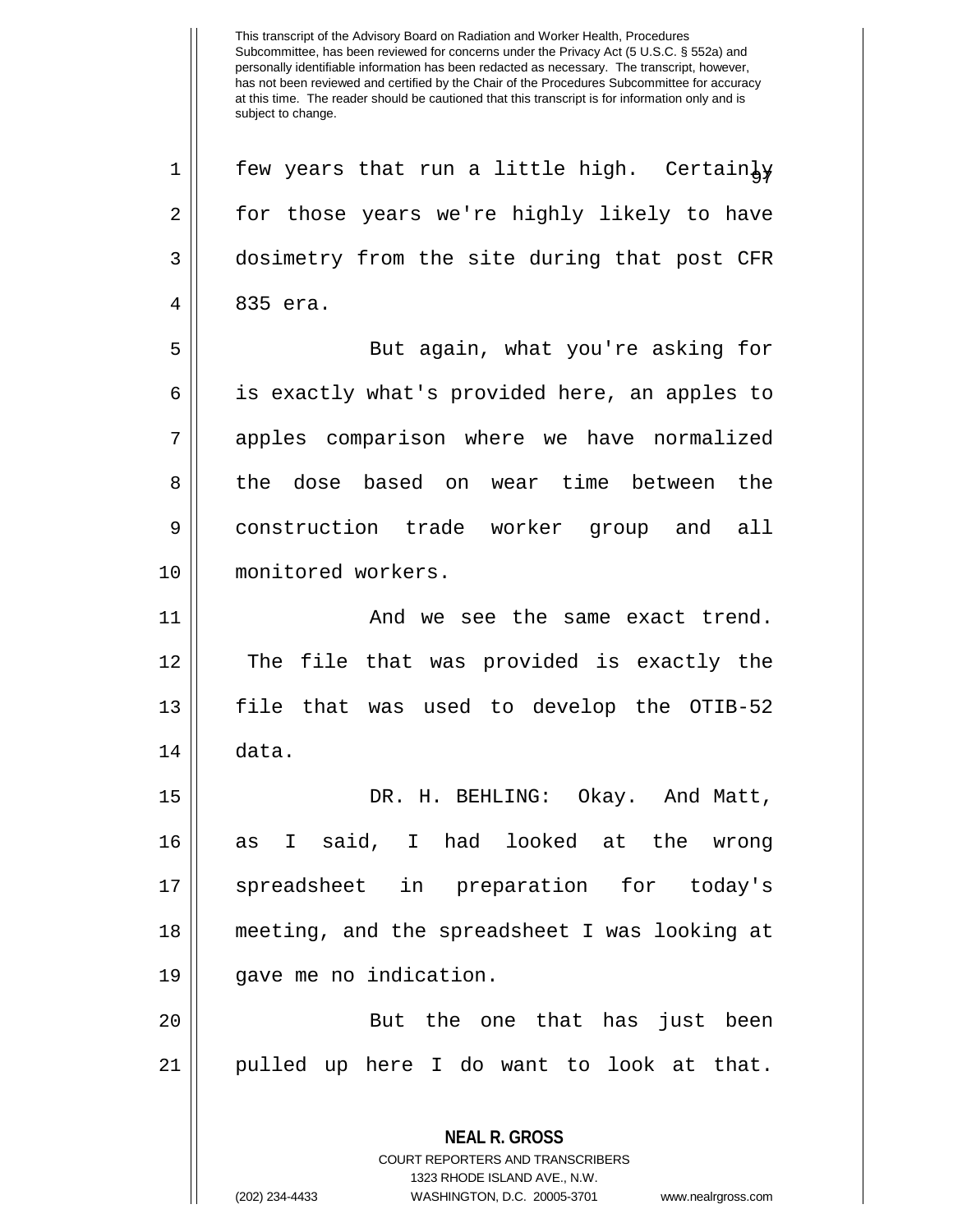few years that run a little high. Certainly for those years we're highly likely to have dosimetry from the site during that post CFR 835 era.

But again, what you're asking for is exactly what's provided here, an apples to apples comparison where we have normalized the dose based on wear time between the construction trade worker group and all monitored workers.

And we see the same exact trend. The file that was provided is exactly the file that was used to develop the OTIB-52 data.

DR. H. BEHLING: Okay. And Matt, as I said, I had looked at the wrong spreadsheet in preparation for today's meeting, and the spreadsheet I was looking at gave me no indication.

But the one that has just been pulled up here I do want to look at that.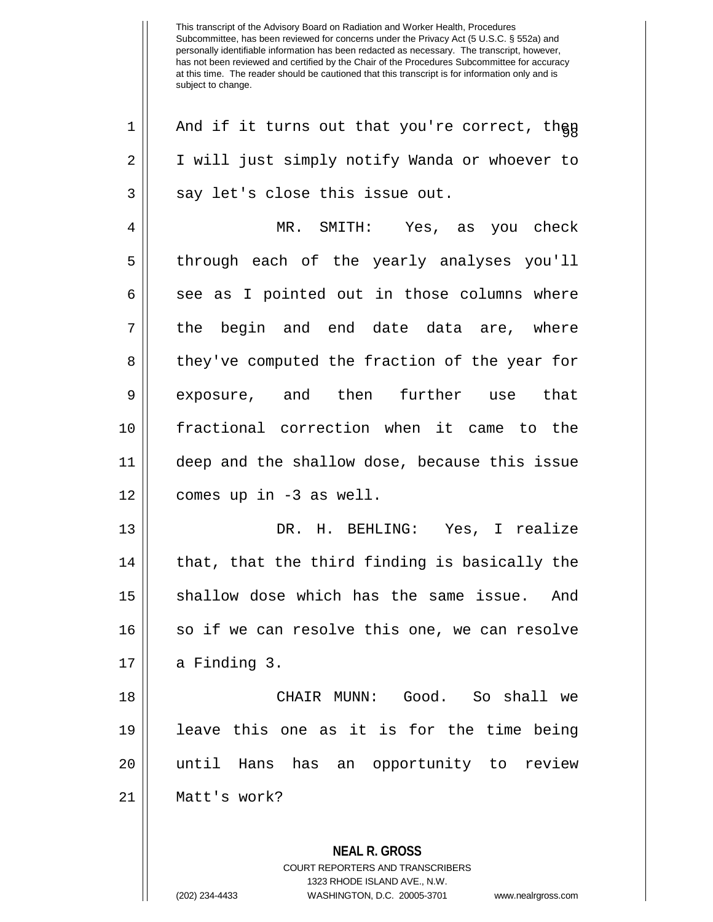And if it turns out that you're correct, then I will just simply notify Wanda or whoever to say let's close this issue out.

MR. SMITH: Yes, as you check through each of the yearly analyses you'll see as I pointed out in those columns where the begin and end date data are, where they've computed the fraction of the year for exposure, and then further use that fractional correction when it came to the deep and the shallow dose, because this issue comes up in -3 as well.

DR. H. BEHLING: Yes, I realize that, that the third finding is basically the shallow dose which has the same issue. And so if we can resolve this one, we can resolve a Finding 3.

CHAIR MUNN: Good. So shall we leave this one as it is for the time being until Hans has an opportunity to review Matt's work?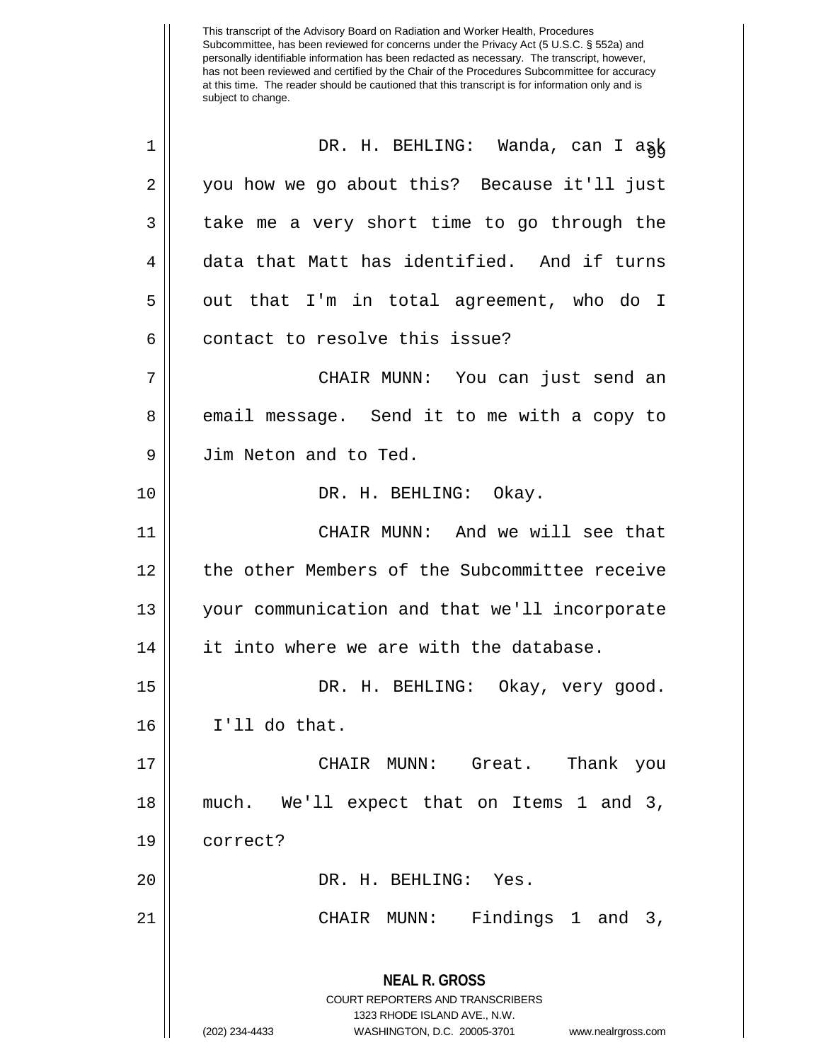This transcript of the Advisory Board on Radiation and Worker Health, Procedures Subcommittee, has been reviewed for concerns under the Privacy Act (5 U.S.C. § 552a) and personally identifiable information has been redacted as necessary. The transcript, however, has not been reviewed and certified by the Chair of the Procedures Subcommittee for accuracy at this time. The reader should be cautioned that this transcript is for information only and is subject to change.

DR. H. BEHLING: Wanda, can I ask you how we go about this? Because it'll just take me a very short time to go through the data that Matt has identified. And if turns out that I'm in total agreement, who do I contact to resolve this issue?

CHAIR MUNN: You can just send an email message. Send it to me with a copy to Jim Neton and to Ted.

DR. H. BEHLING: Okay.

CHAIR MUNN: And we will see that the other Members of the Subcommittee receive your communication and that we'll incorporate it into where we are with the database.

DR. H. BEHLING: Okay, very good. I'll do that.

CHAIR MUNN: Great. Thank you much. We'll expect that on Items 1 and 3, correct?

DR. H. BEHLING: Yes.

CHAIR MUNN: Findings 1 and 3,

**NEAL R. GROSS**
COURT REPORTERS AND TRANSCRIBERS
1323 RHODE ISLAND AVE., N.W.
(202) 234-4433 WASHINGTON, D.C. 20005-3701 www.nealrgross.com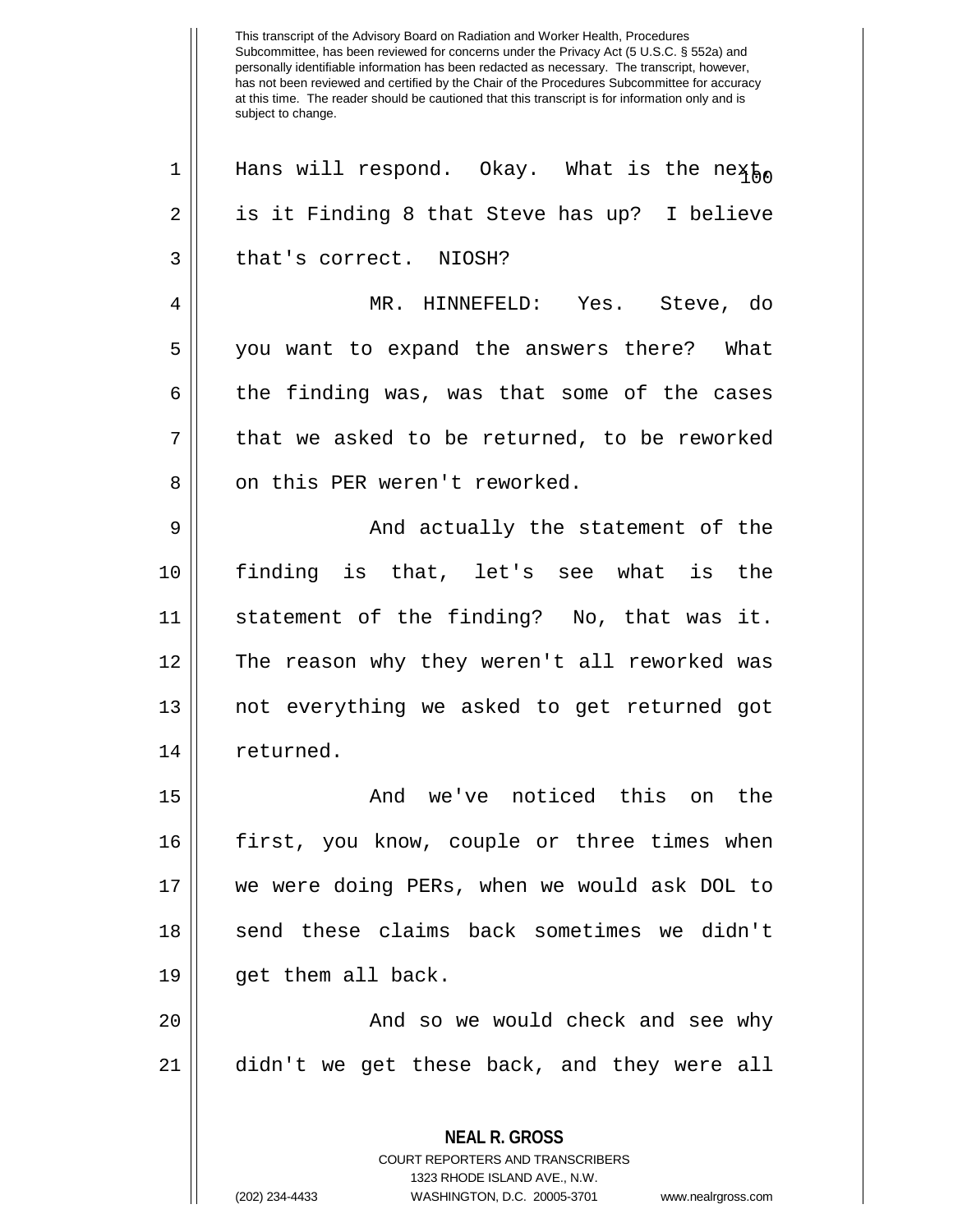Hans will respond. Okay. What is the next, is it Finding 8 that Steve has up? I believe that's correct. NIOSH?

MR. HINNEFELD: Yes. Steve, do you want to expand the answers there? What the finding was, was that some of the cases that we asked to be returned, to be reworked on this PER weren't reworked.

And actually the statement of the finding is that, let's see what is the statement of the finding? No, that was it. The reason why they weren't all reworked was not everything we asked to get returned got returned.

And we've noticed this on the first, you know, couple or three times when we were doing PERs, when we would ask DOL to send these claims back sometimes we didn't get them all back.

And so we would check and see why didn't we get these back, and they were all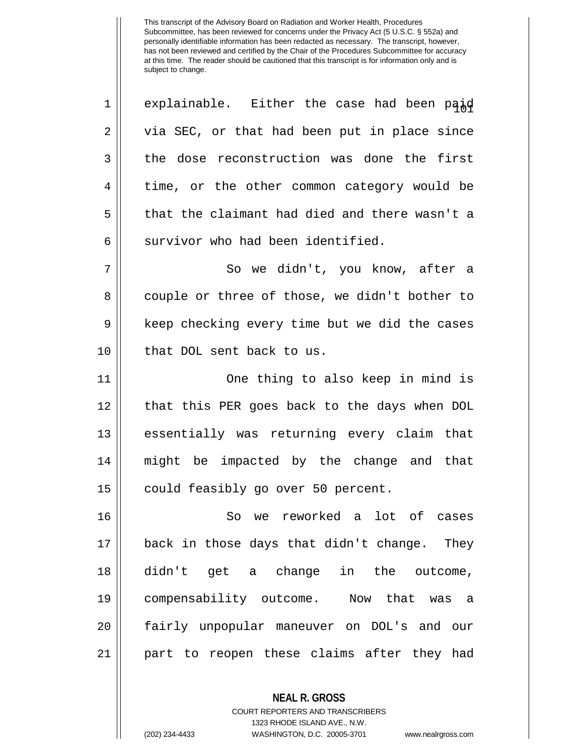explainable. Either the case had been paid via SEC, or that had been put in place since the dose reconstruction was done the first time, or the other common category would be that the claimant had died and there wasn't a survivor who had been identified.

So we didn't, you know, after a couple or three of those, we didn't bother to keep checking every time but we did the cases that DOL sent back to us.

One thing to also keep in mind is that this PER goes back to the days when DOL essentially was returning every claim that might be impacted by the change and that could feasibly go over 50 percent.

So we reworked a lot of cases back in those days that didn't change. They didn't get a change in the outcome, compensability outcome. Now that was a fairly unpopular maneuver on DOL's and our part to reopen these claims after they had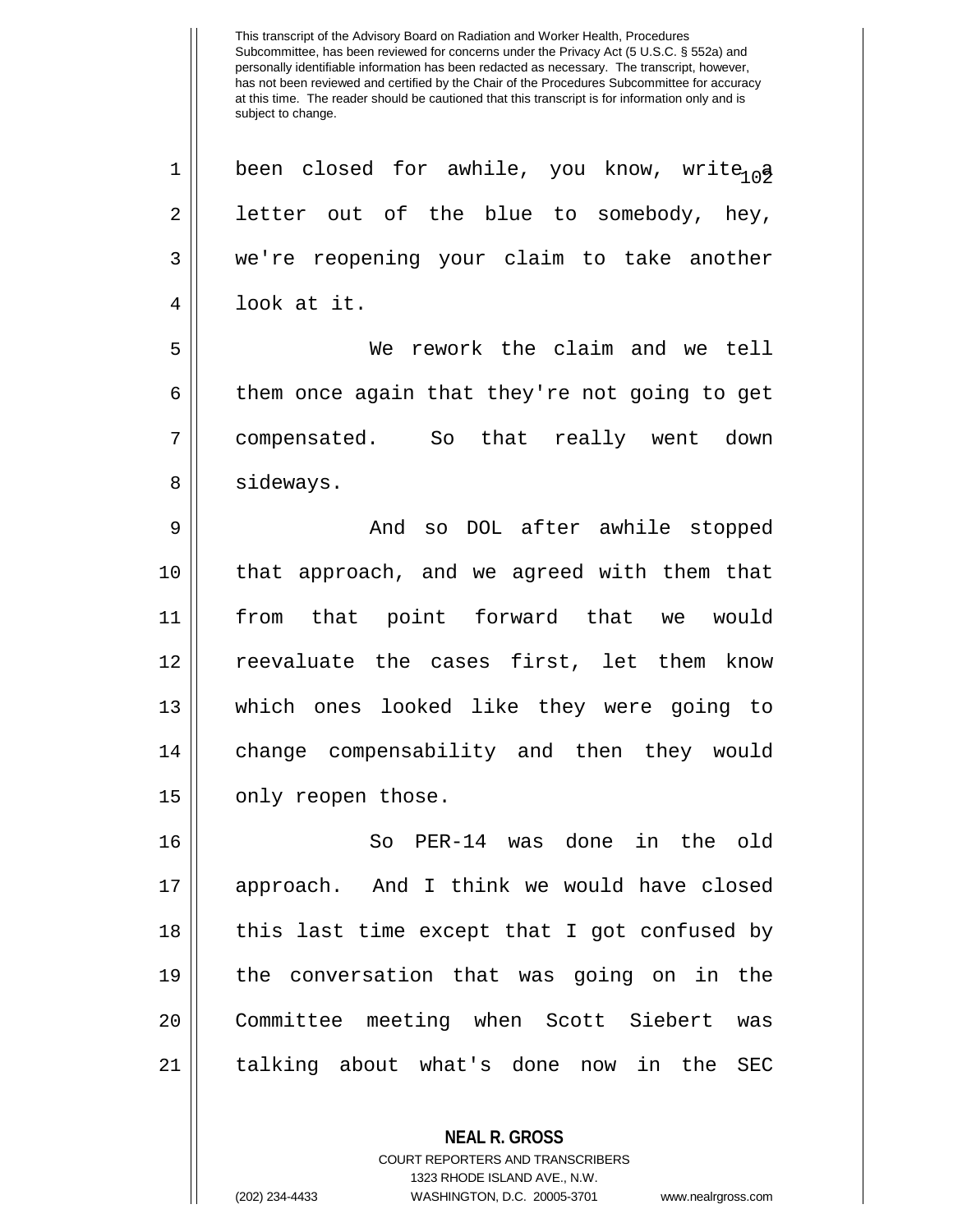This transcript of the Advisory Board on Radiation and Worker Health, Procedures Subcommittee, has been reviewed for concerns under the Privacy Act (5 U.S.C. § 552a) and personally identifiable information has been redacted as necessary. The transcript, however, has not been reviewed and certified by the Chair of the Procedures Subcommittee for accuracy at this time. The reader should be cautioned that this transcript is for information only and is subject to change.

been closed for awhile, you know, write a letter out of the blue to somebody, hey, we're reopening your claim to take another look at it.

We rework the claim and we tell them once again that they're not going to get compensated. So that really went down sideways.

And so DOL after awhile stopped that approach, and we agreed with them that from that point forward that we would reevaluate the cases first, let them know which ones looked like they were going to change compensability and then they would only reopen those.

So PER-14 was done in the old approach. And I think we would have closed this last time except that I got confused by the conversation that was going on in the Committee meeting when Scott Siebert was talking about what's done now in the SEC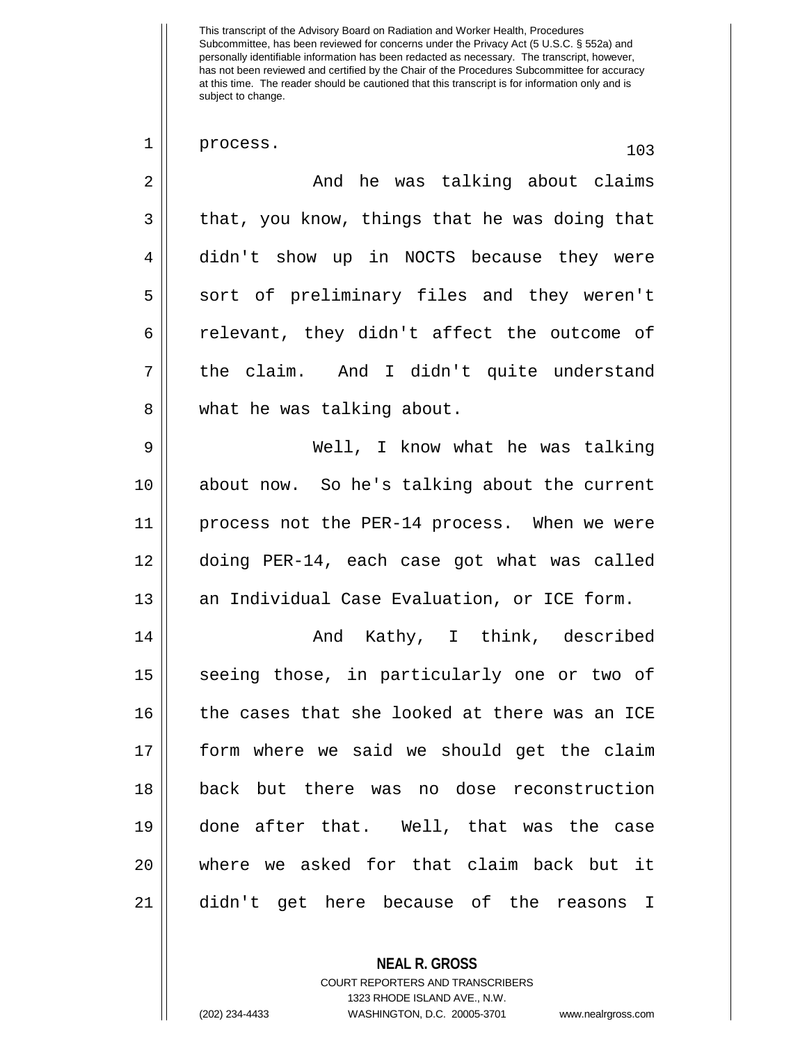process.

And he was talking about claims that, you know, things that he was doing that didn't show up in NOCTS because they were sort of preliminary files and they weren't relevant, they didn't affect the outcome of the claim. And I didn't quite understand what he was talking about.

Well, I know what he was talking about now. So he's talking about the current process not the PER-14 process. When we were doing PER-14, each case got what was called an Individual Case Evaluation, or ICE form.

And Kathy, I think, described seeing those, in particularly one or two of the cases that she looked at there was an ICE form where we said we should get the claim back but there was no dose reconstruction done after that. Well, that was the case where we asked for that claim back but it didn't get here because of the reasons I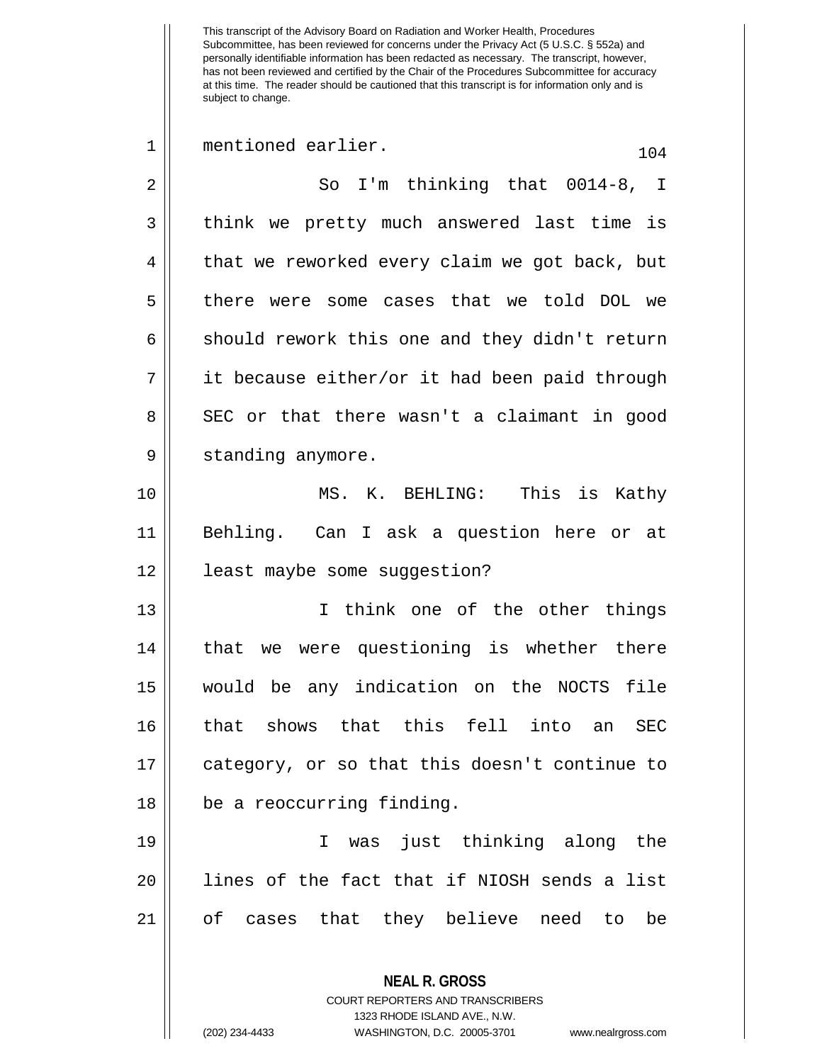mentioned earlier.

So I'm thinking that 0014-8, I think we pretty much answered last time is that we reworked every claim we got back, but there were some cases that we told DOL we should rework this one and they didn't return it because either/or it had been paid through SEC or that there wasn't a claimant in good standing anymore.

MS. K. BEHLING: This is Kathy Behling. Can I ask a question here or at least maybe some suggestion?

I think one of the other things that we were questioning is whether there would be any indication on the NOCTS file that shows that this fell into an SEC category, or so that this doesn't continue to be a reoccurring finding.

I was just thinking along the lines of the fact that if NIOSH sends a list of cases that they believe need to be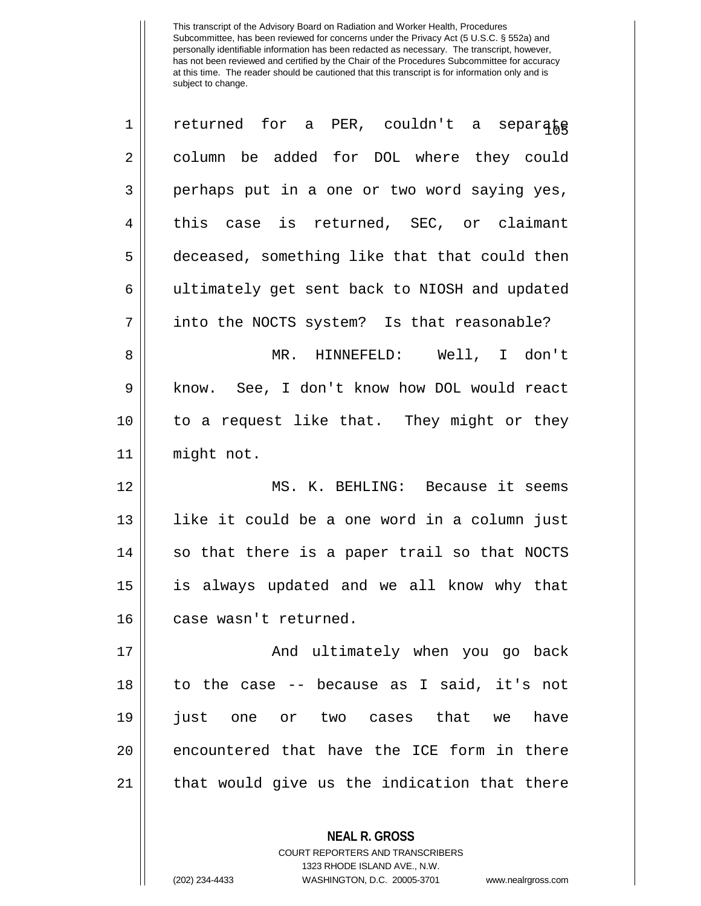returned for a PER, couldn't a separate column be added for DOL where they could perhaps put in a one or two word saying yes, this case is returned, SEC, or claimant deceased, something like that that could then ultimately get sent back to NIOSH and updated into the NOCTS system? Is that reasonable?

MR. HINNEFELD: Well, I don't know. See, I don't know how DOL would react to a request like that. They might or they might not.

MS. K. BEHLING: Because it seems like it could be a one word in a column just so that there is a paper trail so that NOCTS is always updated and we all know why that case wasn't returned.

And ultimately when you go back to the case -- because as I said, it's not just one or two cases that we have encountered that have the ICE form in there that would give us the indication that there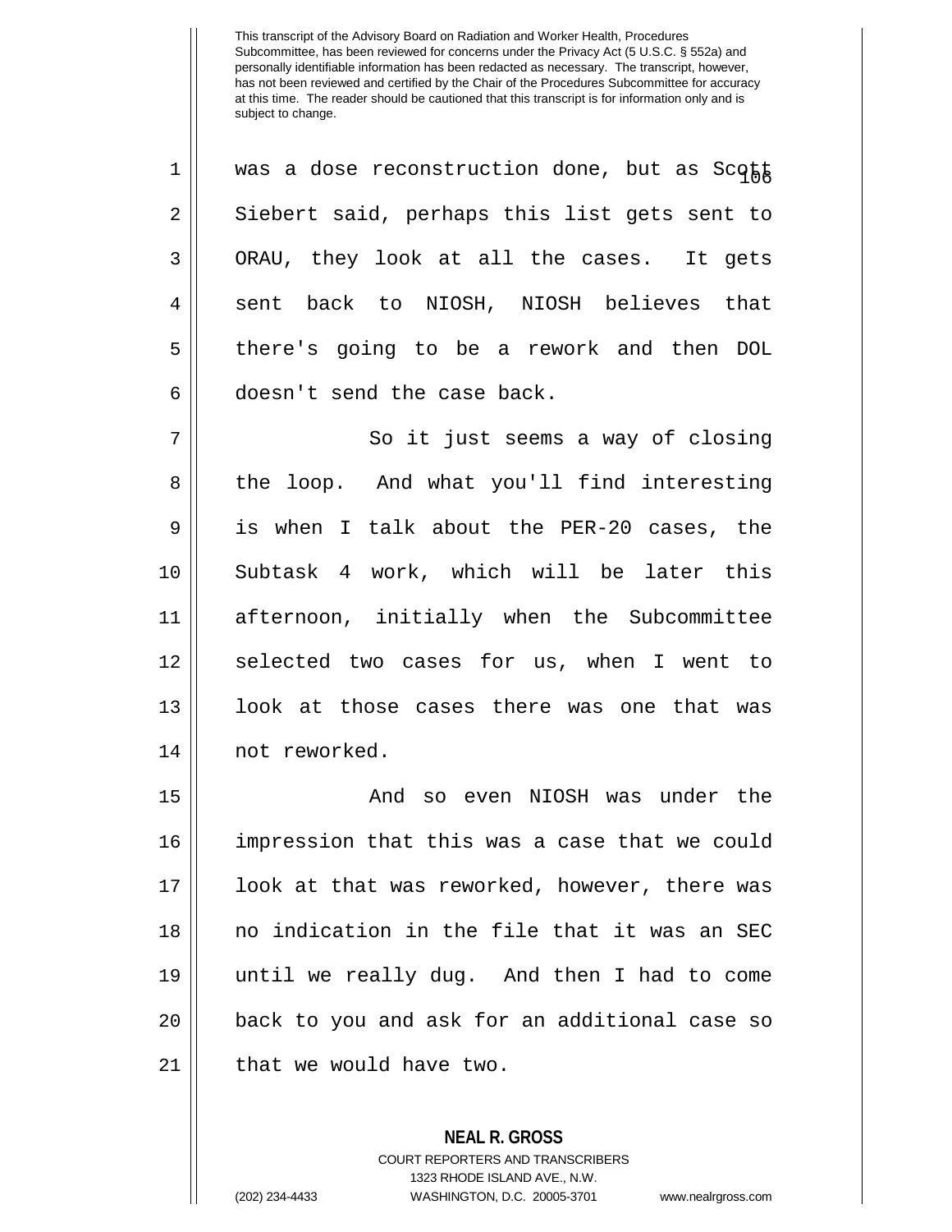was a dose reconstruction done, but as Scott Siebert said, perhaps this list gets sent to ORAU, they look at all the cases. It gets sent back to NIOSH, NIOSH believes that there's going to be a rework and then DOL doesn't send the case back.

So it just seems a way of closing the loop. And what you'll find interesting is when I talk about the PER-20 cases, the Subtask 4 work, which will be later this afternoon, initially when the Subcommittee selected two cases for us, when I went to look at those cases there was one that was not reworked.

And so even NIOSH was under the impression that this was a case that we could look at that was reworked, however, there was no indication in the file that it was an SEC until we really dug. And then I had to come back to you and ask for an additional case so that we would have two.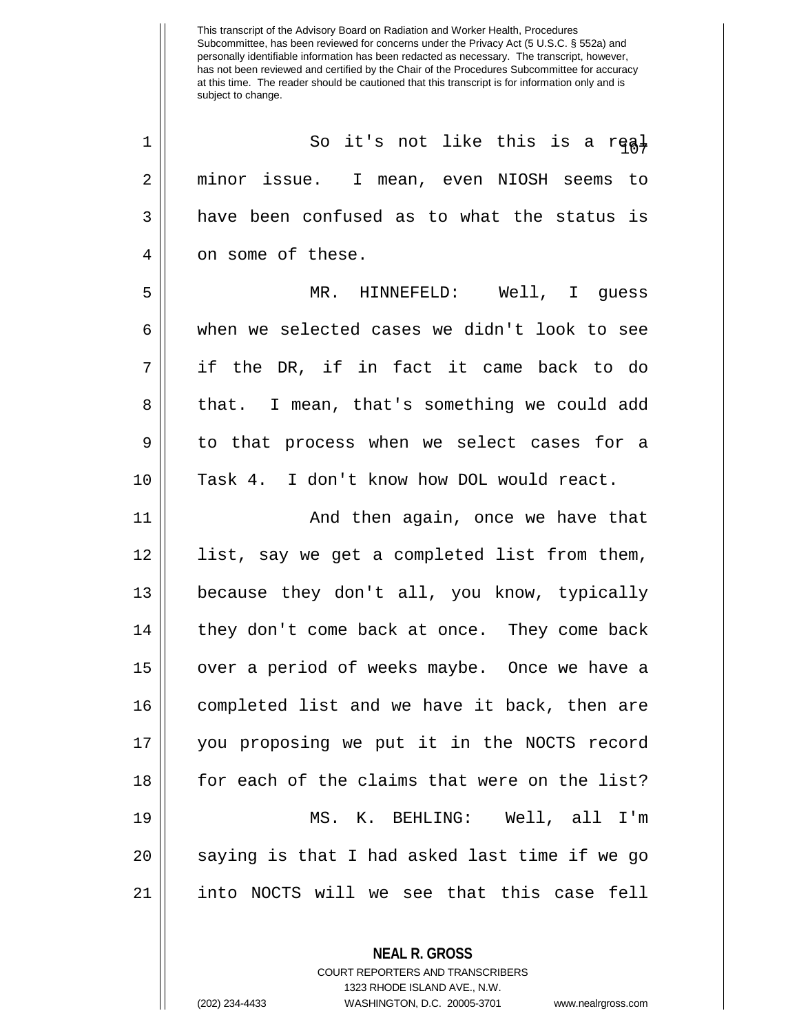So it's not like this is a real minor issue. I mean, even NIOSH seems to have been confused as to what the status is on some of these.

MR. HINNEFELD: Well, I guess when we selected cases we didn't look to see if the DR, if in fact it came back to do that. I mean, that's something we could add to that process when we select cases for a Task 4. I don't know how DOL would react.

And then again, once we have that list, say we get a completed list from them, because they don't all, you know, typically they don't come back at once. They come back over a period of weeks maybe. Once we have a completed list and we have it back, then are you proposing we put it in the NOCTS record for each of the claims that were on the list?

MS. K. BEHLING: Well, all I'm saying is that I had asked last time if we go into NOCTS will we see that this case fell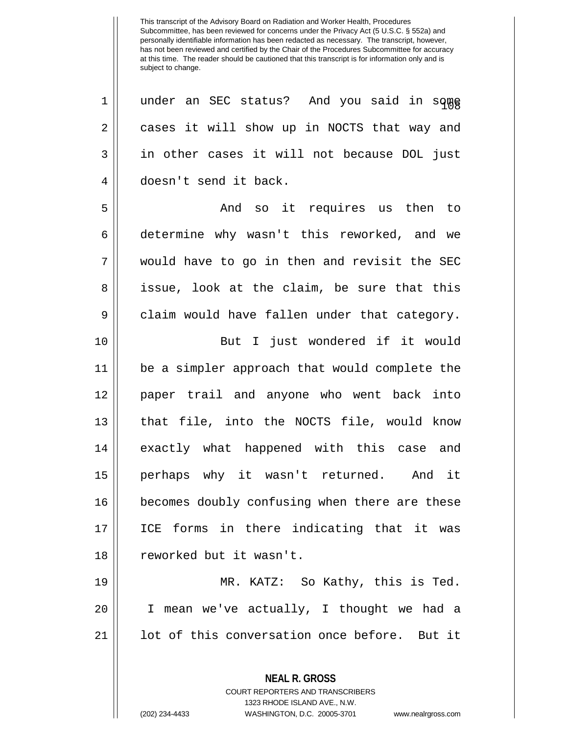under an SEC status? And you said in some cases it will show up in NOCTS that way and in other cases it will not because DOL just doesn't send it back.

And so it requires us then to determine why wasn't this reworked, and we would have to go in then and revisit the SEC issue, look at the claim, be sure that this claim would have fallen under that category.

But I just wondered if it would be a simpler approach that would complete the paper trail and anyone who went back into that file, into the NOCTS file, would know exactly what happened with this case and perhaps why it wasn't returned. And it becomes doubly confusing when there are these ICE forms in there indicating that it was reworked but it wasn't.

MR. KATZ: So Kathy, this is Ted. I mean we've actually, I thought we had a lot of this conversation once before. But it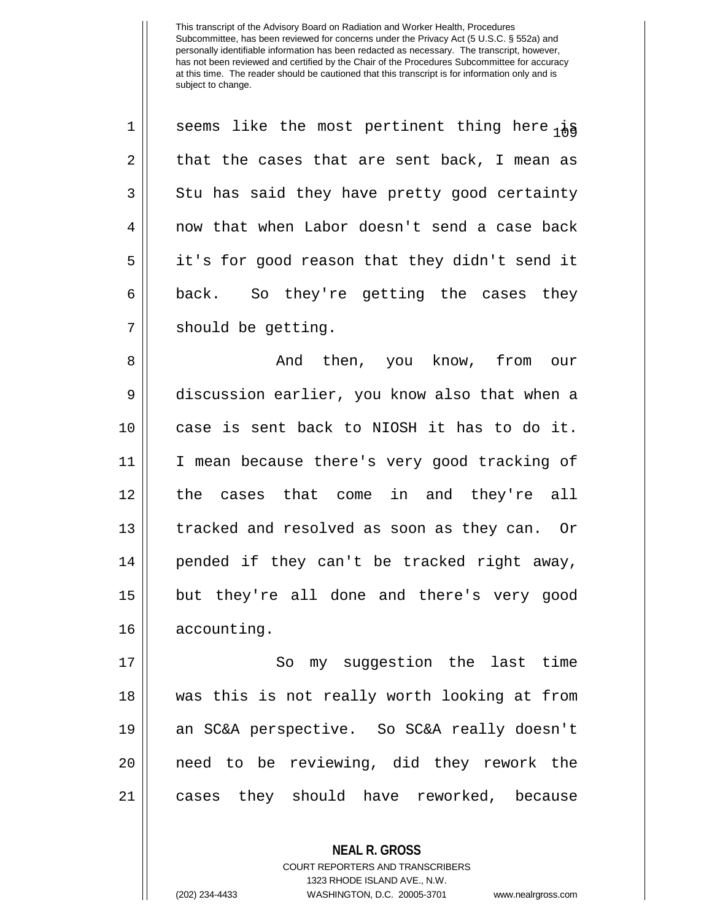seems like the most pertinent thing here is that the cases that are sent back, I mean as Stu has said they have pretty good certainty now that when Labor doesn't send a case back it's for good reason that they didn't send it back. So they're getting the cases they should be getting.

And then, you know, from our discussion earlier, you know also that when a case is sent back to NIOSH it has to do it. I mean because there's very good tracking of the cases that come in and they're all tracked and resolved as soon as they can. Or pended if they can't be tracked right away, but they're all done and there's very good accounting.

So my suggestion the last time was this is not really worth looking at from an SC&A perspective. So SC&A really doesn't need to be reviewing, did they rework the cases they should have reworked, because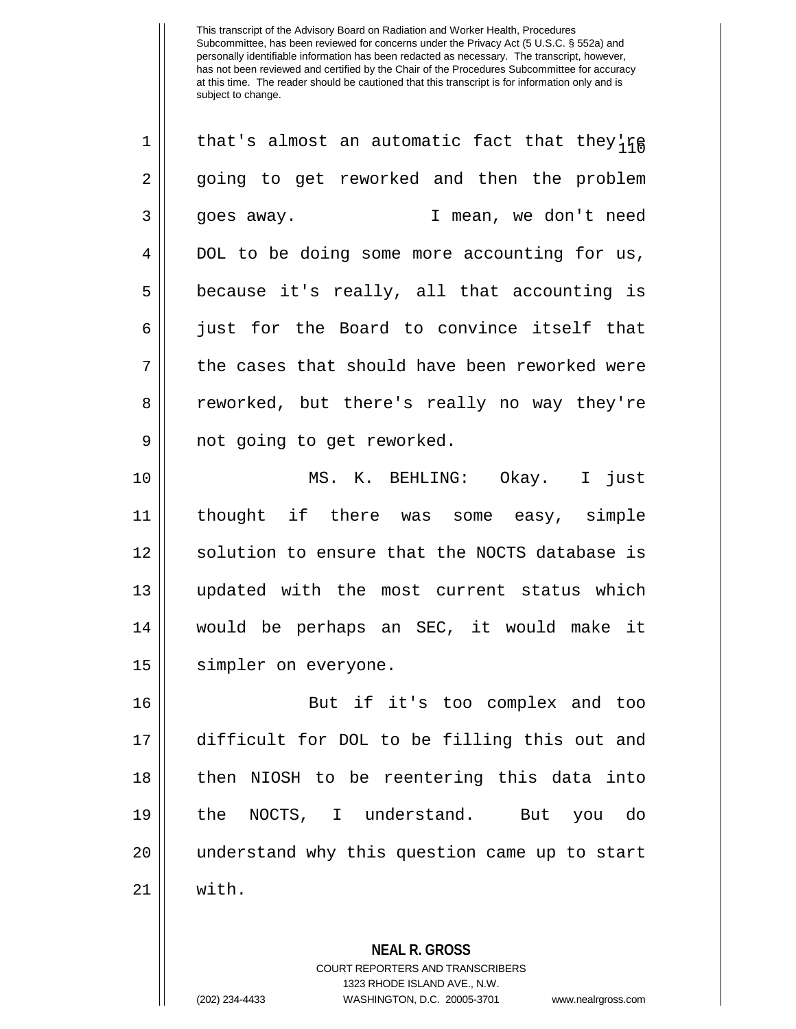that's almost an automatic fact that they're going to get reworked and then the problem goes away. I mean, we don't need DOL to be doing some more accounting for us, because it's really, all that accounting is just for the Board to convince itself that the cases that should have been reworked were reworked, but there's really no way they're not going to get reworked.

MS. K. BEHLING: Okay. I just thought if there was some easy, simple solution to ensure that the NOCTS database is updated with the most current status which would be perhaps an SEC, it would make it simpler on everyone.

But if it's too complex and too difficult for DOL to be filling this out and then NIOSH to be reentering this data into the NOCTS, I understand. But you do understand why this question came up to start with.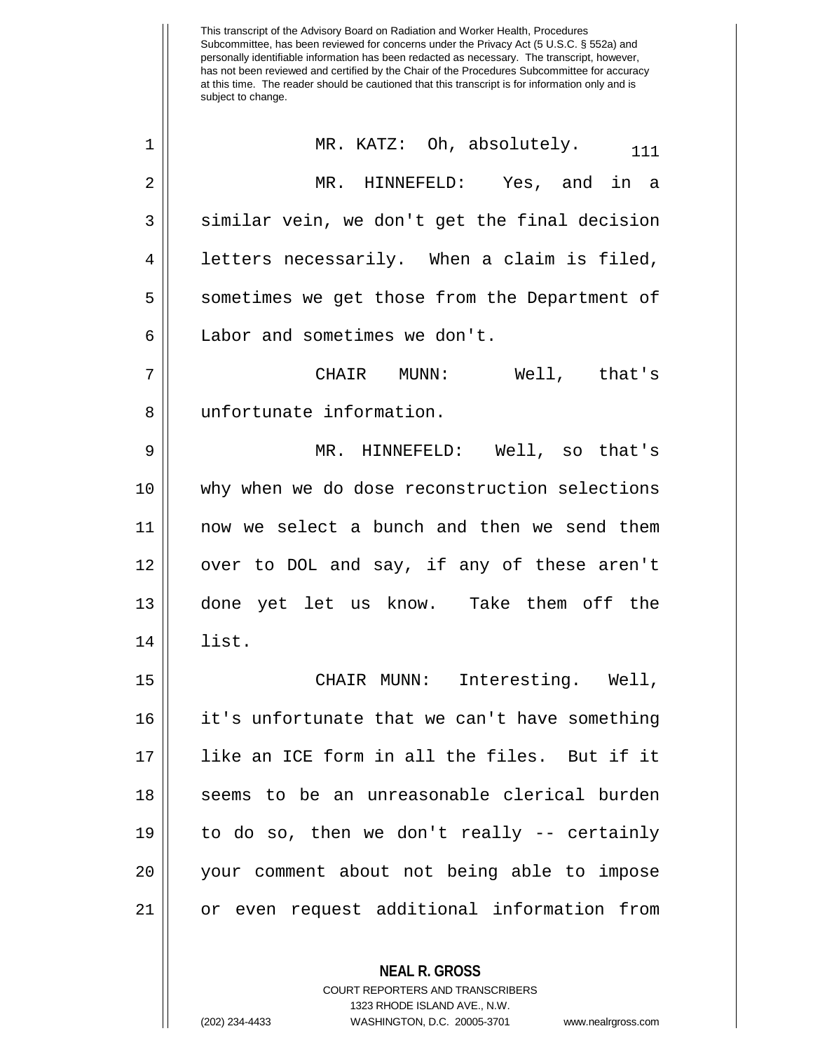This transcript of the Advisory Board on Radiation and Worker Health, Procedures Subcommittee, has been reviewed for concerns under the Privacy Act (5 U.S.C. § 552a) and personally identifiable information has been redacted as necessary. The transcript, however, has not been reviewed and certified by the Chair of the Procedures Subcommittee for accuracy at this time. The reader should be cautioned that this transcript is for information only and is subject to change.

MR. KATZ: Oh, absolutely.

MR. HINNEFELD: Yes, and in a similar vein, we don't get the final decision letters necessarily. When a claim is filed, sometimes we get those from the Department of Labor and sometimes we don't.

CHAIR MUNN: Well, that's unfortunate information.

MR. HINNEFELD: Well, so that's why when we do dose reconstruction selections now we select a bunch and then we send them over to DOL and say, if any of these aren't done yet let us know. Take them off the list.

CHAIR MUNN: Interesting. Well, it's unfortunate that we can't have something like an ICE form in all the files. But if it seems to be an unreasonable clerical burden to do so, then we don't really -- certainly your comment about not being able to impose or even request additional information from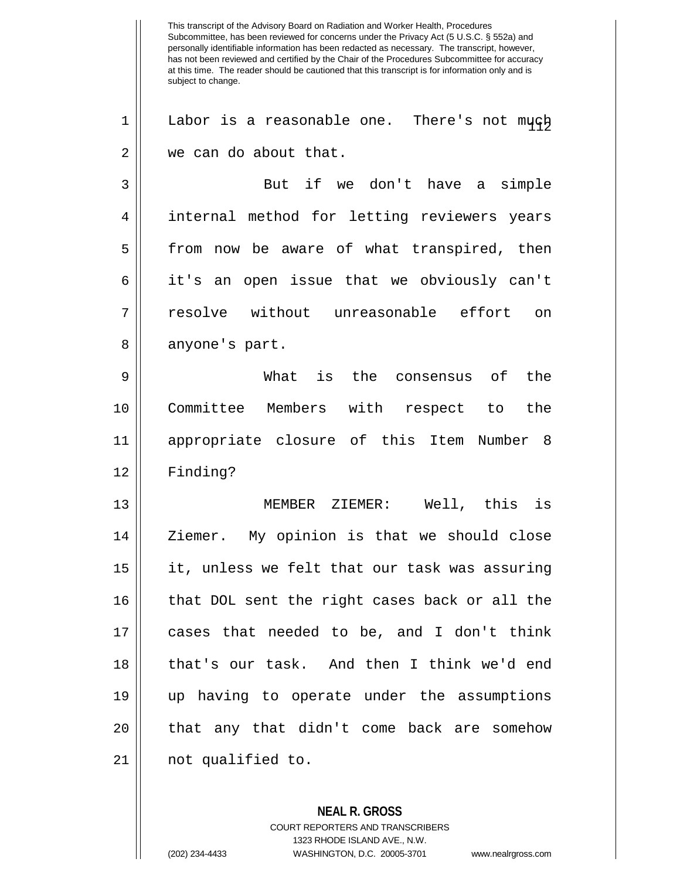Labor is a reasonable one. There's not much we can do about that.

But if we don't have a simple internal method for letting reviewers years from now be aware of what transpired, then it's an open issue that we obviously can't resolve without unreasonable effort on anyone's part.

What is the consensus of the Committee Members with respect to the appropriate closure of this Item Number 8 Finding?

MEMBER ZIEMER: Well, this is Ziemer. My opinion is that we should close it, unless we felt that our task was assuring that DOL sent the right cases back or all the cases that needed to be, and I don't think that's our task. And then I think we'd end up having to operate under the assumptions that any that didn't come back are somehow not qualified to.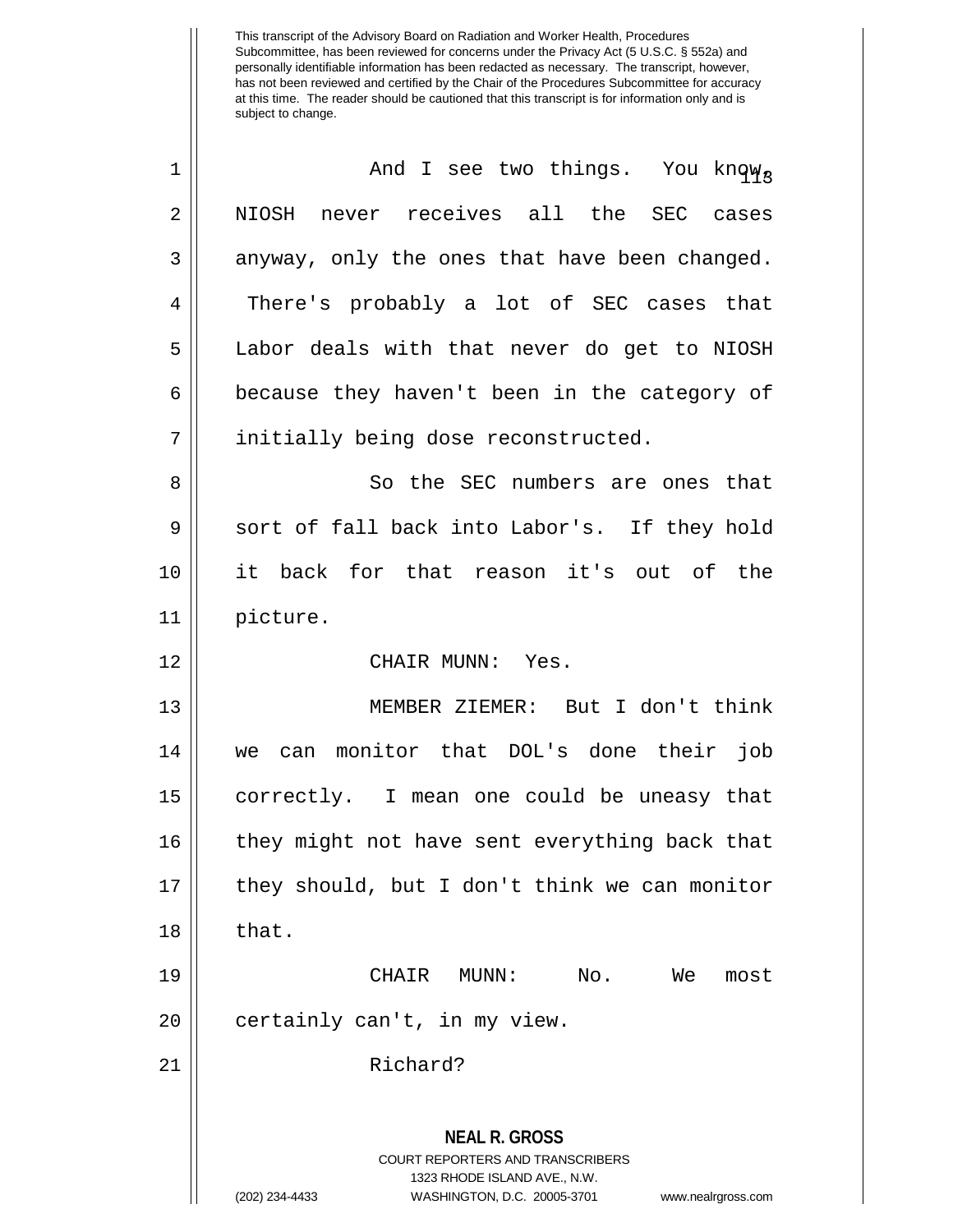This transcript of the Advisory Board on Radiation and Worker Health, Procedures Subcommittee, has been reviewed for concerns under the Privacy Act (5 U.S.C. § 552a) and personally identifiable information has been redacted as necessary. The transcript, however, has not been reviewed and certified by the Chair of the Procedures Subcommittee for accuracy at this time. The reader should be cautioned that this transcript is for information only and is subject to change.

And I see two things. You know, NIOSH never receives all the SEC cases anyway, only the ones that have been changed. There's probably a lot of SEC cases that Labor deals with that never do get to NIOSH because they haven't been in the category of initially being dose reconstructed.

So the SEC numbers are ones that sort of fall back into Labor's. If they hold it back for that reason it's out of the picture.

CHAIR MUNN: Yes.

MEMBER ZIEMER: But I don't think we can monitor that DOL's done their job correctly. I mean one could be uneasy that they might not have sent everything back that they should, but I don't think we can monitor that.

CHAIR MUNN: No. We most certainly can't, in my view.

Richard?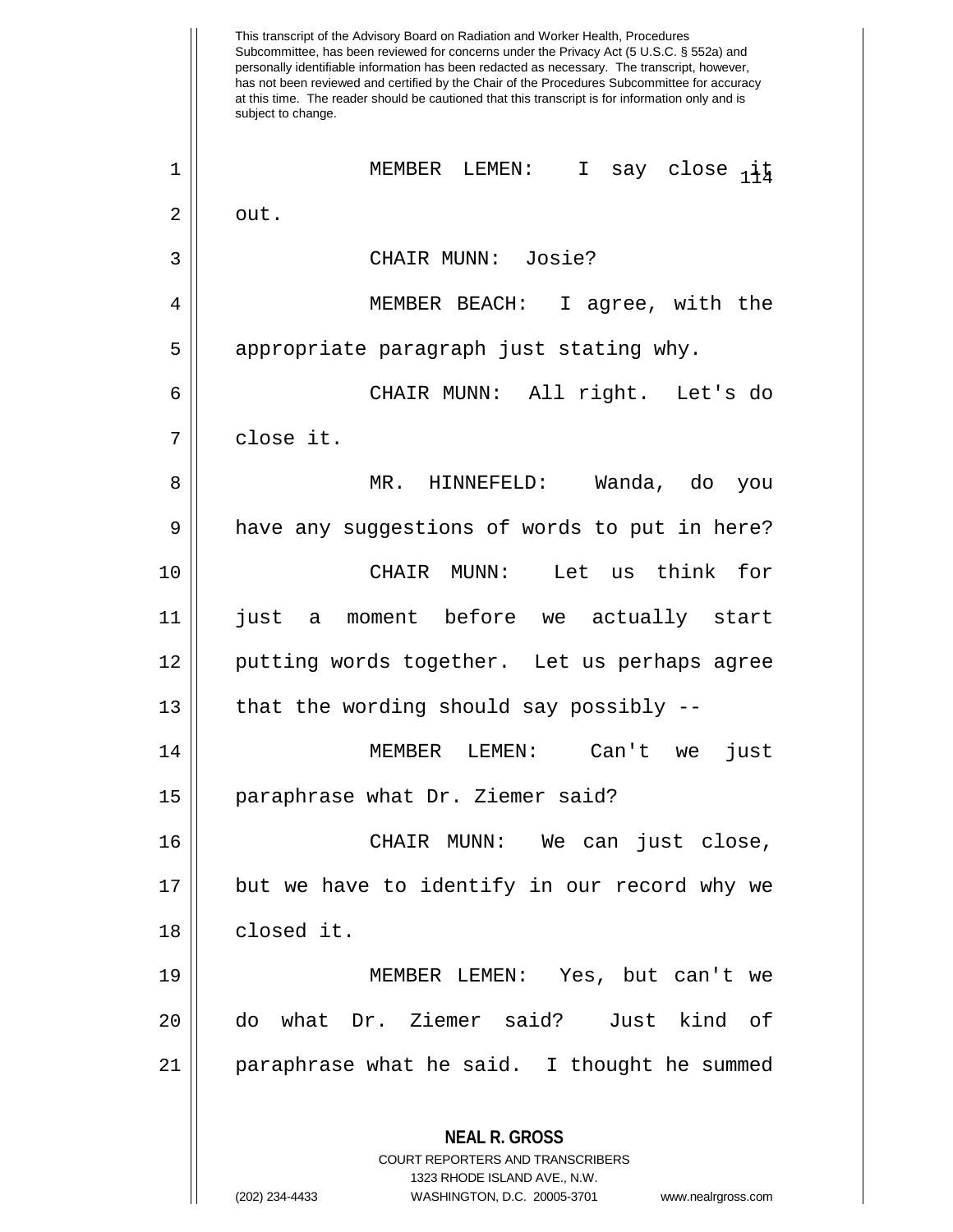MEMBER LEMEN: I say close it out.

CHAIR MUNN: Josie?

MEMBER BEACH: I agree, with the appropriate paragraph just stating why.

CHAIR MUNN: All right. Let's do close it.

MR. HINNEFELD: Wanda, do you have any suggestions of words to put in here?

CHAIR MUNN: Let us think for just a moment before we actually start putting words together. Let us perhaps agree that the wording should say possibly --

MEMBER LEMEN: Can't we just paraphrase what Dr. Ziemer said?

CHAIR MUNN: We can just close, but we have to identify in our record why we closed it.

MEMBER LEMEN: Yes, but can't we do what Dr. Ziemer said? Just kind of paraphrase what he said. I thought he summed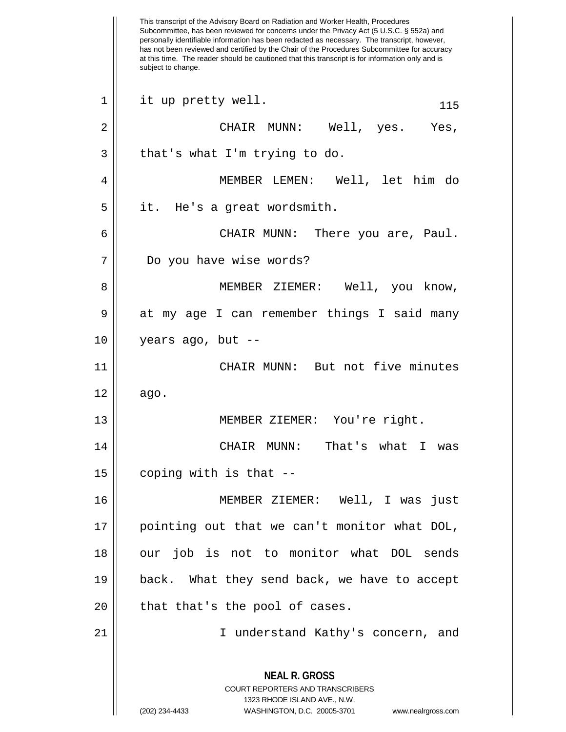This transcript of the Advisory Board on Radiation and Worker Health, Procedures Subcommittee, has been reviewed for concerns under the Privacy Act (5 U.S.C. § 552a) and personally identifiable information has been redacted as necessary. The transcript, however, has not been reviewed and certified by the Chair of the Procedures Subcommittee for accuracy at this time. The reader should be cautioned that this transcript is for information only and is subject to change.

it up pretty well.

CHAIR MUNN: Well, yes. Yes, that's what I'm trying to do.

MEMBER LEMEN: Well, let him do it. He's a great wordsmith.

CHAIR MUNN: There you are, Paul. Do you have wise words?

MEMBER ZIEMER: Well, you know, at my age I can remember things I said many years ago, but --

CHAIR MUNN: But not five minutes ago.

MEMBER ZIEMER: You're right.

CHAIR MUNN: That's what I was coping with is that --

MEMBER ZIEMER: Well, I was just pointing out that we can't monitor what DOL, our job is not to monitor what DOL sends back. What they send back, we have to accept that that's the pool of cases.

I understand Kathy's concern, and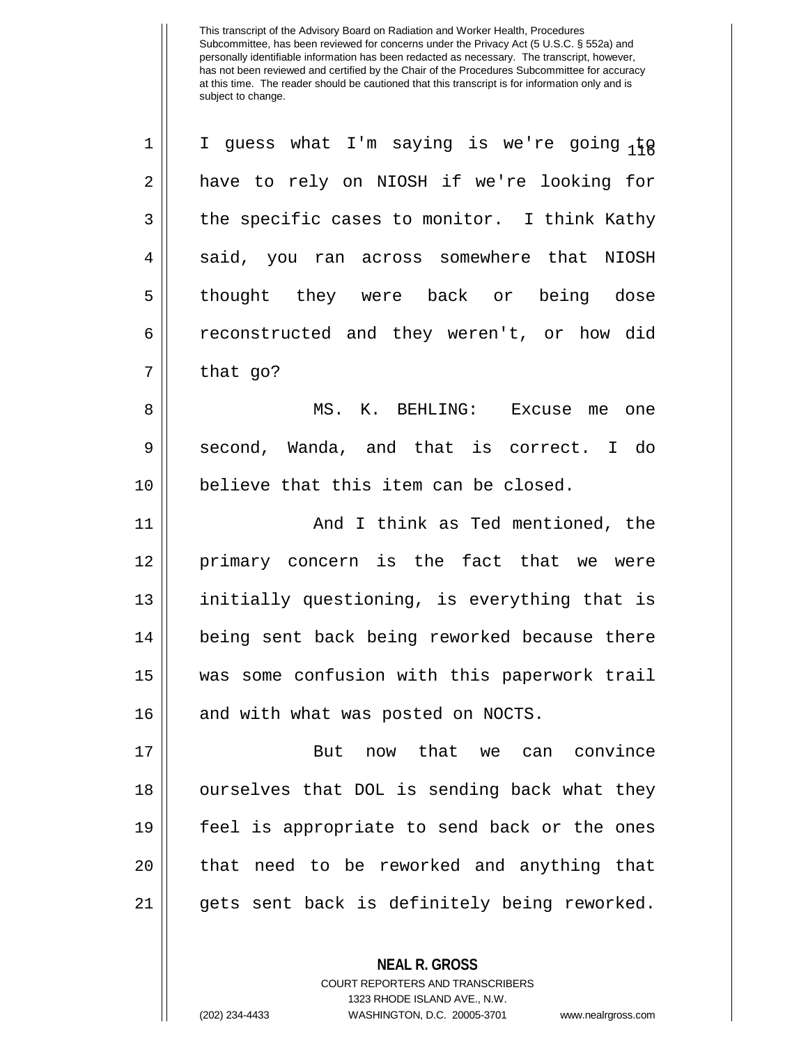I guess what I'm saying is we're going to have to rely on NIOSH if we're looking for the specific cases to monitor. I think Kathy said, you ran across somewhere that NIOSH thought they were back or being dose reconstructed and they weren't, or how did that go?

MS. K. BEHLING: Excuse me one second, Wanda, and that is correct. I do believe that this item can be closed.

And I think as Ted mentioned, the primary concern is the fact that we were initially questioning, is everything that is being sent back being reworked because there was some confusion with this paperwork trail and with what was posted on NOCTS.

But now that we can convince ourselves that DOL is sending back what they feel is appropriate to send back or the ones that need to be reworked and anything that gets sent back is definitely being reworked.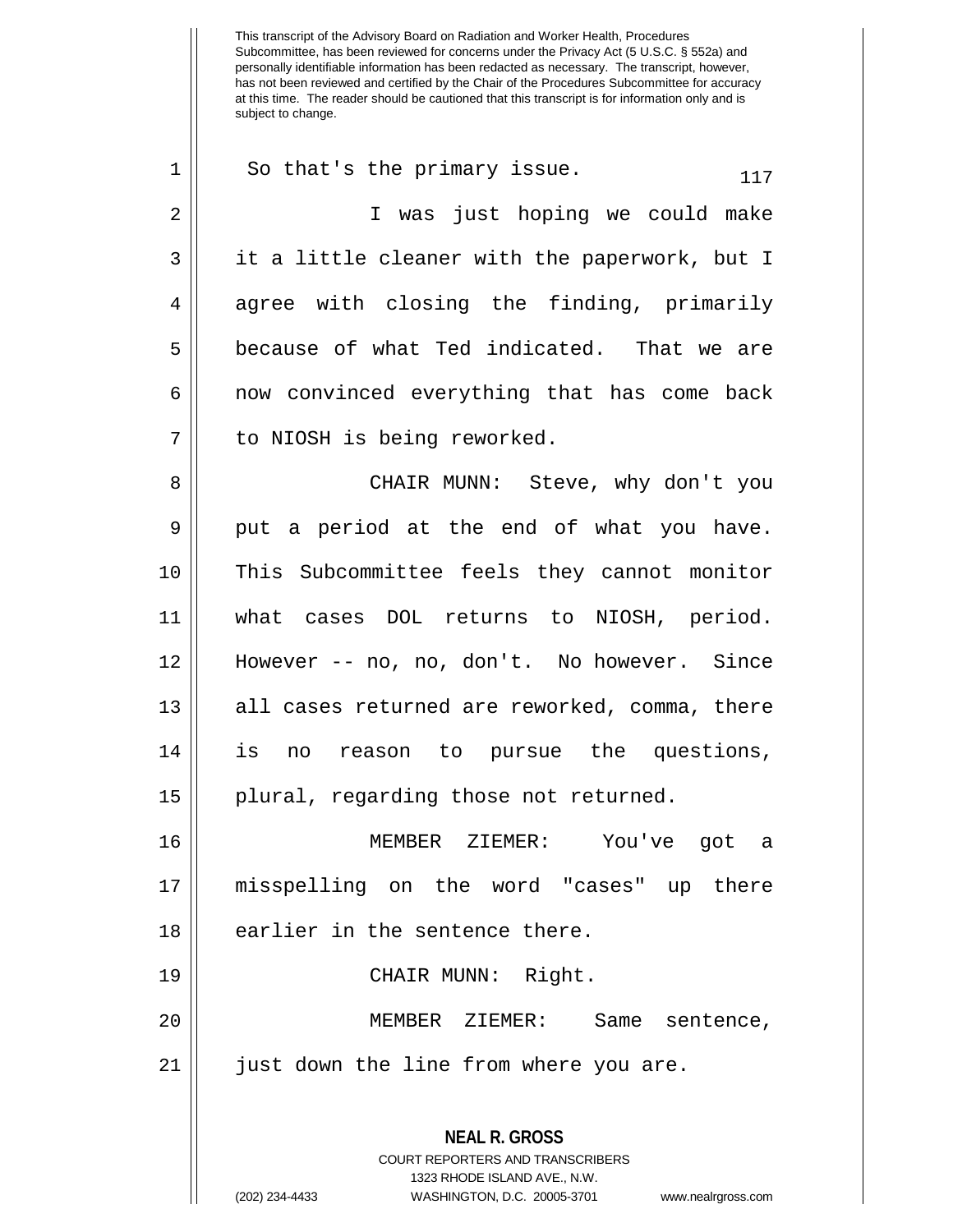So that's the primary issue.

I was just hoping we could make it a little cleaner with the paperwork, but I agree with closing the finding, primarily because of what Ted indicated. That we are now convinced everything that has come back to NIOSH is being reworked.

CHAIR MUNN: Steve, why don't you put a period at the end of what you have. This Subcommittee feels they cannot monitor what cases DOL returns to NIOSH, period. However -- no, no, don't. No however. Since all cases returned are reworked, comma, there is no reason to pursue the questions, plural, regarding those not returned.

MEMBER ZIEMER: You've got a misspelling on the word "cases" up there earlier in the sentence there.

CHAIR MUNN: Right.

MEMBER ZIEMER: Same sentence, just down the line from where you are.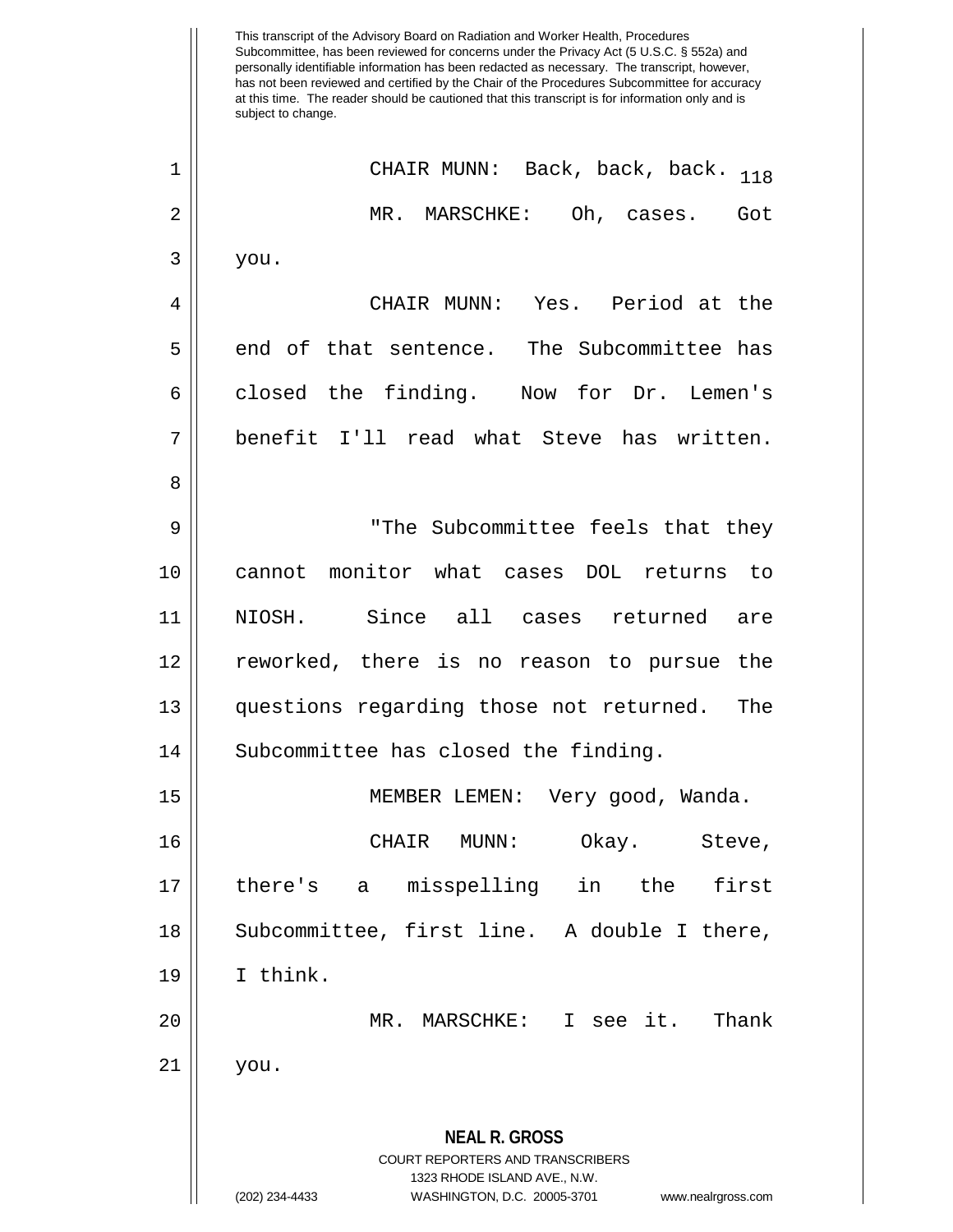CHAIR MUNN: Back, back, back.

MR. MARSCHKE: Oh, cases. Got you.

CHAIR MUNN: Yes. Period at the end of that sentence. The Subcommittee has closed the finding. Now for Dr. Lemen's benefit I'll read what Steve has written.

"The Subcommittee feels that they cannot monitor what cases DOL returns to NIOSH. Since all cases returned are reworked, there is no reason to pursue the questions regarding those not returned. The Subcommittee has closed the finding.

MEMBER LEMEN: Very good, Wanda.

CHAIR MUNN: Okay. Steve, there's a misspelling in the first Subcommittee, first line. A double I there, I think.

MR. MARSCHKE: I see it. Thank you.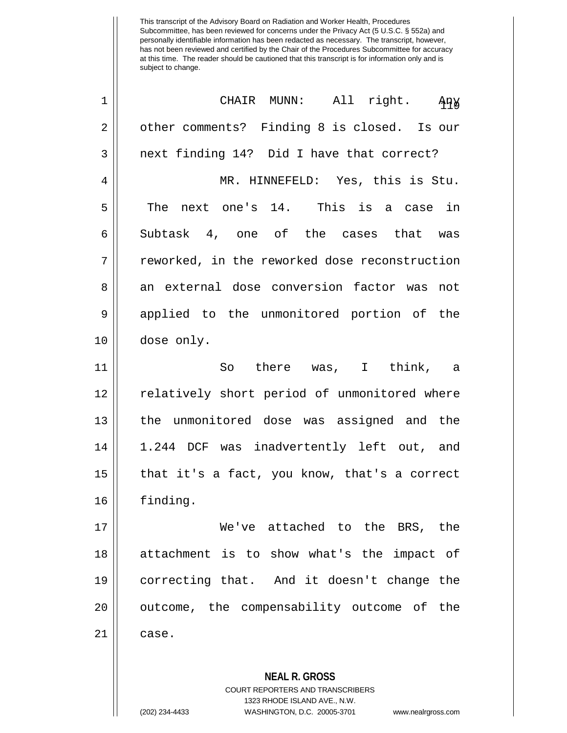CHAIR MUNN: All right. Any other comments? Finding 8 is closed. Is our next finding 14? Did I have that correct?

MR. HINNEFELD: Yes, this is Stu. The next one's 14. This is a case in Subtask 4, one of the cases that was reworked, in the reworked dose reconstruction an external dose conversion factor was not applied to the unmonitored portion of the dose only.

So there was, I think, a relatively short period of unmonitored where the unmonitored dose was assigned and the 1.244 DCF was inadvertently left out, and that it's a fact, you know, that's a correct finding.

We've attached to the BRS, the attachment is to show what's the impact of correcting that. And it doesn't change the outcome, the compensability outcome of the case.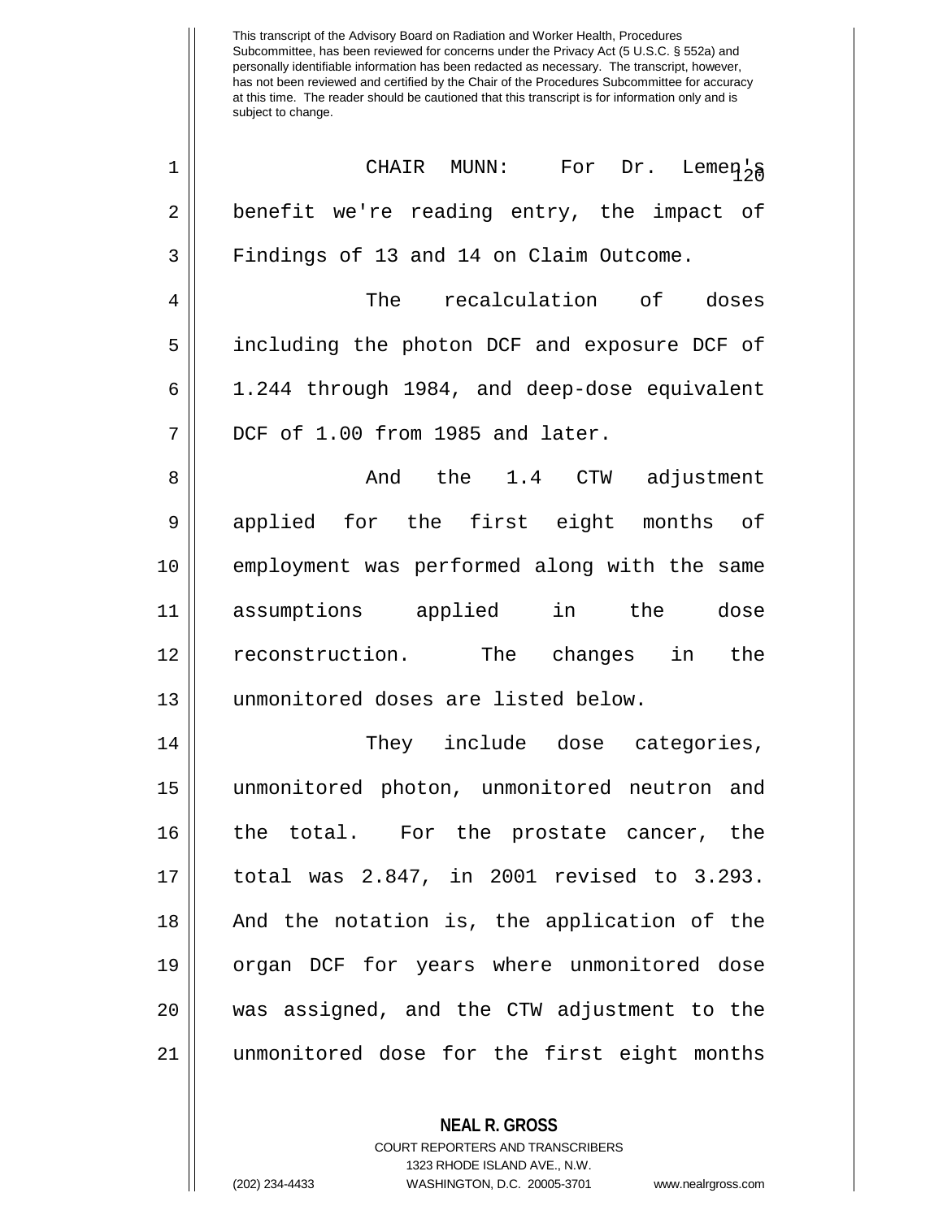CHAIR MUNN: For Dr. Lemen's benefit we're reading entry, the impact of Findings of 13 and 14 on Claim Outcome.

The recalculation of doses including the photon DCF and exposure DCF of 1.244 through 1984, and deep-dose equivalent DCF of 1.00 from 1985 and later.

And the 1.4 CTW adjustment applied for the first eight months of employment was performed along with the same assumptions applied in the dose reconstruction. The changes in the unmonitored doses are listed below.

They include dose categories, unmonitored photon, unmonitored neutron and the total. For the prostate cancer, the total was 2.847, in 2001 revised to 3.293. And the notation is, the application of the organ DCF for years where unmonitored dose was assigned, and the CTW adjustment to the unmonitored dose for the first eight months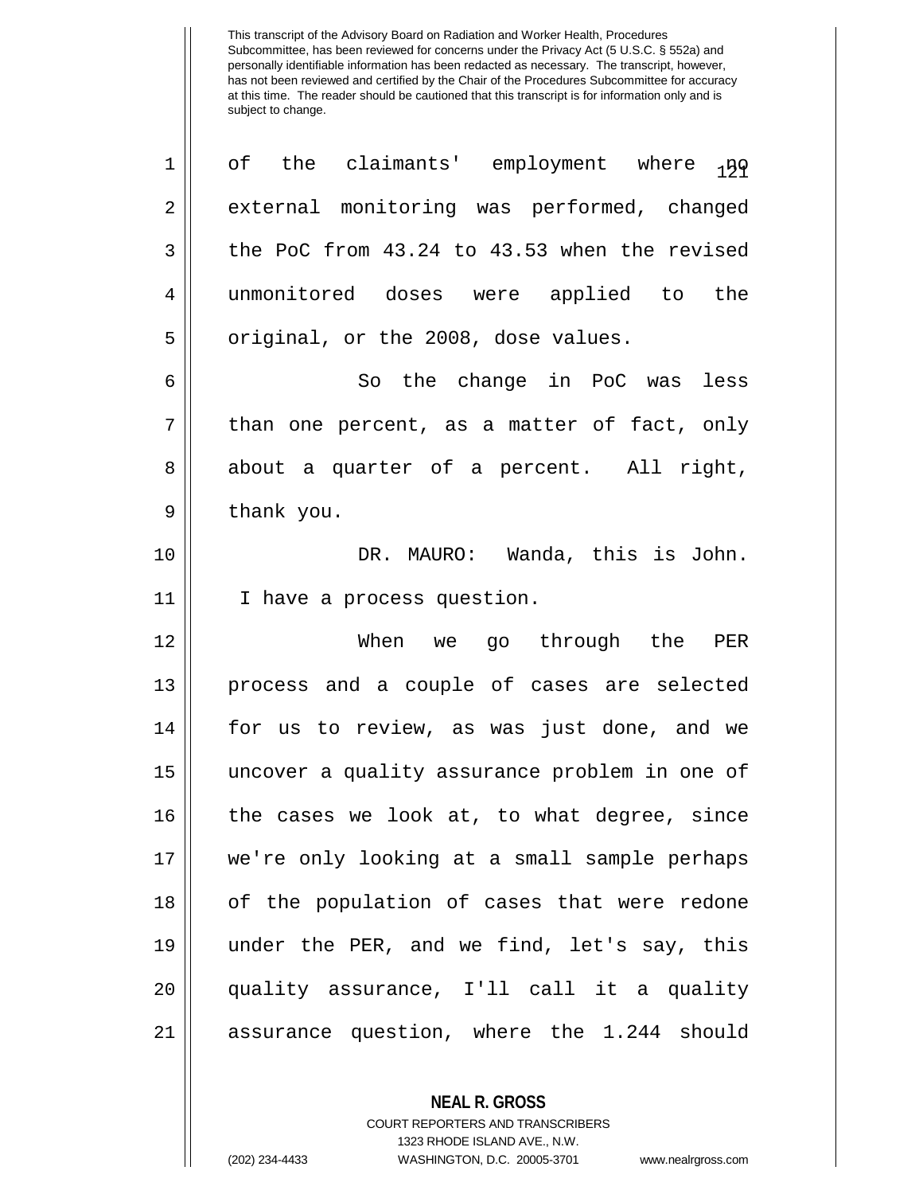of the claimants' employment where no external monitoring was performed, changed the PoC from 43.24 to 43.53 when the revised unmonitored doses were applied to the original, or the 2008, dose values.

So the change in PoC was less than one percent, as a matter of fact, only about a quarter of a percent. All right, thank you.

DR. MAURO: Wanda, this is John. I have a process question.

When we go through the PER process and a couple of cases are selected for us to review, as was just done, and we uncover a quality assurance problem in one of the cases we look at, to what degree, since we're only looking at a small sample perhaps of the population of cases that were redone under the PER, and we find, let's say, this quality assurance, I'll call it a quality assurance question, where the 1.244 should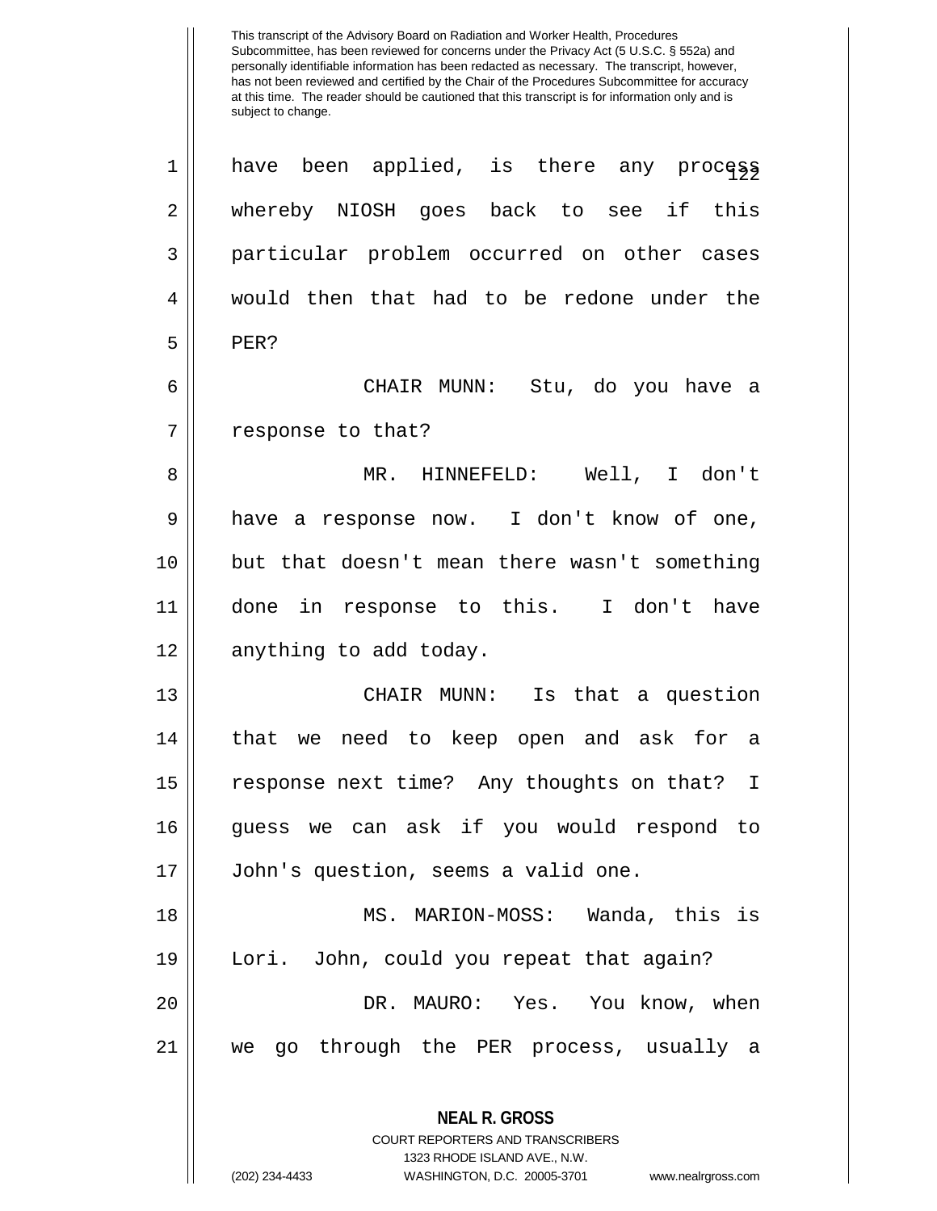This transcript of the Advisory Board on Radiation and Worker Health, Procedures Subcommittee, has been reviewed for concerns under the Privacy Act (5 U.S.C. § 552a) and personally identifiable information has been redacted as necessary. The transcript, however, has not been reviewed and certified by the Chair of the Procedures Subcommittee for accuracy at this time. The reader should be cautioned that this transcript is for information only and is subject to change.

have been applied, is there any process whereby NIOSH goes back to see if this particular problem occurred on other cases would then that had to be redone under the PER?

CHAIR MUNN: Stu, do you have a response to that?

MR. HINNEFELD: Well, I don't have a response now. I don't know of one, but that doesn't mean there wasn't something done in response to this. I don't have anything to add today.

CHAIR MUNN: Is that a question that we need to keep open and ask for a response next time? Any thoughts on that? I guess we can ask if you would respond to John's question, seems a valid one.

MS. MARION-MOSS: Wanda, this is Lori. John, could you repeat that again?

DR. MAURO: Yes. You know, when we go through the PER process, usually a

**NEAL R. GROSS**
COURT REPORTERS AND TRANSCRIBERS
1323 RHODE ISLAND AVE., N.W.
(202) 234-4433 WASHINGTON, D.C. 20005-3701 www.nealrgross.com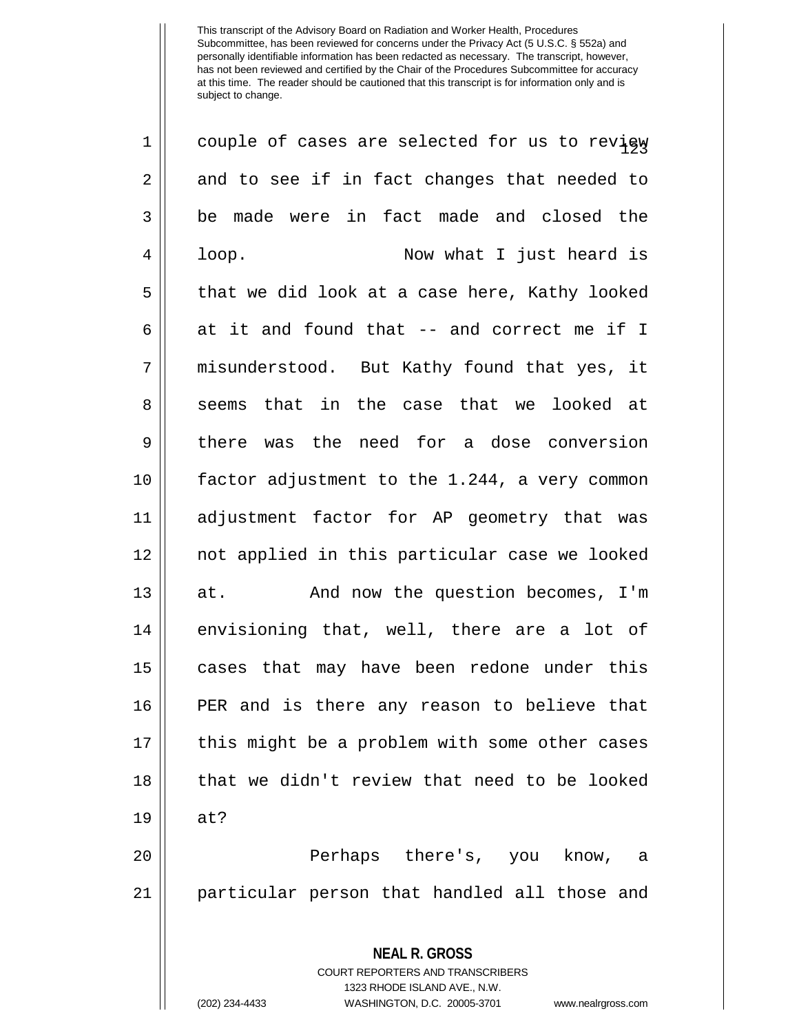couple of cases are selected for us to review and to see if in fact changes that needed to be made were in fact made and closed the loop. Now what I just heard is that we did look at a case here, Kathy looked at it and found that -- and correct me if I misunderstood. But Kathy found that yes, it seems that in the case that we looked at there was the need for a dose conversion factor adjustment to the 1.244, a very common adjustment factor for AP geometry that was not applied in this particular case we looked at. And now the question becomes, I'm envisioning that, well, there are a lot of cases that may have been redone under this PER and is there any reason to believe that this might be a problem with some other cases that we didn't review that need to be looked at?

Perhaps there's, you know, a particular person that handled all those and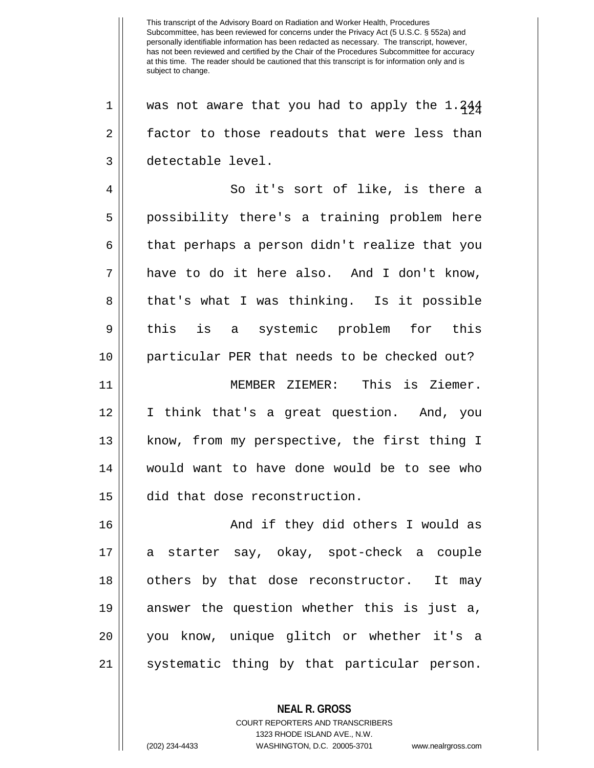was not aware that you had to apply the 1.244 factor to those readouts that were less than detectable level.

So it's sort of like, is there a possibility there's a training problem here that perhaps a person didn't realize that you have to do it here also. And I don't know, that's what I was thinking. Is it possible this is a systemic problem for this particular PER that needs to be checked out?

MEMBER ZIEMER: This is Ziemer. I think that's a great question. And, you know, from my perspective, the first thing I would want to have done would be to see who did that dose reconstruction.

And if they did others I would as a starter say, okay, spot-check a couple others by that dose reconstructor. It may answer the question whether this is just a, you know, unique glitch or whether it's a systematic thing by that particular person.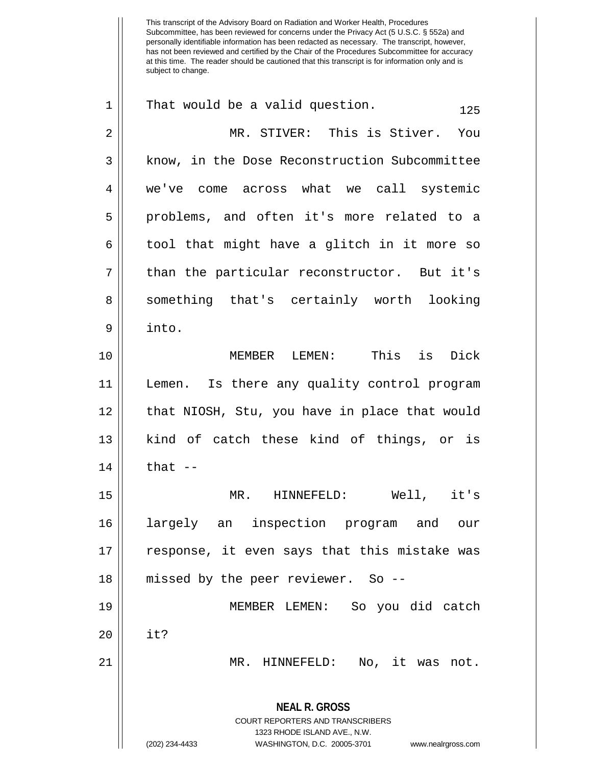That would be a valid question.

MR. STIVER: This is Stiver. You know, in the Dose Reconstruction Subcommittee we've come across what we call systemic problems, and often it's more related to a tool that might have a glitch in it more so than the particular reconstructor. But it's something that's certainly worth looking into.

MEMBER LEMEN: This is Dick Lemen. Is there any quality control program that NIOSH, Stu, you have in place that would kind of catch these kind of things, or is that --

MR. HINNEFELD: Well, it's largely an inspection program and our response, it even says that this mistake was missed by the peer reviewer. So --

MEMBER LEMEN: So you did catch it?

MR. HINNEFELD: No, it was not.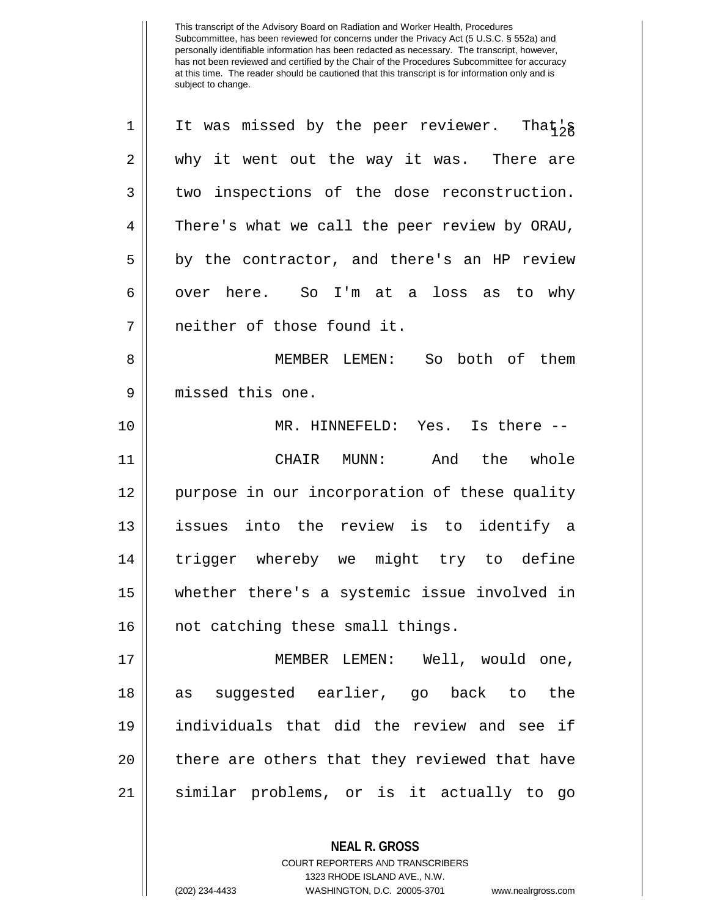It was missed by the peer reviewer. That's why it went out the way it was. There are two inspections of the dose reconstruction. There's what we call the peer review by ORAU, by the contractor, and there's an HP review over here. So I'm at a loss as to why neither of those found it.

MEMBER LEMEN: So both of them missed this one.

MR. HINNEFELD: Yes. Is there --

CHAIR MUNN: And the whole purpose in our incorporation of these quality issues into the review is to identify a trigger whereby we might try to define whether there's a systemic issue involved in not catching these small things.

MEMBER LEMEN: Well, would one, as suggested earlier, go back to the individuals that did the review and see if there are others that they reviewed that have similar problems, or is it actually to go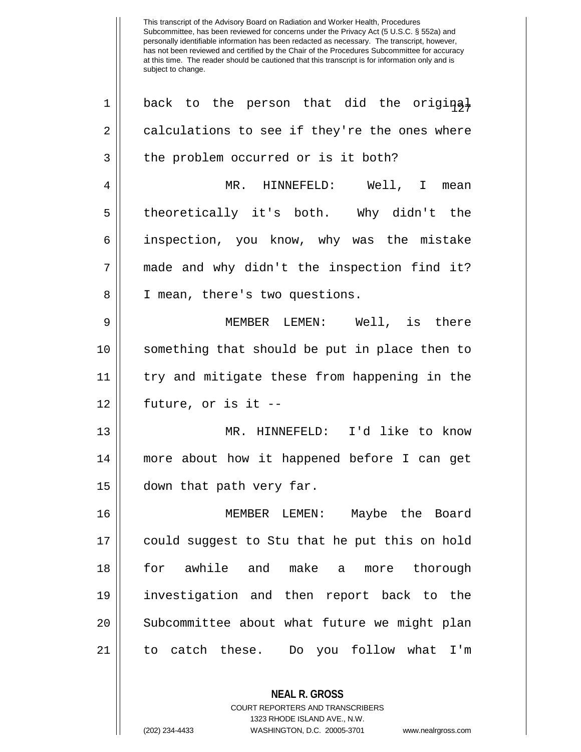back to the person that did the original calculations to see if they're the ones where the problem occurred or is it both?

MR. HINNEFELD: Well, I mean theoretically it's both. Why didn't the inspection, you know, why was the mistake made and why didn't the inspection find it? I mean, there's two questions.

MEMBER LEMEN: Well, is there something that should be put in place then to try and mitigate these from happening in the future, or is it --

MR. HINNEFELD: I'd like to know more about how it happened before I can get down that path very far.

MEMBER LEMEN: Maybe the Board could suggest to Stu that he put this on hold for awhile and make a more thorough investigation and then report back to the Subcommittee about what future we might plan to catch these. Do you follow what I'm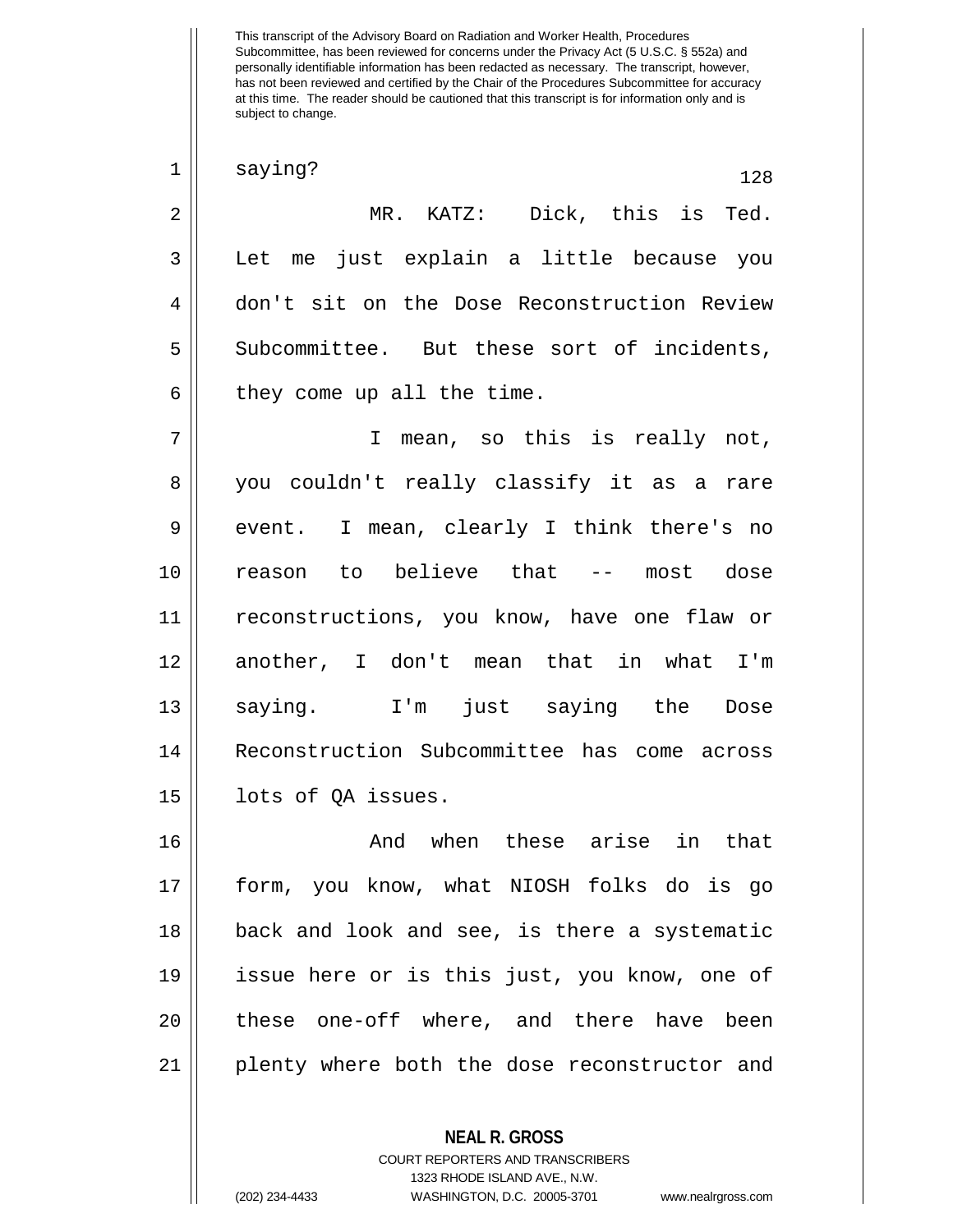saying?

MR. KATZ: Dick, this is Ted. Let me just explain a little because you don't sit on the Dose Reconstruction Review Subcommittee. But these sort of incidents, they come up all the time.

I mean, so this is really not, you couldn't really classify it as a rare event. I mean, clearly I think there's no reason to believe that -- most dose reconstructions, you know, have one flaw or another, I don't mean that in what I'm saying. I'm just saying the Dose Reconstruction Subcommittee has come across lots of QA issues.

And when these arise in that form, you know, what NIOSH folks do is go back and look and see, is there a systematic issue here or is this just, you know, one of these one-off where, and there have been plenty where both the dose reconstructor and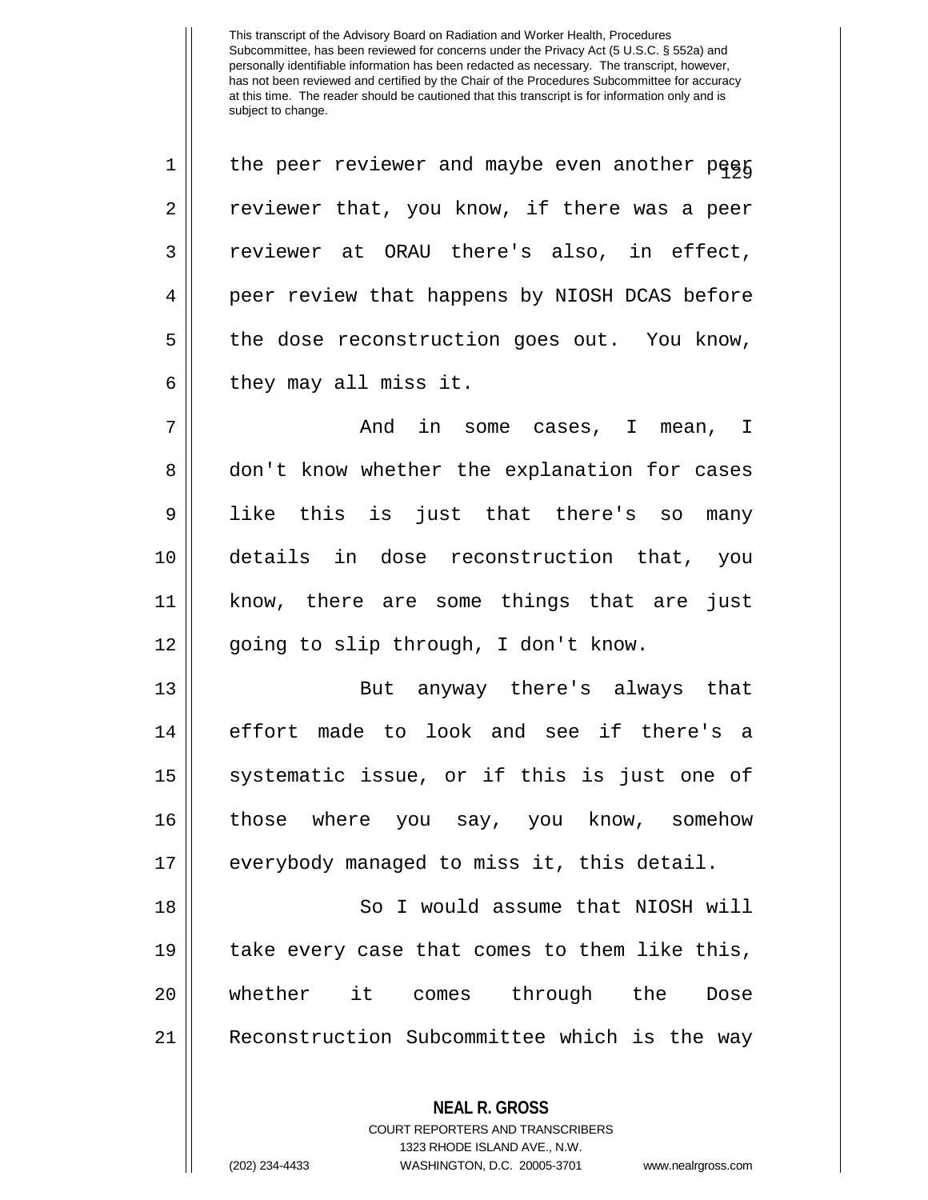the peer reviewer and maybe even another peer reviewer that, you know, if there was a peer reviewer at ORAU there's also, in effect, peer review that happens by NIOSH DCAS before the dose reconstruction goes out. You know, they may all miss it.

And in some cases, I mean, I don't know whether the explanation for cases like this is just that there's so many details in dose reconstruction that, you know, there are some things that are just going to slip through, I don't know.

But anyway there's always that effort made to look and see if there's a systematic issue, or if this is just one of those where you say, you know, somehow everybody managed to miss it, this detail.

So I would assume that NIOSH will take every case that comes to them like this, whether it comes through the Dose Reconstruction Subcommittee which is the way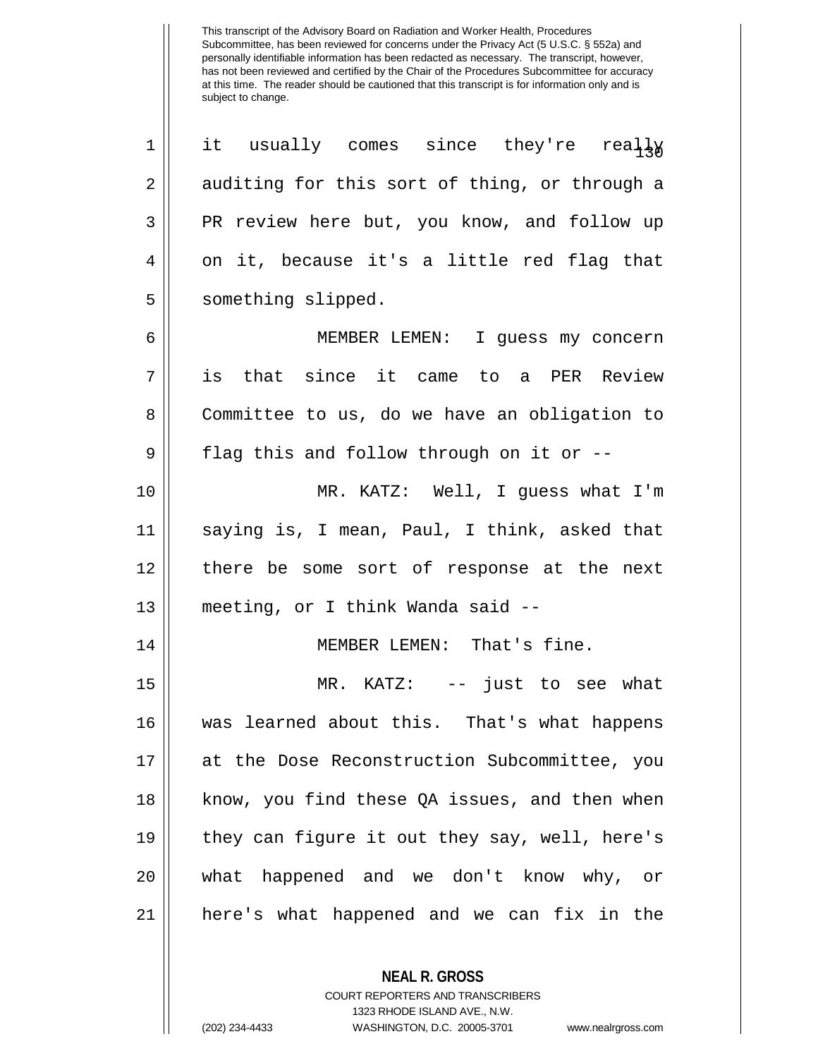it usually comes since they're really auditing for this sort of thing, or through a PR review here but, you know, and follow up on it, because it's a little red flag that something slipped.

MEMBER LEMEN: I guess my concern is that since it came to a PER Review Committee to us, do we have an obligation to flag this and follow through on it or --

MR. KATZ: Well, I guess what I'm saying is, I mean, Paul, I think, asked that there be some sort of response at the next meeting, or I think Wanda said --

MEMBER LEMEN: That's fine.

MR. KATZ: -- just to see what was learned about this. That's what happens at the Dose Reconstruction Subcommittee, you know, you find these QA issues, and then when they can figure it out they say, well, here's what happened and we don't know why, or here's what happened and we can fix in the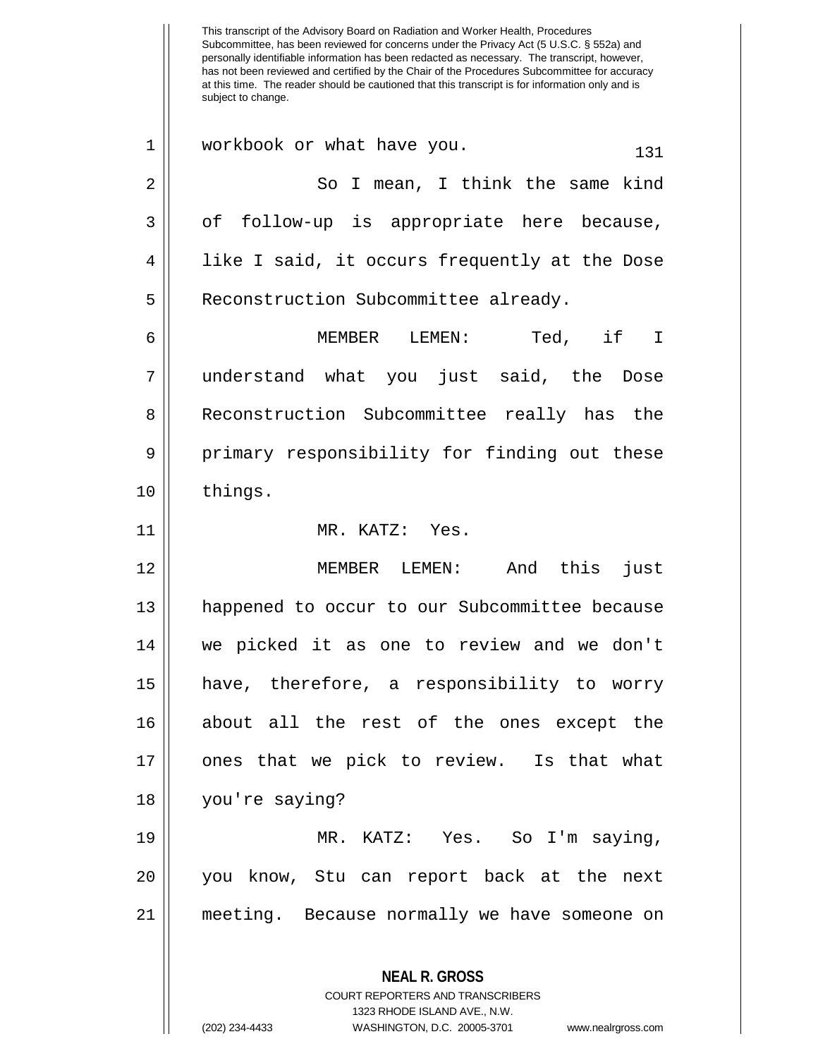workbook or what have you.

So I mean, I think the same kind of follow-up is appropriate here because, like I said, it occurs frequently at the Dose Reconstruction Subcommittee already.

MEMBER LEMEN: Ted, if I understand what you just said, the Dose Reconstruction Subcommittee really has the primary responsibility for finding out these things.

MR. KATZ: Yes.

MEMBER LEMEN: And this just happened to occur to our Subcommittee because we picked it as one to review and we don't have, therefore, a responsibility to worry about all the rest of the ones except the ones that we pick to review. Is that what you're saying?

MR. KATZ: Yes. So I'm saying, you know, Stu can report back at the next meeting. Because normally we have someone on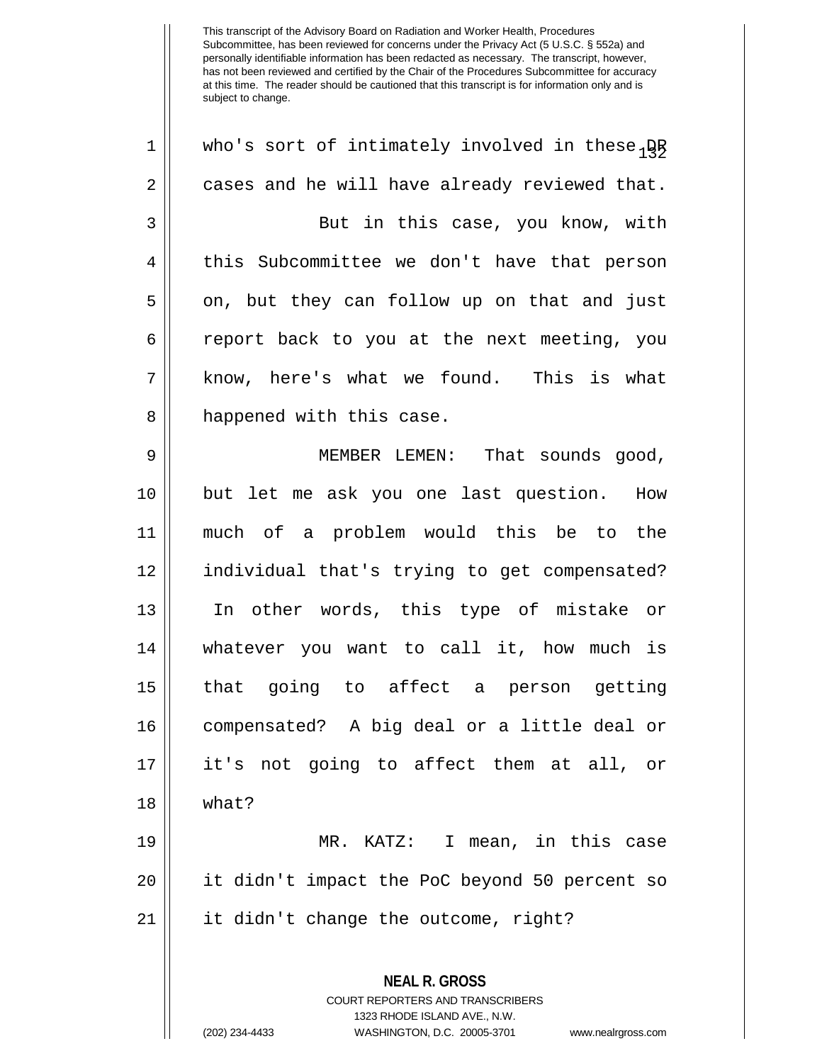who's sort of intimately involved in these DR cases and he will have already reviewed that.

But in this case, you know, with this Subcommittee we don't have that person on, but they can follow up on that and just report back to you at the next meeting, you know, here's what we found. This is what happened with this case.

MEMBER LEMEN: That sounds good, but let me ask you one last question. How much of a problem would this be to the individual that's trying to get compensated? In other words, this type of mistake or whatever you want to call it, how much is that going to affect a person getting compensated? A big deal or a little deal or it's not going to affect them at all, or what?

MR. KATZ: I mean, in this case it didn't impact the PoC beyond 50 percent so it didn't change the outcome, right?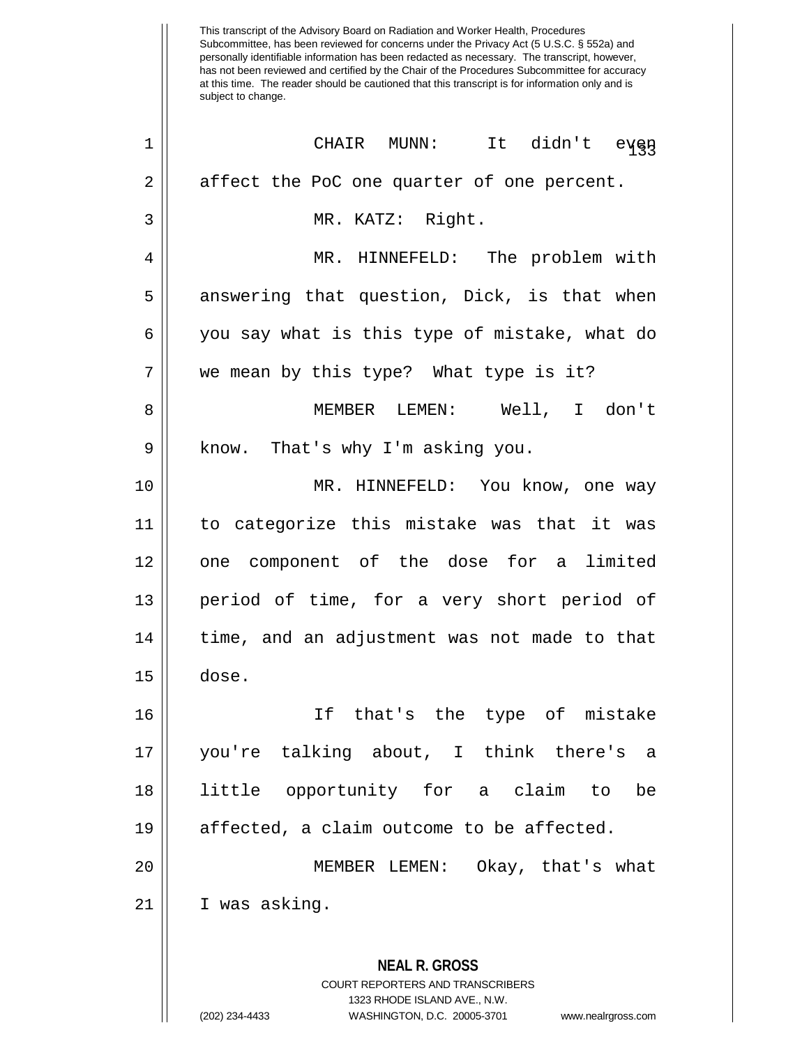CHAIR MUNN: It didn't even affect the PoC one quarter of one percent.

MR. KATZ: Right.

MR. HINNEFELD: The problem with answering that question, Dick, is that when you say what is this type of mistake, what do we mean by this type? What type is it?

MEMBER LEMEN: Well, I don't know. That's why I'm asking you.

MR. HINNEFELD: You know, one way to categorize this mistake was that it was one component of the dose for a limited period of time, for a very short period of time, and an adjustment was not made to that dose.

If that's the type of mistake you're talking about, I think there's a little opportunity for a claim to be affected, a claim outcome to be affected.

MEMBER LEMEN: Okay, that's what I was asking.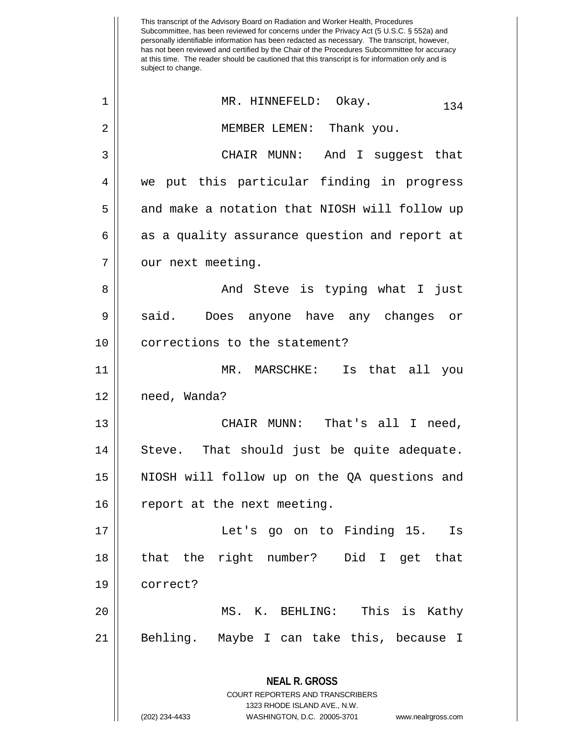MR. HINNEFELD: Okay.

MEMBER LEMEN: Thank you.

CHAIR MUNN: And I suggest that we put this particular finding in progress and make a notation that NIOSH will follow up as a quality assurance question and report at our next meeting.

And Steve is typing what I just said. Does anyone have any changes or corrections to the statement?

MR. MARSCHKE: Is that all you need, Wanda?

CHAIR MUNN: That's all I need, Steve. That should just be quite adequate. NIOSH will follow up on the QA questions and report at the next meeting.

Let's go on to Finding 15. Is that the right number? Did I get that correct?

MS. K. BEHLING: This is Kathy Behling. Maybe I can take this, because I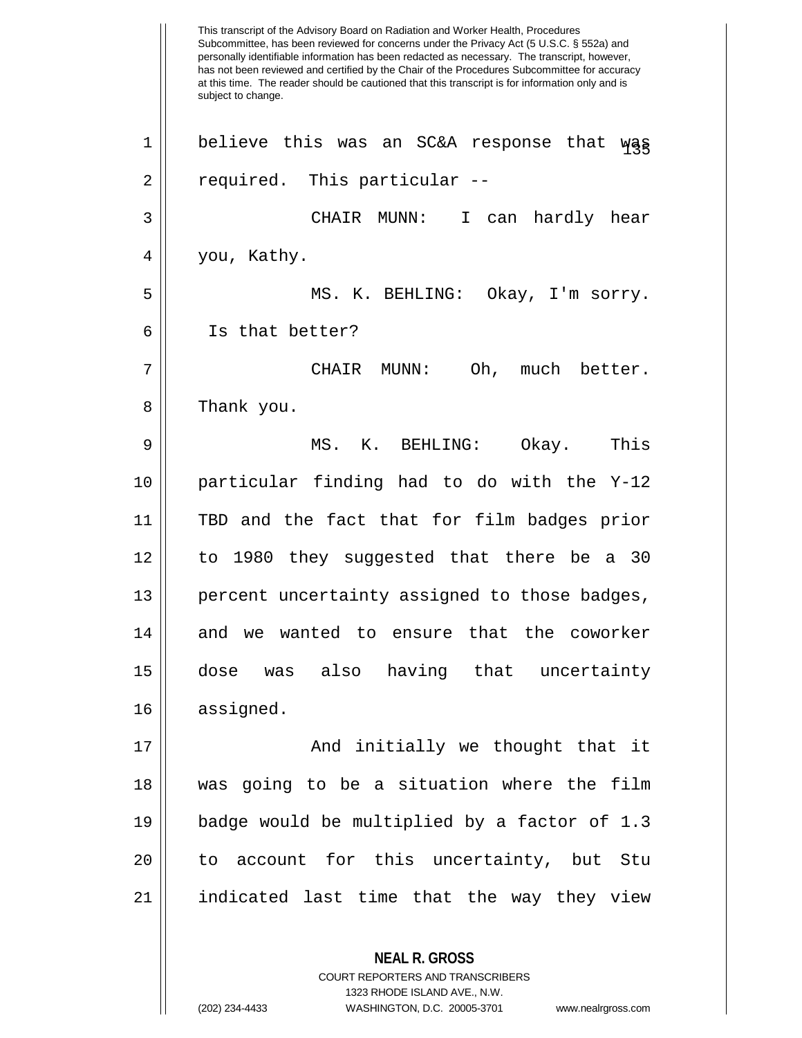believe this was an SC&A response that was required. This particular --

CHAIR MUNN: I can hardly hear you, Kathy.

MS. K. BEHLING: Okay, I'm sorry. Is that better?

CHAIR MUNN: Oh, much better. Thank you.

MS. K. BEHLING: Okay. This particular finding had to do with the Y-12 TBD and the fact that for film badges prior to 1980 they suggested that there be a 30 percent uncertainty assigned to those badges, and we wanted to ensure that the coworker dose was also having that uncertainty assigned.

And initially we thought that it was going to be a situation where the film badge would be multiplied by a factor of 1.3 to account for this uncertainty, but Stu indicated last time that the way they view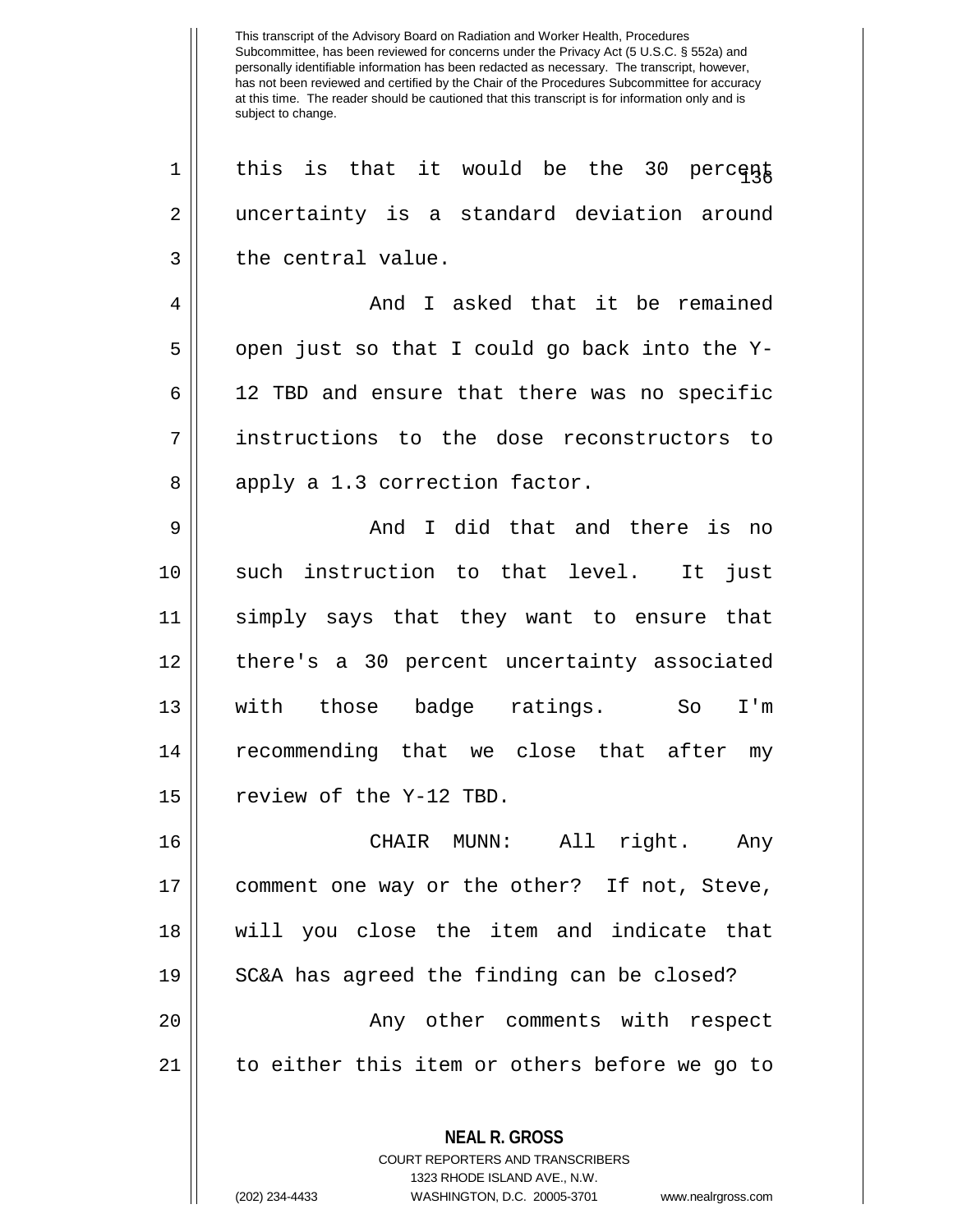This transcript of the Advisory Board on Radiation and Worker Health, Procedures Subcommittee, has been reviewed for concerns under the Privacy Act (5 U.S.C. § 552a) and personally identifiable information has been redacted as necessary. The transcript, however, has not been reviewed and certified by the Chair of the Procedures Subcommittee for accuracy at this time. The reader should be cautioned that this transcript is for information only and is subject to change.

this is that it would be the 30 percent uncertainty is a standard deviation around the central value.

And I asked that it be remained open just so that I could go back into the Y-12 TBD and ensure that there was no specific instructions to the dose reconstructors to apply a 1.3 correction factor.

And I did that and there is no such instruction to that level. It just simply says that they want to ensure that there's a 30 percent uncertainty associated with those badge ratings. So I'm recommending that we close that after my review of the Y-12 TBD.

CHAIR MUNN: All right. Any comment one way or the other? If not, Steve, will you close the item and indicate that SC&A has agreed the finding can be closed?

Any other comments with respect to either this item or others before we go to

**NEAL R. GROSS**
COURT REPORTERS AND TRANSCRIBERS
1323 RHODE ISLAND AVE., N.W.
(202) 234-4433 WASHINGTON, D.C. 20005-3701 www.nealrgross.com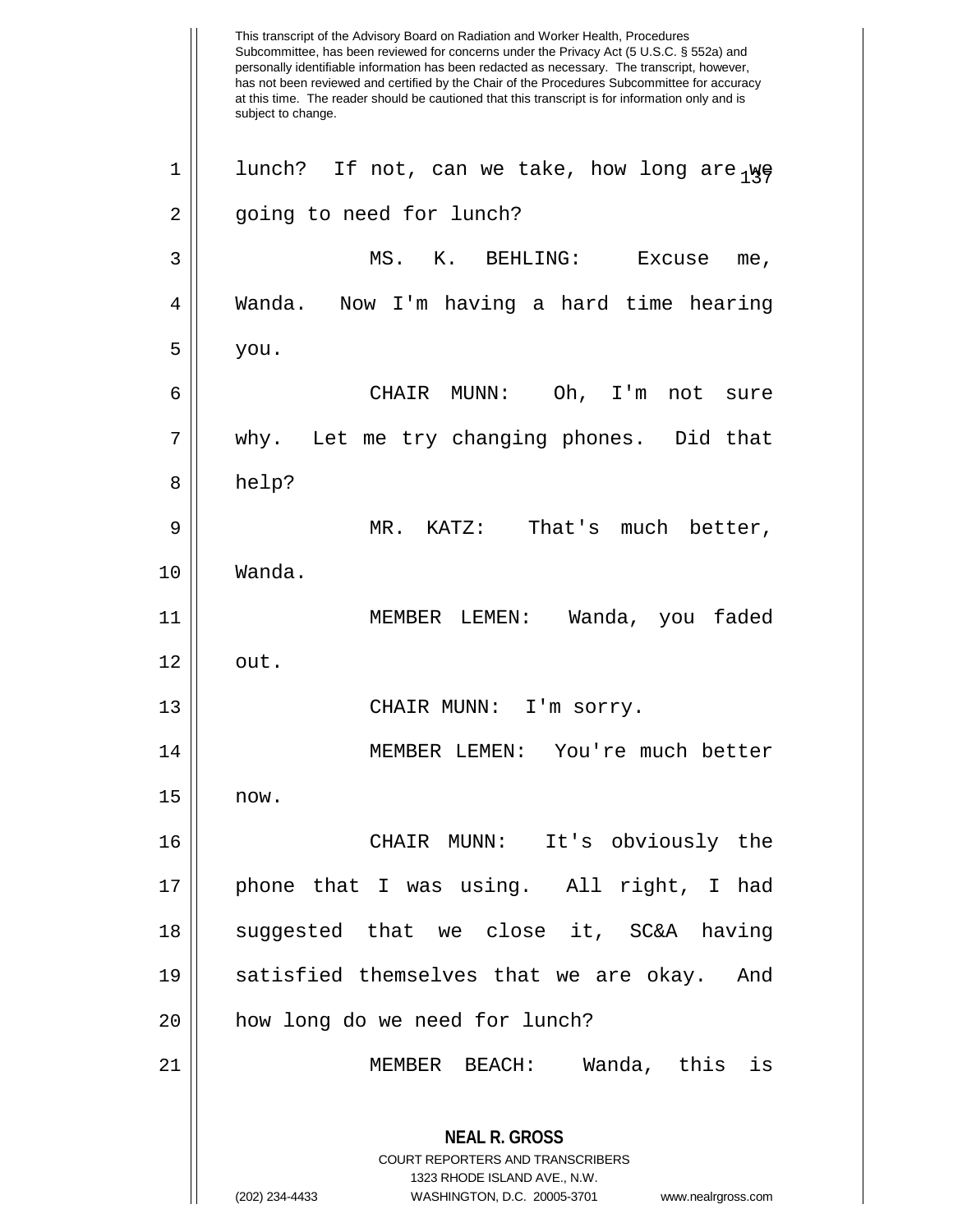This transcript of the Advisory Board on Radiation and Worker Health, Procedures Subcommittee, has been reviewed for concerns under the Privacy Act (5 U.S.C. § 552a) and personally identifiable information has been redacted as necessary. The transcript, however, has not been reviewed and certified by the Chair of the Procedures Subcommittee for accuracy at this time. The reader should be cautioned that this transcript is for information only and is subject to change.

lunch? If not, can we take, how long are we going to need for lunch?

MS. K. BEHLING: Excuse me, Wanda. Now I'm having a hard time hearing you.

CHAIR MUNN: Oh, I'm not sure why. Let me try changing phones. Did that help?

MR. KATZ: That's much better, Wanda.

MEMBER LEMEN: Wanda, you faded out.

CHAIR MUNN: I'm sorry.

MEMBER LEMEN: You're much better now.

CHAIR MUNN: It's obviously the phone that I was using. All right, I had suggested that we close it, SC&A having satisfied themselves that we are okay. And how long do we need for lunch?

MEMBER BEACH: Wanda, this is

**NEAL R. GROSS**
COURT REPORTERS AND TRANSCRIBERS
1323 RHODE ISLAND AVE., N.W.
(202) 234-4433 WASHINGTON, D.C. 20005-3701 www.nealrgross.com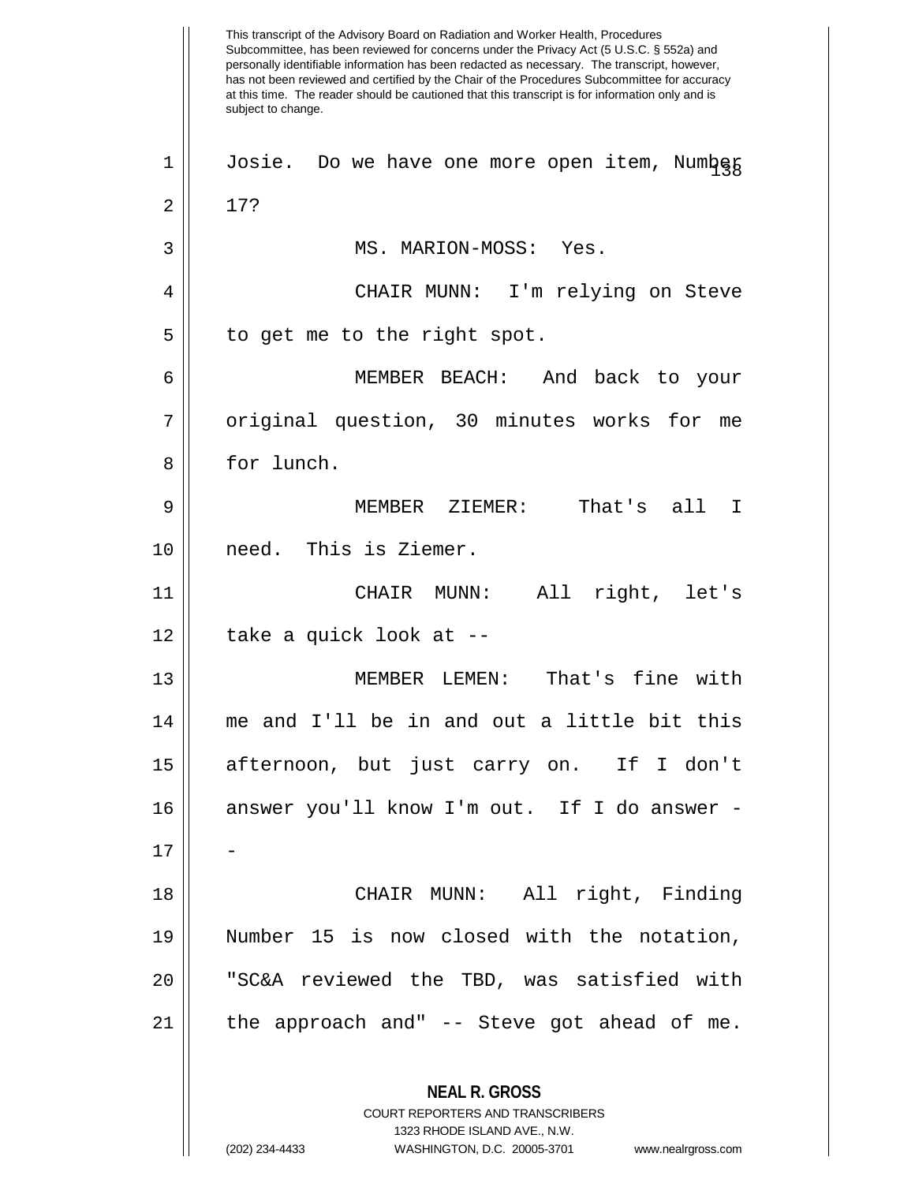This transcript of the Advisory Board on Radiation and Worker Health, Procedures Subcommittee, has been reviewed for concerns under the Privacy Act (5 U.S.C. § 552a) and personally identifiable information has been redacted as necessary. The transcript, however, has not been reviewed and certified by the Chair of the Procedures Subcommittee for accuracy at this time. The reader should be cautioned that this transcript is for information only and is subject to change.

Josie. Do we have one more open item, Number 17?

MS. MARION-MOSS: Yes.

CHAIR MUNN: I'm relying on Steve to get me to the right spot.

MEMBER BEACH: And back to your original question, 30 minutes works for me for lunch.

MEMBER ZIEMER: That's all I need. This is Ziemer.

CHAIR MUNN: All right, let's take a quick look at --

MEMBER LEMEN: That's fine with me and I'll be in and out a little bit this afternoon, but just carry on. If I don't answer you'll know I'm out. If I do answer --

CHAIR MUNN: All right, Finding Number 15 is now closed with the notation, "SC&A reviewed the TBD, was satisfied with the approach and" -- Steve got ahead of me.

**NEAL R. GROSS**
COURT REPORTERS AND TRANSCRIBERS
1323 RHODE ISLAND AVE., N.W.
(202) 234-4433 WASHINGTON, D.C. 20005-3701 www.nealrgross.com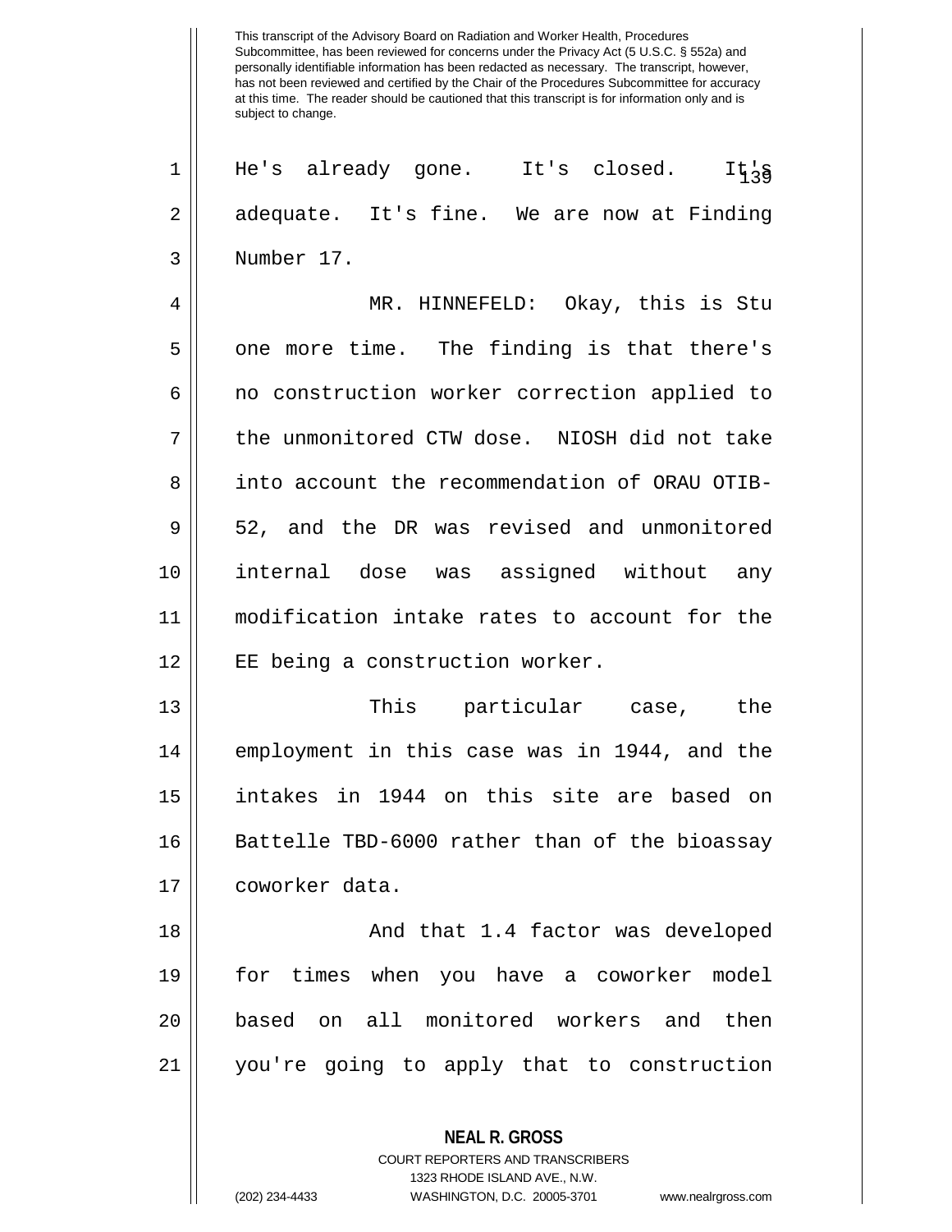He's already gone. It's closed. It's adequate. It's fine. We are now at Finding Number 17.

MR. HINNEFELD: Okay, this is Stu one more time. The finding is that there's no construction worker correction applied to the unmonitored CTW dose. NIOSH did not take into account the recommendation of ORAU OTIB-52, and the DR was revised and unmonitored internal dose was assigned without any modification intake rates to account for the EE being a construction worker.

This particular case, the employment in this case was in 1944, and the intakes in 1944 on this site are based on Battelle TBD-6000 rather than of the bioassay coworker data.

And that 1.4 factor was developed for times when you have a coworker model based on all monitored workers and then you're going to apply that to construction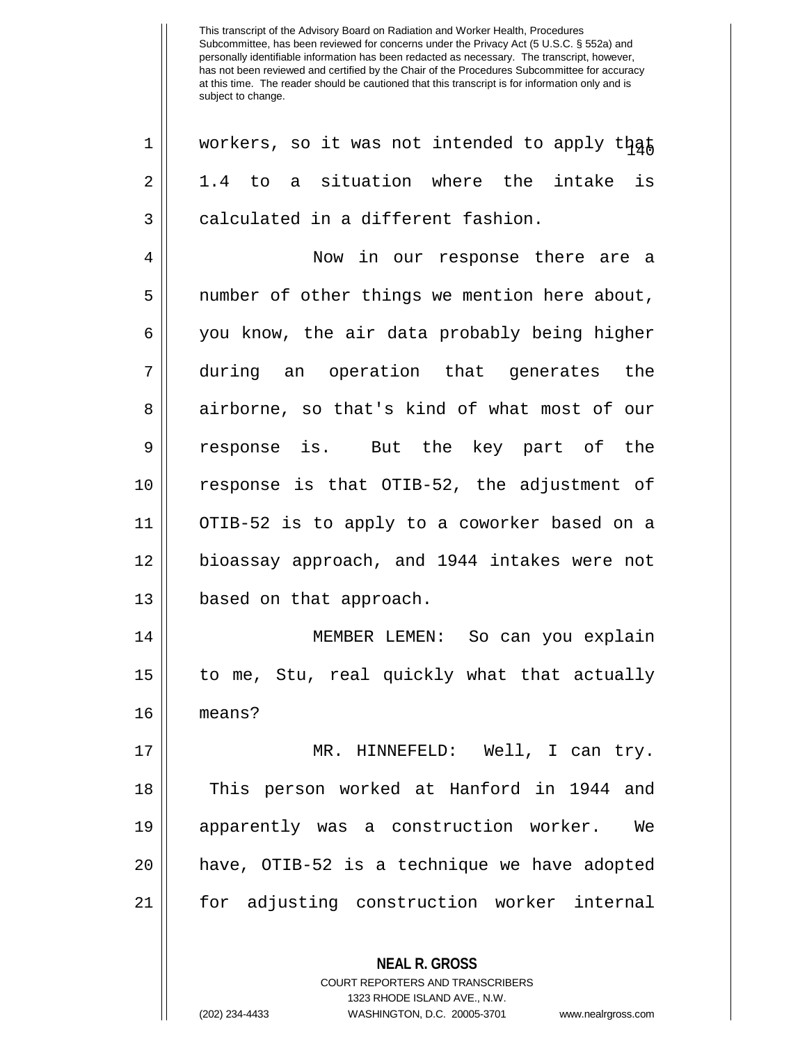This transcript of the Advisory Board on Radiation and Worker Health, Procedures Subcommittee, has been reviewed for concerns under the Privacy Act (5 U.S.C. § 552a) and personally identifiable information has been redacted as necessary. The transcript, however, has not been reviewed and certified by the Chair of the Procedures Subcommittee for accuracy at this time. The reader should be cautioned that this transcript is for information only and is subject to change.

1 workers, so it was not intended to apply that
2 1.4 to a situation where the intake is
3 calculated in a different fashion.

4 Now in our response there are a
5 number of other things we mention here about,
6 you know, the air data probably being higher
7 during an operation that generates the
8 airborne, so that's kind of what most of our
9 response is. But the key part of the
10 response is that OTIB-52, the adjustment of
11 OTIB-52 is to apply to a coworker based on a
12 bioassay approach, and 1944 intakes were not
13 based on that approach.

14 MEMBER LEMEN: So can you explain
15 to me, Stu, real quickly what that actually
16 means?

17 MR. HINNEFELD: Well, I can try.
18 This person worked at Hanford in 1944 and
19 apparently was a construction worker. We
20 have, OTIB-52 is a technique we have adopted
21 for adjusting construction worker internal

**NEAL R. GROSS**
COURT REPORTERS AND TRANSCRIBERS
1323 RHODE ISLAND AVE., N.W.
(202) 234-4433 WASHINGTON, D.C. 20005-3701 www.nealrgross.com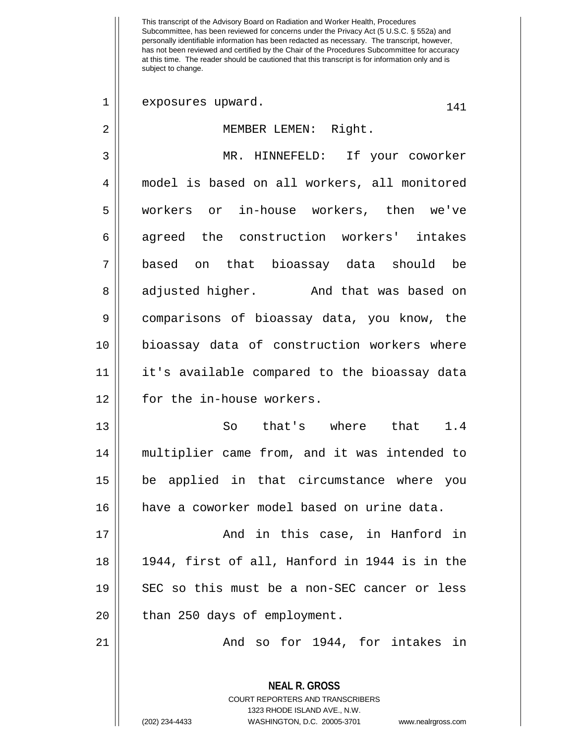exposures upward.

MEMBER LEMEN: Right.

MR. HINNEFELD: If your coworker model is based on all workers, all monitored workers or in-house workers, then we've agreed the construction workers' intakes based on that bioassay data should be adjusted higher. And that was based on comparisons of bioassay data, you know, the bioassay data of construction workers where it's available compared to the bioassay data for the in-house workers.

So that's where that 1.4 multiplier came from, and it was intended to be applied in that circumstance where you have a coworker model based on urine data.

And in this case, in Hanford in 1944, first of all, Hanford in 1944 is in the SEC so this must be a non-SEC cancer or less than 250 days of employment.

And so for 1944, for intakes in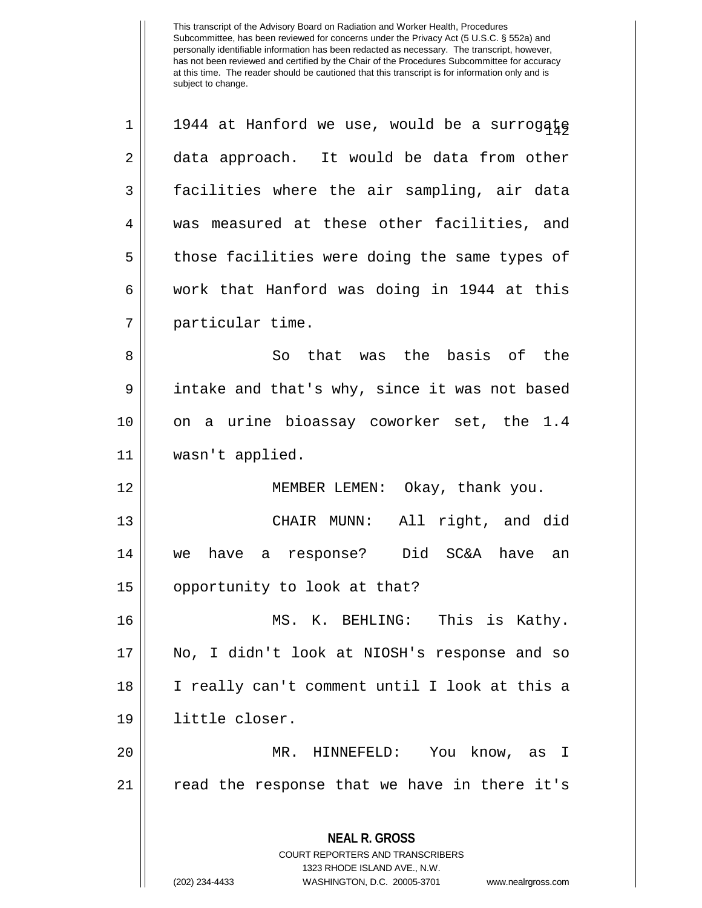This transcript of the Advisory Board on Radiation and Worker Health, Procedures Subcommittee, has been reviewed for concerns under the Privacy Act (5 U.S.C. § 552a) and personally identifiable information has been redacted as necessary. The transcript, however, has not been reviewed and certified by the Chair of the Procedures Subcommittee for accuracy at this time. The reader should be cautioned that this transcript is for information only and is subject to change.

1944 at Hanford we use, would be a surrogate data approach. It would be data from other facilities where the air sampling, air data was measured at these other facilities, and those facilities were doing the same types of work that Hanford was doing in 1944 at this particular time.

So that was the basis of the intake and that's why, since it was not based on a urine bioassay coworker set, the 1.4 wasn't applied.

MEMBER LEMEN: Okay, thank you.

CHAIR MUNN: All right, and did we have a response? Did SC&A have an opportunity to look at that?

MS. K. BEHLING: This is Kathy. No, I didn't look at NIOSH's response and so I really can't comment until I look at this a little closer.

MR. HINNEFELD: You know, as I read the response that we have in there it's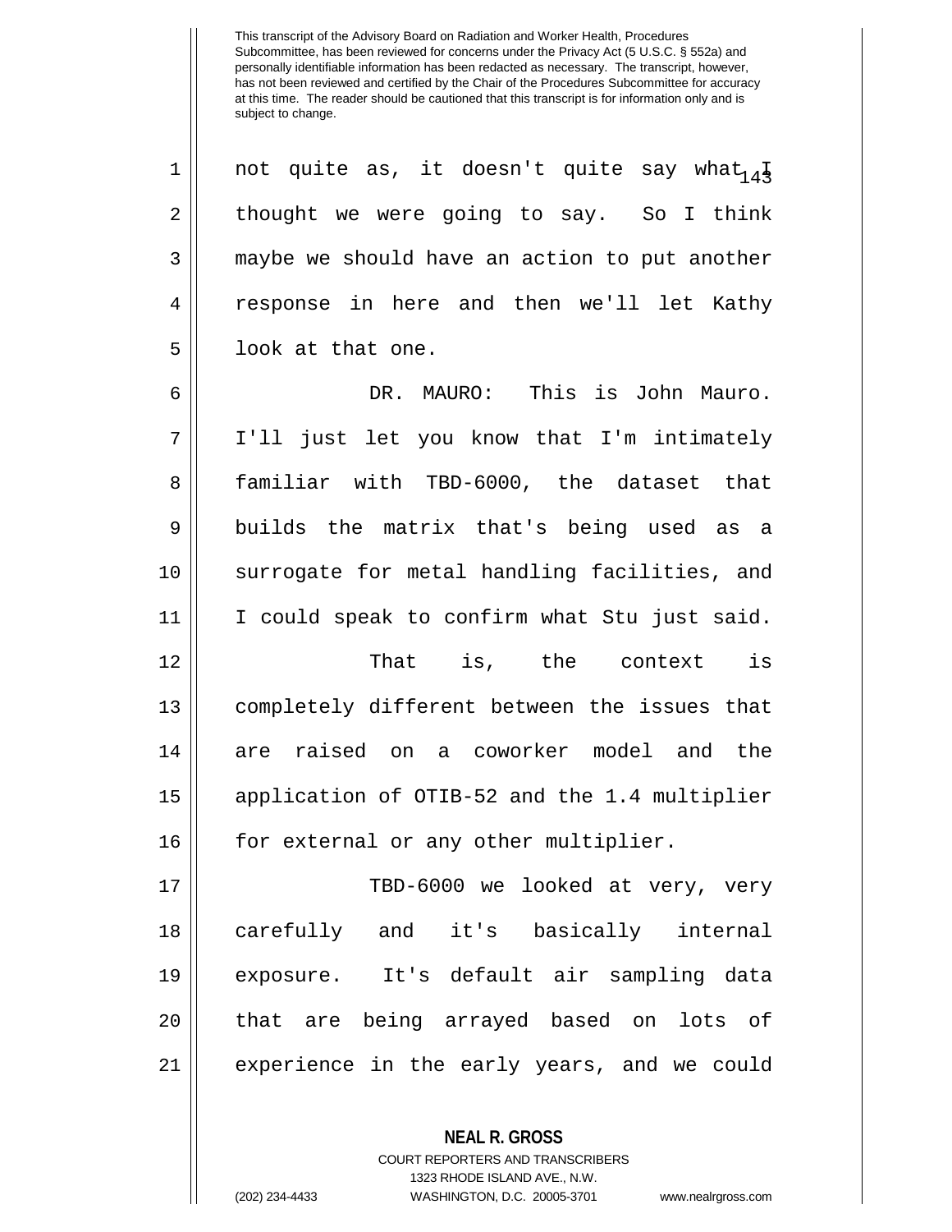not quite as, it doesn't quite say what I thought we were going to say. So I think maybe we should have an action to put another response in here and then we'll let Kathy look at that one.

DR. MAURO: This is John Mauro. I'll just let you know that I'm intimately familiar with TBD-6000, the dataset that builds the matrix that's being used as a surrogate for metal handling facilities, and I could speak to confirm what Stu just said.

That is, the context is completely different between the issues that are raised on a coworker model and the application of OTIB-52 and the 1.4 multiplier for external or any other multiplier.

TBD-6000 we looked at very, very carefully and it's basically internal exposure. It's default air sampling data that are being arrayed based on lots of experience in the early years, and we could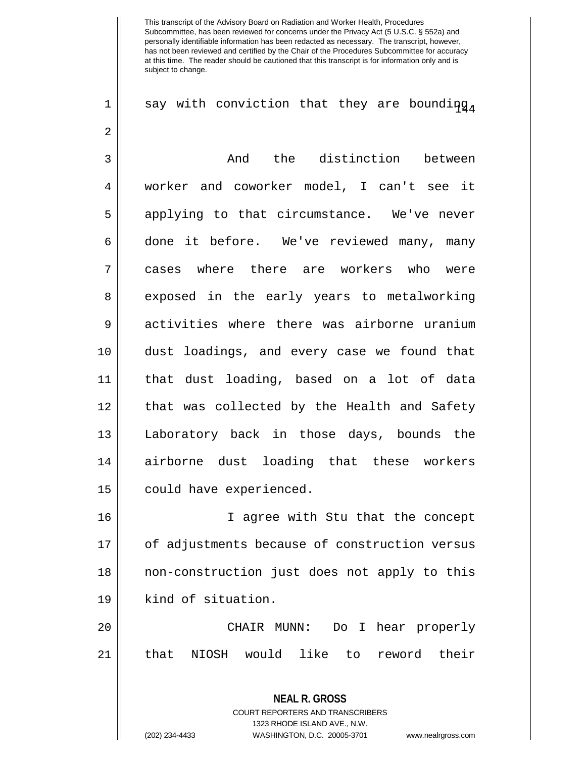say with conviction that they are bounding.

And the distinction between worker and coworker model, I can't see it applying to that circumstance. We've never done it before. We've reviewed many, many cases where there are workers who were exposed in the early years to metalworking activities where there was airborne uranium dust loadings, and every case we found that that dust loading, based on a lot of data that was collected by the Health and Safety Laboratory back in those days, bounds the airborne dust loading that these workers could have experienced.

I agree with Stu that the concept of adjustments because of construction versus non-construction just does not apply to this kind of situation.

CHAIR MUNN: Do I hear properly that NIOSH would like to reword their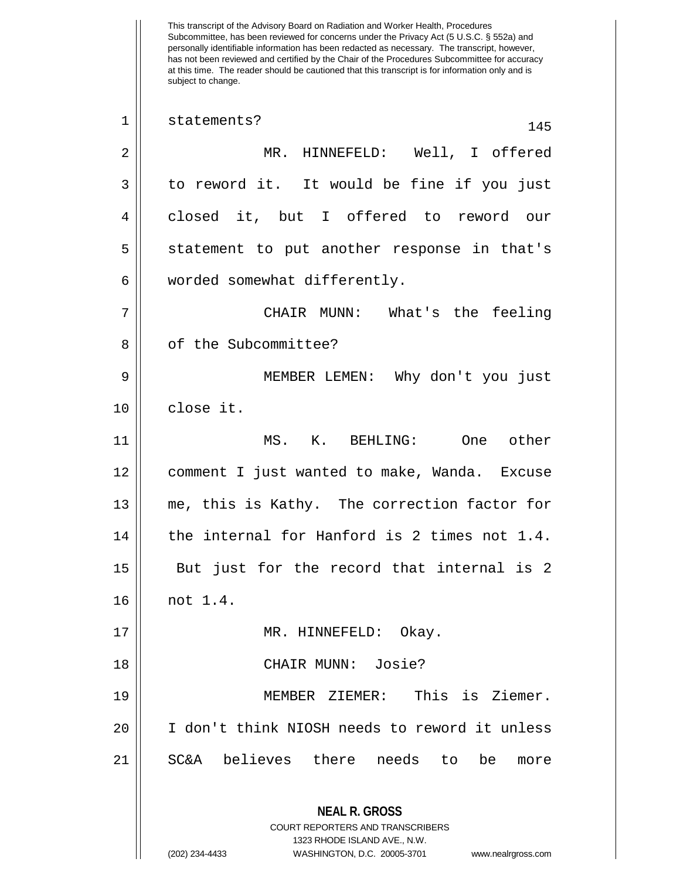statements?

MR. HINNEFELD: Well, I offered to reword it. It would be fine if you just closed it, but I offered to reword our statement to put another response in that's worded somewhat differently.

CHAIR MUNN: What's the feeling of the Subcommittee?

MEMBER LEMEN: Why don't you just close it.

MS. K. BEHLING: One other comment I just wanted to make, Wanda. Excuse me, this is Kathy. The correction factor for the internal for Hanford is 2 times not 1.4. But just for the record that internal is 2 not 1.4.

MR. HINNEFELD: Okay.

CHAIR MUNN: Josie?

MEMBER ZIEMER: This is Ziemer. I don't think NIOSH needs to reword it unless SC&A believes there needs to be more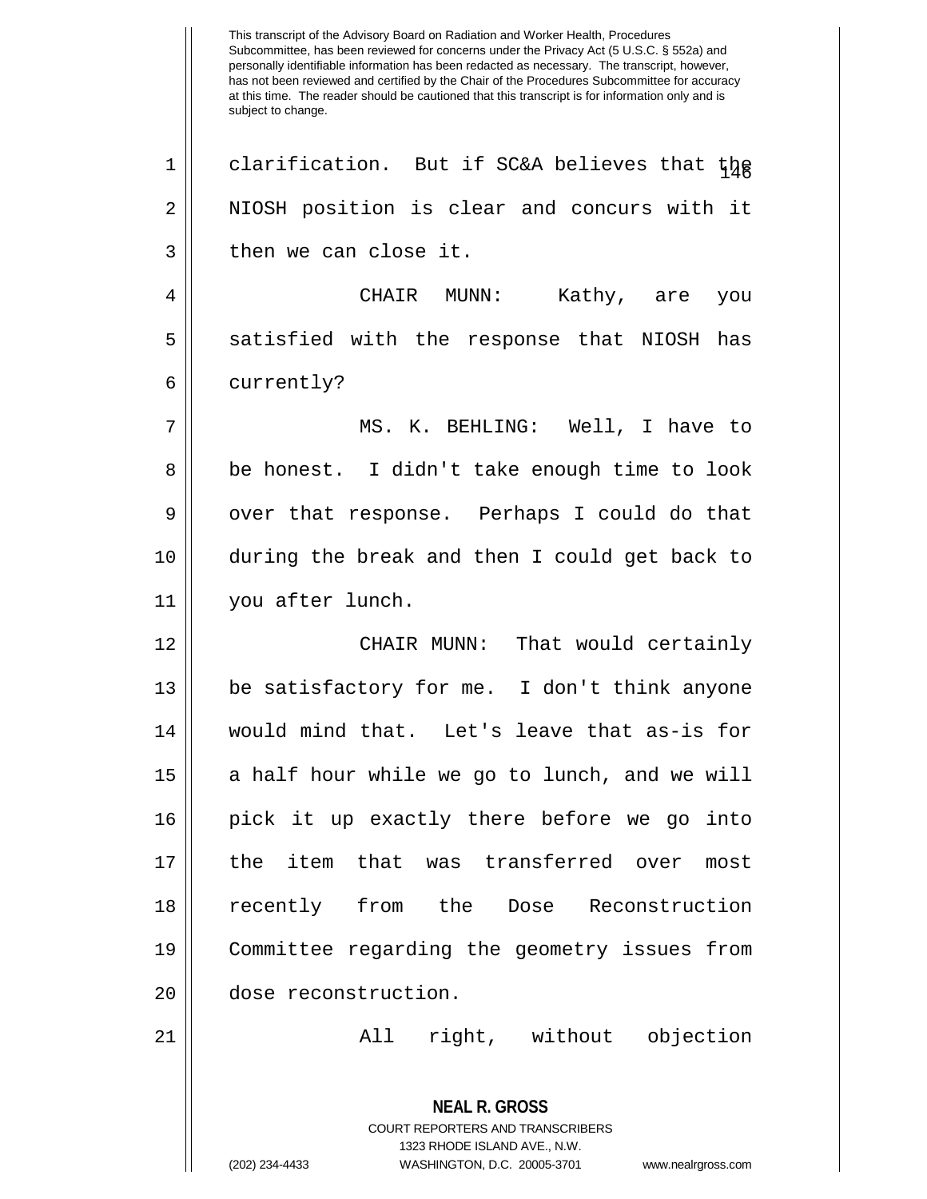clarification. But if SC&A believes that the NIOSH position is clear and concurs with it then we can close it.

CHAIR MUNN: Kathy, are you satisfied with the response that NIOSH has currently?

MS. K. BEHLING: Well, I have to be honest. I didn't take enough time to look over that response. Perhaps I could do that during the break and then I could get back to you after lunch.

CHAIR MUNN: That would certainly be satisfactory for me. I don't think anyone would mind that. Let's leave that as-is for a half hour while we go to lunch, and we will pick it up exactly there before we go into the item that was transferred over most recently from the Dose Reconstruction Committee regarding the geometry issues from dose reconstruction.

All right, without objection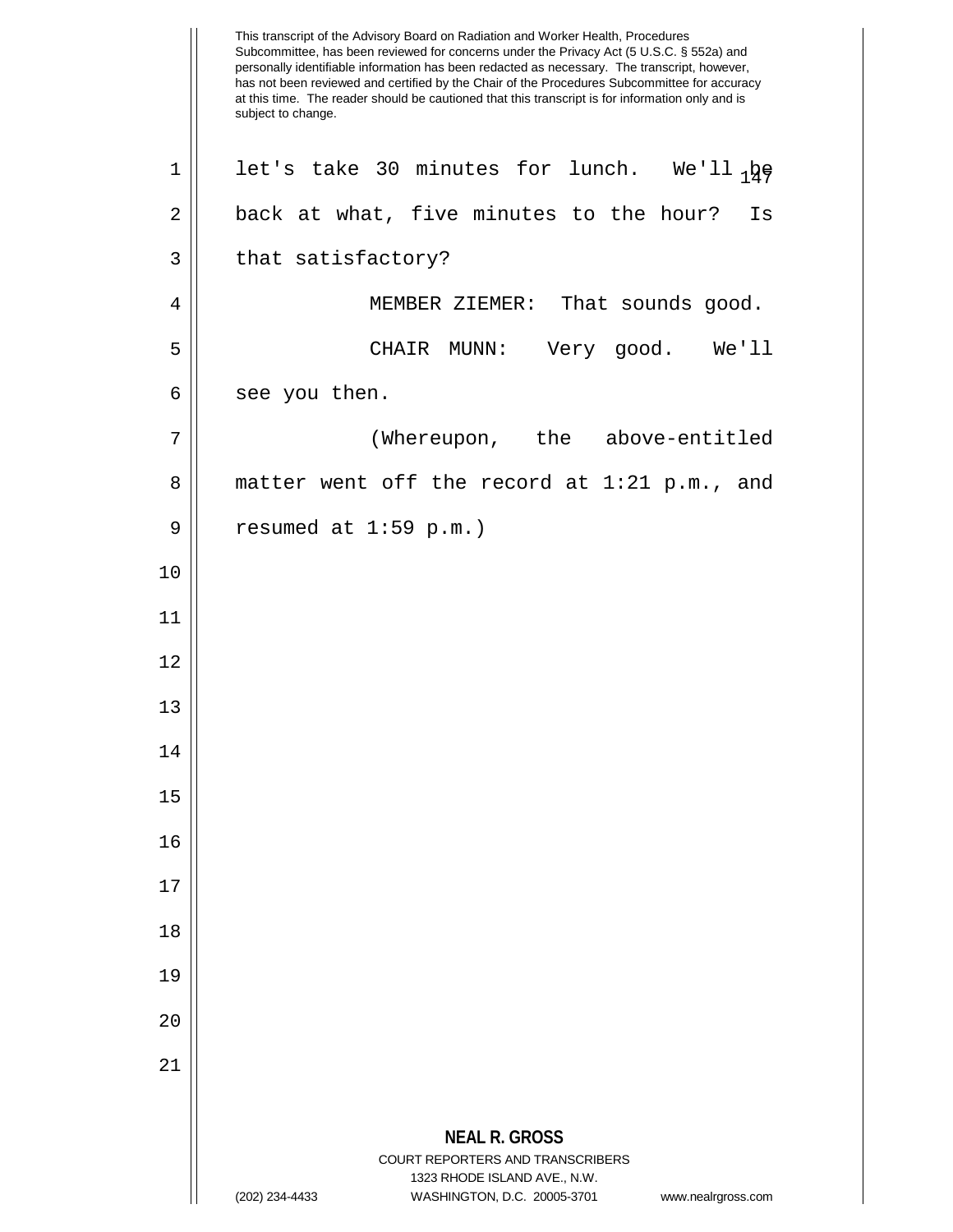This transcript of the Advisory Board on Radiation and Worker Health, Procedures Subcommittee, has been reviewed for concerns under the Privacy Act (5 U.S.C. § 552a) and personally identifiable information has been redacted as necessary. The transcript, however, has not been reviewed and certified by the Chair of the Procedures Subcommittee for accuracy at this time. The reader should be cautioned that this transcript is for information only and is subject to change.

let's take 30 minutes for lunch. We'll be back at what, five minutes to the hour? Is that satisfactory?

MEMBER ZIEMER: That sounds good.

CHAIR MUNN: Very good. We'll see you then.

(Whereupon, the above-entitled matter went off the record at 1:21 p.m., and resumed at 1:59 p.m.)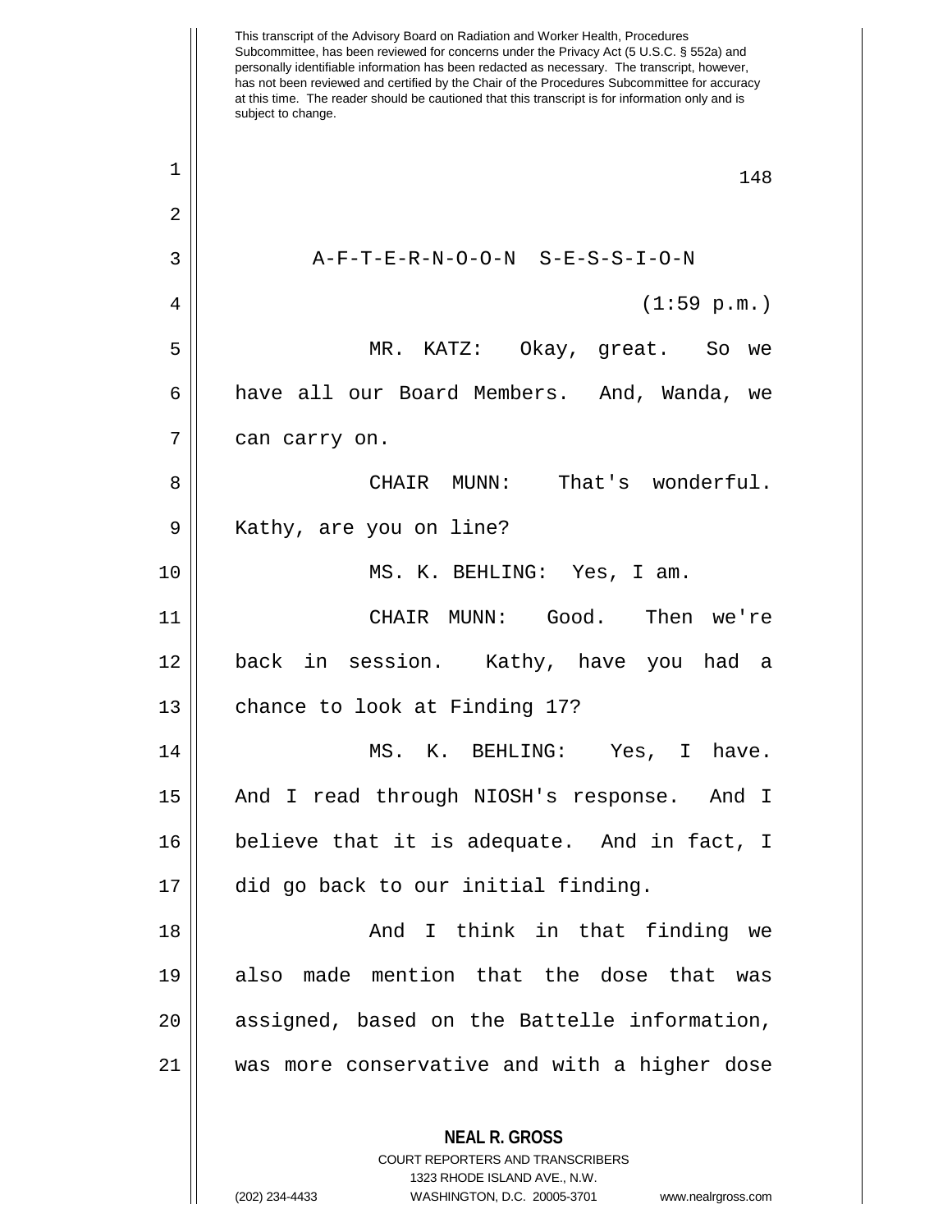This transcript of the Advisory Board on Radiation and Worker Health, Procedures Subcommittee, has been reviewed for concerns under the Privacy Act (5 U.S.C. § 552a) and personally identifiable information has been redacted as necessary. The transcript, however, has not been reviewed and certified by the Chair of the Procedures Subcommittee for accuracy at this time. The reader should be cautioned that this transcript is for information only and is subject to change.

A-F-T-E-R-N-O-O-N S-E-S-S-I-O-N

(1:59 p.m.)

MR. KATZ: Okay, great. So we have all our Board Members. And, Wanda, we can carry on.

CHAIR MUNN: That's wonderful. Kathy, are you on line?

MS. K. BEHLING: Yes, I am.

CHAIR MUNN: Good. Then we're back in session. Kathy, have you had a chance to look at Finding 17?

MS. K. BEHLING: Yes, I have. And I read through NIOSH's response. And I believe that it is adequate. And in fact, I did go back to our initial finding.

And I think in that finding we also made mention that the dose that was assigned, based on the Battelle information, was more conservative and with a higher dose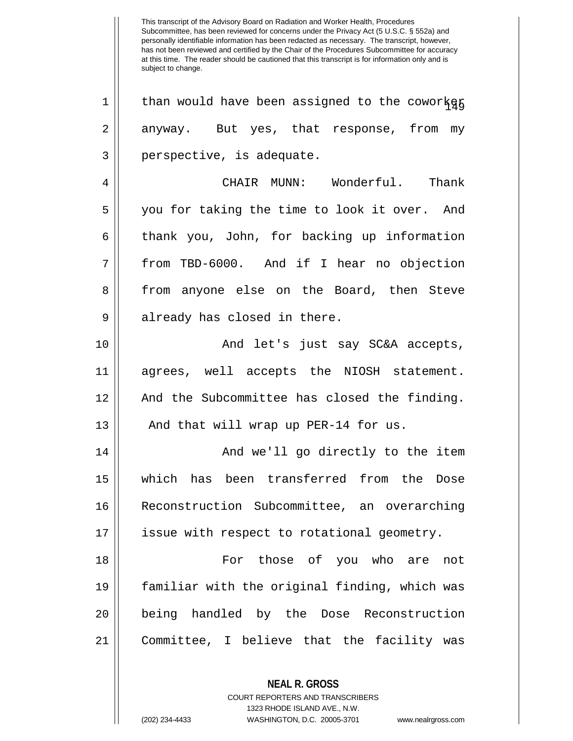than would have been assigned to the coworker anyway. But yes, that response, from my perspective, is adequate.

CHAIR MUNN: Wonderful. Thank you for taking the time to look it over. And thank you, John, for backing up information from TBD-6000. And if I hear no objection from anyone else on the Board, then Steve already has closed in there.

And let's just say SC&A accepts, agrees, well accepts the NIOSH statement. And the Subcommittee has closed the finding. And that will wrap up PER-14 for us.

And we'll go directly to the item which has been transferred from the Dose Reconstruction Subcommittee, an overarching issue with respect to rotational geometry.

For those of you who are not familiar with the original finding, which was being handled by the Dose Reconstruction Committee, I believe that the facility was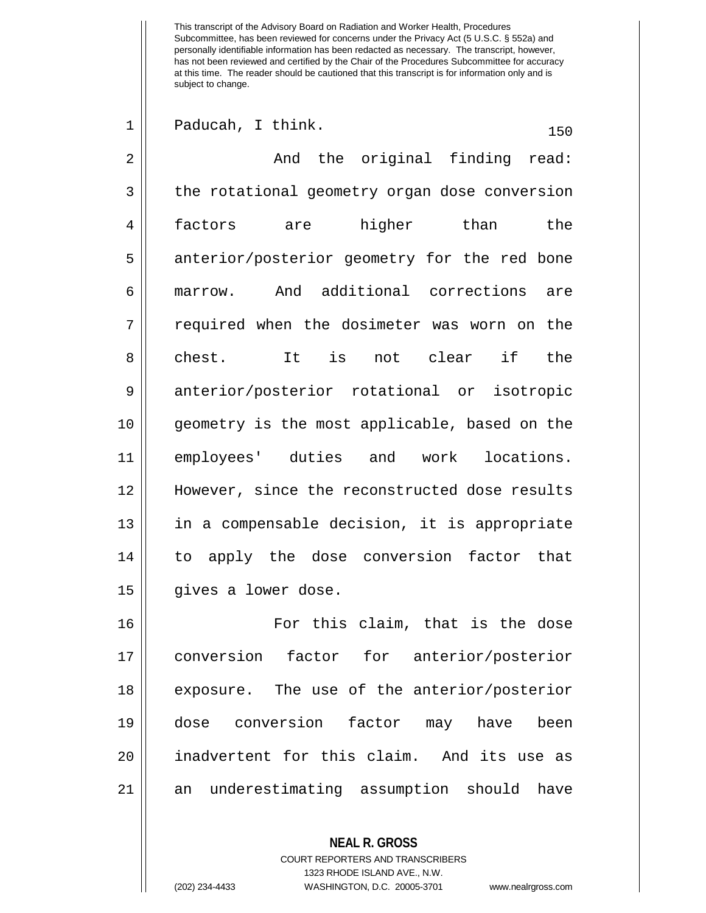Paducah, I think.

And the original finding read: the rotational geometry organ dose conversion factors are higher than the anterior/posterior geometry for the red bone marrow. And additional corrections are required when the dosimeter was worn on the chest. It is not clear if the anterior/posterior rotational or isotropic geometry is the most applicable, based on the employees' duties and work locations. However, since the reconstructed dose results in a compensable decision, it is appropriate to apply the dose conversion factor that gives a lower dose.

For this claim, that is the dose conversion factor for anterior/posterior exposure. The use of the anterior/posterior dose conversion factor may have been inadvertent for this claim. And its use as an underestimating assumption should have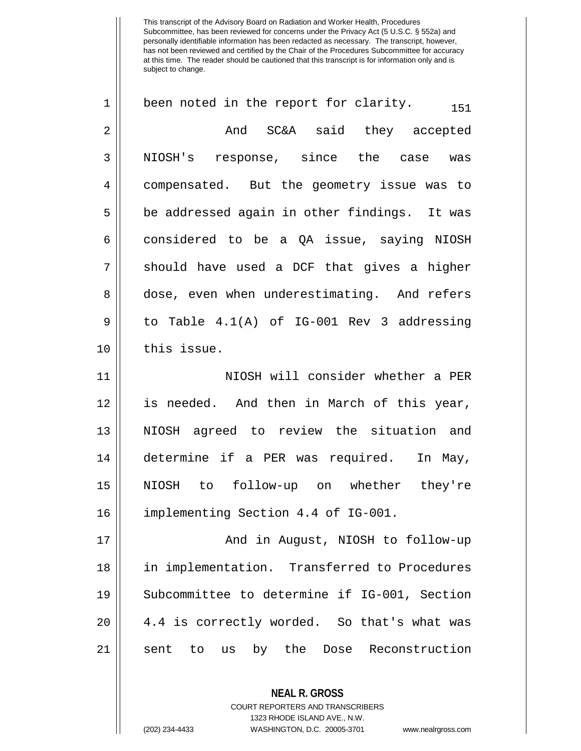been noted in the report for clarity.

And SC&A said they accepted NIOSH's response, since the case was compensated. But the geometry issue was to be addressed again in other findings. It was considered to be a QA issue, saying NIOSH should have used a DCF that gives a higher dose, even when underestimating. And refers to Table 4.1(A) of IG-001 Rev 3 addressing this issue.

NIOSH will consider whether a PER is needed. And then in March of this year, NIOSH agreed to review the situation and determine if a PER was required. In May, NIOSH to follow-up on whether they're implementing Section 4.4 of IG-001.

And in August, NIOSH to follow-up in implementation. Transferred to Procedures Subcommittee to determine if IG-001, Section 4.4 is correctly worded. So that's what was sent to us by the Dose Reconstruction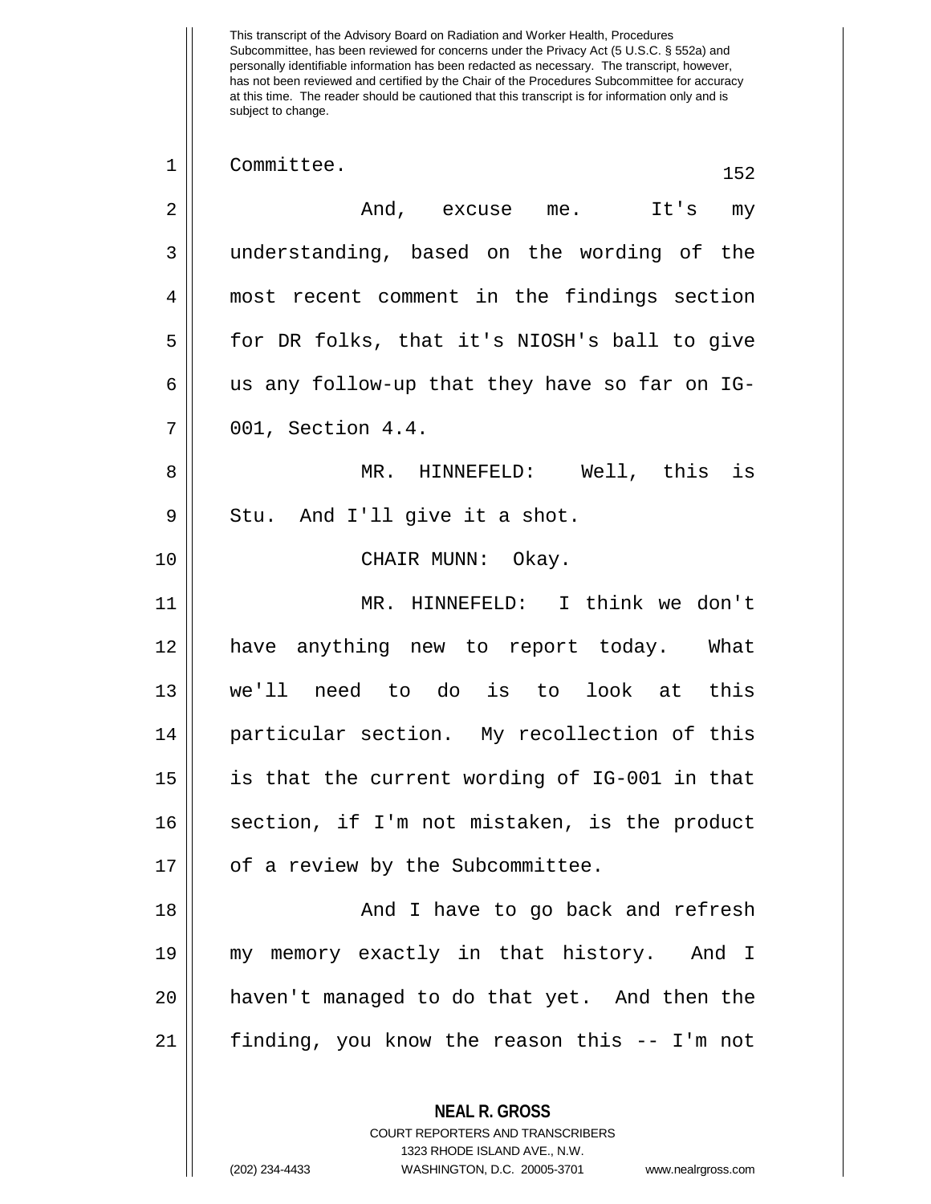Committee.

And, excuse me. It's my understanding, based on the wording of the most recent comment in the findings section for DR folks, that it's NIOSH's ball to give us any follow-up that they have so far on IG-001, Section 4.4.

MR. HINNEFELD: Well, this is Stu. And I'll give it a shot.

CHAIR MUNN: Okay.

MR. HINNEFELD: I think we don't have anything new to report today. What we'll need to do is to look at this particular section. My recollection of this is that the current wording of IG-001 in that section, if I'm not mistaken, is the product of a review by the Subcommittee.

And I have to go back and refresh my memory exactly in that history. And I haven't managed to do that yet. And then the finding, you know the reason this -- I'm not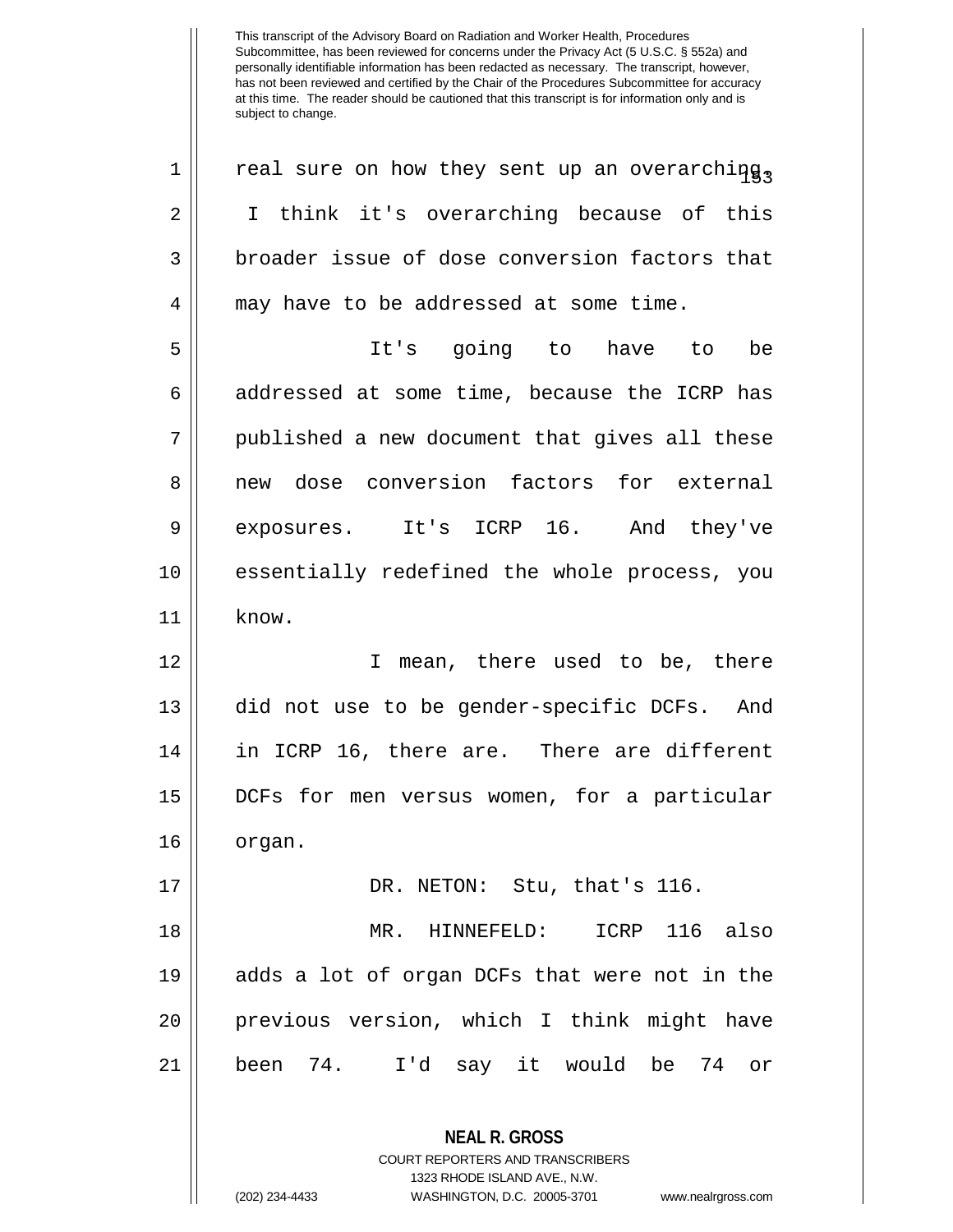real sure on how they sent up an overarching. I think it's overarching because of this broader issue of dose conversion factors that may have to be addressed at some time.

It's going to have to be addressed at some time, because the ICRP has published a new document that gives all these new dose conversion factors for external exposures. It's ICRP 16. And they've essentially redefined the whole process, you know.

I mean, there used to be, there did not use to be gender-specific DCFs. And in ICRP 16, there are. There are different DCFs for men versus women, for a particular organ.

DR. NETON: Stu, that's 116.

MR. HINNEFELD: ICRP 116 also adds a lot of organ DCFs that were not in the previous version, which I think might have been 74. I'd say it would be 74 or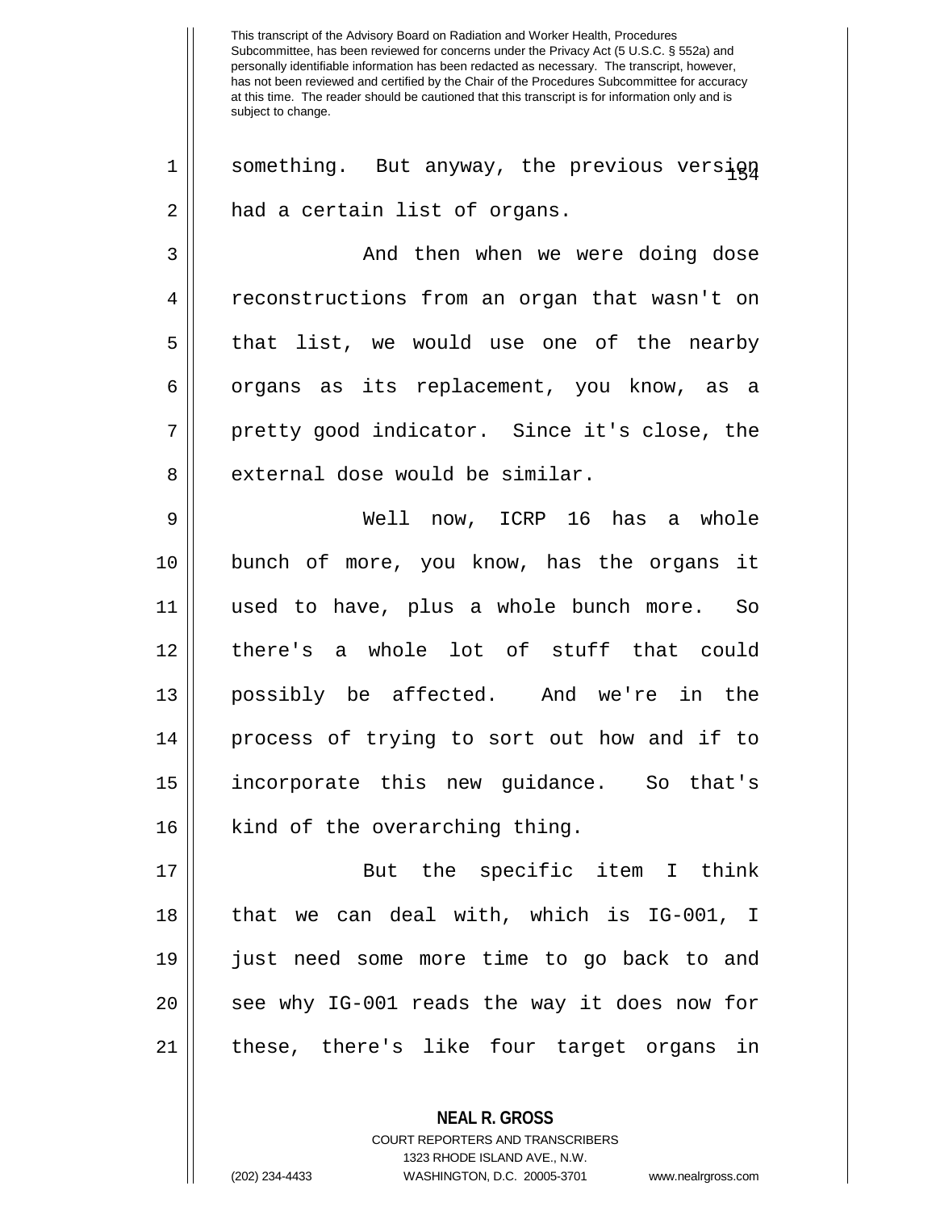something. But anyway, the previous version had a certain list of organs.

And then when we were doing dose reconstructions from an organ that wasn't on that list, we would use one of the nearby organs as its replacement, you know, as a pretty good indicator. Since it's close, the external dose would be similar.

Well now, ICRP 16 has a whole bunch of more, you know, has the organs it used to have, plus a whole bunch more. So there's a whole lot of stuff that could possibly be affected. And we're in the process of trying to sort out how and if to incorporate this new guidance. So that's kind of the overarching thing.

But the specific item I think that we can deal with, which is IG-001, I just need some more time to go back to and see why IG-001 reads the way it does now for these, there's like four target organs in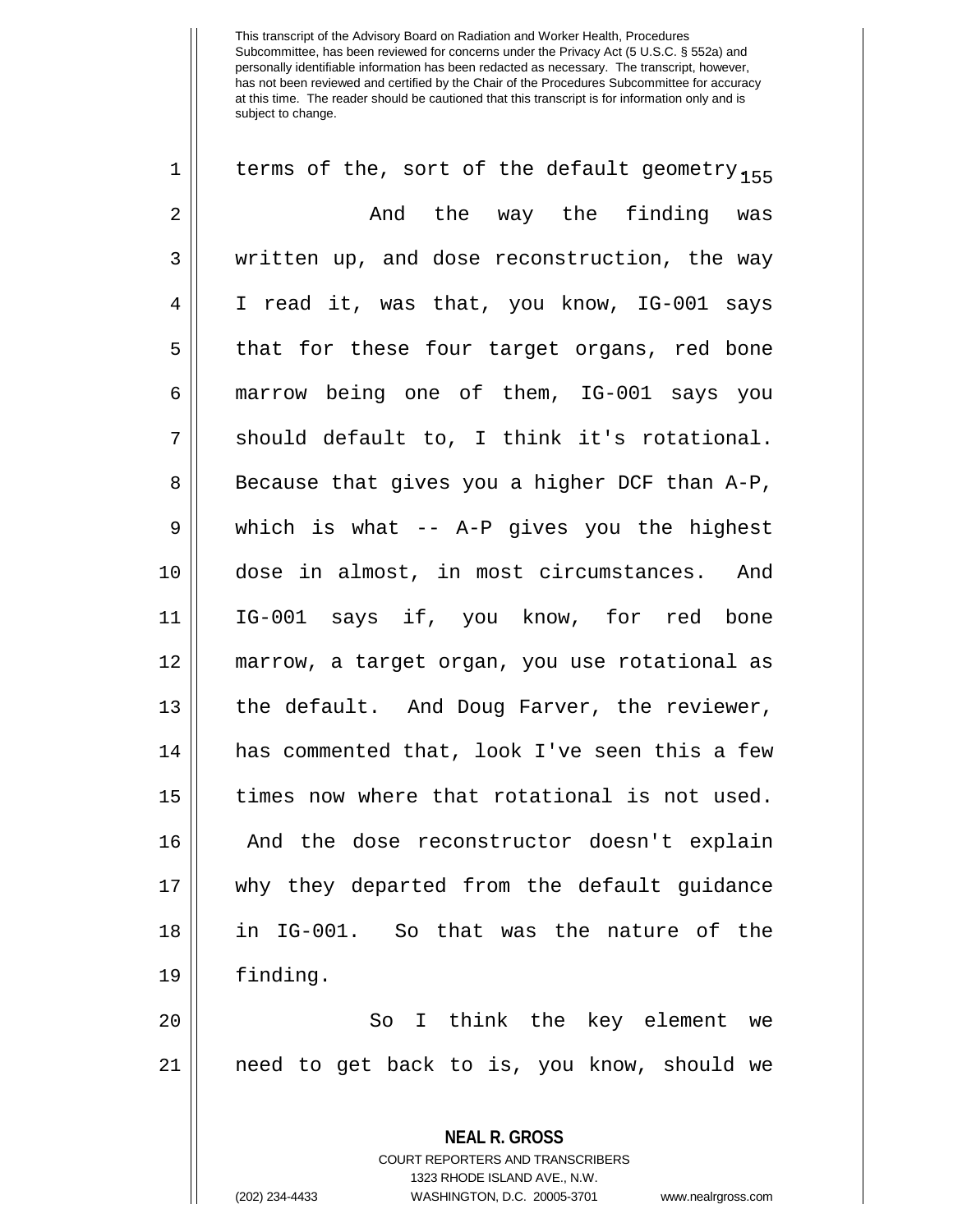terms of the, sort of the default geometry.

And the way the finding was written up, and dose reconstruction, the way I read it, was that, you know, IG-001 says that for these four target organs, red bone marrow being one of them, IG-001 says you should default to, I think it's rotational. Because that gives you a higher DCF than A-P, which is what -- A-P gives you the highest dose in almost, in most circumstances. And IG-001 says if, you know, for red bone marrow, a target organ, you use rotational as the default. And Doug Farver, the reviewer, has commented that, look I've seen this a few times now where that rotational is not used. And the dose reconstructor doesn't explain why they departed from the default guidance in IG-001. So that was the nature of the finding.

So I think the key element we need to get back to is, you know, should we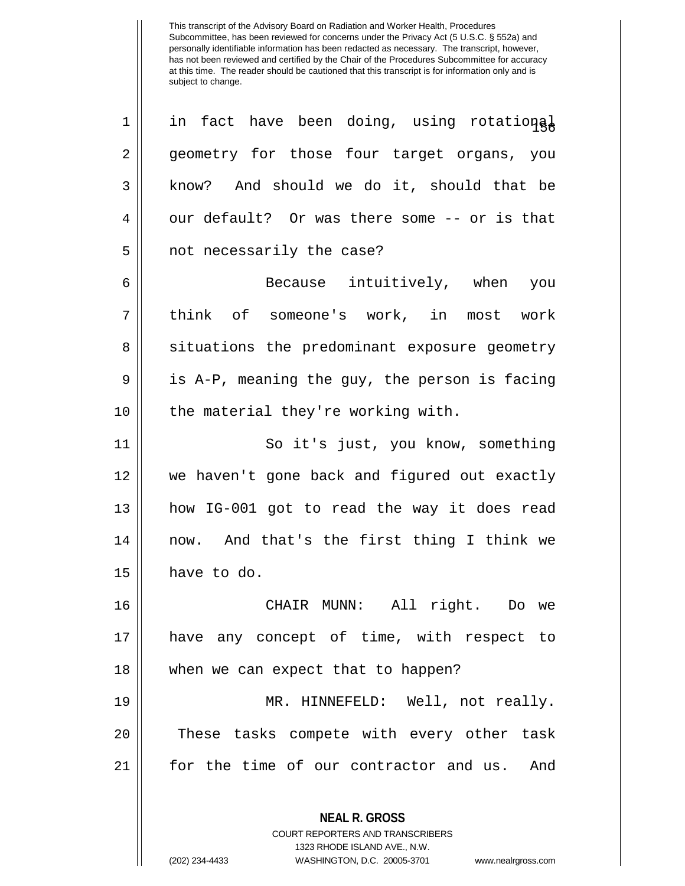This transcript of the Advisory Board on Radiation and Worker Health, Procedures Subcommittee, has been reviewed for concerns under the Privacy Act (5 U.S.C. § 552a) and personally identifiable information has been redacted as necessary. The transcript, however, has not been reviewed and certified by the Chair of the Procedures Subcommittee for accuracy at this time. The reader should be cautioned that this transcript is for information only and is subject to change.

in fact have been doing, using rotational geometry for those four target organs, you know? And should we do it, should that be our default? Or was there some -- or is that not necessarily the case?

Because intuitively, when you think of someone's work, in most work situations the predominant exposure geometry is A-P, meaning the guy, the person is facing the material they're working with.

So it's just, you know, something we haven't gone back and figured out exactly how IG-001 got to read the way it does read now. And that's the first thing I think we have to do.

CHAIR MUNN: All right. Do we have any concept of time, with respect to when we can expect that to happen?

MR. HINNEFELD: Well, not really. These tasks compete with every other task for the time of our contractor and us. And

**NEAL R. GROSS**
COURT REPORTERS AND TRANSCRIBERS
1323 RHODE ISLAND AVE., N.W.
(202) 234-4433 WASHINGTON, D.C. 20005-3701 www.nealrgross.com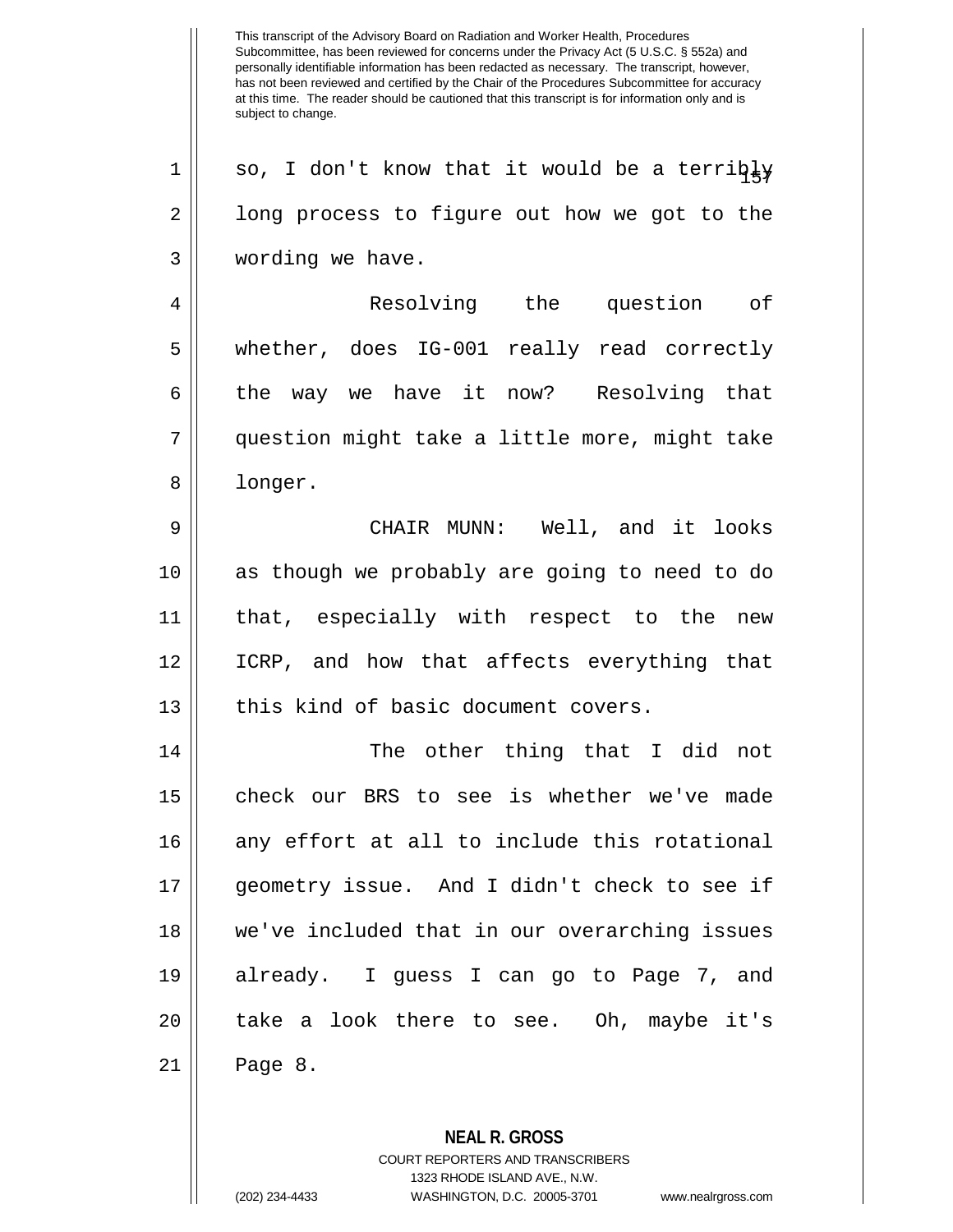This transcript of the Advisory Board on Radiation and Worker Health, Procedures Subcommittee, has been reviewed for concerns under the Privacy Act (5 U.S.C. § 552a) and personally identifiable information has been redacted as necessary. The transcript, however, has not been reviewed and certified by the Chair of the Procedures Subcommittee for accuracy at this time. The reader should be cautioned that this transcript is for information only and is subject to change.

so, I don't know that it would be a terribly long process to figure out how we got to the wording we have.

Resolving the question of whether, does IG-001 really read correctly the way we have it now? Resolving that question might take a little more, might take longer.

CHAIR MUNN: Well, and it looks as though we probably are going to need to do that, especially with respect to the new ICRP, and how that affects everything that this kind of basic document covers.

The other thing that I did not check our BRS to see is whether we've made any effort at all to include this rotational geometry issue. And I didn't check to see if we've included that in our overarching issues already. I guess I can go to Page 7, and take a look there to see. Oh, maybe it's Page 8.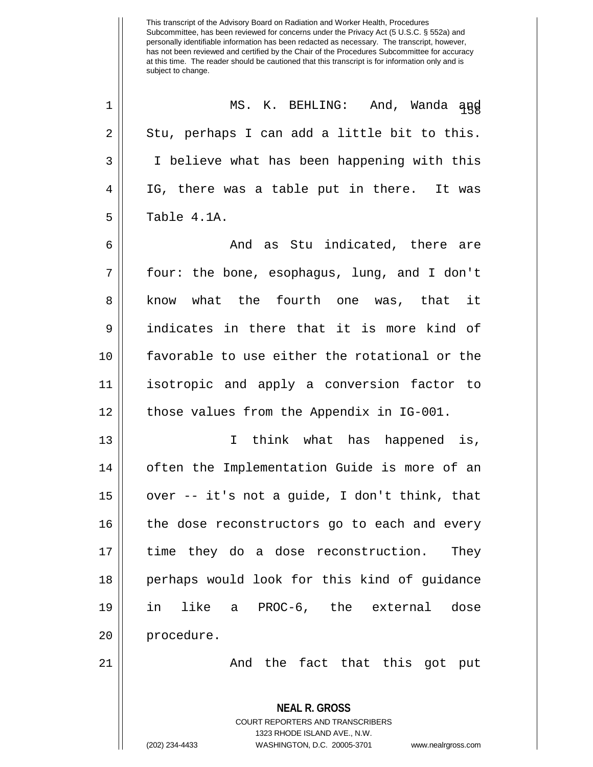This transcript of the Advisory Board on Radiation and Worker Health, Procedures Subcommittee, has been reviewed for concerns under the Privacy Act (5 U.S.C. § 552a) and personally identifiable information has been redacted as necessary. The transcript, however, has not been reviewed and certified by the Chair of the Procedures Subcommittee for accuracy at this time. The reader should be cautioned that this transcript is for information only and is subject to change.

MS. K. BEHLING: And, Wanda and Stu, perhaps I can add a little bit to this. I believe what has been happening with this IG, there was a table put in there. It was Table 4.1A.

And as Stu indicated, there are four: the bone, esophagus, lung, and I don't know what the fourth one was, that it indicates in there that it is more kind of favorable to use either the rotational or the isotropic and apply a conversion factor to those values from the Appendix in IG-001.

I think what has happened is, often the Implementation Guide is more of an over -- it's not a guide, I don't think, that the dose reconstructors go to each and every time they do a dose reconstruction. They perhaps would look for this kind of guidance in like a PROC-6, the external dose procedure.

And the fact that this got put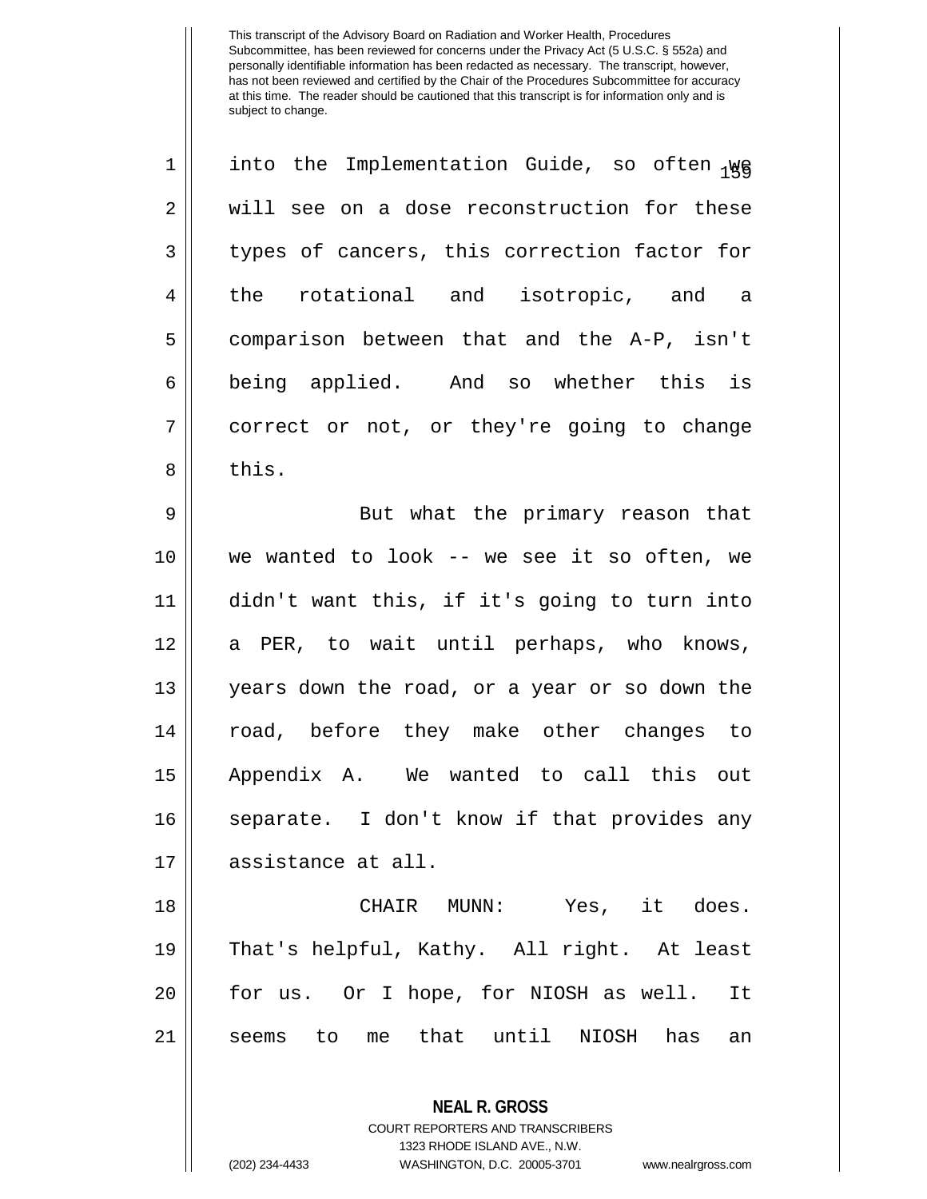into the Implementation Guide, so often we will see on a dose reconstruction for these types of cancers, this correction factor for the rotational and isotropic, and a comparison between that and the A-P, isn't being applied. And so whether this is correct or not, or they're going to change this.

But what the primary reason that we wanted to look -- we see it so often, we didn't want this, if it's going to turn into a PER, to wait until perhaps, who knows, years down the road, or a year or so down the road, before they make other changes to Appendix A. We wanted to call this out separate. I don't know if that provides any assistance at all.

CHAIR MUNN: Yes, it does. That's helpful, Kathy. All right. At least for us. Or I hope, for NIOSH as well. It seems to me that until NIOSH has an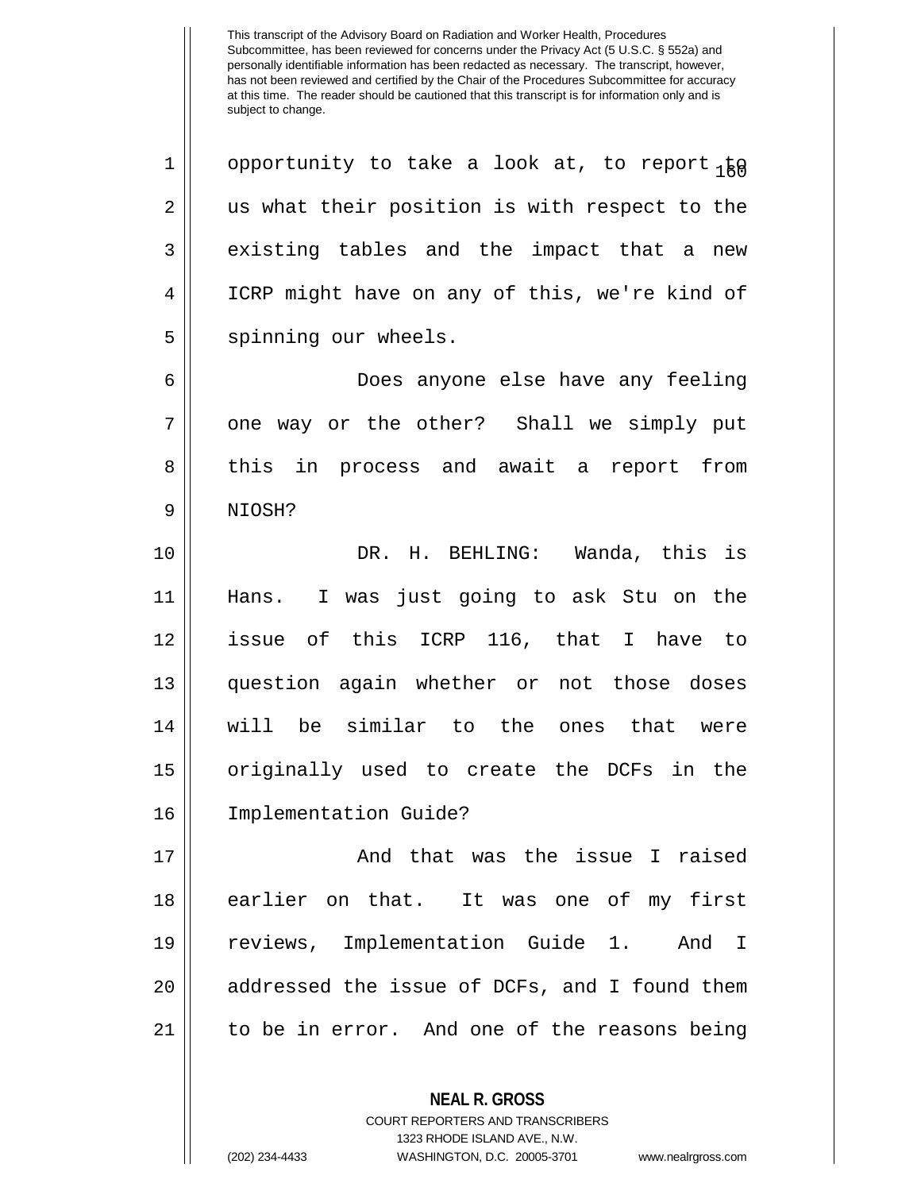opportunity to take a look at, to report to us what their position is with respect to the existing tables and the impact that a new ICRP might have on any of this, we're kind of spinning our wheels.

Does anyone else have any feeling one way or the other? Shall we simply put this in process and await a report from NIOSH?

DR. H. BEHLING: Wanda, this is Hans. I was just going to ask Stu on the issue of this ICRP 116, that I have to question again whether or not those doses will be similar to the ones that were originally used to create the DCFs in the Implementation Guide?

And that was the issue I raised earlier on that. It was one of my first reviews, Implementation Guide 1. And I addressed the issue of DCFs, and I found them to be in error. And one of the reasons being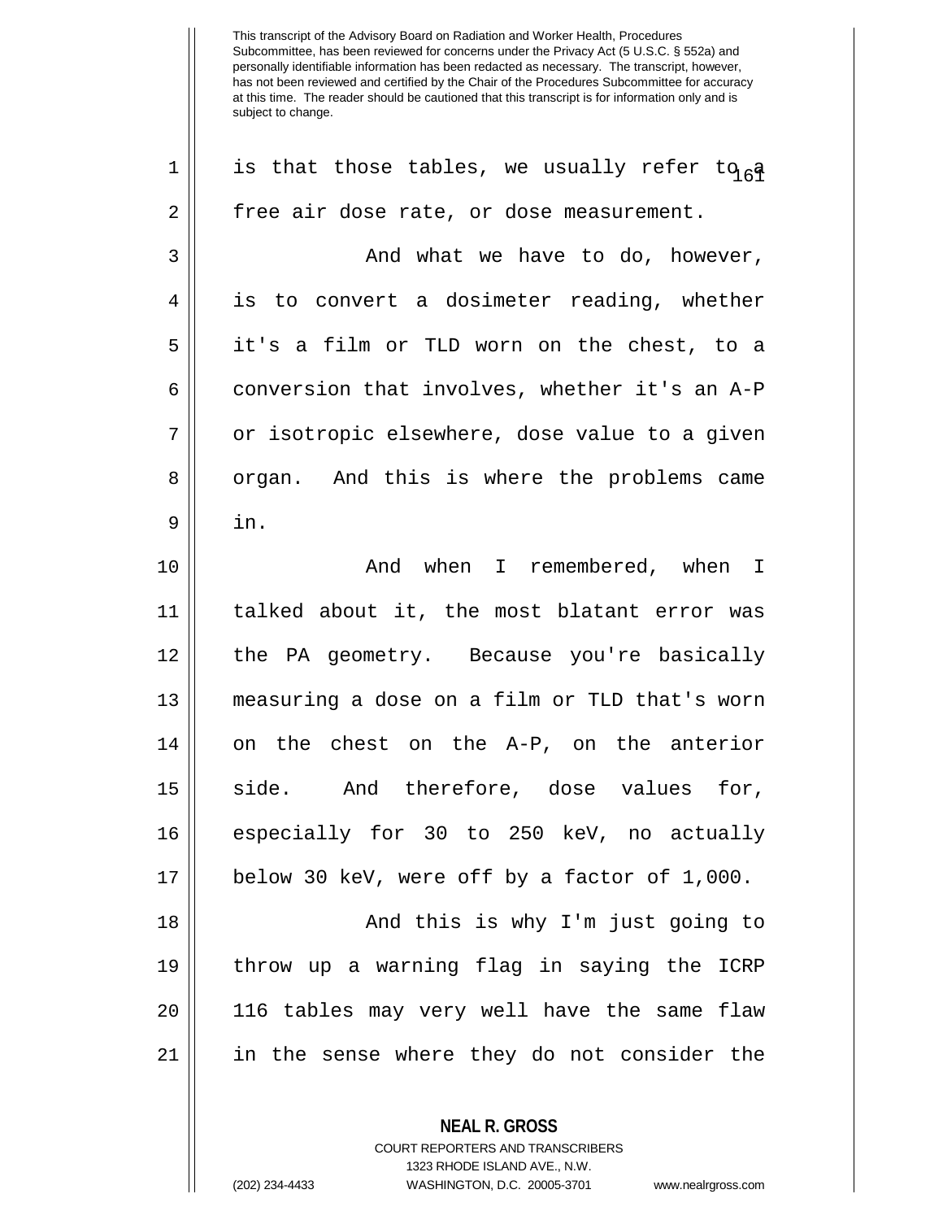This transcript of the Advisory Board on Radiation and Worker Health, Procedures Subcommittee, has been reviewed for concerns under the Privacy Act (5 U.S.C. § 552a) and personally identifiable information has been redacted as necessary. The transcript, however, has not been reviewed and certified by the Chair of the Procedures Subcommittee for accuracy at this time. The reader should be cautioned that this transcript is for information only and is subject to change.

is that those tables, we usually refer to a free air dose rate, or dose measurement.

And what we have to do, however, is to convert a dosimeter reading, whether it's a film or TLD worn on the chest, to a conversion that involves, whether it's an A-P or isotropic elsewhere, dose value to a given organ. And this is where the problems came in.

And when I remembered, when I talked about it, the most blatant error was the PA geometry. Because you're basically measuring a dose on a film or TLD that's worn on the chest on the A-P, on the anterior side. And therefore, dose values for, especially for 30 to 250 keV, no actually below 30 keV, were off by a factor of 1,000.

And this is why I'm just going to throw up a warning flag in saying the ICRP 116 tables may very well have the same flaw in the sense where they do not consider the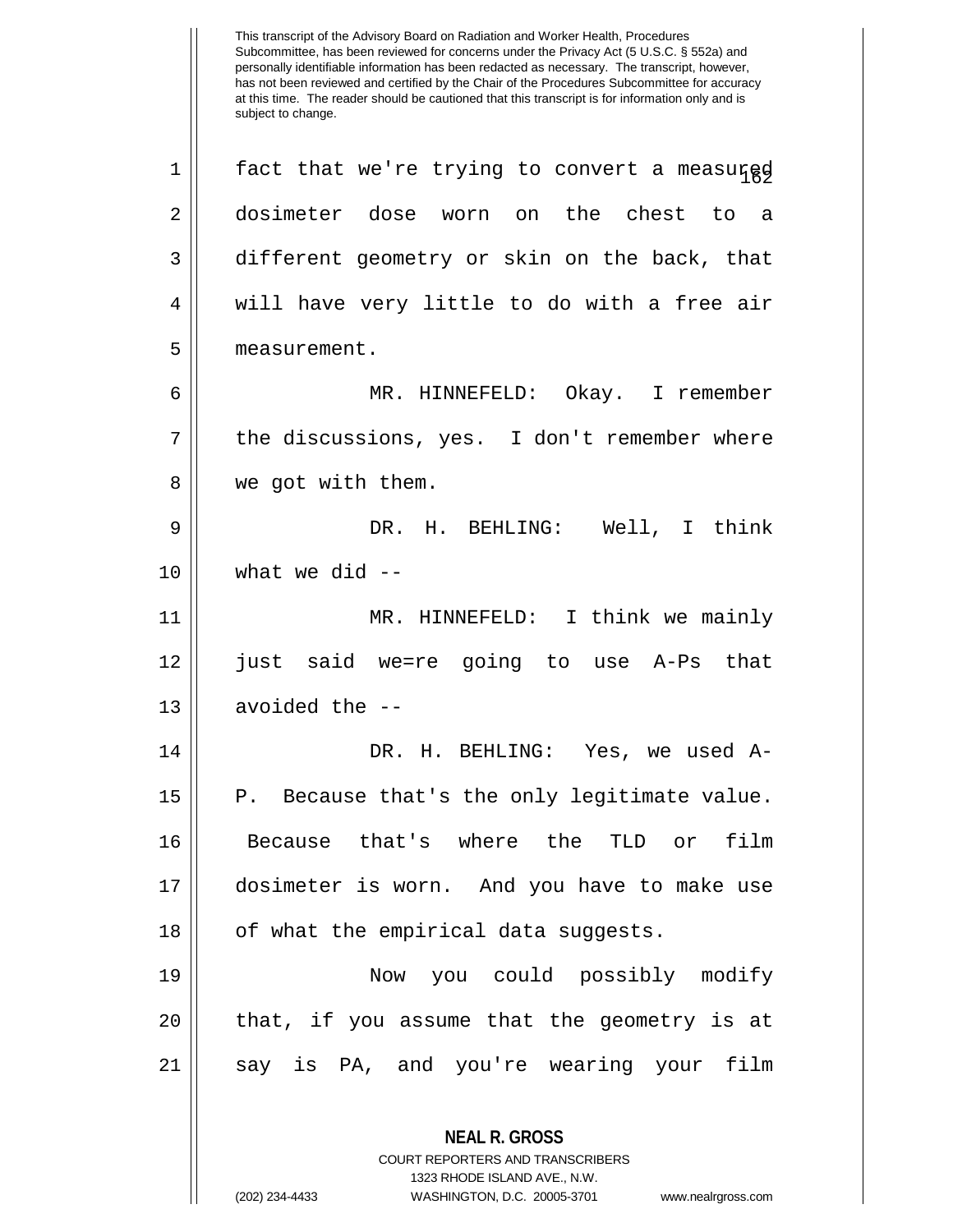fact that we're trying to convert a measured dosimeter dose worn on the chest to a different geometry or skin on the back, that will have very little to do with a free air measurement.

MR. HINNEFELD: Okay. I remember the discussions, yes. I don't remember where we got with them.

DR. H. BEHLING: Well, I think what we did --

MR. HINNEFELD: I think we mainly just said we=re going to use A-Ps that avoided the --

DR. H. BEHLING: Yes, we used A-P. Because that's the only legitimate value. Because that's where the TLD or film dosimeter is worn. And you have to make use of what the empirical data suggests.

Now you could possibly modify that, if you assume that the geometry is at say is PA, and you're wearing your film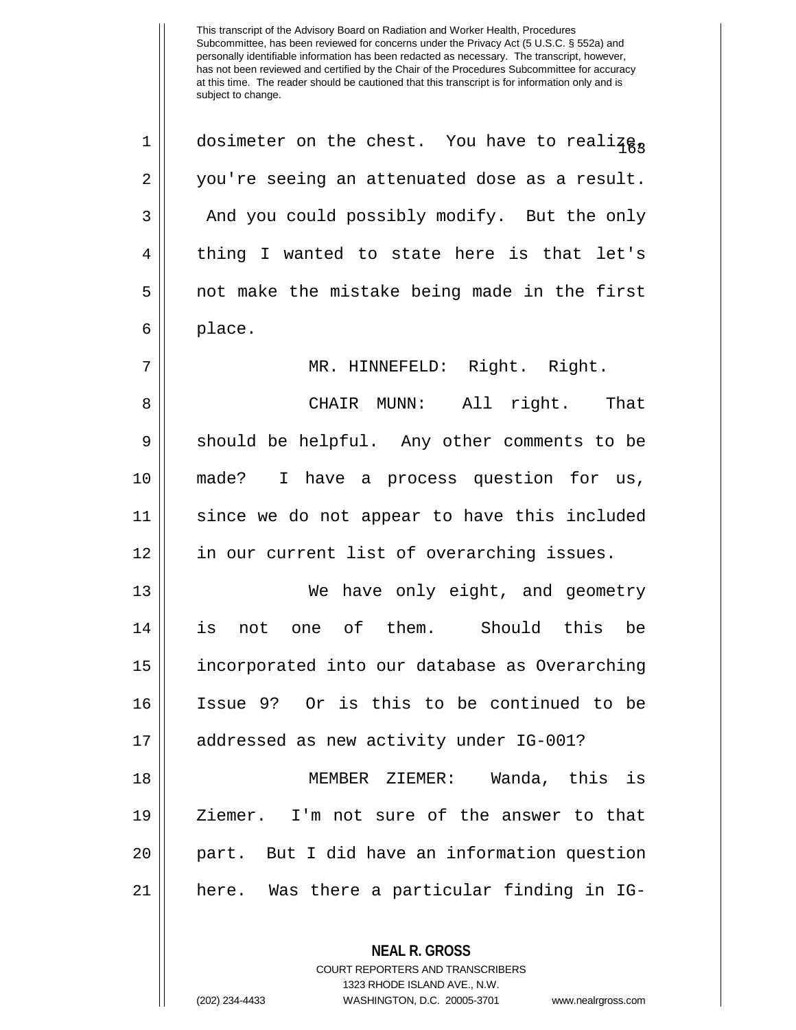This transcript of the Advisory Board on Radiation and Worker Health, Procedures Subcommittee, has been reviewed for concerns under the Privacy Act (5 U.S.C. § 552a) and personally identifiable information has been redacted as necessary. The transcript, however, has not been reviewed and certified by the Chair of the Procedures Subcommittee for accuracy at this time. The reader should be cautioned that this transcript is for information only and is subject to change.

dosimeter on the chest. You have to realize, you're seeing an attenuated dose as a result. And you could possibly modify. But the only thing I wanted to state here is that let's not make the mistake being made in the first place.

MR. HINNEFELD: Right. Right.

CHAIR MUNN: All right. That should be helpful. Any other comments to be made? I have a process question for us, since we do not appear to have this included in our current list of overarching issues.

We have only eight, and geometry is not one of them. Should this be incorporated into our database as Overarching Issue 9? Or is this to be continued to be addressed as new activity under IG-001?

MEMBER ZIEMER: Wanda, this is Ziemer. I'm not sure of the answer to that part. But I did have an information question here. Was there a particular finding in IG-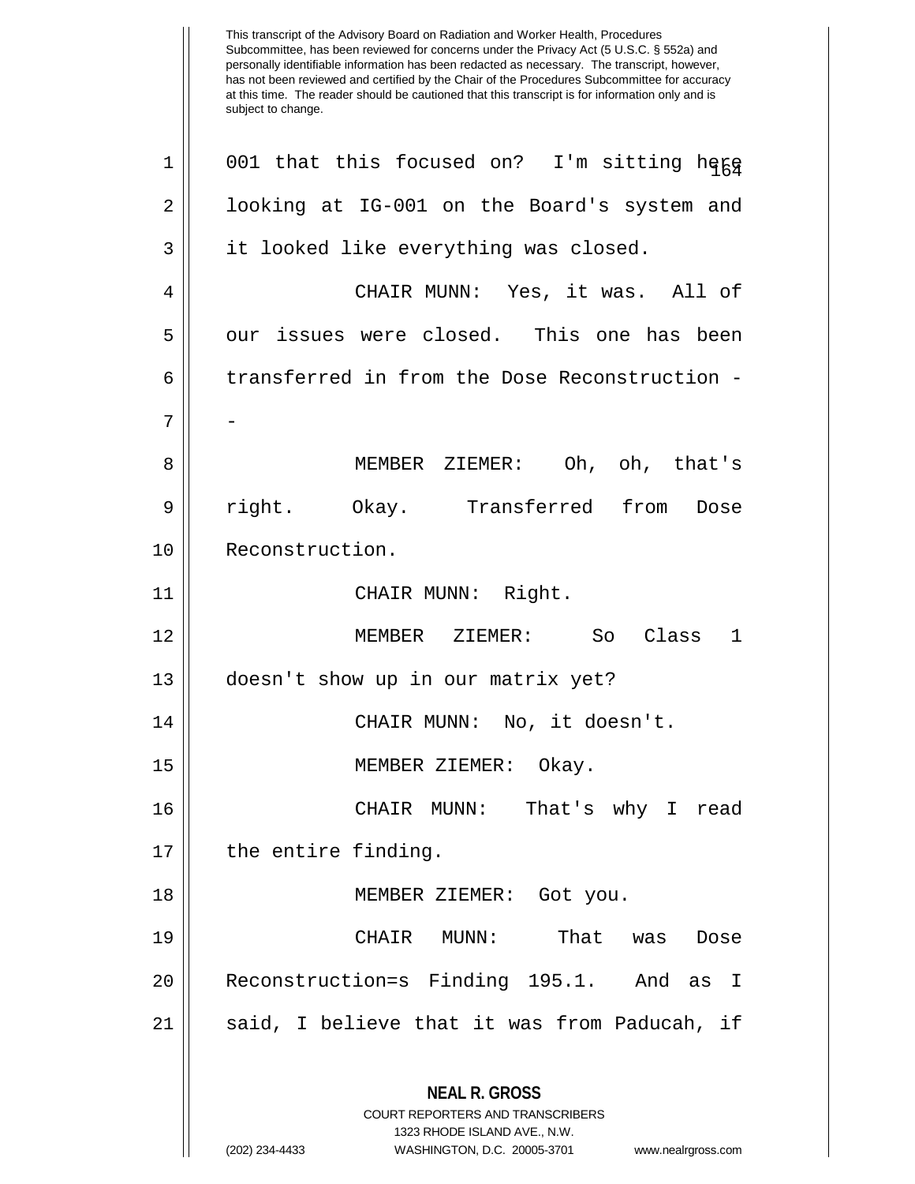This transcript of the Advisory Board on Radiation and Worker Health, Procedures Subcommittee, has been reviewed for concerns under the Privacy Act (5 U.S.C. § 552a) and personally identifiable information has been redacted as necessary. The transcript, however, has not been reviewed and certified by the Chair of the Procedures Subcommittee for accuracy at this time. The reader should be cautioned that this transcript is for information only and is subject to change.

001 that this focused on? I'm sitting here looking at IG-001 on the Board's system and it looked like everything was closed.

CHAIR MUNN: Yes, it was. All of our issues were closed. This one has been transferred in from the Dose Reconstruction --

MEMBER ZIEMER: Oh, oh, that's right. Okay. Transferred from Dose Reconstruction.

CHAIR MUNN: Right.

MEMBER ZIEMER: So Class 1 doesn't show up in our matrix yet?

CHAIR MUNN: No, it doesn't.

MEMBER ZIEMER: Okay.

CHAIR MUNN: That's why I read the entire finding.

MEMBER ZIEMER: Got you.

CHAIR MUNN: That was Dose Reconstruction=s Finding 195.1. And as I said, I believe that it was from Paducah, if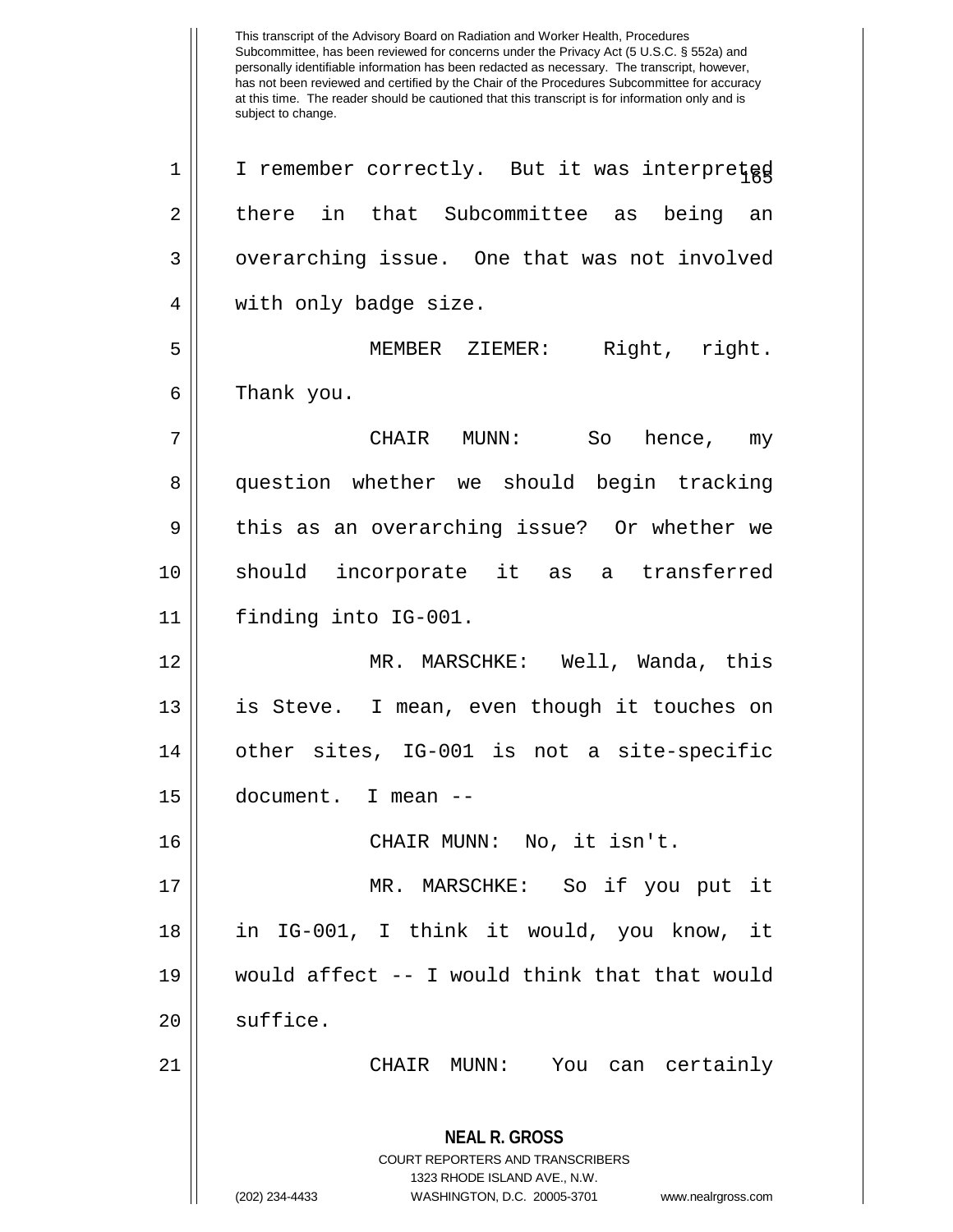I remember correctly. But it was interpreted there in that Subcommittee as being an overarching issue. One that was not involved with only badge size.

MEMBER ZIEMER: Right, right. Thank you.

CHAIR MUNN: So hence, my question whether we should begin tracking this as an overarching issue? Or whether we should incorporate it as a transferred finding into IG-001.

MR. MARSCHKE: Well, Wanda, this is Steve. I mean, even though it touches on other sites, IG-001 is not a site-specific document. I mean --

CHAIR MUNN: No, it isn't.

MR. MARSCHKE: So if you put it in IG-001, I think it would, you know, it would affect -- I would think that that would suffice.

CHAIR MUNN: You can certainly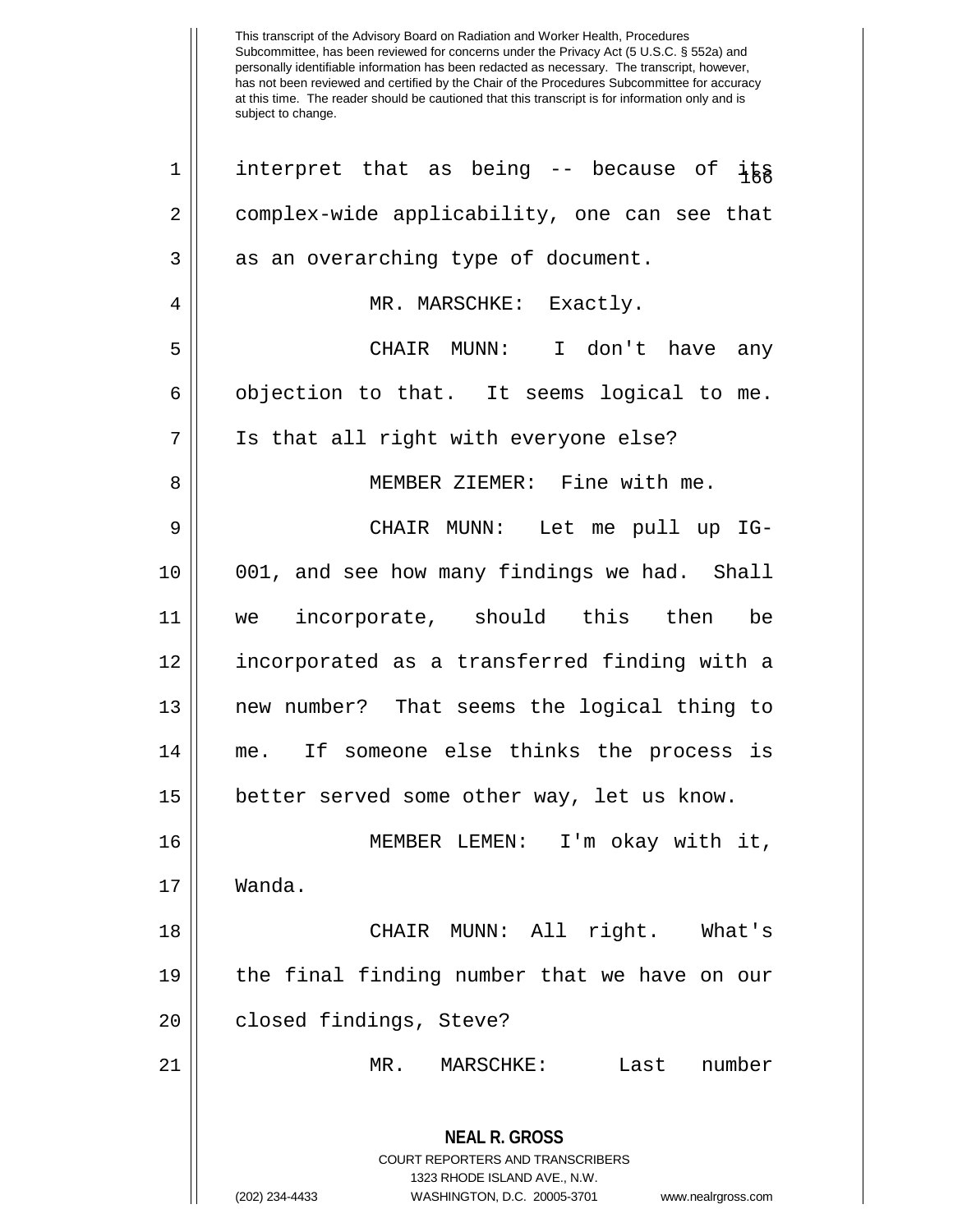This transcript of the Advisory Board on Radiation and Worker Health, Procedures Subcommittee, has been reviewed for concerns under the Privacy Act (5 U.S.C. § 552a) and personally identifiable information has been redacted as necessary. The transcript, however, has not been reviewed and certified by the Chair of the Procedures Subcommittee for accuracy at this time. The reader should be cautioned that this transcript is for information only and is subject to change.

interpret that as being -- because of its complex-wide applicability, one can see that as an overarching type of document.

MR. MARSCHKE: Exactly.

CHAIR MUNN: I don't have any objection to that. It seems logical to me. Is that all right with everyone else?

MEMBER ZIEMER: Fine with me.

CHAIR MUNN: Let me pull up IG-001, and see how many findings we had. Shall we incorporate, should this then be incorporated as a transferred finding with a new number? That seems the logical thing to me. If someone else thinks the process is better served some other way, let us know.

MEMBER LEMEN: I'm okay with it, Wanda.

CHAIR MUNN: All right. What's the final finding number that we have on our closed findings, Steve?

MR. MARSCHKE: Last number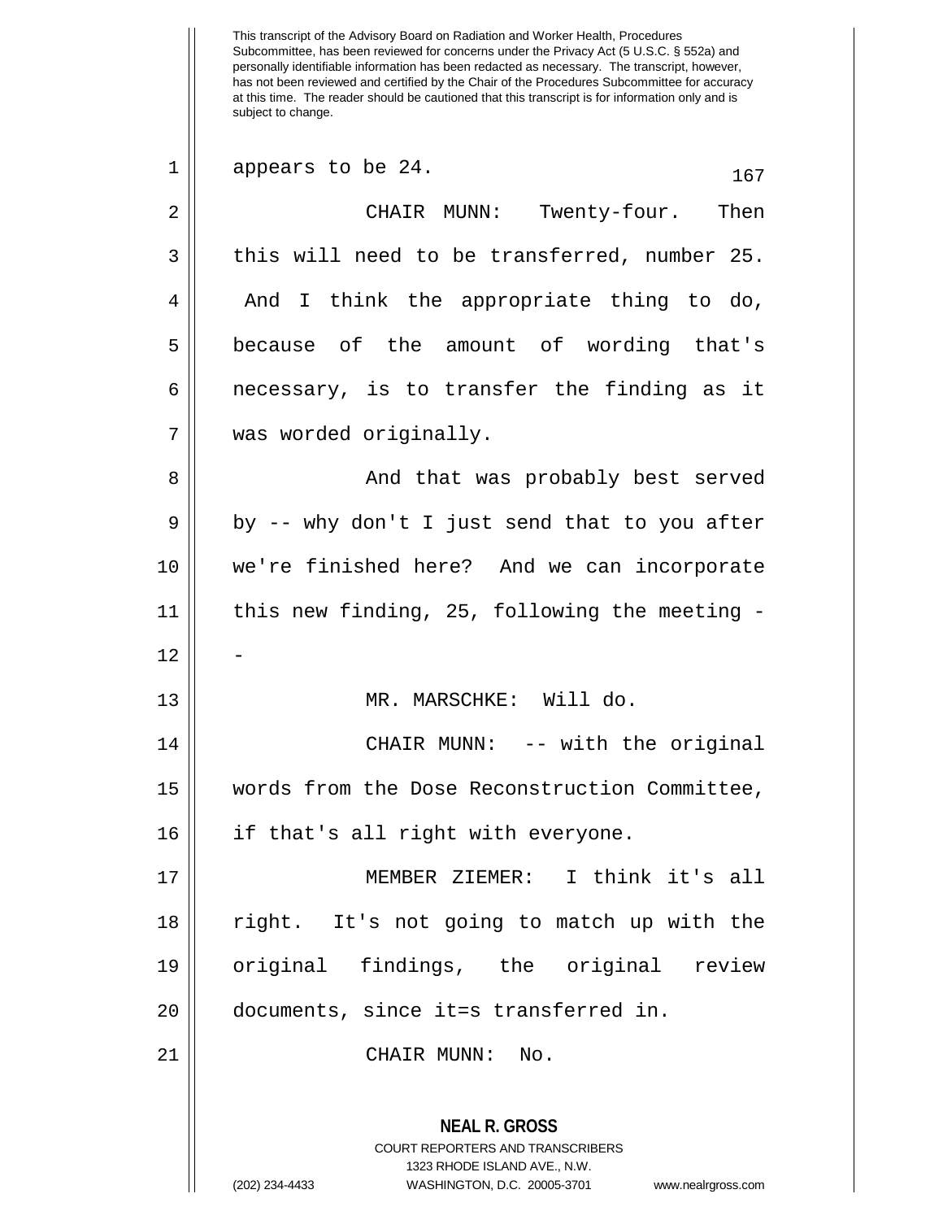appears to be 24.

CHAIR MUNN: Twenty-four. Then this will need to be transferred, number 25. And I think the appropriate thing to do, because of the amount of wording that's necessary, is to transfer the finding as it was worded originally.

And that was probably best served by -- why don't I just send that to you after we're finished here? And we can incorporate this new finding, 25, following the meeting --

MR. MARSCHKE: Will do.

CHAIR MUNN: -- with the original words from the Dose Reconstruction Committee, if that's all right with everyone.

MEMBER ZIEMER: I think it's all right. It's not going to match up with the original findings, the original review documents, since it=s transferred in.

CHAIR MUNN: No.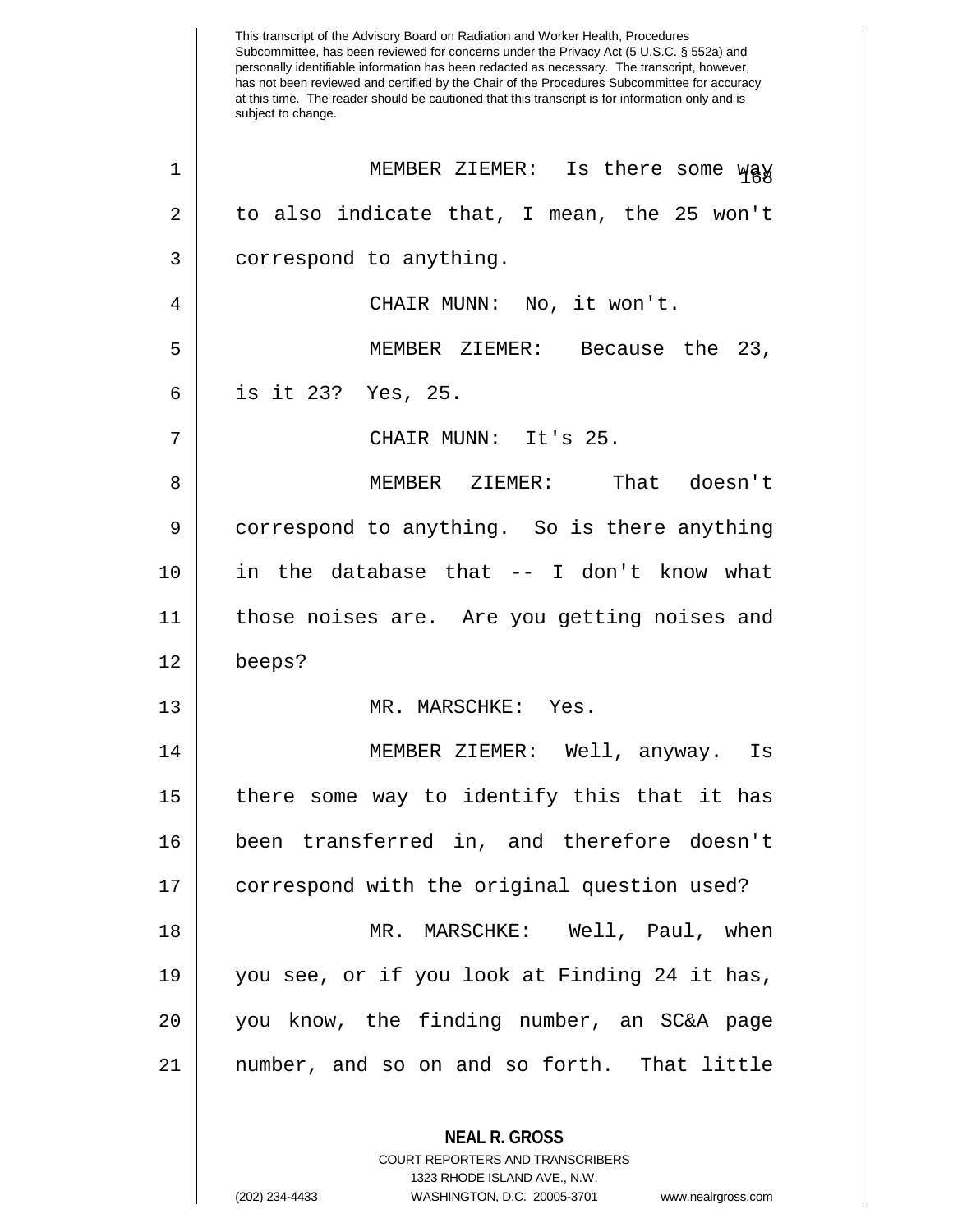This transcript of the Advisory Board on Radiation and Worker Health, Procedures Subcommittee, has been reviewed for concerns under the Privacy Act (5 U.S.C. § 552a) and personally identifiable information has been redacted as necessary. The transcript, however, has not been reviewed and certified by the Chair of the Procedures Subcommittee for accuracy at this time. The reader should be cautioned that this transcript is for information only and is subject to change.

1 MEMBER ZIEMER: Is there some way
2 to also indicate that, I mean, the 25 won't
3 correspond to anything.
4 CHAIR MUNN: No, it won't.
5 MEMBER ZIEMER: Because the 23,
6 is it 23? Yes, 25.
7 CHAIR MUNN: It's 25.
8 MEMBER ZIEMER: That doesn't
9 correspond to anything. So is there anything
10 in the database that -- I don't know what
11 those noises are. Are you getting noises and
12 beeps?
13 MR. MARSCHKE: Yes.
14 MEMBER ZIEMER: Well, anyway. Is
15 there some way to identify this that it has
16 been transferred in, and therefore doesn't
17 correspond with the original question used?
18 MR. MARSCHKE: Well, Paul, when
19 you see, or if you look at Finding 24 it has,
20 you know, the finding number, an SC&A page
21 number, and so on and so forth. That little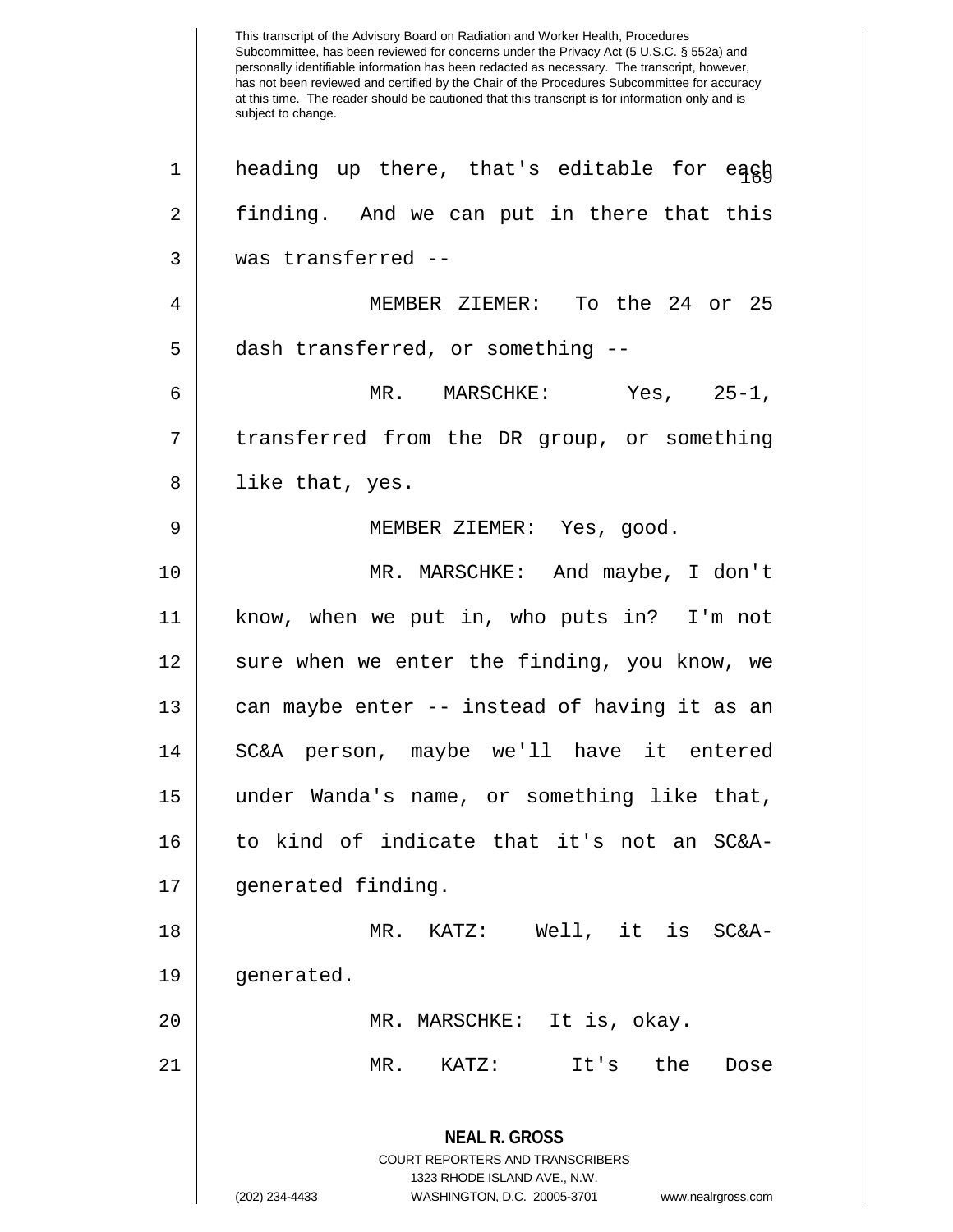This transcript of the Advisory Board on Radiation and Worker Health, Procedures Subcommittee, has been reviewed for concerns under the Privacy Act (5 U.S.C. § 552a) and personally identifiable information has been redacted as necessary. The transcript, however, has not been reviewed and certified by the Chair of the Procedures Subcommittee for accuracy at this time. The reader should be cautioned that this transcript is for information only and is subject to change.

heading up there, that's editable for each finding. And we can put in there that this was transferred --

MEMBER ZIEMER: To the 24 or 25 dash transferred, or something --

MR. MARSCHKE: Yes, 25-1, transferred from the DR group, or something like that, yes.

MEMBER ZIEMER: Yes, good.

MR. MARSCHKE: And maybe, I don't know, when we put in, who puts in? I'm not sure when we enter the finding, you know, we can maybe enter -- instead of having it as an SC&A person, maybe we'll have it entered under Wanda's name, or something like that, to kind of indicate that it's not an SC&A-generated finding.

MR. KATZ: Well, it is SC&A-generated.

MR. MARSCHKE: It is, okay.

MR. KATZ: It's the Dose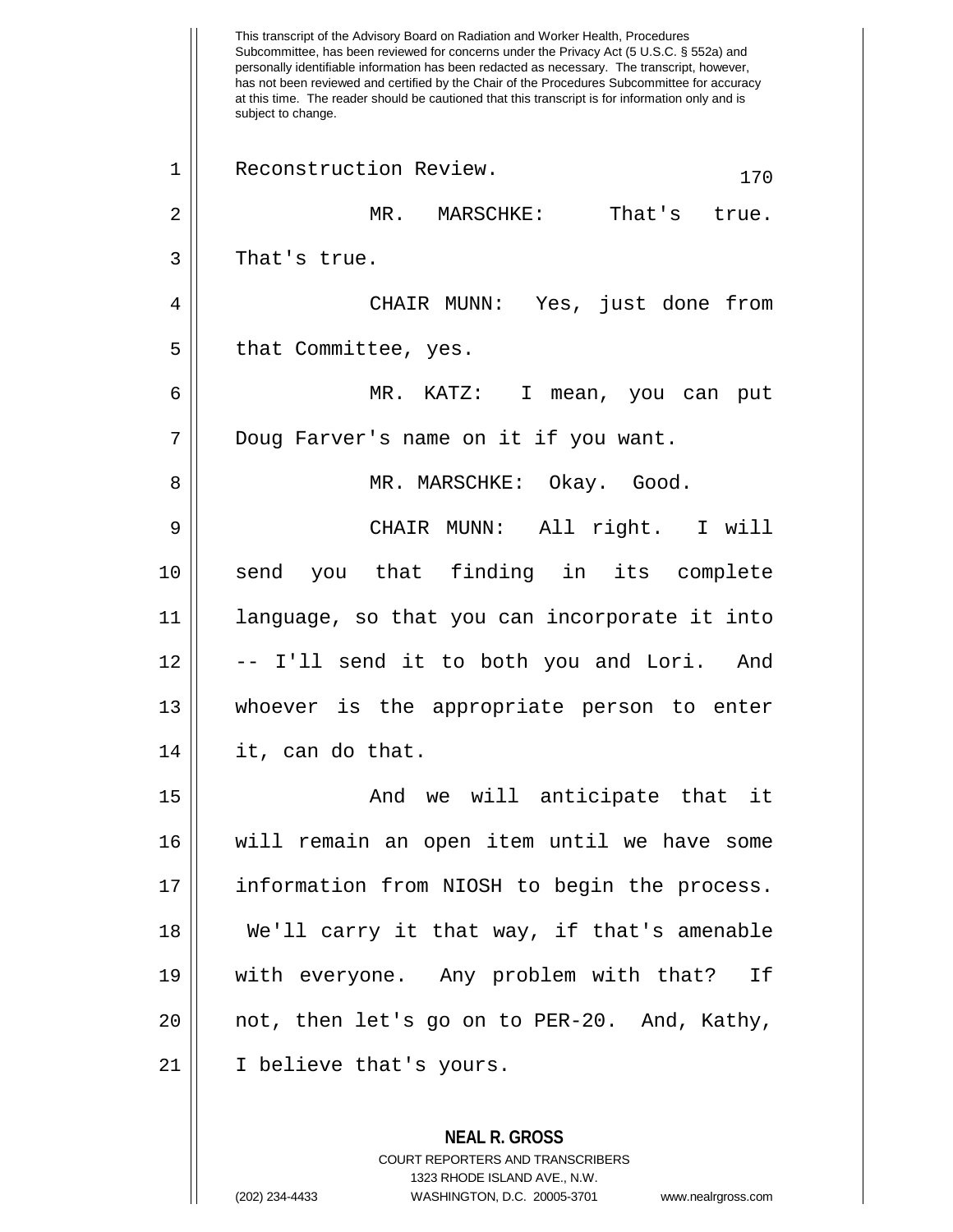Reconstruction Review.

MR. MARSCHKE: That's true. That's true.

CHAIR MUNN: Yes, just done from that Committee, yes.

MR. KATZ: I mean, you can put Doug Farver's name on it if you want.

MR. MARSCHKE: Okay. Good.

CHAIR MUNN: All right. I will send you that finding in its complete language, so that you can incorporate it into -- I'll send it to both you and Lori. And whoever is the appropriate person to enter it, can do that.

And we will anticipate that it will remain an open item until we have some information from NIOSH to begin the process. We'll carry it that way, if that's amenable with everyone. Any problem with that? If not, then let's go on to PER-20. And, Kathy, I believe that's yours.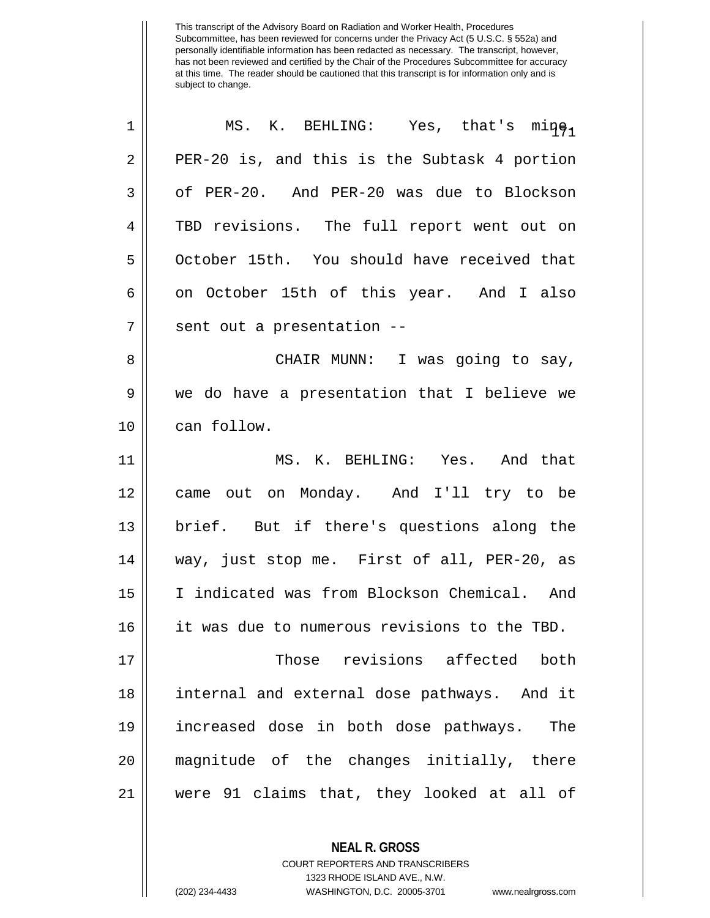MS. K. BEHLING: Yes, that's mine, PER-20 is, and this is the Subtask 4 portion of PER-20. And PER-20 was due to Blockson TBD revisions. The full report went out on October 15th. You should have received that on October 15th of this year. And I also sent out a presentation --

CHAIR MUNN: I was going to say, we do have a presentation that I believe we can follow.

MS. K. BEHLING: Yes. And that came out on Monday. And I'll try to be brief. But if there's questions along the way, just stop me. First of all, PER-20, as I indicated was from Blockson Chemical. And it was due to numerous revisions to the TBD.

Those revisions affected both internal and external dose pathways. And it increased dose in both dose pathways. The magnitude of the changes initially, there were 91 claims that, they looked at all of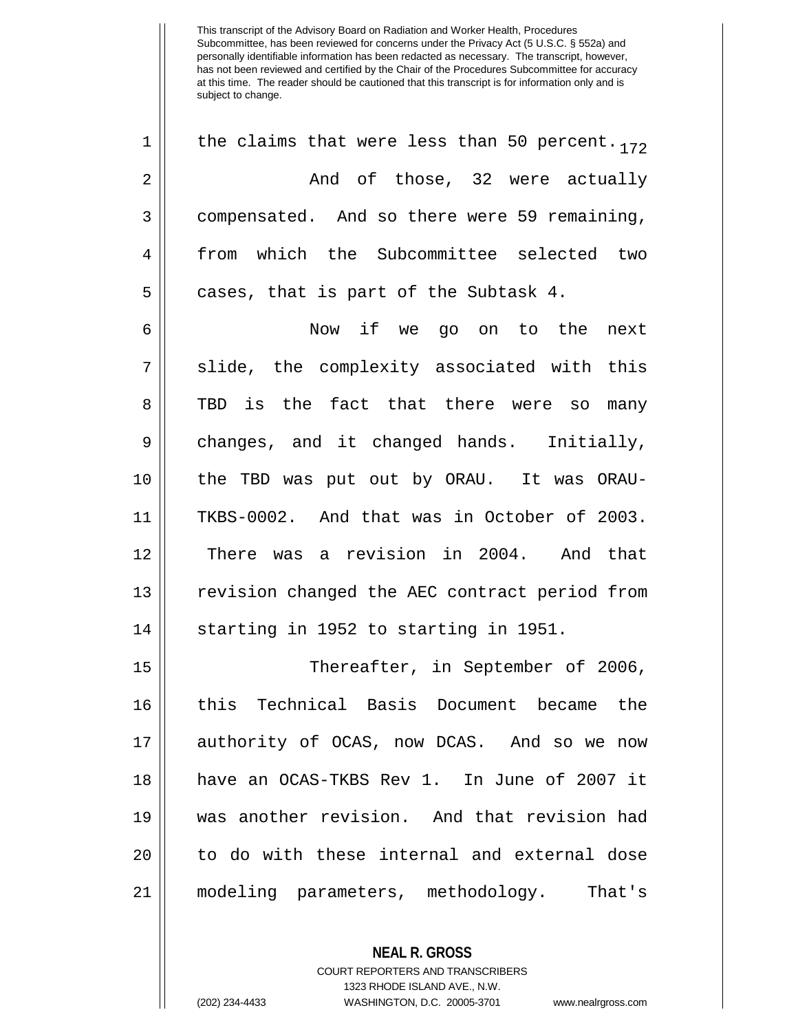the claims that were less than 50 percent.

And of those, 32 were actually compensated. And so there were 59 remaining, from which the Subcommittee selected two cases, that is part of the Subtask 4.

Now if we go on to the next slide, the complexity associated with this TBD is the fact that there were so many changes, and it changed hands. Initially, the TBD was put out by ORAU. It was ORAU-TKBS-0002. And that was in October of 2003. There was a revision in 2004. And that revision changed the AEC contract period from starting in 1952 to starting in 1951.

Thereafter, in September of 2006, this Technical Basis Document became the authority of OCAS, now DCAS. And so we now have an OCAS-TKBS Rev 1. In June of 2007 it was another revision. And that revision had to do with these internal and external dose modeling parameters, methodology. That's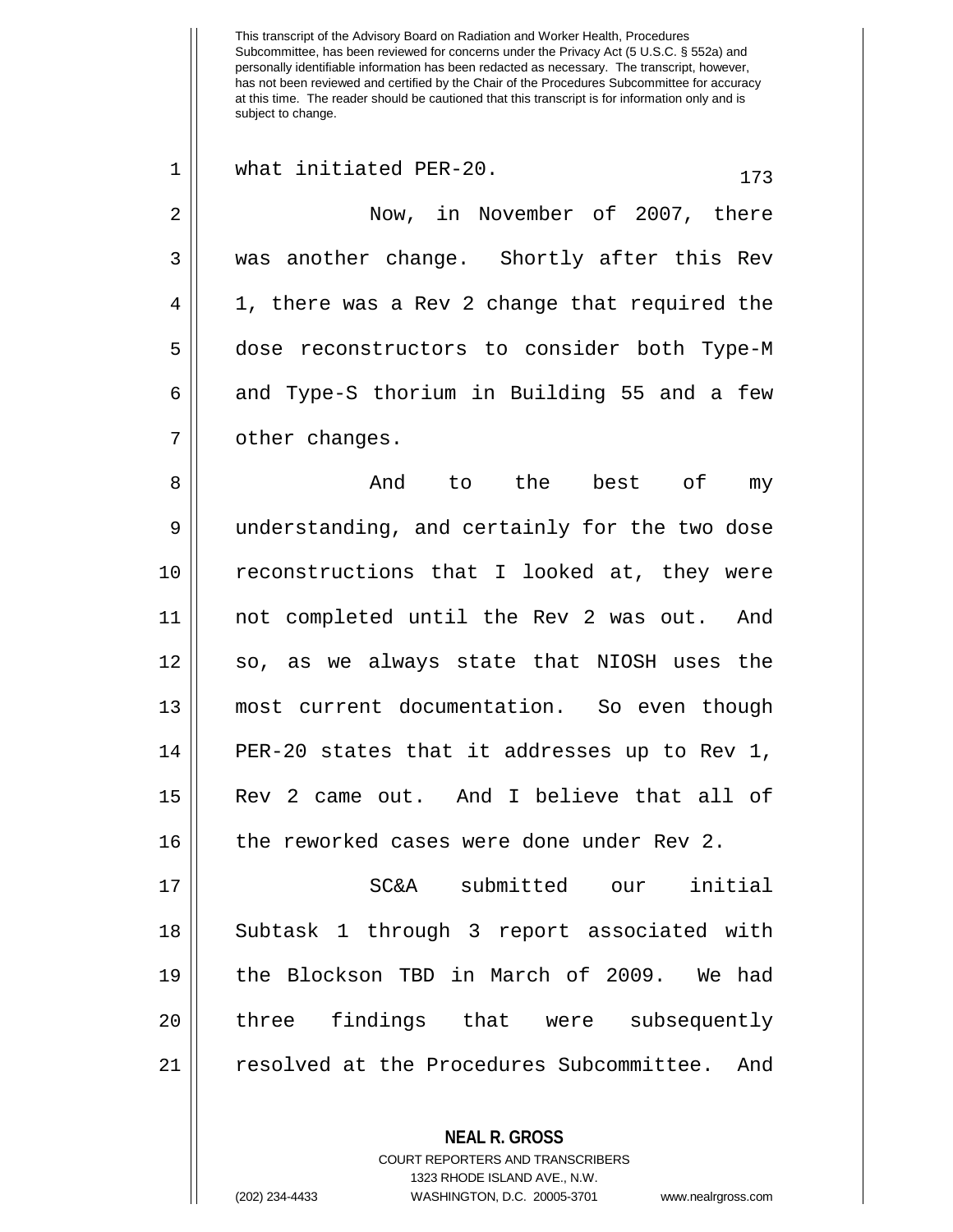This transcript of the Advisory Board on Radiation and Worker Health, Procedures Subcommittee, has been reviewed for concerns under the Privacy Act (5 U.S.C. § 552a) and personally identifiable information has been redacted as necessary. The transcript, however, has not been reviewed and certified by the Chair of the Procedures Subcommittee for accuracy at this time. The reader should be cautioned that this transcript is for information only and is subject to change.

what initiated PER-20.

Now, in November of 2007, there was another change. Shortly after this Rev 1, there was a Rev 2 change that required the dose reconstructors to consider both Type-M and Type-S thorium in Building 55 and a few other changes.

And to the best of my understanding, and certainly for the two dose reconstructions that I looked at, they were not completed until the Rev 2 was out. And so, as we always state that NIOSH uses the most current documentation. So even though PER-20 states that it addresses up to Rev 1, Rev 2 came out. And I believe that all of the reworked cases were done under Rev 2.

SC&A submitted our initial Subtask 1 through 3 report associated with the Blockson TBD in March of 2009. We had three findings that were subsequently resolved at the Procedures Subcommittee. And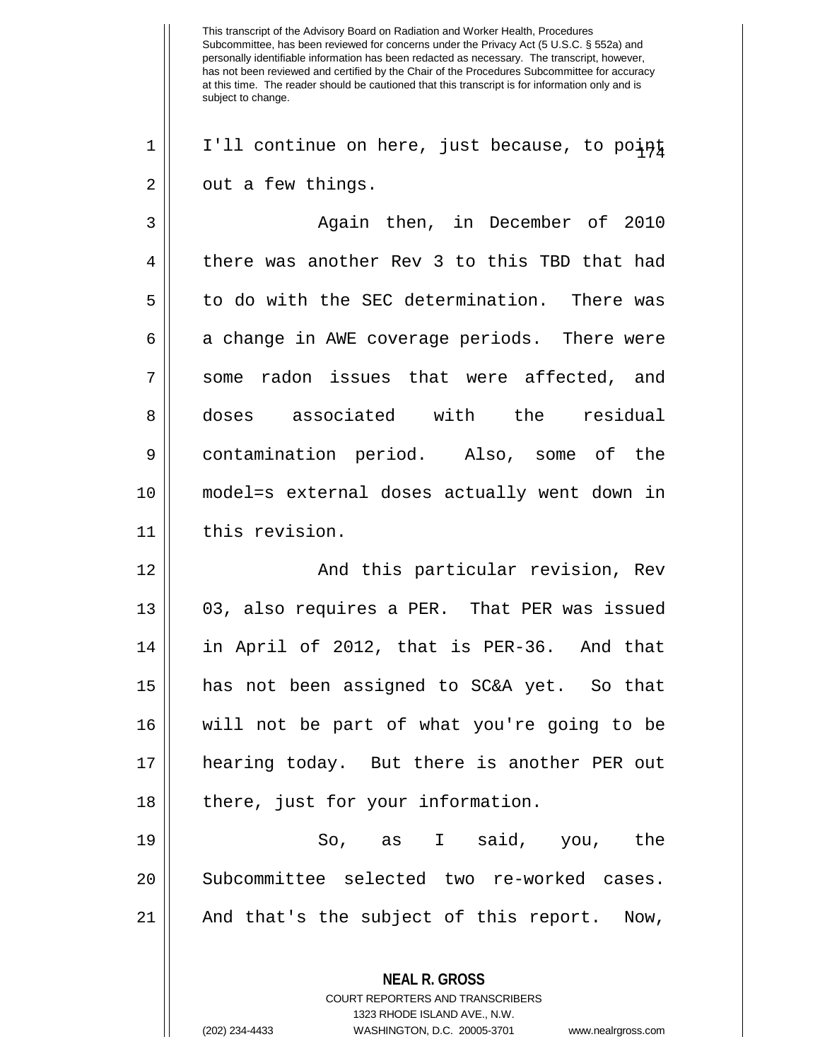I'll continue on here, just because, to point out a few things.

Again then, in December of 2010 there was another Rev 3 to this TBD that had to do with the SEC determination. There was a change in AWE coverage periods. There were some radon issues that were affected, and doses associated with the residual contamination period. Also, some of the model=s external doses actually went down in this revision.

And this particular revision, Rev 03, also requires a PER. That PER was issued in April of 2012, that is PER-36. And that has not been assigned to SC&A yet. So that will not be part of what you're going to be hearing today. But there is another PER out there, just for your information.

So, as I said, you, the Subcommittee selected two re-worked cases. And that's the subject of this report. Now,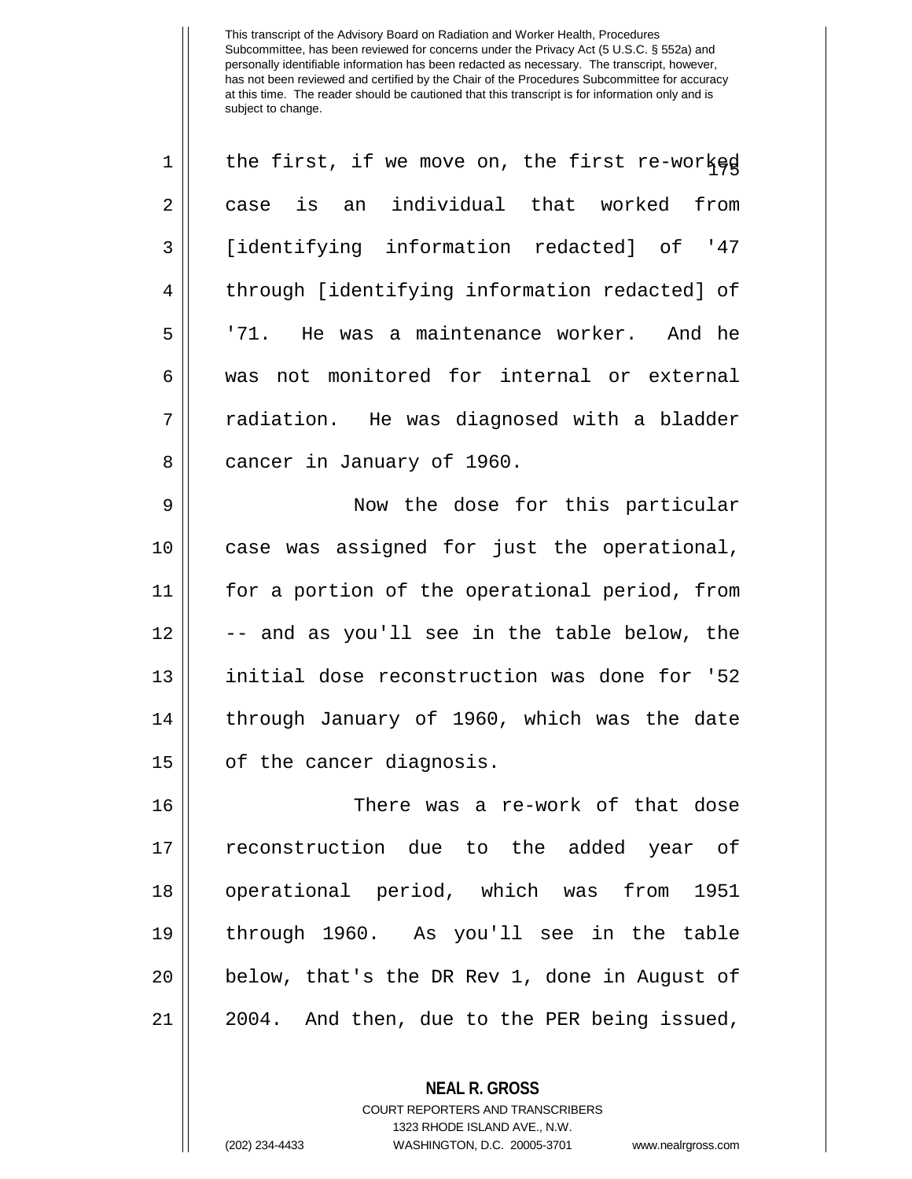the first, if we move on, the first re-worked case is an individual that worked from [identifying information redacted] of '47 through [identifying information redacted] of '71. He was a maintenance worker. And he was not monitored for internal or external radiation. He was diagnosed with a bladder cancer in January of 1960.

Now the dose for this particular case was assigned for just the operational, for a portion of the operational period, from -- and as you'll see in the table below, the initial dose reconstruction was done for '52 through January of 1960, which was the date of the cancer diagnosis.

There was a re-work of that dose reconstruction due to the added year of operational period, which was from 1951 through 1960. As you'll see in the table below, that's the DR Rev 1, done in August of 2004. And then, due to the PER being issued,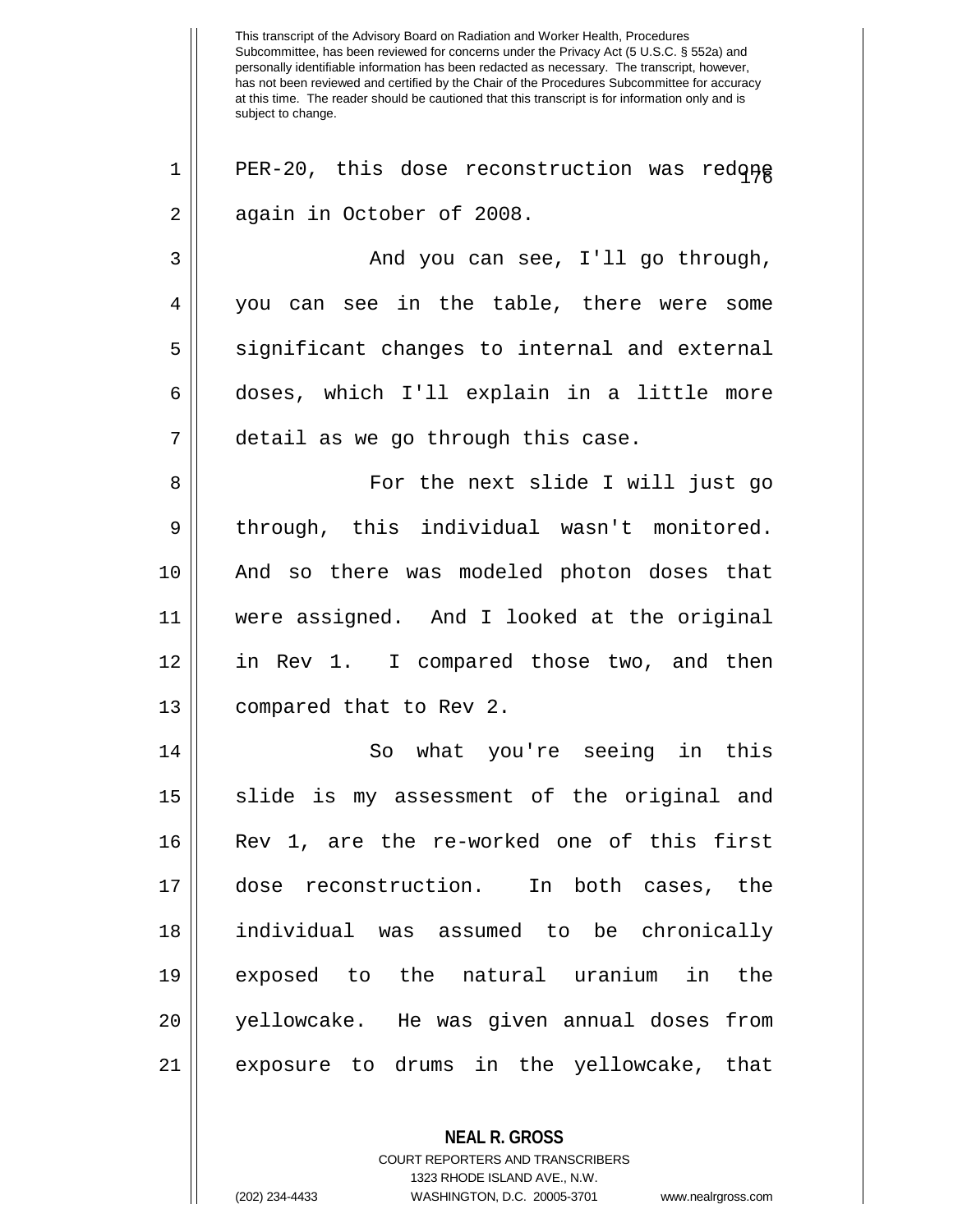PER-20, this dose reconstruction was redone again in October of 2008.

And you can see, I'll go through, you can see in the table, there were some significant changes to internal and external doses, which I'll explain in a little more detail as we go through this case.

For the next slide I will just go through, this individual wasn't monitored. And so there was modeled photon doses that were assigned. And I looked at the original in Rev 1. I compared those two, and then compared that to Rev 2.

So what you're seeing in this slide is my assessment of the original and Rev 1, are the re-worked one of this first dose reconstruction. In both cases, the individual was assumed to be chronically exposed to the natural uranium in the yellowcake. He was given annual doses from exposure to drums in the yellowcake, that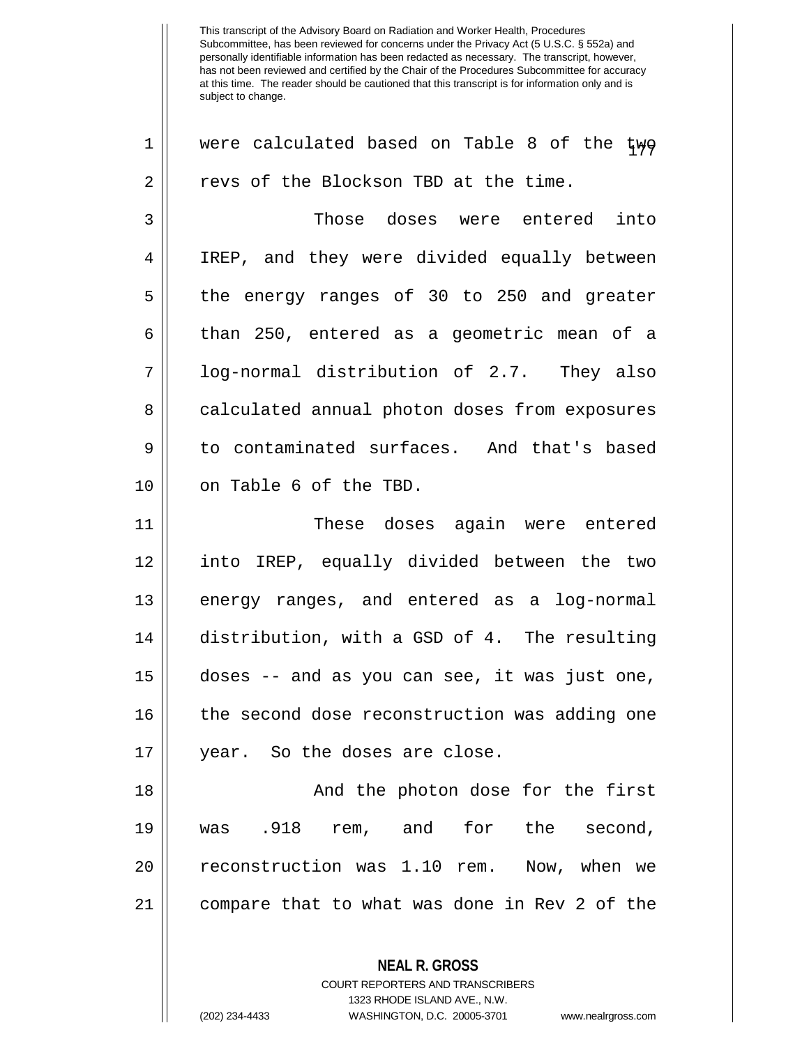This transcript of the Advisory Board on Radiation and Worker Health, Procedures Subcommittee, has been reviewed for concerns under the Privacy Act (5 U.S.C. § 552a) and personally identifiable information has been redacted as necessary. The transcript, however, has not been reviewed and certified by the Chair of the Procedures Subcommittee for accuracy at this time. The reader should be cautioned that this transcript is for information only and is subject to change.

were calculated based on Table 8 of the two revs of the Blockson TBD at the time.

Those doses were entered into IREP, and they were divided equally between the energy ranges of 30 to 250 and greater than 250, entered as a geometric mean of a log-normal distribution of 2.7. They also calculated annual photon doses from exposures to contaminated surfaces. And that's based on Table 6 of the TBD.

These doses again were entered into IREP, equally divided between the two energy ranges, and entered as a log-normal distribution, with a GSD of 4. The resulting doses -- and as you can see, it was just one, the second dose reconstruction was adding one year. So the doses are close.

And the photon dose for the first was .918 rem, and for the second, reconstruction was 1.10 rem. Now, when we compare that to what was done in Rev 2 of the

**NEAL R. GROSS**
COURT REPORTERS AND TRANSCRIBERS
1323 RHODE ISLAND AVE., N.W.
(202) 234-4433 WASHINGTON, D.C. 20005-3701 www.nealrgross.com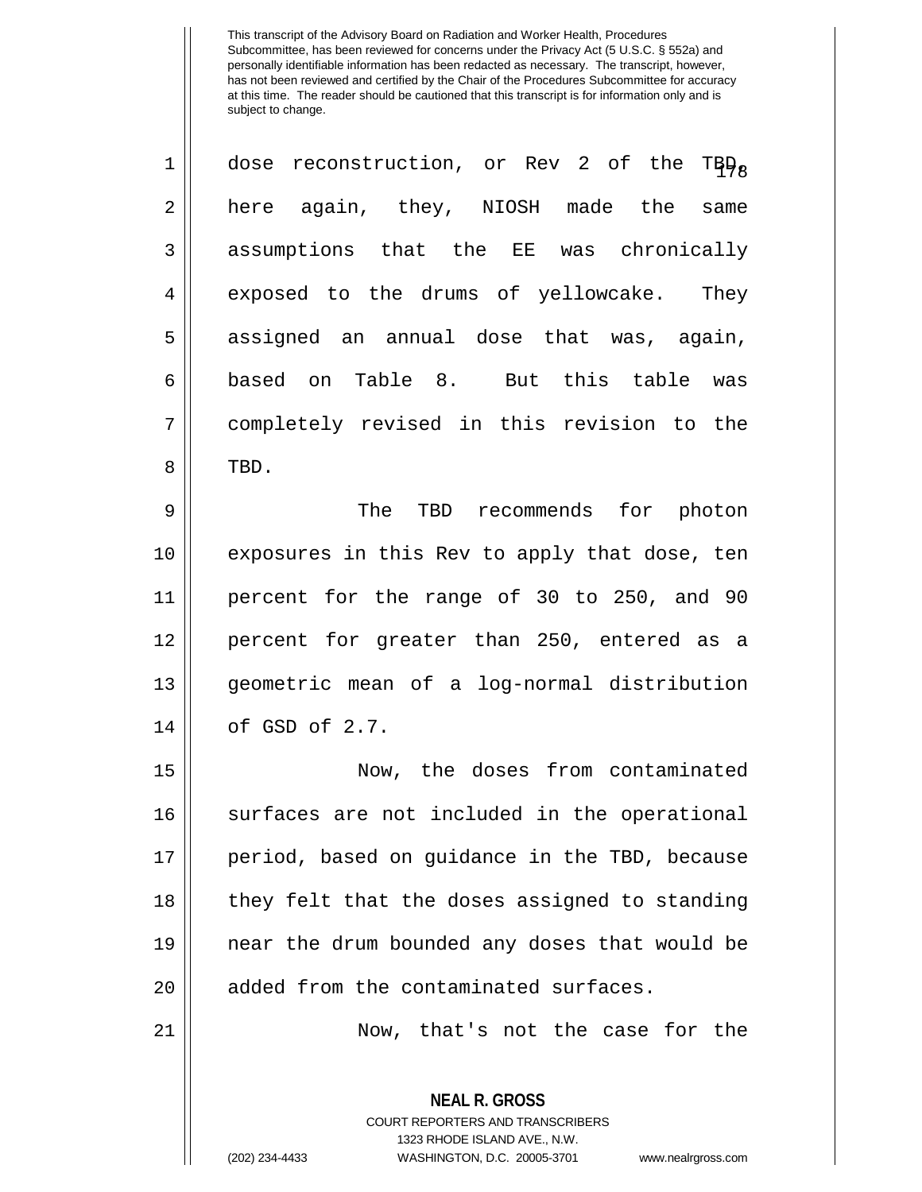dose reconstruction, or Rev 2 of the TBD, here again, they, NIOSH made the same assumptions that the EE was chronically exposed to the drums of yellowcake. They assigned an annual dose that was, again, based on Table 8. But this table was completely revised in this revision to the TBD.

The TBD recommends for photon exposures in this Rev to apply that dose, ten percent for the range of 30 to 250, and 90 percent for greater than 250, entered as a geometric mean of a log-normal distribution of GSD of 2.7.

Now, the doses from contaminated surfaces are not included in the operational period, based on guidance in the TBD, because they felt that the doses assigned to standing near the drum bounded any doses that would be added from the contaminated surfaces.

Now, that's not the case for the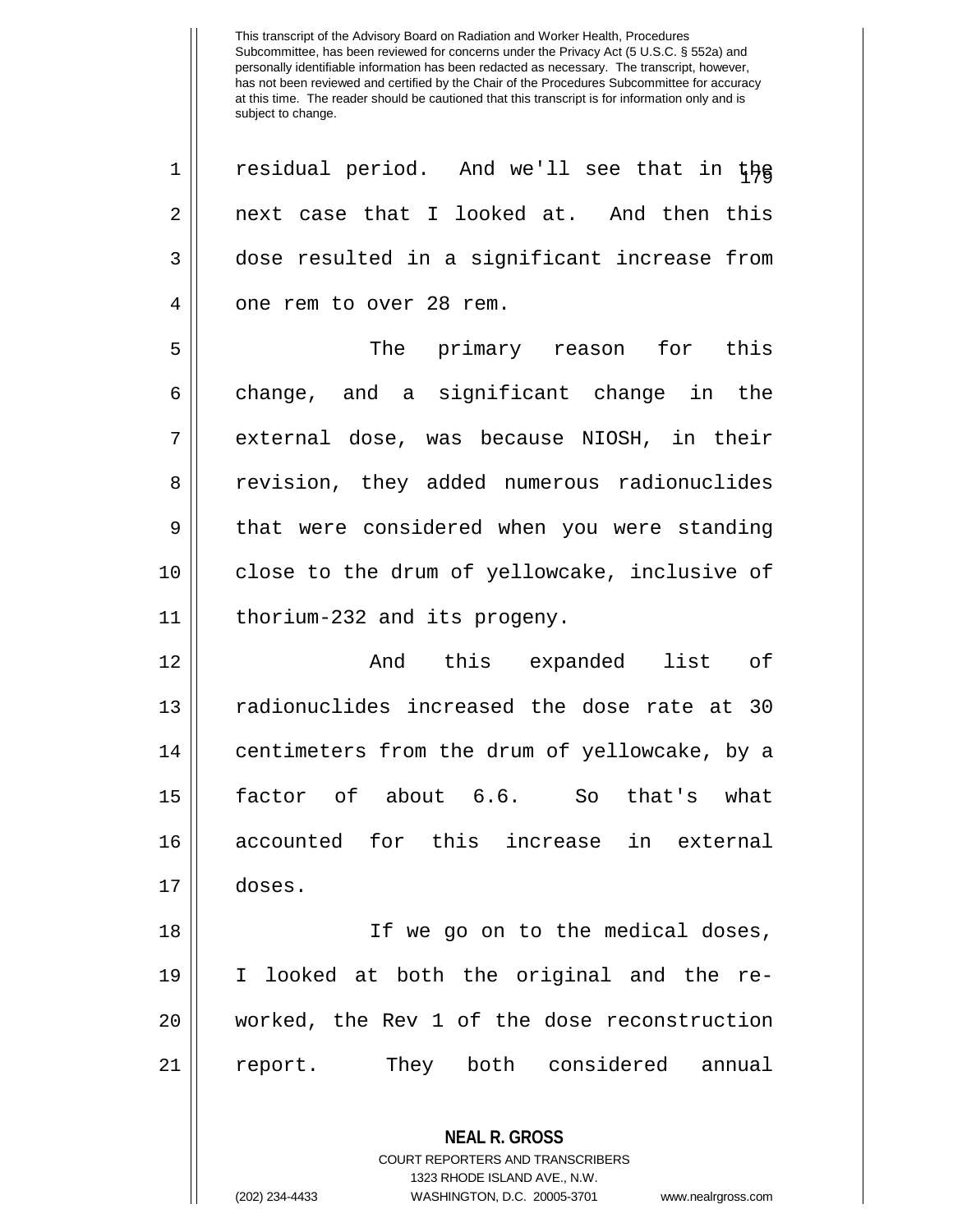This transcript of the Advisory Board on Radiation and Worker Health, Procedures Subcommittee, has been reviewed for concerns under the Privacy Act (5 U.S.C. § 552a) and personally identifiable information has been redacted as necessary. The transcript, however, has not been reviewed and certified by the Chair of the Procedures Subcommittee for accuracy at this time. The reader should be cautioned that this transcript is for information only and is subject to change.

residual period. And we'll see that in the next case that I looked at. And then this dose resulted in a significant increase from one rem to over 28 rem.

The primary reason for this change, and a significant change in the external dose, was because NIOSH, in their revision, they added numerous radionuclides that were considered when you were standing close to the drum of yellowcake, inclusive of thorium-232 and its progeny.

And this expanded list of radionuclides increased the dose rate at 30 centimeters from the drum of yellowcake, by a factor of about 6.6. So that's what accounted for this increase in external doses.

If we go on to the medical doses, I looked at both the original and the re-worked, the Rev 1 of the dose reconstruction report. They both considered annual

**NEAL R. GROSS**
COURT REPORTERS AND TRANSCRIBERS
1323 RHODE ISLAND AVE., N.W.
(202) 234-4433 WASHINGTON, D.C. 20005-3701 www.nealrgross.com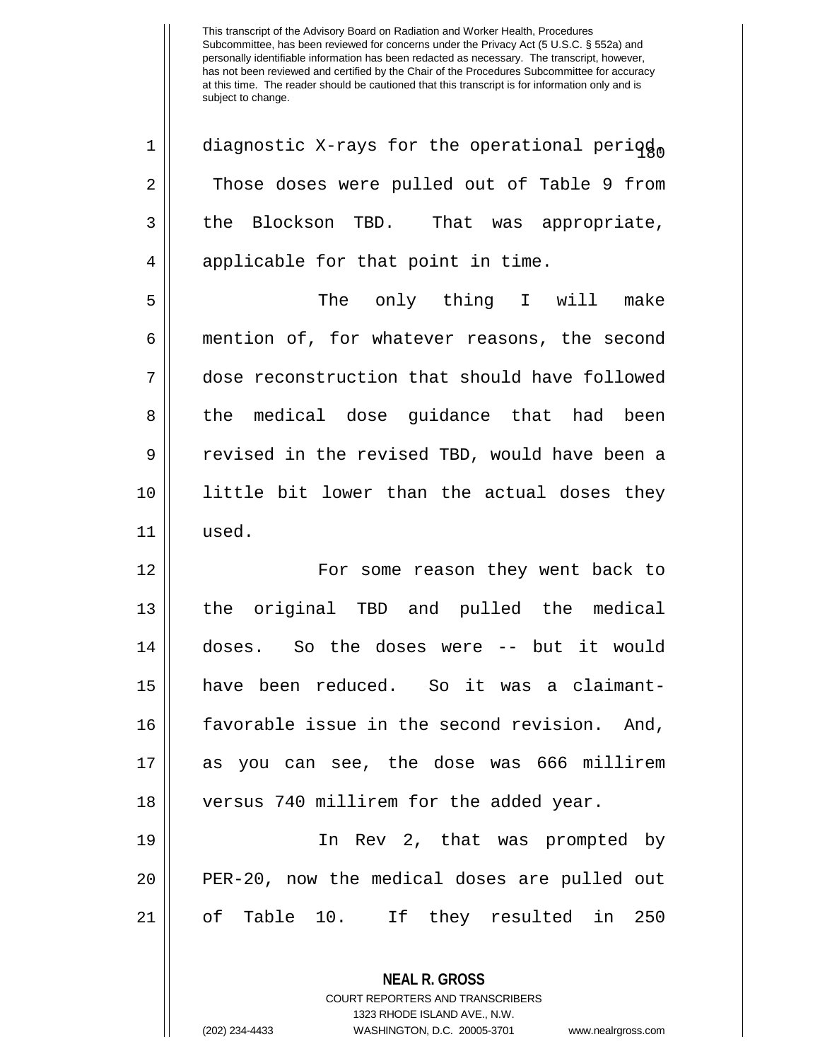diagnostic X-rays for the operational period. Those doses were pulled out of Table 9 from the Blockson TBD. That was appropriate, applicable for that point in time.

The only thing I will make mention of, for whatever reasons, the second dose reconstruction that should have followed the medical dose guidance that had been revised in the revised TBD, would have been a little bit lower than the actual doses they used.

For some reason they went back to the original TBD and pulled the medical doses. So the doses were -- but it would have been reduced. So it was a claimant-favorable issue in the second revision. And, as you can see, the dose was 666 millirem versus 740 millirem for the added year.

In Rev 2, that was prompted by PER-20, now the medical doses are pulled out of Table 10. If they resulted in 250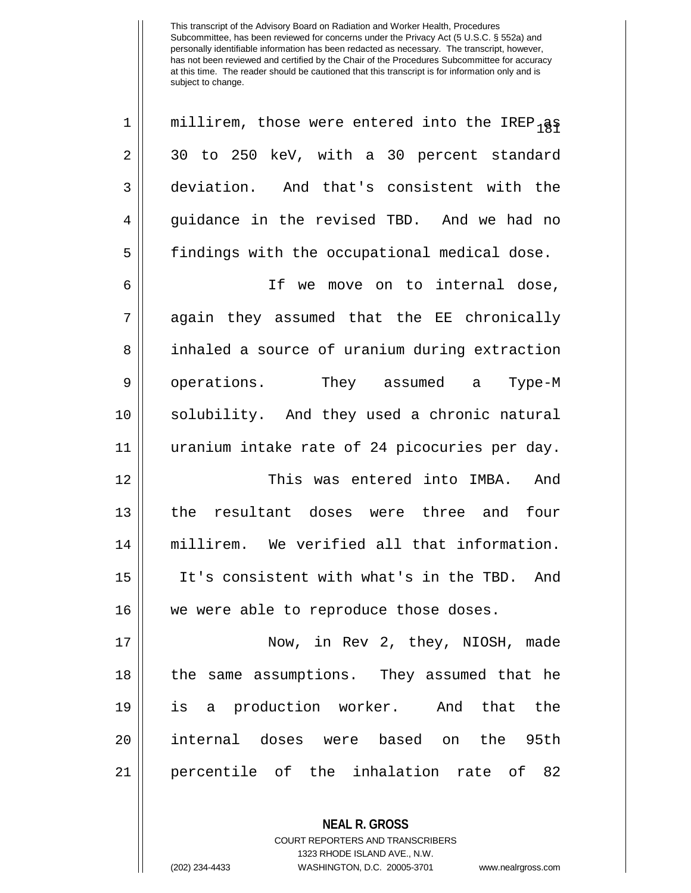millirem, those were entered into the IREP as 30 to 250 keV, with a 30 percent standard deviation. And that's consistent with the guidance in the revised TBD. And we had no findings with the occupational medical dose.

If we move on to internal dose, again they assumed that the EE chronically inhaled a source of uranium during extraction operations. They assumed a Type-M solubility. And they used a chronic natural uranium intake rate of 24 picocuries per day.

This was entered into IMBA. And the resultant doses were three and four millirem. We verified all that information. It's consistent with what's in the TBD. And we were able to reproduce those doses.

Now, in Rev 2, they, NIOSH, made the same assumptions. They assumed that he is a production worker. And that the internal doses were based on the 95th percentile of the inhalation rate of 82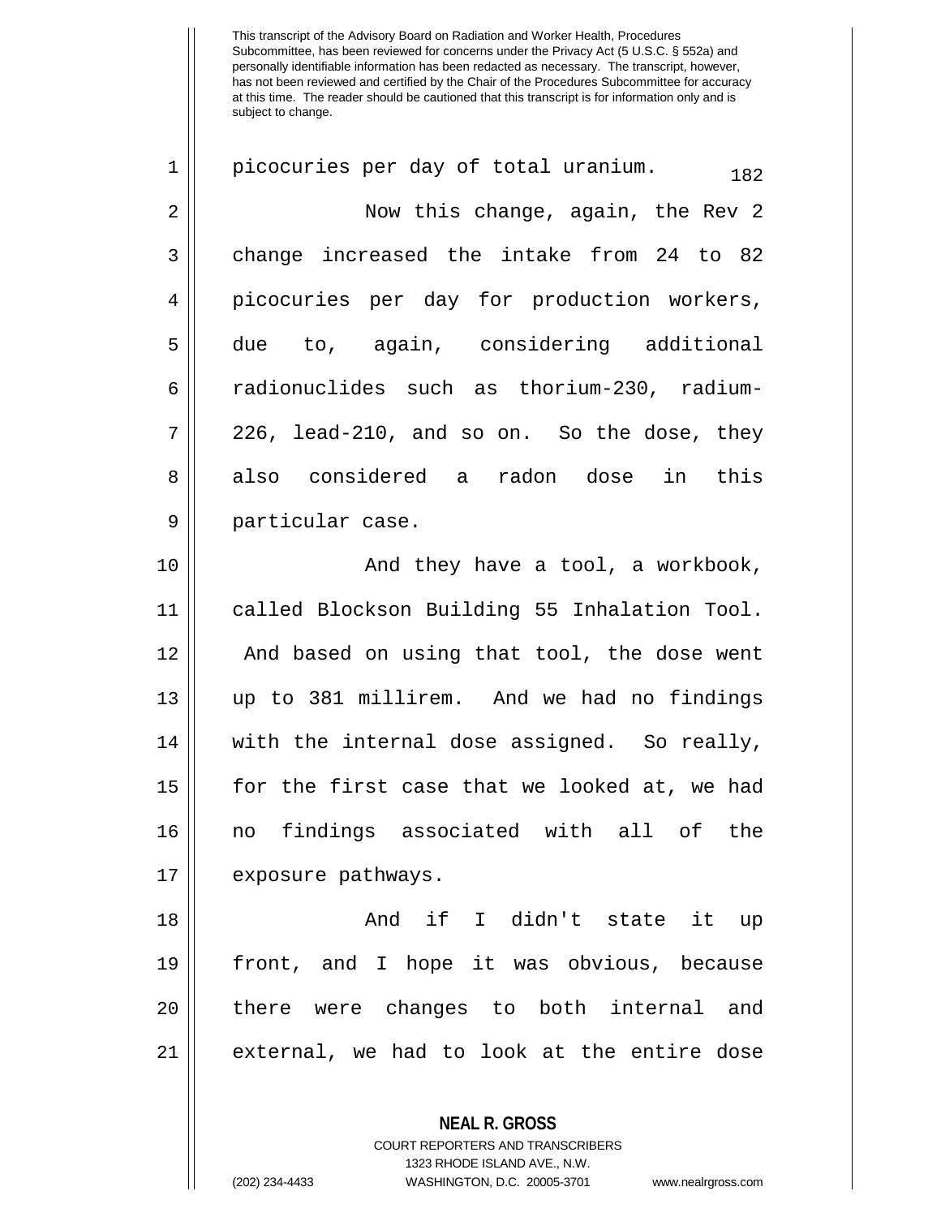This transcript of the Advisory Board on Radiation and Worker Health, Procedures Subcommittee, has been reviewed for concerns under the Privacy Act (5 U.S.C. § 552a) and personally identifiable information has been redacted as necessary. The transcript, however, has not been reviewed and certified by the Chair of the Procedures Subcommittee for accuracy at this time. The reader should be cautioned that this transcript is for information only and is subject to change.

picocuries per day of total uranium.

Now this change, again, the Rev 2 change increased the intake from 24 to 82 picocuries per day for production workers, due to, again, considering additional radionuclides such as thorium-230, radium-226, lead-210, and so on. So the dose, they also considered a radon dose in this particular case.

And they have a tool, a workbook, called Blockson Building 55 Inhalation Tool. And based on using that tool, the dose went up to 381 millirem. And we had no findings with the internal dose assigned. So really, for the first case that we looked at, we had no findings associated with all of the exposure pathways.

And if I didn't state it up front, and I hope it was obvious, because there were changes to both internal and external, we had to look at the entire dose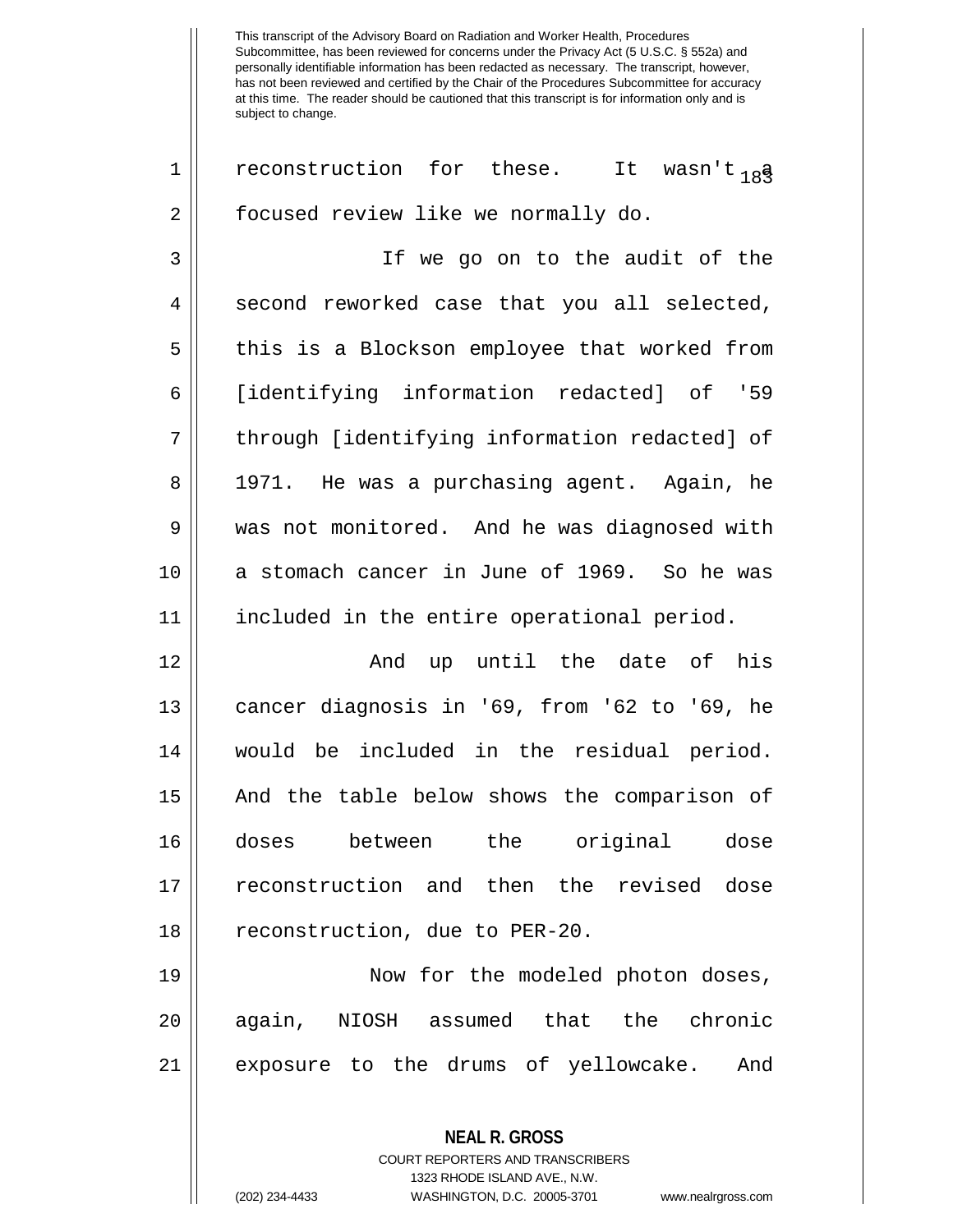This transcript of the Advisory Board on Radiation and Worker Health, Procedures Subcommittee, has been reviewed for concerns under the Privacy Act (5 U.S.C. § 552a) and personally identifiable information has been redacted as necessary. The transcript, however, has not been reviewed and certified by the Chair of the Procedures Subcommittee for accuracy at this time. The reader should be cautioned that this transcript is for information only and is subject to change.

reconstruction for these. It wasn't a focused review like we normally do.

If we go on to the audit of the second reworked case that you all selected, this is a Blockson employee that worked from [identifying information redacted] of '59 through [identifying information redacted] of 1971. He was a purchasing agent. Again, he was not monitored. And he was diagnosed with a stomach cancer in June of 1969. So he was included in the entire operational period.

And up until the date of his cancer diagnosis in '69, from '62 to '69, he would be included in the residual period. And the table below shows the comparison of doses between the original dose reconstruction and then the revised dose reconstruction, due to PER-20.

Now for the modeled photon doses, again, NIOSH assumed that the chronic exposure to the drums of yellowcake. And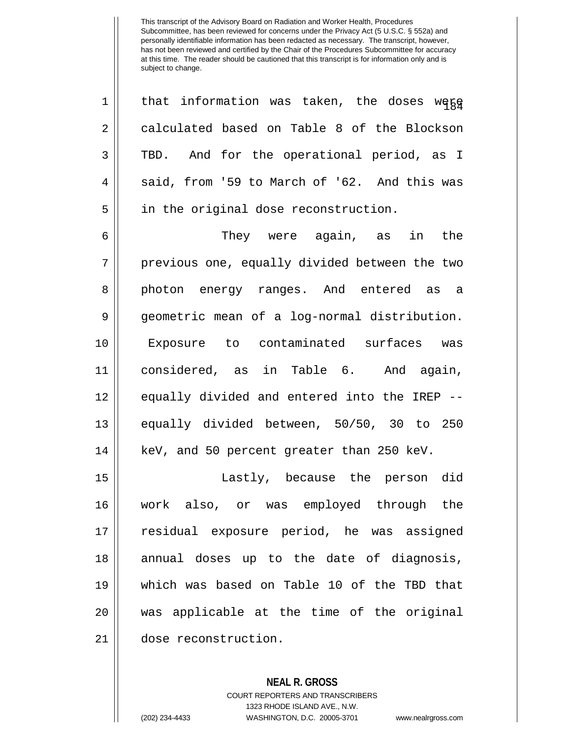This transcript of the Advisory Board on Radiation and Worker Health, Procedures Subcommittee, has been reviewed for concerns under the Privacy Act (5 U.S.C. § 552a) and personally identifiable information has been redacted as necessary. The transcript, however, has not been reviewed and certified by the Chair of the Procedures Subcommittee for accuracy at this time. The reader should be cautioned that this transcript is for information only and is subject to change.

that information was taken, the doses were calculated based on Table 8 of the Blockson TBD. And for the operational period, as I said, from '59 to March of '62. And this was in the original dose reconstruction.

They were again, as in the previous one, equally divided between the two photon energy ranges. And entered as a geometric mean of a log-normal distribution. Exposure to contaminated surfaces was considered, as in Table 6. And again, equally divided and entered into the IREP -- equally divided between, 50/50, 30 to 250 keV, and 50 percent greater than 250 keV.

Lastly, because the person did work also, or was employed through the residual exposure period, he was assigned annual doses up to the date of diagnosis, which was based on Table 10 of the TBD that was applicable at the time of the original dose reconstruction.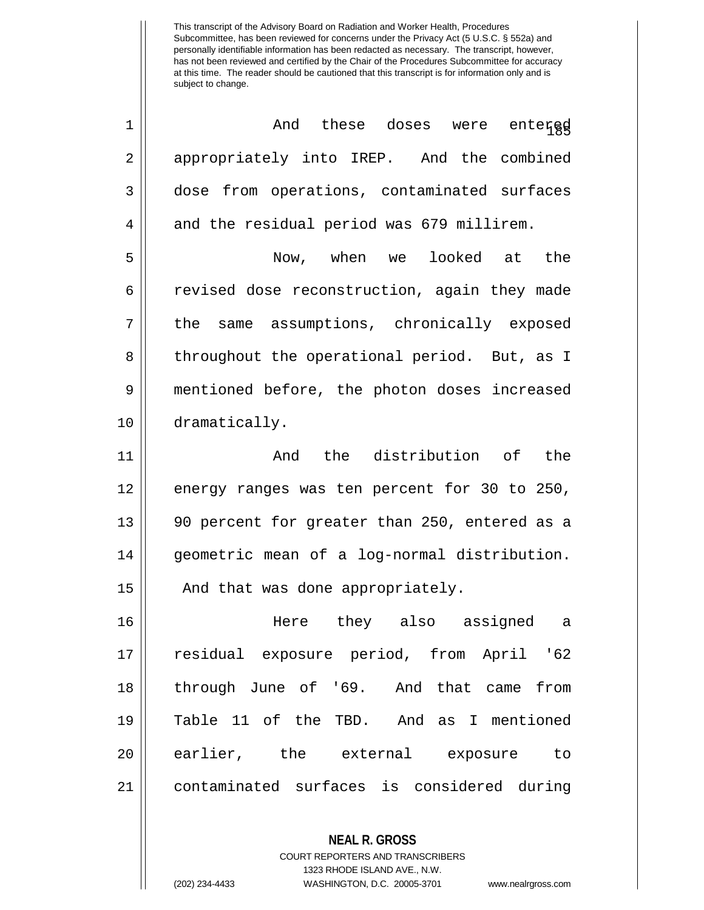And these doses were entered appropriately into IREP. And the combined dose from operations, contaminated surfaces and the residual period was 679 millirem.

Now, when we looked at the revised dose reconstruction, again they made the same assumptions, chronically exposed throughout the operational period. But, as I mentioned before, the photon doses increased dramatically.

And the distribution of the energy ranges was ten percent for 30 to 250, 90 percent for greater than 250, entered as a geometric mean of a log-normal distribution. And that was done appropriately.

Here they also assigned a residual exposure period, from April '62 through June of '69. And that came from Table 11 of the TBD. And as I mentioned earlier, the external exposure to contaminated surfaces is considered during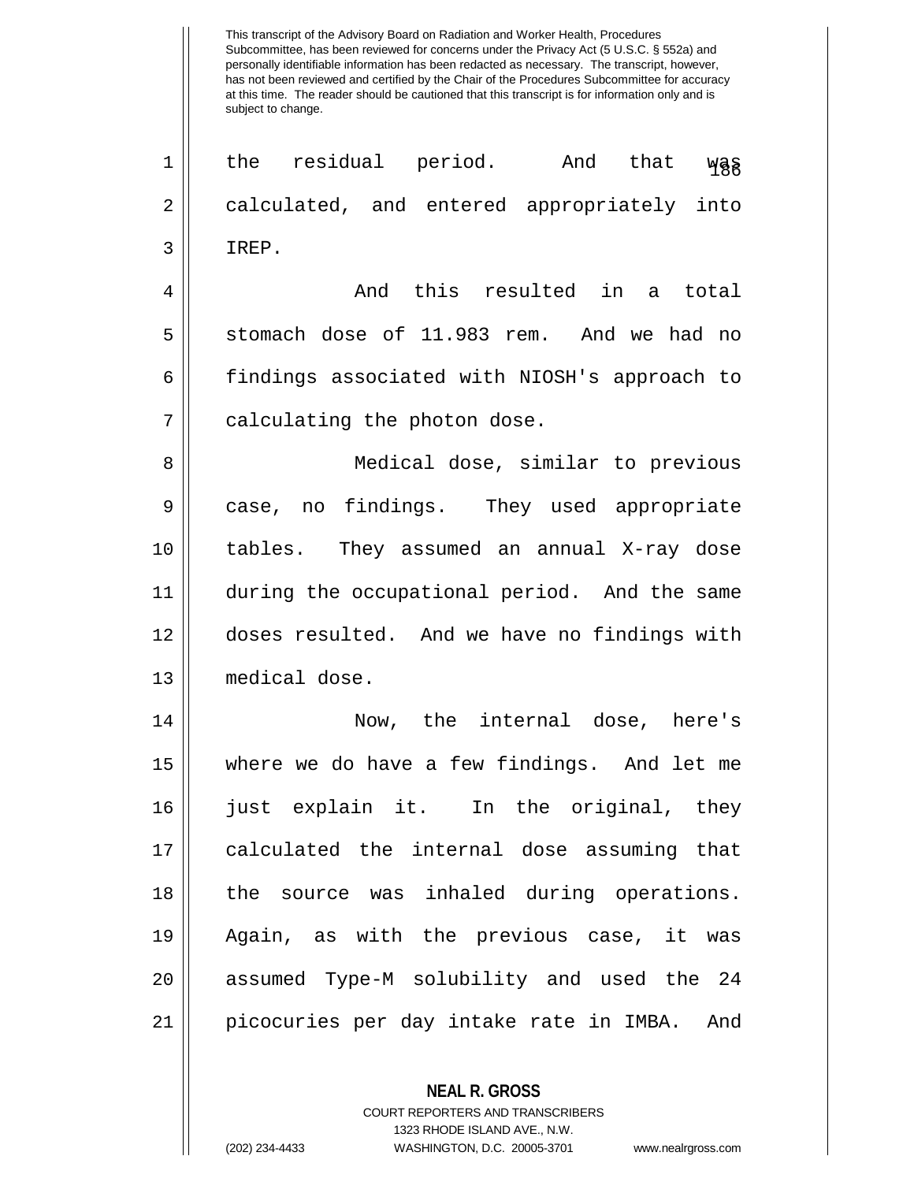the residual period. And that was calculated, and entered appropriately into IREP.

And this resulted in a total stomach dose of 11.983 rem. And we had no findings associated with NIOSH's approach to calculating the photon dose.

Medical dose, similar to previous case, no findings. They used appropriate tables. They assumed an annual X-ray dose during the occupational period. And the same doses resulted. And we have no findings with medical dose.

Now, the internal dose, here's where we do have a few findings. And let me just explain it. In the original, they calculated the internal dose assuming that the source was inhaled during operations. Again, as with the previous case, it was assumed Type-M solubility and used the 24 picocuries per day intake rate in IMBA. And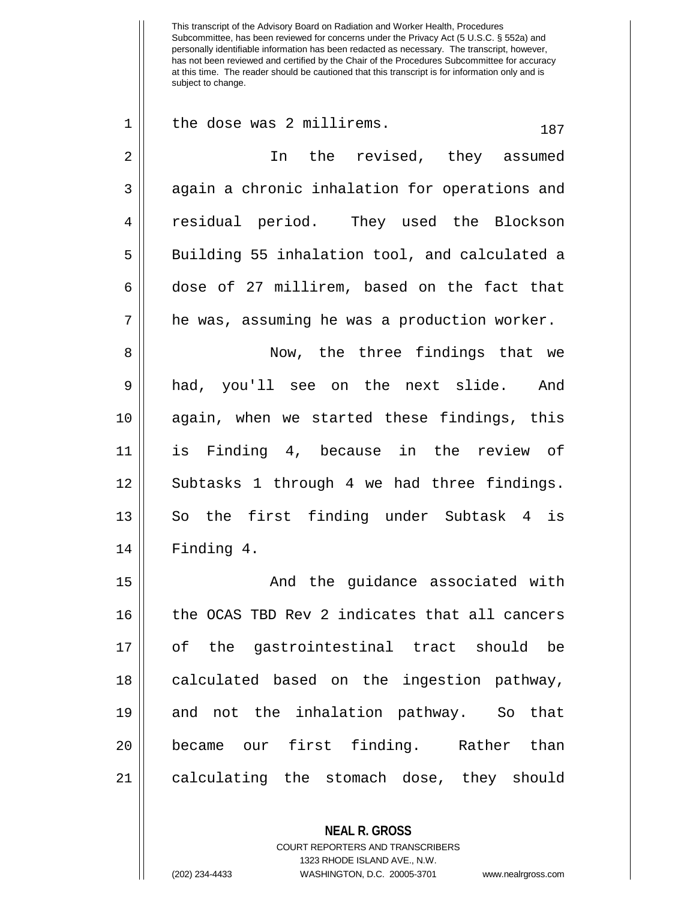the dose was 2 millirems.

In the revised, they assumed again a chronic inhalation for operations and residual period. They used the Blockson Building 55 inhalation tool, and calculated a dose of 27 millirem, based on the fact that he was, assuming he was a production worker.

Now, the three findings that we had, you'll see on the next slide. And again, when we started these findings, this is Finding 4, because in the review of Subtasks 1 through 4 we had three findings. So the first finding under Subtask 4 is Finding 4.

And the guidance associated with the OCAS TBD Rev 2 indicates that all cancers of the gastrointestinal tract should be calculated based on the ingestion pathway, and not the inhalation pathway. So that became our first finding. Rather than calculating the stomach dose, they should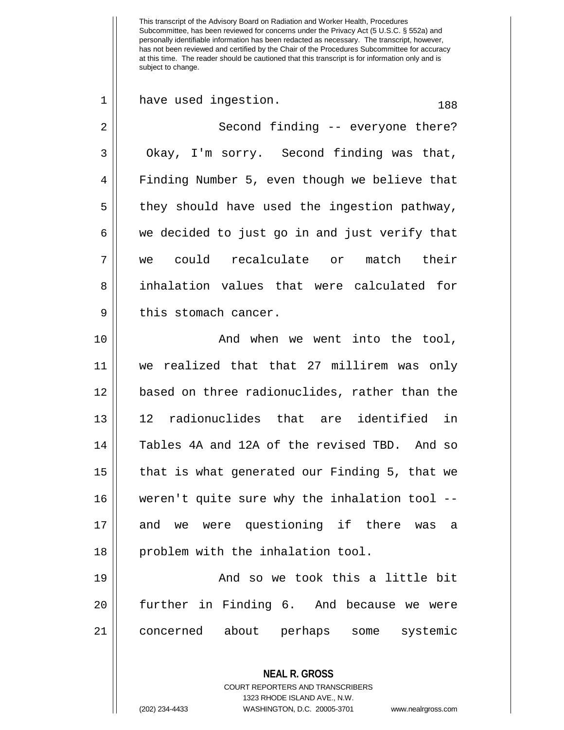have used ingestion.

Second finding -- everyone there? Okay, I'm sorry. Second finding was that, Finding Number 5, even though we believe that they should have used the ingestion pathway, we decided to just go in and just verify that we could recalculate or match their inhalation values that were calculated for this stomach cancer.

And when we went into the tool, we realized that that 27 millirem was only based on three radionuclides, rather than the 12 radionuclides that are identified in Tables 4A and 12A of the revised TBD. And so that is what generated our Finding 5, that we weren't quite sure why the inhalation tool -- and we were questioning if there was a problem with the inhalation tool.

And so we took this a little bit further in Finding 6. And because we were concerned about perhaps some systemic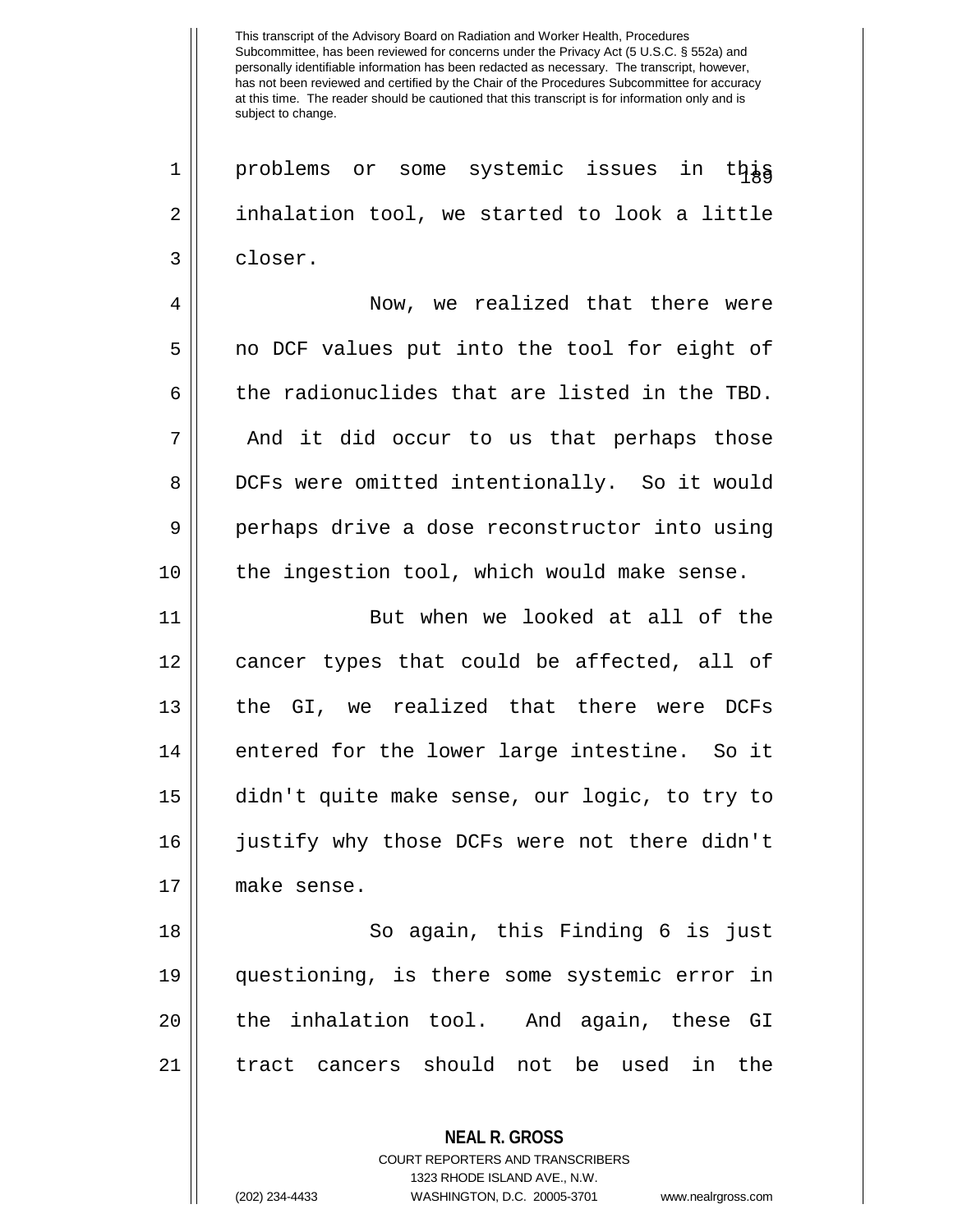problems or some systemic issues in this inhalation tool, we started to look a little closer.

Now, we realized that there were no DCF values put into the tool for eight of the radionuclides that are listed in the TBD. And it did occur to us that perhaps those DCFs were omitted intentionally. So it would perhaps drive a dose reconstructor into using the ingestion tool, which would make sense.

But when we looked at all of the cancer types that could be affected, all of the GI, we realized that there were DCFs entered for the lower large intestine. So it didn't quite make sense, our logic, to try to justify why those DCFs were not there didn't make sense.

So again, this Finding 6 is just questioning, is there some systemic error in the inhalation tool. And again, these GI tract cancers should not be used in the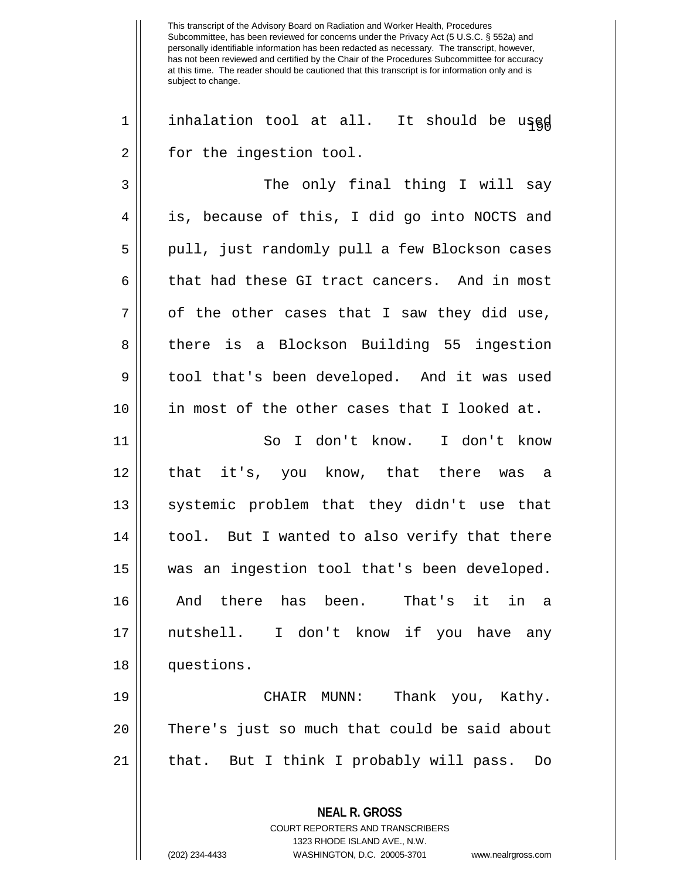inhalation tool at all. It should be used for the ingestion tool.

The only final thing I will say is, because of this, I did go into NOCTS and pull, just randomly pull a few Blockson cases that had these GI tract cancers. And in most of the other cases that I saw they did use, there is a Blockson Building 55 ingestion tool that's been developed. And it was used in most of the other cases that I looked at.

So I don't know. I don't know that it's, you know, that there was a systemic problem that they didn't use that tool. But I wanted to also verify that there was an ingestion tool that's been developed. And there has been. That's it in a nutshell. I don't know if you have any questions.

CHAIR MUNN: Thank you, Kathy. There's just so much that could be said about that. But I think I probably will pass. Do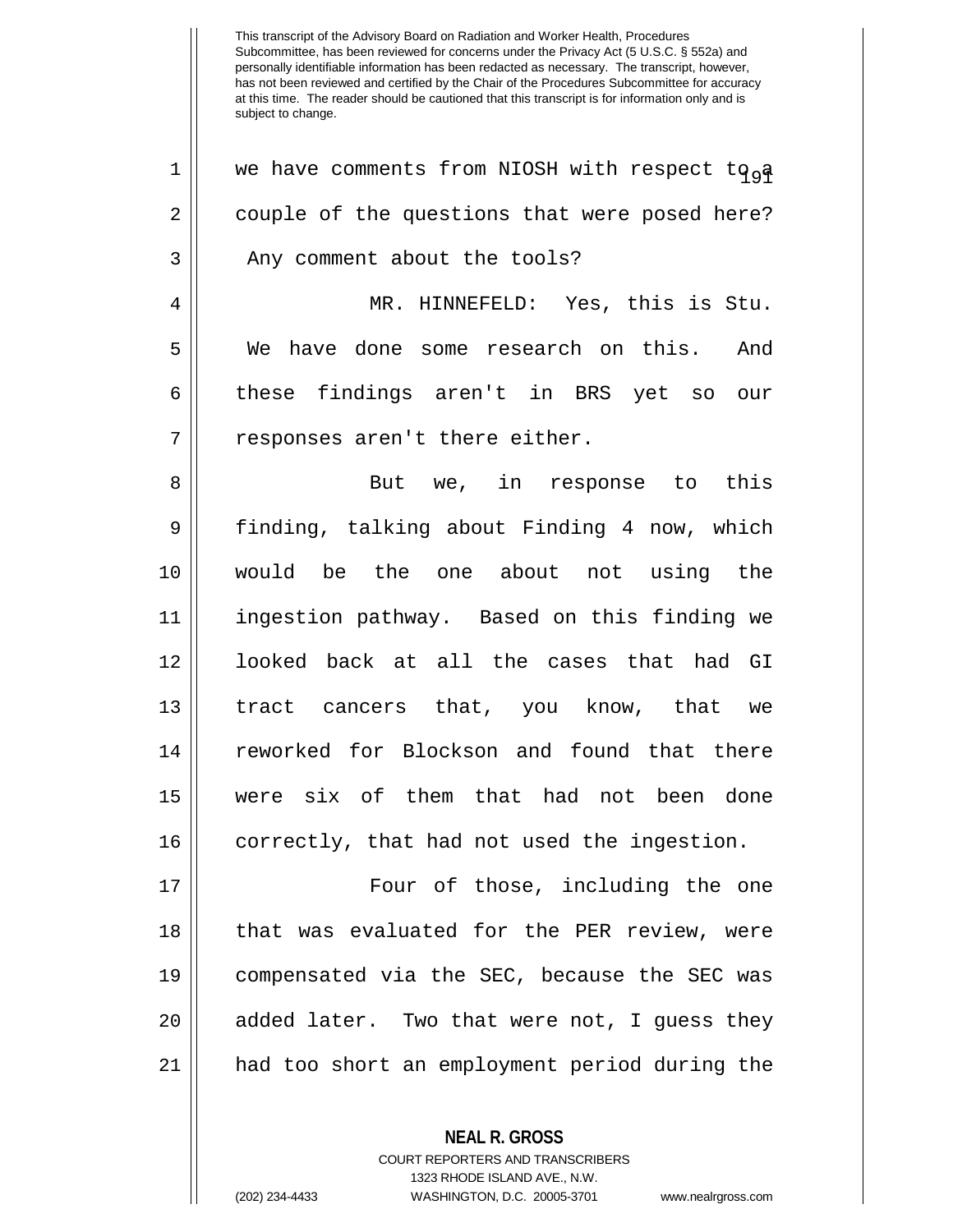This transcript of the Advisory Board on Radiation and Worker Health, Procedures Subcommittee, has been reviewed for concerns under the Privacy Act (5 U.S.C. § 552a) and personally identifiable information has been redacted as necessary. The transcript, however, has not been reviewed and certified by the Chair of the Procedures Subcommittee for accuracy at this time. The reader should be cautioned that this transcript is for information only and is subject to change.

we have comments from NIOSH with respect to a couple of the questions that were posed here? Any comment about the tools?

MR. HINNEFELD: Yes, this is Stu. We have done some research on this. And these findings aren't in BRS yet so our responses aren't there either.

But we, in response to this finding, talking about Finding 4 now, which would be the one about not using the ingestion pathway. Based on this finding we looked back at all the cases that had GI tract cancers that, you know, that we reworked for Blockson and found that there were six of them that had not been done correctly, that had not used the ingestion.

Four of those, including the one that was evaluated for the PER review, were compensated via the SEC, because the SEC was added later. Two that were not, I guess they had too short an employment period during the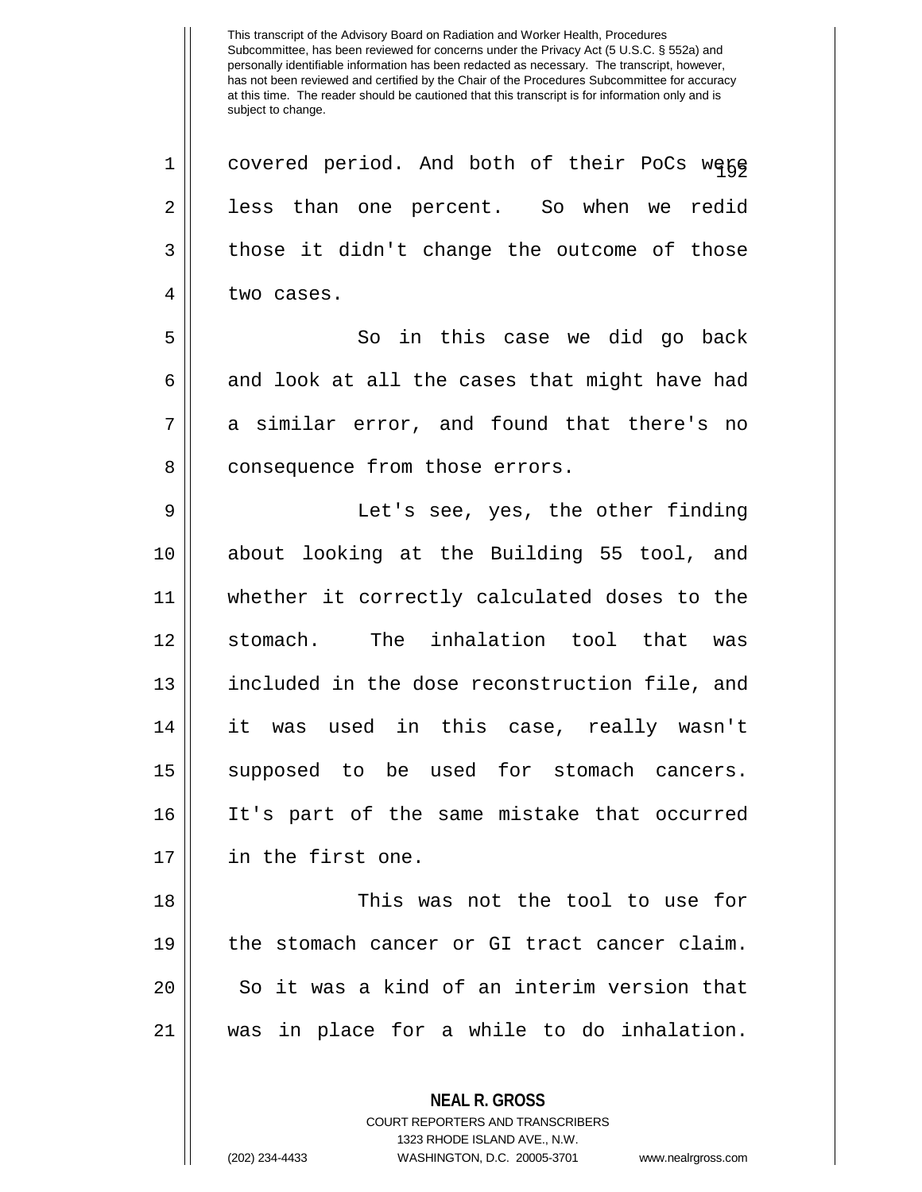covered period. And both of their PoCs were less than one percent. So when we redid those it didn't change the outcome of those two cases.

So in this case we did go back and look at all the cases that might have had a similar error, and found that there's no consequence from those errors.

Let's see, yes, the other finding about looking at the Building 55 tool, and whether it correctly calculated doses to the stomach. The inhalation tool that was included in the dose reconstruction file, and it was used in this case, really wasn't supposed to be used for stomach cancers. It's part of the same mistake that occurred in the first one.

This was not the tool to use for the stomach cancer or GI tract cancer claim. So it was a kind of an interim version that was in place for a while to do inhalation.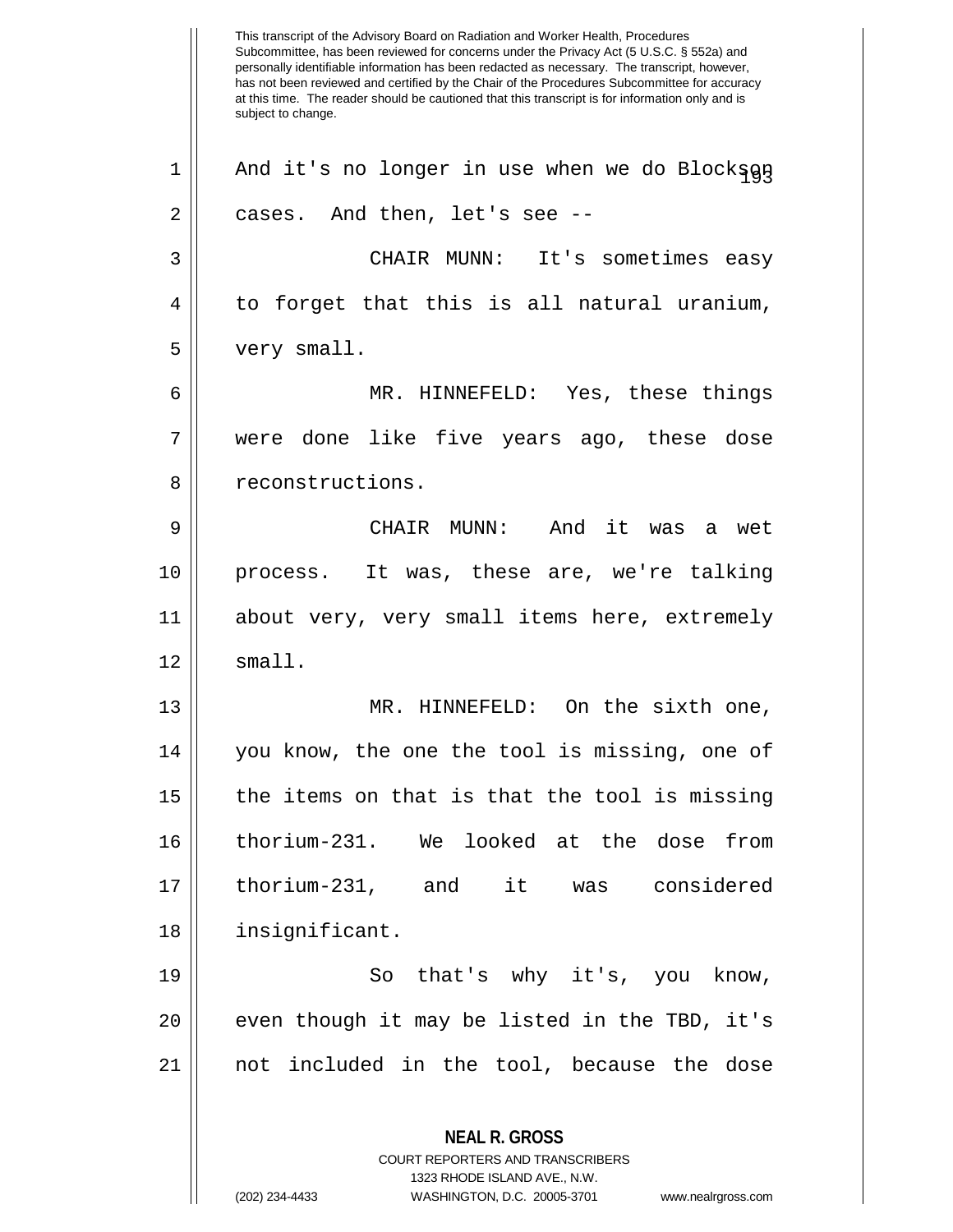This transcript of the Advisory Board on Radiation and Worker Health, Procedures Subcommittee, has been reviewed for concerns under the Privacy Act (5 U.S.C. § 552a) and personally identifiable information has been redacted as necessary. The transcript, however, has not been reviewed and certified by the Chair of the Procedures Subcommittee for accuracy at this time. The reader should be cautioned that this transcript is for information only and is subject to change.

1 And it's no longer in use when we do Blockson
2 cases. And then, let's see --
3 CHAIR MUNN: It's sometimes easy
4 to forget that this is all natural uranium,
5 very small.
6 MR. HINNEFELD: Yes, these things
7 were done like five years ago, these dose
8 reconstructions.
9 CHAIR MUNN: And it was a wet
10 process. It was, these are, we're talking
11 about very, very small items here, extremely
12 small.
13 MR. HINNEFELD: On the sixth one,
14 you know, the one the tool is missing, one of
15 the items on that is that the tool is missing
16 thorium-231. We looked at the dose from
17 thorium-231, and it was considered
18 insignificant.
19 So that's why it's, you know,
20 even though it may be listed in the TBD, it's
21 not included in the tool, because the dose

**NEAL R. GROSS**
COURT REPORTERS AND TRANSCRIBERS
1323 RHODE ISLAND AVE., N.W.
(202) 234-4433 WASHINGTON, D.C. 20005-3701 www.nealrgross.com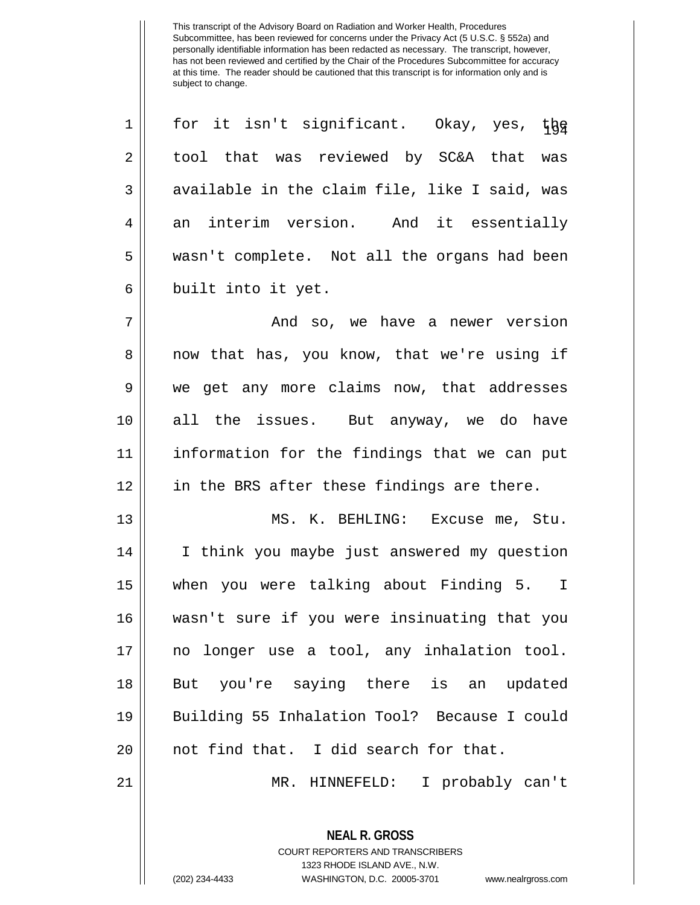This transcript of the Advisory Board on Radiation and Worker Health, Procedures Subcommittee, has been reviewed for concerns under the Privacy Act (5 U.S.C. § 552a) and personally identifiable information has been redacted as necessary. The transcript, however, has not been reviewed and certified by the Chair of the Procedures Subcommittee for accuracy at this time. The reader should be cautioned that this transcript is for information only and is subject to change.

for it isn't significant. Okay, yes, the tool that was reviewed by SC&A that was available in the claim file, like I said, was an interim version. And it essentially wasn't complete. Not all the organs had been built into it yet.

And so, we have a newer version now that has, you know, that we're using if we get any more claims now, that addresses all the issues. But anyway, we do have information for the findings that we can put in the BRS after these findings are there.

MS. K. BEHLING: Excuse me, Stu. I think you maybe just answered my question when you were talking about Finding 5. I wasn't sure if you were insinuating that you no longer use a tool, any inhalation tool. But you're saying there is an updated Building 55 Inhalation Tool? Because I could not find that. I did search for that.

MR. HINNEFELD: I probably can't

**NEAL R. GROSS**
COURT REPORTERS AND TRANSCRIBERS
1323 RHODE ISLAND AVE., N.W.
(202) 234-4433 WASHINGTON, D.C. 20005-3701 www.nealrgross.com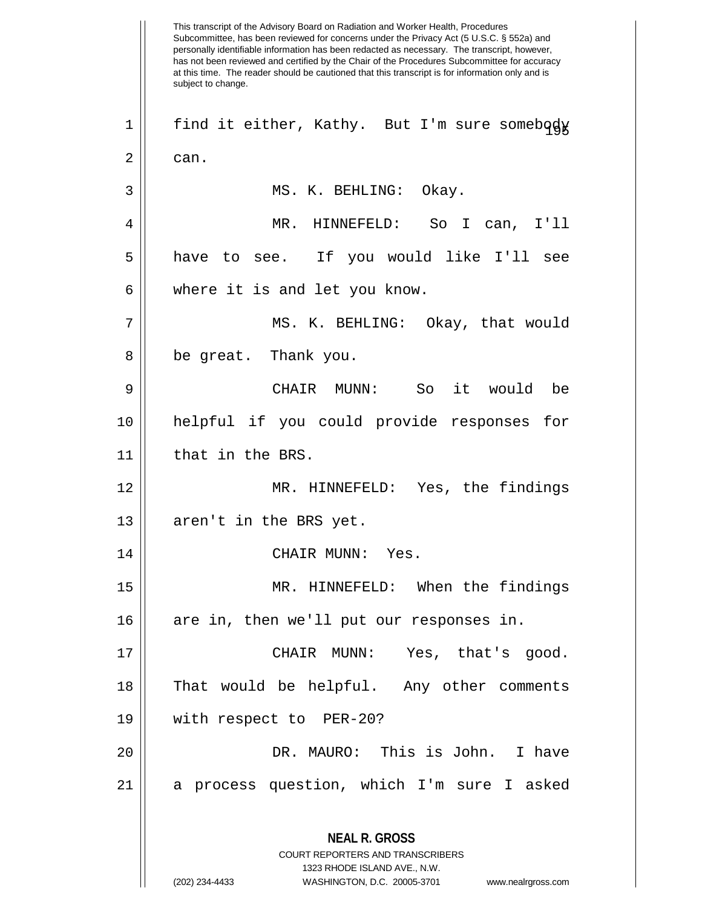find it either, Kathy. But I'm sure somebody can.

MS. K. BEHLING: Okay.

MR. HINNEFELD: So I can, I'll have to see. If you would like I'll see where it is and let you know.

MS. K. BEHLING: Okay, that would be great. Thank you.

CHAIR MUNN: So it would be helpful if you could provide responses for that in the BRS.

MR. HINNEFELD: Yes, the findings aren't in the BRS yet.

CHAIR MUNN: Yes.

MR. HINNEFELD: When the findings are in, then we'll put our responses in.

CHAIR MUNN: Yes, that's good. That would be helpful. Any other comments with respect to PER-20?

DR. MAURO: This is John. I have a process question, which I'm sure I asked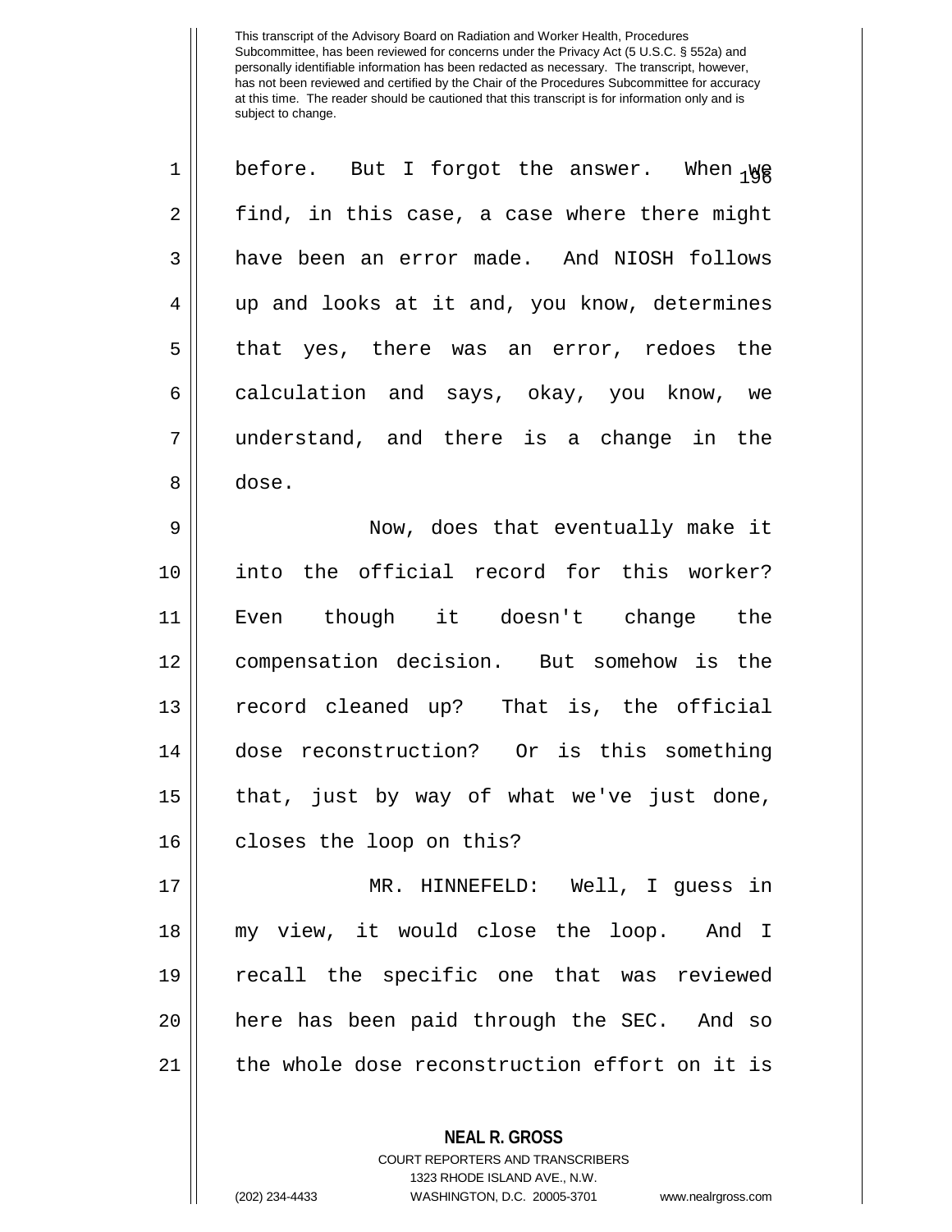before. But I forgot the answer. When we find, in this case, a case where there might have been an error made. And NIOSH follows up and looks at it and, you know, determines that yes, there was an error, redoes the calculation and says, okay, you know, we understand, and there is a change in the dose.

Now, does that eventually make it into the official record for this worker? Even though it doesn't change the compensation decision. But somehow is the record cleaned up? That is, the official dose reconstruction? Or is this something that, just by way of what we've just done, closes the loop on this?

MR. HINNEFELD: Well, I guess in my view, it would close the loop. And I recall the specific one that was reviewed here has been paid through the SEC. And so the whole dose reconstruction effort on it is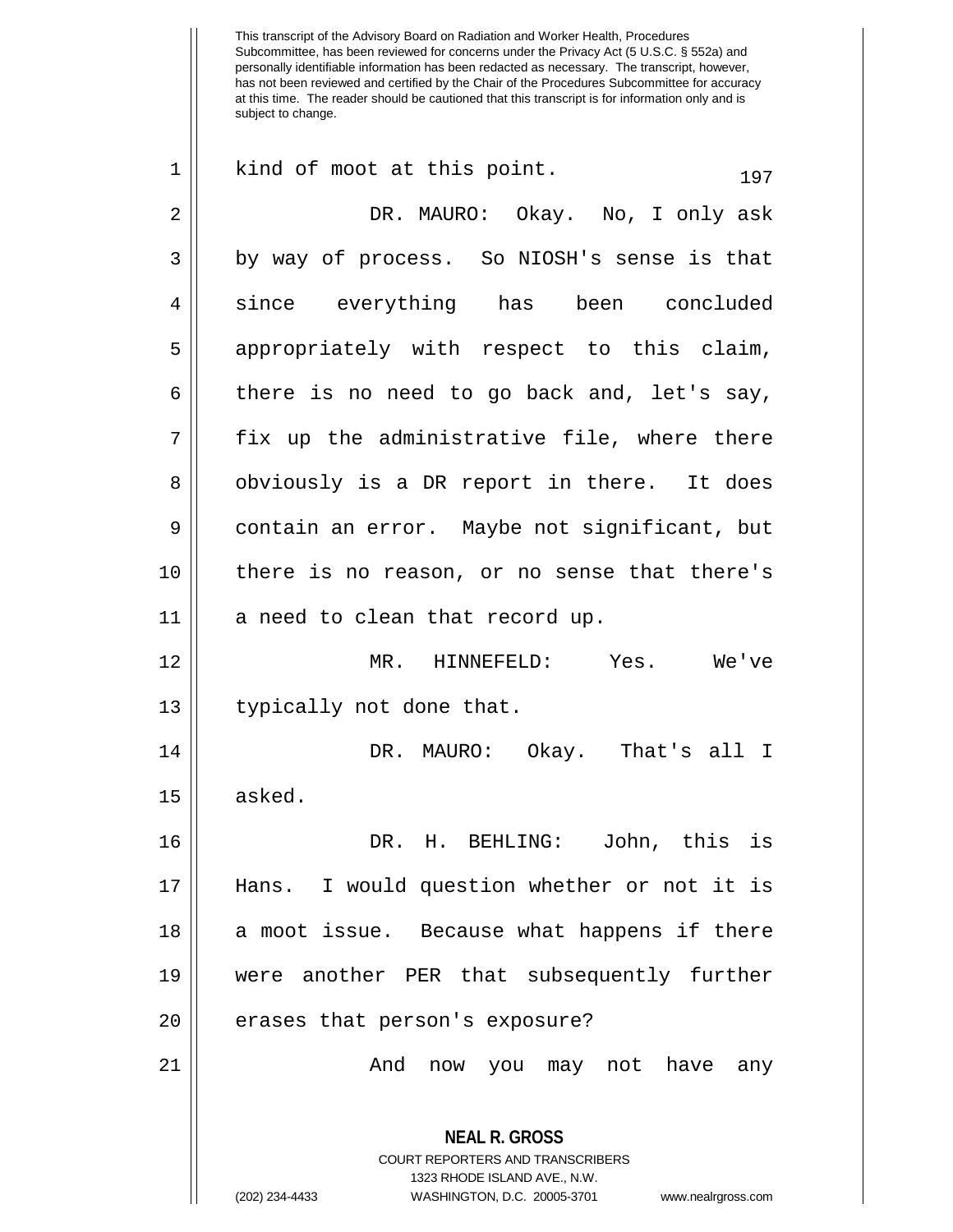kind of moot at this point.

DR. MAURO: Okay. No, I only ask by way of process. So NIOSH's sense is that since everything has been concluded appropriately with respect to this claim, there is no need to go back and, let's say, fix up the administrative file, where there obviously is a DR report in there. It does contain an error. Maybe not significant, but there is no reason, or no sense that there's a need to clean that record up.

MR. HINNEFELD: Yes. We've typically not done that.

DR. MAURO: Okay. That's all I asked.

DR. H. BEHLING: John, this is Hans. I would question whether or not it is a moot issue. Because what happens if there were another PER that subsequently further erases that person's exposure?

And now you may not have any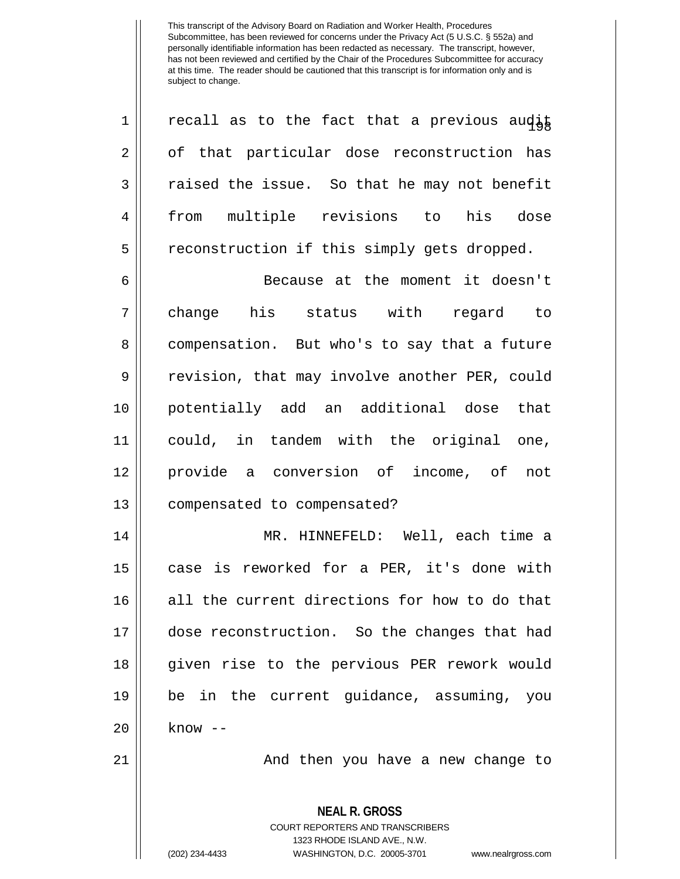This transcript of the Advisory Board on Radiation and Worker Health, Procedures Subcommittee, has been reviewed for concerns under the Privacy Act (5 U.S.C. § 552a) and personally identifiable information has been redacted as necessary. The transcript, however, has not been reviewed and certified by the Chair of the Procedures Subcommittee for accuracy at this time. The reader should be cautioned that this transcript is for information only and is subject to change.

recall as to the fact that a previous audit of that particular dose reconstruction has raised the issue. So that he may not benefit from multiple revisions to his dose reconstruction if this simply gets dropped.

Because at the moment it doesn't change his status with regard to compensation. But who's to say that a future revision, that may involve another PER, could potentially add an additional dose that could, in tandem with the original one, provide a conversion of income, of not compensated to compensated?

MR. HINNEFELD: Well, each time a case is reworked for a PER, it's done with all the current directions for how to do that dose reconstruction. So the changes that had given rise to the pervious PER rework would be in the current guidance, assuming, you know --

And then you have a new change to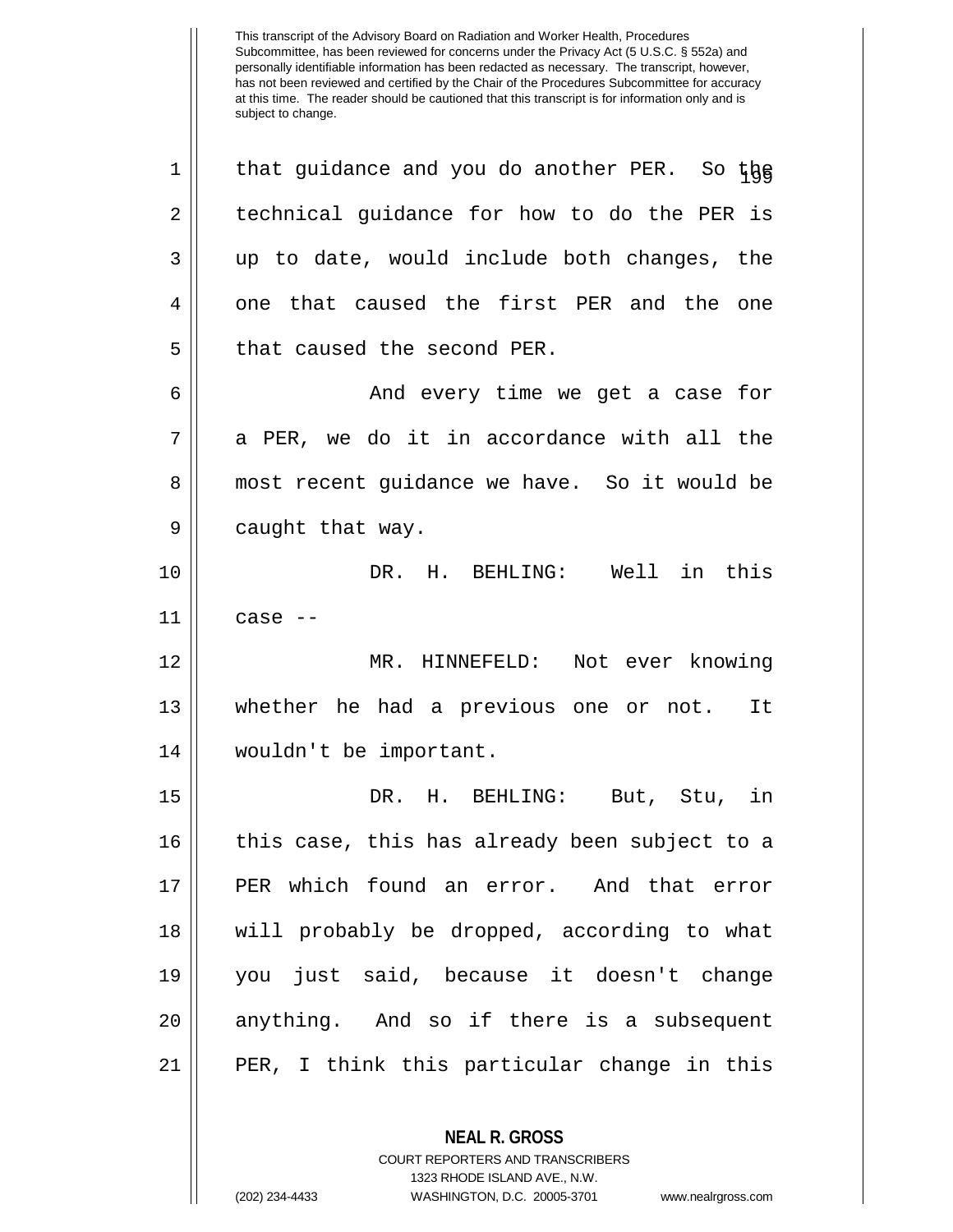that guidance and you do another PER. So the technical guidance for how to do the PER is up to date, would include both changes, the one that caused the first PER and the one that caused the second PER.

And every time we get a case for a PER, we do it in accordance with all the most recent guidance we have. So it would be caught that way.

DR. H. BEHLING: Well in this case --

MR. HINNEFELD: Not ever knowing whether he had a previous one or not. It wouldn't be important.

DR. H. BEHLING: But, Stu, in this case, this has already been subject to a PER which found an error. And that error will probably be dropped, according to what you just said, because it doesn't change anything. And so if there is a subsequent PER, I think this particular change in this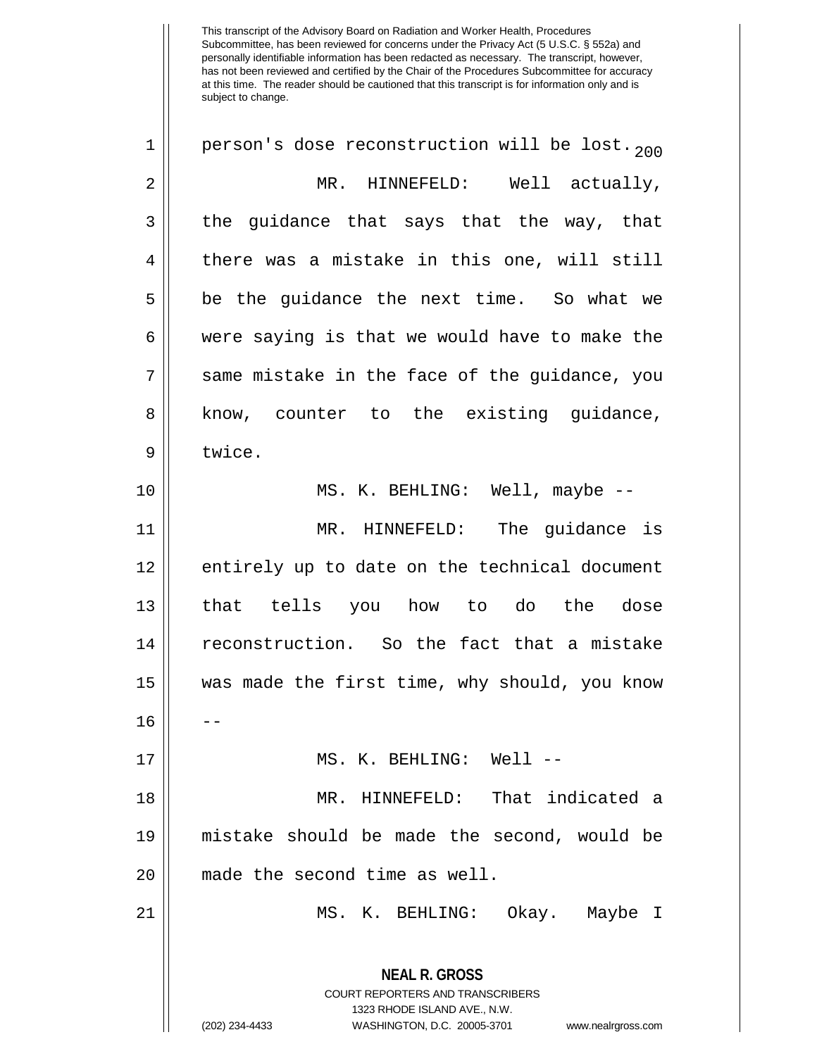person's dose reconstruction will be lost.

MR. HINNEFELD: Well actually, the guidance that says that the way, that there was a mistake in this one, will still be the guidance the next time. So what we were saying is that we would have to make the same mistake in the face of the guidance, you know, counter to the existing guidance, twice.

MS. K. BEHLING: Well, maybe --

MR. HINNEFELD: The guidance is entirely up to date on the technical document that tells you how to do the dose reconstruction. So the fact that a mistake was made the first time, why should, you know --

MS. K. BEHLING: Well --

MR. HINNEFELD: That indicated a mistake should be made the second, would be made the second time as well.

MS. K. BEHLING: Okay. Maybe I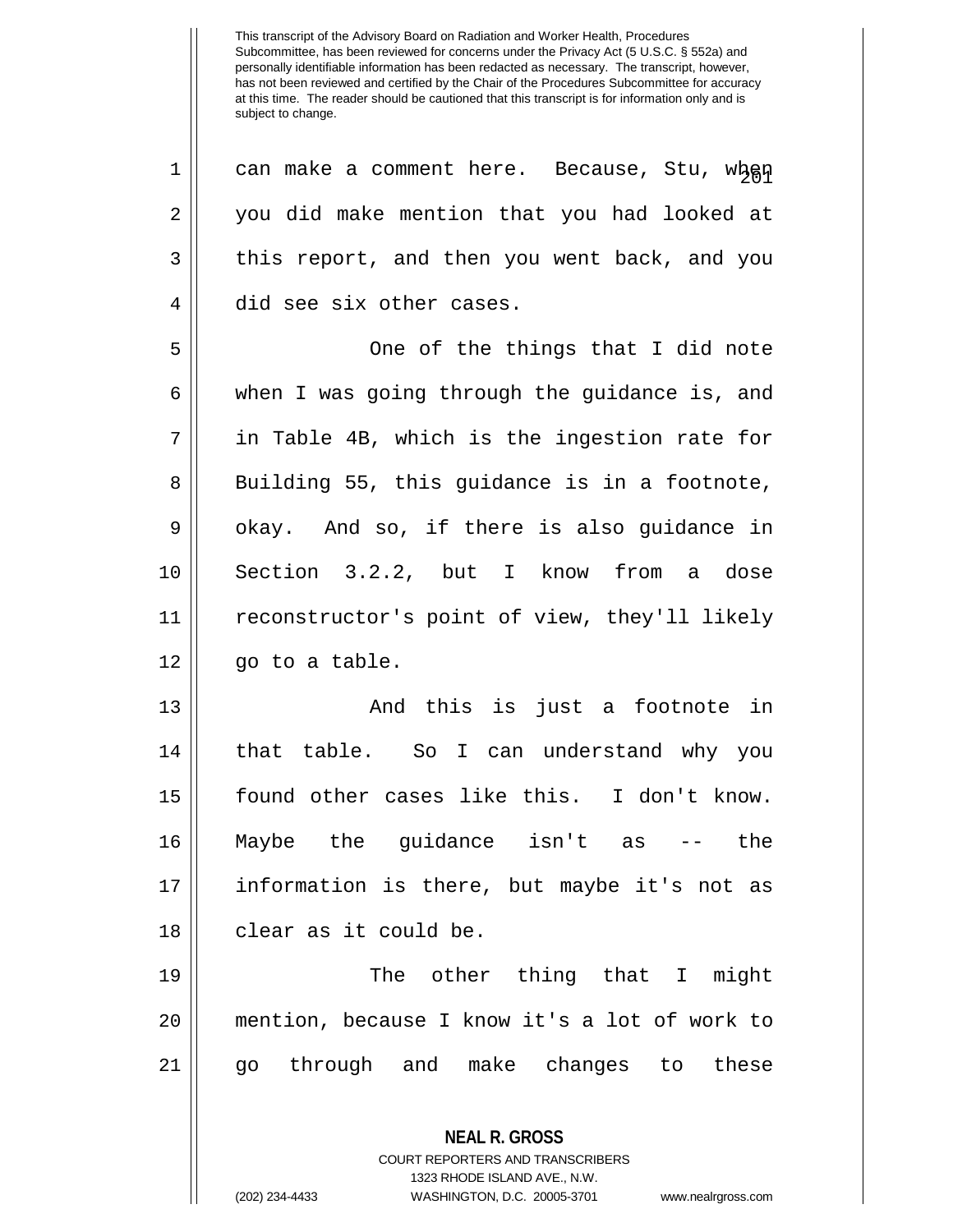can make a comment here. Because, Stu, when you did make mention that you had looked at this report, and then you went back, and you did see six other cases.

One of the things that I did note when I was going through the guidance is, and in Table 4B, which is the ingestion rate for Building 55, this guidance is in a footnote, okay. And so, if there is also guidance in Section 3.2.2, but I know from a dose reconstructor's point of view, they'll likely go to a table.

And this is just a footnote in that table. So I can understand why you found other cases like this. I don't know. Maybe the guidance isn't as -- the information is there, but maybe it's not as clear as it could be.

The other thing that I might mention, because I know it's a lot of work to go through and make changes to these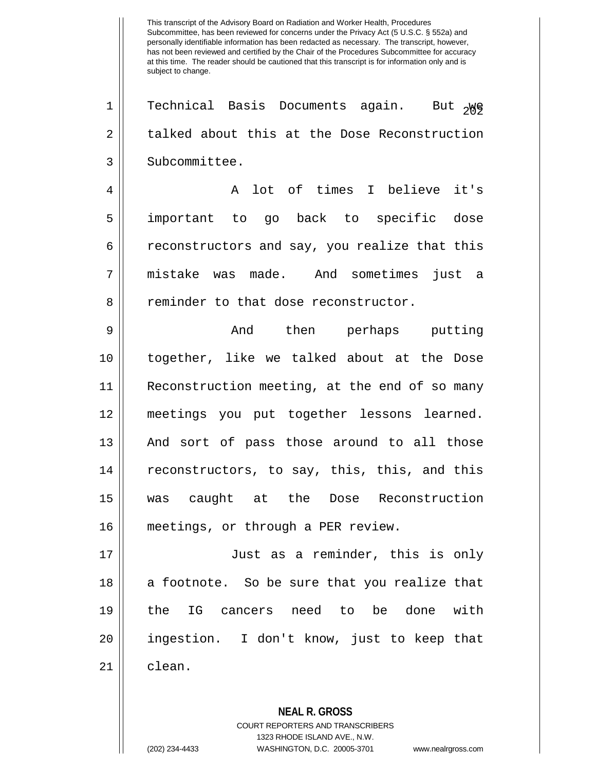This transcript of the Advisory Board on Radiation and Worker Health, Procedures Subcommittee, has been reviewed for concerns under the Privacy Act (5 U.S.C. § 552a) and personally identifiable information has been redacted as necessary. The transcript, however, has not been reviewed and certified by the Chair of the Procedures Subcommittee for accuracy at this time. The reader should be cautioned that this transcript is for information only and is subject to change.

Technical Basis Documents again. But we talked about this at the Dose Reconstruction Subcommittee.

A lot of times I believe it's important to go back to specific dose reconstructors and say, you realize that this mistake was made. And sometimes just a reminder to that dose reconstructor.

And then perhaps putting together, like we talked about at the Dose Reconstruction meeting, at the end of so many meetings you put together lessons learned. And sort of pass those around to all those reconstructors, to say, this, this, and this was caught at the Dose Reconstruction meetings, or through a PER review.

Just as a reminder, this is only a footnote. So be sure that you realize that the IG cancers need to be done with ingestion. I don't know, just to keep that clean.

**NEAL R. GROSS**
COURT REPORTERS AND TRANSCRIBERS
1323 RHODE ISLAND AVE., N.W.
(202) 234-4433 WASHINGTON, D.C. 20005-3701 www.nealrgross.com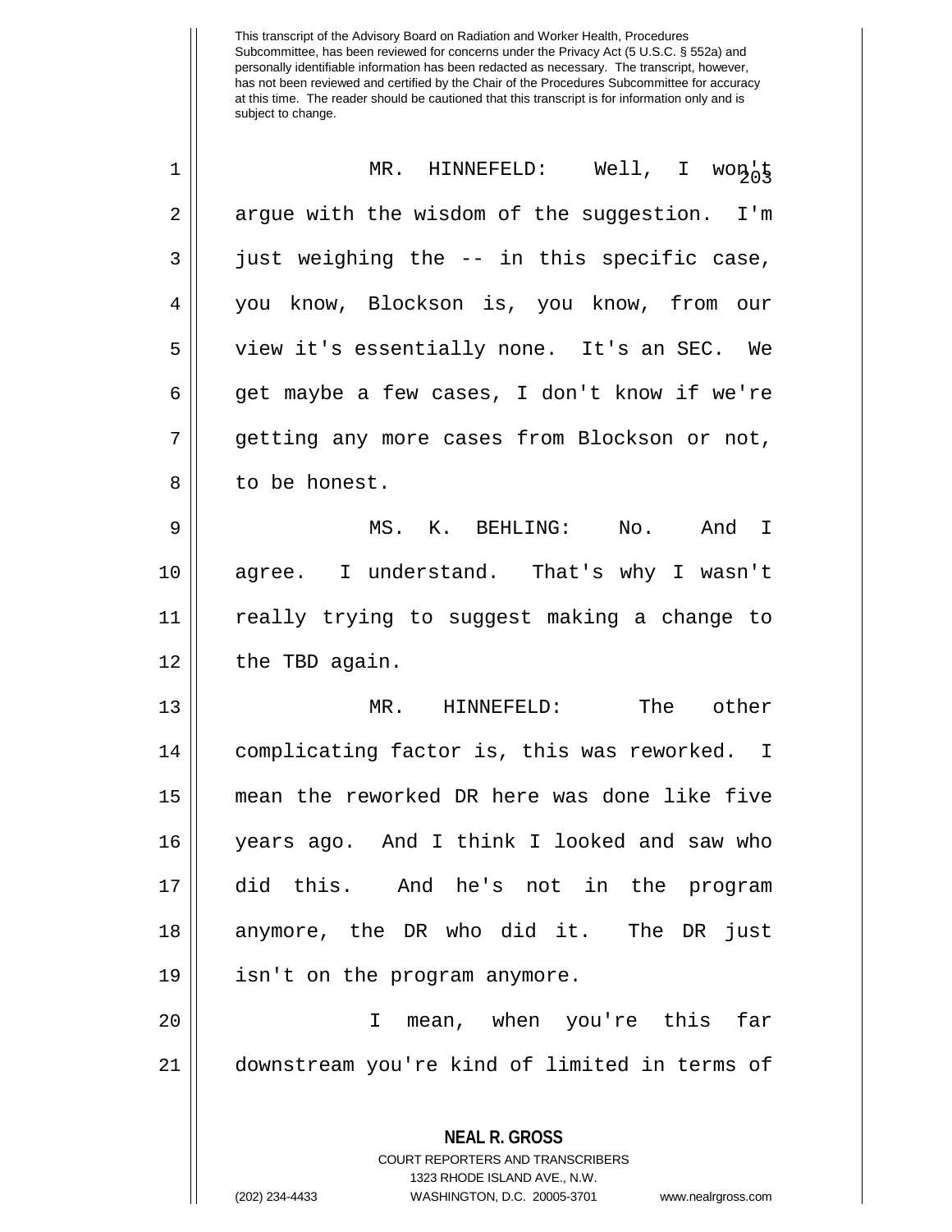This transcript of the Advisory Board on Radiation and Worker Health, Procedures Subcommittee, has been reviewed for concerns under the Privacy Act (5 U.S.C. § 552a) and personally identifiable information has been redacted as necessary. The transcript, however, has not been reviewed and certified by the Chair of the Procedures Subcommittee for accuracy at this time. The reader should be cautioned that this transcript is for information only and is subject to change.

MR. HINNEFELD: Well, I won't argue with the wisdom of the suggestion. I'm just weighing the -- in this specific case, you know, Blockson is, you know, from our view it's essentially none. It's an SEC. We get maybe a few cases, I don't know if we're getting any more cases from Blockson or not, to be honest.

MS. K. BEHLING: No. And I agree. I understand. That's why I wasn't really trying to suggest making a change to the TBD again.

MR. HINNEFELD: The other complicating factor is, this was reworked. I mean the reworked DR here was done like five years ago. And I think I looked and saw who did this. And he's not in the program anymore, the DR who did it. The DR just isn't on the program anymore.

I mean, when you're this far downstream you're kind of limited in terms of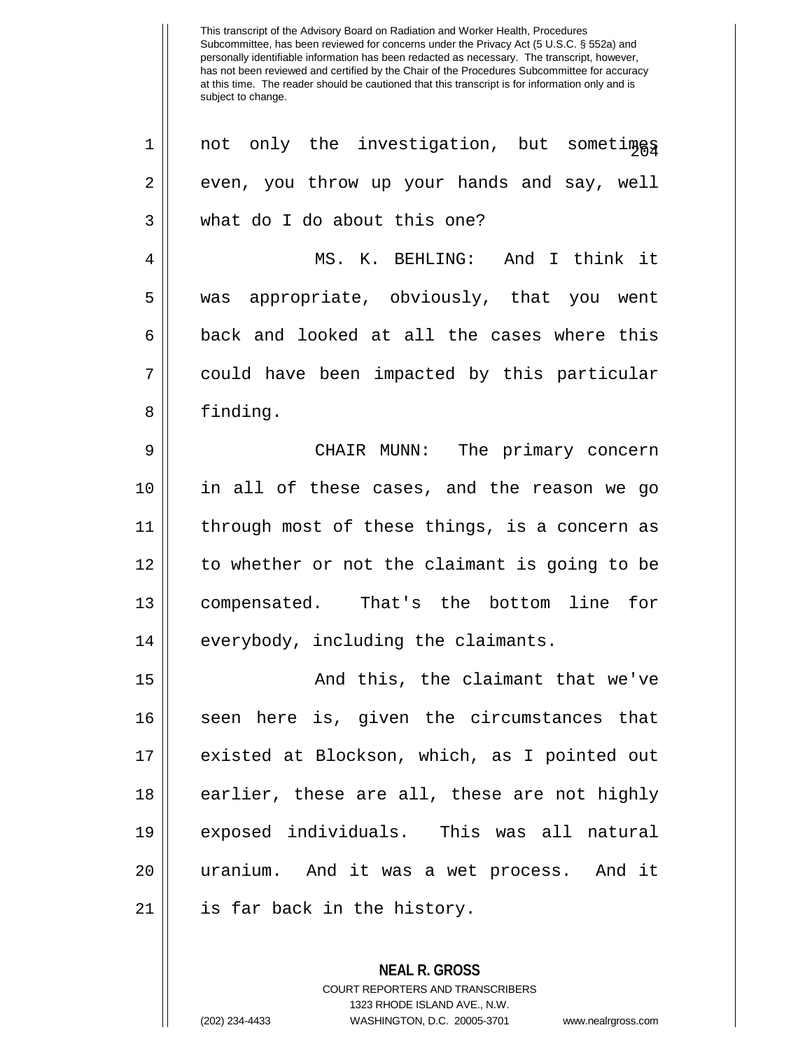not only the investigation, but sometimes even, you throw up your hands and say, well what do I do about this one?

MS. K. BEHLING: And I think it was appropriate, obviously, that you went back and looked at all the cases where this could have been impacted by this particular finding.

CHAIR MUNN: The primary concern in all of these cases, and the reason we go through most of these things, is a concern as to whether or not the claimant is going to be compensated. That's the bottom line for everybody, including the claimants.

And this, the claimant that we've seen here is, given the circumstances that existed at Blockson, which, as I pointed out earlier, these are all, these are not highly exposed individuals. This was all natural uranium. And it was a wet process. And it is far back in the history.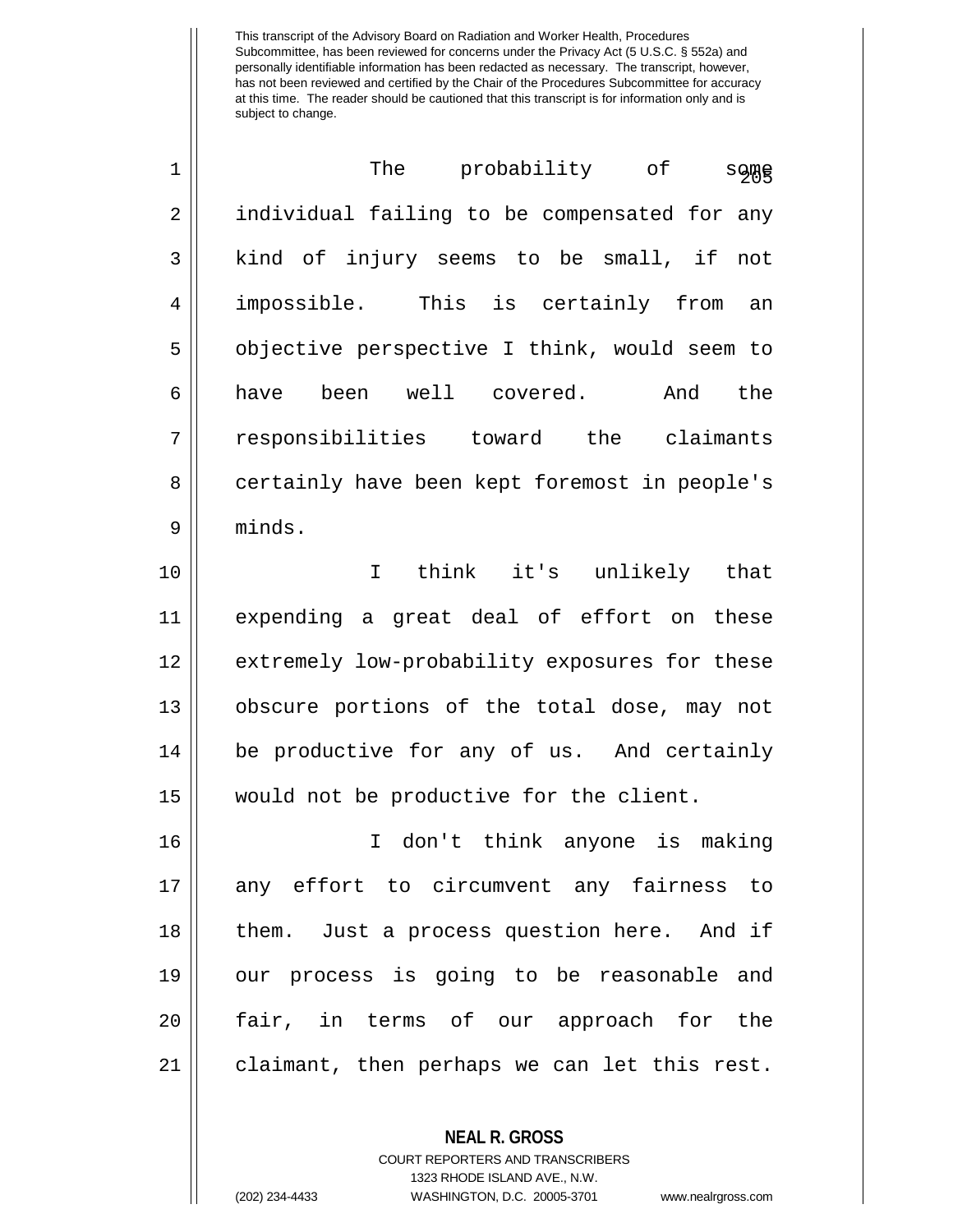The probability of some individual failing to be compensated for any kind of injury seems to be small, if not impossible. This is certainly from an objective perspective I think, would seem to have been well covered. And the responsibilities toward the claimants certainly have been kept foremost in people's minds.

I think it's unlikely that expending a great deal of effort on these extremely low-probability exposures for these obscure portions of the total dose, may not be productive for any of us. And certainly would not be productive for the client.

I don't think anyone is making any effort to circumvent any fairness to them. Just a process question here. And if our process is going to be reasonable and fair, in terms of our approach for the claimant, then perhaps we can let this rest.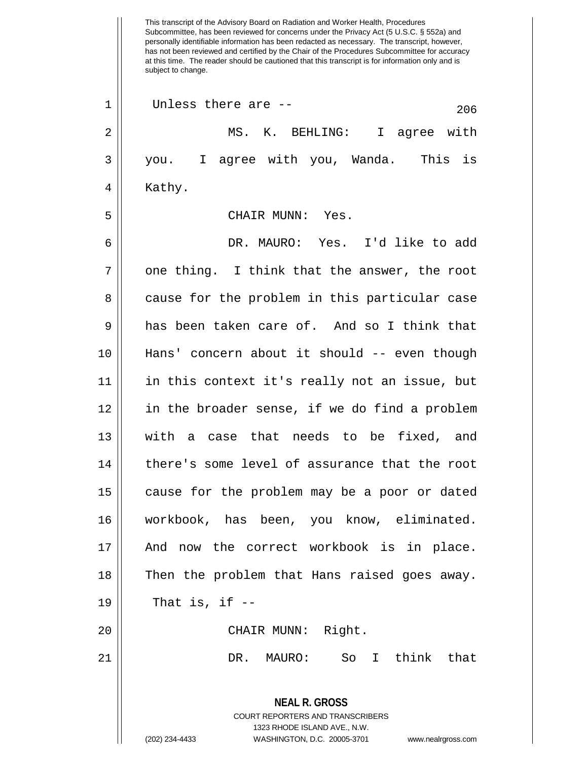This transcript of the Advisory Board on Radiation and Worker Health, Procedures Subcommittee, has been reviewed for concerns under the Privacy Act (5 U.S.C. § 552a) and personally identifiable information has been redacted as necessary. The transcript, however, has not been reviewed and certified by the Chair of the Procedures Subcommittee for accuracy at this time. The reader should be cautioned that this transcript is for information only and is subject to change.

Unless there are --

MS. K. BEHLING: I agree with you. I agree with you, Wanda. This is Kathy.

CHAIR MUNN: Yes.

DR. MAURO: Yes. I'd like to add one thing. I think that the answer, the root cause for the problem in this particular case has been taken care of. And so I think that Hans' concern about it should -- even though in this context it's really not an issue, but in the broader sense, if we do find a problem with a case that needs to be fixed, and there's some level of assurance that the root cause for the problem may be a poor or dated workbook, has been, you know, eliminated. And now the correct workbook is in place. Then the problem that Hans raised goes away. That is, if --

CHAIR MUNN: Right.

DR. MAURO: So I think that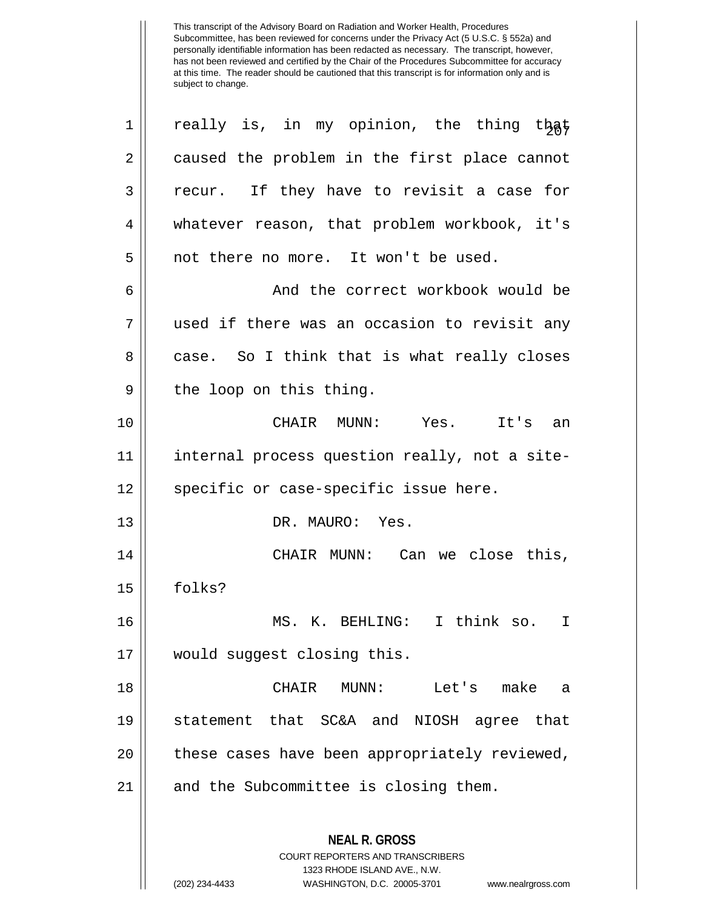really is, in my opinion, the thing that caused the problem in the first place cannot recur. If they have to revisit a case for whatever reason, that problem workbook, it's not there no more. It won't be used.

And the correct workbook would be used if there was an occasion to revisit any case. So I think that is what really closes the loop on this thing.

CHAIR MUNN: Yes. It's an internal process question really, not a site-specific or case-specific issue here.

DR. MAURO: Yes.

CHAIR MUNN: Can we close this, folks?

MS. K. BEHLING: I think so. I would suggest closing this.

CHAIR MUNN: Let's make a statement that SC&A and NIOSH agree that these cases have been appropriately reviewed, and the Subcommittee is closing them.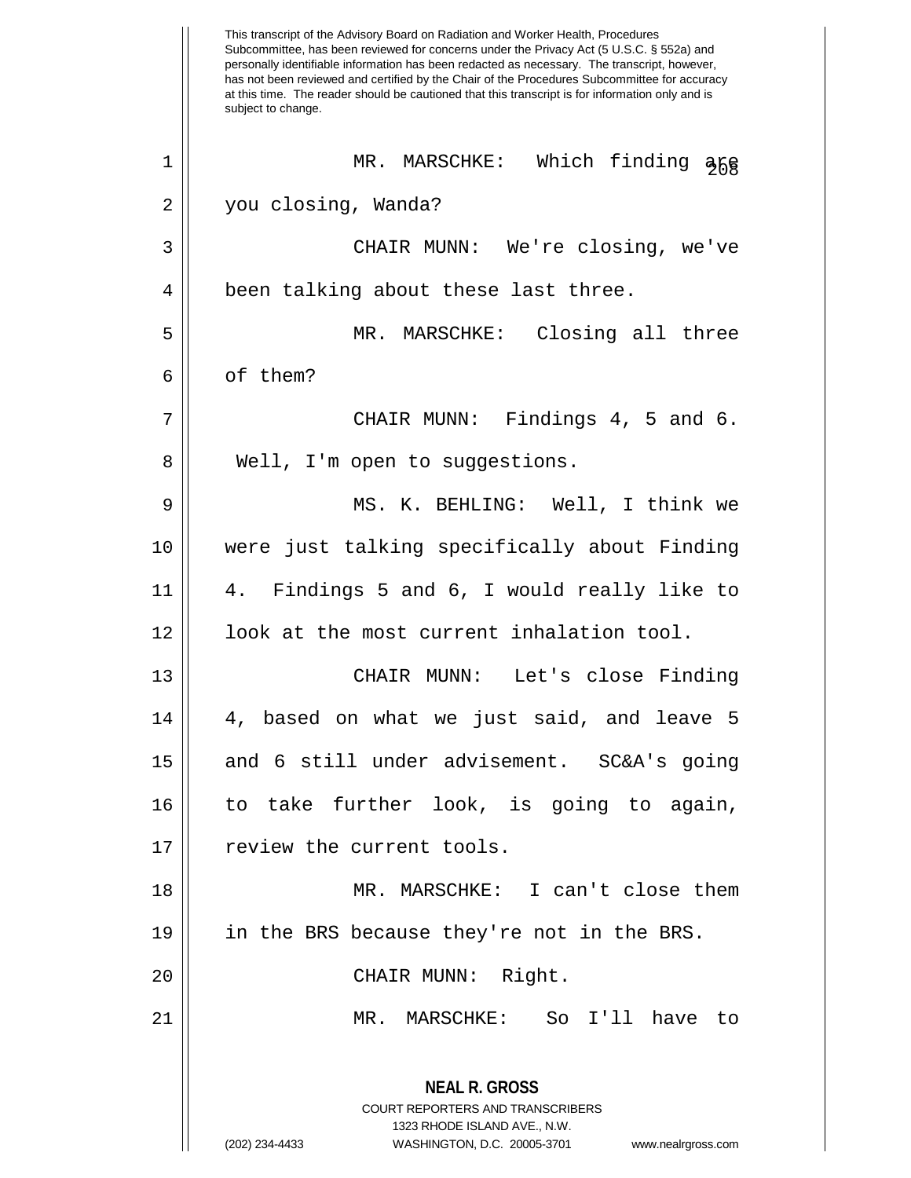MR. MARSCHKE: Which finding are you closing, Wanda?

CHAIR MUNN: We're closing, we've been talking about these last three.

MR. MARSCHKE: Closing all three of them?

CHAIR MUNN: Findings 4, 5 and 6. Well, I'm open to suggestions.

MS. K. BEHLING: Well, I think we were just talking specifically about Finding 4. Findings 5 and 6, I would really like to look at the most current inhalation tool.

CHAIR MUNN: Let's close Finding 4, based on what we just said, and leave 5 and 6 still under advisement. SC&A's going to take further look, is going to again, review the current tools.

MR. MARSCHKE: I can't close them in the BRS because they're not in the BRS.

CHAIR MUNN: Right.

MR. MARSCHKE: So I'll have to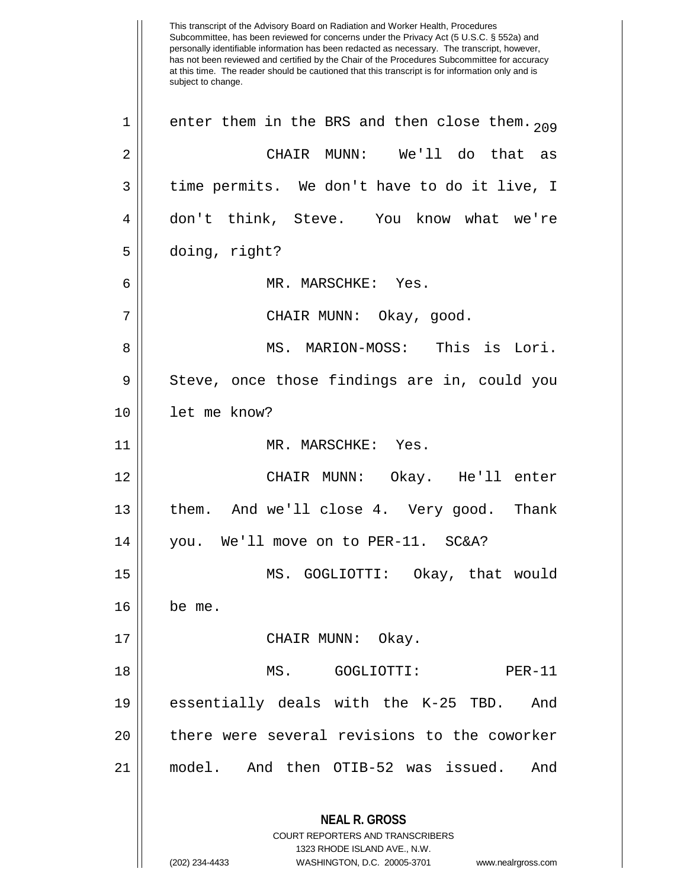This transcript of the Advisory Board on Radiation and Worker Health, Procedures Subcommittee, has been reviewed for concerns under the Privacy Act (5 U.S.C. § 552a) and personally identifiable information has been redacted as necessary. The transcript, however, has not been reviewed and certified by the Chair of the Procedures Subcommittee for accuracy at this time. The reader should be cautioned that this transcript is for information only and is subject to change.

enter them in the BRS and then close them.

CHAIR MUNN: We'll do that as time permits. We don't have to do it live, I don't think, Steve. You know what we're doing, right?

MR. MARSCHKE: Yes.

CHAIR MUNN: Okay, good.

MS. MARION-MOSS: This is Lori. Steve, once those findings are in, could you let me know?

MR. MARSCHKE: Yes.

CHAIR MUNN: Okay. He'll enter them. And we'll close 4. Very good. Thank you. We'll move on to PER-11. SC&A?

MS. GOGLIOTTI: Okay, that would be me.

CHAIR MUNN: Okay.

MS. GOGLIOTTI: PER-11 essentially deals with the K-25 TBD. And there were several revisions to the coworker model. And then OTIB-52 was issued. And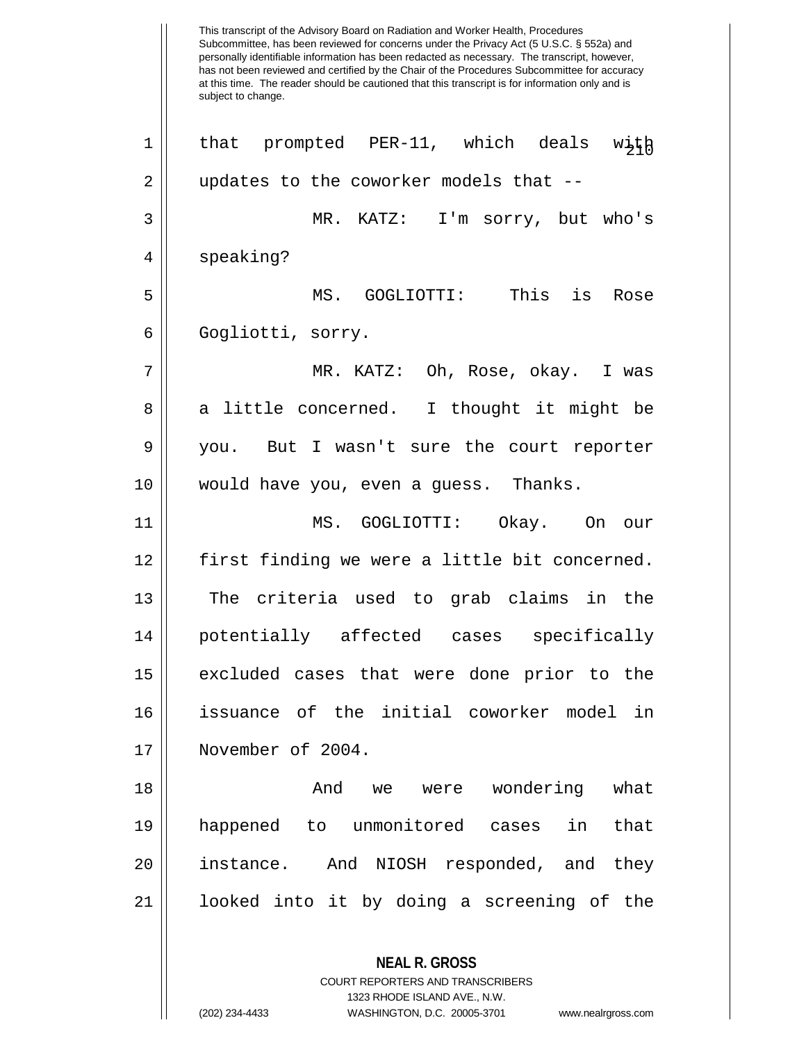This transcript of the Advisory Board on Radiation and Worker Health, Procedures Subcommittee, has been reviewed for concerns under the Privacy Act (5 U.S.C. § 552a) and personally identifiable information has been redacted as necessary. The transcript, however, has not been reviewed and certified by the Chair of the Procedures Subcommittee for accuracy at this time. The reader should be cautioned that this transcript is for information only and is subject to change.

that prompted PER-11, which deals with updates to the coworker models that --

MR. KATZ: I'm sorry, but who's speaking?

MS. GOGLIOTTI: This is Rose Gogliotti, sorry.

MR. KATZ: Oh, Rose, okay. I was a little concerned. I thought it might be you. But I wasn't sure the court reporter would have you, even a guess. Thanks.

MS. GOGLIOTTI: Okay. On our first finding we were a little bit concerned. The criteria used to grab claims in the potentially affected cases specifically excluded cases that were done prior to the issuance of the initial coworker model in November of 2004.

And we were wondering what happened to unmonitored cases in that instance. And NIOSH responded, and they looked into it by doing a screening of the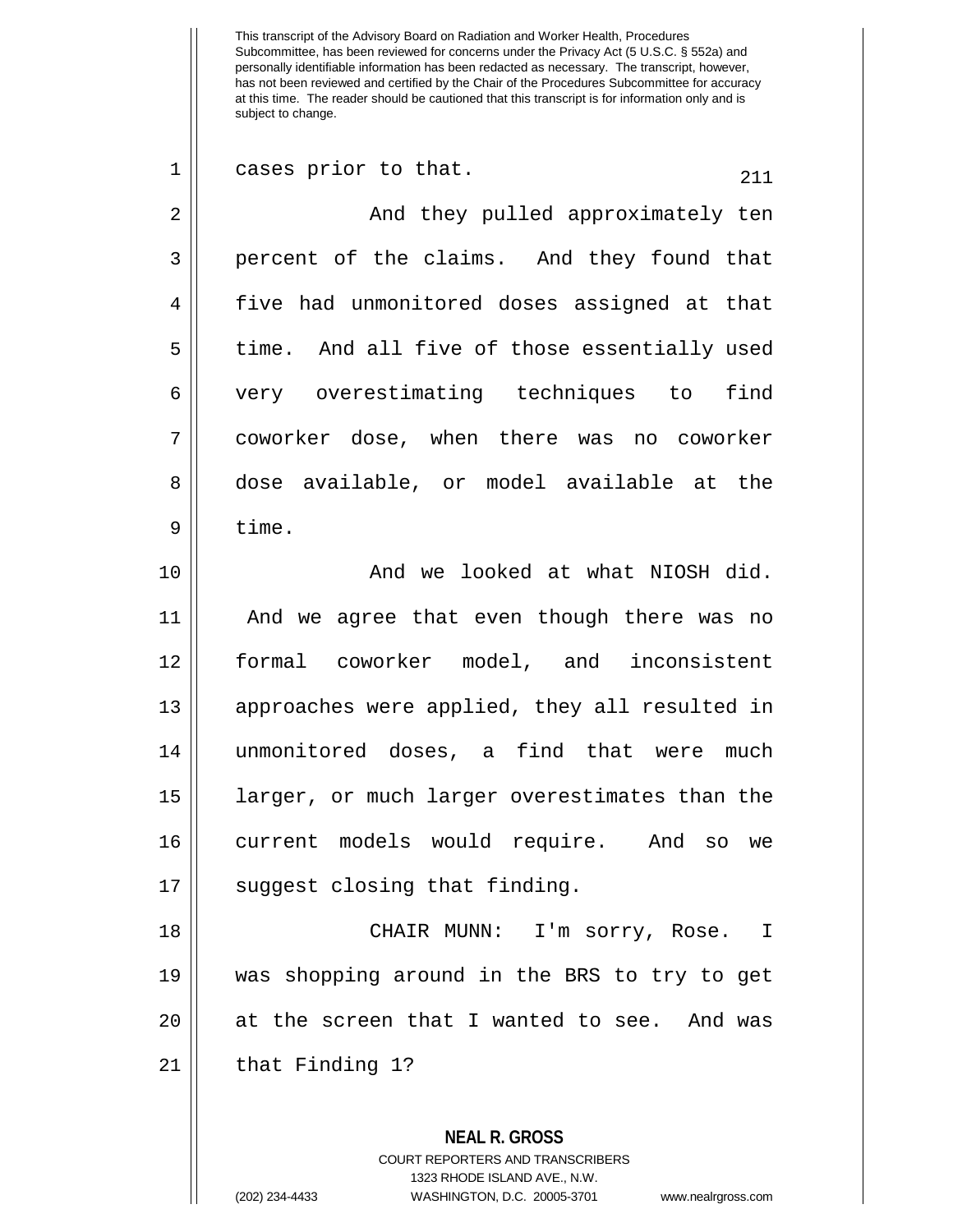cases prior to that.

And they pulled approximately ten percent of the claims. And they found that five had unmonitored doses assigned at that time. And all five of those essentially used very overestimating techniques to find coworker dose, when there was no coworker dose available, or model available at the time.

And we looked at what NIOSH did. And we agree that even though there was no formal coworker model, and inconsistent approaches were applied, they all resulted in unmonitored doses, a find that were much larger, or much larger overestimates than the current models would require. And so we suggest closing that finding.

CHAIR MUNN: I'm sorry, Rose. I was shopping around in the BRS to try to get at the screen that I wanted to see. And was that Finding 1?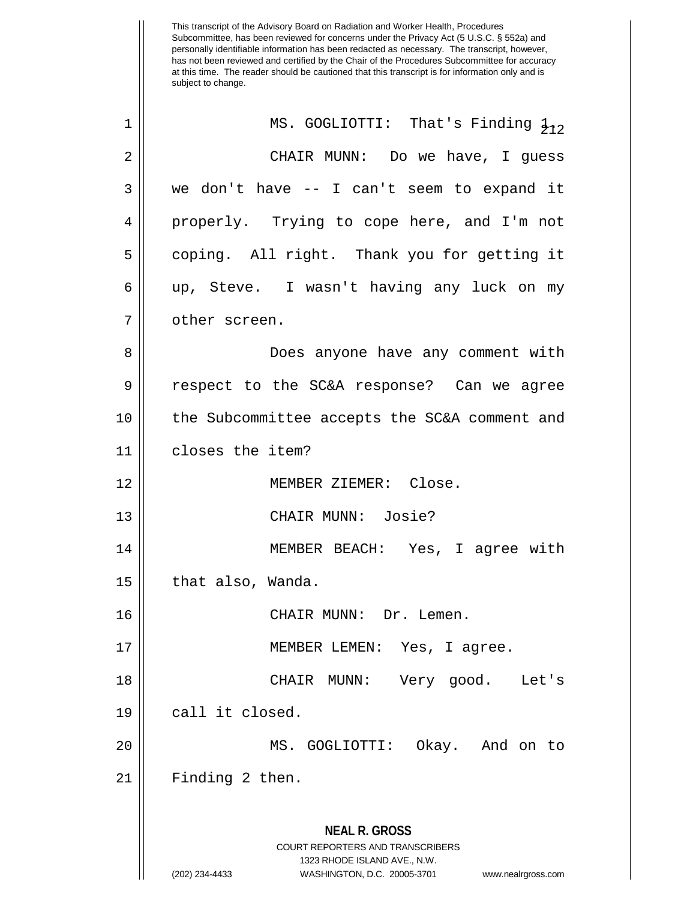This transcript of the Advisory Board on Radiation and Worker Health, Procedures Subcommittee, has been reviewed for concerns under the Privacy Act (5 U.S.C. § 552a) and personally identifiable information has been redacted as necessary. The transcript, however, has not been reviewed and certified by the Chair of the Procedures Subcommittee for accuracy at this time. The reader should be cautioned that this transcript is for information only and is subject to change.

MS. GOGLIOTTI: That's Finding 1.

CHAIR MUNN: Do we have, I guess we don't have -- I can't seem to expand it properly. Trying to cope here, and I'm not coping. All right. Thank you for getting it up, Steve. I wasn't having any luck on my other screen.

Does anyone have any comment with respect to the SC&A response? Can we agree the Subcommittee accepts the SC&A comment and closes the item?

MEMBER ZIEMER: Close.

CHAIR MUNN: Josie?

MEMBER BEACH: Yes, I agree with that also, Wanda.

CHAIR MUNN: Dr. Lemen.

MEMBER LEMEN: Yes, I agree.

CHAIR MUNN: Very good. Let's call it closed.

MS. GOGLIOTTI: Okay. And on to Finding 2 then.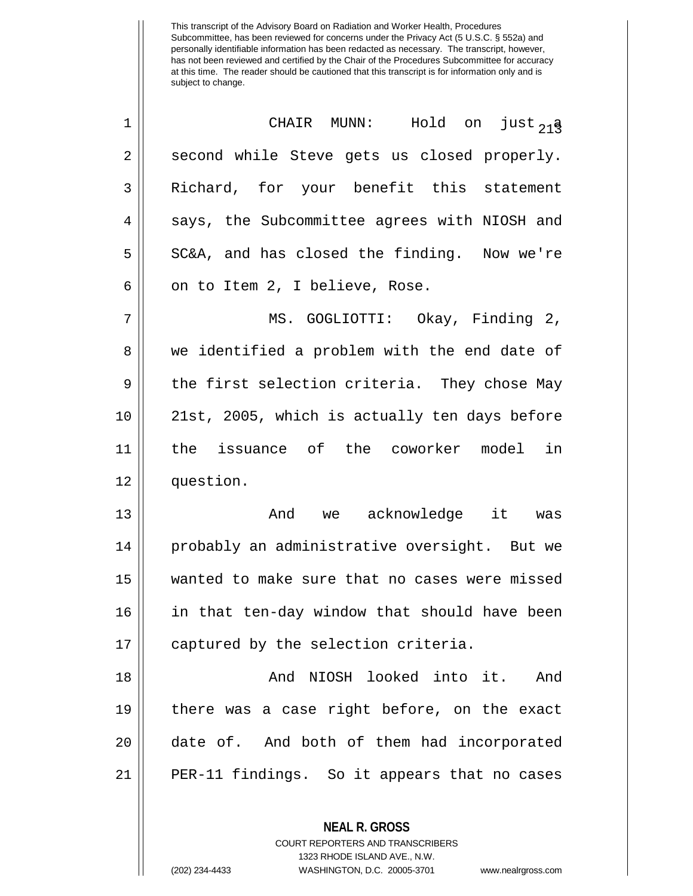This transcript of the Advisory Board on Radiation and Worker Health, Procedures Subcommittee, has been reviewed for concerns under the Privacy Act (5 U.S.C. § 552a) and personally identifiable information has been redacted as necessary. The transcript, however, has not been reviewed and certified by the Chair of the Procedures Subcommittee for accuracy at this time. The reader should be cautioned that this transcript is for information only and is subject to change.

CHAIR MUNN: Hold on just a second while Steve gets us closed properly. Richard, for your benefit this statement says, the Subcommittee agrees with NIOSH and SC&A, and has closed the finding. Now we're on to Item 2, I believe, Rose.

MS. GOGLIOTTI: Okay, Finding 2, we identified a problem with the end date of the first selection criteria. They chose May 21st, 2005, which is actually ten days before the issuance of the coworker model in question.

And we acknowledge it was probably an administrative oversight. But we wanted to make sure that no cases were missed in that ten-day window that should have been captured by the selection criteria.

And NIOSH looked into it. And there was a case right before, on the exact date of. And both of them had incorporated PER-11 findings. So it appears that no cases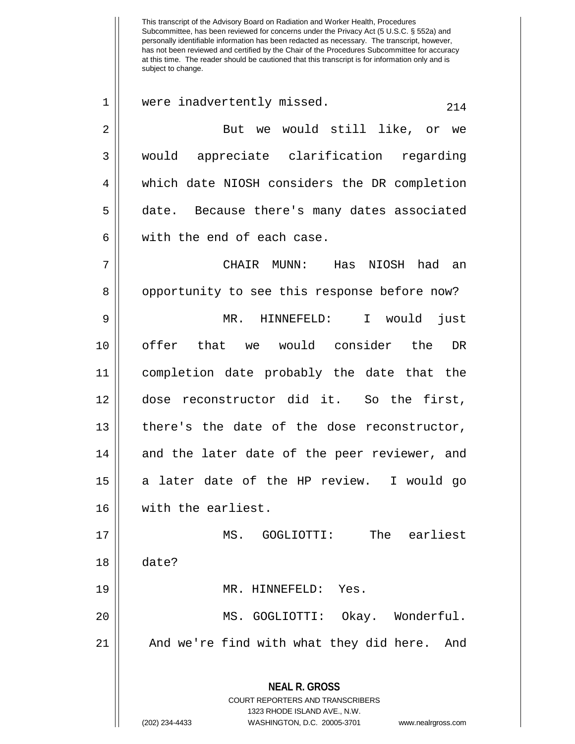were inadvertently missed.

But we would still like, or we would appreciate clarification regarding which date NIOSH considers the DR completion date. Because there's many dates associated with the end of each case.

CHAIR MUNN: Has NIOSH had an opportunity to see this response before now?

MR. HINNEFELD: I would just offer that we would consider the DR completion date probably the date that the dose reconstructor did it. So the first, there's the date of the dose reconstructor, and the later date of the peer reviewer, and a later date of the HP review. I would go with the earliest.

MS. GOGLIOTTI: The earliest date?

MR. HINNEFELD: Yes.

MS. GOGLIOTTI: Okay. Wonderful. And we're find with what they did here. And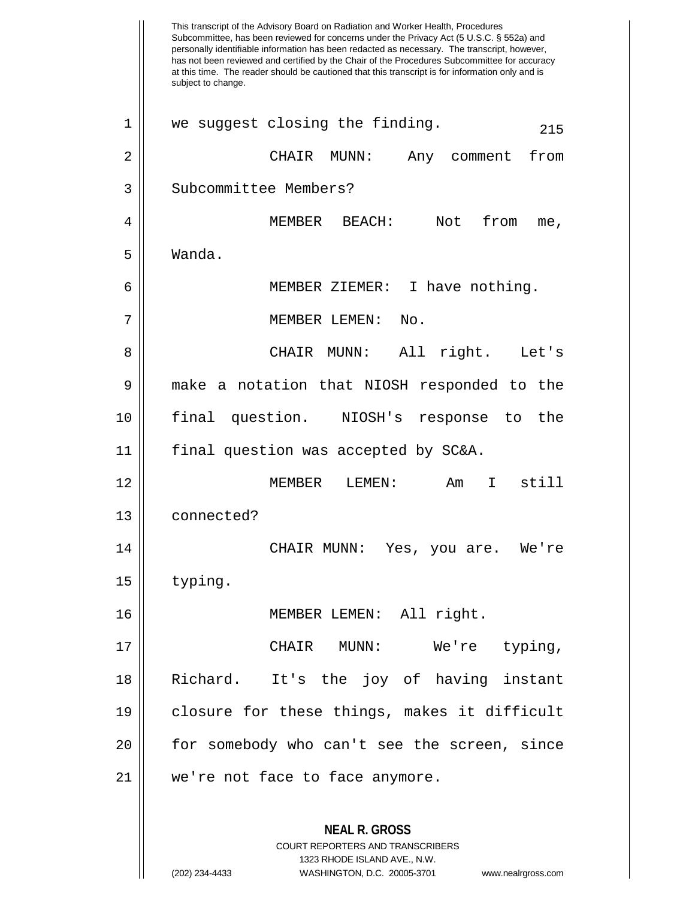we suggest closing the finding.

CHAIR MUNN: Any comment from Subcommittee Members?

MEMBER BEACH: Not from me, Wanda.

MEMBER ZIEMER: I have nothing.

MEMBER LEMEN: No.

CHAIR MUNN: All right. Let's make a notation that NIOSH responded to the final question. NIOSH's response to the final question was accepted by SC&A.

MEMBER LEMEN: Am I still connected?

CHAIR MUNN: Yes, you are. We're typing.

MEMBER LEMEN: All right.

CHAIR MUNN: We're typing, Richard. It's the joy of having instant closure for these things, makes it difficult for somebody who can't see the screen, since we're not face to face anymore.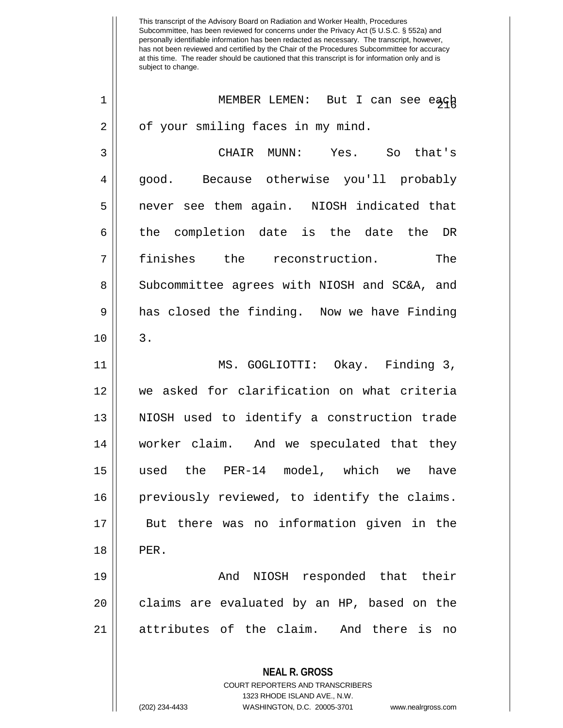MEMBER LEMEN: But I can see each of your smiling faces in my mind.

CHAIR MUNN: Yes. So that's good. Because otherwise you'll probably never see them again. NIOSH indicated that the completion date is the date the DR finishes the reconstruction. The Subcommittee agrees with NIOSH and SC&A, and has closed the finding. Now we have Finding 3.

MS. GOGLIOTTI: Okay. Finding 3, we asked for clarification on what criteria NIOSH used to identify a construction trade worker claim. And we speculated that they used the PER-14 model, which we have previously reviewed, to identify the claims. But there was no information given in the PER.

And NIOSH responded that their claims are evaluated by an HP, based on the attributes of the claim. And there is no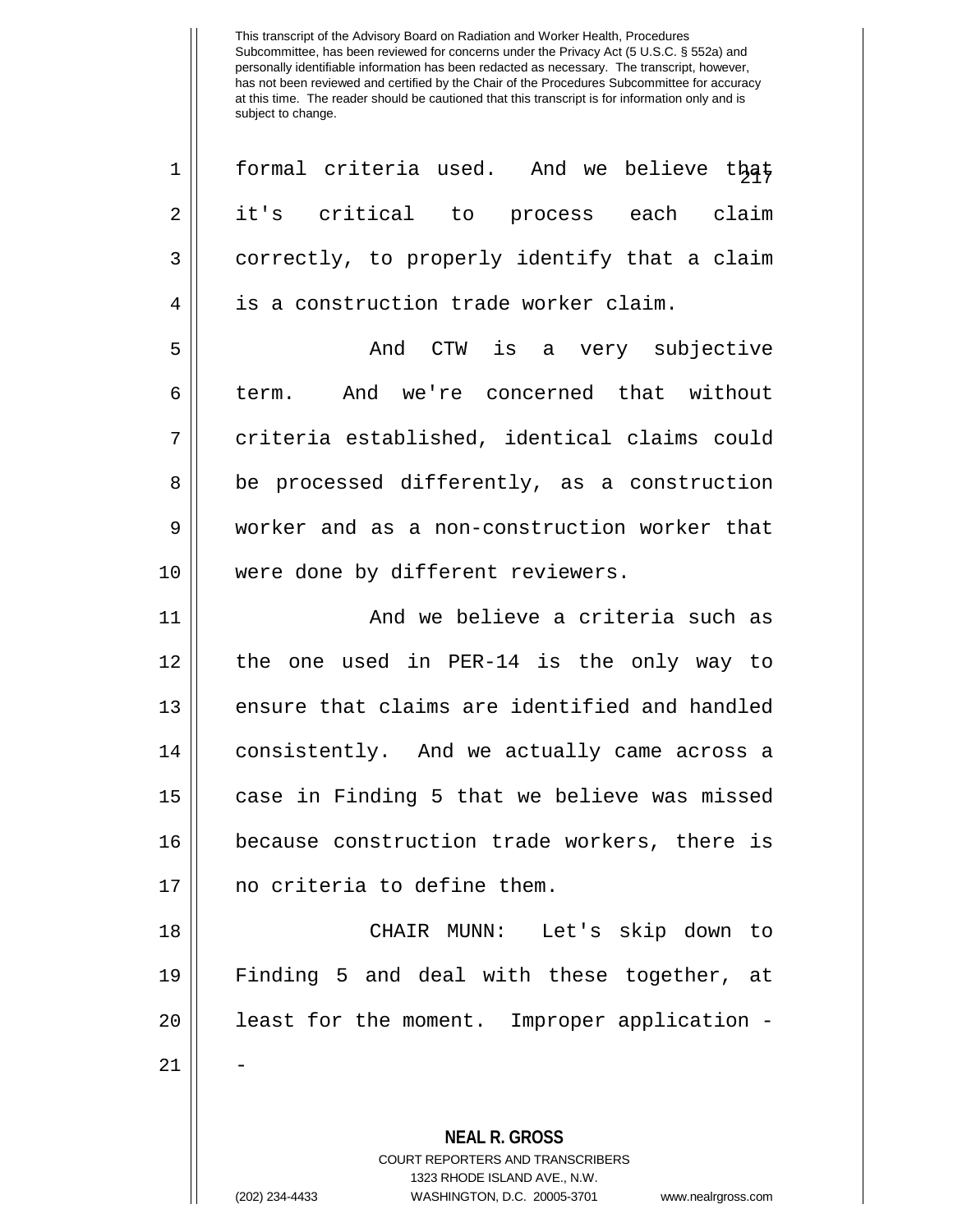formal criteria used. And we believe that it's critical to process each claim correctly, to properly identify that a claim is a construction trade worker claim.

And CTW is a very subjective term. And we're concerned that without criteria established, identical claims could be processed differently, as a construction worker and as a non-construction worker that were done by different reviewers.

And we believe a criteria such as the one used in PER-14 is the only way to ensure that claims are identified and handled consistently. And we actually came across a case in Finding 5 that we believe was missed because construction trade workers, there is no criteria to define them.

CHAIR MUNN: Let's skip down to Finding 5 and deal with these together, at least for the moment. Improper application --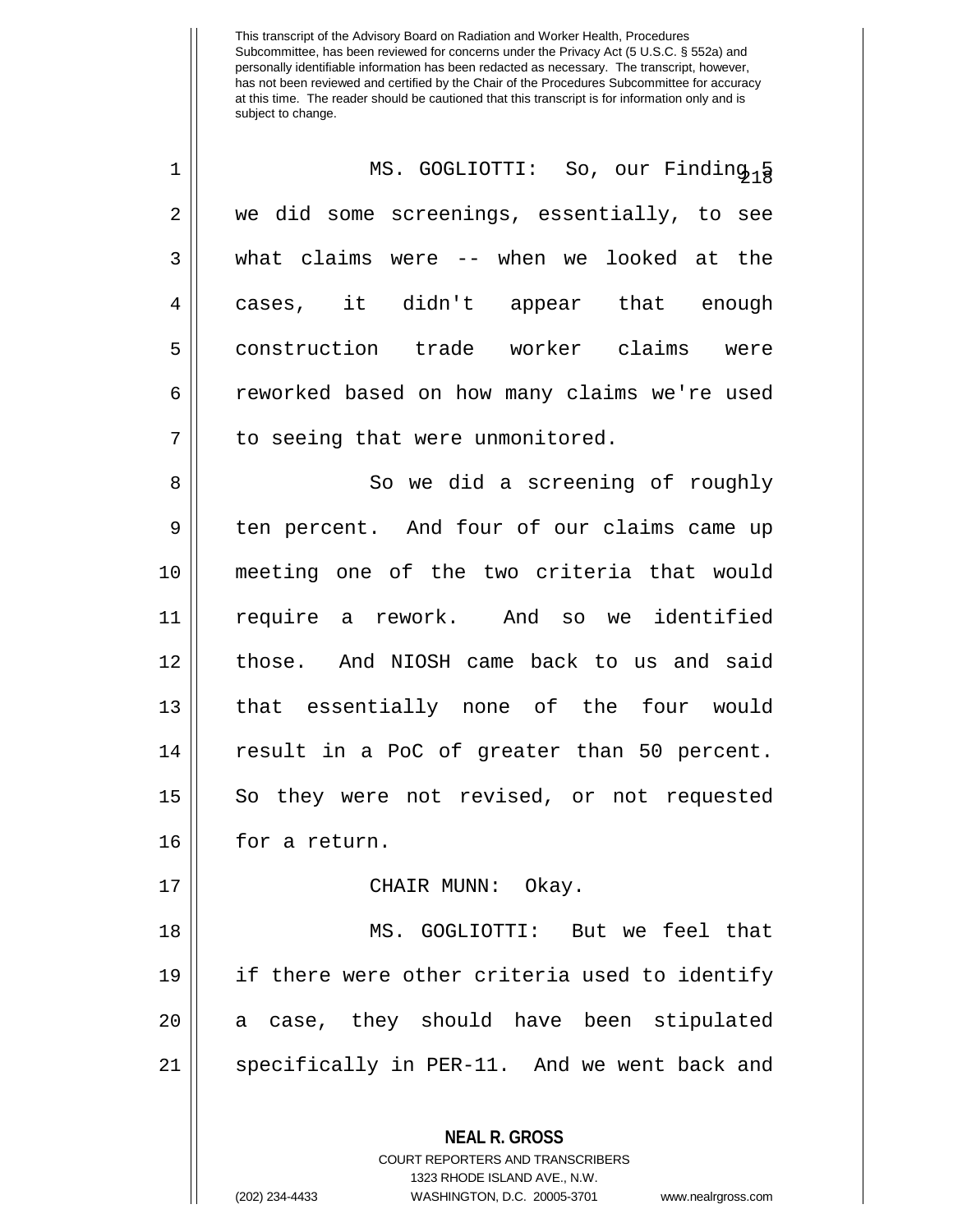This transcript of the Advisory Board on Radiation and Worker Health, Procedures Subcommittee, has been reviewed for concerns under the Privacy Act (5 U.S.C. § 552a) and personally identifiable information has been redacted as necessary. The transcript, however, has not been reviewed and certified by the Chair of the Procedures Subcommittee for accuracy at this time. The reader should be cautioned that this transcript is for information only and is subject to change.

MS. GOGLIOTTI: So, our Finding 5 we did some screenings, essentially, to see what claims were -- when we looked at the cases, it didn't appear that enough construction trade worker claims were reworked based on how many claims we're used to seeing that were unmonitored.

So we did a screening of roughly ten percent. And four of our claims came up meeting one of the two criteria that would require a rework. And so we identified those. And NIOSH came back to us and said that essentially none of the four would result in a PoC of greater than 50 percent. So they were not revised, or not requested for a return.

CHAIR MUNN: Okay.

MS. GOGLIOTTI: But we feel that if there were other criteria used to identify a case, they should have been stipulated specifically in PER-11. And we went back and

**NEAL R. GROSS**
COURT REPORTERS AND TRANSCRIBERS
1323 RHODE ISLAND AVE., N.W.
(202) 234-4433 WASHINGTON, D.C. 20005-3701 www.nealrgross.com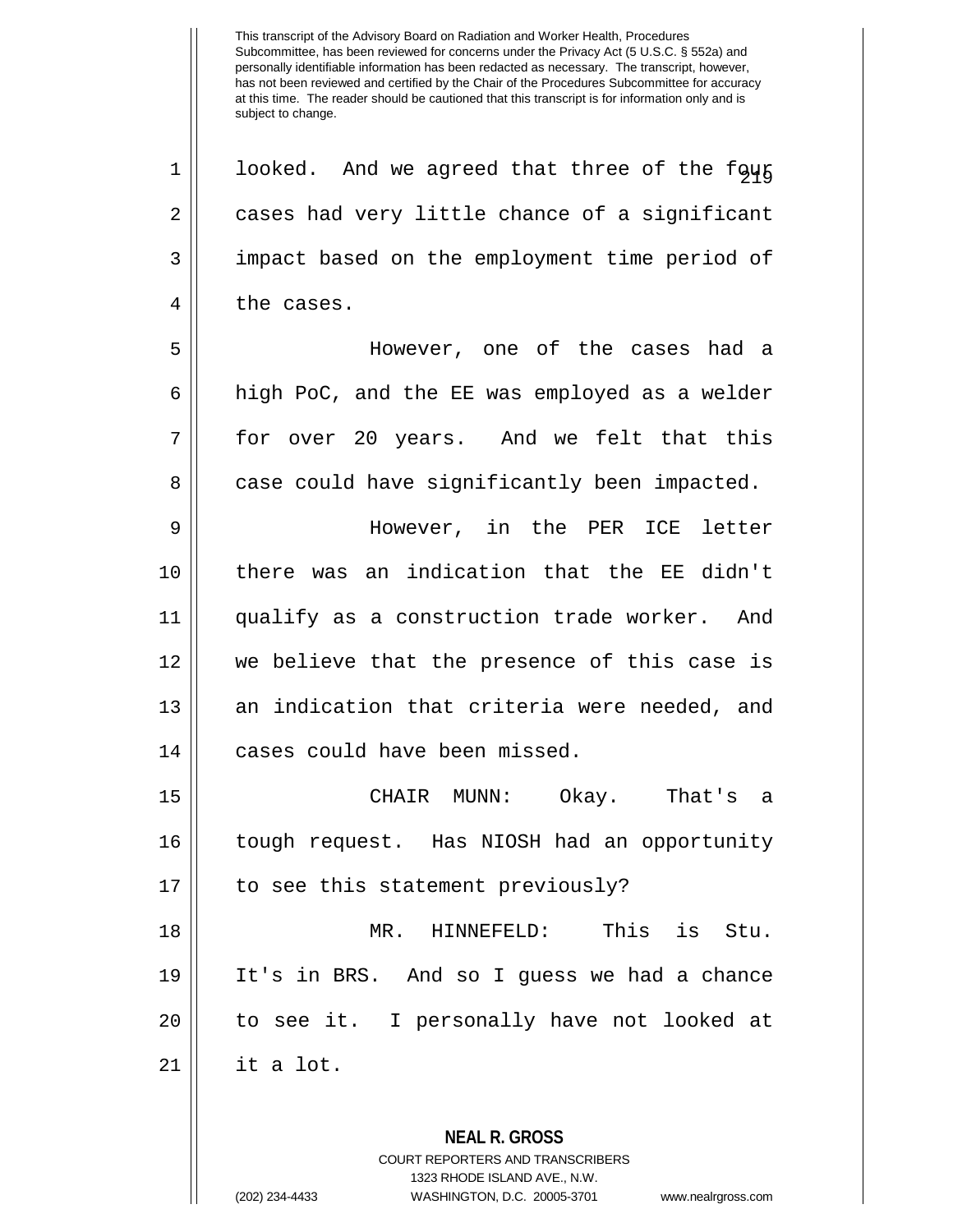looked. And we agreed that three of the four cases had very little chance of a significant impact based on the employment time period of the cases.

However, one of the cases had a high PoC, and the EE was employed as a welder for over 20 years. And we felt that this case could have significantly been impacted.

However, in the PER ICE letter there was an indication that the EE didn't qualify as a construction trade worker. And we believe that the presence of this case is an indication that criteria were needed, and cases could have been missed.

CHAIR MUNN: Okay. That's a tough request. Has NIOSH had an opportunity to see this statement previously?

MR. HINNEFELD: This is Stu. It's in BRS. And so I guess we had a chance to see it. I personally have not looked at it a lot.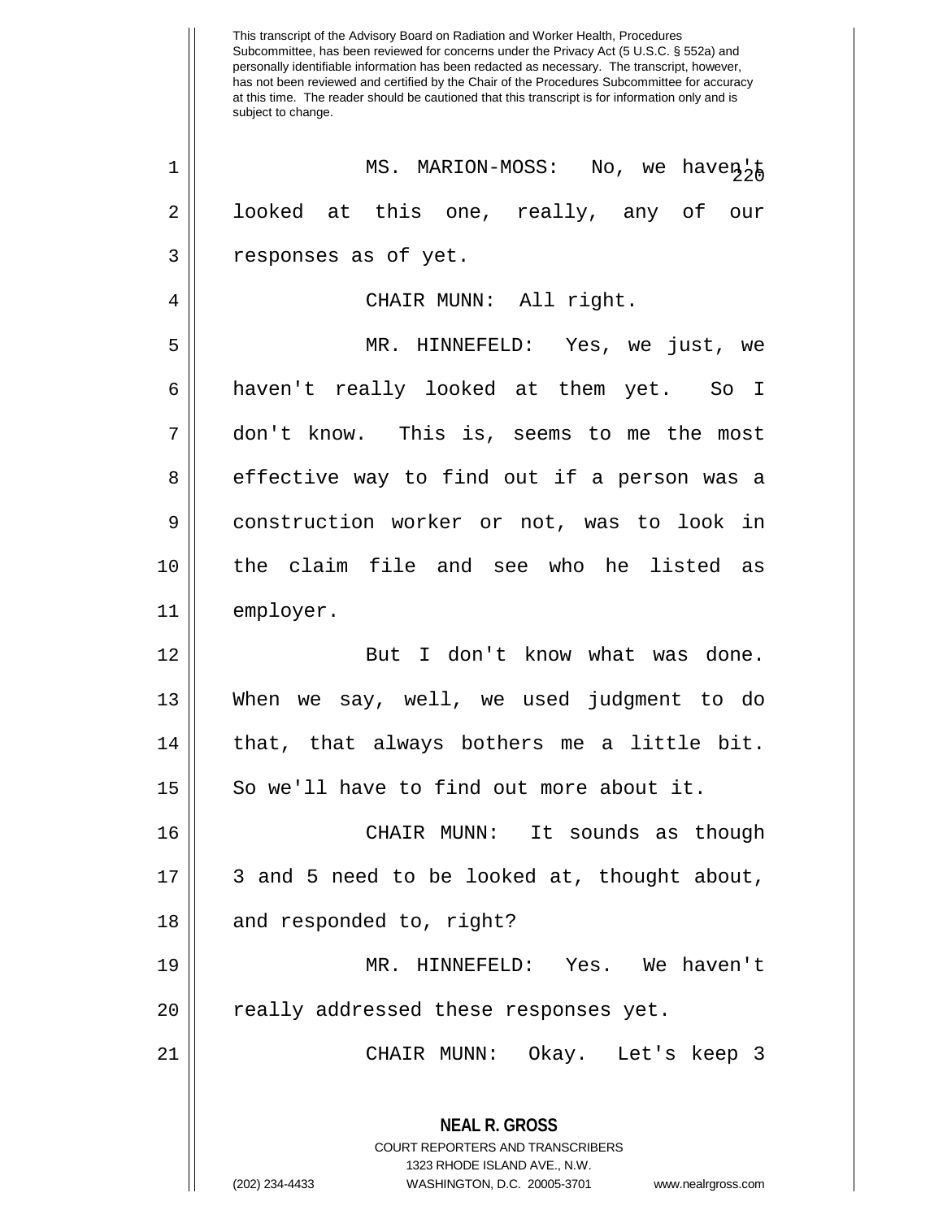MS. MARION-MOSS: No, we haven't looked at this one, really, any of our responses as of yet.

CHAIR MUNN: All right.

MR. HINNEFELD: Yes, we just, we haven't really looked at them yet. So I don't know. This is, seems to me the most effective way to find out if a person was a construction worker or not, was to look in the claim file and see who he listed as employer.

But I don't know what was done. When we say, well, we used judgment to do that, that always bothers me a little bit. So we'll have to find out more about it.

CHAIR MUNN: It sounds as though 3 and 5 need to be looked at, thought about, and responded to, right?

MR. HINNEFELD: Yes. We haven't really addressed these responses yet.

CHAIR MUNN: Okay. Let's keep 3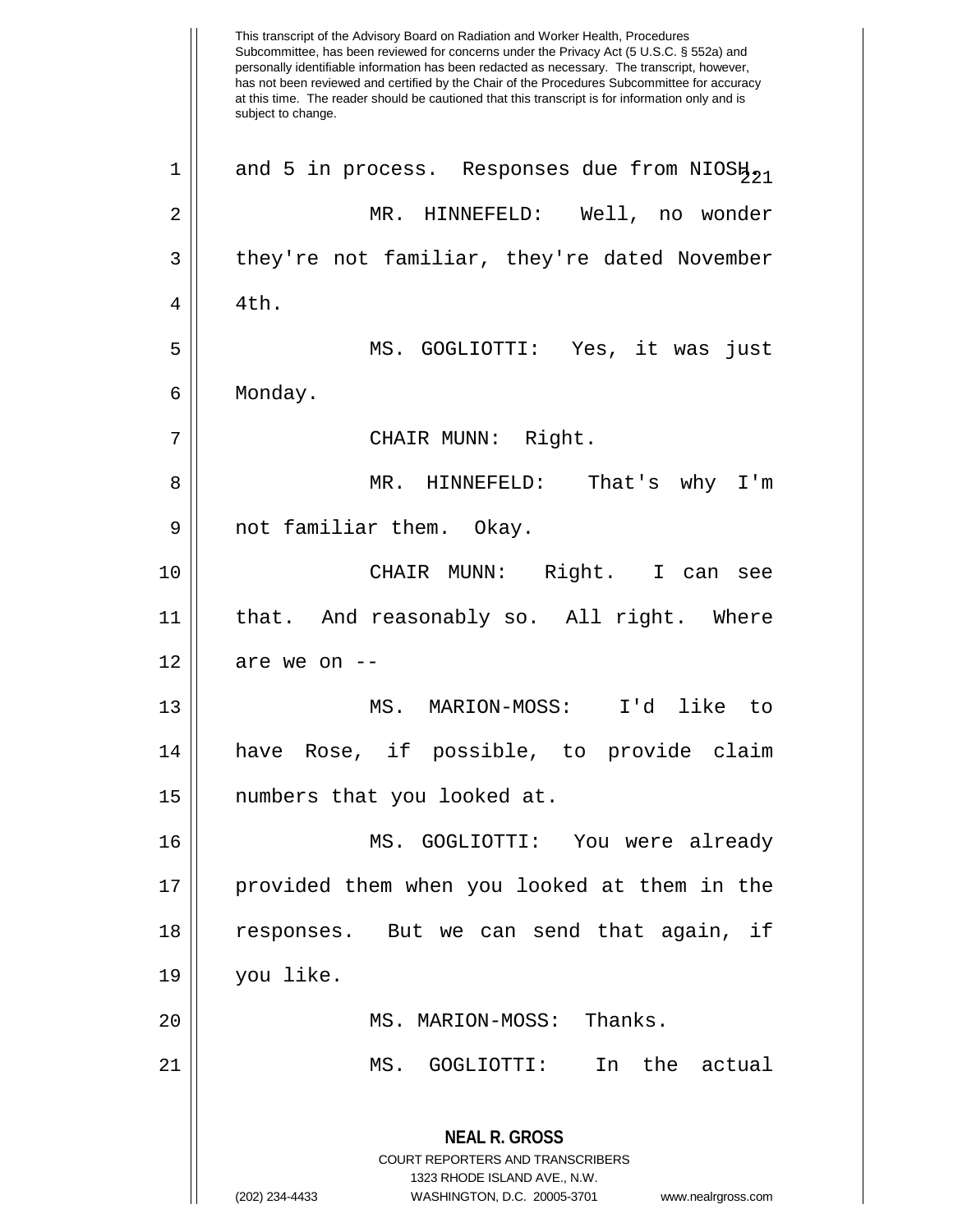and 5 in process. Responses due from NIOSH.

MR. HINNEFELD: Well, no wonder they're not familiar, they're dated November 4th.

MS. GOGLIOTTI: Yes, it was just Monday.

CHAIR MUNN: Right.

MR. HINNEFELD: That's why I'm not familiar them. Okay.

CHAIR MUNN: Right. I can see that. And reasonably so. All right. Where are we on --

MS. MARION-MOSS: I'd like to have Rose, if possible, to provide claim numbers that you looked at.

MS. GOGLIOTTI: You were already provided them when you looked at them in the responses. But we can send that again, if you like.

MS. MARION-MOSS: Thanks.

MS. GOGLIOTTI: In the actual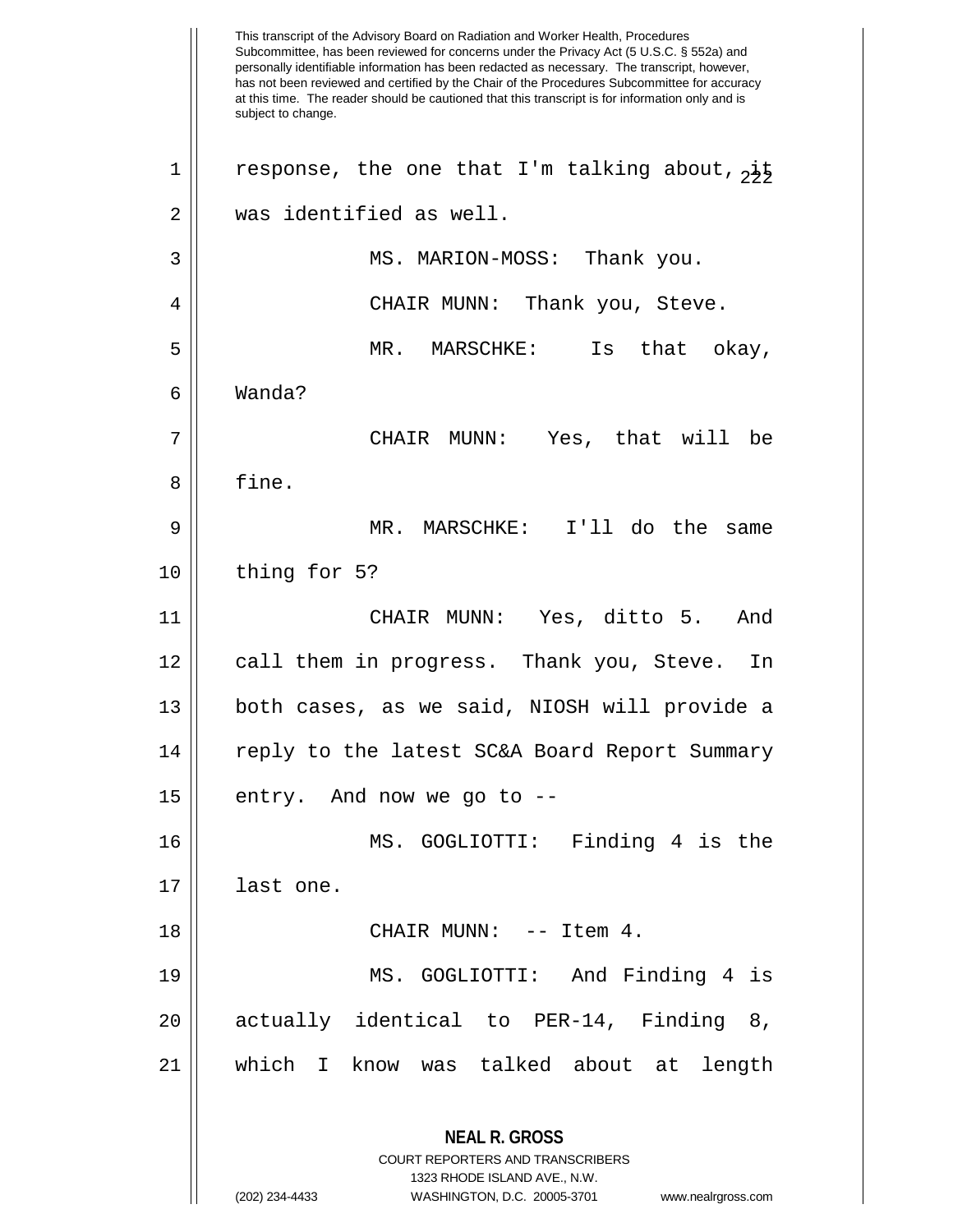This transcript of the Advisory Board on Radiation and Worker Health, Procedures Subcommittee, has been reviewed for concerns under the Privacy Act (5 U.S.C. § 552a) and personally identifiable information has been redacted as necessary. The transcript, however, has not been reviewed and certified by the Chair of the Procedures Subcommittee for accuracy at this time. The reader should be cautioned that this transcript is for information only and is subject to change.

response, the one that I'm talking about, it was identified as well.

MS. MARION-MOSS: Thank you.

CHAIR MUNN: Thank you, Steve.

MR. MARSCHKE: Is that okay, Wanda?

CHAIR MUNN: Yes, that will be fine.

MR. MARSCHKE: I'll do the same thing for 5?

CHAIR MUNN: Yes, ditto 5. And call them in progress. Thank you, Steve. In both cases, as we said, NIOSH will provide a reply to the latest SC&A Board Report Summary entry. And now we go to --

MS. GOGLIOTTI: Finding 4 is the last one.

CHAIR MUNN: -- Item 4.

MS. GOGLIOTTI: And Finding 4 is actually identical to PER-14, Finding 8, which I know was talked about at length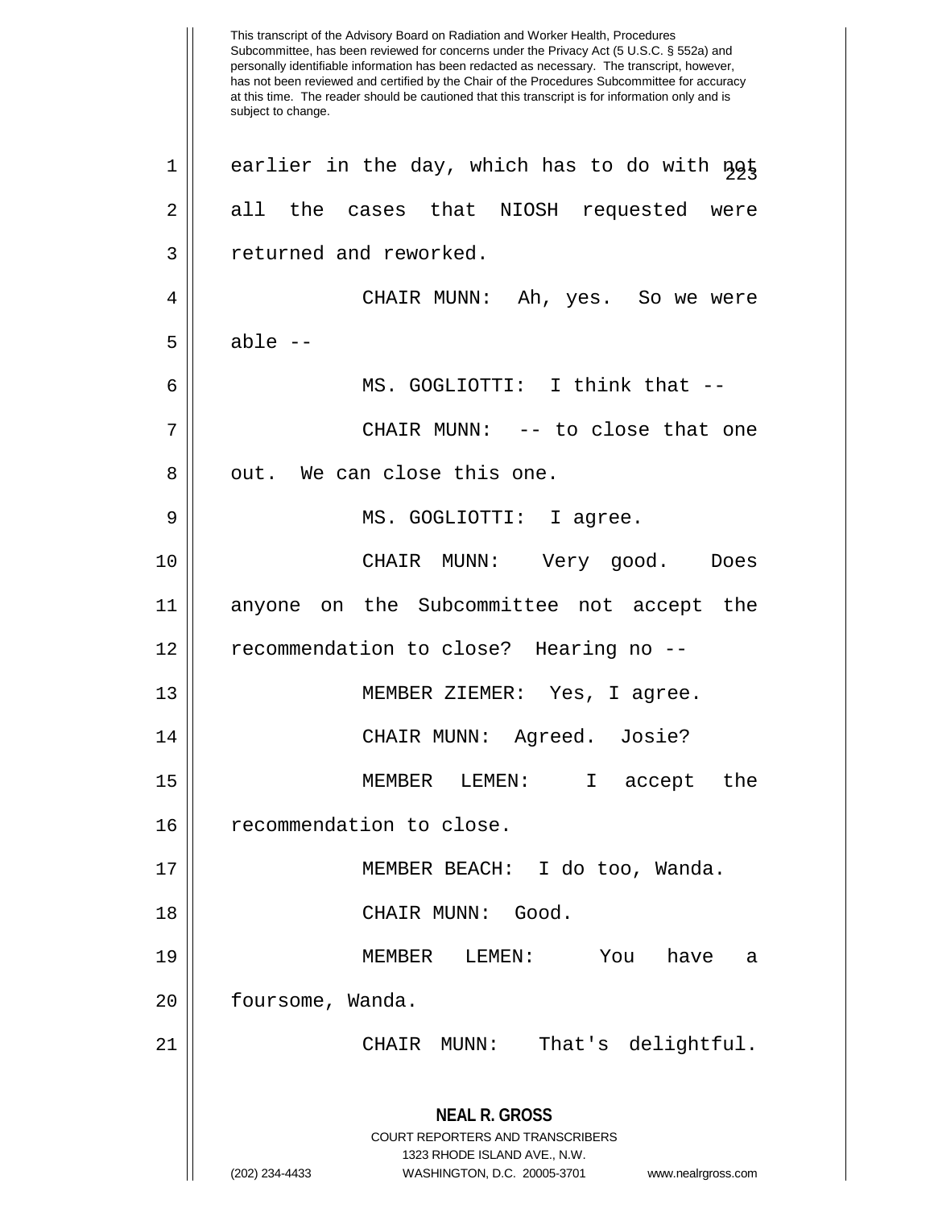This transcript of the Advisory Board on Radiation and Worker Health, Procedures Subcommittee, has been reviewed for concerns under the Privacy Act (5 U.S.C. § 552a) and personally identifiable information has been redacted as necessary. The transcript, however, has not been reviewed and certified by the Chair of the Procedures Subcommittee for accuracy at this time. The reader should be cautioned that this transcript is for information only and is subject to change.

earlier in the day, which has to do with not all the cases that NIOSH requested were returned and reworked.

CHAIR MUNN: Ah, yes. So we were able --

MS. GOGLIOTTI: I think that --

CHAIR MUNN: -- to close that one out. We can close this one.

MS. GOGLIOTTI: I agree.

CHAIR MUNN: Very good. Does anyone on the Subcommittee not accept the recommendation to close? Hearing no --

MEMBER ZIEMER: Yes, I agree.

CHAIR MUNN: Agreed. Josie?

MEMBER LEMEN: I accept the recommendation to close.

MEMBER BEACH: I do too, Wanda.

CHAIR MUNN: Good.

MEMBER LEMEN: You have a foursome, Wanda.

CHAIR MUNN: That's delightful.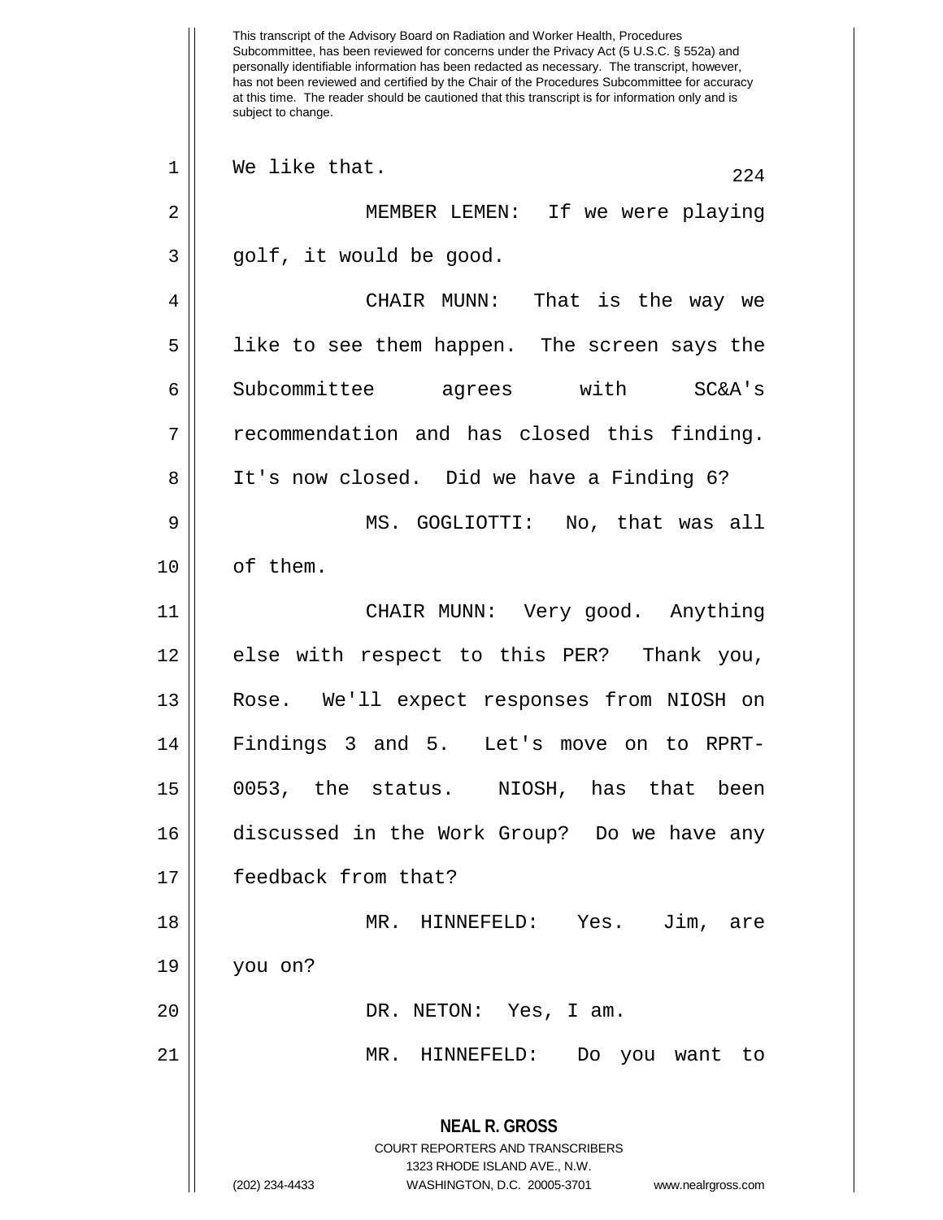This transcript of the Advisory Board on Radiation and Worker Health, Procedures Subcommittee, has been reviewed for concerns under the Privacy Act (5 U.S.C. § 552a) and personally identifiable information has been redacted as necessary. The transcript, however, has not been reviewed and certified by the Chair of the Procedures Subcommittee for accuracy at this time. The reader should be cautioned that this transcript is for information only and is subject to change.

We like that.

MEMBER LEMEN: If we were playing golf, it would be good.

CHAIR MUNN: That is the way we like to see them happen. The screen says the Subcommittee agrees with SC&A's recommendation and has closed this finding. It's now closed. Did we have a Finding 6?

MS. GOGLIOTTI: No, that was all of them.

CHAIR MUNN: Very good. Anything else with respect to this PER? Thank you, Rose. We'll expect responses from NIOSH on Findings 3 and 5. Let's move on to RPRT-0053, the status. NIOSH, has that been discussed in the Work Group? Do we have any feedback from that?

MR. HINNEFELD: Yes. Jim, are you on?

DR. NETON: Yes, I am.

MR. HINNEFELD: Do you want to

**NEAL R. GROSS**
COURT REPORTERS AND TRANSCRIBERS
1323 RHODE ISLAND AVE., N.W.
(202) 234-4433 WASHINGTON, D.C. 20005-3701 www.nealrgross.com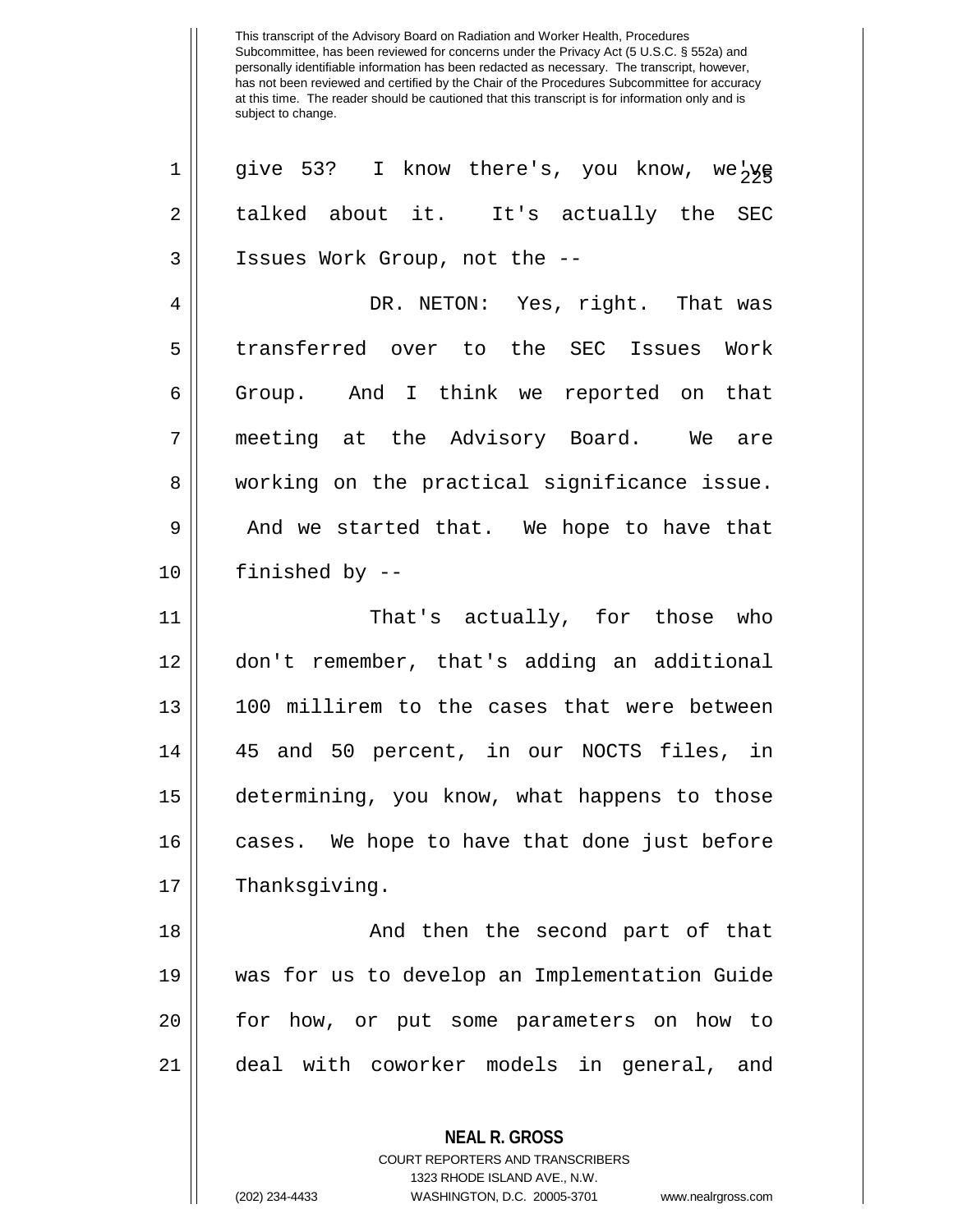give 53? I know there's, you know, we've talked about it. It's actually the SEC Issues Work Group, not the --

DR. NETON: Yes, right. That was transferred over to the SEC Issues Work Group. And I think we reported on that meeting at the Advisory Board. We are working on the practical significance issue. And we started that. We hope to have that finished by --

That's actually, for those who don't remember, that's adding an additional 100 millirem to the cases that were between 45 and 50 percent, in our NOCTS files, in determining, you know, what happens to those cases. We hope to have that done just before Thanksgiving.

And then the second part of that was for us to develop an Implementation Guide for how, or put some parameters on how to deal with coworker models in general, and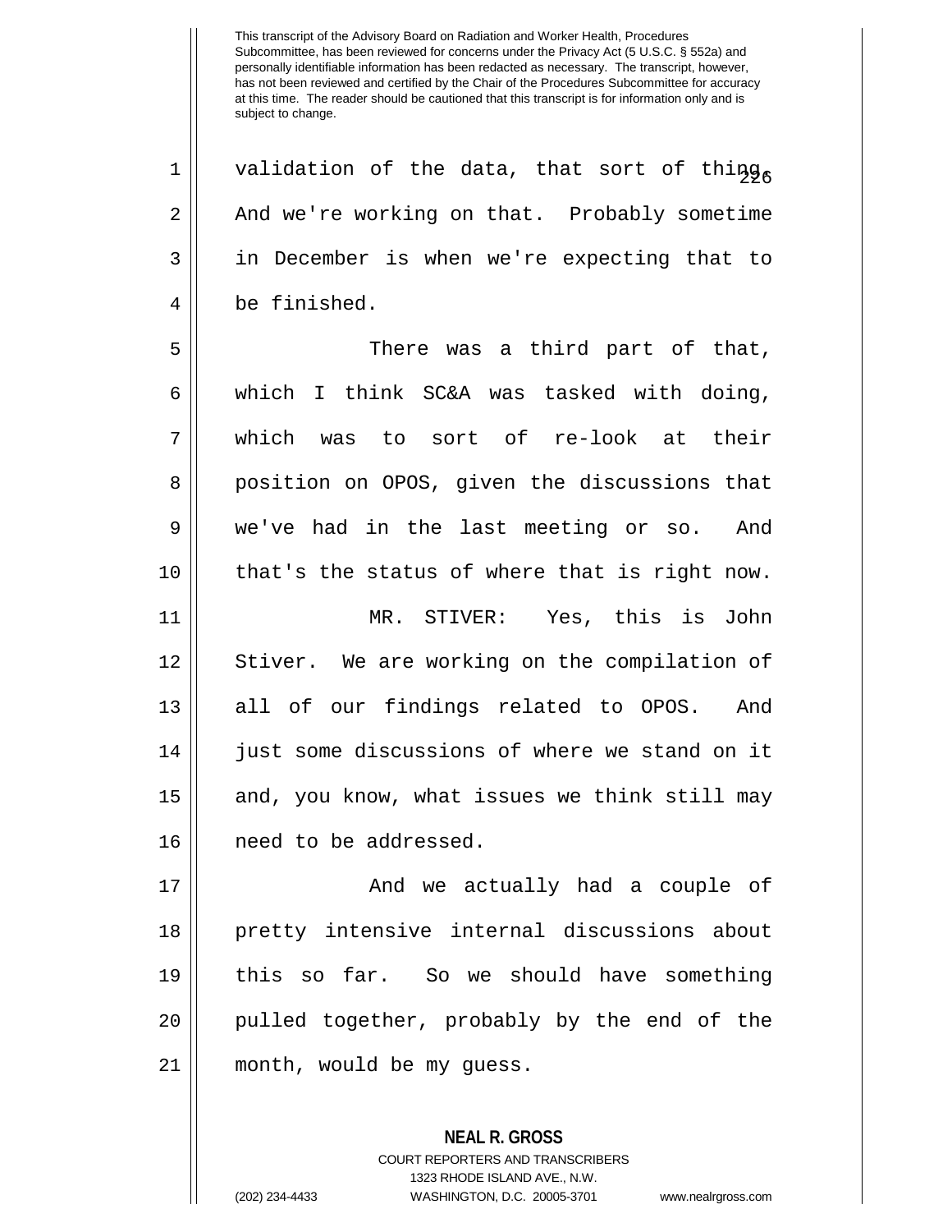validation of the data, that sort of thing. And we're working on that. Probably sometime in December is when we're expecting that to be finished.

There was a third part of that, which I think SC&A was tasked with doing, which was to sort of re-look at their position on OPOS, given the discussions that we've had in the last meeting or so. And that's the status of where that is right now.

MR. STIVER: Yes, this is John Stiver. We are working on the compilation of all of our findings related to OPOS. And just some discussions of where we stand on it and, you know, what issues we think still may need to be addressed.

And we actually had a couple of pretty intensive internal discussions about this so far. So we should have something pulled together, probably by the end of the month, would be my guess.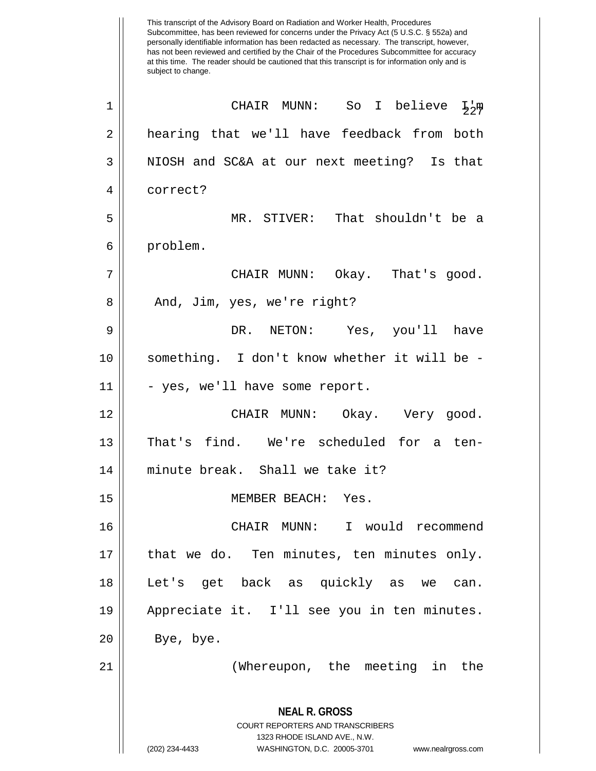CHAIR MUNN: So I believe I'm hearing that we'll have feedback from both NIOSH and SC&A at our next meeting? Is that correct?

MR. STIVER: That shouldn't be a problem.

CHAIR MUNN: Okay. That's good. And, Jim, yes, we're right?

DR. NETON: Yes, you'll have something. I don't know whether it will be -- yes, we'll have some report.

CHAIR MUNN: Okay. Very good. That's find. We're scheduled for a ten-minute break. Shall we take it?

MEMBER BEACH: Yes.

CHAIR MUNN: I would recommend that we do. Ten minutes, ten minutes only. Let's get back as quickly as we can. Appreciate it. I'll see you in ten minutes. Bye, bye.

(Whereupon, the meeting in the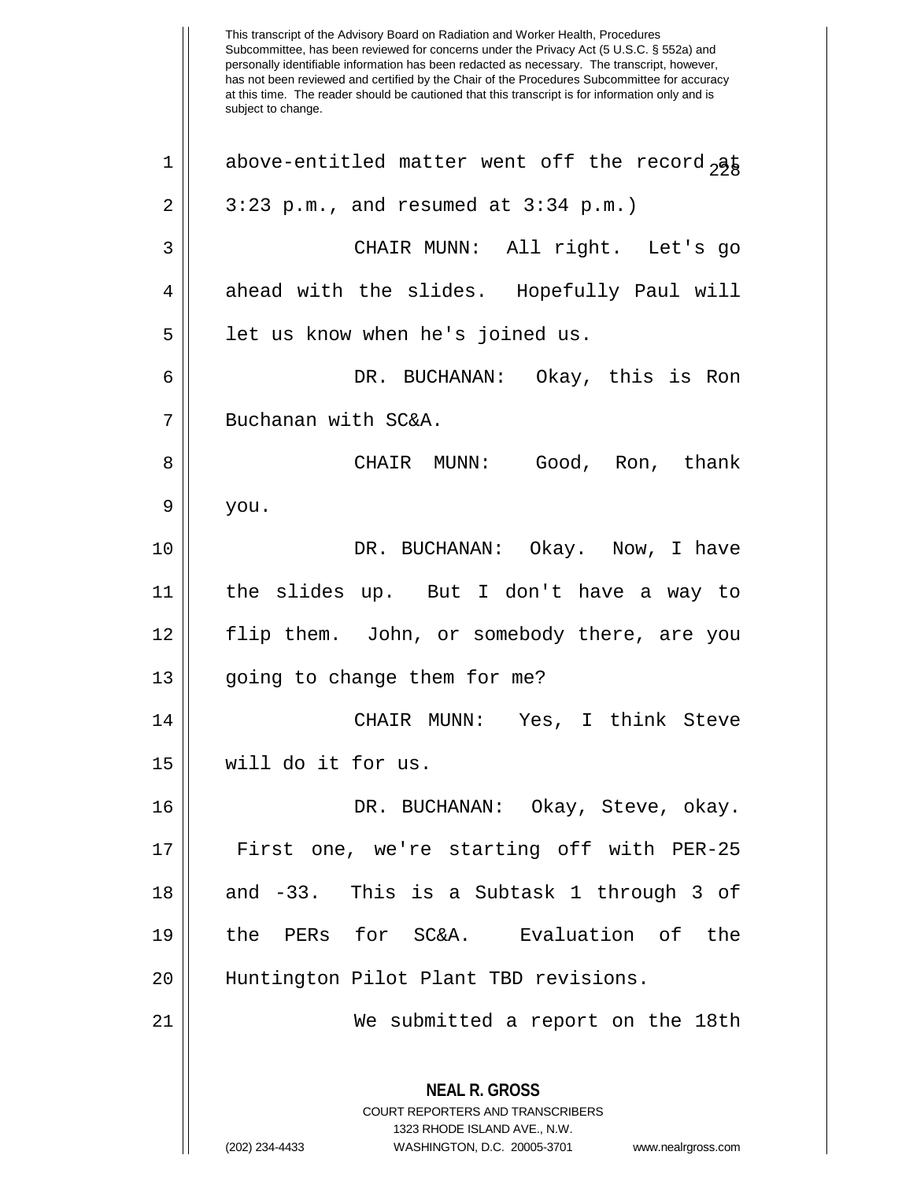This transcript of the Advisory Board on Radiation and Worker Health, Procedures Subcommittee, has been reviewed for concerns under the Privacy Act (5 U.S.C. § 552a) and personally identifiable information has been redacted as necessary. The transcript, however, has not been reviewed and certified by the Chair of the Procedures Subcommittee for accuracy at this time. The reader should be cautioned that this transcript is for information only and is subject to change.

above-entitled matter went off the record at 3:23 p.m., and resumed at 3:34 p.m.)

CHAIR MUNN: All right. Let's go ahead with the slides. Hopefully Paul will let us know when he's joined us.

DR. BUCHANAN: Okay, this is Ron Buchanan with SC&A.

CHAIR MUNN: Good, Ron, thank you.

DR. BUCHANAN: Okay. Now, I have the slides up. But I don't have a way to flip them. John, or somebody there, are you going to change them for me?

CHAIR MUNN: Yes, I think Steve will do it for us.

DR. BUCHANAN: Okay, Steve, okay. First one, we're starting off with PER-25 and -33. This is a Subtask 1 through 3 of the PERs for SC&A. Evaluation of the Huntington Pilot Plant TBD revisions.

We submitted a report on the 18th

**NEAL R. GROSS**
COURT REPORTERS AND TRANSCRIBERS
1323 RHODE ISLAND AVE., N.W.
(202) 234-4433 WASHINGTON, D.C. 20005-3701 www.nealrgross.com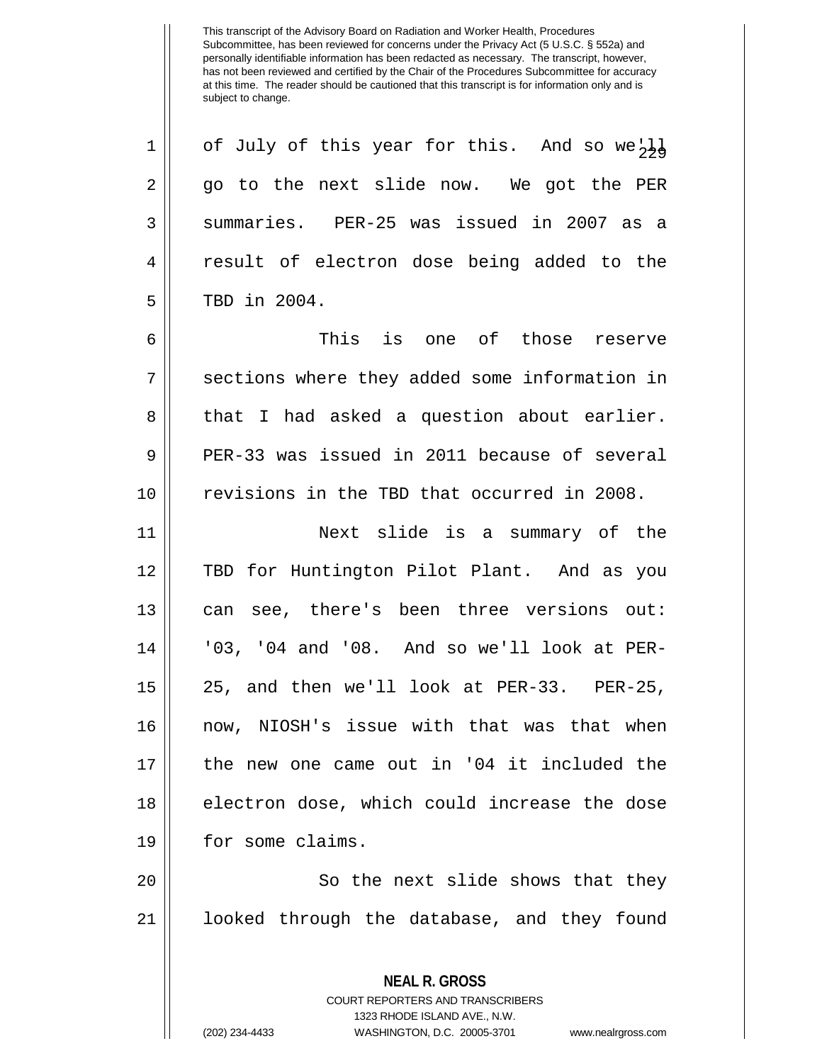of July of this year for this. And so we'll go to the next slide now. We got the PER summaries. PER-25 was issued in 2007 as a result of electron dose being added to the TBD in 2004.

This is one of those reserve sections where they added some information in that I had asked a question about earlier. PER-33 was issued in 2011 because of several revisions in the TBD that occurred in 2008.

Next slide is a summary of the TBD for Huntington Pilot Plant. And as you can see, there's been three versions out: '03, '04 and '08. And so we'll look at PER-25, and then we'll look at PER-33. PER-25, now, NIOSH's issue with that was that when the new one came out in '04 it included the electron dose, which could increase the dose for some claims.

So the next slide shows that they looked through the database, and they found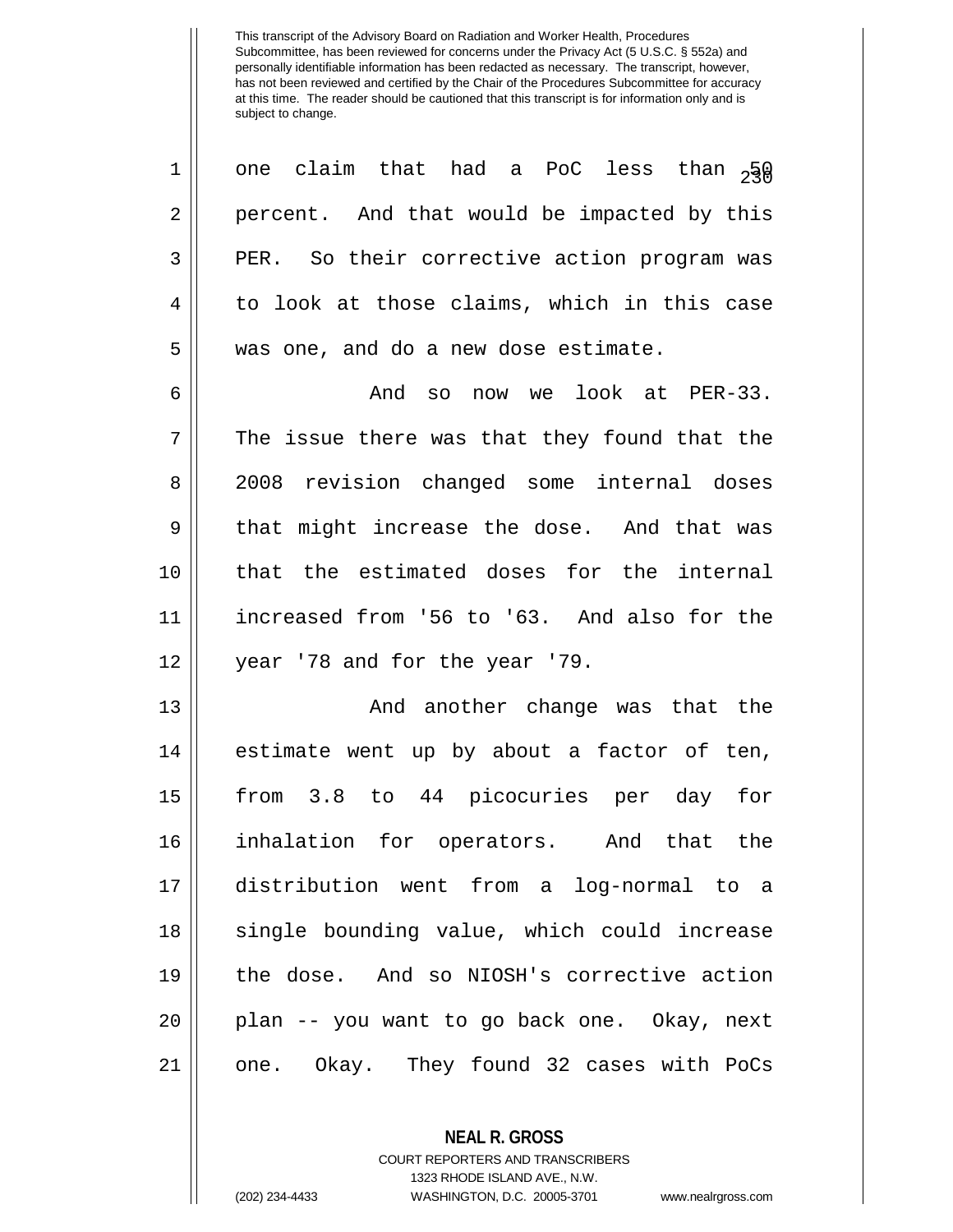one claim that had a PoC less than 50 percent. And that would be impacted by this PER. So their corrective action program was to look at those claims, which in this case was one, and do a new dose estimate.

And so now we look at PER-33. The issue there was that they found that the 2008 revision changed some internal doses that might increase the dose. And that was that the estimated doses for the internal increased from '56 to '63. And also for the year '78 and for the year '79.

And another change was that the estimate went up by about a factor of ten, from 3.8 to 44 picocuries per day for inhalation for operators. And that the distribution went from a log-normal to a single bounding value, which could increase the dose. And so NIOSH's corrective action plan -- you want to go back one. Okay, next one. Okay. They found 32 cases with PoCs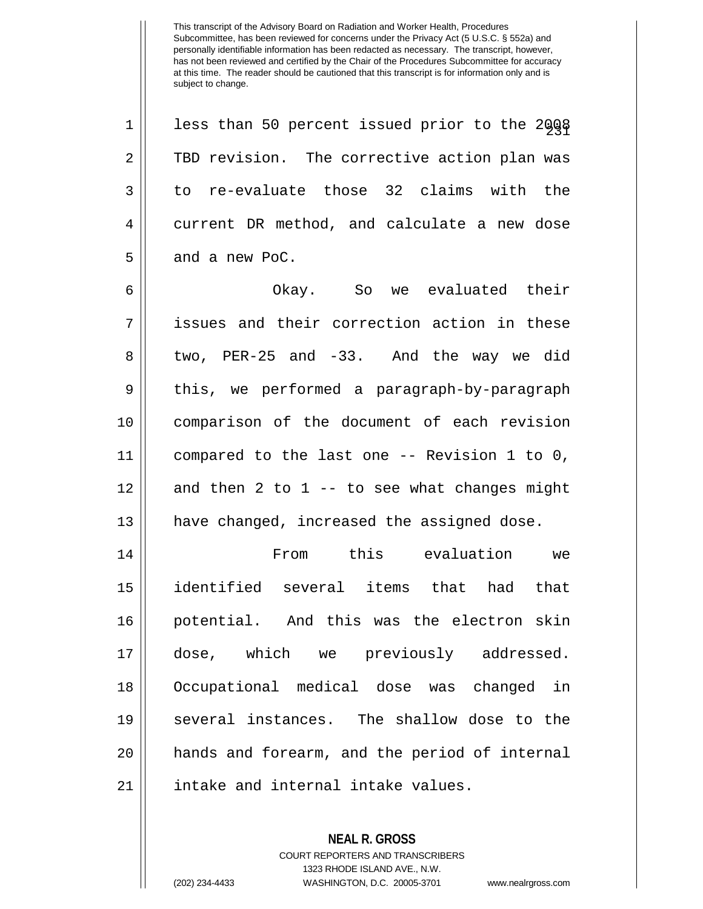less than 50 percent issued prior to the 2008 TBD revision. The corrective action plan was to re-evaluate those 32 claims with the current DR method, and calculate a new dose and a new PoC.

Okay. So we evaluated their issues and their correction action in these two, PER-25 and -33. And the way we did this, we performed a paragraph-by-paragraph comparison of the document of each revision compared to the last one -- Revision 1 to 0, and then 2 to 1 -- to see what changes might have changed, increased the assigned dose.

From this evaluation we identified several items that had that potential. And this was the electron skin dose, which we previously addressed. Occupational medical dose was changed in several instances. The shallow dose to the hands and forearm, and the period of internal intake and internal intake values.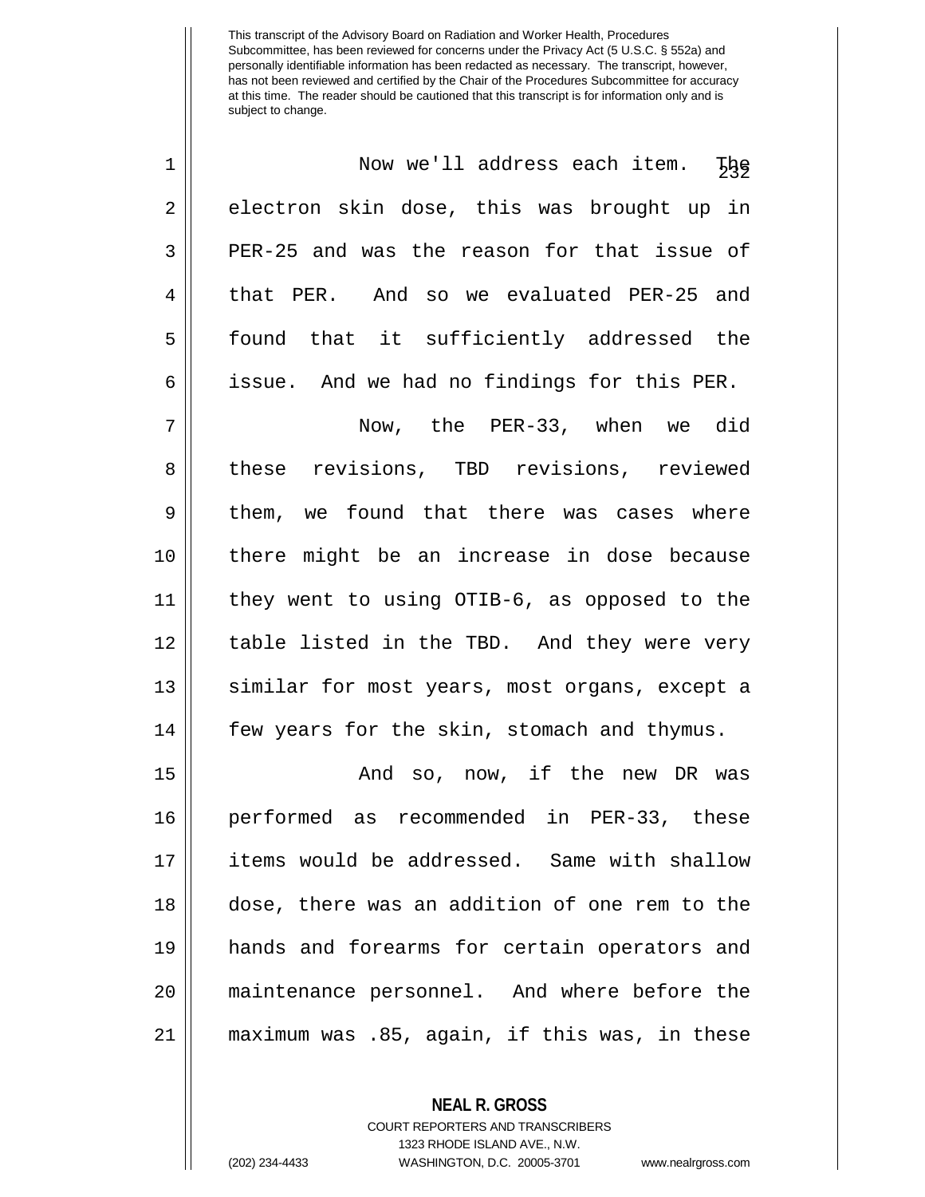Now we'll address each item. The electron skin dose, this was brought up in PER-25 and was the reason for that issue of that PER. And so we evaluated PER-25 and found that it sufficiently addressed the issue. And we had no findings for this PER.

Now, the PER-33, when we did these revisions, TBD revisions, reviewed them, we found that there was cases where there might be an increase in dose because they went to using OTIB-6, as opposed to the table listed in the TBD. And they were very similar for most years, most organs, except a few years for the skin, stomach and thymus.

And so, now, if the new DR was performed as recommended in PER-33, these items would be addressed. Same with shallow dose, there was an addition of one rem to the hands and forearms for certain operators and maintenance personnel. And where before the maximum was .85, again, if this was, in these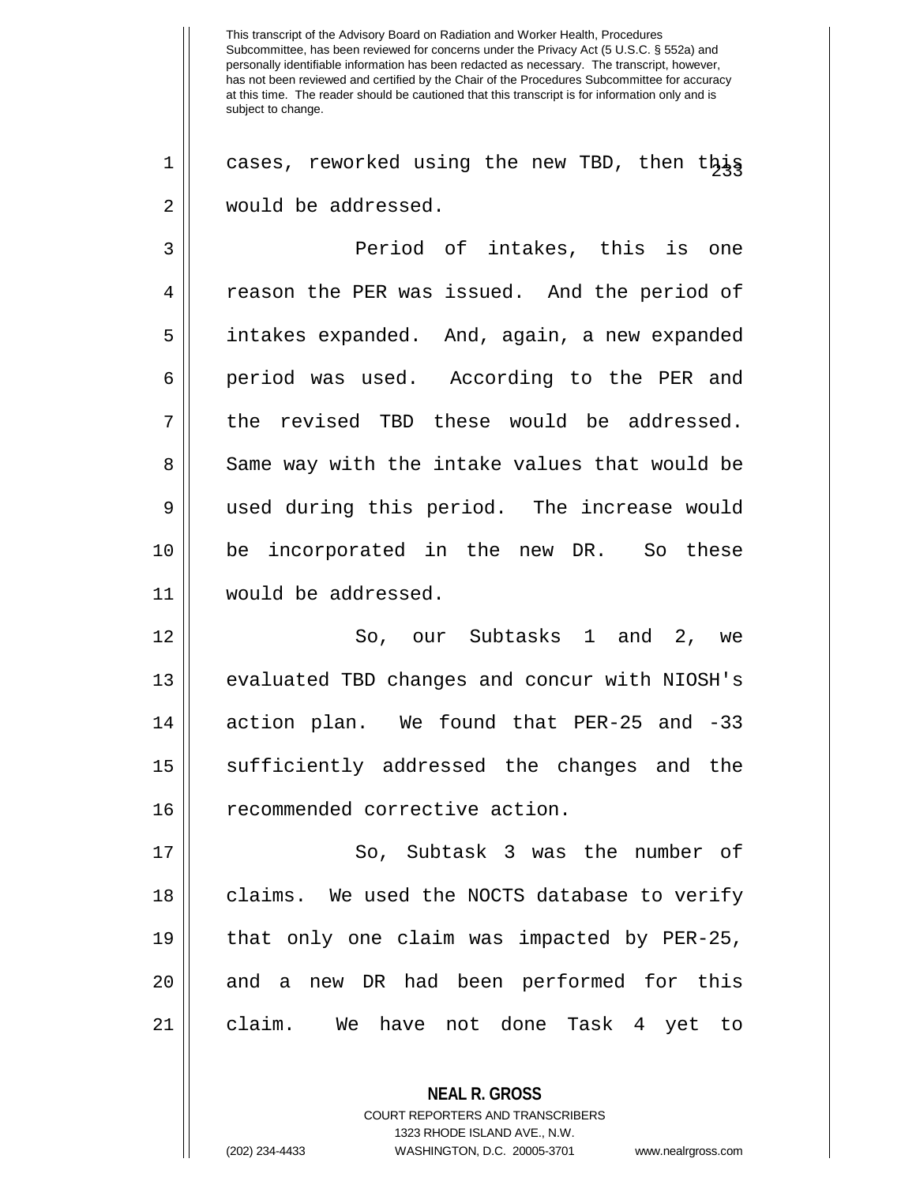cases, reworked using the new TBD, then this would be addressed.

Period of intakes, this is one reason the PER was issued. And the period of intakes expanded. And, again, a new expanded period was used. According to the PER and the revised TBD these would be addressed. Same way with the intake values that would be used during this period. The increase would be incorporated in the new DR. So these would be addressed.

So, our Subtasks 1 and 2, we evaluated TBD changes and concur with NIOSH's action plan. We found that PER-25 and -33 sufficiently addressed the changes and the recommended corrective action.

So, Subtask 3 was the number of claims. We used the NOCTS database to verify that only one claim was impacted by PER-25, and a new DR had been performed for this claim. We have not done Task 4 yet to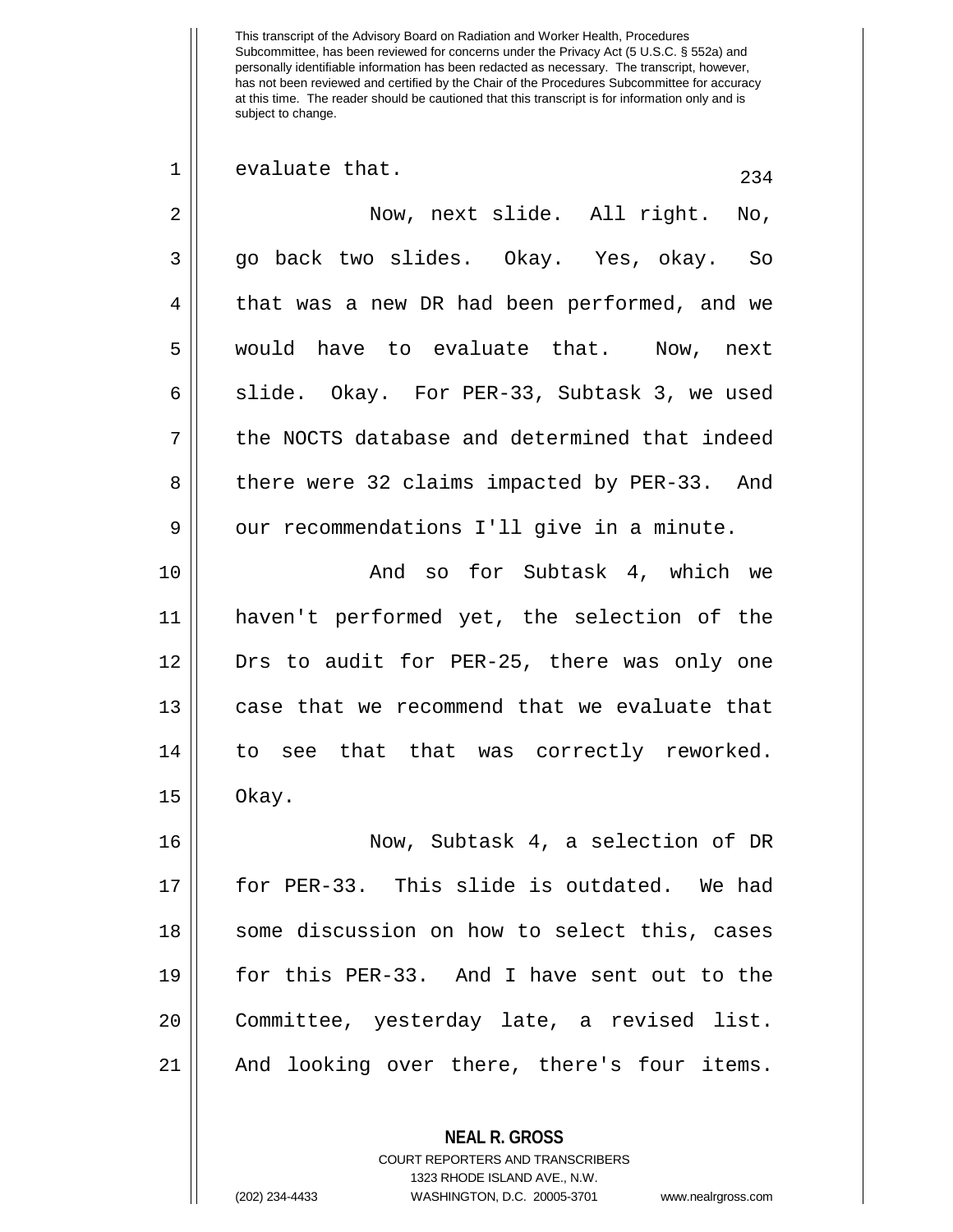This transcript of the Advisory Board on Radiation and Worker Health, Procedures Subcommittee, has been reviewed for concerns under the Privacy Act (5 U.S.C. § 552a) and personally identifiable information has been redacted as necessary. The transcript, however, has not been reviewed and certified by the Chair of the Procedures Subcommittee for accuracy at this time. The reader should be cautioned that this transcript is for information only and is subject to change.

1 evaluate that.

2 Now, next slide. All right. No,
3 go back two slides. Okay. Yes, okay. So
4 that was a new DR had been performed, and we
5 would have to evaluate that. Now, next
6 slide. Okay. For PER-33, Subtask 3, we used
7 the NOCTS database and determined that indeed
8 there were 32 claims impacted by PER-33. And
9 our recommendations I'll give in a minute.

10 And so for Subtask 4, which we
11 haven't performed yet, the selection of the
12 Drs to audit for PER-25, there was only one
13 case that we recommend that we evaluate that
14 to see that that was correctly reworked.
15 Okay.

16 Now, Subtask 4, a selection of DR
17 for PER-33. This slide is outdated. We had
18 some discussion on how to select this, cases
19 for this PER-33. And I have sent out to the
20 Committee, yesterday late, a revised list.
21 And looking over there, there's four items.

**NEAL R. GROSS**
COURT REPORTERS AND TRANSCRIBERS
1323 RHODE ISLAND AVE., N.W.
(202) 234-4433 WASHINGTON, D.C. 20005-3701 www.nealrgross.com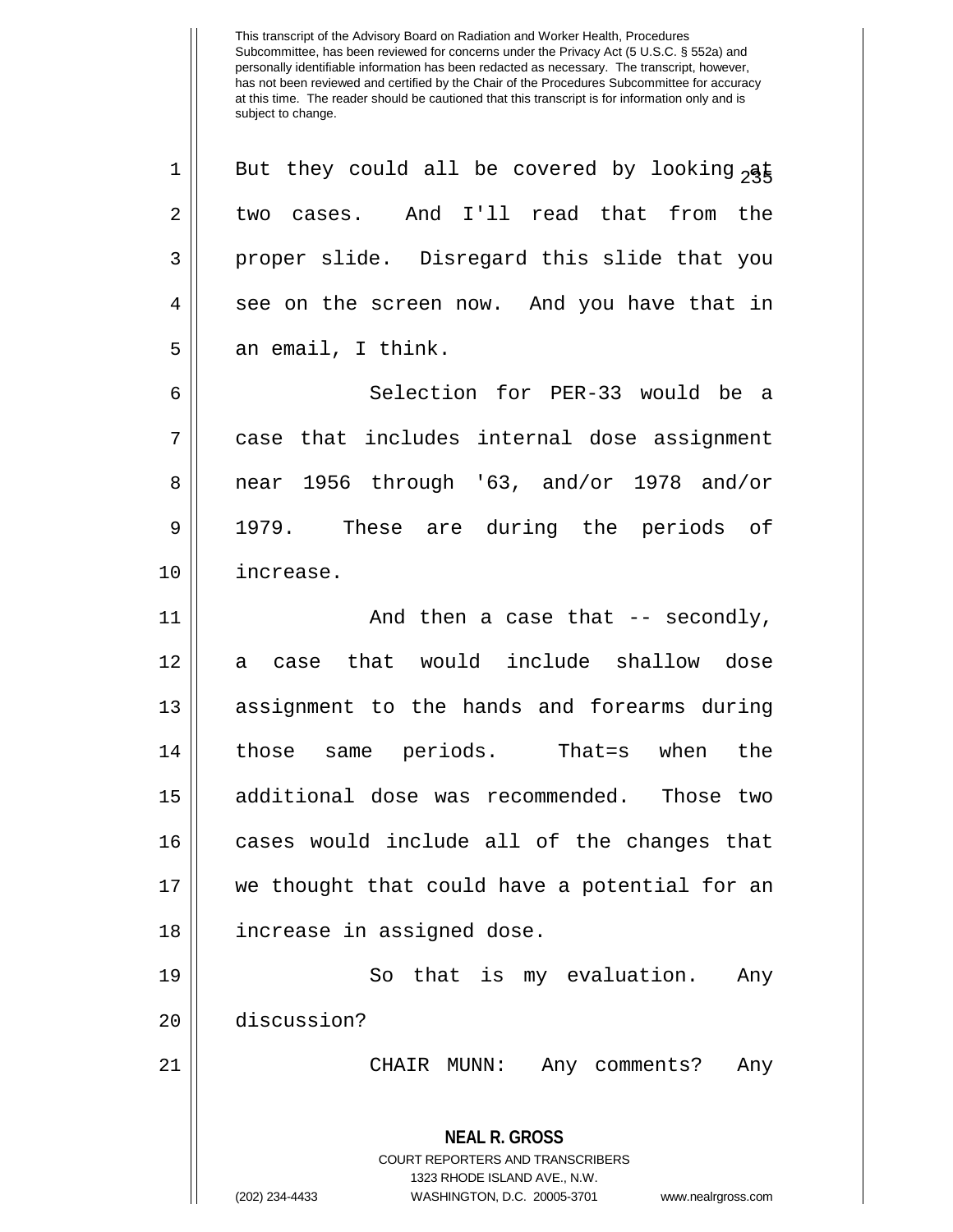But they could all be covered by looking at two cases. And I'll read that from the proper slide. Disregard this slide that you see on the screen now. And you have that in an email, I think.

Selection for PER-33 would be a case that includes internal dose assignment near 1956 through '63, and/or 1978 and/or 1979. These are during the periods of increase.

And then a case that -- secondly, a case that would include shallow dose assignment to the hands and forearms during those same periods. That=s when the additional dose was recommended. Those two cases would include all of the changes that we thought that could have a potential for an increase in assigned dose.

So that is my evaluation. Any discussion?

CHAIR MUNN: Any comments? Any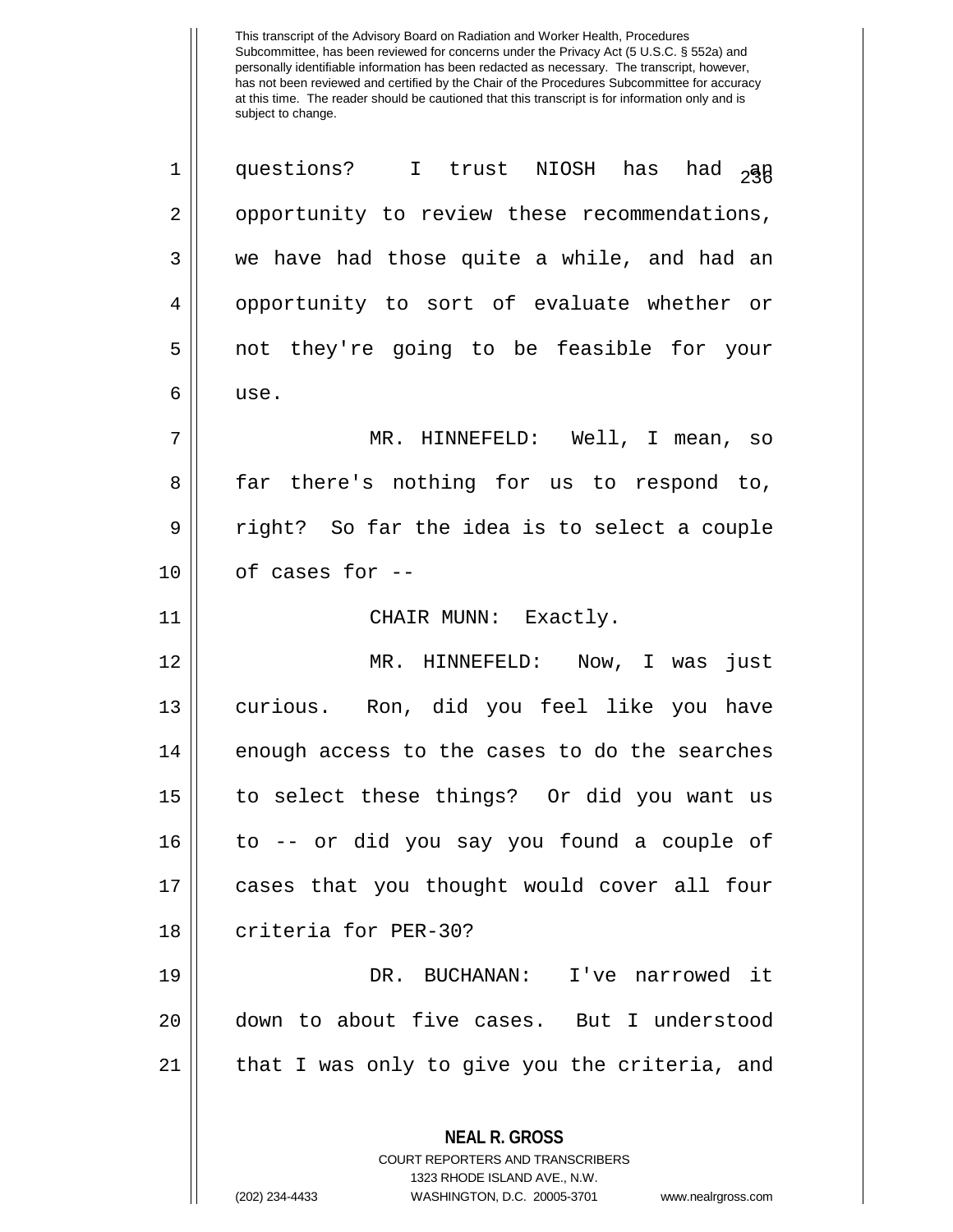This transcript of the Advisory Board on Radiation and Worker Health, Procedures Subcommittee, has been reviewed for concerns under the Privacy Act (5 U.S.C. § 552a) and personally identifiable information has been redacted as necessary. The transcript, however, has not been reviewed and certified by the Chair of the Procedures Subcommittee for accuracy at this time. The reader should be cautioned that this transcript is for information only and is subject to change.

questions? I trust NIOSH has had an opportunity to review these recommendations, we have had those quite a while, and had an opportunity to sort of evaluate whether or not they're going to be feasible for your use.

MR. HINNEFELD: Well, I mean, so far there's nothing for us to respond to, right? So far the idea is to select a couple of cases for --

CHAIR MUNN: Exactly.

MR. HINNEFELD: Now, I was just curious. Ron, did you feel like you have enough access to the cases to do the searches to select these things? Or did you want us to -- or did you say you found a couple of cases that you thought would cover all four criteria for PER-30?

DR. BUCHANAN: I've narrowed it down to about five cases. But I understood that I was only to give you the criteria, and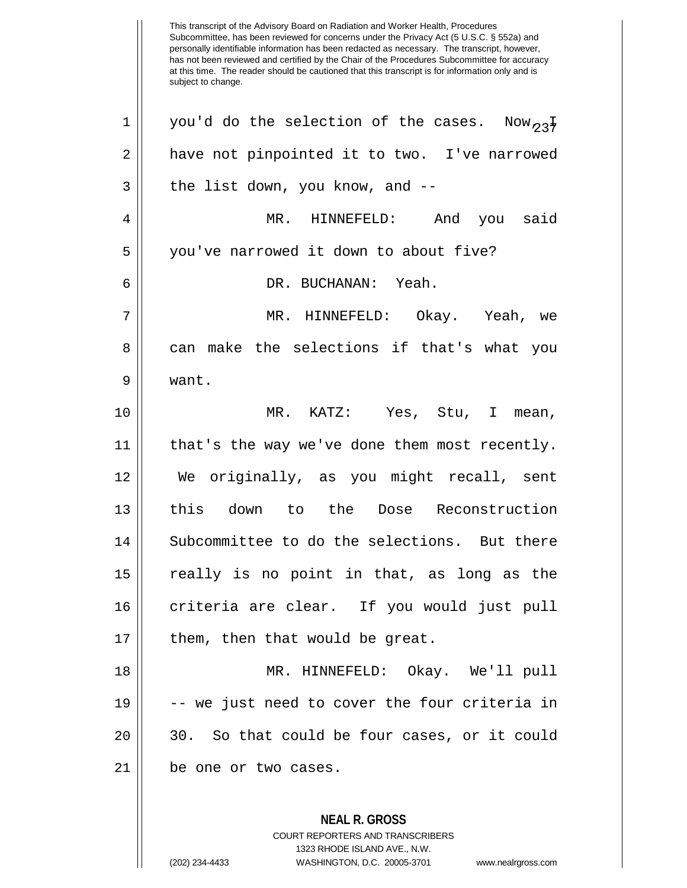you'd do the selection of the cases. Now, I have not pinpointed it to two. I've narrowed the list down, you know, and --

MR. HINNEFELD: And you said you've narrowed it down to about five?

DR. BUCHANAN: Yeah.

MR. HINNEFELD: Okay. Yeah, we can make the selections if that's what you want.

MR. KATZ: Yes, Stu, I mean, that's the way we've done them most recently. We originally, as you might recall, sent this down to the Dose Reconstruction Subcommittee to do the selections. But there really is no point in that, as long as the criteria are clear. If you would just pull them, then that would be great.

MR. HINNEFELD: Okay. We'll pull -- we just need to cover the four criteria in 30. So that could be four cases, or it could be one or two cases.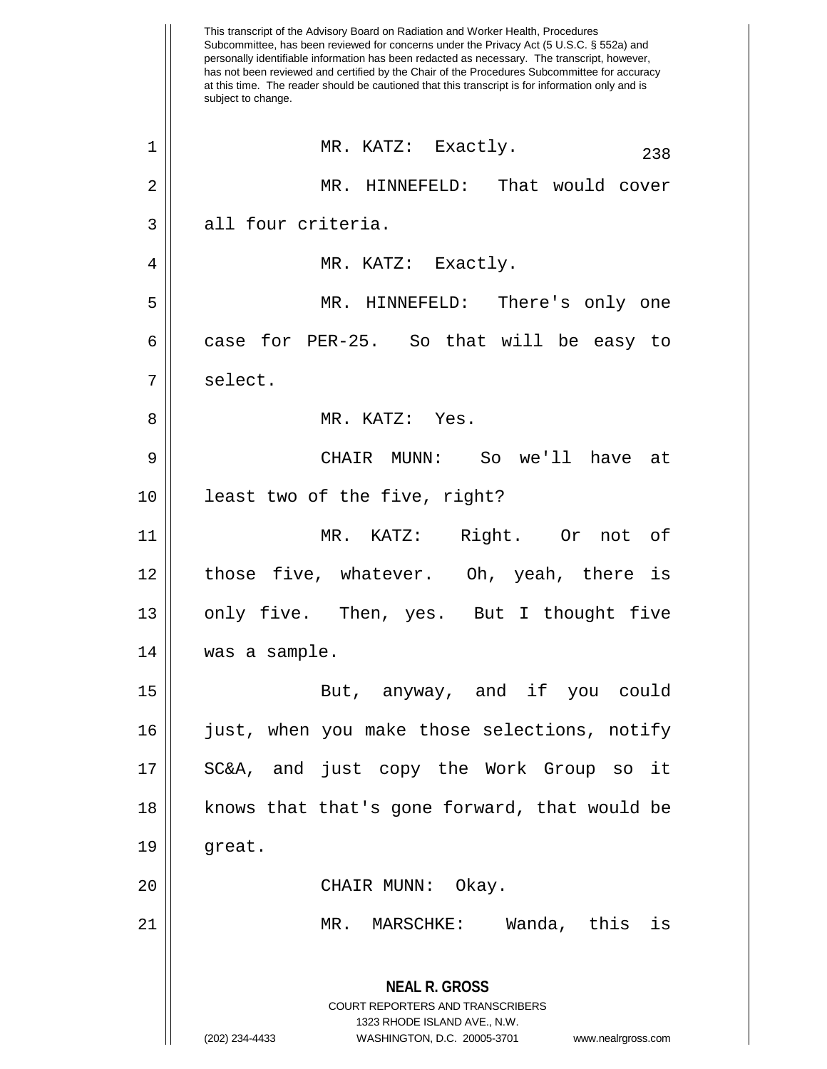MR. KATZ: Exactly.

MR. HINNEFELD: That would cover all four criteria.

MR. KATZ: Exactly.

MR. HINNEFELD: There's only one case for PER-25. So that will be easy to select.

MR. KATZ: Yes.

CHAIR MUNN: So we'll have at least two of the five, right?

MR. KATZ: Right. Or not of those five, whatever. Oh, yeah, there is only five. Then, yes. But I thought five was a sample.

But, anyway, and if you could just, when you make those selections, notify SC&A, and just copy the Work Group so it knows that that's gone forward, that would be great.

CHAIR MUNN: Okay.

MR. MARSCHKE: Wanda, this is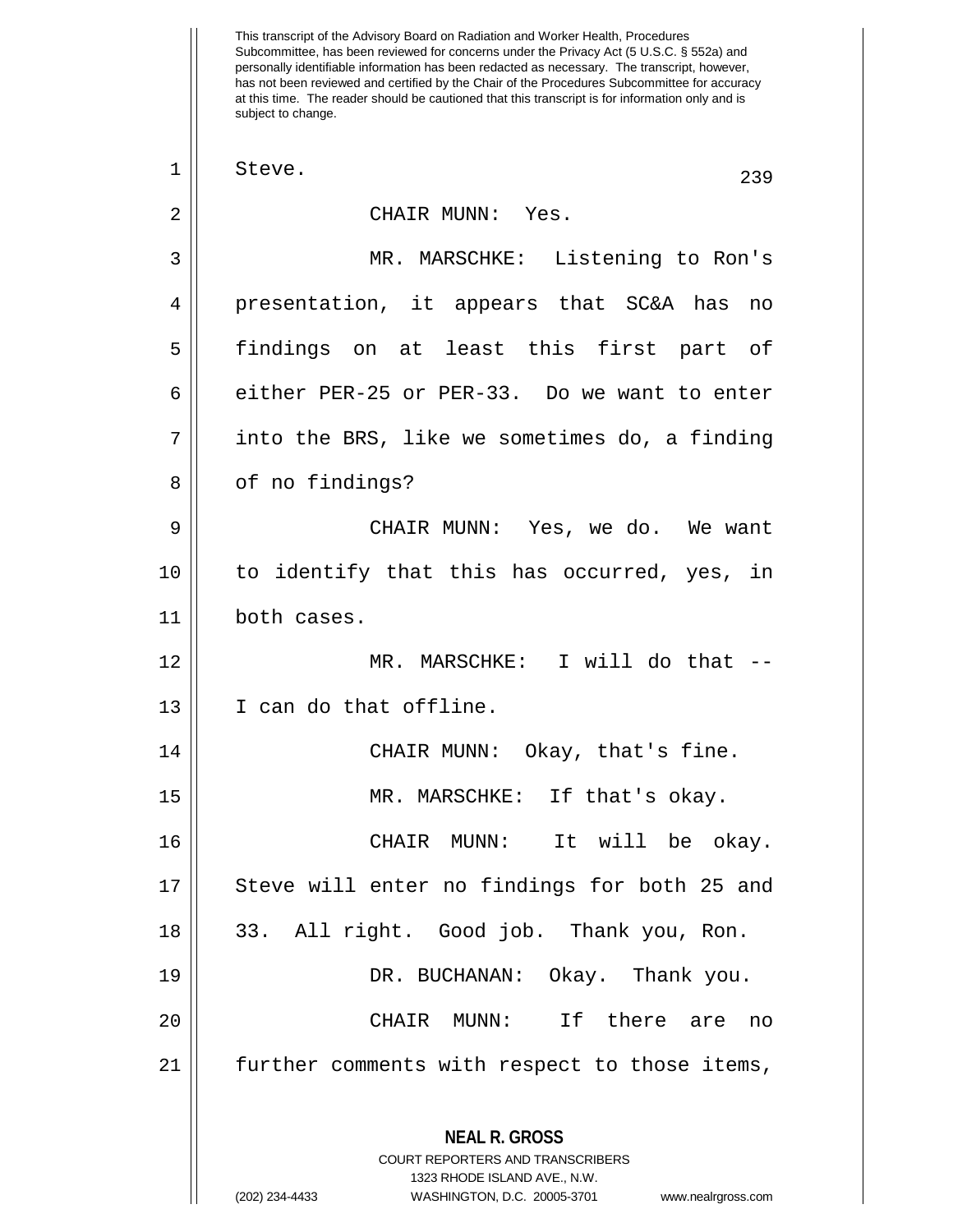Steve.

CHAIR MUNN: Yes.

MR. MARSCHKE: Listening to Ron's presentation, it appears that SC&A has no findings on at least this first part of either PER-25 or PER-33. Do we want to enter into the BRS, like we sometimes do, a finding of no findings?

CHAIR MUNN: Yes, we do. We want to identify that this has occurred, yes, in both cases.

MR. MARSCHKE: I will do that -- I can do that offline.

CHAIR MUNN: Okay, that's fine.

MR. MARSCHKE: If that's okay.

CHAIR MUNN: It will be okay. Steve will enter no findings for both 25 and 33. All right. Good job. Thank you, Ron.

DR. BUCHANAN: Okay. Thank you.

CHAIR MUNN: If there are no further comments with respect to those items,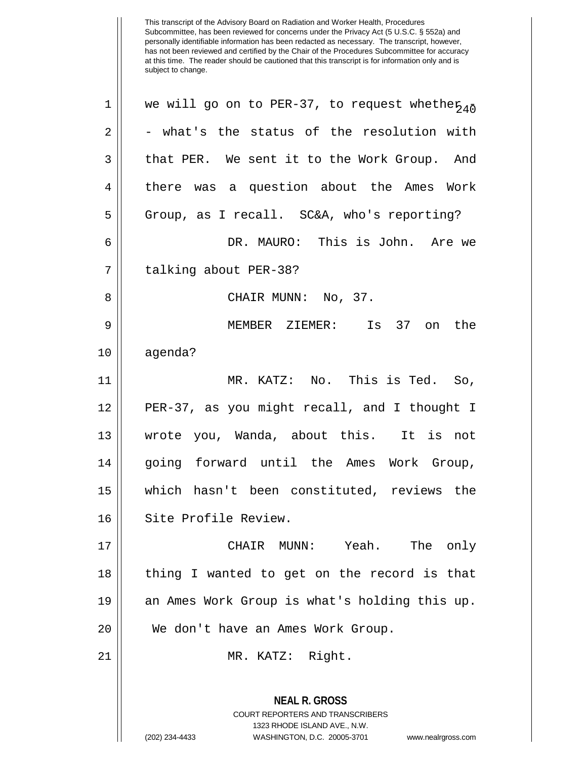This transcript of the Advisory Board on Radiation and Worker Health, Procedures Subcommittee, has been reviewed for concerns under the Privacy Act (5 U.S.C. § 552a) and personally identifiable information has been redacted as necessary. The transcript, however, has not been reviewed and certified by the Chair of the Procedures Subcommittee for accuracy at this time. The reader should be cautioned that this transcript is for information only and is subject to change.

1 we will go on to PER-37, to request whether -
2 - what's the status of the resolution with
3 that PER. We sent it to the Work Group. And
4 there was a question about the Ames Work
5 Group, as I recall. SC&A, who's reporting?

6 DR. MAURO: This is John. Are we
7 talking about PER-38?

8 CHAIR MUNN: No, 37.

9 MEMBER ZIEMER: Is 37 on the
10 agenda?

11 MR. KATZ: No. This is Ted. So,
12 PER-37, as you might recall, and I thought I
13 wrote you, Wanda, about this. It is not
14 going forward until the Ames Work Group,
15 which hasn't been constituted, reviews the
16 Site Profile Review.

17 CHAIR MUNN: Yeah. The only
18 thing I wanted to get on the record is that
19 an Ames Work Group is what's holding this up.
20 We don't have an Ames Work Group.

21 MR. KATZ: Right.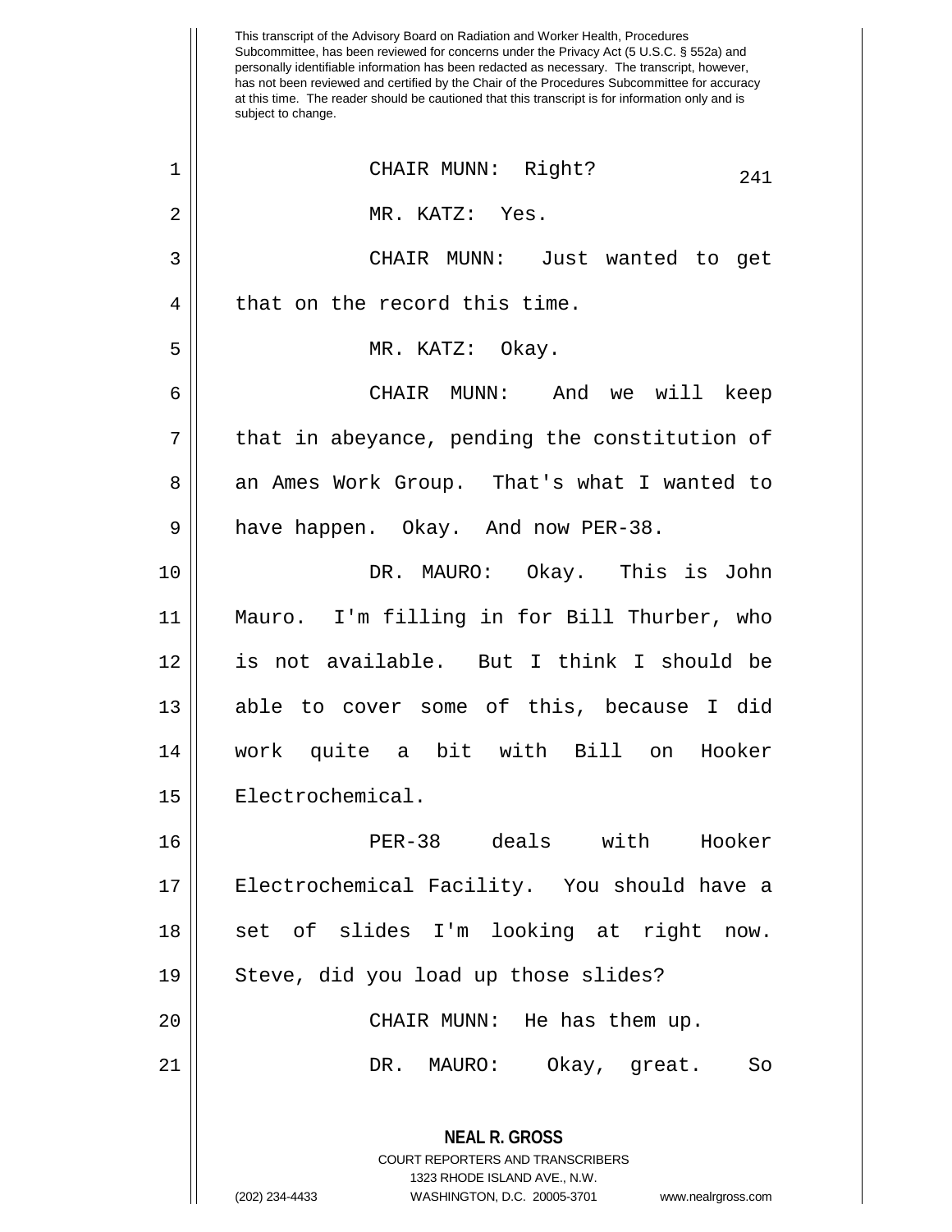This transcript of the Advisory Board on Radiation and Worker Health, Procedures Subcommittee, has been reviewed for concerns under the Privacy Act (5 U.S.C. § 552a) and personally identifiable information has been redacted as necessary. The transcript, however, has not been reviewed and certified by the Chair of the Procedures Subcommittee for accuracy at this time. The reader should be cautioned that this transcript is for information only and is subject to change.

CHAIR MUNN: Right?

MR. KATZ: Yes.

CHAIR MUNN: Just wanted to get that on the record this time.

MR. KATZ: Okay.

CHAIR MUNN: And we will keep that in abeyance, pending the constitution of an Ames Work Group. That's what I wanted to have happen. Okay. And now PER-38.

DR. MAURO: Okay. This is John Mauro. I'm filling in for Bill Thurber, who is not available. But I think I should be able to cover some of this, because I did work quite a bit with Bill on Hooker Electrochemical.

PER-38 deals with Hooker Electrochemical Facility. You should have a set of slides I'm looking at right now. Steve, did you load up those slides?

CHAIR MUNN: He has them up.

DR. MAURO: Okay, great. So

**NEAL R. GROSS**
COURT REPORTERS AND TRANSCRIBERS
1323 RHODE ISLAND AVE., N.W.
(202) 234-4433 WASHINGTON, D.C. 20005-3701 www.nealrgross.com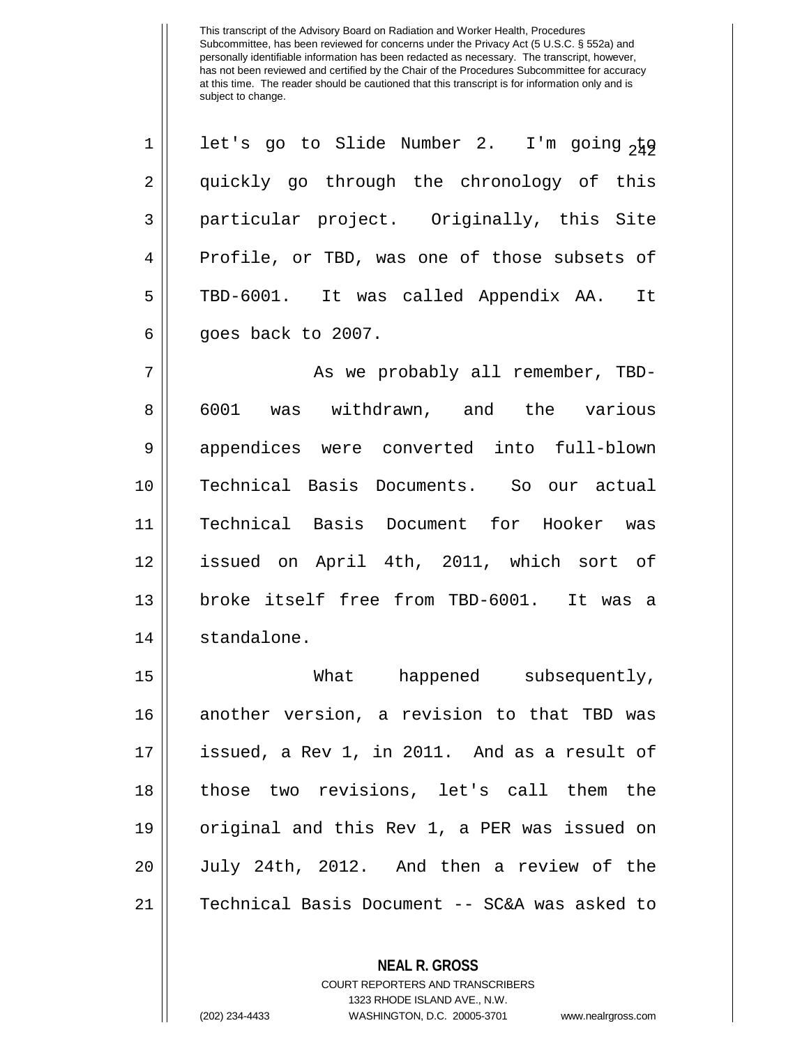This transcript of the Advisory Board on Radiation and Worker Health, Procedures Subcommittee, has been reviewed for concerns under the Privacy Act (5 U.S.C. § 552a) and personally identifiable information has been redacted as necessary. The transcript, however, has not been reviewed and certified by the Chair of the Procedures Subcommittee for accuracy at this time. The reader should be cautioned that this transcript is for information only and is subject to change.

let's go to Slide Number 2. I'm going to quickly go through the chronology of this particular project. Originally, this Site Profile, or TBD, was one of those subsets of TBD-6001. It was called Appendix AA. It goes back to 2007.

As we probably all remember, TBD-6001 was withdrawn, and the various appendices were converted into full-blown Technical Basis Documents. So our actual Technical Basis Document for Hooker was issued on April 4th, 2011, which sort of broke itself free from TBD-6001. It was a standalone.

What happened subsequently, another version, a revision to that TBD was issued, a Rev 1, in 2011. And as a result of those two revisions, let's call them the original and this Rev 1, a PER was issued on July 24th, 2012. And then a review of the Technical Basis Document -- SC&A was asked to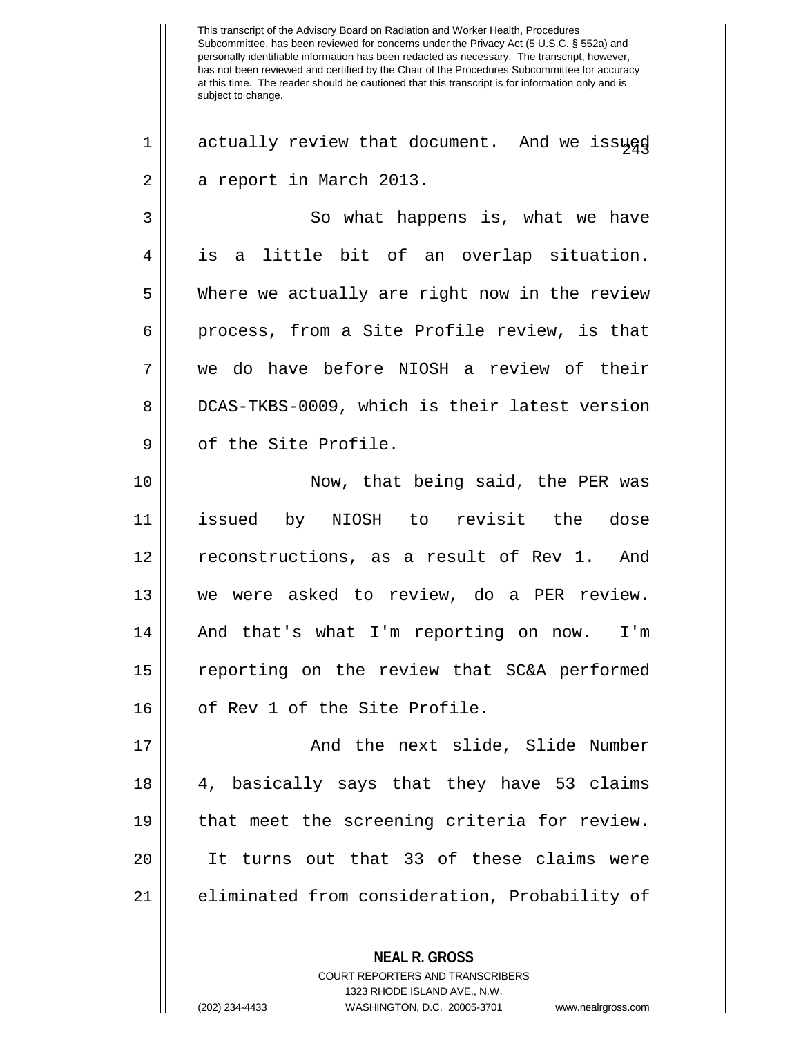actually review that document. And we issued a report in March 2013.

So what happens is, what we have is a little bit of an overlap situation. Where we actually are right now in the review process, from a Site Profile review, is that we do have before NIOSH a review of their DCAS-TKBS-0009, which is their latest version of the Site Profile.

Now, that being said, the PER was issued by NIOSH to revisit the dose reconstructions, as a result of Rev 1. And we were asked to review, do a PER review. And that's what I'm reporting on now. I'm reporting on the review that SC&A performed of Rev 1 of the Site Profile.

And the next slide, Slide Number 4, basically says that they have 53 claims that meet the screening criteria for review. It turns out that 33 of these claims were eliminated from consideration, Probability of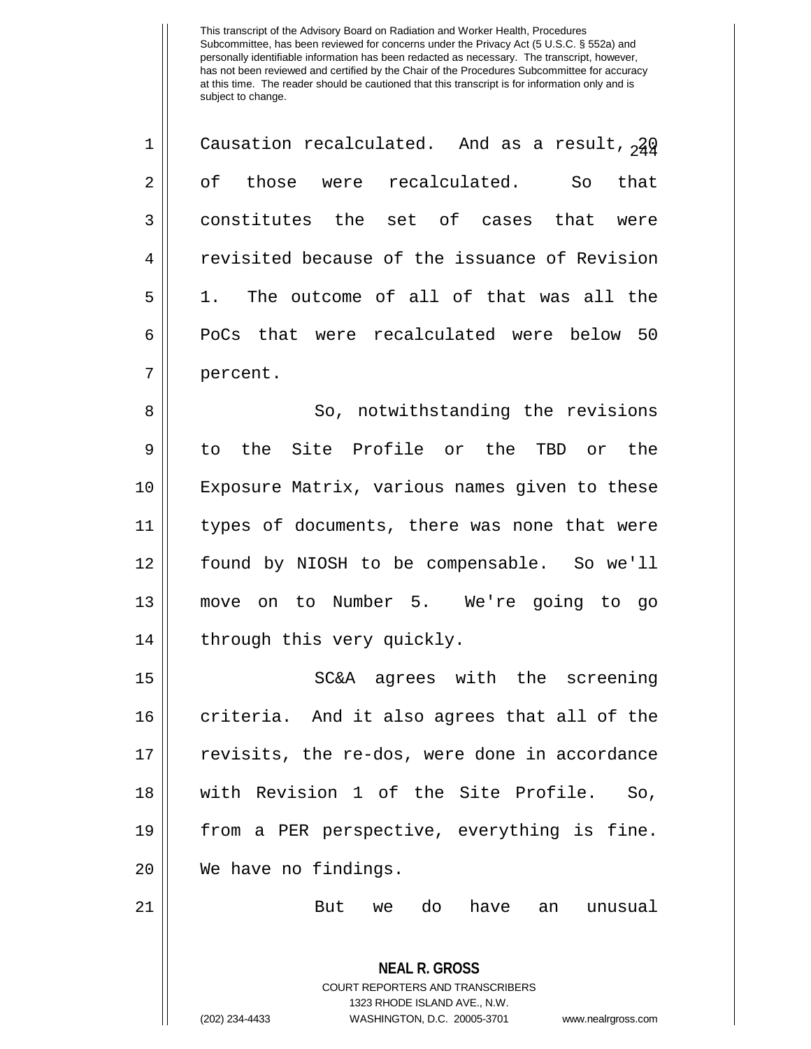This transcript of the Advisory Board on Radiation and Worker Health, Procedures Subcommittee, has been reviewed for concerns under the Privacy Act (5 U.S.C. § 552a) and personally identifiable information has been redacted as necessary. The transcript, however, has not been reviewed and certified by the Chair of the Procedures Subcommittee for accuracy at this time. The reader should be cautioned that this transcript is for information only and is subject to change.

Causation recalculated. And as a result, 20 of those were recalculated. So that constitutes the set of cases that were revisited because of the issuance of Revision 1. The outcome of all of that was all the PoCs that were recalculated were below 50 percent.

So, notwithstanding the revisions to the Site Profile or the TBD or the Exposure Matrix, various names given to these types of documents, there was none that were found by NIOSH to be compensable. So we'll move on to Number 5. We're going to go through this very quickly.

SC&A agrees with the screening criteria. And it also agrees that all of the revisits, the re-dos, were done in accordance with Revision 1 of the Site Profile. So, from a PER perspective, everything is fine. We have no findings.

But we do have an unusual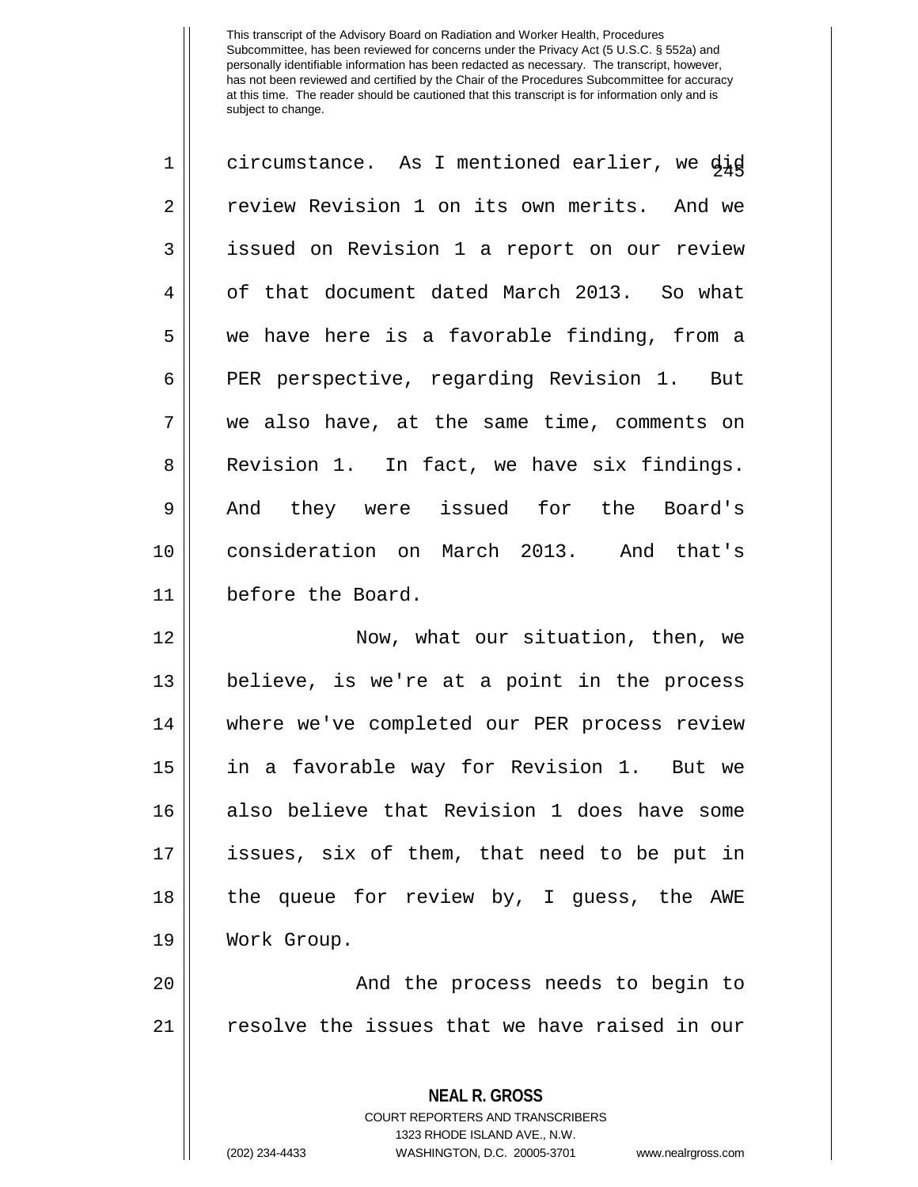circumstance. As I mentioned earlier, we did review Revision 1 on its own merits. And we issued on Revision 1 a report on our review of that document dated March 2013. So what we have here is a favorable finding, from a PER perspective, regarding Revision 1. But we also have, at the same time, comments on Revision 1. In fact, we have six findings. And they were issued for the Board's consideration on March 2013. And that's before the Board.

Now, what our situation, then, we believe, is we're at a point in the process where we've completed our PER process review in a favorable way for Revision 1. But we also believe that Revision 1 does have some issues, six of them, that need to be put in the queue for review by, I guess, the AWE Work Group.

And the process needs to begin to resolve the issues that we have raised in our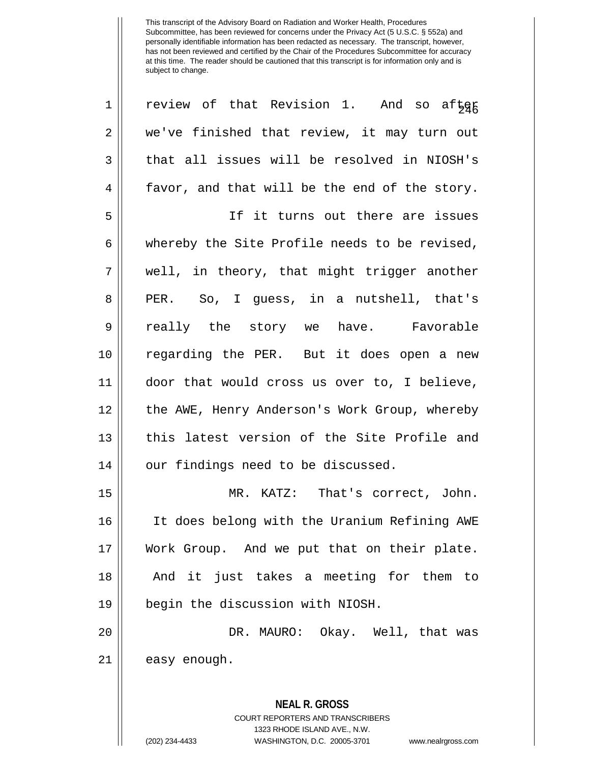This transcript of the Advisory Board on Radiation and Worker Health, Procedures Subcommittee, has been reviewed for concerns under the Privacy Act (5 U.S.C. § 552a) and personally identifiable information has been redacted as necessary. The transcript, however, has not been reviewed and certified by the Chair of the Procedures Subcommittee for accuracy at this time. The reader should be cautioned that this transcript is for information only and is subject to change.

review of that Revision 1. And so after we've finished that review, it may turn out that all issues will be resolved in NIOSH's favor, and that will be the end of the story.

If it turns out there are issues whereby the Site Profile needs to be revised, well, in theory, that might trigger another PER. So, I guess, in a nutshell, that's really the story we have. Favorable regarding the PER. But it does open a new door that would cross us over to, I believe, the AWE, Henry Anderson's Work Group, whereby this latest version of the Site Profile and our findings need to be discussed.

MR. KATZ: That's correct, John. It does belong with the Uranium Refining AWE Work Group. And we put that on their plate. And it just takes a meeting for them to begin the discussion with NIOSH.

DR. MAURO: Okay. Well, that was easy enough.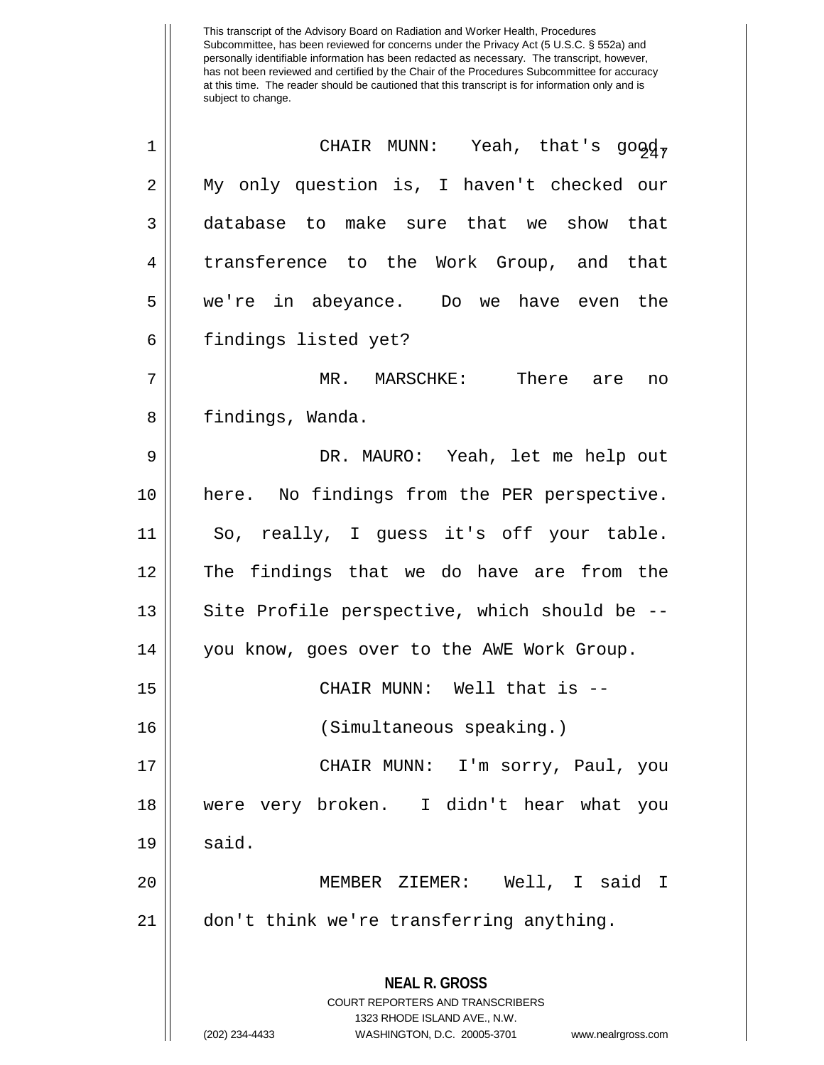This transcript of the Advisory Board on Radiation and Worker Health, Procedures Subcommittee, has been reviewed for concerns under the Privacy Act (5 U.S.C. § 552a) and personally identifiable information has been redacted as necessary. The transcript, however, has not been reviewed and certified by the Chair of the Procedures Subcommittee for accuracy at this time. The reader should be cautioned that this transcript is for information only and is subject to change.

CHAIR MUNN: Yeah, that's good. My only question is, I haven't checked our database to make sure that we show that transference to the Work Group, and that we're in abeyance. Do we have even the findings listed yet?

MR. MARSCHKE: There are no findings, Wanda.

DR. MAURO: Yeah, let me help out here. No findings from the PER perspective. So, really, I guess it's off your table. The findings that we do have are from the Site Profile perspective, which should be -- you know, goes over to the AWE Work Group.

CHAIR MUNN: Well that is --

(Simultaneous speaking.)

CHAIR MUNN: I'm sorry, Paul, you were very broken. I didn't hear what you said.

MEMBER ZIEMER: Well, I said I don't think we're transferring anything.

**NEAL R. GROSS**
COURT REPORTERS AND TRANSCRIBERS
1323 RHODE ISLAND AVE., N.W.
(202) 234-4433 WASHINGTON, D.C. 20005-3701 www.nealrgross.com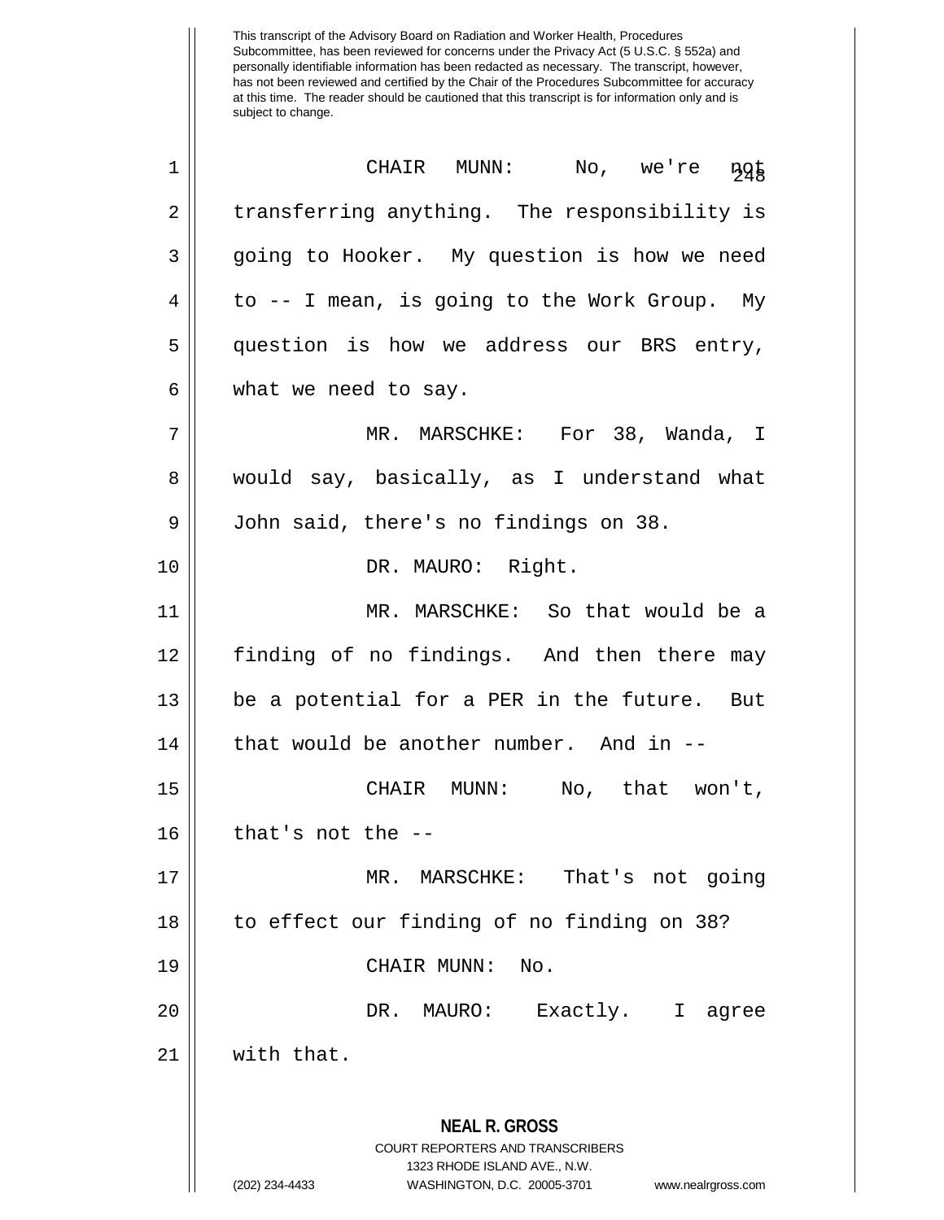This transcript of the Advisory Board on Radiation and Worker Health, Procedures Subcommittee, has been reviewed for concerns under the Privacy Act (5 U.S.C. § 552a) and personally identifiable information has been redacted as necessary. The transcript, however, has not been reviewed and certified by the Chair of the Procedures Subcommittee for accuracy at this time. The reader should be cautioned that this transcript is for information only and is subject to change.

CHAIR MUNN: No, we're not transferring anything. The responsibility is going to Hooker. My question is how we need to -- I mean, is going to the Work Group. My question is how we address our BRS entry, what we need to say.

MR. MARSCHKE: For 38, Wanda, I would say, basically, as I understand what John said, there's no findings on 38.

DR. MAURO: Right.

MR. MARSCHKE: So that would be a finding of no findings. And then there may be a potential for a PER in the future. But that would be another number. And in --

CHAIR MUNN: No, that won't, that's not the --

MR. MARSCHKE: That's not going to effect our finding of no finding on 38?

CHAIR MUNN: No.

DR. MAURO: Exactly. I agree with that.

**NEAL R. GROSS**
COURT REPORTERS AND TRANSCRIBERS
1323 RHODE ISLAND AVE., N.W.
(202) 234-4433 WASHINGTON, D.C. 20005-3701 www.nealrgross.com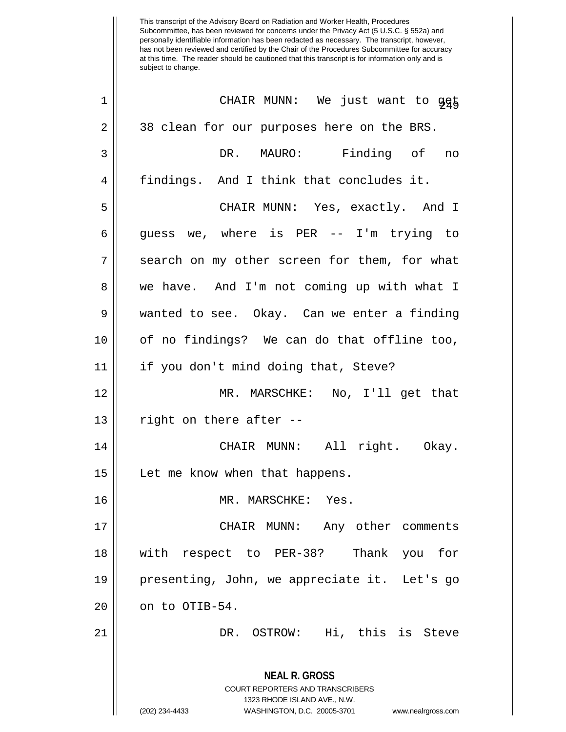CHAIR MUNN: We just want to get 38 clean for our purposes here on the BRS.

DR. MAURO: Finding of no findings. And I think that concludes it.

CHAIR MUNN: Yes, exactly. And I guess we, where is PER -- I'm trying to search on my other screen for them, for what we have. And I'm not coming up with what I wanted to see. Okay. Can we enter a finding of no findings? We can do that offline too, if you don't mind doing that, Steve?

MR. MARSCHKE: No, I'll get that right on there after --

CHAIR MUNN: All right. Okay. Let me know when that happens.

MR. MARSCHKE: Yes.

CHAIR MUNN: Any other comments with respect to PER-38? Thank you for presenting, John, we appreciate it. Let's go on to OTIB-54.

DR. OSTROW: Hi, this is Steve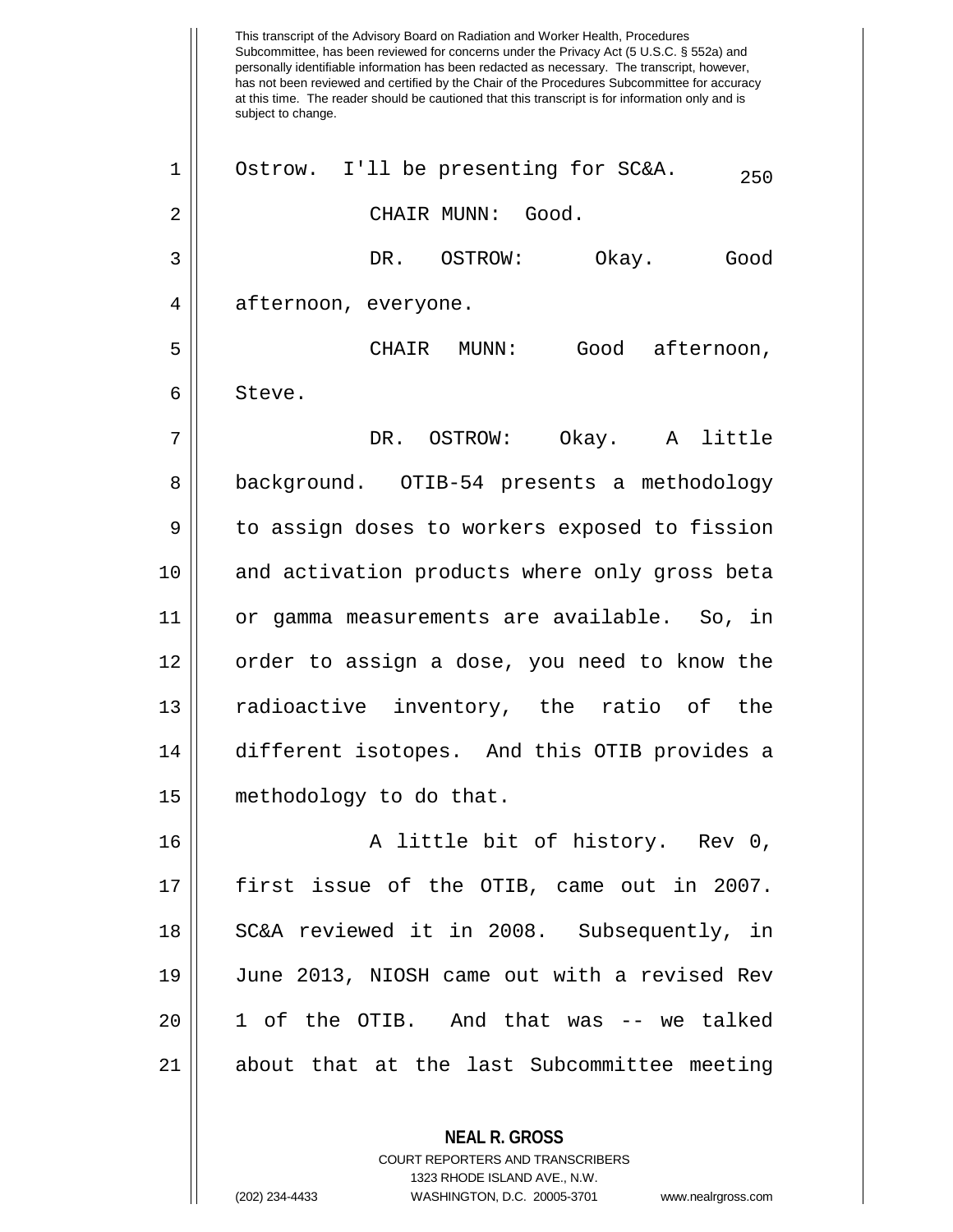This transcript of the Advisory Board on Radiation and Worker Health, Procedures Subcommittee, has been reviewed for concerns under the Privacy Act (5 U.S.C. § 552a) and personally identifiable information has been redacted as necessary. The transcript, however, has not been reviewed and certified by the Chair of the Procedures Subcommittee for accuracy at this time. The reader should be cautioned that this transcript is for information only and is subject to change.

Ostrow. I'll be presenting for SC&A.

CHAIR MUNN: Good.

DR. OSTROW: Okay. Good afternoon, everyone.

CHAIR MUNN: Good afternoon, Steve.

DR. OSTROW: Okay. A little background. OTIB-54 presents a methodology to assign doses to workers exposed to fission and activation products where only gross beta or gamma measurements are available. So, in order to assign a dose, you need to know the radioactive inventory, the ratio of the different isotopes. And this OTIB provides a methodology to do that.

A little bit of history. Rev 0, first issue of the OTIB, came out in 2007. SC&A reviewed it in 2008. Subsequently, in June 2013, NIOSH came out with a revised Rev 1 of the OTIB. And that was -- we talked about that at the last Subcommittee meeting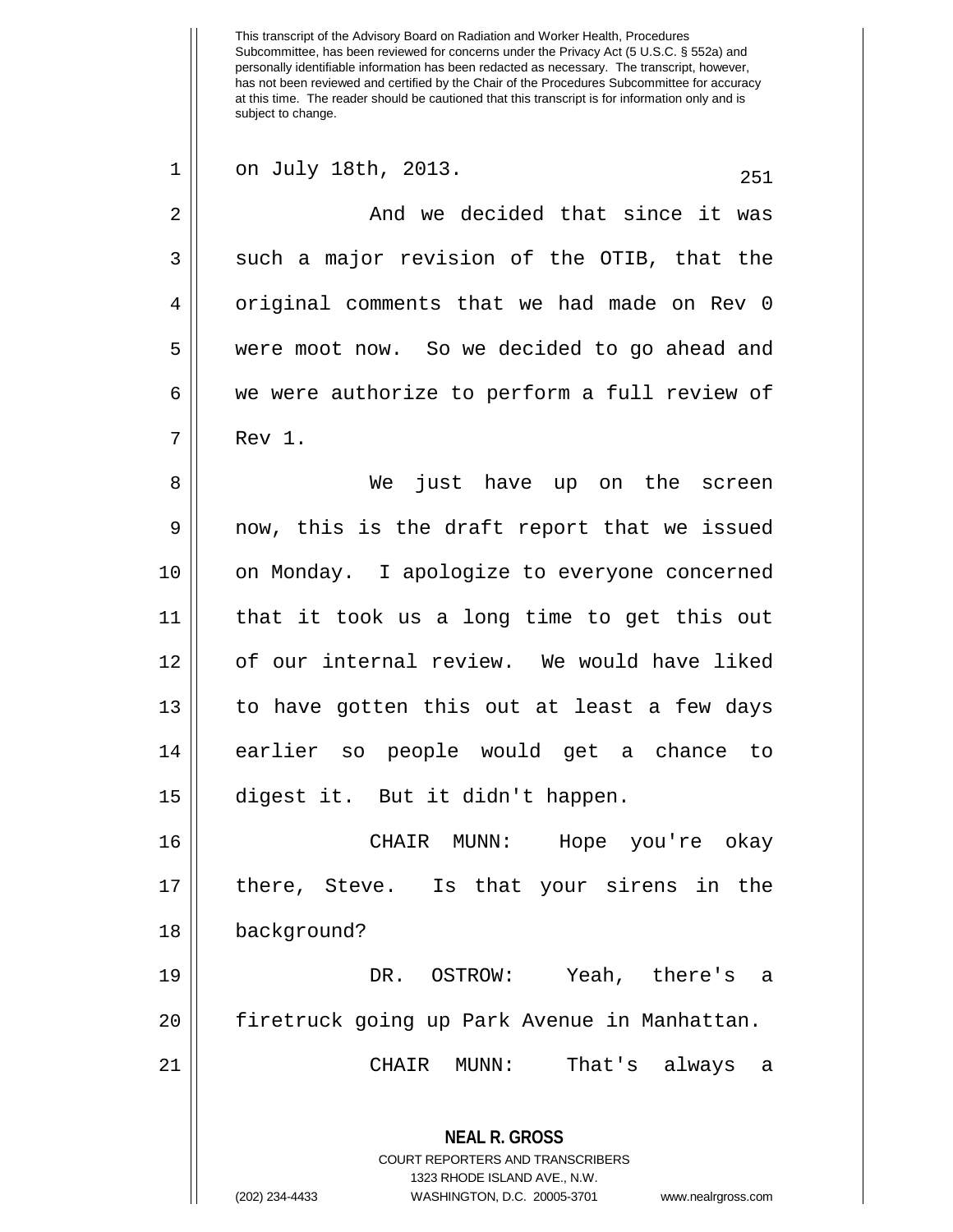on July 18th, 2013.

And we decided that since it was such a major revision of the OTIB, that the original comments that we had made on Rev 0 were moot now. So we decided to go ahead and we were authorize to perform a full review of Rev 1.

We just have up on the screen now, this is the draft report that we issued on Monday. I apologize to everyone concerned that it took us a long time to get this out of our internal review. We would have liked to have gotten this out at least a few days earlier so people would get a chance to digest it. But it didn't happen.

CHAIR MUNN: Hope you're okay there, Steve. Is that your sirens in the background?

DR. OSTROW: Yeah, there's a firetruck going up Park Avenue in Manhattan.

CHAIR MUNN: That's always a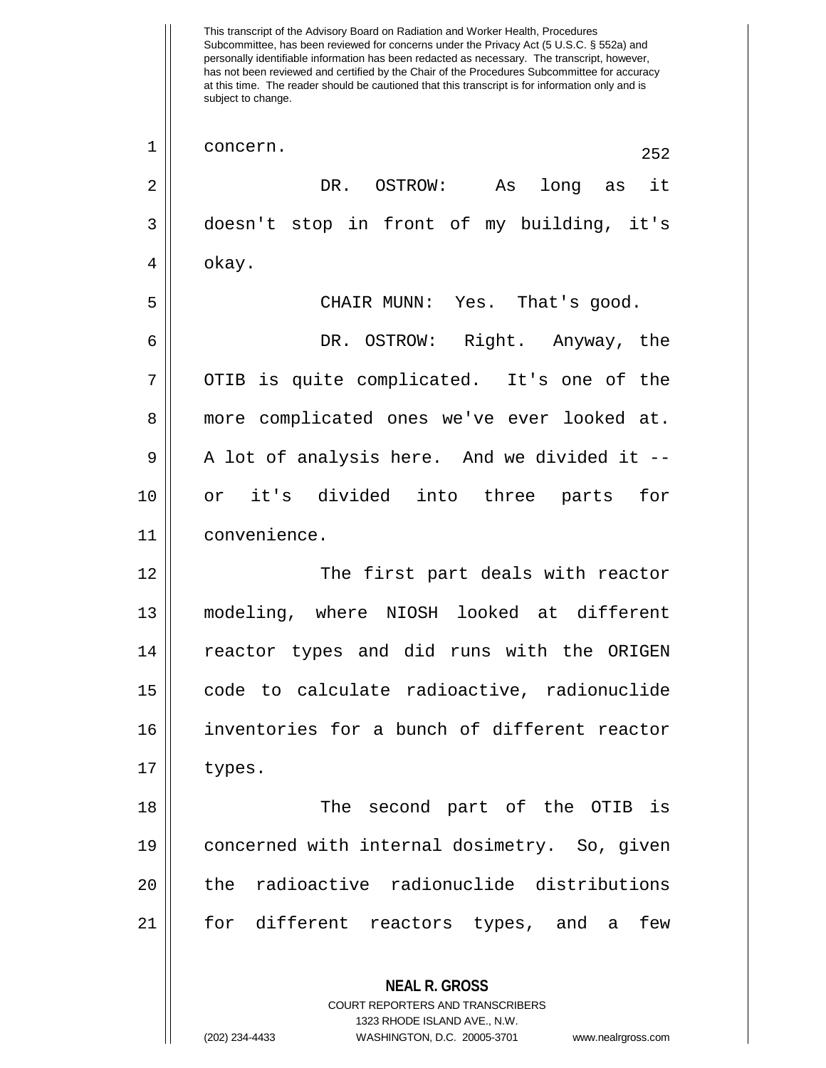concern.

DR. OSTROW: As long as it doesn't stop in front of my building, it's okay.

CHAIR MUNN: Yes. That's good.

DR. OSTROW: Right. Anyway, the OTIB is quite complicated. It's one of the more complicated ones we've ever looked at. A lot of analysis here. And we divided it -- or it's divided into three parts for convenience.

The first part deals with reactor modeling, where NIOSH looked at different reactor types and did runs with the ORIGEN code to calculate radioactive, radionuclide inventories for a bunch of different reactor types.

The second part of the OTIB is concerned with internal dosimetry. So, given the radioactive radionuclide distributions for different reactors types, and a few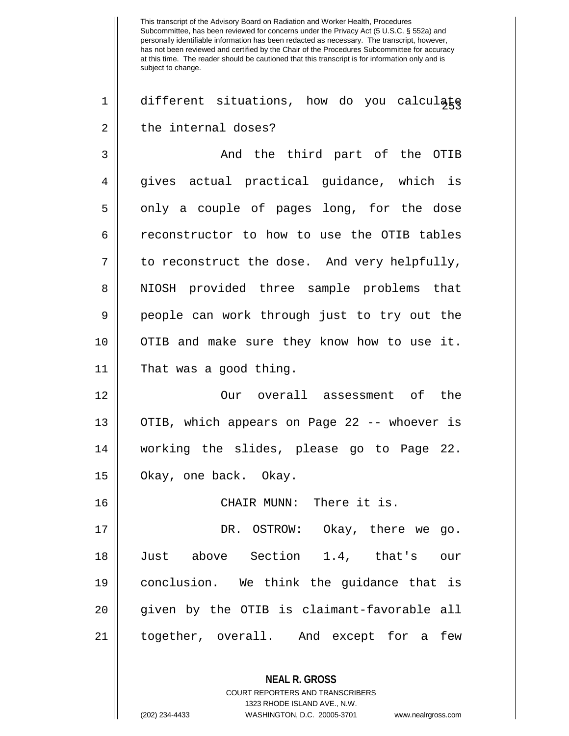This transcript of the Advisory Board on Radiation and Worker Health, Procedures Subcommittee, has been reviewed for concerns under the Privacy Act (5 U.S.C. § 552a) and personally identifiable information has been redacted as necessary. The transcript, however, has not been reviewed and certified by the Chair of the Procedures Subcommittee for accuracy at this time. The reader should be cautioned that this transcript is for information only and is subject to change.

different situations, how do you calculate the internal doses?

And the third part of the OTIB gives actual practical guidance, which is only a couple of pages long, for the dose reconstructor to how to use the OTIB tables to reconstruct the dose. And very helpfully, NIOSH provided three sample problems that people can work through just to try out the OTIB and make sure they know how to use it. That was a good thing.

Our overall assessment of the OTIB, which appears on Page 22 -- whoever is working the slides, please go to Page 22. Okay, one back. Okay.

CHAIR MUNN: There it is.

DR. OSTROW: Okay, there we go. Just above Section 1.4, that's our conclusion. We think the guidance that is given by the OTIB is claimant-favorable all together, overall. And except for a few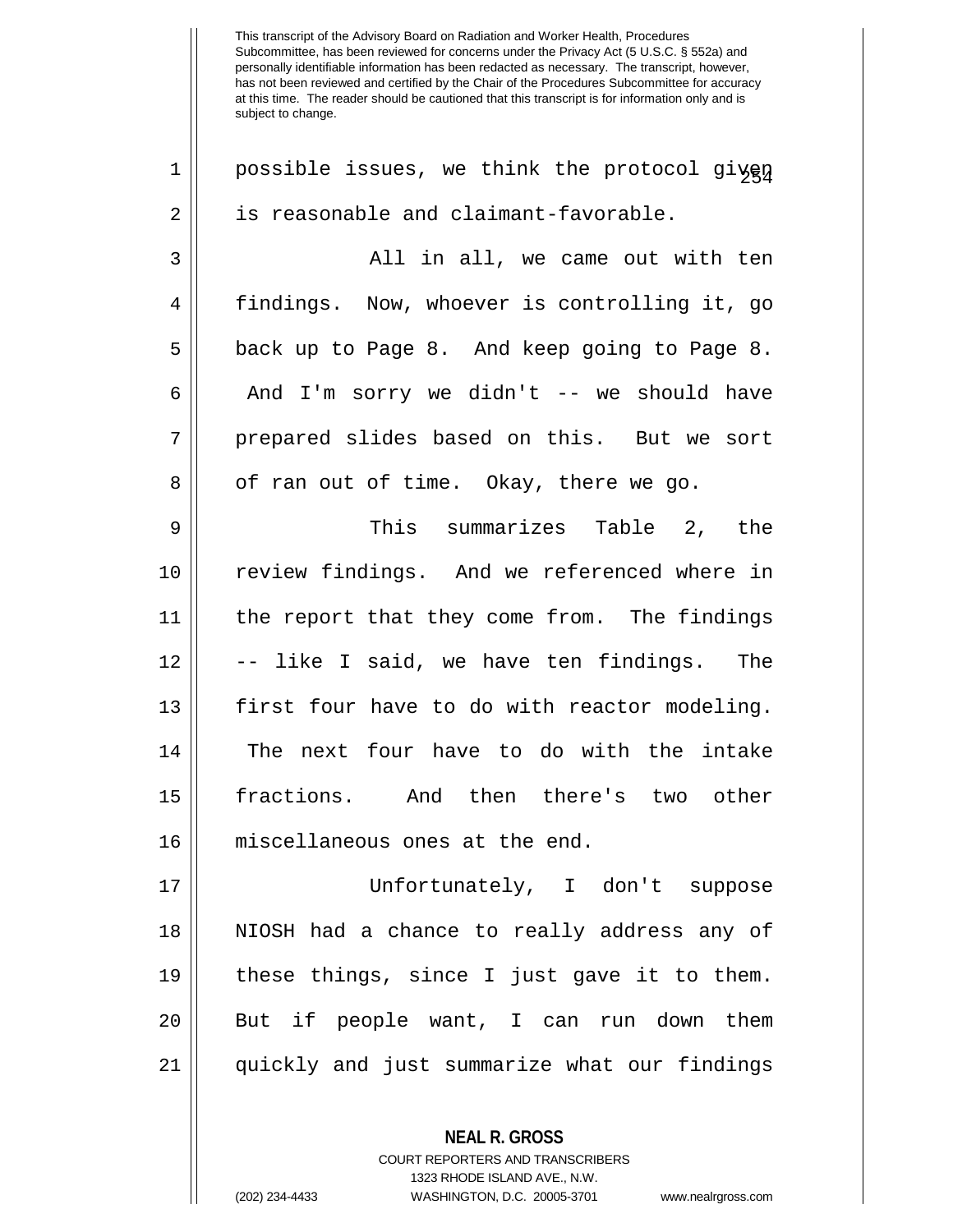possible issues, we think the protocol given is reasonable and claimant-favorable.

All in all, we came out with ten findings. Now, whoever is controlling it, go back up to Page 8. And keep going to Page 8. And I'm sorry we didn't -- we should have prepared slides based on this. But we sort of ran out of time. Okay, there we go.

This summarizes Table 2, the review findings. And we referenced where in the report that they come from. The findings -- like I said, we have ten findings. The first four have to do with reactor modeling. The next four have to do with the intake fractions. And then there's two other miscellaneous ones at the end.

Unfortunately, I don't suppose NIOSH had a chance to really address any of these things, since I just gave it to them. But if people want, I can run down them quickly and just summarize what our findings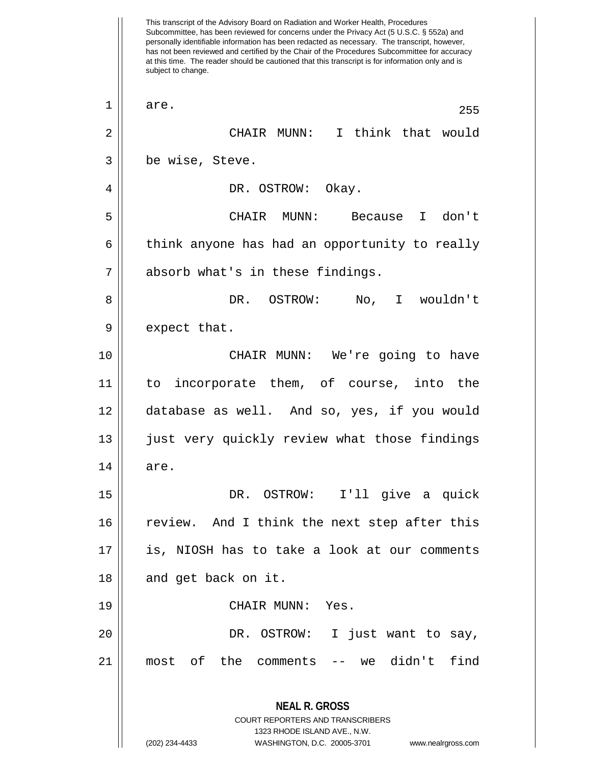are.

CHAIR MUNN: I think that would be wise, Steve.

DR. OSTROW: Okay.

CHAIR MUNN: Because I don't think anyone has had an opportunity to really absorb what's in these findings.

DR. OSTROW: No, I wouldn't expect that.

CHAIR MUNN: We're going to have to incorporate them, of course, into the database as well. And so, yes, if you would just very quickly review what those findings are.

DR. OSTROW: I'll give a quick review. And I think the next step after this is, NIOSH has to take a look at our comments and get back on it.

CHAIR MUNN: Yes.

DR. OSTROW: I just want to say, most of the comments -- we didn't find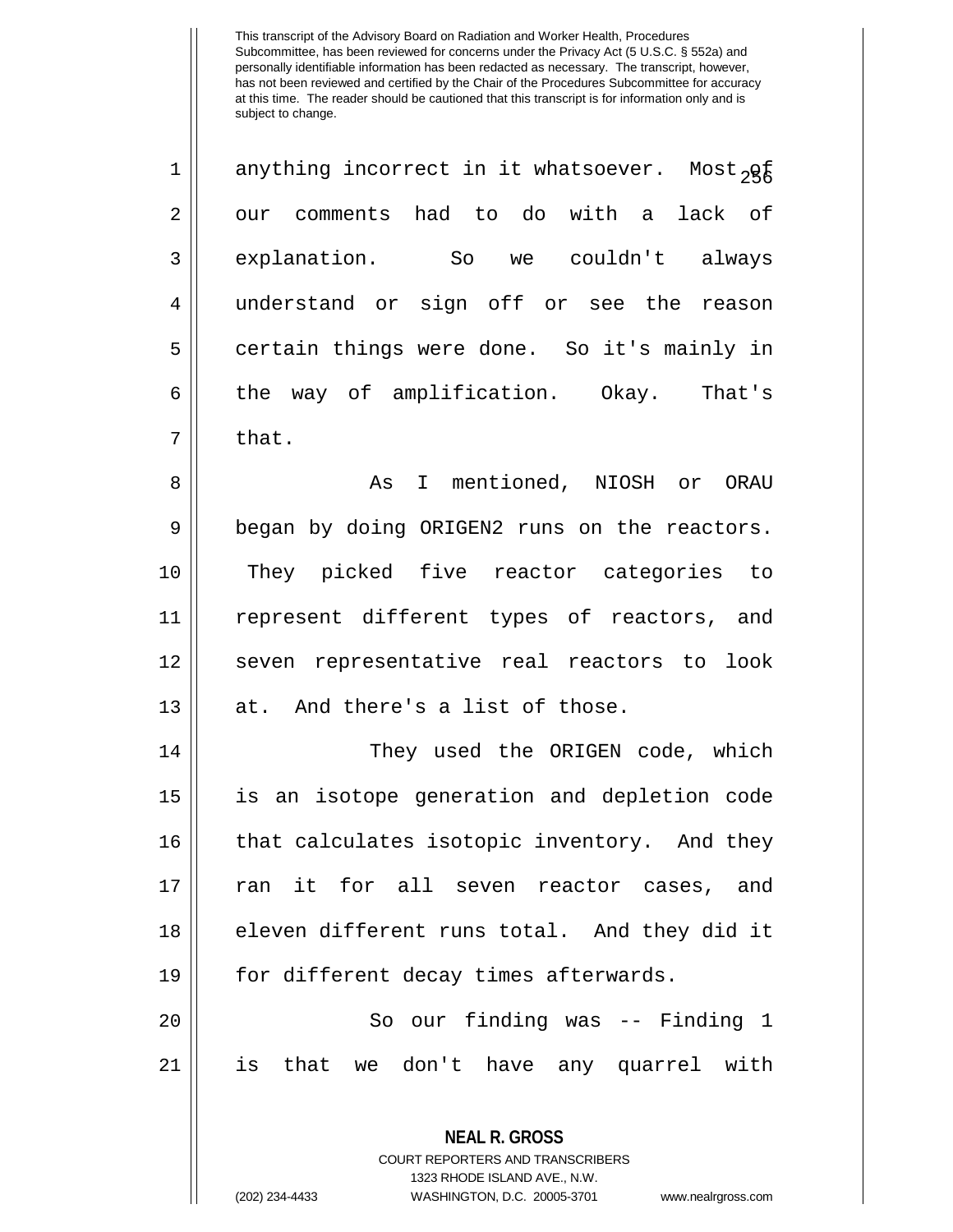anything incorrect in it whatsoever. Most of our comments had to do with a lack of explanation. So we couldn't always understand or sign off or see the reason certain things were done. So it's mainly in the way of amplification. Okay. That's that.

As I mentioned, NIOSH or ORAU began by doing ORIGEN2 runs on the reactors. They picked five reactor categories to represent different types of reactors, and seven representative real reactors to look at. And there's a list of those.

They used the ORIGEN code, which is an isotope generation and depletion code that calculates isotopic inventory. And they ran it for all seven reactor cases, and eleven different runs total. And they did it for different decay times afterwards.

So our finding was -- Finding 1 is that we don't have any quarrel with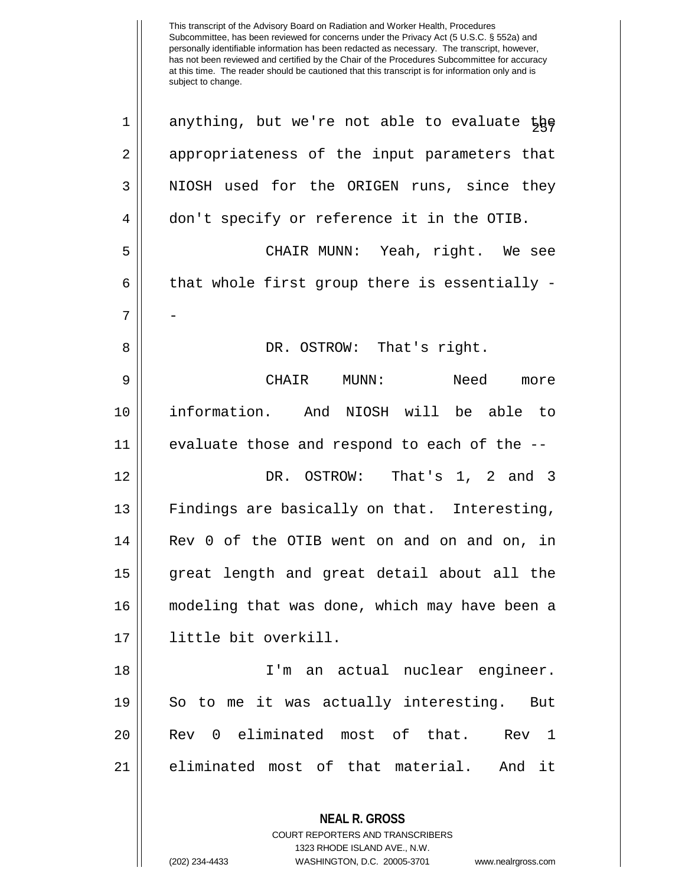This transcript of the Advisory Board on Radiation and Worker Health, Procedures Subcommittee, has been reviewed for concerns under the Privacy Act (5 U.S.C. § 552a) and personally identifiable information has been redacted as necessary. The transcript, however, has not been reviewed and certified by the Chair of the Procedures Subcommittee for accuracy at this time. The reader should be cautioned that this transcript is for information only and is subject to change.

anything, but we're not able to evaluate the appropriateness of the input parameters that NIOSH used for the ORIGEN runs, since they don't specify or reference it in the OTIB.

CHAIR MUNN: Yeah, right. We see that whole first group there is essentially --

DR. OSTROW: That's right.

CHAIR MUNN: Need more information. And NIOSH will be able to evaluate those and respond to each of the --

DR. OSTROW: That's 1, 2 and 3 Findings are basically on that. Interesting, Rev 0 of the OTIB went on and on and on, in great length and great detail about all the modeling that was done, which may have been a little bit overkill.

I'm an actual nuclear engineer. So to me it was actually interesting. But Rev 0 eliminated most of that. Rev 1 eliminated most of that material. And it

**NEAL R. GROSS**
COURT REPORTERS AND TRANSCRIBERS
1323 RHODE ISLAND AVE., N.W.
(202) 234-4433 WASHINGTON, D.C. 20005-3701 www.nealrgross.com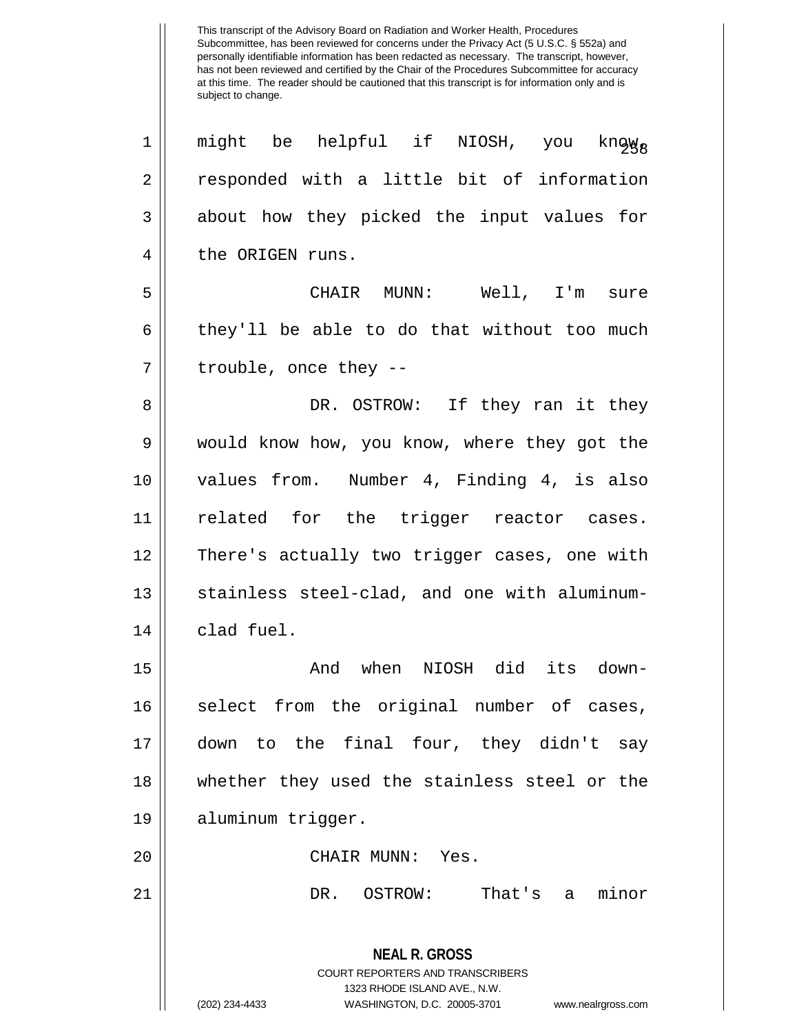This transcript of the Advisory Board on Radiation and Worker Health, Procedures Subcommittee, has been reviewed for concerns under the Privacy Act (5 U.S.C. § 552a) and personally identifiable information has been redacted as necessary. The transcript, however, has not been reviewed and certified by the Chair of the Procedures Subcommittee for accuracy at this time. The reader should be cautioned that this transcript is for information only and is subject to change.

1 might be helpful if NIOSH, you know,
2 responded with a little bit of information
3 about how they picked the input values for
4 the ORIGEN runs.

5 CHAIR MUNN: Well, I'm sure
6 they'll be able to do that without too much
7 trouble, once they --

8 DR. OSTROW: If they ran it they
9 would know how, you know, where they got the
10 values from. Number 4, Finding 4, is also
11 related for the trigger reactor cases.
12 There's actually two trigger cases, one with
13 stainless steel-clad, and one with aluminum-
14 clad fuel.

15 And when NIOSH did its down-
16 select from the original number of cases,
17 down to the final four, they didn't say
18 whether they used the stainless steel or the
19 aluminum trigger.

20 CHAIR MUNN: Yes.

21 DR. OSTROW: That's a minor

**NEAL R. GROSS**
COURT REPORTERS AND TRANSCRIBERS
1323 RHODE ISLAND AVE., N.W.
(202) 234-4433 WASHINGTON, D.C. 20005-3701 www.nealrgross.com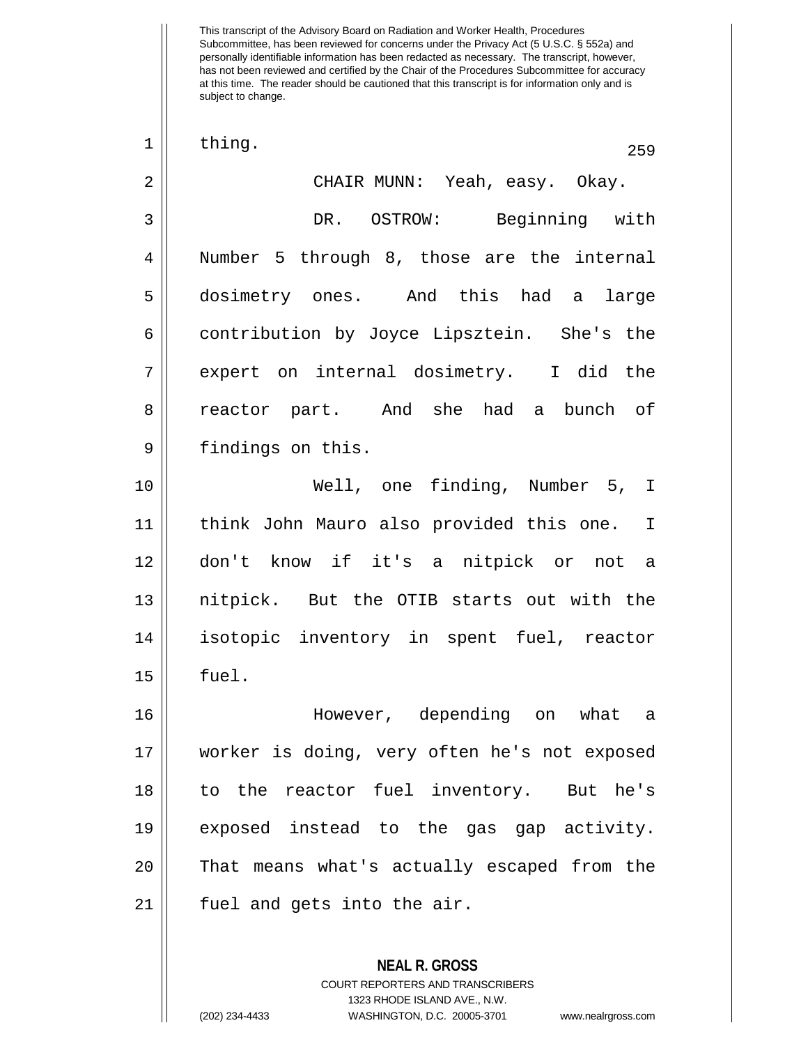thing.

CHAIR MUNN: Yeah, easy. Okay.

DR. OSTROW: Beginning with Number 5 through 8, those are the internal dosimetry ones. And this had a large contribution by Joyce Lipsztein. She's the expert on internal dosimetry. I did the reactor part. And she had a bunch of findings on this.

Well, one finding, Number 5, I think John Mauro also provided this one. I don't know if it's a nitpick or not a nitpick. But the OTIB starts out with the isotopic inventory in spent fuel, reactor fuel.

However, depending on what a worker is doing, very often he's not exposed to the reactor fuel inventory. But he's exposed instead to the gas gap activity. That means what's actually escaped from the fuel and gets into the air.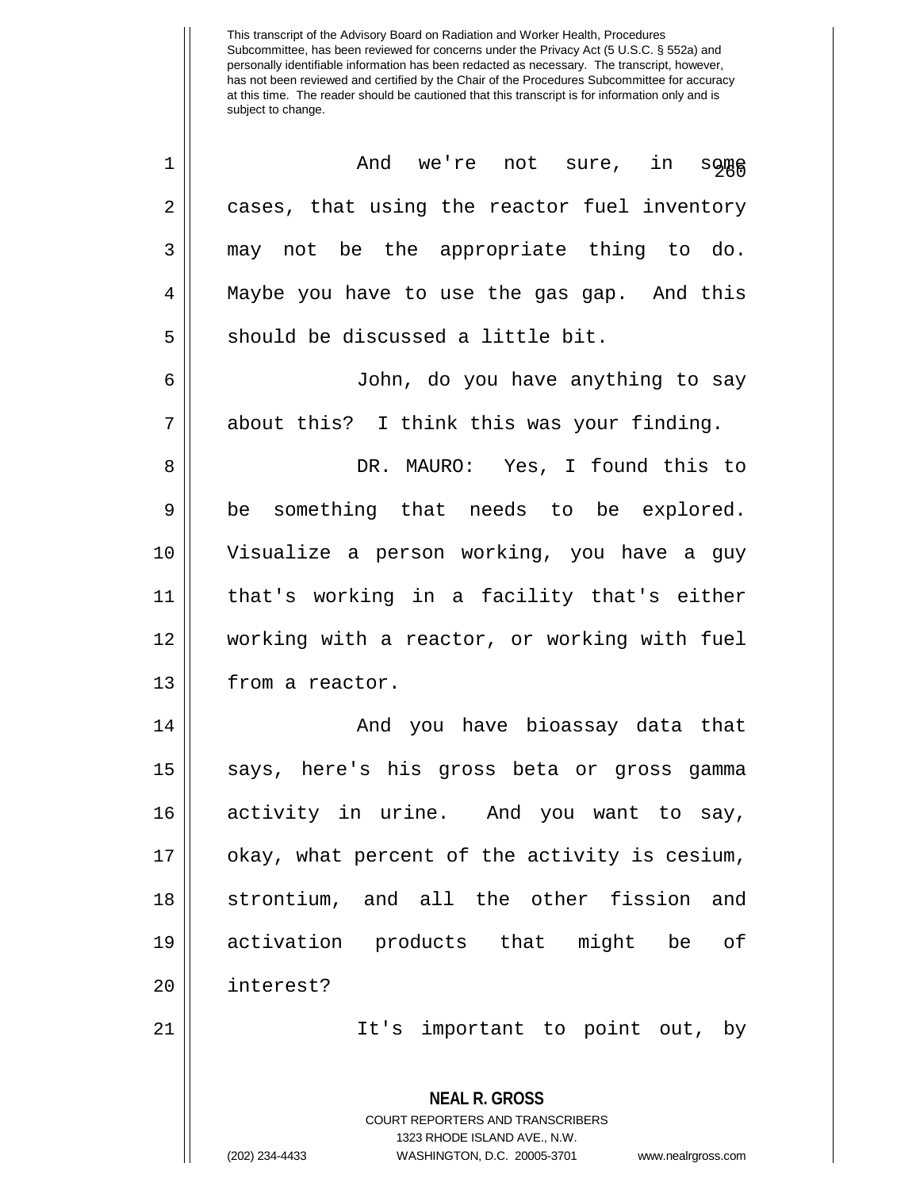And we're not sure, in some cases, that using the reactor fuel inventory may not be the appropriate thing to do. Maybe you have to use the gas gap. And this should be discussed a little bit.

John, do you have anything to say about this? I think this was your finding.

DR. MAURO: Yes, I found this to be something that needs to be explored. Visualize a person working, you have a guy that's working in a facility that's either working with a reactor, or working with fuel from a reactor.

And you have bioassay data that says, here's his gross beta or gross gamma activity in urine. And you want to say, okay, what percent of the activity is cesium, strontium, and all the other fission and activation products that might be of interest?

It's important to point out, by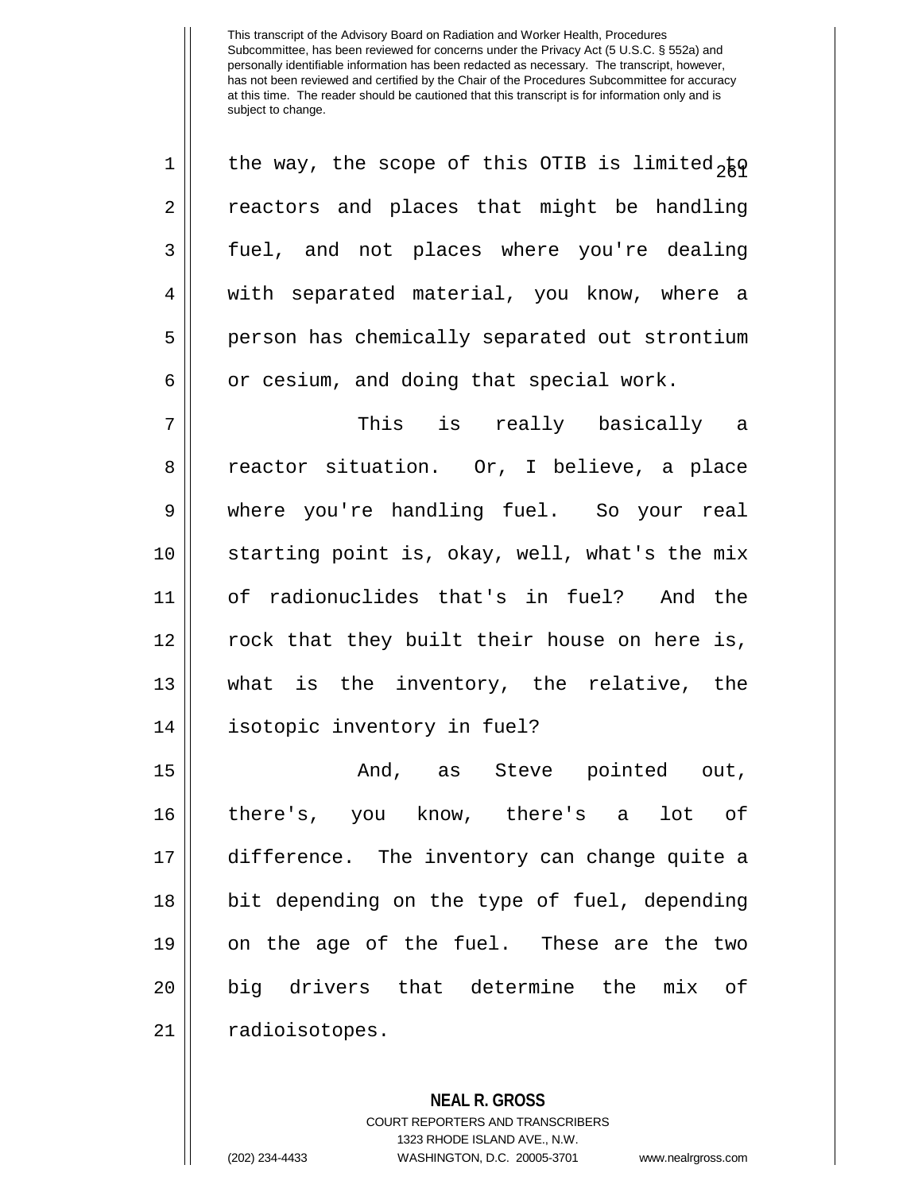the way, the scope of this OTIB is limited to reactors and places that might be handling fuel, and not places where you're dealing with separated material, you know, where a person has chemically separated out strontium or cesium, and doing that special work.

This is really basically a reactor situation. Or, I believe, a place where you're handling fuel. So your real starting point is, okay, well, what's the mix of radionuclides that's in fuel? And the rock that they built their house on here is, what is the inventory, the relative, the isotopic inventory in fuel?

And, as Steve pointed out, there's, you know, there's a lot of difference. The inventory can change quite a bit depending on the type of fuel, depending on the age of the fuel. These are the two big drivers that determine the mix of radioisotopes.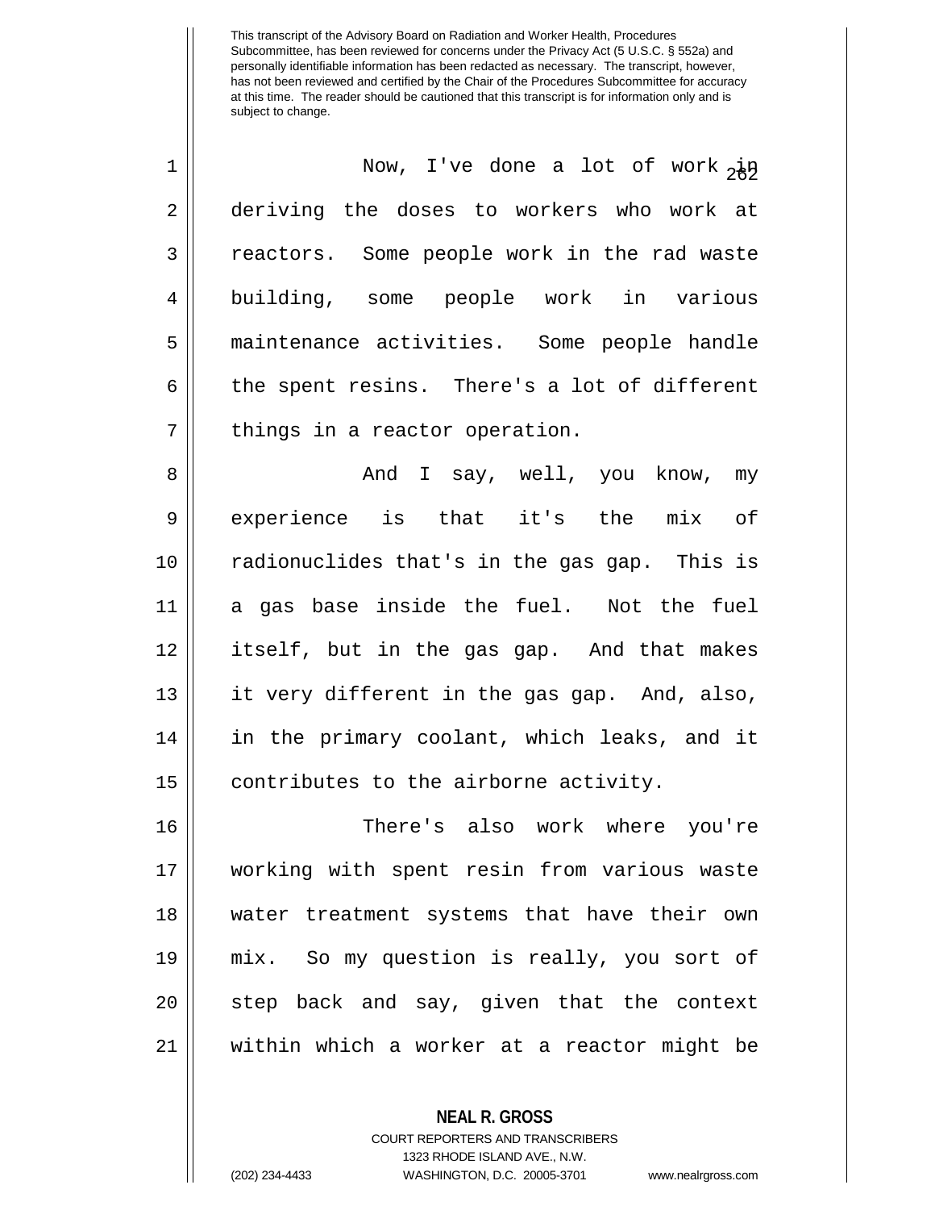Now, I've done a lot of work in deriving the doses to workers who work at reactors. Some people work in the rad waste building, some people work in various maintenance activities. Some people handle the spent resins. There's a lot of different things in a reactor operation.

And I say, well, you know, my experience is that it's the mix of radionuclides that's in the gas gap. This is a gas base inside the fuel. Not the fuel itself, but in the gas gap. And that makes it very different in the gas gap. And, also, in the primary coolant, which leaks, and it contributes to the airborne activity.

There's also work where you're working with spent resin from various waste water treatment systems that have their own mix. So my question is really, you sort of step back and say, given that the context within which a worker at a reactor might be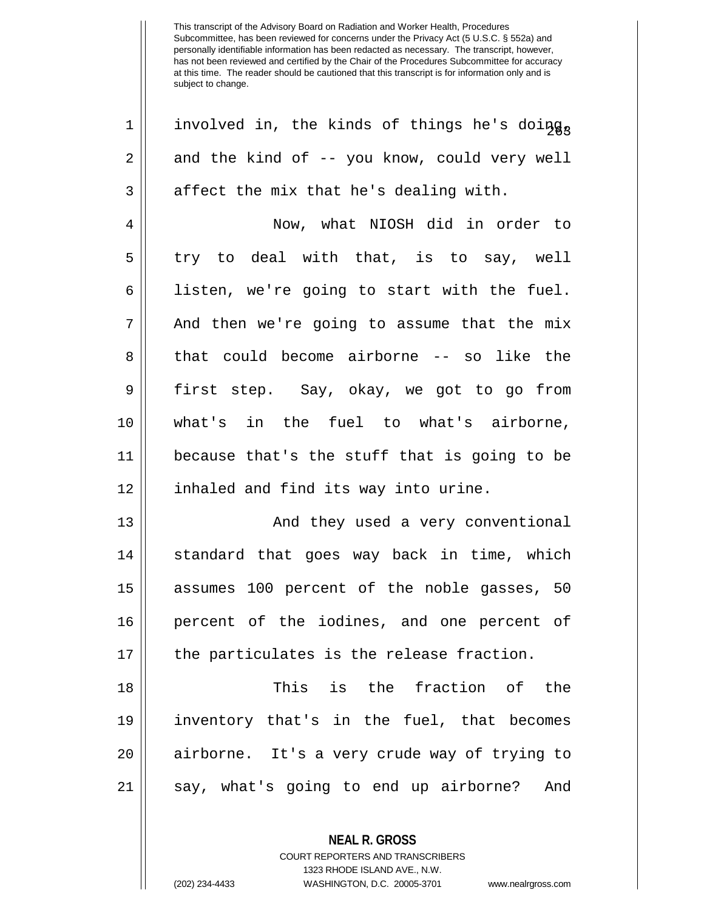involved in, the kinds of things he's doing, and the kind of -- you know, could very well affect the mix that he's dealing with.

Now, what NIOSH did in order to try to deal with that, is to say, well listen, we're going to start with the fuel. And then we're going to assume that the mix that could become airborne -- so like the first step. Say, okay, we got to go from what's in the fuel to what's airborne, because that's the stuff that is going to be inhaled and find its way into urine.

And they used a very conventional standard that goes way back in time, which assumes 100 percent of the noble gasses, 50 percent of the iodines, and one percent of the particulates is the release fraction.

This is the fraction of the inventory that's in the fuel, that becomes airborne. It's a very crude way of trying to say, what's going to end up airborne? And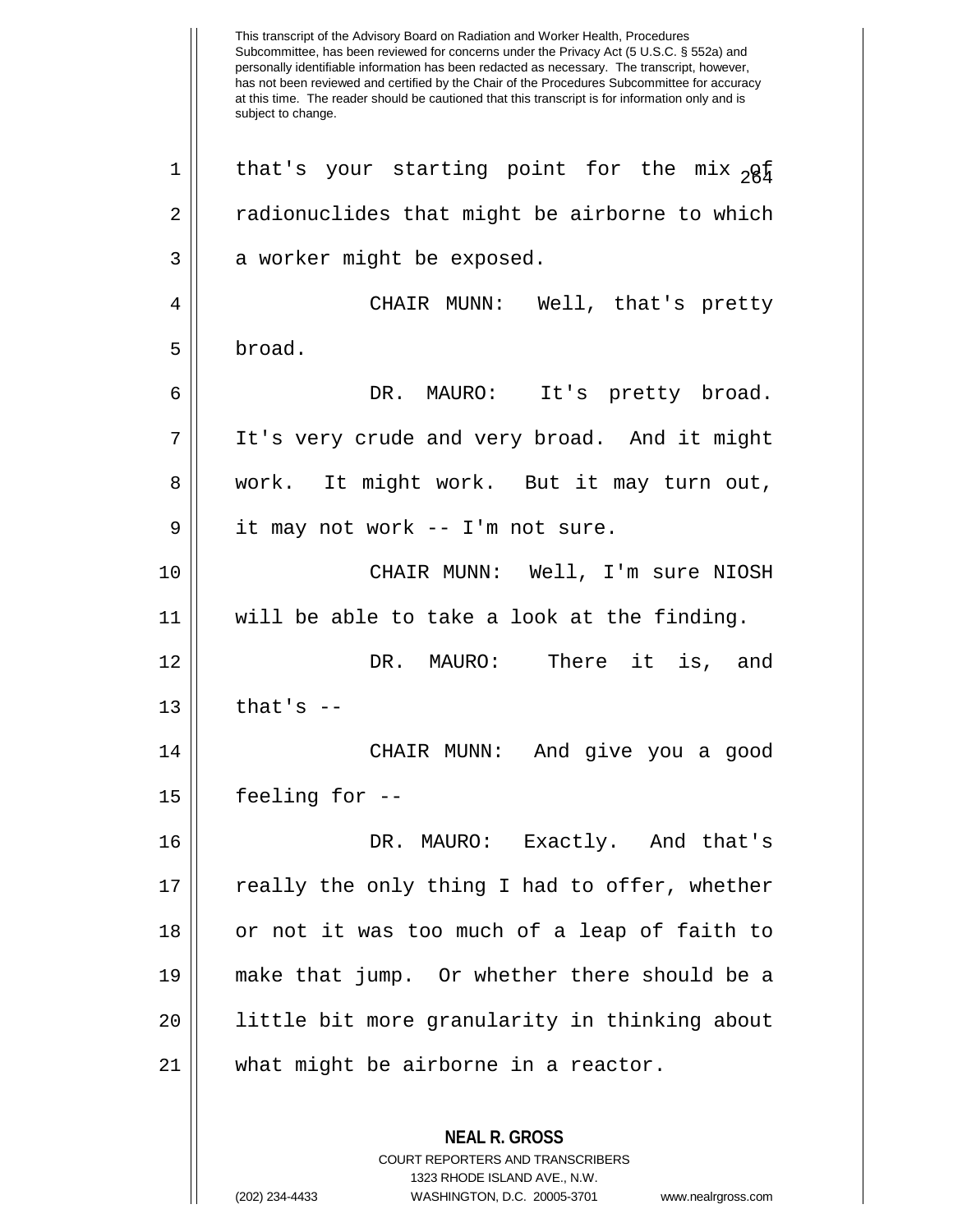This transcript of the Advisory Board on Radiation and Worker Health, Procedures Subcommittee, has been reviewed for concerns under the Privacy Act (5 U.S.C. § 552a) and personally identifiable information has been redacted as necessary. The transcript, however, has not been reviewed and certified by the Chair of the Procedures Subcommittee for accuracy at this time. The reader should be cautioned that this transcript is for information only and is subject to change.

that's your starting point for the mix of radionuclides that might be airborne to which a worker might be exposed.

CHAIR MUNN: Well, that's pretty broad.

DR. MAURO: It's pretty broad. It's very crude and very broad. And it might work. It might work. But it may turn out, it may not work -- I'm not sure.

CHAIR MUNN: Well, I'm sure NIOSH will be able to take a look at the finding.

DR. MAURO: There it is, and that's --

CHAIR MUNN: And give you a good feeling for --

DR. MAURO: Exactly. And that's really the only thing I had to offer, whether or not it was too much of a leap of faith to make that jump. Or whether there should be a little bit more granularity in thinking about what might be airborne in a reactor.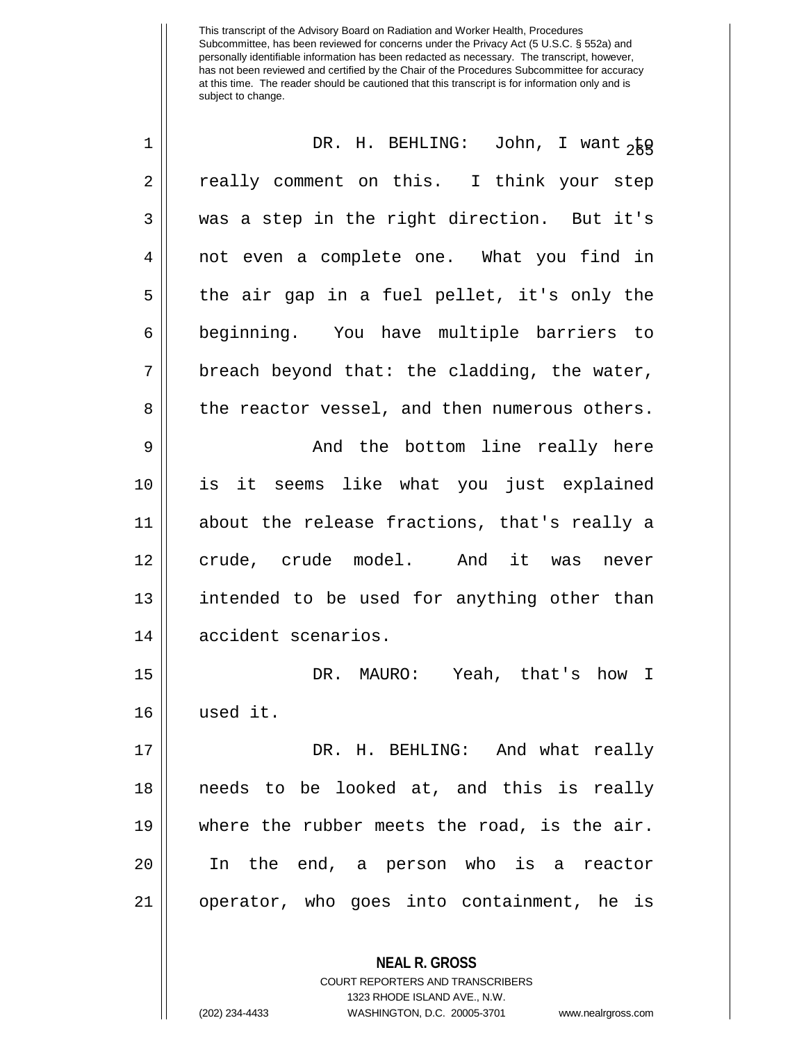This transcript of the Advisory Board on Radiation and Worker Health, Procedures Subcommittee, has been reviewed for concerns under the Privacy Act (5 U.S.C. § 552a) and personally identifiable information has been redacted as necessary. The transcript, however, has not been reviewed and certified by the Chair of the Procedures Subcommittee for accuracy at this time. The reader should be cautioned that this transcript is for information only and is subject to change.

DR. H. BEHLING: John, I want to really comment on this. I think your step was a step in the right direction. But it's not even a complete one. What you find in the air gap in a fuel pellet, it's only the beginning. You have multiple barriers to breach beyond that: the cladding, the water, the reactor vessel, and then numerous others.

And the bottom line really here is it seems like what you just explained about the release fractions, that's really a crude, crude model. And it was never intended to be used for anything other than accident scenarios.

DR. MAURO: Yeah, that's how I used it.

DR. H. BEHLING: And what really needs to be looked at, and this is really where the rubber meets the road, is the air. In the end, a person who is a reactor operator, who goes into containment, he is

**NEAL R. GROSS**
COURT REPORTERS AND TRANSCRIBERS
1323 RHODE ISLAND AVE., N.W.
(202) 234-4433 WASHINGTON, D.C. 20005-3701 www.nealrgross.com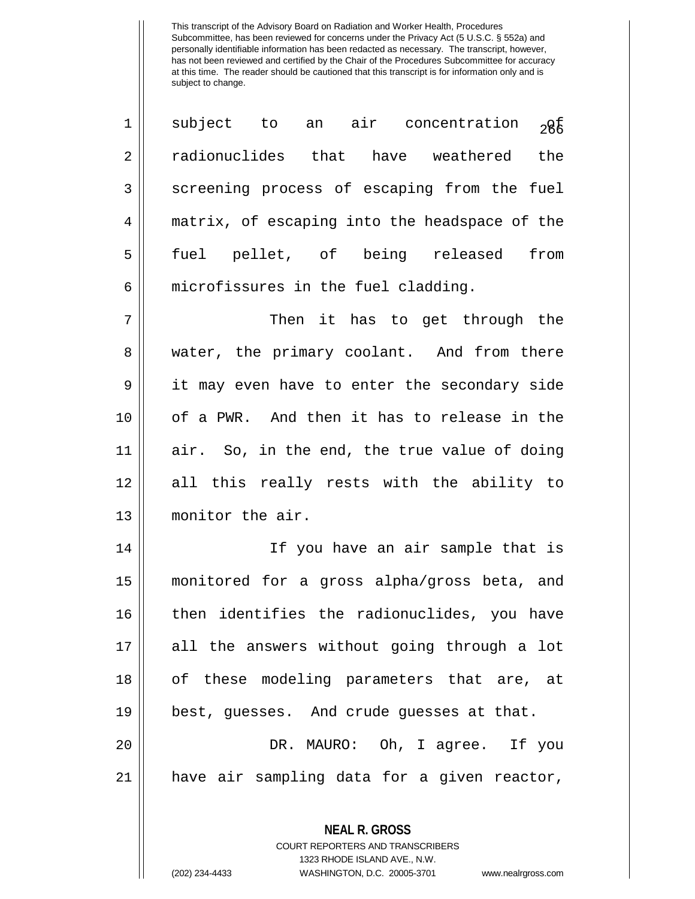subject to an air concentration of radionuclides that have weathered the screening process of escaping from the fuel matrix, of escaping into the headspace of the fuel pellet, of being released from microfissures in the fuel cladding.

Then it has to get through the water, the primary coolant. And from there it may even have to enter the secondary side of a PWR. And then it has to release in the air. So, in the end, the true value of doing all this really rests with the ability to monitor the air.

If you have an air sample that is monitored for a gross alpha/gross beta, and then identifies the radionuclides, you have all the answers without going through a lot of these modeling parameters that are, at best, guesses. And crude guesses at that.

DR. MAURO: Oh, I agree. If you have air sampling data for a given reactor,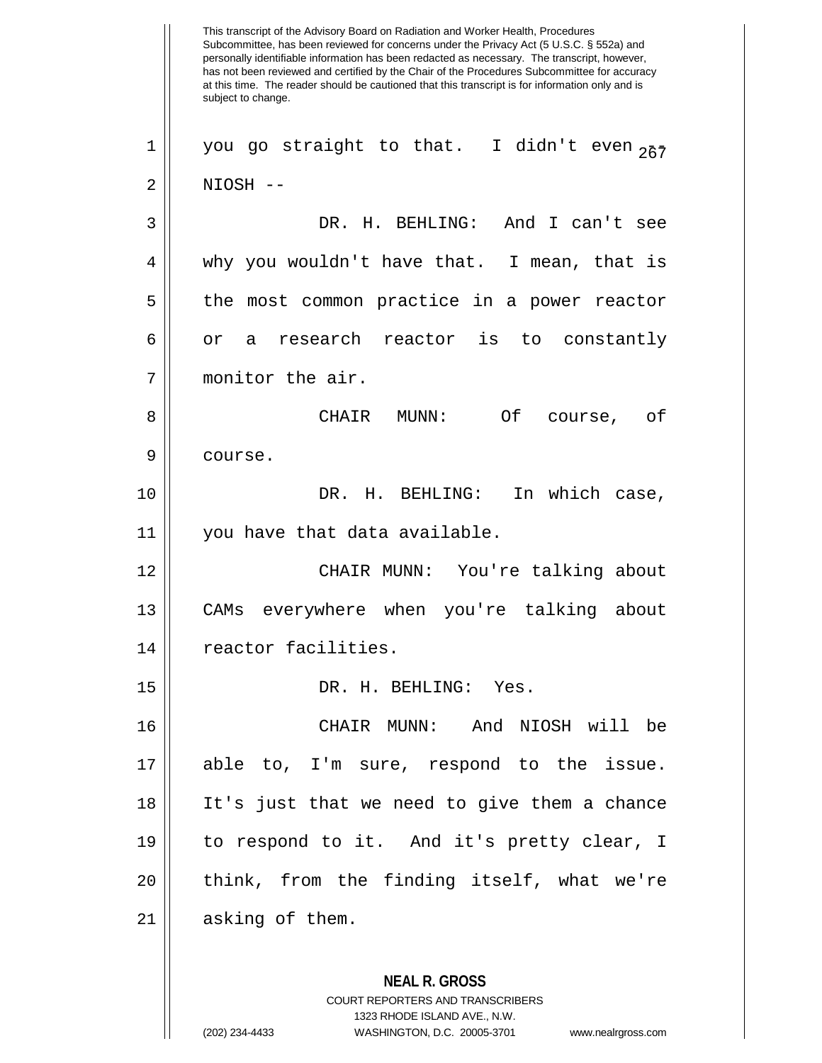This transcript of the Advisory Board on Radiation and Worker Health, Procedures Subcommittee, has been reviewed for concerns under the Privacy Act (5 U.S.C. § 552a) and personally identifiable information has been redacted as necessary. The transcript, however, has not been reviewed and certified by the Chair of the Procedures Subcommittee for accuracy at this time. The reader should be cautioned that this transcript is for information only and is subject to change.

you go straight to that. I didn't even -- NIOSH --

DR. H. BEHLING: And I can't see why you wouldn't have that. I mean, that is the most common practice in a power reactor or a research reactor is to constantly monitor the air.

CHAIR MUNN: Of course, of course.

DR. H. BEHLING: In which case, you have that data available.

CHAIR MUNN: You're talking about CAMs everywhere when you're talking about reactor facilities.

DR. H. BEHLING: Yes.

CHAIR MUNN: And NIOSH will be able to, I'm sure, respond to the issue. It's just that we need to give them a chance to respond to it. And it's pretty clear, I think, from the finding itself, what we're asking of them.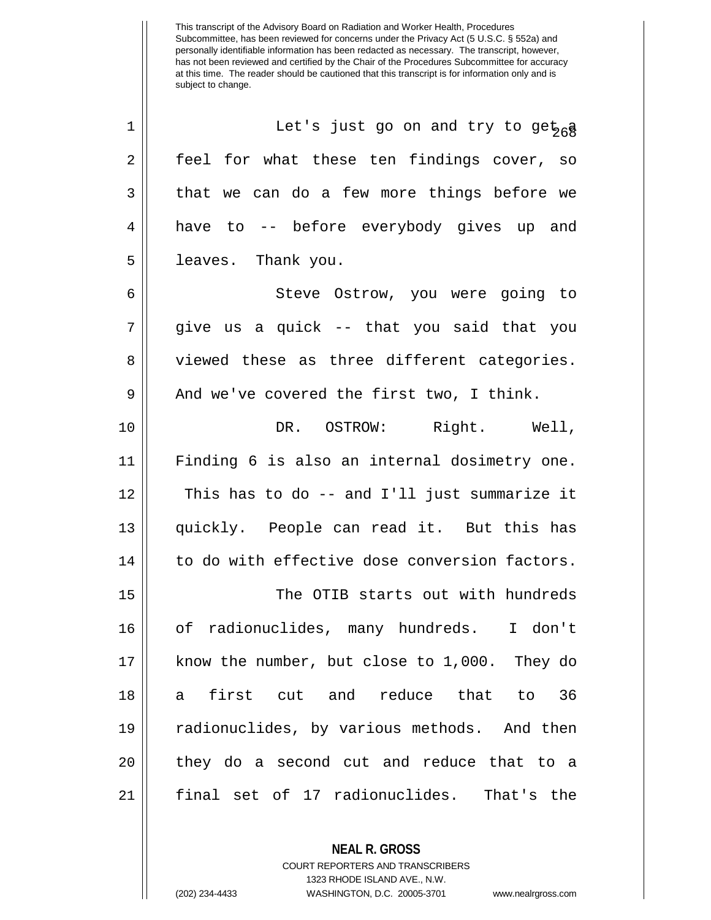This transcript of the Advisory Board on Radiation and Worker Health, Procedures Subcommittee, has been reviewed for concerns under the Privacy Act (5 U.S.C. § 552a) and personally identifiable information has been redacted as necessary. The transcript, however, has not been reviewed and certified by the Chair of the Procedures Subcommittee for accuracy at this time. The reader should be cautioned that this transcript is for information only and is subject to change.

Let's just go on and try to get a feel for what these ten findings cover, so that we can do a few more things before we have to -- before everybody gives up and leaves. Thank you.

Steve Ostrow, you were going to give us a quick -- that you said that you viewed these as three different categories. And we've covered the first two, I think.

DR. OSTROW: Right. Well, Finding 6 is also an internal dosimetry one. This has to do -- and I'll just summarize it quickly. People can read it. But this has to do with effective dose conversion factors.

The OTIB starts out with hundreds of radionuclides, many hundreds. I don't know the number, but close to 1,000. They do a first cut and reduce that to 36 radionuclides, by various methods. And then they do a second cut and reduce that to a final set of 17 radionuclides. That's the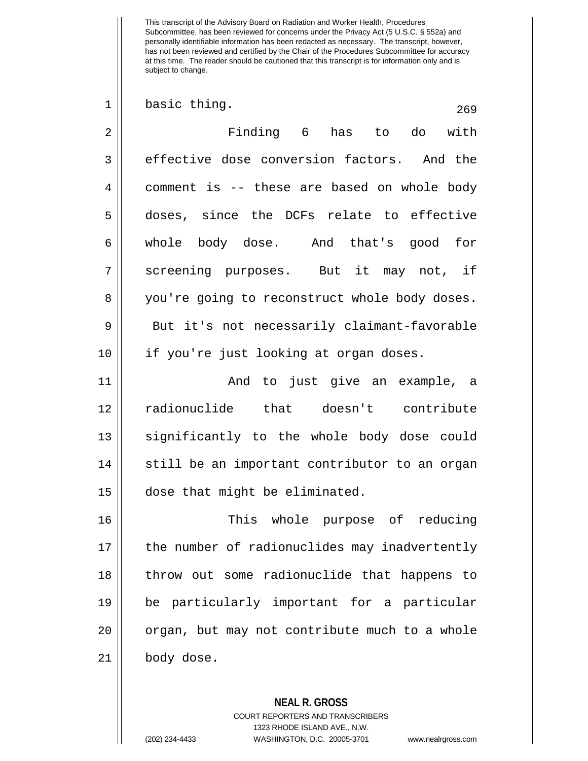basic thing.

Finding 6 has to do with effective dose conversion factors. And the comment is -- these are based on whole body doses, since the DCFs relate to effective whole body dose. And that's good for screening purposes. But it may not, if you're going to reconstruct whole body doses. But it's not necessarily claimant-favorable if you're just looking at organ doses.

And to just give an example, a radionuclide that doesn't contribute significantly to the whole body dose could still be an important contributor to an organ dose that might be eliminated.

This whole purpose of reducing the number of radionuclides may inadvertently throw out some radionuclide that happens to be particularly important for a particular organ, but may not contribute much to a whole body dose.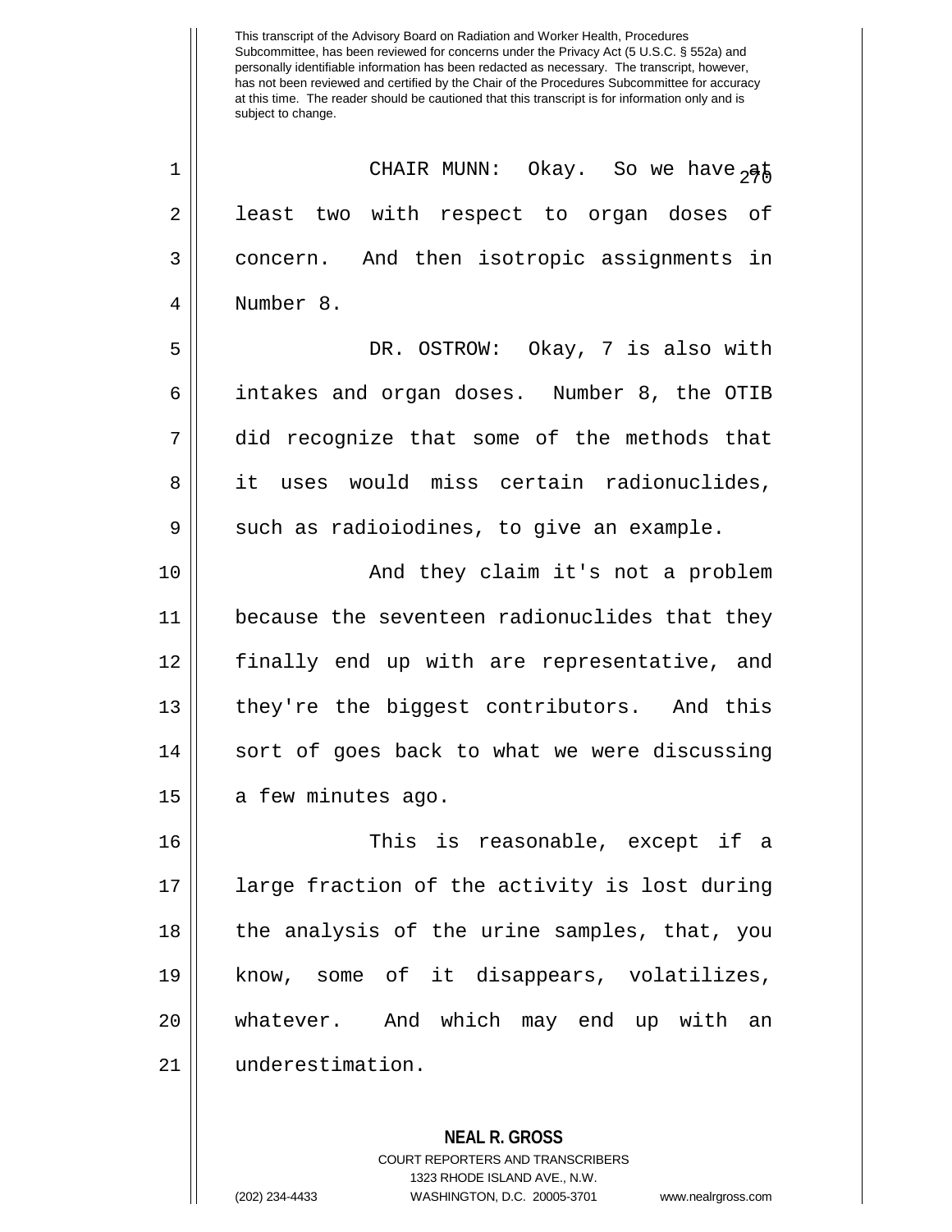This transcript of the Advisory Board on Radiation and Worker Health, Procedures Subcommittee, has been reviewed for concerns under the Privacy Act (5 U.S.C. § 552a) and personally identifiable information has been redacted as necessary. The transcript, however, has not been reviewed and certified by the Chair of the Procedures Subcommittee for accuracy at this time. The reader should be cautioned that this transcript is for information only and is subject to change.

CHAIR MUNN: Okay. So we have at least two with respect to organ doses of concern. And then isotropic assignments in Number 8.

DR. OSTROW: Okay, 7 is also with intakes and organ doses. Number 8, the OTIB did recognize that some of the methods that it uses would miss certain radionuclides, such as radioiodines, to give an example.

And they claim it's not a problem because the seventeen radionuclides that they finally end up with are representative, and they're the biggest contributors. And this sort of goes back to what we were discussing a few minutes ago.

This is reasonable, except if a large fraction of the activity is lost during the analysis of the urine samples, that, you know, some of it disappears, volatilizes, whatever. And which may end up with an underestimation.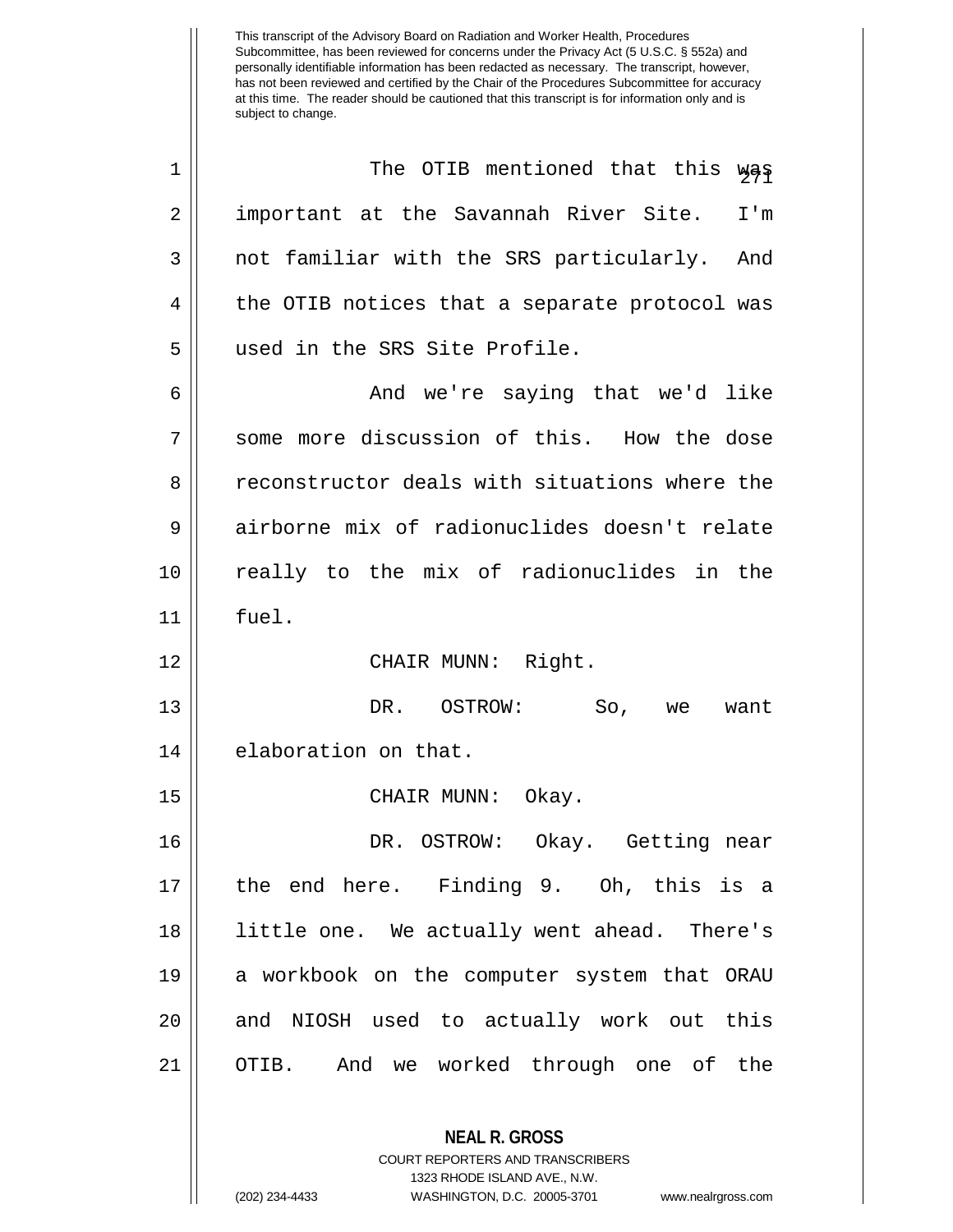This transcript of the Advisory Board on Radiation and Worker Health, Procedures Subcommittee, has been reviewed for concerns under the Privacy Act (5 U.S.C. § 552a) and personally identifiable information has been redacted as necessary. The transcript, however, has not been reviewed and certified by the Chair of the Procedures Subcommittee for accuracy at this time. The reader should be cautioned that this transcript is for information only and is subject to change.

The OTIB mentioned that this was important at the Savannah River Site. I'm not familiar with the SRS particularly. And the OTIB notices that a separate protocol was used in the SRS Site Profile.

And we're saying that we'd like some more discussion of this. How the dose reconstructor deals with situations where the airborne mix of radionuclides doesn't relate really to the mix of radionuclides in the fuel.

CHAIR MUNN: Right.

DR. OSTROW: So, we want elaboration on that.

CHAIR MUNN: Okay.

DR. OSTROW: Okay. Getting near the end here. Finding 9. Oh, this is a little one. We actually went ahead. There's a workbook on the computer system that ORAU and NIOSH used to actually work out this OTIB. And we worked through one of the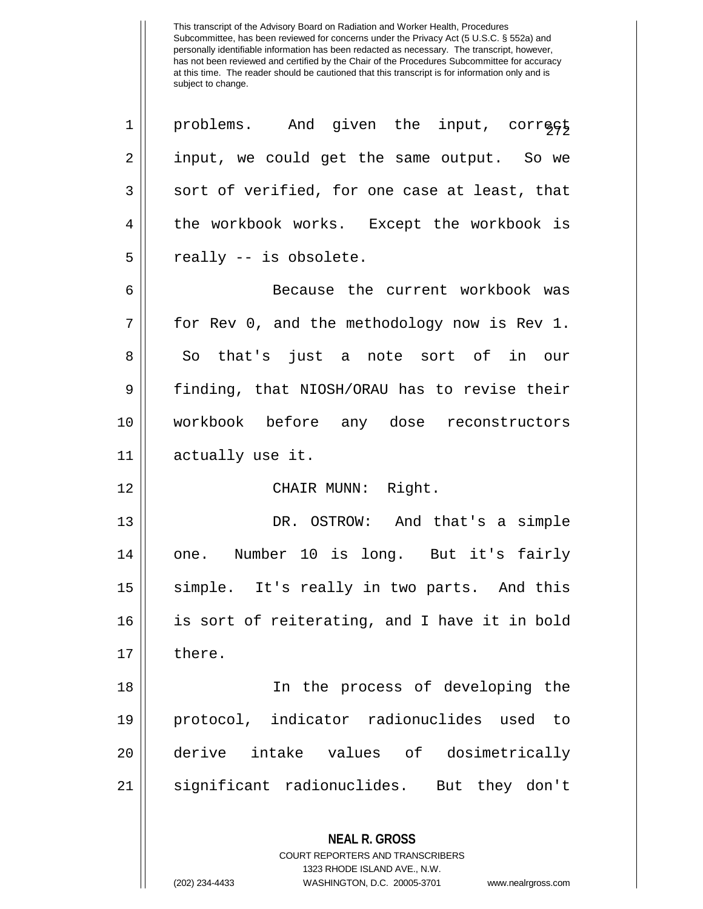problems. And given the input, correct input, we could get the same output. So we sort of verified, for one case at least, that the workbook works. Except the workbook is really -- is obsolete.

Because the current workbook was for Rev 0, and the methodology now is Rev 1. So that's just a note sort of in our finding, that NIOSH/ORAU has to revise their workbook before any dose reconstructors actually use it.

CHAIR MUNN: Right.

DR. OSTROW: And that's a simple one. Number 10 is long. But it's fairly simple. It's really in two parts. And this is sort of reiterating, and I have it in bold there.

In the process of developing the protocol, indicator radionuclides used to derive intake values of dosimetrically significant radionuclides. But they don't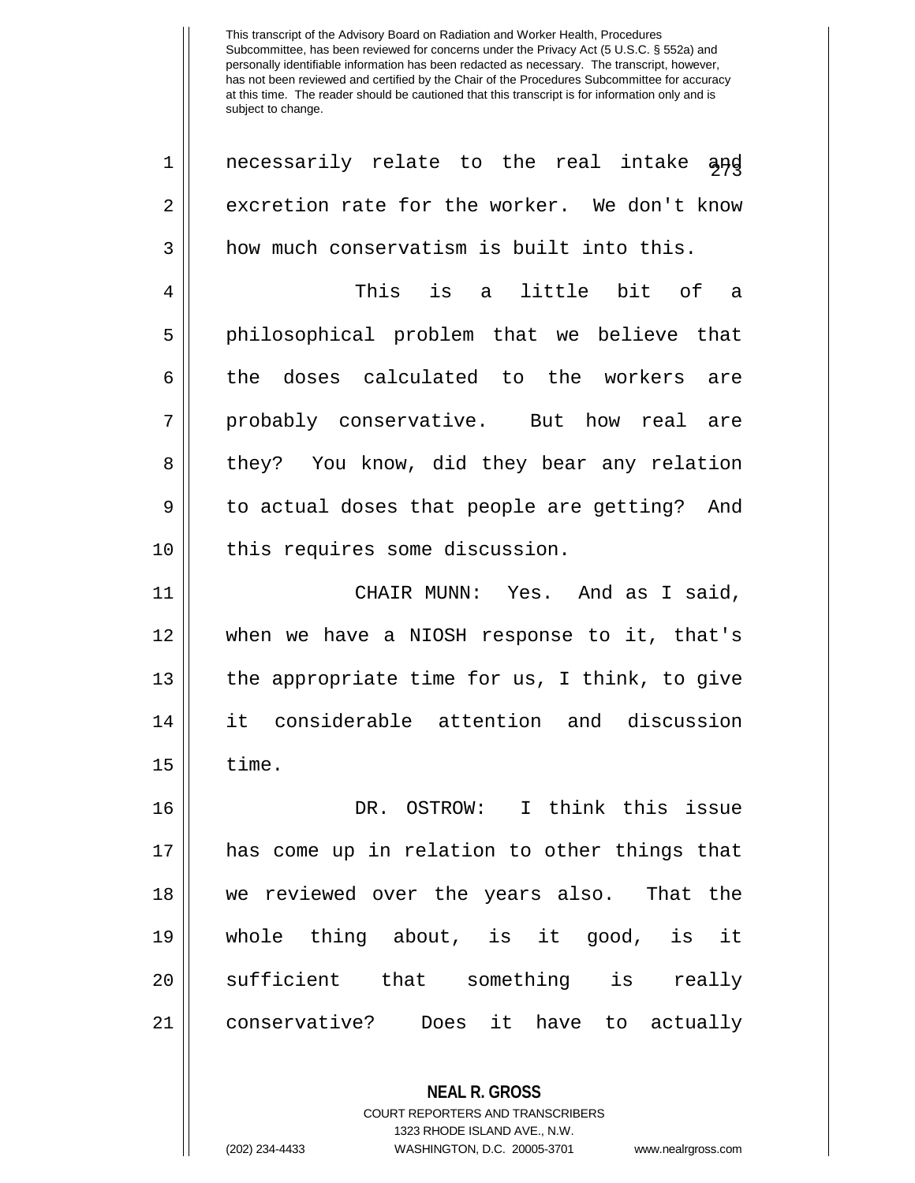This transcript of the Advisory Board on Radiation and Worker Health, Procedures Subcommittee, has been reviewed for concerns under the Privacy Act (5 U.S.C. § 552a) and personally identifiable information has been redacted as necessary. The transcript, however, has not been reviewed and certified by the Chair of the Procedures Subcommittee for accuracy at this time. The reader should be cautioned that this transcript is for information only and is subject to change.

necessarily relate to the real intake and excretion rate for the worker. We don't know how much conservatism is built into this.

This is a little bit of a philosophical problem that we believe that the doses calculated to the workers are probably conservative. But how real are they? You know, did they bear any relation to actual doses that people are getting? And this requires some discussion.

CHAIR MUNN: Yes. And as I said, when we have a NIOSH response to it, that's the appropriate time for us, I think, to give it considerable attention and discussion time.

DR. OSTROW: I think this issue has come up in relation to other things that we reviewed over the years also. That the whole thing about, is it good, is it sufficient that something is really conservative? Does it have to actually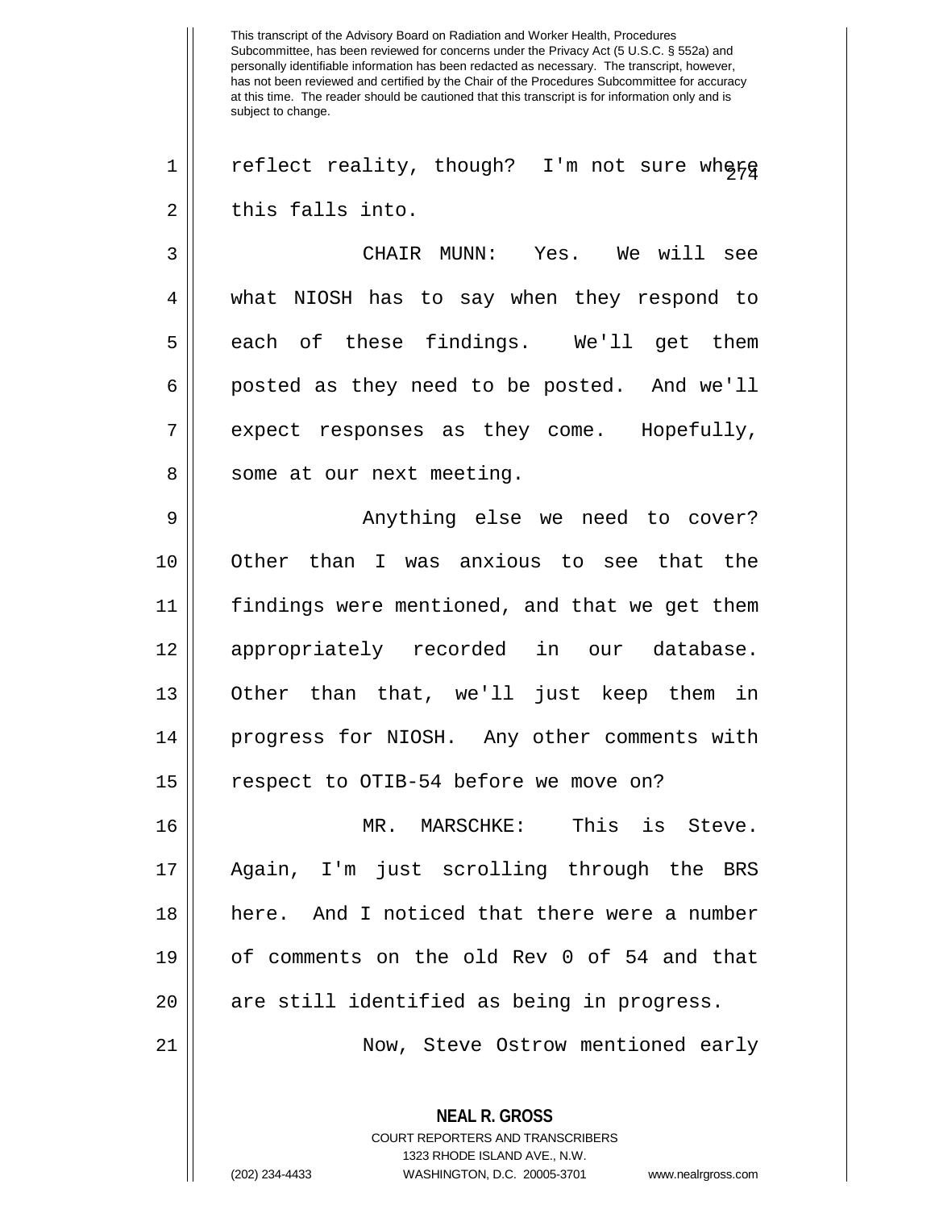reflect reality, though? I'm not sure where this falls into.

CHAIR MUNN: Yes. We will see what NIOSH has to say when they respond to each of these findings. We'll get them posted as they need to be posted. And we'll expect responses as they come. Hopefully, some at our next meeting.

Anything else we need to cover? Other than I was anxious to see that the findings were mentioned, and that we get them appropriately recorded in our database. Other than that, we'll just keep them in progress for NIOSH. Any other comments with respect to OTIB-54 before we move on?

MR. MARSCHKE: This is Steve. Again, I'm just scrolling through the BRS here. And I noticed that there were a number of comments on the old Rev 0 of 54 and that are still identified as being in progress.

Now, Steve Ostrow mentioned early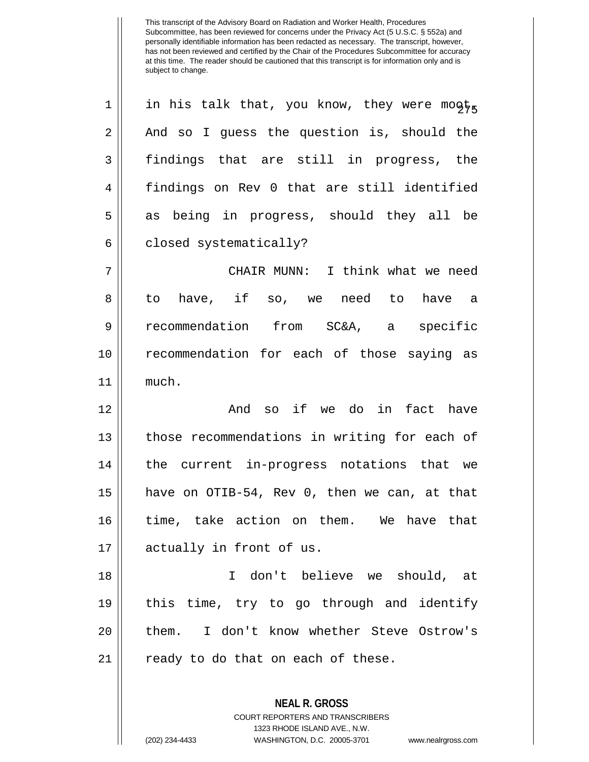This transcript of the Advisory Board on Radiation and Worker Health, Procedures Subcommittee, has been reviewed for concerns under the Privacy Act (5 U.S.C. § 552a) and personally identifiable information has been redacted as necessary. The transcript, however, has not been reviewed and certified by the Chair of the Procedures Subcommittee for accuracy at this time. The reader should be cautioned that this transcript is for information only and is subject to change.

in his talk that, you know, they were moot. And so I guess the question is, should the findings that are still in progress, the findings on Rev 0 that are still identified as being in progress, should they all be closed systematically?

CHAIR MUNN: I think what we need to have, if so, we need to have a recommendation from SC&A, a specific recommendation for each of those saying as much.

And so if we do in fact have those recommendations in writing for each of the current in-progress notations that we have on OTIB-54, Rev 0, then we can, at that time, take action on them. We have that actually in front of us.

I don't believe we should, at this time, try to go through and identify them. I don't know whether Steve Ostrow's ready to do that on each of these.

**NEAL R. GROSS**
COURT REPORTERS AND TRANSCRIBERS
1323 RHODE ISLAND AVE., N.W.
(202) 234-4433 WASHINGTON, D.C. 20005-3701 www.nealrgross.com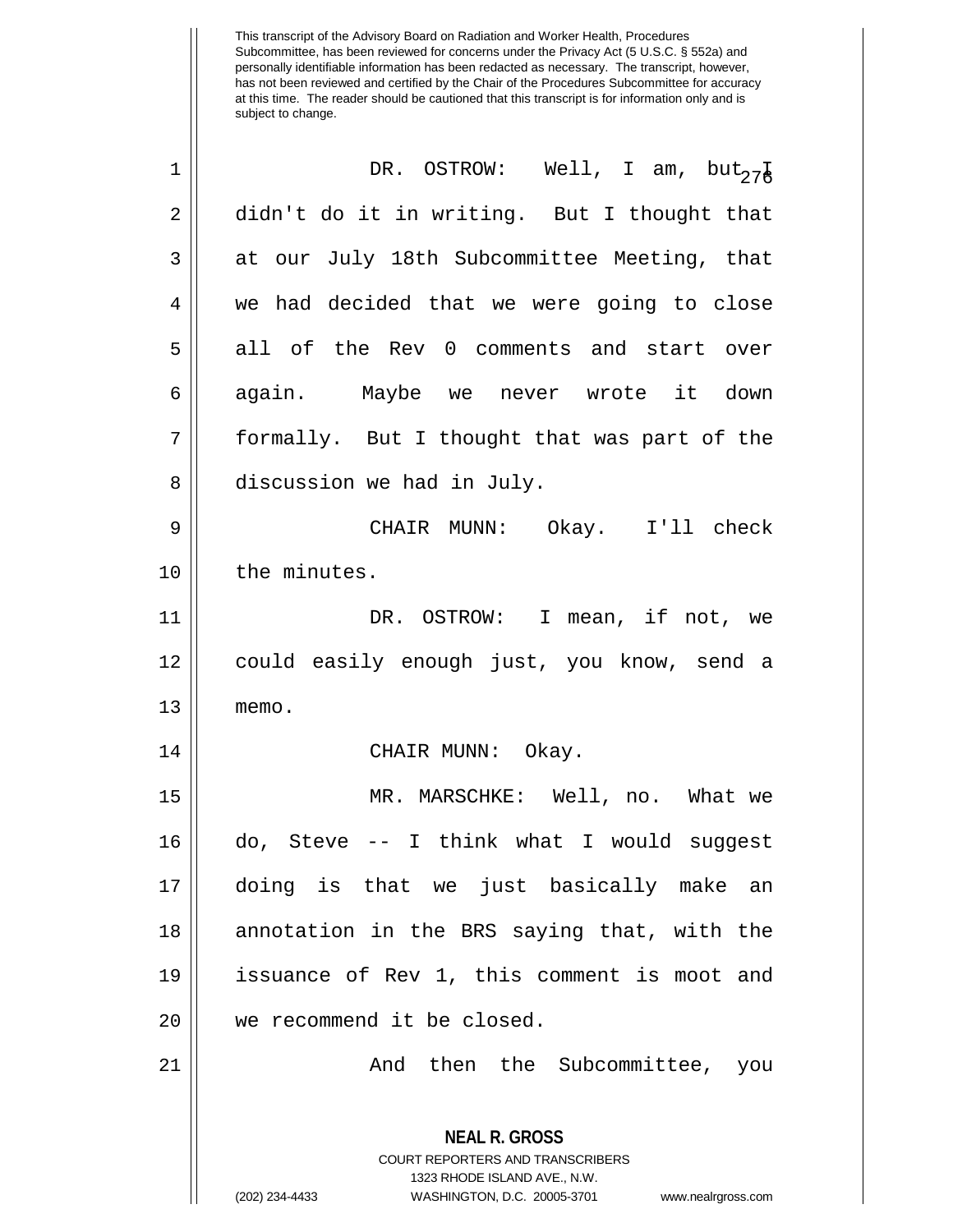DR. OSTROW: Well, I am, but I didn't do it in writing. But I thought that at our July 18th Subcommittee Meeting, that we had decided that we were going to close all of the Rev 0 comments and start over again. Maybe we never wrote it down formally. But I thought that was part of the discussion we had in July.

CHAIR MUNN: Okay. I'll check the minutes.

DR. OSTROW: I mean, if not, we could easily enough just, you know, send a memo.

CHAIR MUNN: Okay.

MR. MARSCHKE: Well, no. What we do, Steve -- I think what I would suggest doing is that we just basically make an annotation in the BRS saying that, with the issuance of Rev 1, this comment is moot and we recommend it be closed.

And then the Subcommittee, you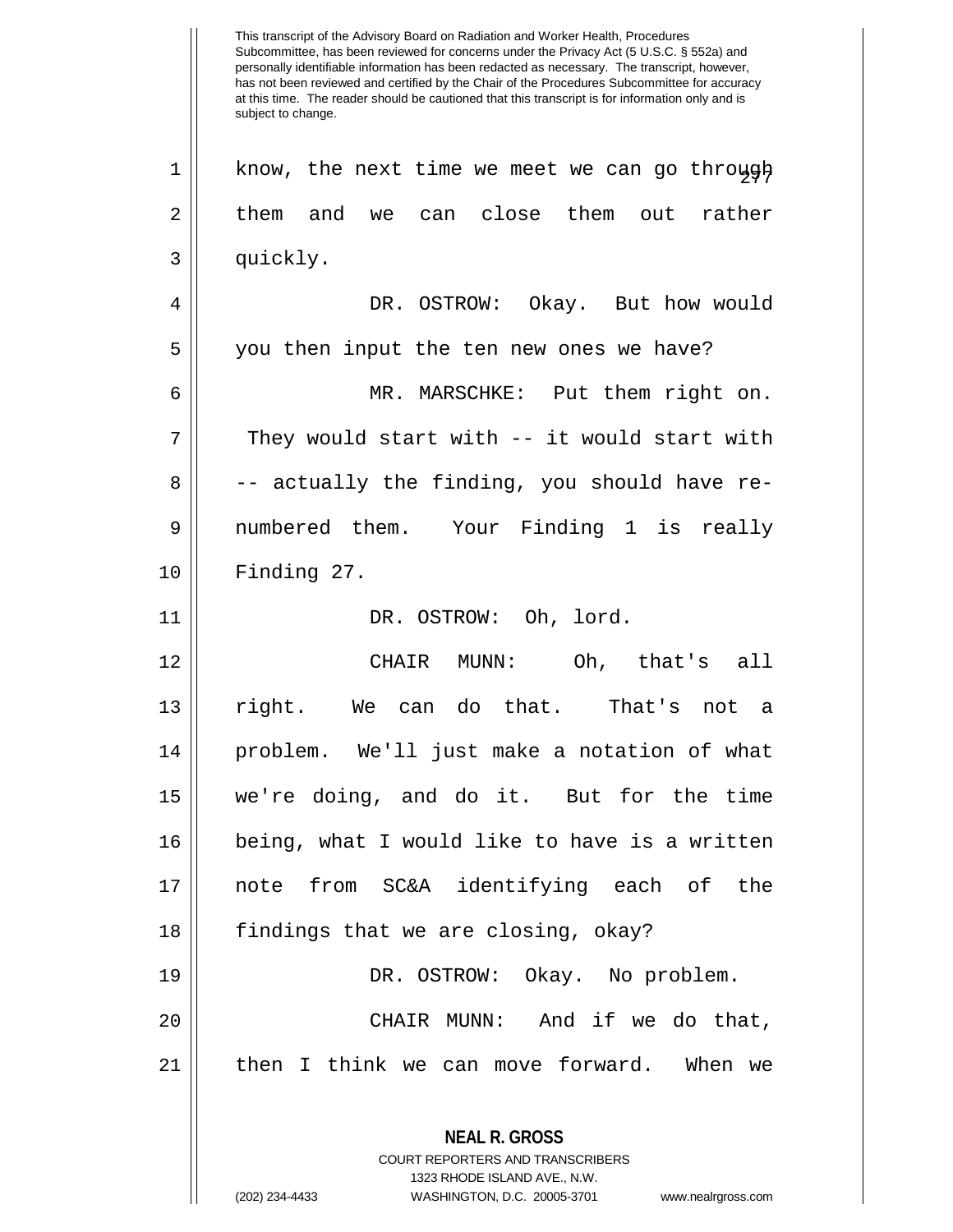This transcript of the Advisory Board on Radiation and Worker Health, Procedures Subcommittee, has been reviewed for concerns under the Privacy Act (5 U.S.C. § 552a) and personally identifiable information has been redacted as necessary. The transcript, however, has not been reviewed and certified by the Chair of the Procedures Subcommittee for accuracy at this time. The reader should be cautioned that this transcript is for information only and is subject to change.

1 know, the next time we meet we can go through
2 them and we can close them out rather
3 quickly.

4 DR. OSTROW: Okay. But how would
5 you then input the ten new ones we have?

6 MR. MARSCHKE: Put them right on.
7 They would start with -- it would start with
8 -- actually the finding, you should have re-
9 numbered them. Your Finding 1 is really
10 Finding 27.

11 DR. OSTROW: Oh, lord.

12 CHAIR MUNN: Oh, that's all
13 right. We can do that. That's not a
14 problem. We'll just make a notation of what
15 we're doing, and do it. But for the time
16 being, what I would like to have is a written
17 note from SC&A identifying each of the
18 findings that we are closing, okay?

19 DR. OSTROW: Okay. No problem.

20 CHAIR MUNN: And if we do that,
21 then I think we can move forward. When we

**NEAL R. GROSS**
COURT REPORTERS AND TRANSCRIBERS
1323 RHODE ISLAND AVE., N.W.
(202) 234-4433 WASHINGTON, D.C. 20005-3701 www.nealrgross.com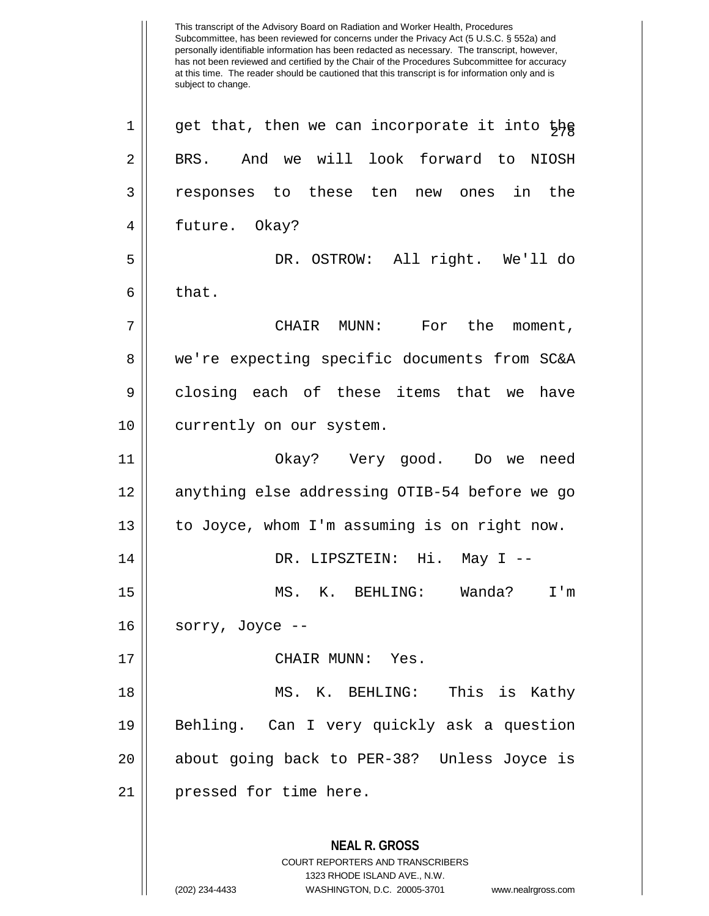get that, then we can incorporate it into the BRS. And we will look forward to NIOSH responses to these ten new ones in the future. Okay?

DR. OSTROW: All right. We'll do that.

CHAIR MUNN: For the moment, we're expecting specific documents from SC&A closing each of these items that we have currently on our system.

Okay? Very good. Do we need anything else addressing OTIB-54 before we go to Joyce, whom I'm assuming is on right now.

DR. LIPSZTEIN: Hi. May I --

MS. K. BEHLING: Wanda? I'm sorry, Joyce --

CHAIR MUNN: Yes.

MS. K. BEHLING: This is Kathy Behling. Can I very quickly ask a question about going back to PER-38? Unless Joyce is pressed for time here.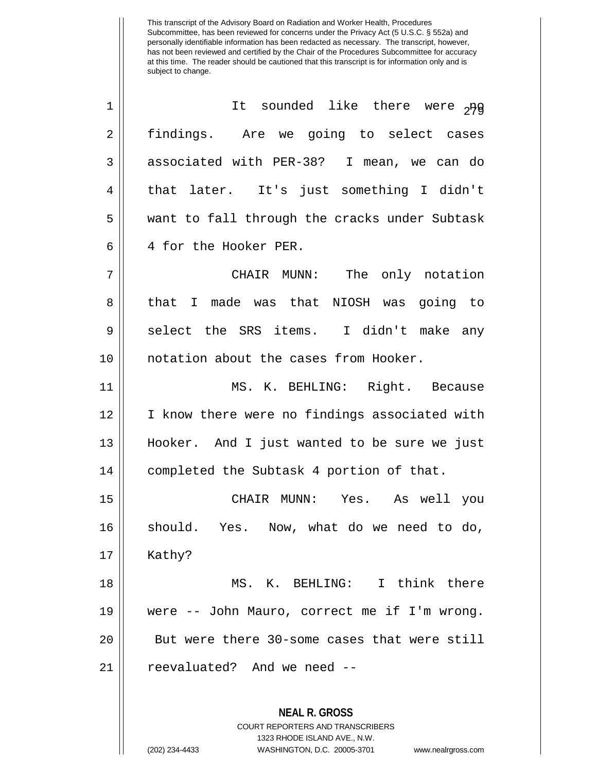This transcript of the Advisory Board on Radiation and Worker Health, Procedures Subcommittee, has been reviewed for concerns under the Privacy Act (5 U.S.C. § 552a) and personally identifiable information has been redacted as necessary. The transcript, however, has not been reviewed and certified by the Chair of the Procedures Subcommittee for accuracy at this time. The reader should be cautioned that this transcript is for information only and is subject to change.

1 It sounded like there were no
2 findings. Are we going to select cases
3 associated with PER-38? I mean, we can do
4 that later. It's just something I didn't
5 want to fall through the cracks under Subtask
6 4 for the Hooker PER.

7 CHAIR MUNN: The only notation
8 that I made was that NIOSH was going to
9 select the SRS items. I didn't make any
10 notation about the cases from Hooker.

11 MS. K. BEHLING: Right. Because
12 I know there were no findings associated with
13 Hooker. And I just wanted to be sure we just
14 completed the Subtask 4 portion of that.

15 CHAIR MUNN: Yes. As well you
16 should. Yes. Now, what do we need to do,
17 Kathy?

18 MS. K. BEHLING: I think there
19 were -- John Mauro, correct me if I'm wrong.
20 But were there 30-some cases that were still
21 reevaluated? And we need --

**NEAL R. GROSS**
COURT REPORTERS AND TRANSCRIBERS
1323 RHODE ISLAND AVE., N.W.
(202) 234-4433 WASHINGTON, D.C. 20005-3701 www.nealrgross.com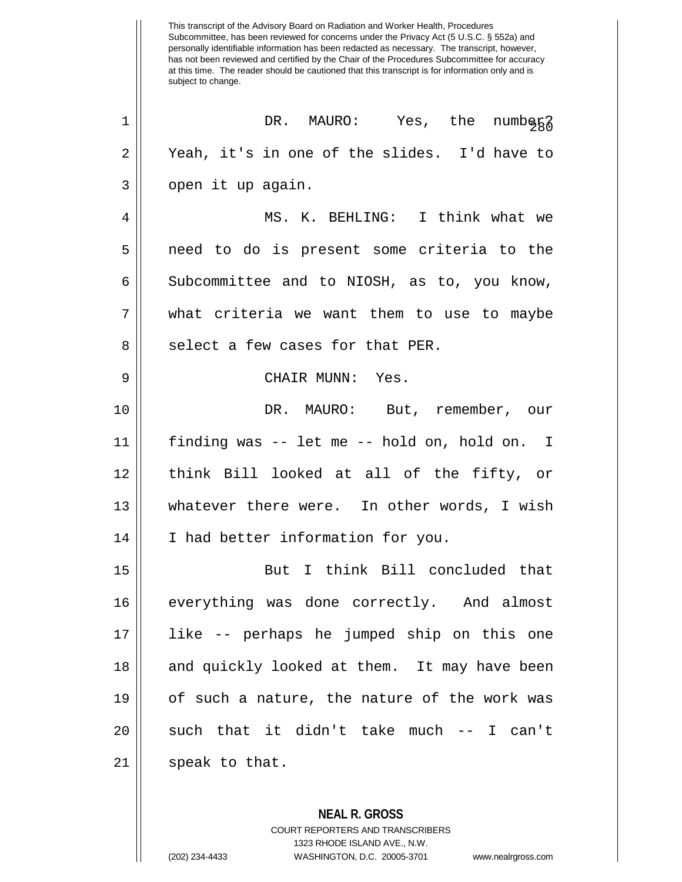This transcript of the Advisory Board on Radiation and Worker Health, Procedures Subcommittee, has been reviewed for concerns under the Privacy Act (5 U.S.C. § 552a) and personally identifiable information has been redacted as necessary. The transcript, however, has not been reviewed and certified by the Chair of the Procedures Subcommittee for accuracy at this time. The reader should be cautioned that this transcript is for information only and is subject to change.

DR. MAURO: Yes, the number? Yeah, it's in one of the slides. I'd have to open it up again.

MS. K. BEHLING: I think what we need to do is present some criteria to the Subcommittee and to NIOSH, as to, you know, what criteria we want them to use to maybe select a few cases for that PER.

CHAIR MUNN: Yes.

DR. MAURO: But, remember, our finding was -- let me -- hold on, hold on. I think Bill looked at all of the fifty, or whatever there were. In other words, I wish I had better information for you.

But I think Bill concluded that everything was done correctly. And almost like -- perhaps he jumped ship on this one and quickly looked at them. It may have been of such a nature, the nature of the work was such that it didn't take much -- I can't speak to that.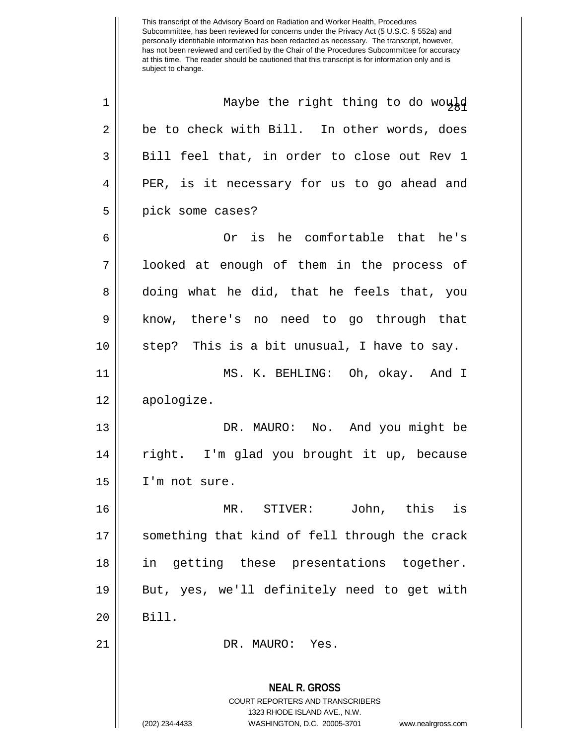Maybe the right thing to do would be to check with Bill. In other words, does Bill feel that, in order to close out Rev 1 PER, is it necessary for us to go ahead and pick some cases?

Or is he comfortable that he's looked at enough of them in the process of doing what he did, that he feels that, you know, there's no need to go through that step? This is a bit unusual, I have to say.

MS. K. BEHLING: Oh, okay. And I apologize.

DR. MAURO: No. And you might be right. I'm glad you brought it up, because I'm not sure.

MR. STIVER: John, this is something that kind of fell through the crack in getting these presentations together. But, yes, we'll definitely need to get with Bill.

DR. MAURO: Yes.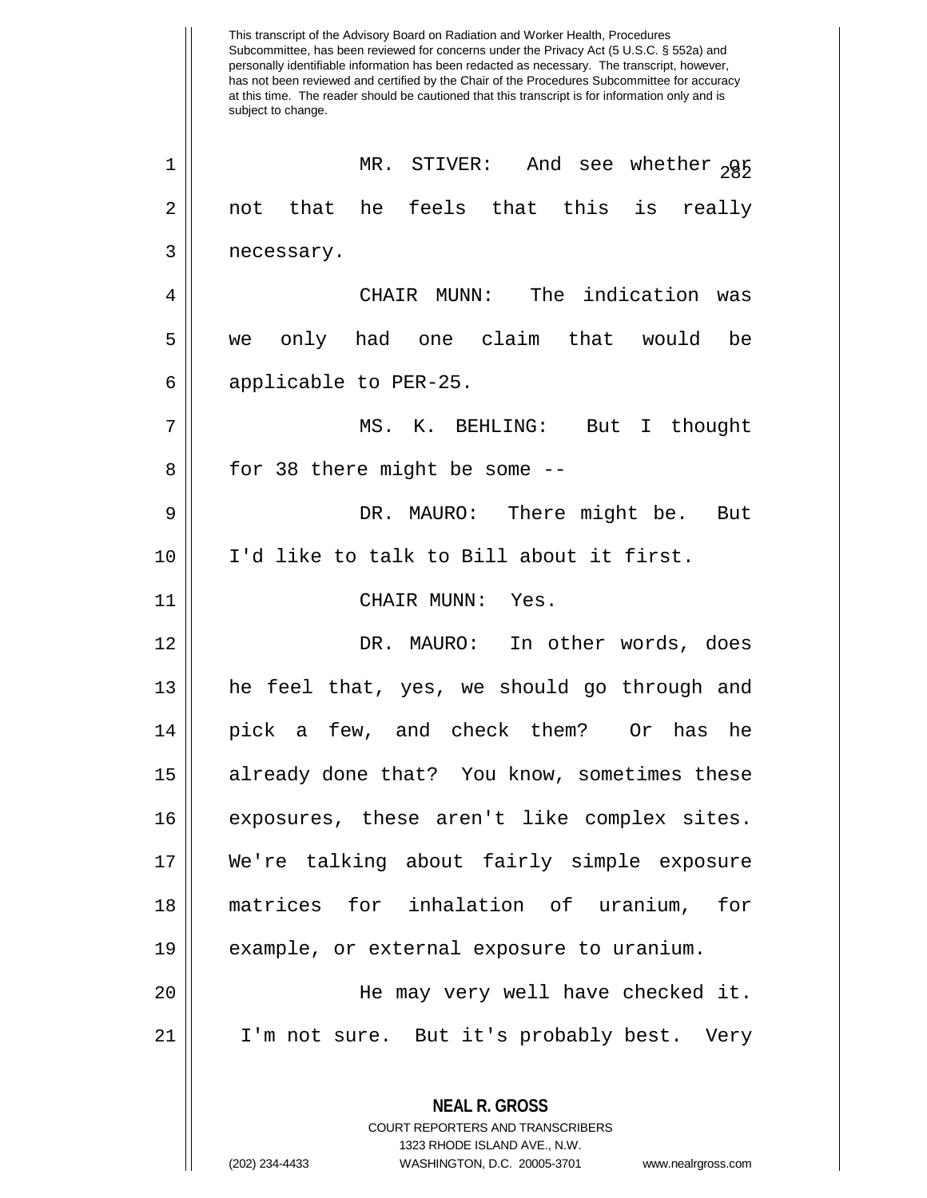MR. STIVER: And see whether or not that he feels that this is really necessary.

CHAIR MUNN: The indication was we only had one claim that would be applicable to PER-25.

MS. K. BEHLING: But I thought for 38 there might be some --

DR. MAURO: There might be. But I'd like to talk to Bill about it first.

CHAIR MUNN: Yes.

DR. MAURO: In other words, does he feel that, yes, we should go through and pick a few, and check them? Or has he already done that? You know, sometimes these exposures, these aren't like complex sites. We're talking about fairly simple exposure matrices for inhalation of uranium, for example, or external exposure to uranium.

He may very well have checked it. I'm not sure. But it's probably best. Very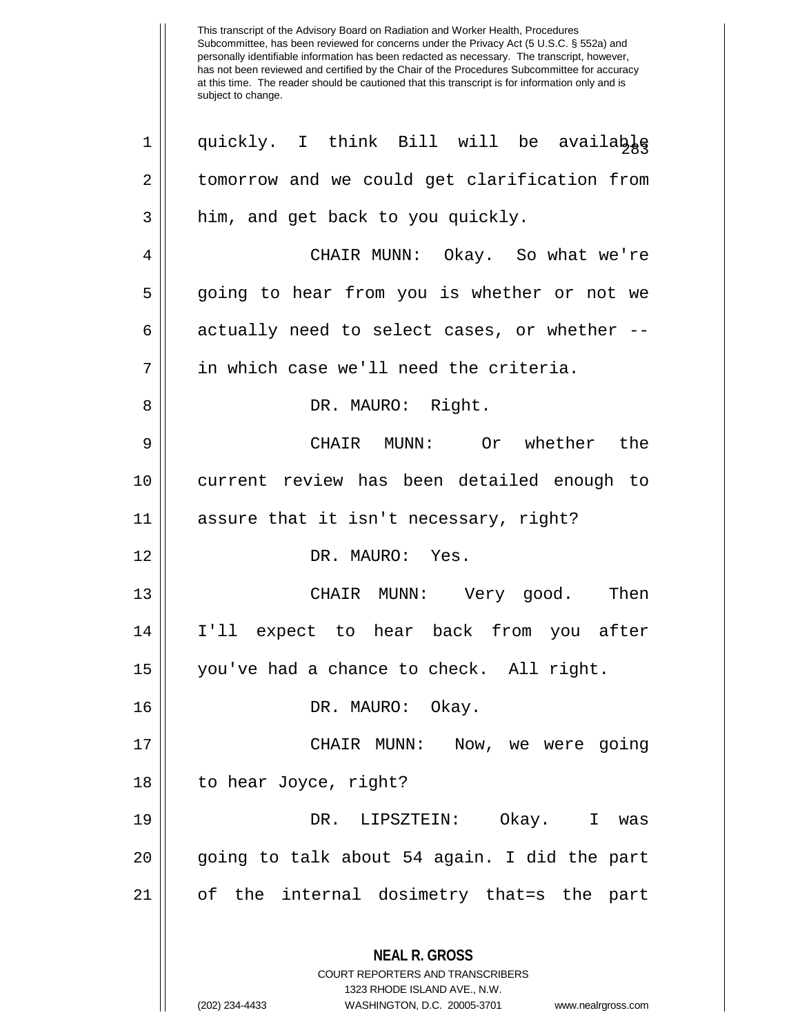This transcript of the Advisory Board on Radiation and Worker Health, Procedures Subcommittee, has been reviewed for concerns under the Privacy Act (5 U.S.C. § 552a) and personally identifiable information has been redacted as necessary. The transcript, however, has not been reviewed and certified by the Chair of the Procedures Subcommittee for accuracy at this time. The reader should be cautioned that this transcript is for information only and is subject to change.

1 quickly. I think Bill will be available
2 tomorrow and we could get clarification from
3 him, and get back to you quickly.
4 CHAIR MUNN: Okay. So what we're
5 going to hear from you is whether or not we
6 actually need to select cases, or whether --
7 in which case we'll need the criteria.
8 DR. MAURO: Right.
9 CHAIR MUNN: Or whether the
10 current review has been detailed enough to
11 assure that it isn't necessary, right?
12 DR. MAURO: Yes.
13 CHAIR MUNN: Very good. Then
14 I'll expect to hear back from you after
15 you've had a chance to check. All right.
16 DR. MAURO: Okay.
17 CHAIR MUNN: Now, we were going
18 to hear Joyce, right?
19 DR. LIPSZTEIN: Okay. I was
20 going to talk about 54 again. I did the part
21 of the internal dosimetry that=s the part

**NEAL R. GROSS**
COURT REPORTERS AND TRANSCRIBERS
1323 RHODE ISLAND AVE., N.W.
(202) 234-4433 WASHINGTON, D.C. 20005-3701 www.nealrgross.com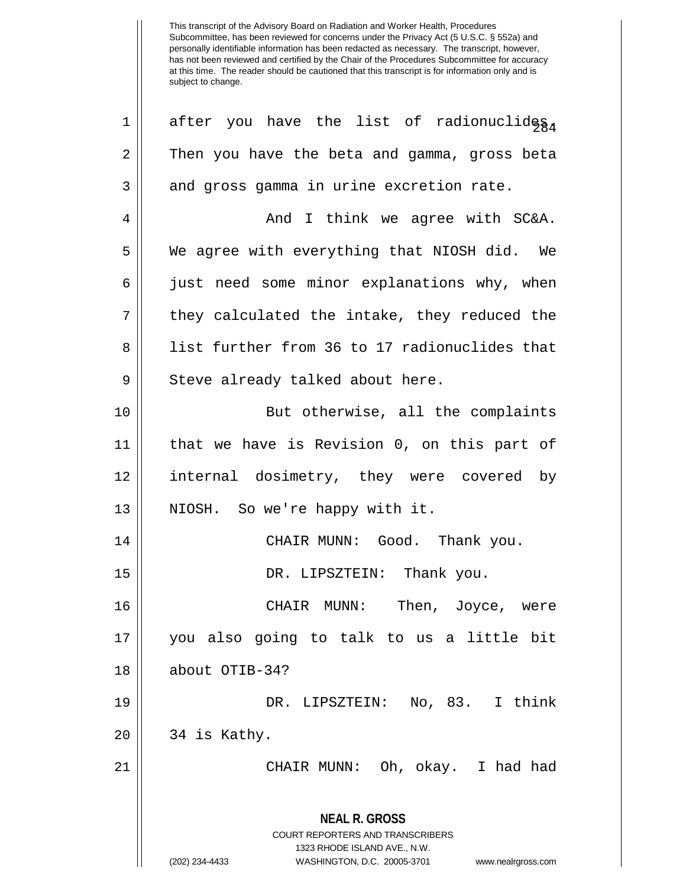This transcript of the Advisory Board on Radiation and Worker Health, Procedures Subcommittee, has been reviewed for concerns under the Privacy Act (5 U.S.C. § 552a) and personally identifiable information has been redacted as necessary. The transcript, however, has not been reviewed and certified by the Chair of the Procedures Subcommittee for accuracy at this time. The reader should be cautioned that this transcript is for information only and is subject to change.

after you have the list of radionuclides. Then you have the beta and gamma, gross beta and gross gamma in urine excretion rate.

And I think we agree with SC&A. We agree with everything that NIOSH did. We just need some minor explanations why, when they calculated the intake, they reduced the list further from 36 to 17 radionuclides that Steve already talked about here.

But otherwise, all the complaints that we have is Revision 0, on this part of internal dosimetry, they were covered by NIOSH. So we're happy with it.

CHAIR MUNN: Good. Thank you.

DR. LIPSZTEIN: Thank you.

CHAIR MUNN: Then, Joyce, were you also going to talk to us a little bit about OTIB-34?

DR. LIPSZTEIN: No, 83. I think 34 is Kathy.

CHAIR MUNN: Oh, okay. I had had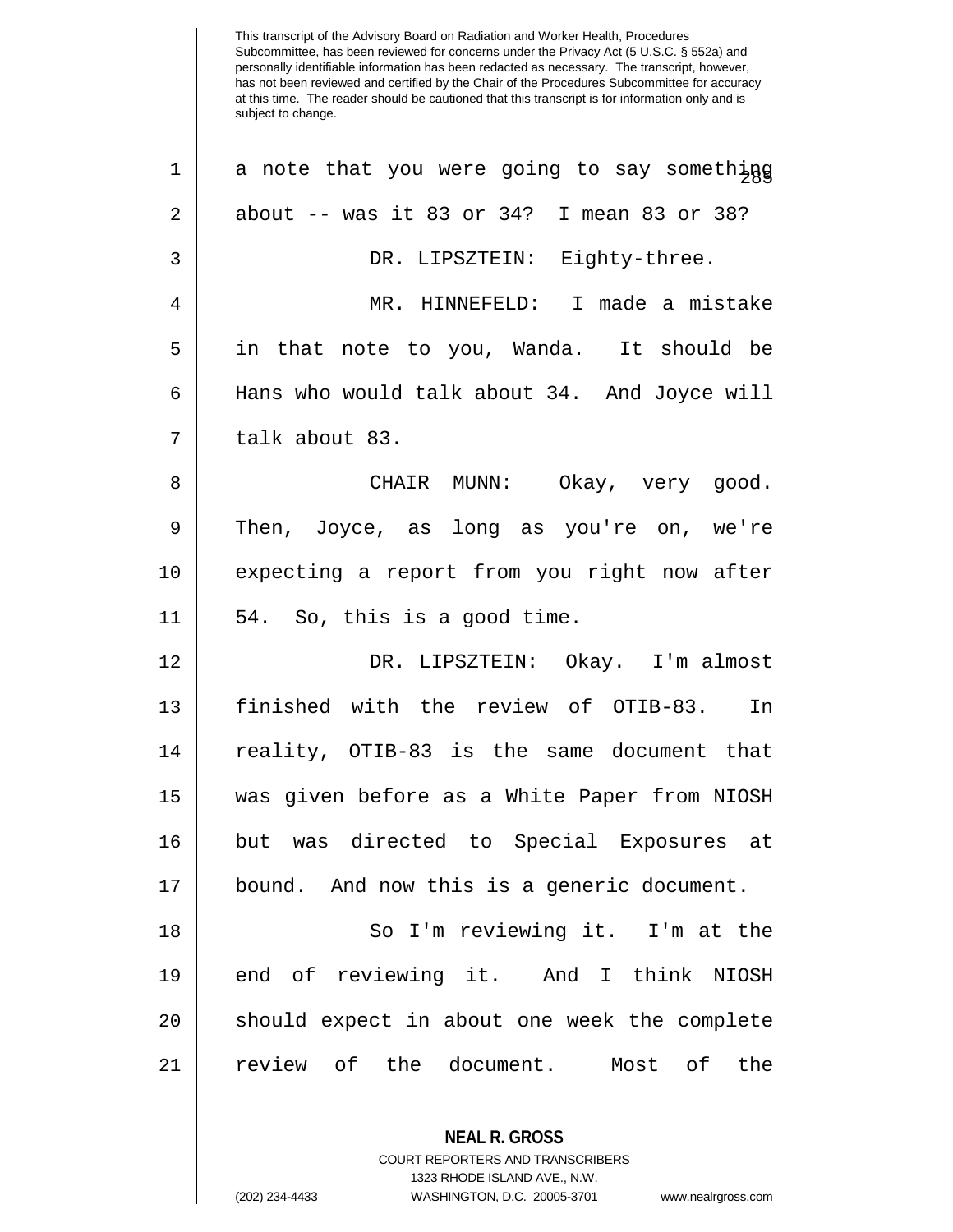This transcript of the Advisory Board on Radiation and Worker Health, Procedures Subcommittee, has been reviewed for concerns under the Privacy Act (5 U.S.C. § 552a) and personally identifiable information has been redacted as necessary. The transcript, however, has not been reviewed and certified by the Chair of the Procedures Subcommittee for accuracy at this time. The reader should be cautioned that this transcript is for information only and is subject to change.

a note that you were going to say something about -- was it 83 or 34? I mean 83 or 38?

DR. LIPSZTEIN: Eighty-three.

MR. HINNEFELD: I made a mistake in that note to you, Wanda. It should be Hans who would talk about 34. And Joyce will talk about 83.

CHAIR MUNN: Okay, very good. Then, Joyce, as long as you're on, we're expecting a report from you right now after 54. So, this is a good time.

DR. LIPSZTEIN: Okay. I'm almost finished with the review of OTIB-83. In reality, OTIB-83 is the same document that was given before as a White Paper from NIOSH but was directed to Special Exposures at bound. And now this is a generic document.

So I'm reviewing it. I'm at the end of reviewing it. And I think NIOSH should expect in about one week the complete review of the document. Most of the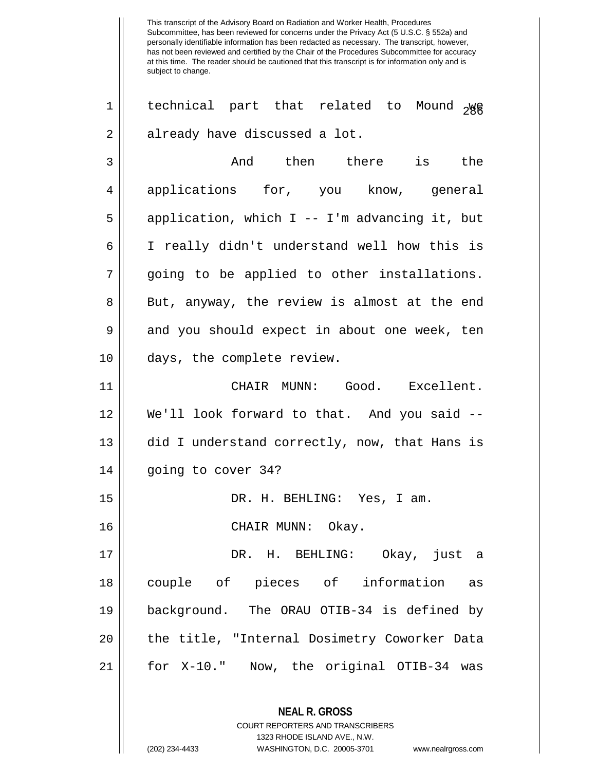technical part that related to Mound we already have discussed a lot.

And then there is the applications for, you know, general application, which I -- I'm advancing it, but I really didn't understand well how this is going to be applied to other installations. But, anyway, the review is almost at the end and you should expect in about one week, ten days, the complete review.

CHAIR MUNN: Good. Excellent. We'll look forward to that. And you said -- did I understand correctly, now, that Hans is going to cover 34?

DR. H. BEHLING: Yes, I am.

CHAIR MUNN: Okay.

DR. H. BEHLING: Okay, just a couple of pieces of information as background. The ORAU OTIB-34 is defined by the title, "Internal Dosimetry Coworker Data for X-10." Now, the original OTIB-34 was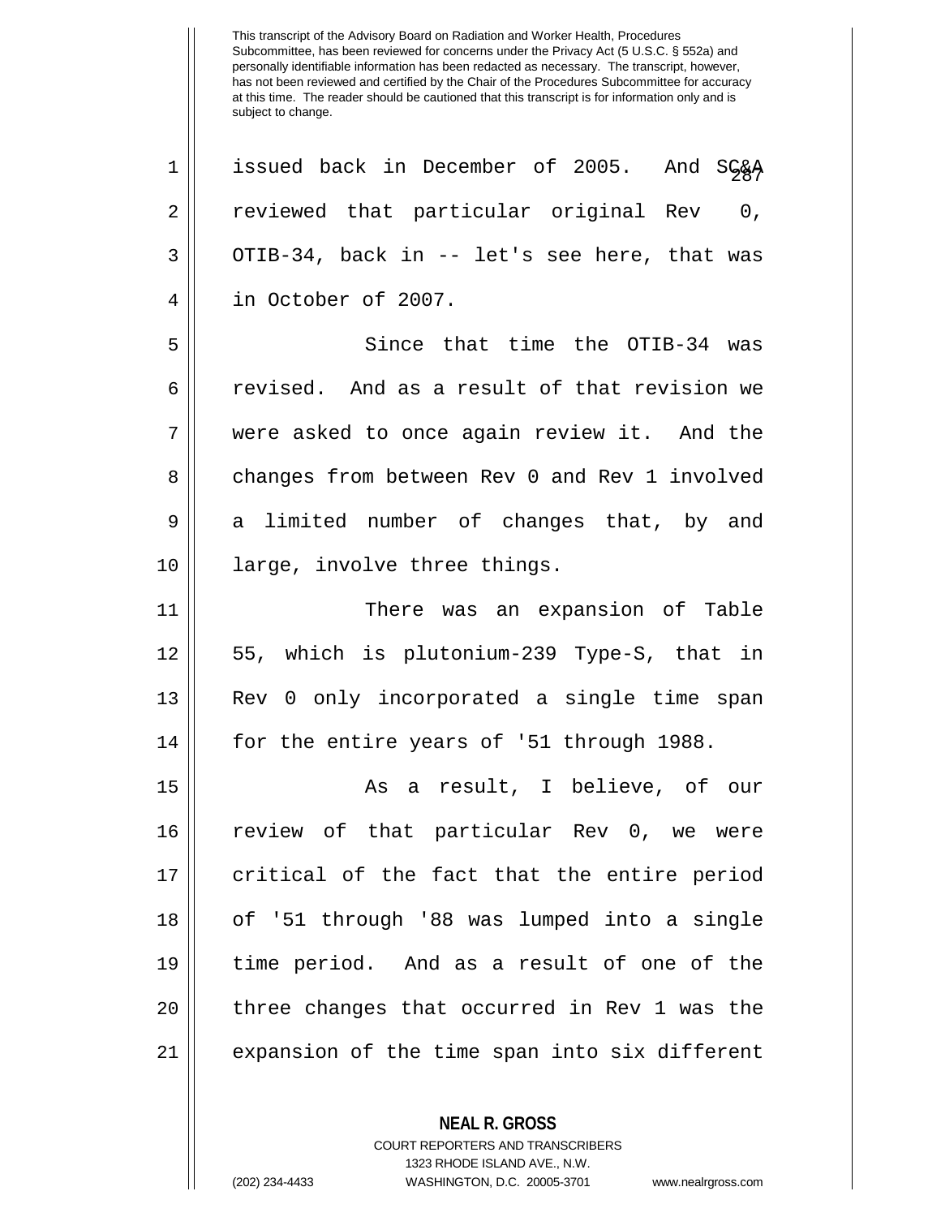issued back in December of 2005. And SC&A reviewed that particular original Rev 0, OTIB-34, back in -- let's see here, that was in October of 2007.

Since that time the OTIB-34 was revised. And as a result of that revision we were asked to once again review it. And the changes from between Rev 0 and Rev 1 involved a limited number of changes that, by and large, involve three things.

There was an expansion of Table 55, which is plutonium-239 Type-S, that in Rev 0 only incorporated a single time span for the entire years of '51 through 1988.

As a result, I believe, of our review of that particular Rev 0, we were critical of the fact that the entire period of '51 through '88 was lumped into a single time period. And as a result of one of the three changes that occurred in Rev 1 was the expansion of the time span into six different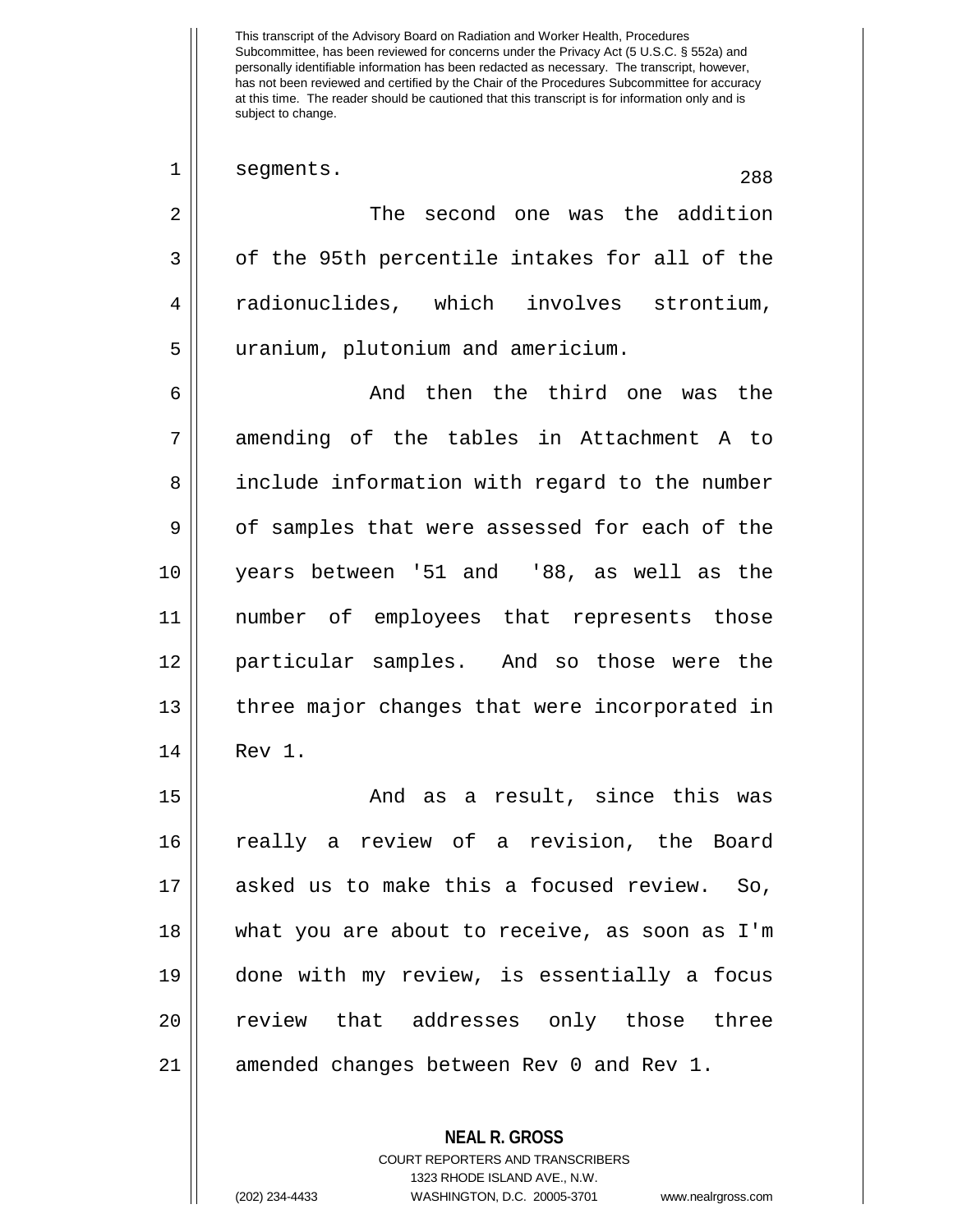This transcript of the Advisory Board on Radiation and Worker Health, Procedures Subcommittee, has been reviewed for concerns under the Privacy Act (5 U.S.C. § 552a) and personally identifiable information has been redacted as necessary. The transcript, however, has not been reviewed and certified by the Chair of the Procedures Subcommittee for accuracy at this time. The reader should be cautioned that this transcript is for information only and is subject to change.

segments.

The second one was the addition of the 95th percentile intakes for all of the radionuclides, which involves strontium, uranium, plutonium and americium.

And then the third one was the amending of the tables in Attachment A to include information with regard to the number of samples that were assessed for each of the years between '51 and '88, as well as the number of employees that represents those particular samples. And so those were the three major changes that were incorporated in Rev 1.

And as a result, since this was really a review of a revision, the Board asked us to make this a focused review. So, what you are about to receive, as soon as I'm done with my review, is essentially a focus review that addresses only those three amended changes between Rev 0 and Rev 1.

**NEAL R. GROSS**
COURT REPORTERS AND TRANSCRIBERS
1323 RHODE ISLAND AVE., N.W.
(202) 234-4433 WASHINGTON, D.C. 20005-3701 www.nealrgross.com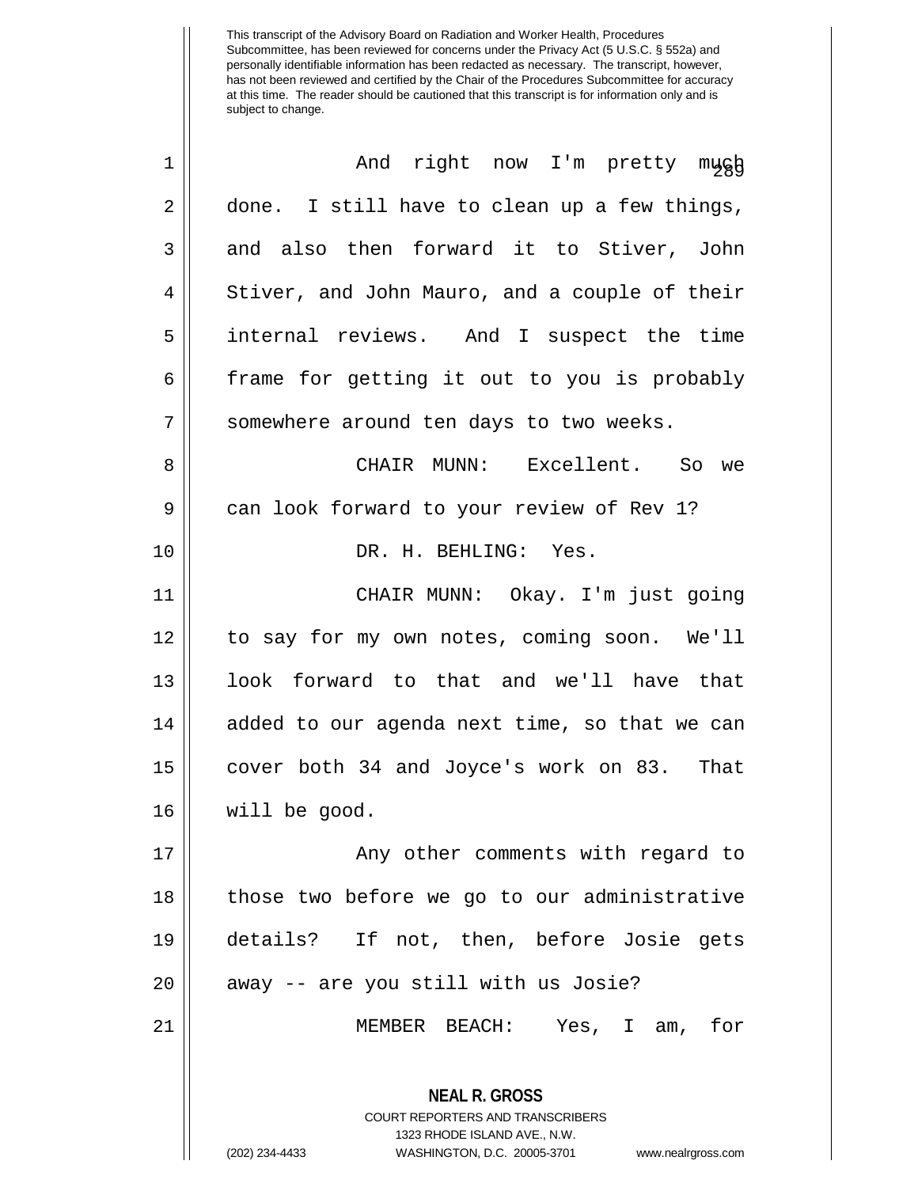This transcript of the Advisory Board on Radiation and Worker Health, Procedures Subcommittee, has been reviewed for concerns under the Privacy Act (5 U.S.C. § 552a) and personally identifiable information has been redacted as necessary. The transcript, however, has not been reviewed and certified by the Chair of the Procedures Subcommittee for accuracy at this time. The reader should be cautioned that this transcript is for information only and is subject to change.

And right now I'm pretty much done. I still have to clean up a few things, and also then forward it to Stiver, John Stiver, and John Mauro, and a couple of their internal reviews. And I suspect the time frame for getting it out to you is probably somewhere around ten days to two weeks.

CHAIR MUNN: Excellent. So we can look forward to your review of Rev 1?

DR. H. BEHLING: Yes.

CHAIR MUNN: Okay. I'm just going to say for my own notes, coming soon. We'll look forward to that and we'll have that added to our agenda next time, so that we can cover both 34 and Joyce's work on 83. That will be good.

Any other comments with regard to those two before we go to our administrative details? If not, then, before Josie gets away -- are you still with us Josie?

MEMBER BEACH: Yes, I am, for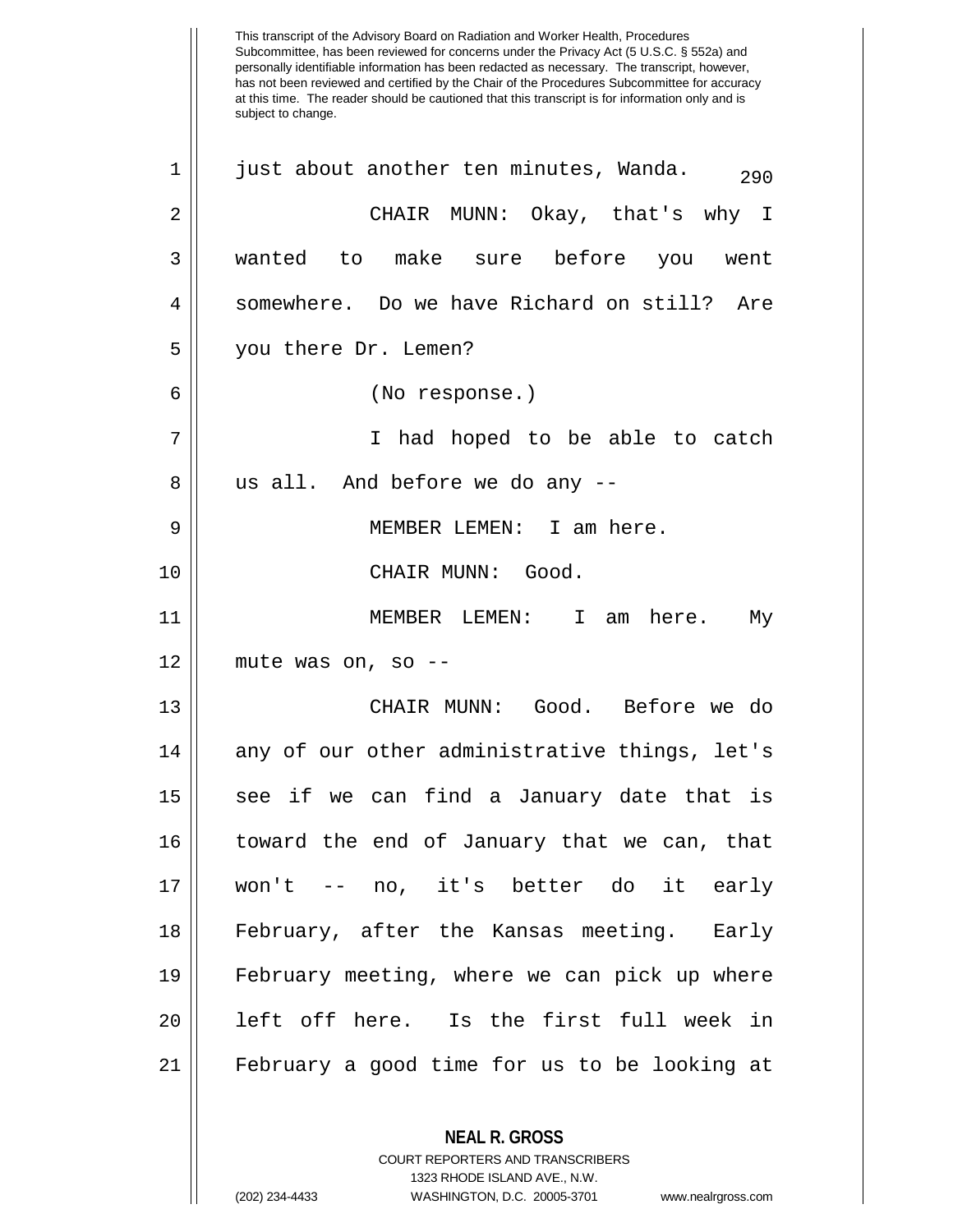just about another ten minutes, Wanda.

CHAIR MUNN: Okay, that's why I wanted to make sure before you went somewhere. Do we have Richard on still? Are you there Dr. Lemen?

(No response.)

I had hoped to be able to catch us all. And before we do any --

MEMBER LEMEN: I am here.

CHAIR MUNN: Good.

MEMBER LEMEN: I am here. My mute was on, so --

CHAIR MUNN: Good. Before we do any of our other administrative things, let's see if we can find a January date that is toward the end of January that we can, that won't -- no, it's better do it early February, after the Kansas meeting. Early February meeting, where we can pick up where left off here. Is the first full week in February a good time for us to be looking at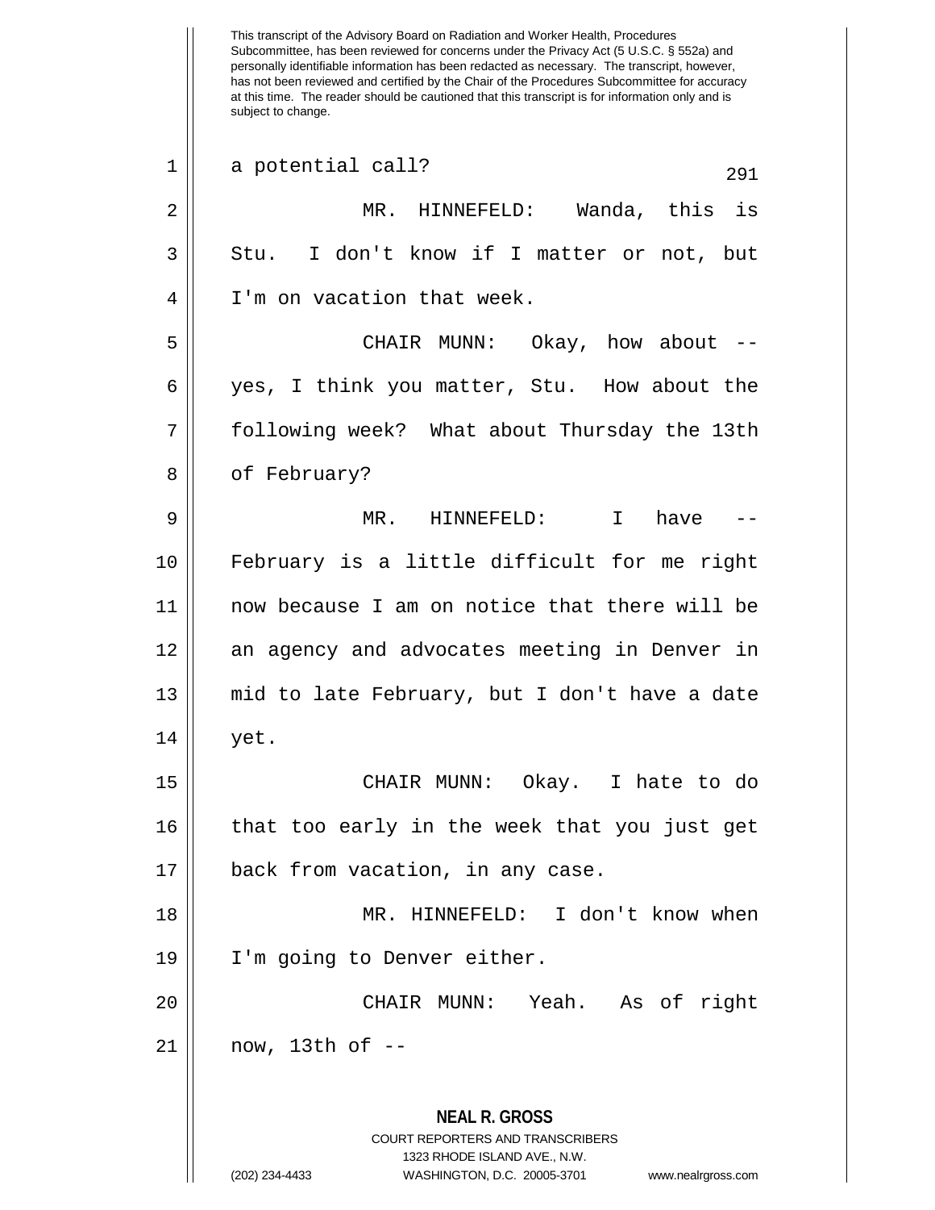This transcript of the Advisory Board on Radiation and Worker Health, Procedures Subcommittee, has been reviewed for concerns under the Privacy Act (5 U.S.C. § 552a) and personally identifiable information has been redacted as necessary. The transcript, however, has not been reviewed and certified by the Chair of the Procedures Subcommittee for accuracy at this time. The reader should be cautioned that this transcript is for information only and is subject to change.

a potential call?

MR. HINNEFELD: Wanda, this is Stu. I don't know if I matter or not, but I'm on vacation that week.

CHAIR MUNN: Okay, how about -- yes, I think you matter, Stu. How about the following week? What about Thursday the 13th of February?

MR. HINNEFELD: I have -- February is a little difficult for me right now because I am on notice that there will be an agency and advocates meeting in Denver in mid to late February, but I don't have a date yet.

CHAIR MUNN: Okay. I hate to do that too early in the week that you just get back from vacation, in any case.

MR. HINNEFELD: I don't know when I'm going to Denver either.

CHAIR MUNN: Yeah. As of right now, 13th of --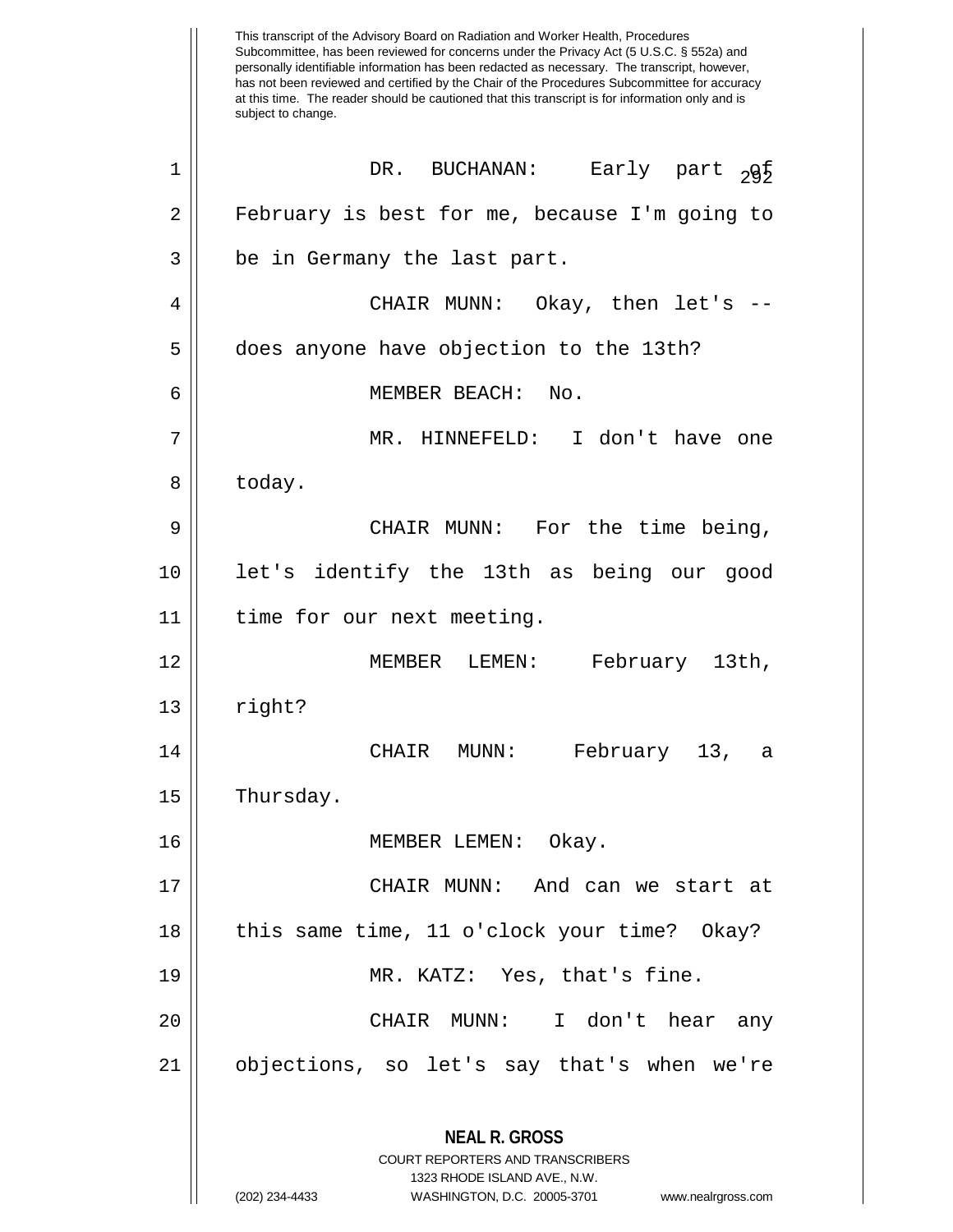This transcript of the Advisory Board on Radiation and Worker Health, Procedures Subcommittee, has been reviewed for concerns under the Privacy Act (5 U.S.C. § 552a) and personally identifiable information has been redacted as necessary. The transcript, however, has not been reviewed and certified by the Chair of the Procedures Subcommittee for accuracy at this time. The reader should be cautioned that this transcript is for information only and is subject to change.

1 DR. BUCHANAN: Early part of
2 February is best for me, because I'm going to
3 be in Germany the last part.
4 CHAIR MUNN: Okay, then let's --
5 does anyone have objection to the 13th?
6 MEMBER BEACH: No.
7 MR. HINNEFELD: I don't have one
8 today.
9 CHAIR MUNN: For the time being,
10 let's identify the 13th as being our good
11 time for our next meeting.
12 MEMBER LEMEN: February 13th,
13 right?
14 CHAIR MUNN: February 13, a
15 Thursday.
16 MEMBER LEMEN: Okay.
17 CHAIR MUNN: And can we start at
18 this same time, 11 o'clock your time? Okay?
19 MR. KATZ: Yes, that's fine.
20 CHAIR MUNN: I don't hear any
21 objections, so let's say that's when we're

**NEAL R. GROSS**
COURT REPORTERS AND TRANSCRIBERS
1323 RHODE ISLAND AVE., N.W.
(202) 234-4433 WASHINGTON, D.C. 20005-3701 www.nealrgross.com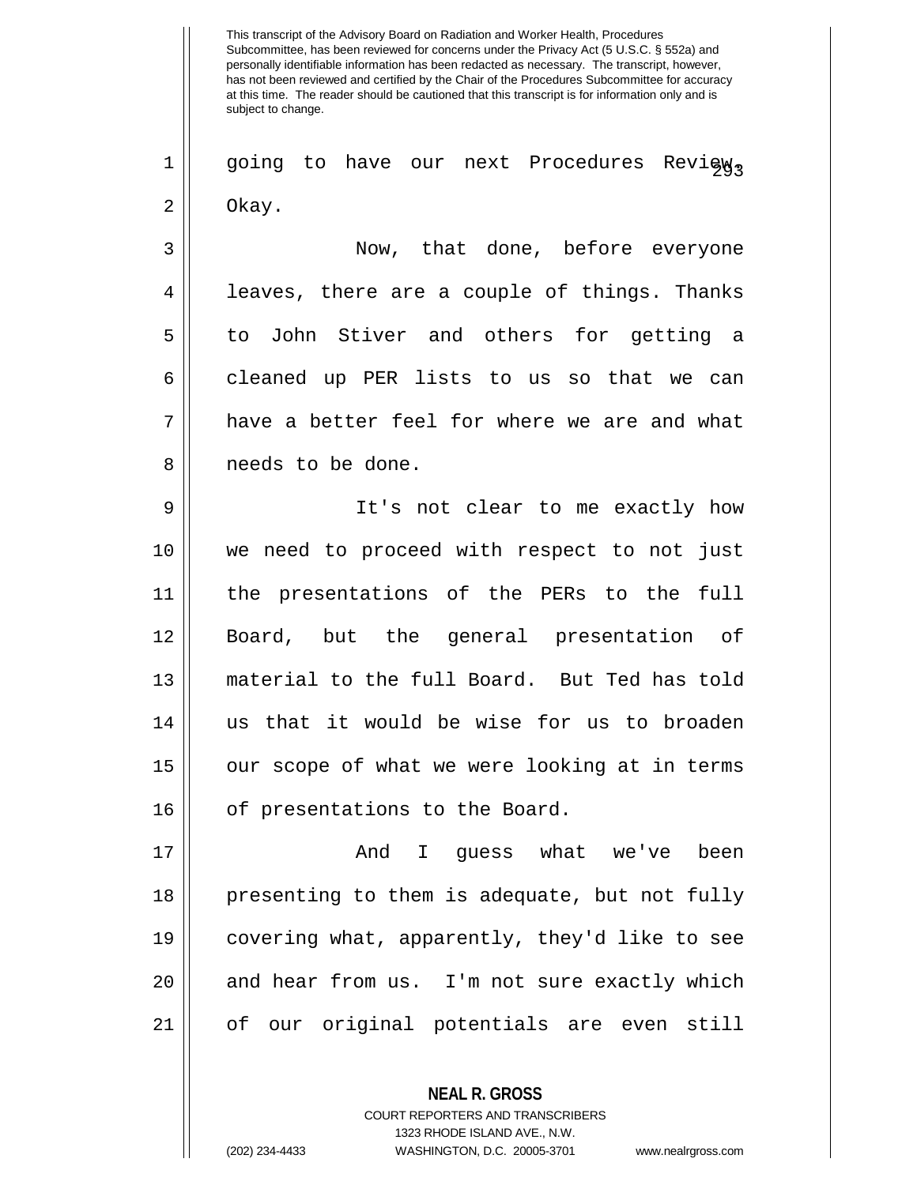going to have our next Procedures Review.

Okay.

Now, that done, before everyone leaves, there are a couple of things. Thanks to John Stiver and others for getting a cleaned up PER lists to us so that we can have a better feel for where we are and what needs to be done.

It's not clear to me exactly how we need to proceed with respect to not just the presentations of the PERs to the full Board, but the general presentation of material to the full Board. But Ted has told us that it would be wise for us to broaden our scope of what we were looking at in terms of presentations to the Board.

And I guess what we've been presenting to them is adequate, but not fully covering what, apparently, they'd like to see and hear from us. I'm not sure exactly which of our original potentials are even still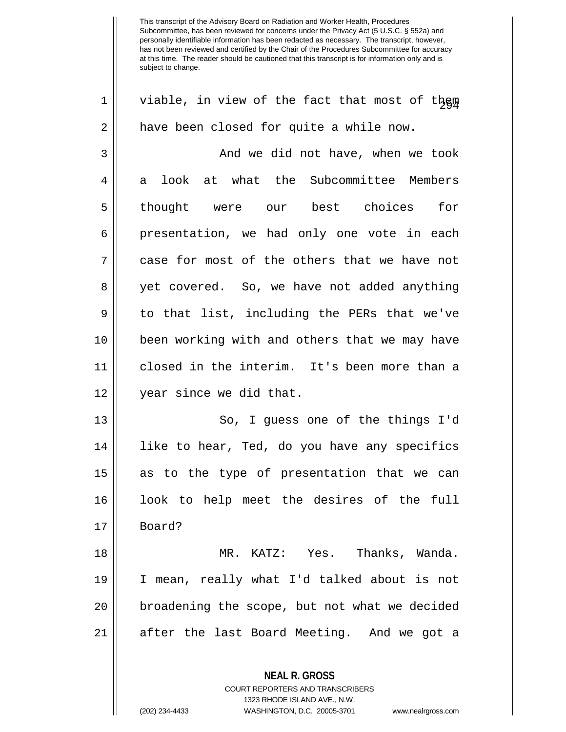This transcript of the Advisory Board on Radiation and Worker Health, Procedures Subcommittee, has been reviewed for concerns under the Privacy Act (5 U.S.C. § 552a) and personally identifiable information has been redacted as necessary. The transcript, however, has not been reviewed and certified by the Chair of the Procedures Subcommittee for accuracy at this time. The reader should be cautioned that this transcript is for information only and is subject to change.

viable, in view of the fact that most of them have been closed for quite a while now.

And we did not have, when we took a look at what the Subcommittee Members thought were our best choices for presentation, we had only one vote in each case for most of the others that we have not yet covered. So, we have not added anything to that list, including the PERs that we've been working with and others that we may have closed in the interim. It's been more than a year since we did that.

So, I guess one of the things I'd like to hear, Ted, do you have any specifics as to the type of presentation that we can look to help meet the desires of the full Board?

MR. KATZ: Yes. Thanks, Wanda. I mean, really what I'd talked about is not broadening the scope, but not what we decided after the last Board Meeting. And we got a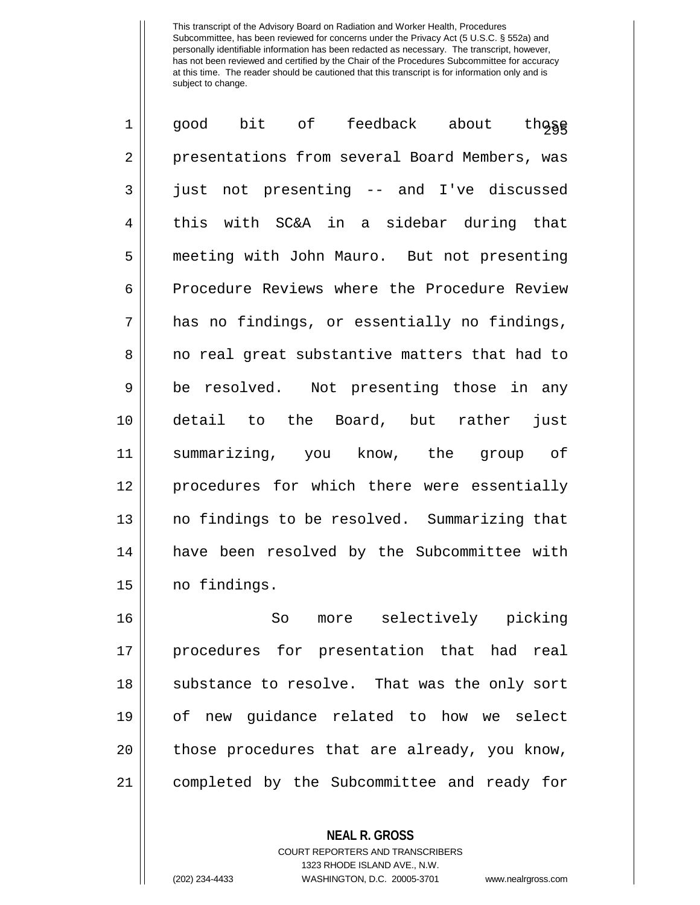good bit of feedback about those presentations from several Board Members, was just not presenting -- and I've discussed this with SC&A in a sidebar during that meeting with John Mauro. But not presenting Procedure Reviews where the Procedure Review has no findings, or essentially no findings, no real great substantive matters that had to be resolved. Not presenting those in any detail to the Board, but rather just summarizing, you know, the group of procedures for which there were essentially no findings to be resolved. Summarizing that have been resolved by the Subcommittee with no findings.

So more selectively picking procedures for presentation that had real substance to resolve. That was the only sort of new guidance related to how we select those procedures that are already, you know, completed by the Subcommittee and ready for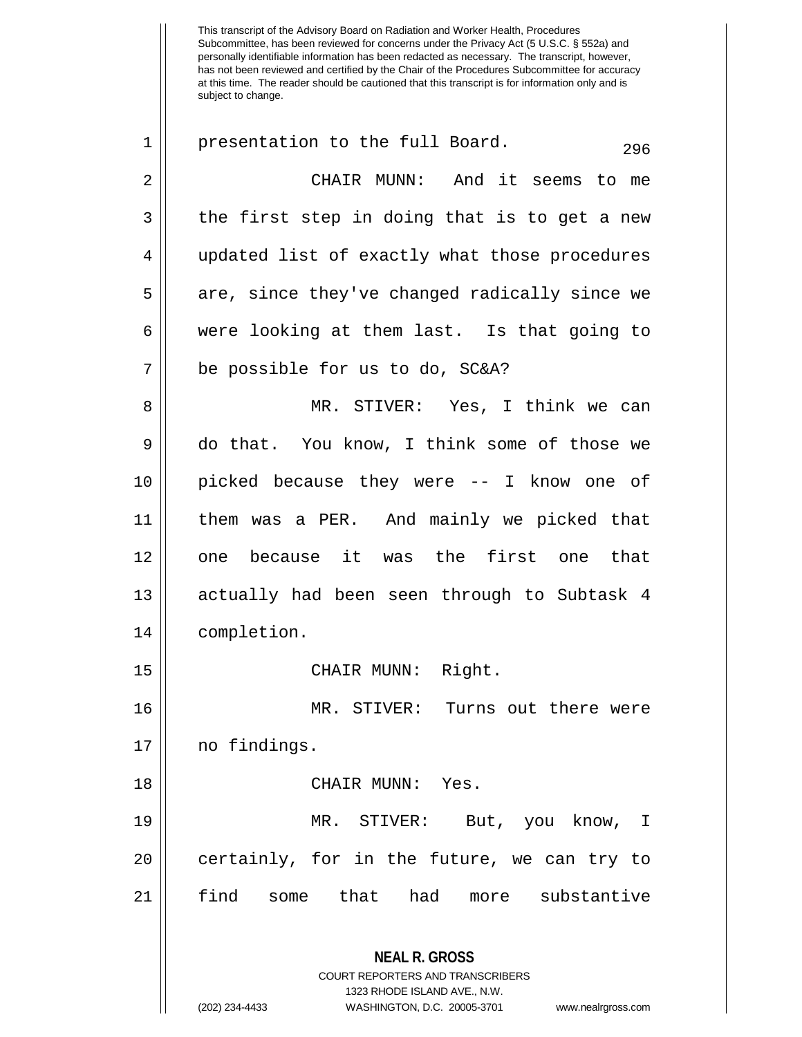presentation to the full Board.

CHAIR MUNN: And it seems to me the first step in doing that is to get a new updated list of exactly what those procedures are, since they've changed radically since we were looking at them last. Is that going to be possible for us to do, SC&A?

MR. STIVER: Yes, I think we can do that. You know, I think some of those we picked because they were -- I know one of them was a PER. And mainly we picked that one because it was the first one that actually had been seen through to Subtask 4 completion.

CHAIR MUNN: Right.

MR. STIVER: Turns out there were no findings.

CHAIR MUNN: Yes.

MR. STIVER: But, you know, I certainly, for in the future, we can try to find some that had more substantive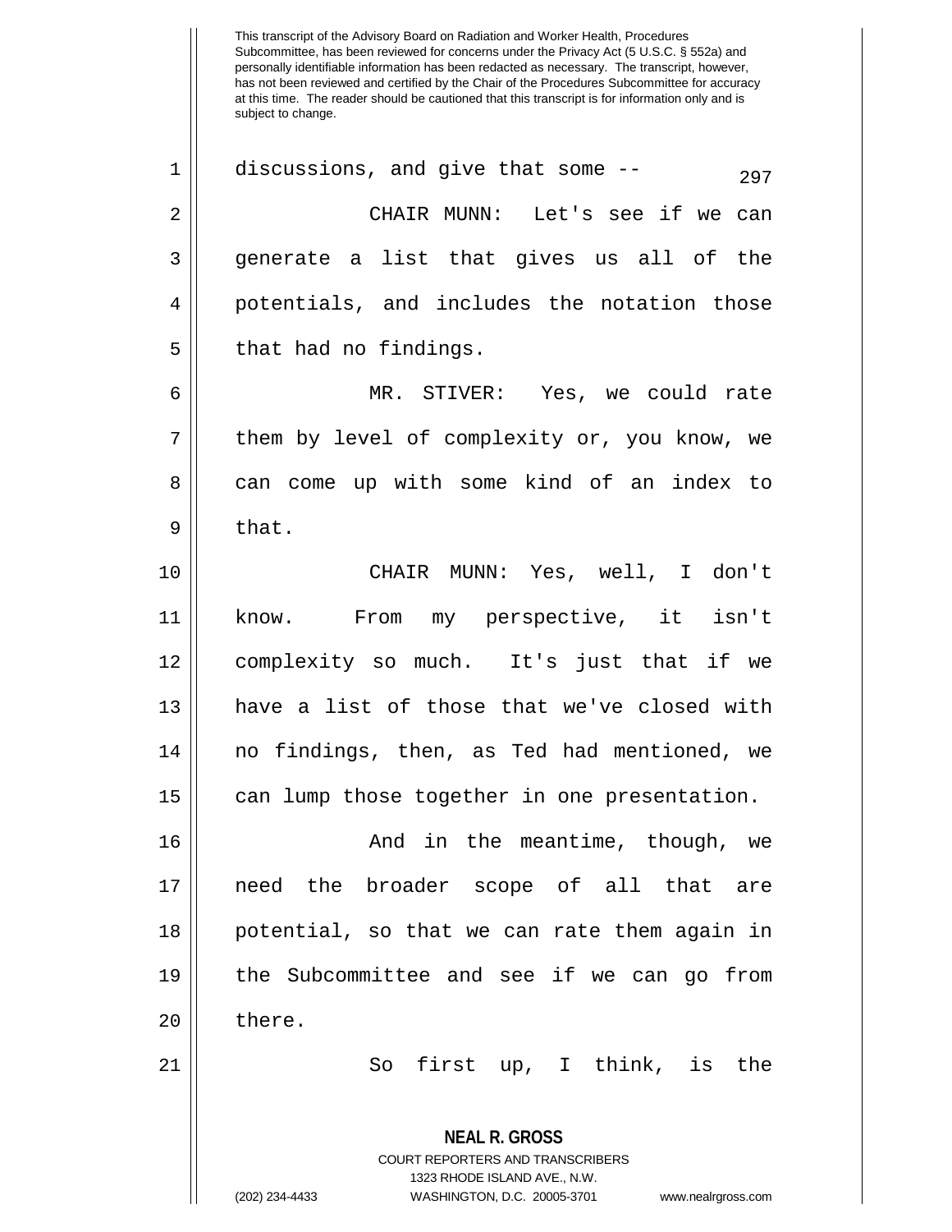discussions, and give that some --

CHAIR MUNN: Let's see if we can generate a list that gives us all of the potentials, and includes the notation those that had no findings.

MR. STIVER: Yes, we could rate them by level of complexity or, you know, we can come up with some kind of an index to that.

CHAIR MUNN: Yes, well, I don't know. From my perspective, it isn't complexity so much. It's just that if we have a list of those that we've closed with no findings, then, as Ted had mentioned, we can lump those together in one presentation.

And in the meantime, though, we need the broader scope of all that are potential, so that we can rate them again in the Subcommittee and see if we can go from there.

So first up, I think, is the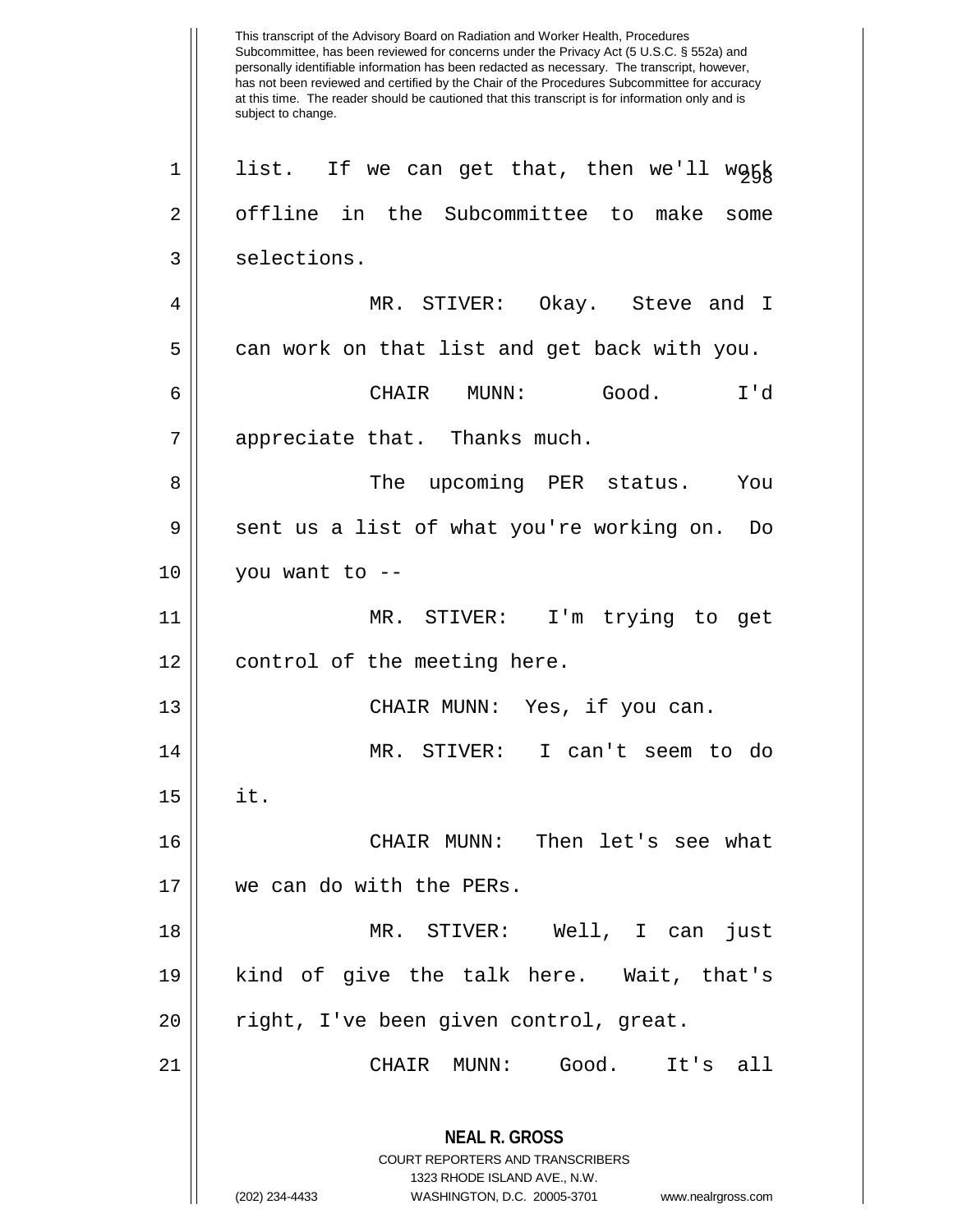This transcript of the Advisory Board on Radiation and Worker Health, Procedures Subcommittee, has been reviewed for concerns under the Privacy Act (5 U.S.C. § 552a) and personally identifiable information has been redacted as necessary. The transcript, however, has not been reviewed and certified by the Chair of the Procedures Subcommittee for accuracy at this time. The reader should be cautioned that this transcript is for information only and is subject to change.

list. If we can get that, then we'll work offline in the Subcommittee to make some selections.

MR. STIVER: Okay. Steve and I can work on that list and get back with you.

CHAIR MUNN: Good. I'd appreciate that. Thanks much.

The upcoming PER status. You sent us a list of what you're working on. Do you want to --

MR. STIVER: I'm trying to get control of the meeting here.

CHAIR MUNN: Yes, if you can.

MR. STIVER: I can't seem to do it.

CHAIR MUNN: Then let's see what we can do with the PERs.

MR. STIVER: Well, I can just kind of give the talk here. Wait, that's right, I've been given control, great.

CHAIR MUNN: Good. It's all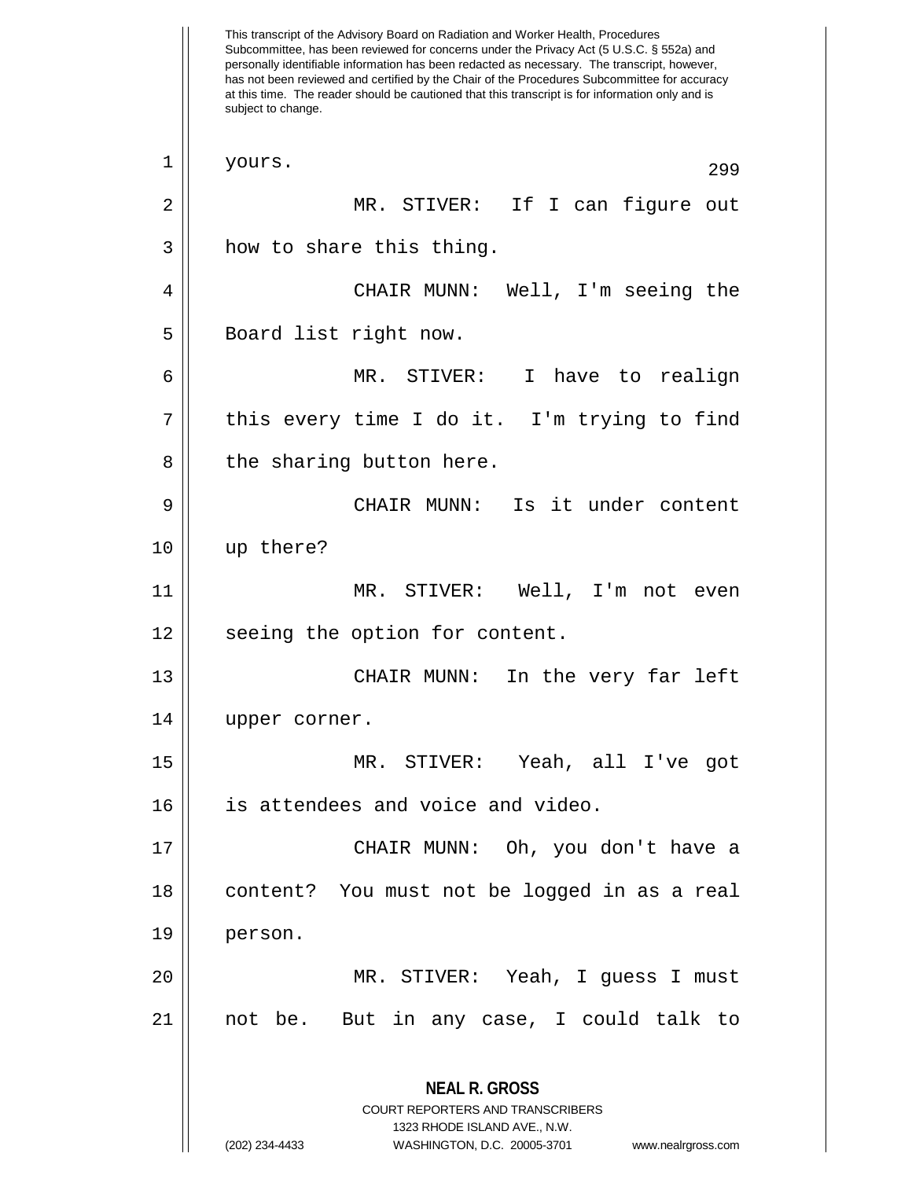yours.

MR. STIVER: If I can figure out how to share this thing.

CHAIR MUNN: Well, I'm seeing the Board list right now.

MR. STIVER: I have to realign this every time I do it. I'm trying to find the sharing button here.

CHAIR MUNN: Is it under content up there?

MR. STIVER: Well, I'm not even seeing the option for content.

CHAIR MUNN: In the very far left upper corner.

MR. STIVER: Yeah, all I've got is attendees and voice and video.

CHAIR MUNN: Oh, you don't have a content? You must not be logged in as a real person.

MR. STIVER: Yeah, I guess I must not be. But in any case, I could talk to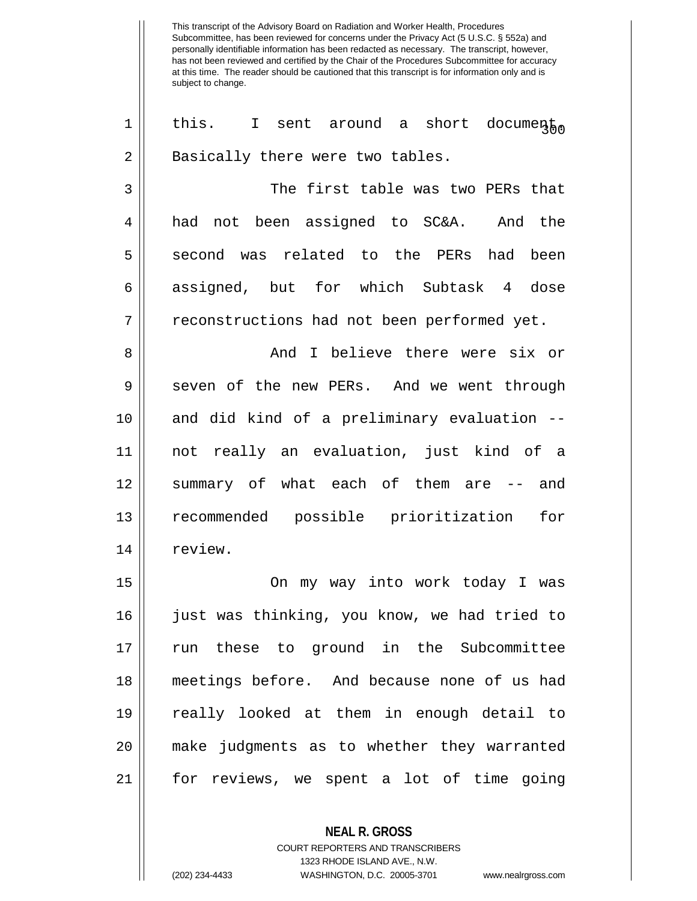this. I sent around a short document. Basically there were two tables.

The first table was two PERs that had not been assigned to SC&A. And the second was related to the PERs had been assigned, but for which Subtask 4 dose reconstructions had not been performed yet.

And I believe there were six or seven of the new PERs. And we went through and did kind of a preliminary evaluation -- not really an evaluation, just kind of a summary of what each of them are -- and recommended possible prioritization for review.

On my way into work today I was just was thinking, you know, we had tried to run these to ground in the Subcommittee meetings before. And because none of us had really looked at them in enough detail to make judgments as to whether they warranted for reviews, we spent a lot of time going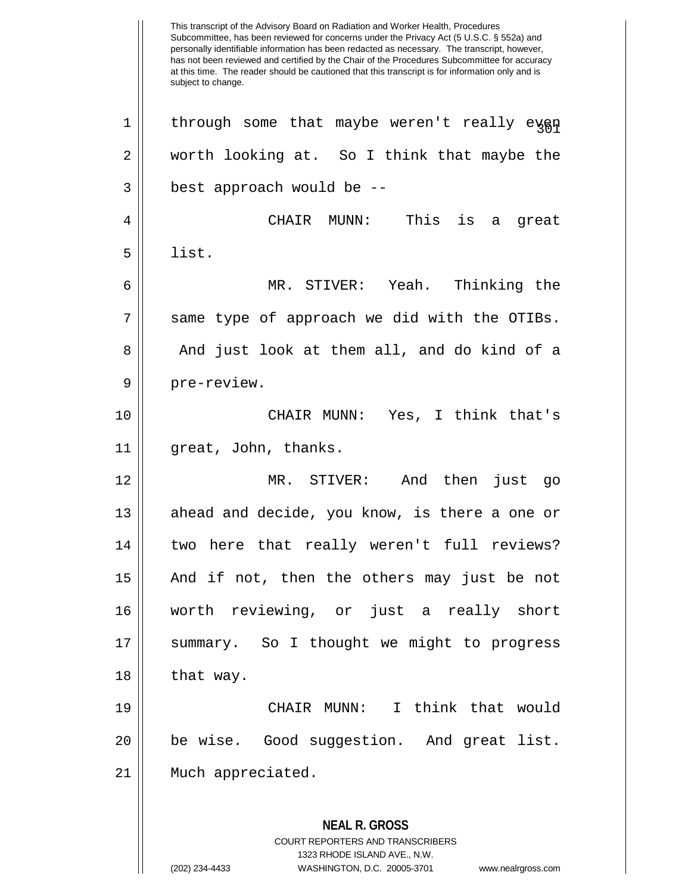This transcript of the Advisory Board on Radiation and Worker Health, Procedures Subcommittee, has been reviewed for concerns under the Privacy Act (5 U.S.C. § 552a) and personally identifiable information has been redacted as necessary. The transcript, however, has not been reviewed and certified by the Chair of the Procedures Subcommittee for accuracy at this time. The reader should be cautioned that this transcript is for information only and is subject to change.

1 through some that maybe weren't really even
2 worth looking at. So I think that maybe the
3 best approach would be --
4 CHAIR MUNN: This is a great
5 list.
6 MR. STIVER: Yeah. Thinking the
7 same type of approach we did with the OTIBs.
8 And just look at them all, and do kind of a
9 pre-review.
10 CHAIR MUNN: Yes, I think that's
11 great, John, thanks.
12 MR. STIVER: And then just go
13 ahead and decide, you know, is there a one or
14 two here that really weren't full reviews?
15 And if not, then the others may just be not
16 worth reviewing, or just a really short
17 summary. So I thought we might to progress
18 that way.
19 CHAIR MUNN: I think that would
20 be wise. Good suggestion. And great list.
21 Much appreciated.

**NEAL R. GROSS**
COURT REPORTERS AND TRANSCRIBERS
1323 RHODE ISLAND AVE., N.W.
(202) 234-4433 WASHINGTON, D.C. 20005-3701 www.nealrgross.com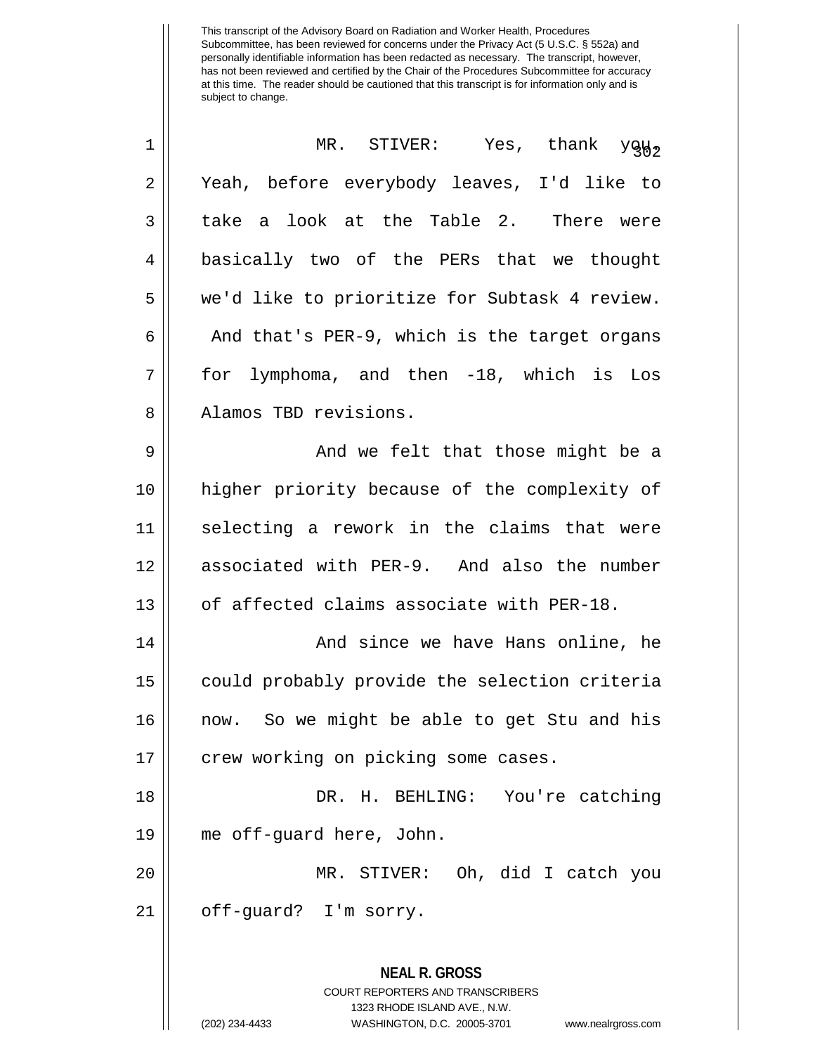MR. STIVER: Yes, thank you. Yeah, before everybody leaves, I'd like to take a look at the Table 2. There were basically two of the PERs that we thought we'd like to prioritize for Subtask 4 review. And that's PER-9, which is the target organs for lymphoma, and then -18, which is Los Alamos TBD revisions.

And we felt that those might be a higher priority because of the complexity of selecting a rework in the claims that were associated with PER-9. And also the number of affected claims associate with PER-18.

And since we have Hans online, he could probably provide the selection criteria now. So we might be able to get Stu and his crew working on picking some cases.

DR. H. BEHLING: You're catching me off-guard here, John.

MR. STIVER: Oh, did I catch you off-guard? I'm sorry.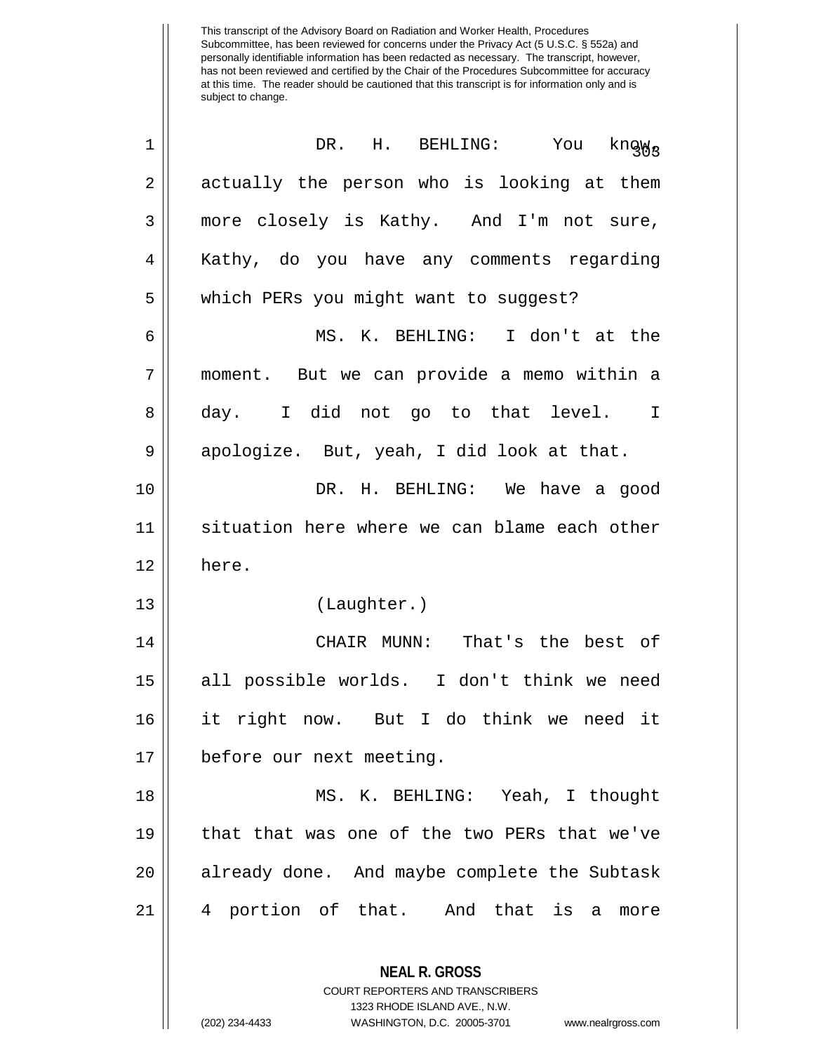DR. H. BEHLING: You know, actually the person who is looking at them more closely is Kathy. And I'm not sure, Kathy, do you have any comments regarding which PERs you might want to suggest?

MS. K. BEHLING: I don't at the moment. But we can provide a memo within a day. I did not go to that level. I apologize. But, yeah, I did look at that.

DR. H. BEHLING: We have a good situation here where we can blame each other here.

(Laughter.)

CHAIR MUNN: That's the best of all possible worlds. I don't think we need it right now. But I do think we need it before our next meeting.

MS. K. BEHLING: Yeah, I thought that that was one of the two PERs that we've already done. And maybe complete the Subtask 4 portion of that. And that is a more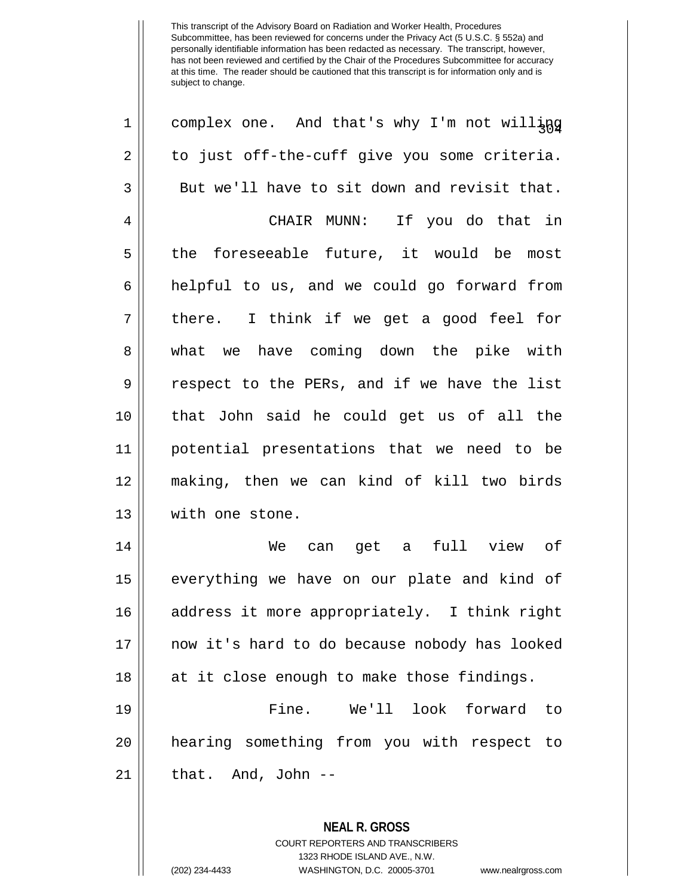complex one. And that's why I'm not willing to just off-the-cuff give you some criteria. But we'll have to sit down and revisit that.

CHAIR MUNN: If you do that in the foreseeable future, it would be most helpful to us, and we could go forward from there. I think if we get a good feel for what we have coming down the pike with respect to the PERs, and if we have the list that John said he could get us of all the potential presentations that we need to be making, then we can kind of kill two birds with one stone.

We can get a full view of everything we have on our plate and kind of address it more appropriately. I think right now it's hard to do because nobody has looked at it close enough to make those findings.

Fine. We'll look forward to hearing something from you with respect to that. And, John --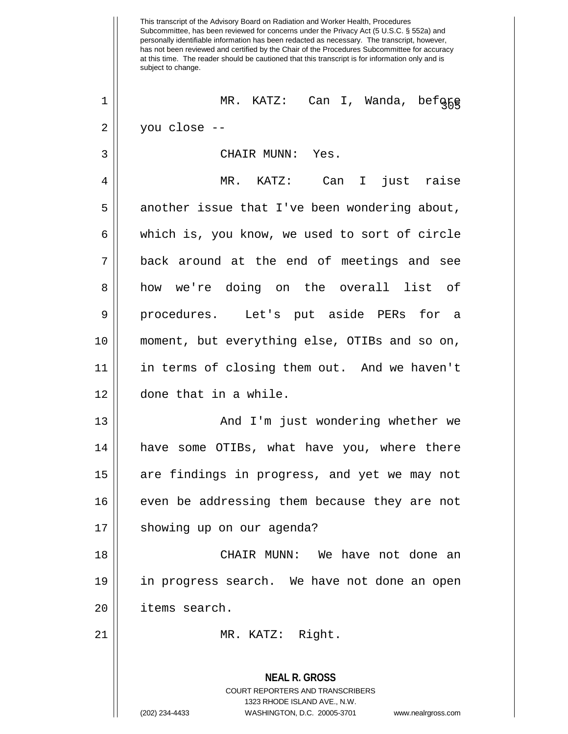This transcript of the Advisory Board on Radiation and Worker Health, Procedures Subcommittee, has been reviewed for concerns under the Privacy Act (5 U.S.C. § 552a) and personally identifiable information has been redacted as necessary. The transcript, however, has not been reviewed and certified by the Chair of the Procedures Subcommittee for accuracy at this time. The reader should be cautioned that this transcript is for information only and is subject to change.

MR. KATZ: Can I, Wanda, before you close --

CHAIR MUNN: Yes.

MR. KATZ: Can I just raise another issue that I've been wondering about, which is, you know, we used to sort of circle back around at the end of meetings and see how we're doing on the overall list of procedures. Let's put aside PERs for a moment, but everything else, OTIBs and so on, in terms of closing them out. And we haven't done that in a while.

And I'm just wondering whether we have some OTIBs, what have you, where there are findings in progress, and yet we may not even be addressing them because they are not showing up on our agenda?

CHAIR MUNN: We have not done an in progress search. We have not done an open items search.

MR. KATZ: Right.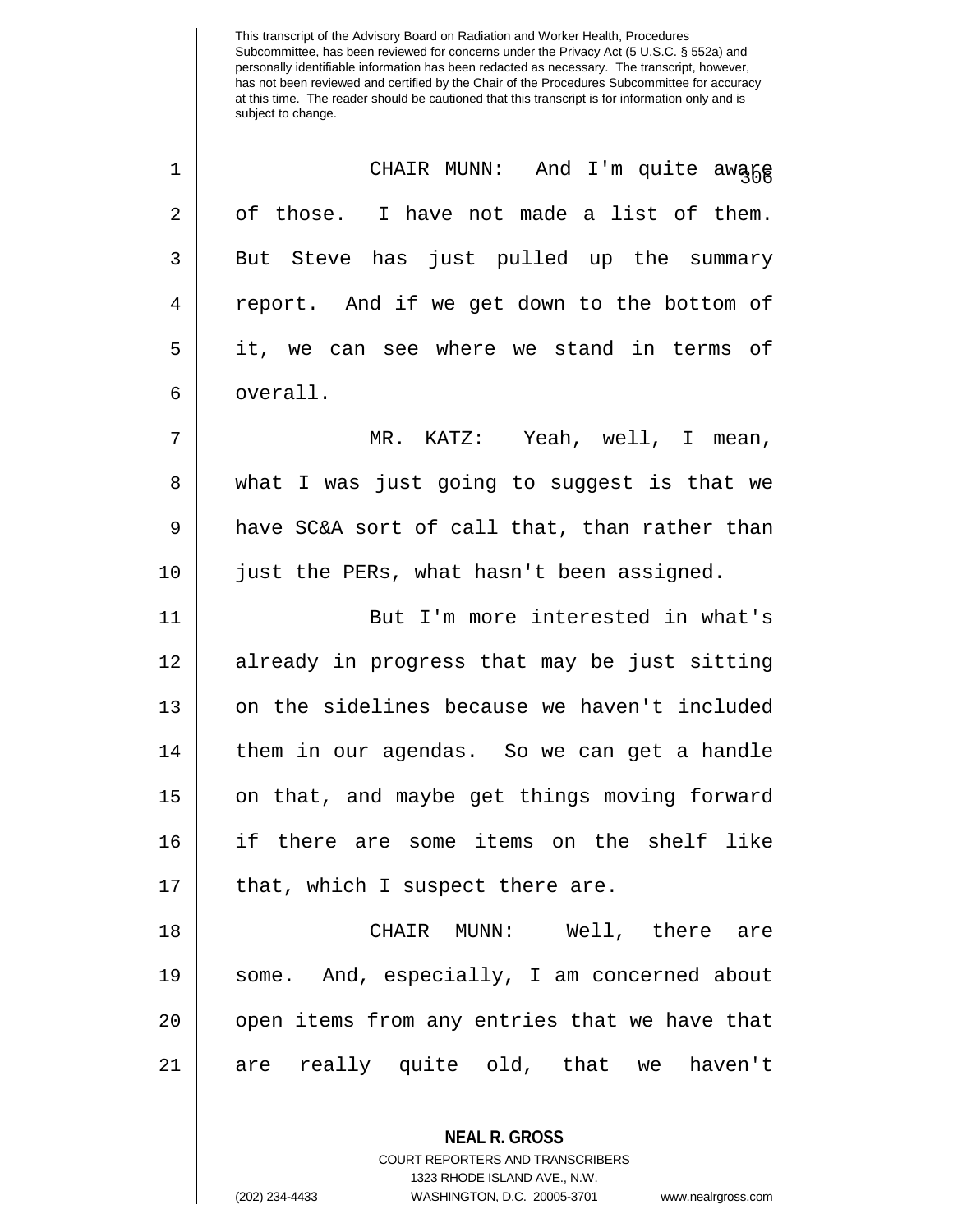CHAIR MUNN: And I'm quite aware of those. I have not made a list of them. But Steve has just pulled up the summary report. And if we get down to the bottom of it, we can see where we stand in terms of overall.

MR. KATZ: Yeah, well, I mean, what I was just going to suggest is that we have SC&A sort of call that, than rather than just the PERs, what hasn't been assigned.

But I'm more interested in what's already in progress that may be just sitting on the sidelines because we haven't included them in our agendas. So we can get a handle on that, and maybe get things moving forward if there are some items on the shelf like that, which I suspect there are.

CHAIR MUNN: Well, there are some. And, especially, I am concerned about open items from any entries that we have that are really quite old, that we haven't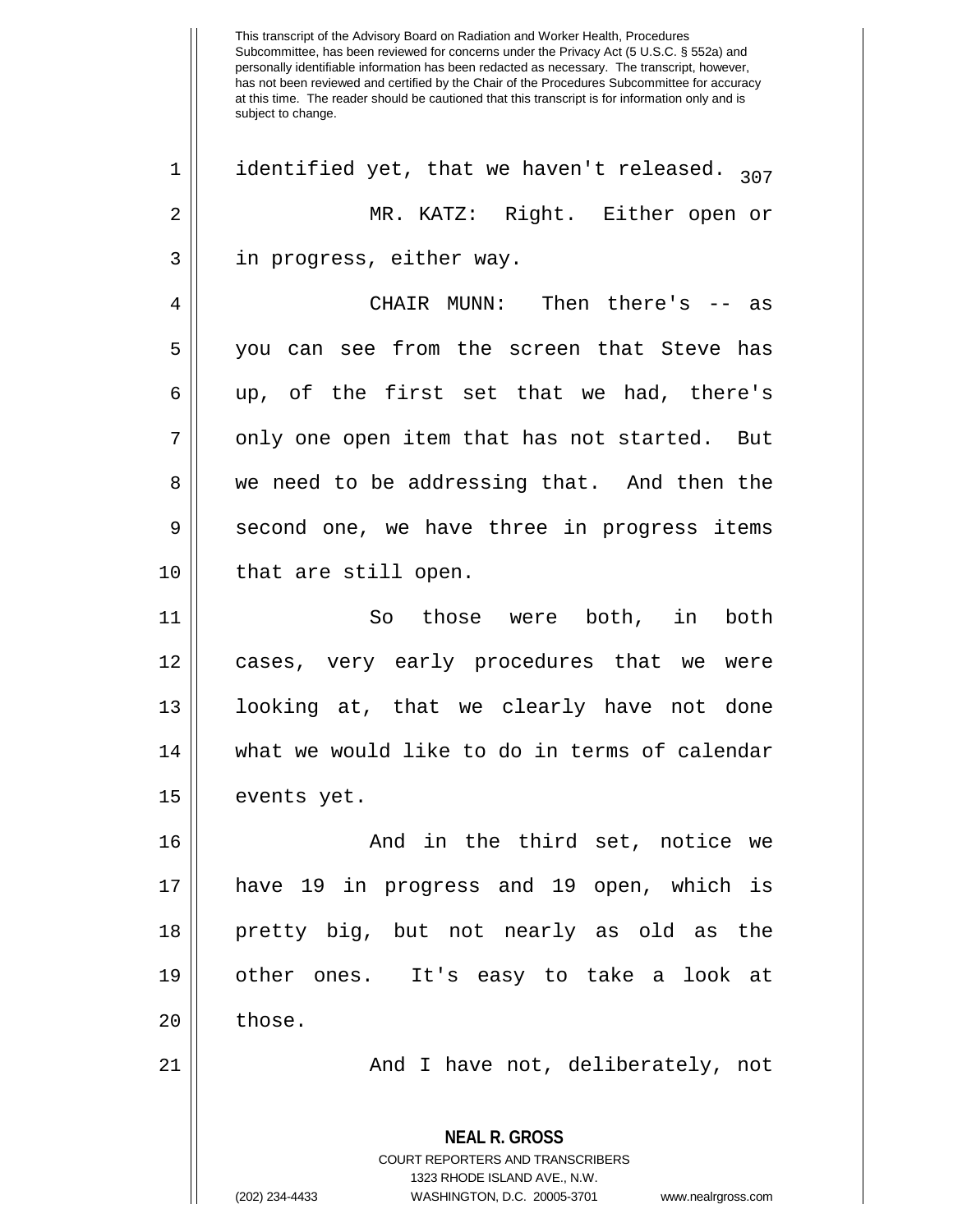identified yet, that we haven't released.

MR. KATZ: Right. Either open or in progress, either way.

CHAIR MUNN: Then there's -- as you can see from the screen that Steve has up, of the first set that we had, there's only one open item that has not started. But we need to be addressing that. And then the second one, we have three in progress items that are still open.

So those were both, in both cases, very early procedures that we were looking at, that we clearly have not done what we would like to do in terms of calendar events yet.

And in the third set, notice we have 19 in progress and 19 open, which is pretty big, but not nearly as old as the other ones. It's easy to take a look at those.

And I have not, deliberately, not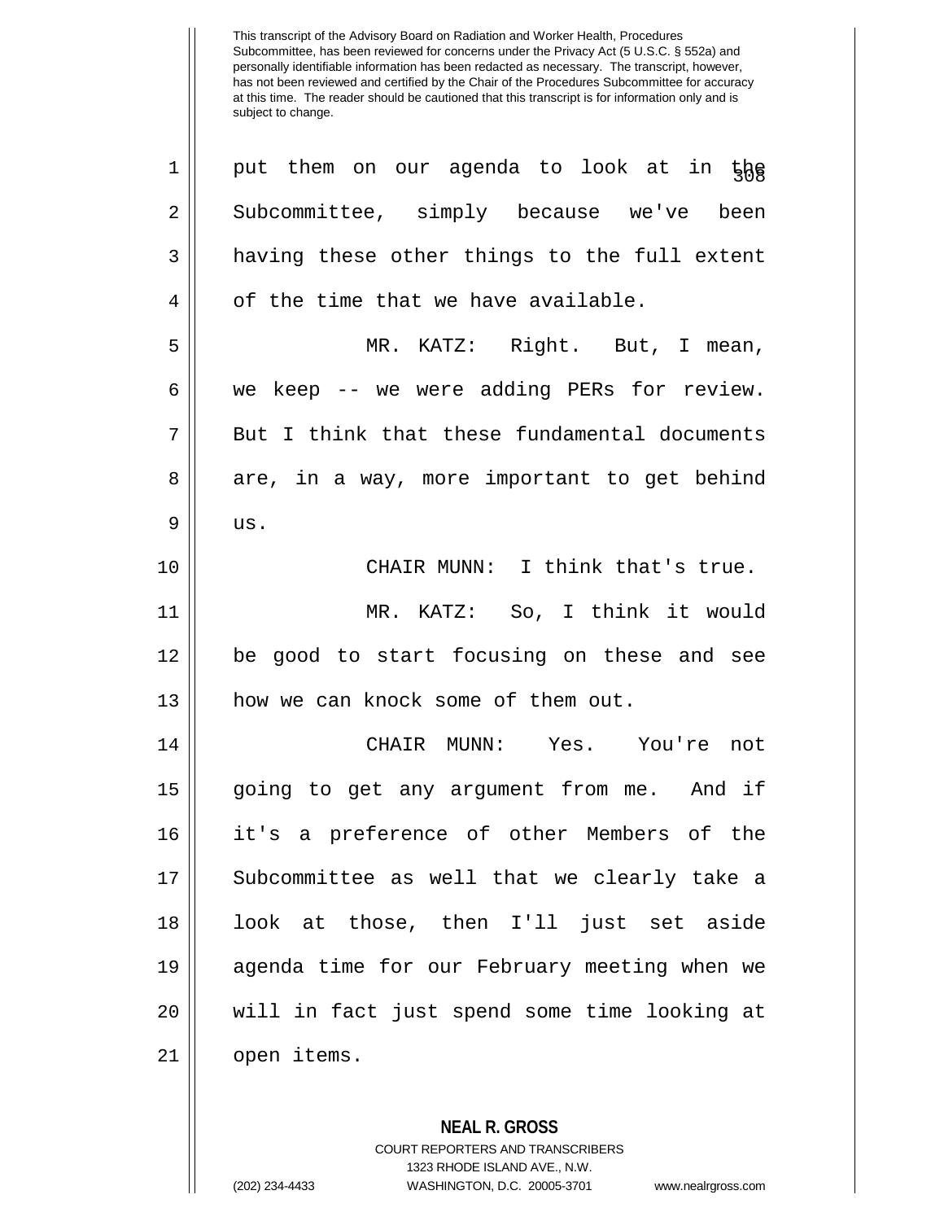put them on our agenda to look at in the Subcommittee, simply because we've been having these other things to the full extent of the time that we have available.

MR. KATZ: Right. But, I mean, we keep -- we were adding PERs for review. But I think that these fundamental documents are, in a way, more important to get behind us.

CHAIR MUNN: I think that's true.

MR. KATZ: So, I think it would be good to start focusing on these and see how we can knock some of them out.

CHAIR MUNN: Yes. You're not going to get any argument from me. And if it's a preference of other Members of the Subcommittee as well that we clearly take a look at those, then I'll just set aside agenda time for our February meeting when we will in fact just spend some time looking at open items.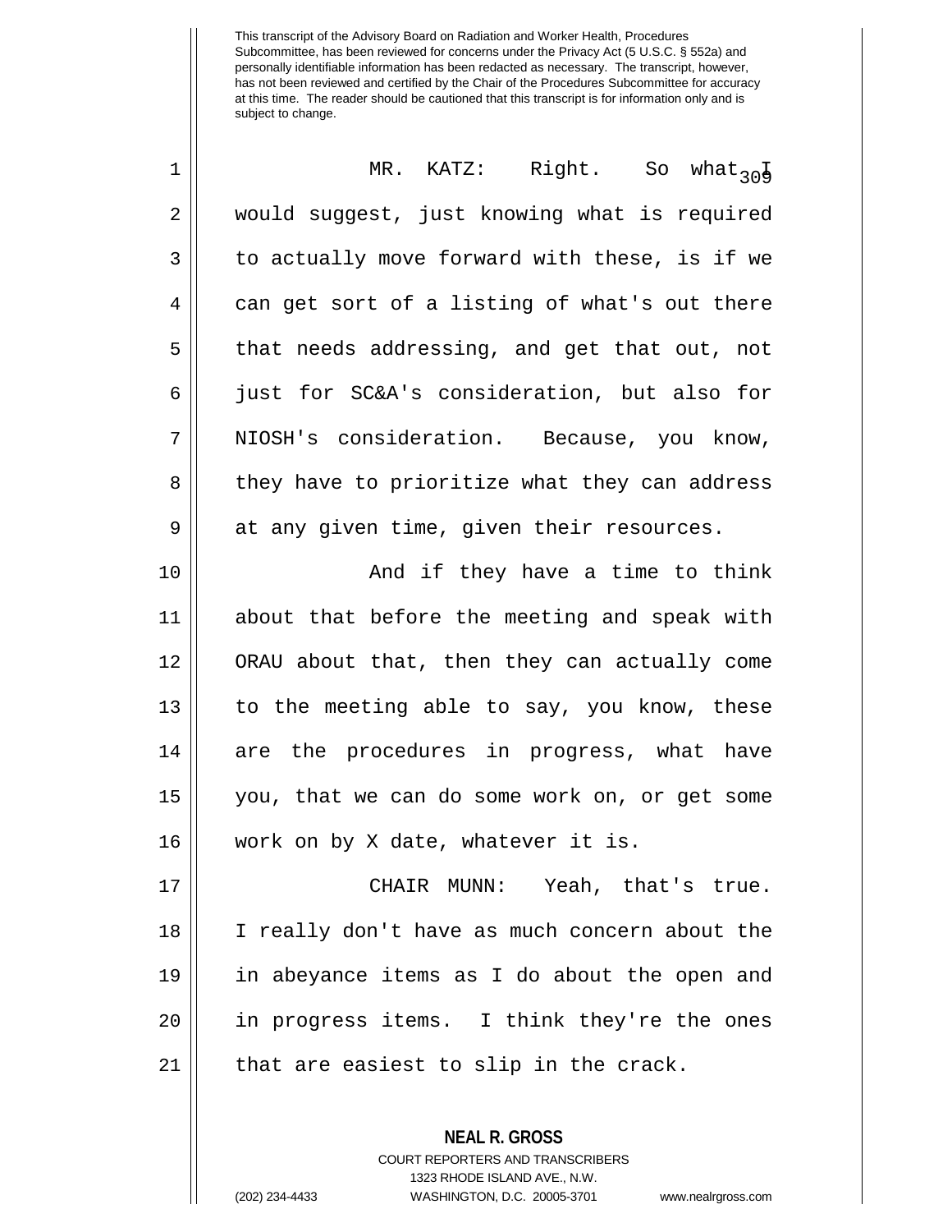MR. KATZ: Right. So what I would suggest, just knowing what is required to actually move forward with these, is if we can get sort of a listing of what's out there that needs addressing, and get that out, not just for SC&A's consideration, but also for NIOSH's consideration. Because, you know, they have to prioritize what they can address at any given time, given their resources.

And if they have a time to think about that before the meeting and speak with ORAU about that, then they can actually come to the meeting able to say, you know, these are the procedures in progress, what have you, that we can do some work on, or get some work on by X date, whatever it is.

CHAIR MUNN: Yeah, that's true. I really don't have as much concern about the in abeyance items as I do about the open and in progress items. I think they're the ones that are easiest to slip in the crack.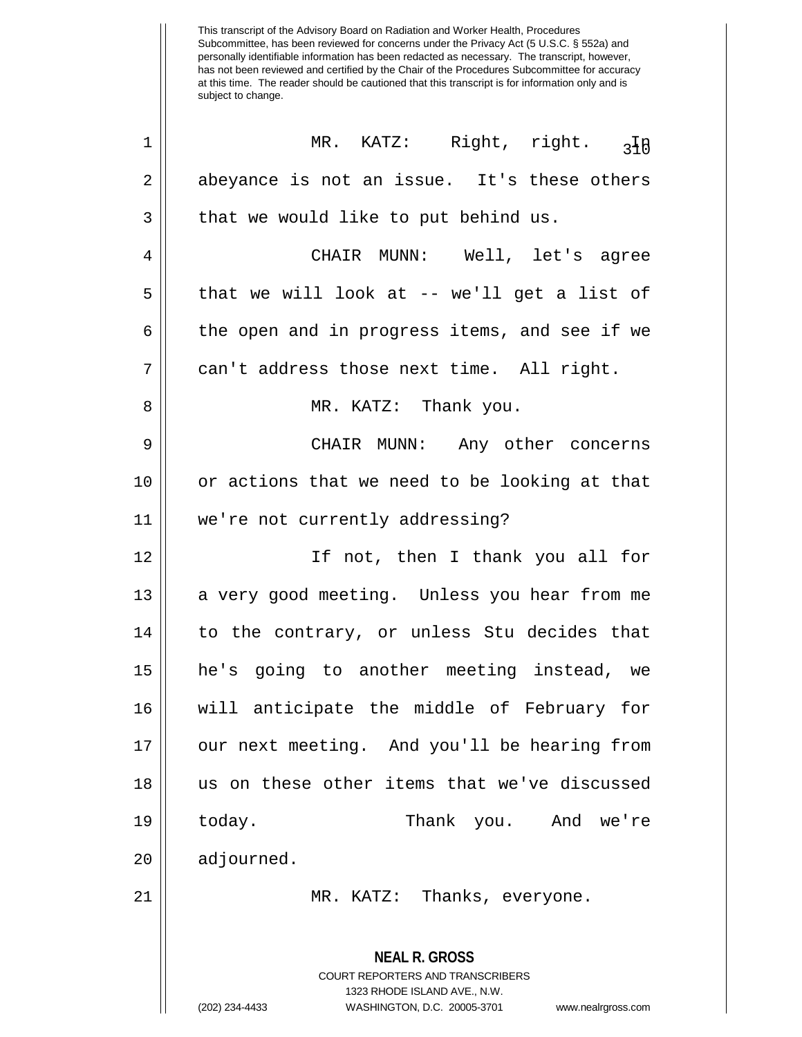This transcript of the Advisory Board on Radiation and Worker Health, Procedures Subcommittee, has been reviewed for concerns under the Privacy Act (5 U.S.C. § 552a) and personally identifiable information has been redacted as necessary. The transcript, however, has not been reviewed and certified by the Chair of the Procedures Subcommittee for accuracy at this time. The reader should be cautioned that this transcript is for information only and is subject to change.

1 MR. KATZ: Right, right. In
2 abeyance is not an issue. It's these others
3 that we would like to put behind us.
4 CHAIR MUNN: Well, let's agree
5 that we will look at -- we'll get a list of
6 the open and in progress items, and see if we
7 can't address those next time. All right.
8 MR. KATZ: Thank you.
9 CHAIR MUNN: Any other concerns
10 or actions that we need to be looking at that
11 we're not currently addressing?
12 If not, then I thank you all for
13 a very good meeting. Unless you hear from me
14 to the contrary, or unless Stu decides that
15 he's going to another meeting instead, we
16 will anticipate the middle of February for
17 our next meeting. And you'll be hearing from
18 us on these other items that we've discussed
19 today. Thank you. And we're
20 adjourned.
21 MR. KATZ: Thanks, everyone.

**NEAL R. GROSS**
COURT REPORTERS AND TRANSCRIBERS
1323 RHODE ISLAND AVE., N.W.
(202) 234-4433 WASHINGTON, D.C. 20005-3701 www.nealrgross.com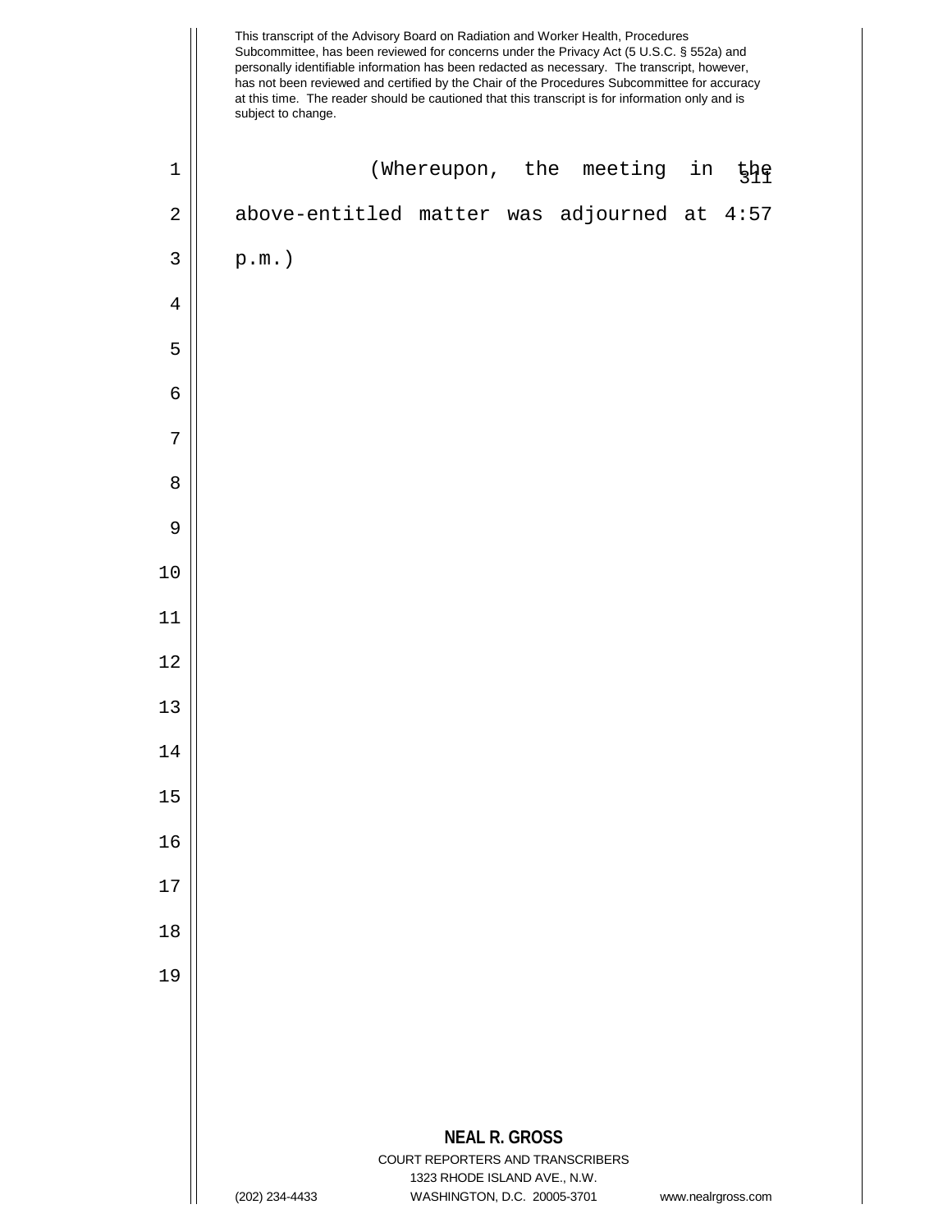This transcript of the Advisory Board on Radiation and Worker Health, Procedures Subcommittee, has been reviewed for concerns under the Privacy Act (5 U.S.C. § 552a) and personally identifiable information has been redacted as necessary. The transcript, however, has not been reviewed and certified by the Chair of the Procedures Subcommittee for accuracy at this time. The reader should be cautioned that this transcript is for information only and is subject to change.

(Whereupon, the meeting in the above-entitled matter was adjourned at 4:57 p.m.)